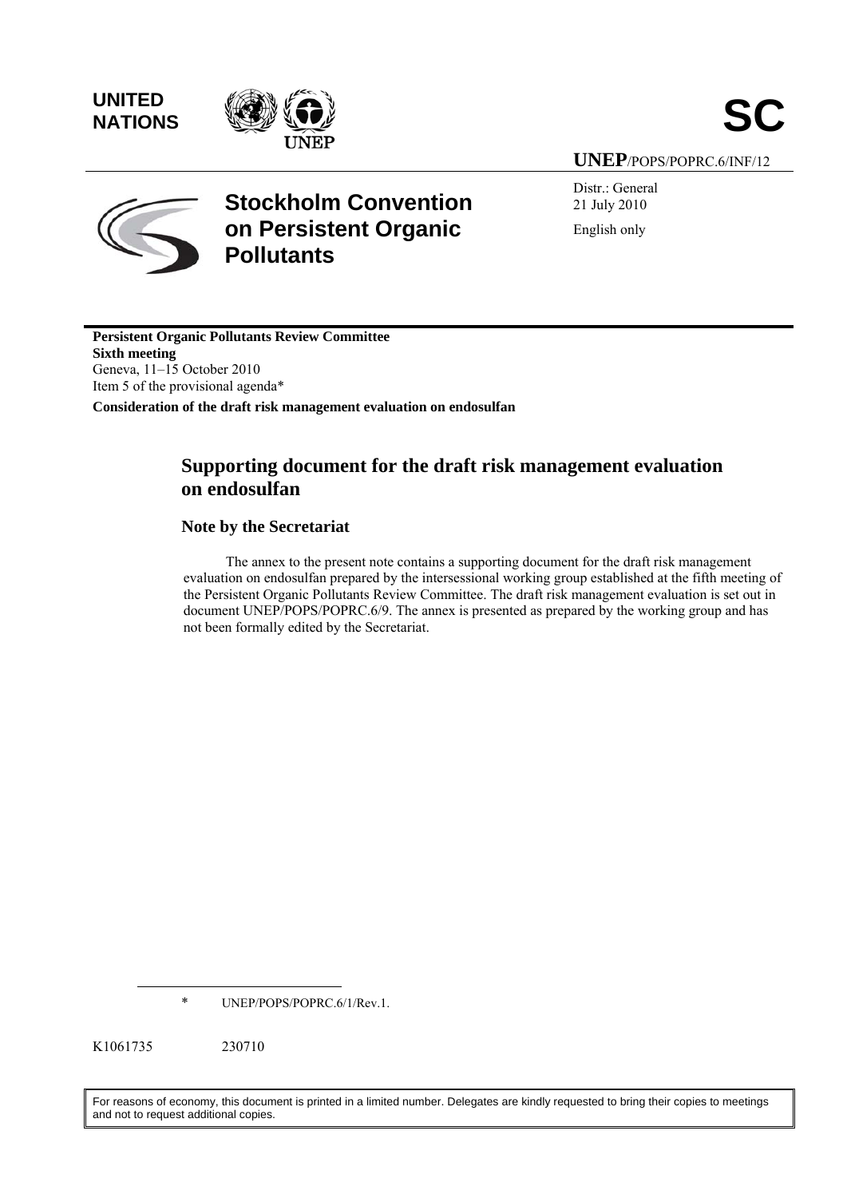UNITED NATIONS

UNEP

**SC**

**UNEP**/POPS/POPRC.6/INF/12

# Stockholm Convention on Persistent Organic Pollutants

Distr.: General
21 July 2010

English only

**Persistent Organic Pollutants Review Committee**
**Sixth meeting**
Geneva, 11–15 October 2010
Item 5 of the provisional agenda*

**Consideration of the draft risk management evaluation on endosulfan**

## Supporting document for the draft risk management evaluation on endosulfan

### Note by the Secretariat

The annex to the present note contains a supporting document for the draft risk management evaluation on endosulfan prepared by the intersessional working group established at the fifth meeting of the Persistent Organic Pollutants Review Committee. The draft risk management evaluation is set out in document UNEP/POPS/POPRC.6/9. The annex is presented as prepared by the working group and has not been formally edited by the Secretariat.

\* UNEP/POPS/POPRC.6/1/Rev.1.

K1061735 230710

For reasons of economy, this document is printed in a limited number. Delegates are kindly requested to bring their copies to meetings and not to request additional copies.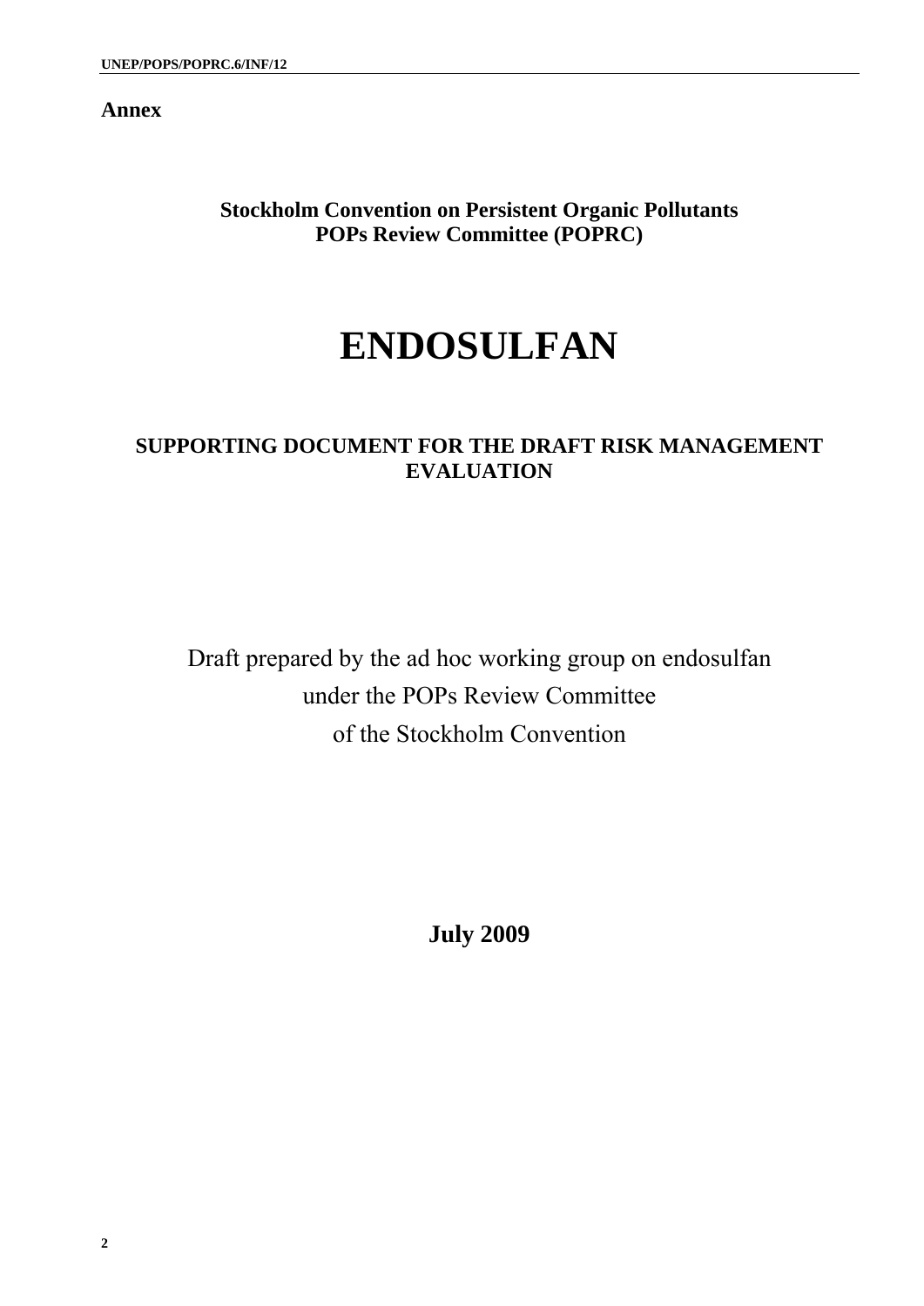**Annex**

**Stockholm Convention on Persistent Organic Pollutants**
**POPs Review Committee (POPRC)**

# ENDOSULFAN

## SUPPORTING DOCUMENT FOR THE DRAFT RISK MANAGEMENT EVALUATION

Draft prepared by the ad hoc working group on endosulfan
under the POPs Review Committee
of the Stockholm Convention

**July 2009**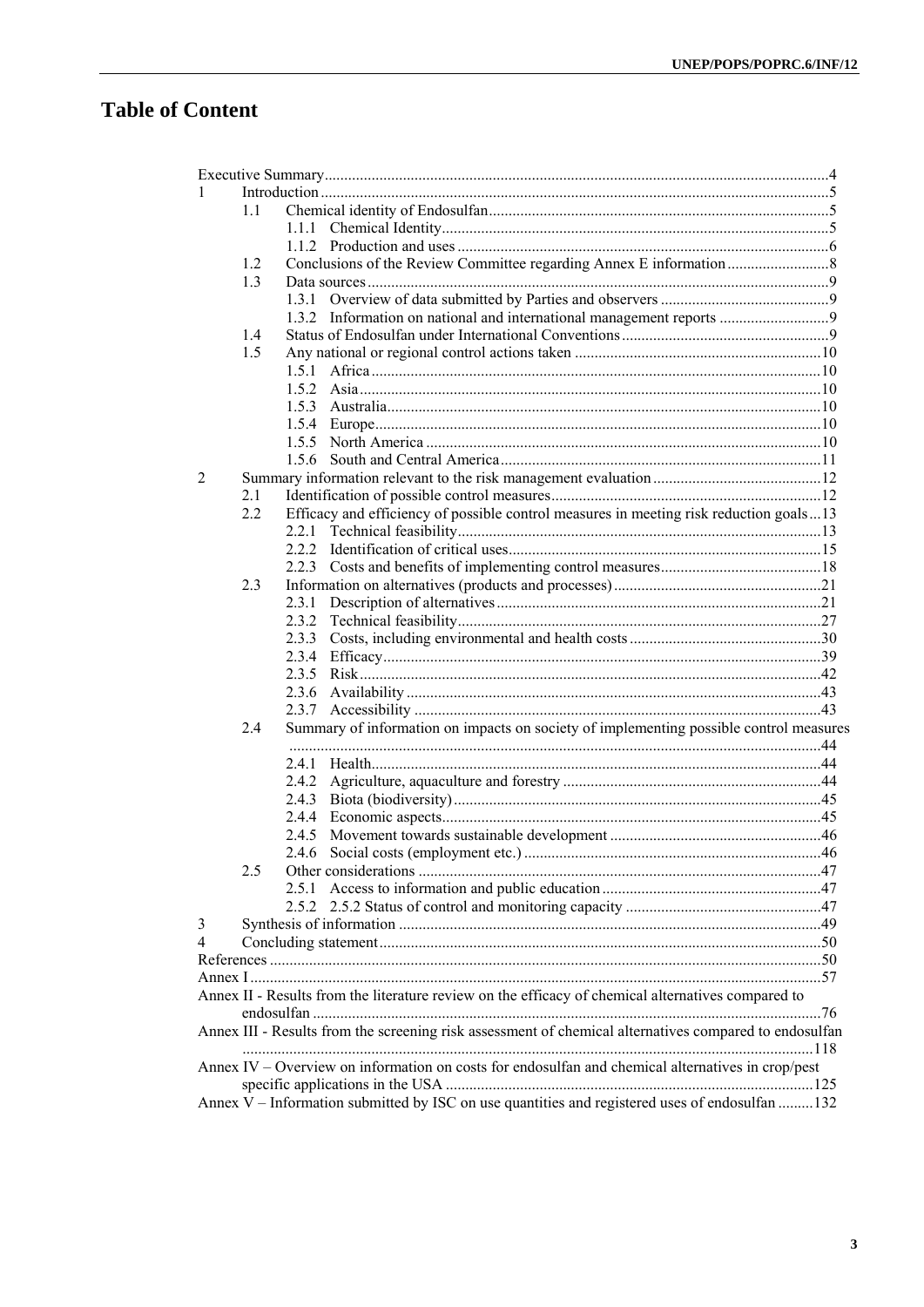# Table of Content

Executive Summary ..... 4

1 Introduction ..... 5

- 1.1 Chemical identity of Endosulfan ..... 5
  - 1.1.1 Chemical Identity ..... 5
  - 1.1.2 Production and uses ..... 6
- 1.2 Conclusions of the Review Committee regarding Annex E information ..... 8
- 1.3 Data sources ..... 9
  - 1.3.1 Overview of data submitted by Parties and observers ..... 9
  - 1.3.2 Information on national and international management reports ..... 9
- 1.4 Status of Endosulfan under International Conventions ..... 9
- 1.5 Any national or regional control actions taken ..... 10
  - 1.5.1 Africa ..... 10
  - 1.5.2 Asia ..... 10
  - 1.5.3 Australia ..... 10
  - 1.5.4 Europe ..... 10
  - 1.5.5 North America ..... 10
  - 1.5.6 South and Central America ..... 11

2 Summary information relevant to the risk management evaluation ..... 12

- 2.1 Identification of possible control measures ..... 12
- 2.2 Efficacy and efficiency of possible control measures in meeting risk reduction goals ..... 13
  - 2.2.1 Technical feasibility ..... 13
  - 2.2.2 Identification of critical uses ..... 15
  - 2.2.3 Costs and benefits of implementing control measures ..... 18
- 2.3 Information on alternatives (products and processes) ..... 21
  - 2.3.1 Description of alternatives ..... 21
  - 2.3.2 Technical feasibility ..... 27
  - 2.3.3 Costs, including environmental and health costs ..... 30
  - 2.3.4 Efficacy ..... 39
  - 2.3.5 Risk ..... 42
  - 2.3.6 Availability ..... 43
  - 2.3.7 Accessibility ..... 43
- 2.4 Summary of information on impacts on society of implementing possible control measures ..... 44
  - 2.4.1 Health ..... 44
  - 2.4.2 Agriculture, aquaculture and forestry ..... 44
  - 2.4.3 Biota (biodiversity) ..... 45
  - 2.4.4 Economic aspects ..... 45
  - 2.4.5 Movement towards sustainable development ..... 46
  - 2.4.6 Social costs (employment etc.) ..... 46
- 2.5 Other considerations ..... 47
  - 2.5.1 Access to information and public education ..... 47
  - 2.5.2 2.5.2 Status of control and monitoring capacity ..... 47

3 Synthesis of information ..... 49

4 Concluding statement ..... 50

References ..... 50

Annex I ..... 57

Annex II - Results from the literature review on the efficacy of chemical alternatives compared to endosulfan ..... 76

Annex III - Results from the screening risk assessment of chemical alternatives compared to endosulfan ..... 118

Annex IV – Overview on information on costs for endosulfan and chemical alternatives in crop/pest specific applications in the USA ..... 125

Annex V – Information submitted by ISC on use quantities and registered uses of endosulfan ..... 132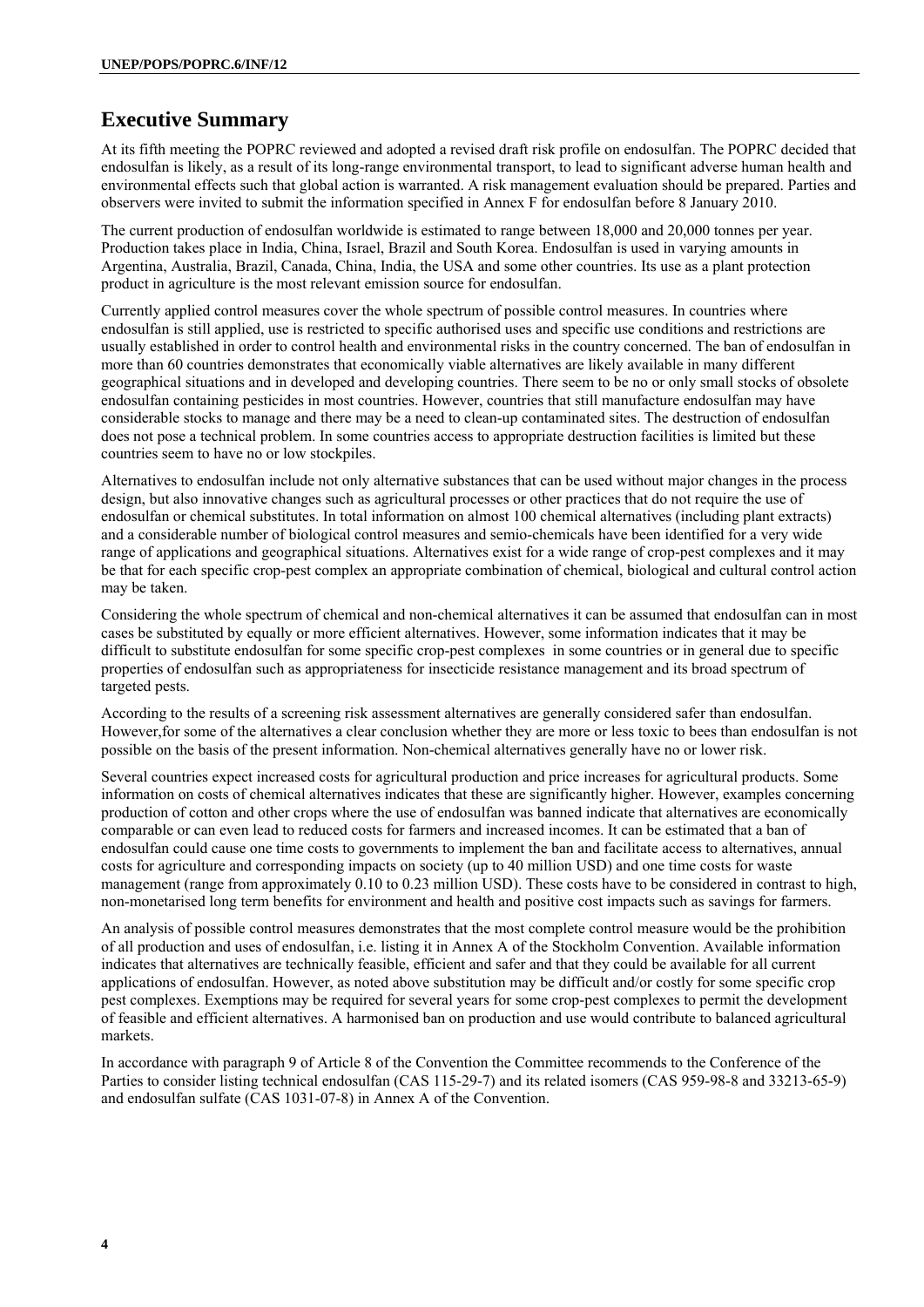# Executive Summary

At its fifth meeting the POPRC reviewed and adopted a revised draft risk profile on endosulfan. The POPRC decided that endosulfan is likely, as a result of its long-range environmental transport, to lead to significant adverse human health and environmental effects such that global action is warranted. A risk management evaluation should be prepared. Parties and observers were invited to submit the information specified in Annex F for endosulfan before 8 January 2010.

The current production of endosulfan worldwide is estimated to range between 18,000 and 20,000 tonnes per year. Production takes place in India, China, Israel, Brazil and South Korea. Endosulfan is used in varying amounts in Argentina, Australia, Brazil, Canada, China, India, the USA and some other countries. Its use as a plant protection product in agriculture is the most relevant emission source for endosulfan.

Currently applied control measures cover the whole spectrum of possible control measures. In countries where endosulfan is still applied, use is restricted to specific authorised uses and specific use conditions and restrictions are usually established in order to control health and environmental risks in the country concerned. The ban of endosulfan in more than 60 countries demonstrates that economically viable alternatives are likely available in many different geographical situations and in developed and developing countries. There seem to be no or only small stocks of obsolete endosulfan containing pesticides in most countries. However, countries that still manufacture endosulfan may have considerable stocks to manage and there may be a need to clean-up contaminated sites. The destruction of endosulfan does not pose a technical problem. In some countries access to appropriate destruction facilities is limited but these countries seem to have no or low stockpiles.

Alternatives to endosulfan include not only alternative substances that can be used without major changes in the process design, but also innovative changes such as agricultural processes or other practices that do not require the use of endosulfan or chemical substitutes. In total information on almost 100 chemical alternatives (including plant extracts) and a considerable number of biological control measures and semio-chemicals have been identified for a very wide range of applications and geographical situations. Alternatives exist for a wide range of crop-pest complexes and it may be that for each specific crop-pest complex an appropriate combination of chemical, biological and cultural control action may be taken.

Considering the whole spectrum of chemical and non-chemical alternatives it can be assumed that endosulfan can in most cases be substituted by equally or more efficient alternatives. However, some information indicates that it may be difficult to substitute endosulfan for some specific crop-pest complexes in some countries or in general due to specific properties of endosulfan such as appropriateness for insecticide resistance management and its broad spectrum of targeted pests.

According to the results of a screening risk assessment alternatives are generally considered safer than endosulfan. However,for some of the alternatives a clear conclusion whether they are more or less toxic to bees than endosulfan is not possible on the basis of the present information. Non-chemical alternatives generally have no or lower risk.

Several countries expect increased costs for agricultural production and price increases for agricultural products. Some information on costs of chemical alternatives indicates that these are significantly higher. However, examples concerning production of cotton and other crops where the use of endosulfan was banned indicate that alternatives are economically comparable or can even lead to reduced costs for farmers and increased incomes. It can be estimated that a ban of endosulfan could cause one time costs to governments to implement the ban and facilitate access to alternatives, annual costs for agriculture and corresponding impacts on society (up to 40 million USD) and one time costs for waste management (range from approximately 0.10 to 0.23 million USD). These costs have to be considered in contrast to high, non-monetarised long term benefits for environment and health and positive cost impacts such as savings for farmers.

An analysis of possible control measures demonstrates that the most complete control measure would be the prohibition of all production and uses of endosulfan, i.e. listing it in Annex A of the Stockholm Convention. Available information indicates that alternatives are technically feasible, efficient and safer and that they could be available for all current applications of endosulfan. However, as noted above substitution may be difficult and/or costly for some specific crop pest complexes. Exemptions may be required for several years for some crop-pest complexes to permit the development of feasible and efficient alternatives. A harmonised ban on production and use would contribute to balanced agricultural markets.

In accordance with paragraph 9 of Article 8 of the Convention the Committee recommends to the Conference of the Parties to consider listing technical endosulfan (CAS 115-29-7) and its related isomers (CAS 959-98-8 and 33213-65-9) and endosulfan sulfate (CAS 1031-07-8) in Annex A of the Convention.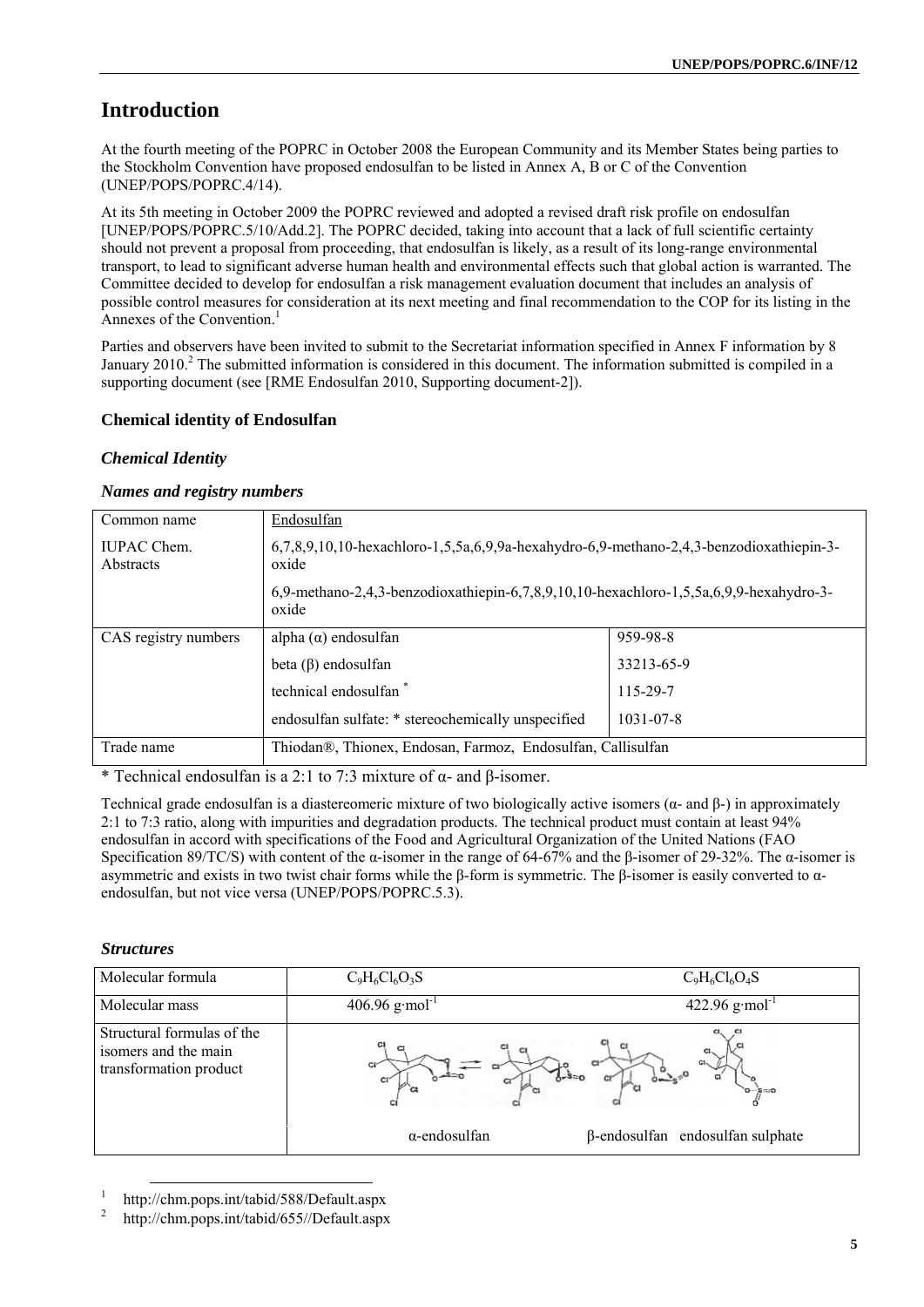# Introduction

At the fourth meeting of the POPRC in October 2008 the European Community and its Member States being parties to the Stockholm Convention have proposed endosulfan to be listed in Annex A, B or C of the Convention (UNEP/POPS/POPRC.4/14).

At its 5th meeting in October 2009 the POPRC reviewed and adopted a revised draft risk profile on endosulfan [UNEP/POPS/POPRC.5/10/Add.2]. The POPRC decided, taking into account that a lack of full scientific certainty should not prevent a proposal from proceeding, that endosulfan is likely, as a result of its long-range environmental transport, to lead to significant adverse human health and environmental effects such that global action is warranted. The Committee decided to develop for endosulfan a risk management evaluation document that includes an analysis of possible control measures for consideration at its next meeting and final recommendation to the COP for its listing in the Annexes of the Convention.[1]

Parties and observers have been invited to submit to the Secretariat information specified in Annex F information by 8 January 2010.[2] The submitted information is considered in this document. The information submitted is compiled in a supporting document (see [RME Endosulfan 2010, Supporting document-2]).

### Chemical identity of Endosulfan

#### *Chemical Identity*

#### *Names and registry numbers*

| Common name | Endosulfan | |
|---|---|---|
| IUPAC Chem. Abstracts | 6,7,8,9,10,10-hexachloro-1,5,5a,6,9,9a-hexahydro-6,9-methano-2,4,3-benzodioxathiepin-3-oxide<br>6,9-methano-2,4,3-benzodioxathiepin-6,7,8,9,10,10-hexachloro-1,5,5a,6,9,9-hexahydro-3-oxide | |
| CAS registry numbers | alpha (α) endosulfan | 959-98-8 |
| | beta (β) endosulfan | 33213-65-9 |
| | technical endosulfan * | 115-29-7 |
| | endosulfan sulfate: * stereochemically unspecified | 1031-07-8 |
| Trade name | Thiodan®, Thionex, Endosan, Farmoz, Endosulfan, Callisulfan | |

* Technical endosulfan is a 2:1 to 7:3 mixture of α- and β-isomer.

Technical grade endosulfan is a diastereomeric mixture of two biologically active isomers (α- and β-) in approximately 2:1 to 7:3 ratio, along with impurities and degradation products. The technical product must contain at least 94% endosulfan in accord with specifications of the Food and Agricultural Organization of the United Nations (FAO Specification 89/TC/S) with content of the α-isomer in the range of 64-67% and the β-isomer of 29-32%. The α-isomer is asymmetric and exists in two twist chair forms while the β-form is symmetric. The β-isomer is easily converted to α-endosulfan, but not vice versa (UNEP/POPS/POPRC.5.3).

#### *Structures*

| Molecular formula | $C_9H_6Cl_6O_3S$ | $C_9H_6Cl_6O_4S$ |
|---|---|---|
| Molecular mass | 406.96 $g \cdot mol^{-1}$ | 422.96 $g \cdot mol^{-1}$ |
| Structural formulas of the isomers and the main transformation product | α-endosulfan | β-endosulfan endosulfan sulphate |

[1] http://chm.pops.int/tabid/588/Default.aspx

[2] http://chm.pops.int/tabid/655//Default.aspx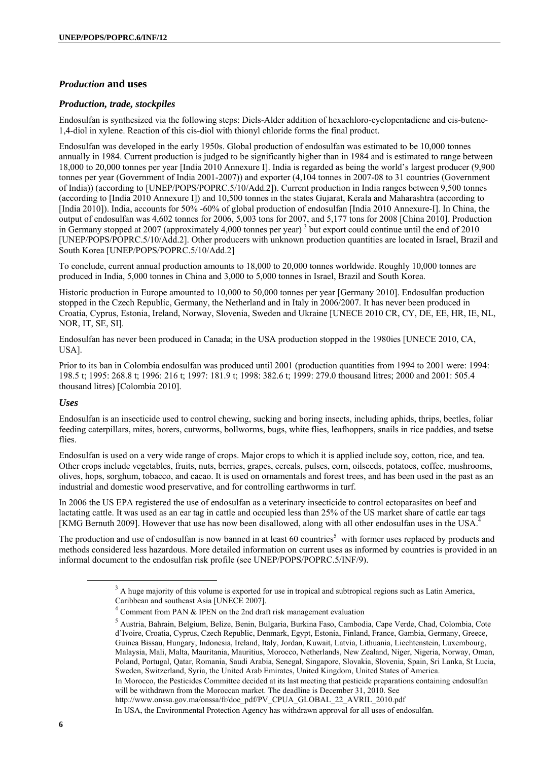## *Production* and uses

### *Production, trade, stockpiles*

Endosulfan is synthesized via the following steps: Diels-Alder addition of hexachloro-cyclopentadiene and cis-butene-1,4-diol in xylene. Reaction of this cis-diol with thionyl chloride forms the final product.

Endosulfan was developed in the early 1950s. Global production of endosulfan was estimated to be 10,000 tonnes annually in 1984. Current production is judged to be significantly higher than in 1984 and is estimated to range between 18,000 to 20,000 tonnes per year [India 2010 Annexure I]. India is regarded as being the world's largest producer (9,900 tonnes per year (Government of India 2001-2007)) and exporter (4,104 tonnes in 2007-08 to 31 countries (Government of India)) (according to [UNEP/POPS/POPRC.5/10/Add.2]). Current production in India ranges between 9,500 tonnes (according to [India 2010 Annexure I]) and 10,500 tonnes in the states Gujarat, Kerala and Maharashtra (according to [India 2010]). India, accounts for 50% -60% of global production of endosulfan [India 2010 Annexure-I]. In China, the output of endosulfan was 4,602 tonnes for 2006, 5,003 tons for 2007, and 5,177 tons for 2008 [China 2010]. Production in Germany stopped at 2007 (approximately 4,000 tonnes per year) [3] but export could continue until the end of 2010 [UNEP/POPS/POPRC.5/10/Add.2]. Other producers with unknown production quantities are located in Israel, Brazil and South Korea [UNEP/POPS/POPRC.5/10/Add.2]

To conclude, current annual production amounts to 18,000 to 20,000 tonnes worldwide. Roughly 10,000 tonnes are produced in India, 5,000 tonnes in China and 3,000 to 5,000 tonnes in Israel, Brazil and South Korea.

Historic production in Europe amounted to 10,000 to 50,000 tonnes per year [Germany 2010]. Endosulfan production stopped in the Czech Republic, Germany, the Netherland and in Italy in 2006/2007. It has never been produced in Croatia, Cyprus, Estonia, Ireland, Norway, Slovenia, Sweden and Ukraine [UNECE 2010 CR, CY, DE, EE, HR, IE, NL, NOR, IT, SE, SI].

Endosulfan has never been produced in Canada; in the USA production stopped in the 1980ies [UNECE 2010, CA, USA].

Prior to its ban in Colombia endosulfan was produced until 2001 (production quantities from 1994 to 2001 were: 1994: 198.5 t; 1995: 268.8 t; 1996: 216 t; 1997: 181.9 t; 1998: 382.6 t; 1999: 279.0 thousand litres; 2000 and 2001: 505.4 thousand litres) [Colombia 2010].

### *Uses*

Endosulfan is an insecticide used to control chewing, sucking and boring insects, including aphids, thrips, beetles, foliar feeding caterpillars, mites, borers, cutworms, bollworms, bugs, white flies, leafhoppers, snails in rice paddies, and tsetse flies.

Endosulfan is used on a very wide range of crops. Major crops to which it is applied include soy, cotton, rice, and tea. Other crops include vegetables, fruits, nuts, berries, grapes, cereals, pulses, corn, oilseeds, potatoes, coffee, mushrooms, olives, hops, sorghum, tobacco, and cacao. It is used on ornamentals and forest trees, and has been used in the past as an industrial and domestic wood preservative, and for controlling earthworms in turf.

In 2006 the US EPA registered the use of endosulfan as a veterinary insecticide to control ectoparasites on beef and lactating cattle. It was used as an ear tag in cattle and occupied less than 25% of the US market share of cattle ear tags [KMG Bernuth 2009]. However that use has now been disallowed, along with all other endosulfan uses in the USA.[4]

The production and use of endosulfan is now banned in at least 60 countries[5] with former uses replaced by products and methods considered less hazardous. More detailed information on current uses as informed by countries is provided in an informal document to the endosulfan risk profile (see UNEP/POPS/POPRC.5/INF/9).

---

[3] A huge majority of this volume is exported for use in tropical and subtropical regions such as Latin America, Caribbean and southeast Asia [UNECE 2007].

[4] Comment from PAN & IPEN on the 2nd draft risk management evaluation

[5] Austria, Bahrain, Belgium, Belize, Benin, Bulgaria, Burkina Faso, Cambodia, Cape Verde, Chad, Colombia, Cote d'Ivoire, Croatia, Cyprus, Czech Republic, Denmark, Egypt, Estonia, Finland, France, Gambia, Germany, Greece, Guinea Bissau, Hungary, Indonesia, Ireland, Italy, Jordan, Kuwait, Latvia, Lithuania, Liechtenstein, Luxembourg, Malaysia, Mali, Malta, Mauritania, Mauritius, Morocco, Netherlands, New Zealand, Niger, Nigeria, Norway, Oman, Poland, Portugal, Qatar, Romania, Saudi Arabia, Senegal, Singapore, Slovakia, Slovenia, Spain, Sri Lanka, St Lucia, Sweden, Switzerland, Syria, the United Arab Emirates, United Kingdom, United States of America.
In Morocco, the Pesticides Committee decided at its last meeting that pesticide preparations containing endosulfan will be withdrawn from the Moroccan market. The deadline is December 31, 2010. See http://www.onssa.gov.ma/onssa/fr/doc_pdf/PV_CPUA_GLOBAL_22_AVRIL_2010.pdf
In USA, the Environmental Protection Agency has withdrawn approval for all uses of endosulfan.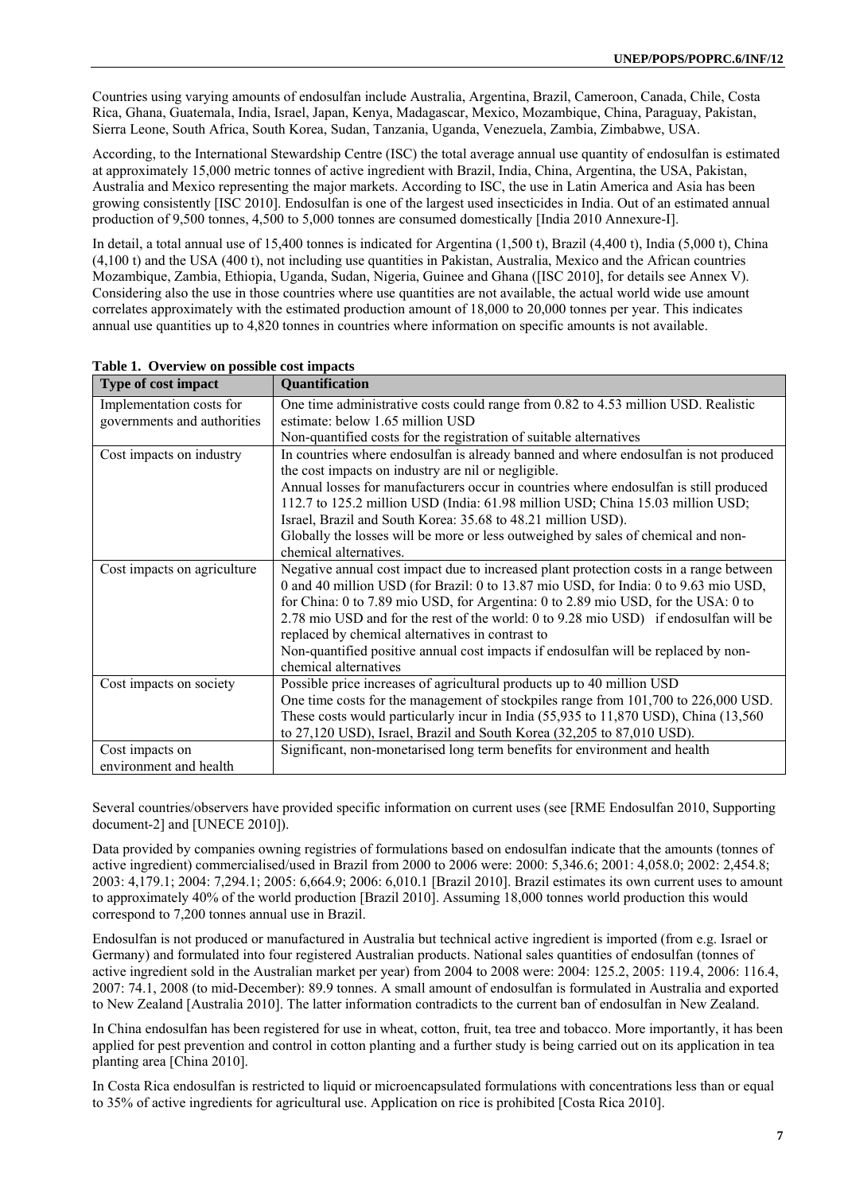Countries using varying amounts of endosulfan include Australia, Argentina, Brazil, Cameroon, Canada, Chile, Costa Rica, Ghana, Guatemala, India, Israel, Japan, Kenya, Madagascar, Mexico, Mozambique, China, Paraguay, Pakistan, Sierra Leone, South Africa, South Korea, Sudan, Tanzania, Uganda, Venezuela, Zambia, Zimbabwe, USA.

According, to the International Stewardship Centre (ISC) the total average annual use quantity of endosulfan is estimated at approximately 15,000 metric tonnes of active ingredient with Brazil, India, China, Argentina, the USA, Pakistan, Australia and Mexico representing the major markets. According to ISC, the use in Latin America and Asia has been growing consistently [ISC 2010]. Endosulfan is one of the largest used insecticides in India. Out of an estimated annual production of 9,500 tonnes, 4,500 to 5,000 tonnes are consumed domestically [India 2010 Annexure-I].

In detail, a total annual use of 15,400 tonnes is indicated for Argentina (1,500 t), Brazil (4,400 t), India (5,000 t), China (4,100 t) and the USA (400 t), not including use quantities in Pakistan, Australia, Mexico and the African countries Mozambique, Zambia, Ethiopia, Uganda, Sudan, Nigeria, Guinee and Ghana ([ISC 2010], for details see Annex V). Considering also the use in those countries where use quantities are not available, the actual world wide use amount correlates approximately with the estimated production amount of 18,000 to 20,000 tonnes per year. This indicates annual use quantities up to 4,820 tonnes in countries where information on specific amounts is not available.

**Table 1. Overview on possible cost impacts**

| Type of cost impact | Quantification |
|---|---|
| Implementation costs for governments and authorities | One time administrative costs could range from 0.82 to 4.53 million USD. Realistic estimate: below 1.65 million USD<br>Non-quantified costs for the registration of suitable alternatives |
| Cost impacts on industry | In countries where endosulfan is already banned and where endosulfan is not produced the cost impacts on industry are nil or negligible.<br>Annual losses for manufacturers occur in countries where endosulfan is still produced 112.7 to 125.2 million USD (India: 61.98 million USD; China 15.03 million USD; Israel, Brazil and South Korea: 35.68 to 48.21 million USD).<br>Globally the losses will be more or less outweighed by sales of chemical and non-chemical alternatives. |
| Cost impacts on agriculture | Negative annual cost impact due to increased plant protection costs in a range between 0 and 40 million USD (for Brazil: 0 to 13.87 mio USD, for India: 0 to 9.63 mio USD, for China: 0 to 7.89 mio USD, for Argentina: 0 to 2.89 mio USD, for the USA: 0 to 2.78 mio USD and for the rest of the world: 0 to 9.28 mio USD) if endosulfan will be replaced by chemical alternatives in contrast to<br>Non-quantified positive annual cost impacts if endosulfan will be replaced by non-chemical alternatives |
| Cost impacts on society | Possible price increases of agricultural products up to 40 million USD<br>One time costs for the management of stockpiles range from 101,700 to 226,000 USD. These costs would particularly incur in India (55,935 to 11,870 USD), China (13,560 to 27,120 USD), Israel, Brazil and South Korea (32,205 to 87,010 USD). |
| Cost impacts on environment and health | Significant, non-monetarised long term benefits for environment and health |

Several countries/observers have provided specific information on current uses (see [RME Endosulfan 2010, Supporting document-2] and [UNECE 2010]).

Data provided by companies owning registries of formulations based on endosulfan indicate that the amounts (tonnes of active ingredient) commercialised/used in Brazil from 2000 to 2006 were: 2000: 5,346.6; 2001: 4,058.0; 2002: 2,454.8; 2003: 4,179.1; 2004: 7,294.1; 2005: 6,664.9; 2006: 6,010.1 [Brazil 2010]. Brazil estimates its own current uses to amount to approximately 40% of the world production [Brazil 2010]. Assuming 18,000 tonnes world production this would correspond to 7,200 tonnes annual use in Brazil.

Endosulfan is not produced or manufactured in Australia but technical active ingredient is imported (from e.g. Israel or Germany) and formulated into four registered Australian products. National sales quantities of endosulfan (tonnes of active ingredient sold in the Australian market per year) from 2004 to 2008 were: 2004: 125.2, 2005: 119.4, 2006: 116.4, 2007: 74.1, 2008 (to mid-December): 89.9 tonnes. A small amount of endosulfan is formulated in Australia and exported to New Zealand [Australia 2010]. The latter information contradicts to the current ban of endosulfan in New Zealand.

In China endosulfan has been registered for use in wheat, cotton, fruit, tea tree and tobacco. More importantly, it has been applied for pest prevention and control in cotton planting and a further study is being carried out on its application in tea planting area [China 2010].

In Costa Rica endosulfan is restricted to liquid or microencapsulated formulations with concentrations less than or equal to 35% of active ingredients for agricultural use. Application on rice is prohibited [Costa Rica 2010].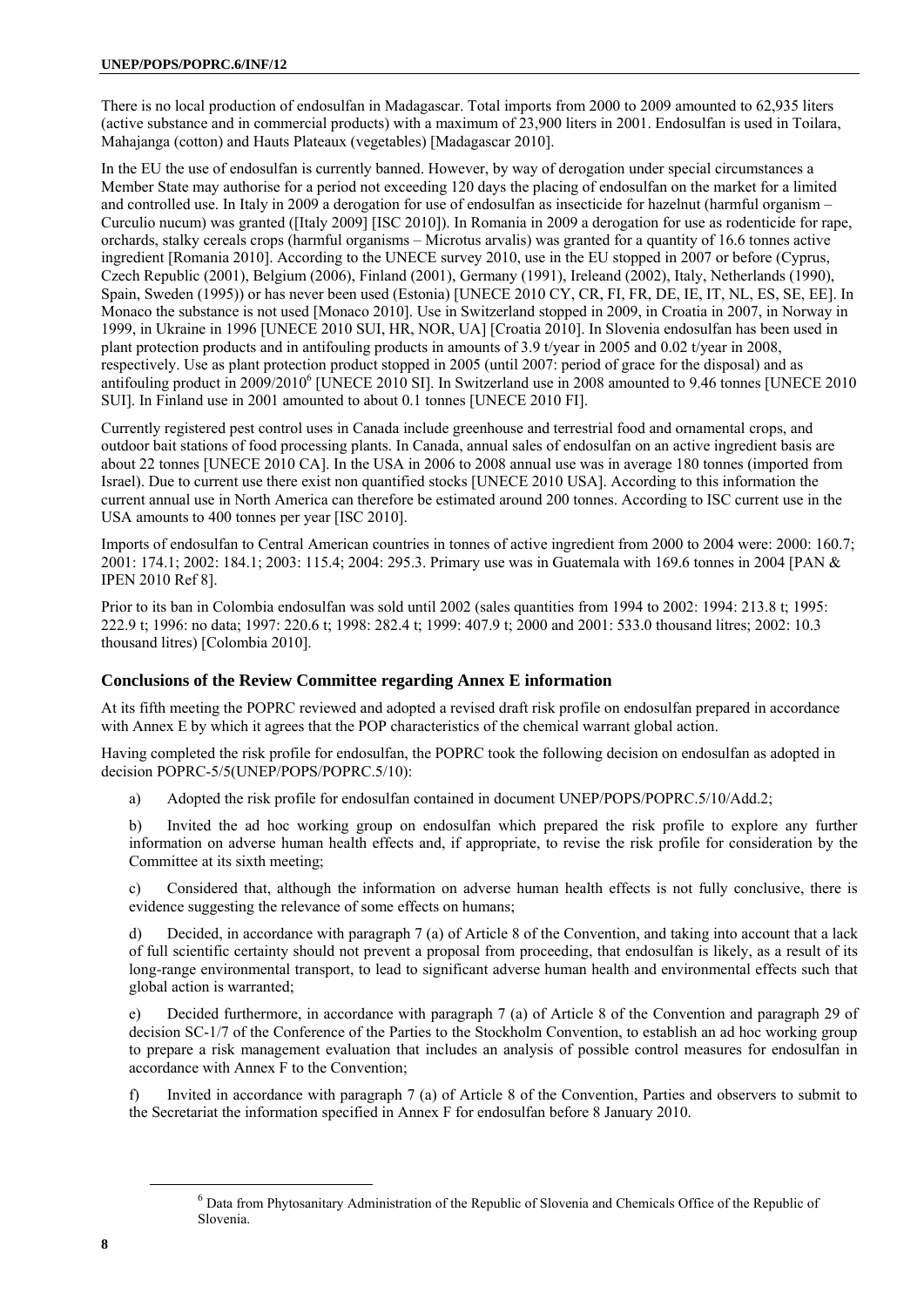There is no local production of endosulfan in Madagascar. Total imports from 2000 to 2009 amounted to 62,935 liters (active substance and in commercial products) with a maximum of 23,900 liters in 2001. Endosulfan is used in Toilara, Mahajanga (cotton) and Hauts Plateaux (vegetables) [Madagascar 2010].

In the EU the use of endosulfan is currently banned. However, by way of derogation under special circumstances a Member State may authorise for a period not exceeding 120 days the placing of endosulfan on the market for a limited and controlled use. In Italy in 2009 a derogation for use of endosulfan as insecticide for hazelnut (harmful organism – Curculio nucum) was granted ([Italy 2009] [ISC 2010]). In Romania in 2009 a derogation for use as rodenticide for rape, orchards, stalky cereals crops (harmful organisms – Microtus arvalis) was granted for a quantity of 16.6 tonnes active ingredient [Romania 2010]. According to the UNECE survey 2010, use in the EU stopped in 2007 or before (Cyprus, Czech Republic (2001), Belgium (2006), Finland (2001), Germany (1991), Ireleand (2002), Italy, Netherlands (1990), Spain, Sweden (1995)) or has never been used (Estonia) [UNECE 2010 CY, CR, FI, FR, DE, IE, IT, NL, ES, SE, EE]. In Monaco the substance is not used [Monaco 2010]. Use in Switzerland stopped in 2009, in Croatia in 2007, in Norway in 1999, in Ukraine in 1996 [UNECE 2010 SUI, HR, NOR, UA] [Croatia 2010]. In Slovenia endosulfan has been used in plant protection products and in antifouling products in amounts of 3.9 t/year in 2005 and 0.02 t/year in 2008, respectively. Use as plant protection product stopped in 2005 (until 2007: period of grace for the disposal) and as antifouling product in 2009/2010[6] [UNECE 2010 SI]. In Switzerland use in 2008 amounted to 9.46 tonnes [UNECE 2010 SUI]. In Finland use in 2001 amounted to about 0.1 tonnes [UNECE 2010 FI].

Currently registered pest control uses in Canada include greenhouse and terrestrial food and ornamental crops, and outdoor bait stations of food processing plants. In Canada, annual sales of endosulfan on an active ingredient basis are about 22 tonnes [UNECE 2010 CA]. In the USA in 2006 to 2008 annual use was in average 180 tonnes (imported from Israel). Due to current use there exist non quantified stocks [UNECE 2010 USA]. According to this information the current annual use in North America can therefore be estimated around 200 tonnes. According to ISC current use in the USA amounts to 400 tonnes per year [ISC 2010].

Imports of endosulfan to Central American countries in tonnes of active ingredient from 2000 to 2004 were: 2000: 160.7; 2001: 174.1; 2002: 184.1; 2003: 115.4; 2004: 295.3. Primary use was in Guatemala with 169.6 tonnes in 2004 [PAN & IPEN 2010 Ref 8].

Prior to its ban in Colombia endosulfan was sold until 2002 (sales quantities from 1994 to 2002: 1994: 213.8 t; 1995: 222.9 t; 1996: no data; 1997: 220.6 t; 1998: 282.4 t; 1999: 407.9 t; 2000 and 2001: 533.0 thousand litres; 2002: 10.3 thousand litres) [Colombia 2010].

## Conclusions of the Review Committee regarding Annex E information

At its fifth meeting the POPRC reviewed and adopted a revised draft risk profile on endosulfan prepared in accordance with Annex E by which it agrees that the POP characteristics of the chemical warrant global action.

Having completed the risk profile for endosulfan, the POPRC took the following decision on endosulfan as adopted in decision POPRC-5/5(UNEP/POPS/POPRC.5/10):

a) Adopted the risk profile for endosulfan contained in document UNEP/POPS/POPRC.5/10/Add.2;

b) Invited the ad hoc working group on endosulfan which prepared the risk profile to explore any further information on adverse human health effects and, if appropriate, to revise the risk profile for consideration by the Committee at its sixth meeting;

c) Considered that, although the information on adverse human health effects is not fully conclusive, there is evidence suggesting the relevance of some effects on humans;

d) Decided, in accordance with paragraph 7 (a) of Article 8 of the Convention, and taking into account that a lack of full scientific certainty should not prevent a proposal from proceeding, that endosulfan is likely, as a result of its long-range environmental transport, to lead to significant adverse human health and environmental effects such that global action is warranted;

e) Decided furthermore, in accordance with paragraph 7 (a) of Article 8 of the Convention and paragraph 29 of decision SC-1/7 of the Conference of the Parties to the Stockholm Convention, to establish an ad hoc working group to prepare a risk management evaluation that includes an analysis of possible control measures for endosulfan in accordance with Annex F to the Convention;

f) Invited in accordance with paragraph 7 (a) of Article 8 of the Convention, Parties and observers to submit to the Secretariat the information specified in Annex F for endosulfan before 8 January 2010.

[6] Data from Phytosanitary Administration of the Republic of Slovenia and Chemicals Office of the Republic of Slovenia.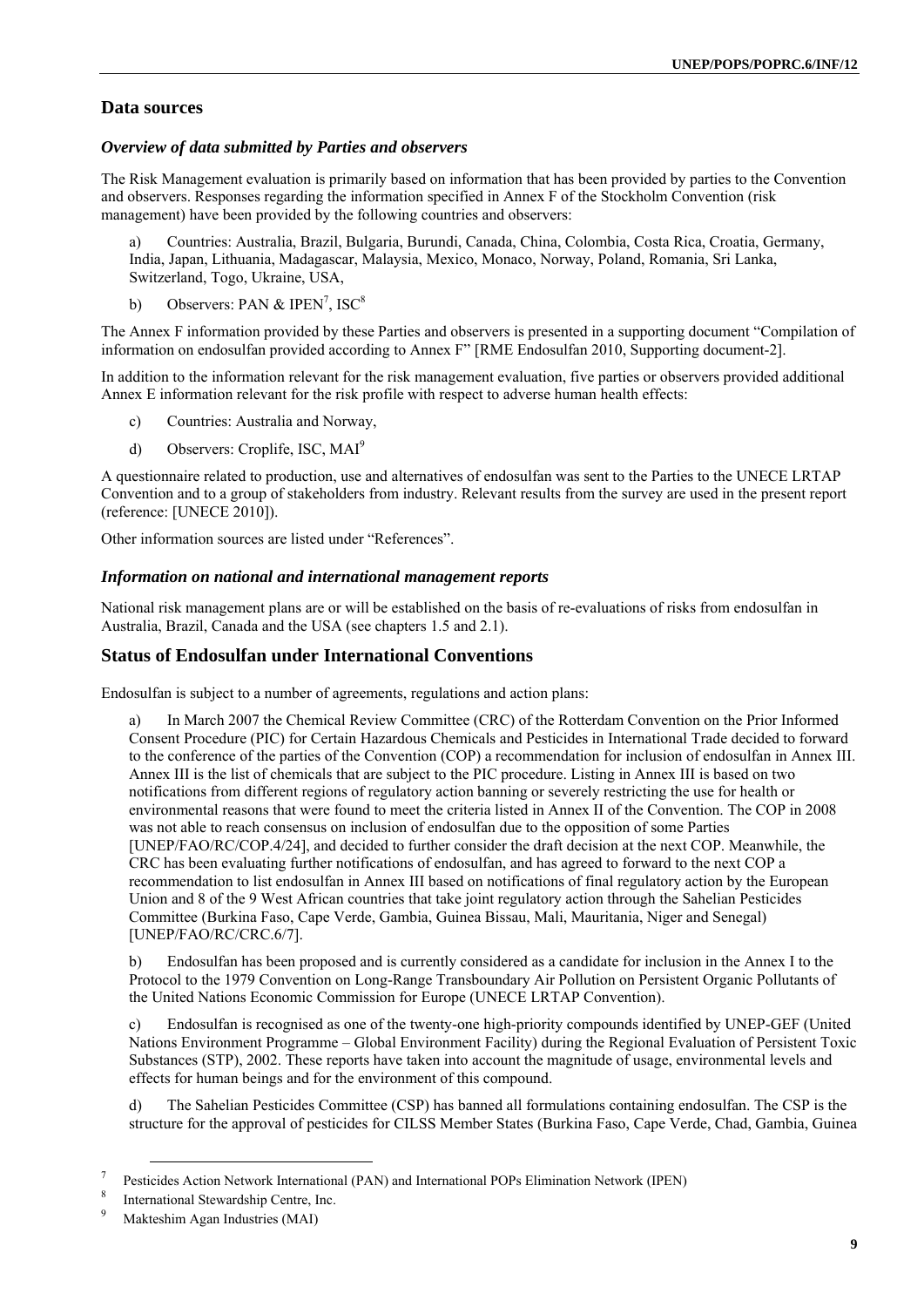## Data sources

### *Overview of data submitted by Parties and observers*

The Risk Management evaluation is primarily based on information that has been provided by parties to the Convention and observers. Responses regarding the information specified in Annex F of the Stockholm Convention (risk management) have been provided by the following countries and observers:

a) Countries: Australia, Brazil, Bulgaria, Burundi, Canada, China, Colombia, Costa Rica, Croatia, Germany, India, Japan, Lithuania, Madagascar, Malaysia, Mexico, Monaco, Norway, Poland, Romania, Sri Lanka, Switzerland, Togo, Ukraine, USA,

b) Observers: PAN & IPEN[7], ISC[8]

The Annex F information provided by these Parties and observers is presented in a supporting document "Compilation of information on endosulfan provided according to Annex F" [RME Endosulfan 2010, Supporting document-2].

In addition to the information relevant for the risk management evaluation, five parties or observers provided additional Annex E information relevant for the risk profile with respect to adverse human health effects:

c) Countries: Australia and Norway,

d) Observers: Croplife, ISC, MAI[9]

A questionnaire related to production, use and alternatives of endosulfan was sent to the Parties to the UNECE LRTAP Convention and to a group of stakeholders from industry. Relevant results from the survey are used in the present report (reference: [UNECE 2010]).

Other information sources are listed under "References".

### *Information on national and international management reports*

National risk management plans are or will be established on the basis of re-evaluations of risks from endosulfan in Australia, Brazil, Canada and the USA (see chapters 1.5 and 2.1).

## Status of Endosulfan under International Conventions

Endosulfan is subject to a number of agreements, regulations and action plans:

a) In March 2007 the Chemical Review Committee (CRC) of the Rotterdam Convention on the Prior Informed Consent Procedure (PIC) for Certain Hazardous Chemicals and Pesticides in International Trade decided to forward to the conference of the parties of the Convention (COP) a recommendation for inclusion of endosulfan in Annex III. Annex III is the list of chemicals that are subject to the PIC procedure. Listing in Annex III is based on two notifications from different regions of regulatory action banning or severely restricting the use for health or environmental reasons that were found to meet the criteria listed in Annex II of the Convention. The COP in 2008 was not able to reach consensus on inclusion of endosulfan due to the opposition of some Parties [UNEP/FAO/RC/COP.4/24], and decided to further consider the draft decision at the next COP. Meanwhile, the CRC has been evaluating further notifications of endosulfan, and has agreed to forward to the next COP a recommendation to list endosulfan in Annex III based on notifications of final regulatory action by the European Union and 8 of the 9 West African countries that take joint regulatory action through the Sahelian Pesticides Committee (Burkina Faso, Cape Verde, Gambia, Guinea Bissau, Mali, Mauritania, Niger and Senegal) [UNEP/FAO/RC/CRC.6/7].

b) Endosulfan has been proposed and is currently considered as a candidate for inclusion in the Annex I to the Protocol to the 1979 Convention on Long-Range Transboundary Air Pollution on Persistent Organic Pollutants of the United Nations Economic Commission for Europe (UNECE LRTAP Convention).

c) Endosulfan is recognised as one of the twenty-one high-priority compounds identified by UNEP-GEF (United Nations Environment Programme – Global Environment Facility) during the Regional Evaluation of Persistent Toxic Substances (STP), 2002. These reports have taken into account the magnitude of usage, environmental levels and effects for human beings and for the environment of this compound.

d) The Sahelian Pesticides Committee (CSP) has banned all formulations containing endosulfan. The CSP is the structure for the approval of pesticides for CILSS Member States (Burkina Faso, Cape Verde, Chad, Gambia, Guinea

---

[7] Pesticides Action Network International (PAN) and International POPs Elimination Network (IPEN)

[8] International Stewardship Centre, Inc.

[9] Makteshim Agan Industries (MAI)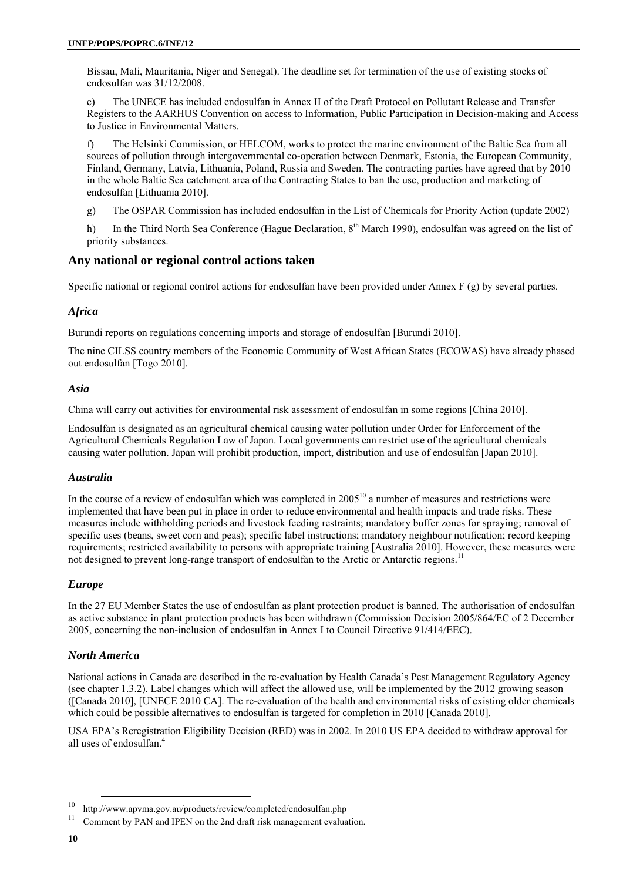Bissau, Mali, Mauritania, Niger and Senegal). The deadline set for termination of the use of existing stocks of endosulfan was 31/12/2008.

e) The UNECE has included endosulfan in Annex II of the Draft Protocol on Pollutant Release and Transfer Registers to the AARHUS Convention on access to Information, Public Participation in Decision-making and Access to Justice in Environmental Matters.

f) The Helsinki Commission, or HELCOM, works to protect the marine environment of the Baltic Sea from all sources of pollution through intergovernmental co-operation between Denmark, Estonia, the European Community, Finland, Germany, Latvia, Lithuania, Poland, Russia and Sweden. The contracting parties have agreed that by 2010 in the whole Baltic Sea catchment area of the Contracting States to ban the use, production and marketing of endosulfan [Lithuania 2010].

g) The OSPAR Commission has included endosulfan in the List of Chemicals for Priority Action (update 2002)

h) In the Third North Sea Conference (Hague Declaration, 8th March 1990), endosulfan was agreed on the list of priority substances.

## Any national or regional control actions taken

Specific national or regional control actions for endosulfan have been provided under Annex F (g) by several parties.

### *Africa*

Burundi reports on regulations concerning imports and storage of endosulfan [Burundi 2010].

The nine CILSS country members of the Economic Community of West African States (ECOWAS) have already phased out endosulfan [Togo 2010].

### *Asia*

China will carry out activities for environmental risk assessment of endosulfan in some regions [China 2010].

Endosulfan is designated as an agricultural chemical causing water pollution under Order for Enforcement of the Agricultural Chemicals Regulation Law of Japan. Local governments can restrict use of the agricultural chemicals causing water pollution. Japan will prohibit production, import, distribution and use of endosulfan [Japan 2010].

### *Australia*

In the course of a review of endosulfan which was completed in 2005[10] a number of measures and restrictions were implemented that have been put in place in order to reduce environmental and health impacts and trade risks. These measures include withholding periods and livestock feeding restraints; mandatory buffer zones for spraying; removal of specific uses (beans, sweet corn and peas); specific label instructions; mandatory neighbour notification; record keeping requirements; restricted availability to persons with appropriate training [Australia 2010]. However, these measures were not designed to prevent long-range transport of endosulfan to the Arctic or Antarctic regions.[11]

### *Europe*

In the 27 EU Member States the use of endosulfan as plant protection product is banned. The authorisation of endosulfan as active substance in plant protection products has been withdrawn (Commission Decision 2005/864/EC of 2 December 2005, concerning the non-inclusion of endosulfan in Annex I to Council Directive 91/414/EEC).

### *North America*

National actions in Canada are described in the re-evaluation by Health Canada's Pest Management Regulatory Agency (see chapter 1.3.2). Label changes which will affect the allowed use, will be implemented by the 2012 growing season ([Canada 2010], [UNECE 2010 CA]. The re-evaluation of the health and environmental risks of existing older chemicals which could be possible alternatives to endosulfan is targeted for completion in 2010 [Canada 2010].

USA EPA's Reregistration Eligibility Decision (RED) was in 2002. In 2010 US EPA decided to withdraw approval for all uses of endosulfan.[4]

---

[10] http://www.apvma.gov.au/products/review/completed/endosulfan.php

[11] Comment by PAN and IPEN on the 2nd draft risk management evaluation.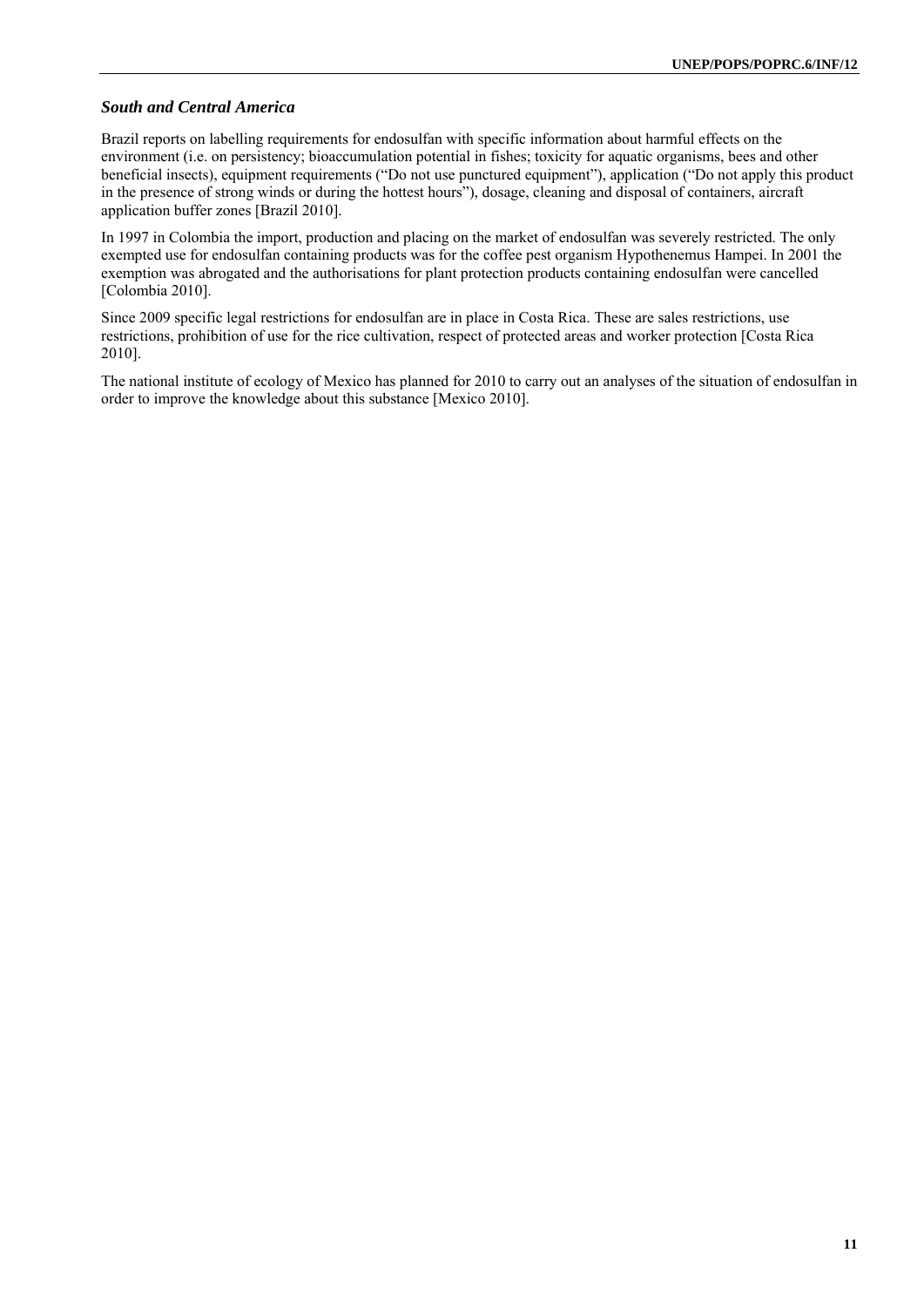### *South and Central America*

Brazil reports on labelling requirements for endosulfan with specific information about harmful effects on the environment (i.e. on persistency; bioaccumulation potential in fishes; toxicity for aquatic organisms, bees and other beneficial insects), equipment requirements ("Do not use punctured equipment"), application ("Do not apply this product in the presence of strong winds or during the hottest hours"), dosage, cleaning and disposal of containers, aircraft application buffer zones [Brazil 2010].

In 1997 in Colombia the import, production and placing on the market of endosulfan was severely restricted. The only exempted use for endosulfan containing products was for the coffee pest organism Hypothenemus Hampei. In 2001 the exemption was abrogated and the authorisations for plant protection products containing endosulfan were cancelled [Colombia 2010].

Since 2009 specific legal restrictions for endosulfan are in place in Costa Rica. These are sales restrictions, use restrictions, prohibition of use for the rice cultivation, respect of protected areas and worker protection [Costa Rica 2010].

The national institute of ecology of Mexico has planned for 2010 to carry out an analyses of the situation of endosulfan in order to improve the knowledge about this substance [Mexico 2010].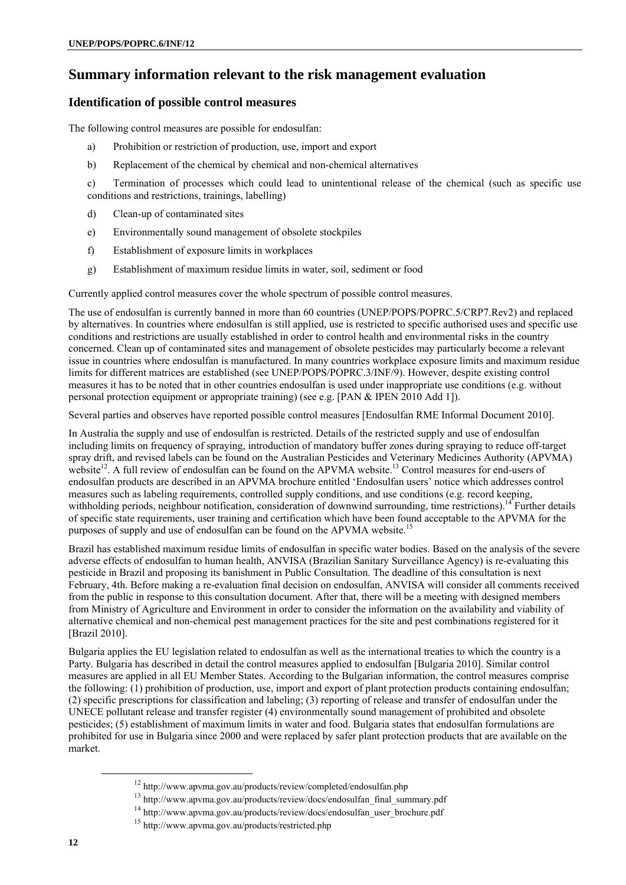## Summary information relevant to the risk management evaluation

### Identification of possible control measures

The following control measures are possible for endosulfan:

a) Prohibition or restriction of production, use, import and export

b) Replacement of the chemical by chemical and non-chemical alternatives

c) Termination of processes which could lead to unintentional release of the chemical (such as specific use conditions and restrictions, trainings, labelling)

d) Clean-up of contaminated sites

e) Environmentally sound management of obsolete stockpiles

f) Establishment of exposure limits in workplaces

g) Establishment of maximum residue limits in water, soil, sediment or food

Currently applied control measures cover the whole spectrum of possible control measures.

The use of endosulfan is currently banned in more than 60 countries (UNEP/POPS/POPRC.5/CRP7.Rev2) and replaced by alternatives. In countries where endosulfan is still applied, use is restricted to specific authorised uses and specific use conditions and restrictions are usually established in order to control health and environmental risks in the country concerned. Clean up of contaminated sites and management of obsolete pesticides may particularly become a relevant issue in countries where endosulfan is manufactured. In many countries workplace exposure limits and maximum residue limits for different matrices are established (see UNEP/POPS/POPRC.3/INF/9). However, despite existing control measures it has to be noted that in other countries endosulfan is used under inappropriate use conditions (e.g. without personal protection equipment or appropriate training) (see e.g. [PAN & IPEN 2010 Add 1]).

Several parties and observes have reported possible control measures [Endosulfan RME Informal Document 2010].

In Australia the supply and use of endosulfan is restricted. Details of the restricted supply and use of endosulfan including limits on frequency of spraying, introduction of mandatory buffer zones during spraying to reduce off-target spray drift, and revised labels can be found on the Australian Pesticides and Veterinary Medicines Authority (APVMA) website[12]. A full review of endosulfan can be found on the APVMA website.[13] Control measures for end-users of endosulfan products are described in an APVMA brochure entitled 'Endosulfan users' notice which addresses control measures such as labeling requirements, controlled supply conditions, and use conditions (e.g. record keeping, withholding periods, neighbour notification, consideration of downwind surrounding, time restrictions).[14] Further details of specific state requirements, user training and certification which have been found acceptable to the APVMA for the purposes of supply and use of endosulfan can be found on the APVMA website.[15]

Brazil has established maximum residue limits of endosulfan in specific water bodies. Based on the analysis of the severe adverse effects of endosulfan to human health, ANVISA (Brazilian Sanitary Surveillance Agency) is re-evaluating this pesticide in Brazil and proposing its banishment in Public Consultation. The deadline of this consultation is next February, 4th. Before making a re-evaluation final decision on endosulfan, ANVISA will consider all comments received from the public in response to this consultation document. After that, there will be a meeting with designed members from Ministry of Agriculture and Environment in order to consider the information on the availability and viability of alternative chemical and non-chemical pest management practices for the site and pest combinations registered for it [Brazil 2010].

Bulgaria applies the EU legislation related to endosulfan as well as the international treaties to which the country is a Party. Bulgaria has described in detail the control measures applied to endosulfan [Bulgaria 2010]. Similar control measures are applied in all EU Member States. According to the Bulgarian information, the control measures comprise the following: (1) prohibition of production, use, import and export of plant protection products containing endosulfan; (2) specific prescriptions for classification and labeling; (3) reporting of release and transfer of endosulfan under the UNECE pollutant release and transfer register (4) environmentally sound management of prohibited and obsolete pesticides; (5) establishment of maximum limits in water and food. Bulgaria states that endosulfan formulations are prohibited for use in Bulgaria since 2000 and were replaced by safer plant protection products that are available on the market.

[12] http://www.apvma.gov.au/products/review/completed/endosulfan.php

[13] http://www.apvma.gov.au/products/review/docs/endosulfan_final_summary.pdf

[14] http://www.apvma.gov.au/products/review/docs/endosulfan_user_brochure.pdf

[15] http://www.apvma.gov.au/products/restricted.php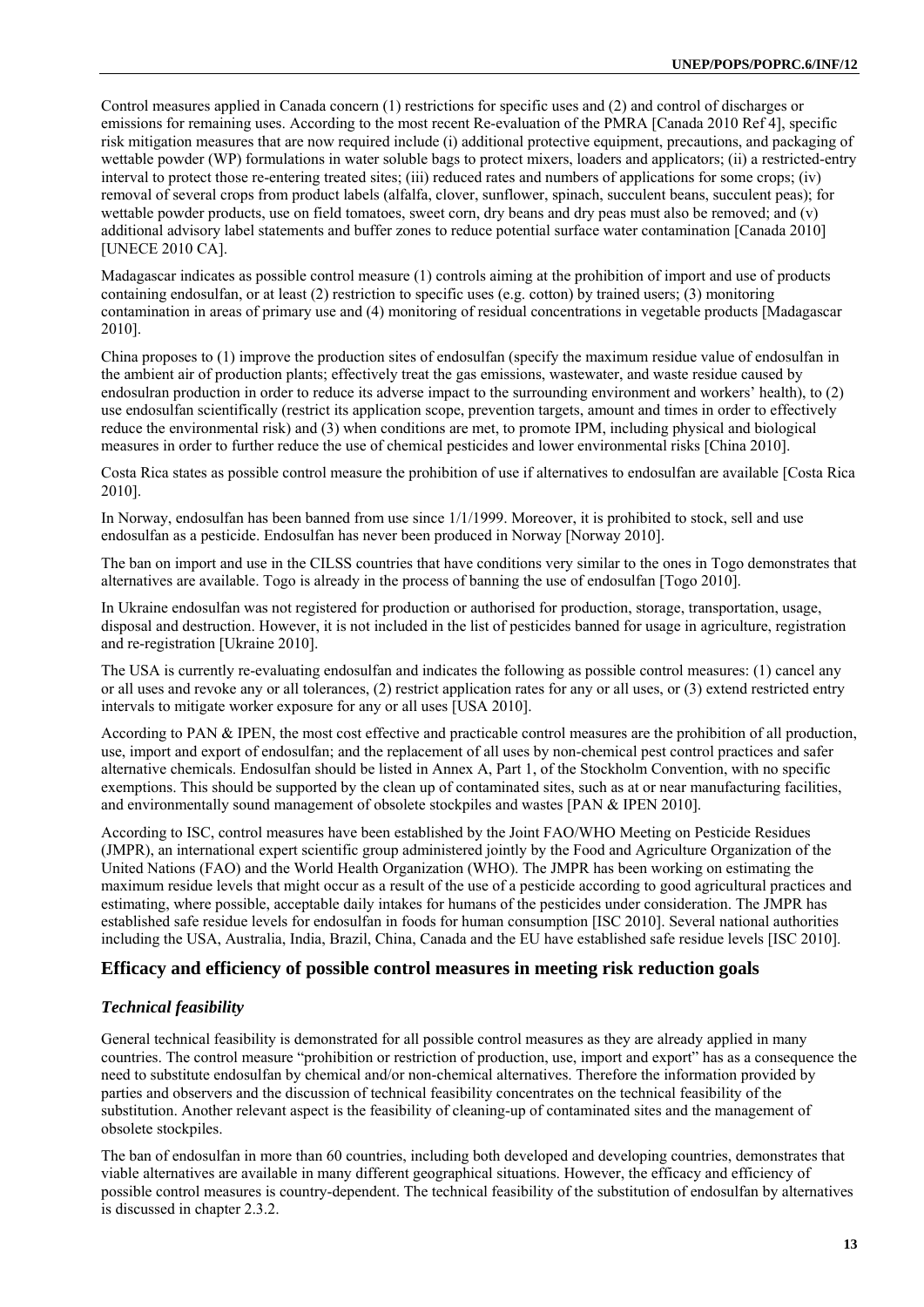Control measures applied in Canada concern (1) restrictions for specific uses and (2) and control of discharges or emissions for remaining uses. According to the most recent Re-evaluation of the PMRA [Canada 2010 Ref 4], specific risk mitigation measures that are now required include (i) additional protective equipment, precautions, and packaging of wettable powder (WP) formulations in water soluble bags to protect mixers, loaders and applicators; (ii) a restricted-entry interval to protect those re-entering treated sites; (iii) reduced rates and numbers of applications for some crops; (iv) removal of several crops from product labels (alfalfa, clover, sunflower, spinach, succulent beans, succulent peas); for wettable powder products, use on field tomatoes, sweet corn, dry beans and dry peas must also be removed; and (v) additional advisory label statements and buffer zones to reduce potential surface water contamination [Canada 2010] [UNECE 2010 CA].

Madagascar indicates as possible control measure (1) controls aiming at the prohibition of import and use of products containing endosulfan, or at least (2) restriction to specific uses (e.g. cotton) by trained users; (3) monitoring contamination in areas of primary use and (4) monitoring of residual concentrations in vegetable products [Madagascar 2010].

China proposes to (1) improve the production sites of endosulfan (specify the maximum residue value of endosulfan in the ambient air of production plants; effectively treat the gas emissions, wastewater, and waste residue caused by endosulran production in order to reduce its adverse impact to the surrounding environment and workers' health), to (2) use endosulfan scientifically (restrict its application scope, prevention targets, amount and times in order to effectively reduce the environmental risk) and (3) when conditions are met, to promote IPM, including physical and biological measures in order to further reduce the use of chemical pesticides and lower environmental risks [China 2010].

Costa Rica states as possible control measure the prohibition of use if alternatives to endosulfan are available [Costa Rica 2010].

In Norway, endosulfan has been banned from use since 1/1/1999. Moreover, it is prohibited to stock, sell and use endosulfan as a pesticide. Endosulfan has never been produced in Norway [Norway 2010].

The ban on import and use in the CILSS countries that have conditions very similar to the ones in Togo demonstrates that alternatives are available. Togo is already in the process of banning the use of endosulfan [Togo 2010].

In Ukraine endosulfan was not registered for production or authorised for production, storage, transportation, usage, disposal and destruction. However, it is not included in the list of pesticides banned for usage in agriculture, registration and re-registration [Ukraine 2010].

The USA is currently re-evaluating endosulfan and indicates the following as possible control measures: (1) cancel any or all uses and revoke any or all tolerances, (2) restrict application rates for any or all uses, or (3) extend restricted entry intervals to mitigate worker exposure for any or all uses [USA 2010].

According to PAN & IPEN, the most cost effective and practicable control measures are the prohibition of all production, use, import and export of endosulfan; and the replacement of all uses by non-chemical pest control practices and safer alternative chemicals. Endosulfan should be listed in Annex A, Part 1, of the Stockholm Convention, with no specific exemptions. This should be supported by the clean up of contaminated sites, such as at or near manufacturing facilities, and environmentally sound management of obsolete stockpiles and wastes [PAN & IPEN 2010].

According to ISC, control measures have been established by the Joint FAO/WHO Meeting on Pesticide Residues (JMPR), an international expert scientific group administered jointly by the Food and Agriculture Organization of the United Nations (FAO) and the World Health Organization (WHO). The JMPR has been working on estimating the maximum residue levels that might occur as a result of the use of a pesticide according to good agricultural practices and estimating, where possible, acceptable daily intakes for humans of the pesticides under consideration. The JMPR has established safe residue levels for endosulfan in foods for human consumption [ISC 2010]. Several national authorities including the USA, Australia, India, Brazil, China, Canada and the EU have established safe residue levels [ISC 2010].

## Efficacy and efficiency of possible control measures in meeting risk reduction goals

### *Technical feasibility*

General technical feasibility is demonstrated for all possible control measures as they are already applied in many countries. The control measure "prohibition or restriction of production, use, import and export" has as a consequence the need to substitute endosulfan by chemical and/or non-chemical alternatives. Therefore the information provided by parties and observers and the discussion of technical feasibility concentrates on the technical feasibility of the substitution. Another relevant aspect is the feasibility of cleaning-up of contaminated sites and the management of obsolete stockpiles.

The ban of endosulfan in more than 60 countries, including both developed and developing countries, demonstrates that viable alternatives are available in many different geographical situations. However, the efficacy and efficiency of possible control measures is country-dependent. The technical feasibility of the substitution of endosulfan by alternatives is discussed in chapter 2.3.2.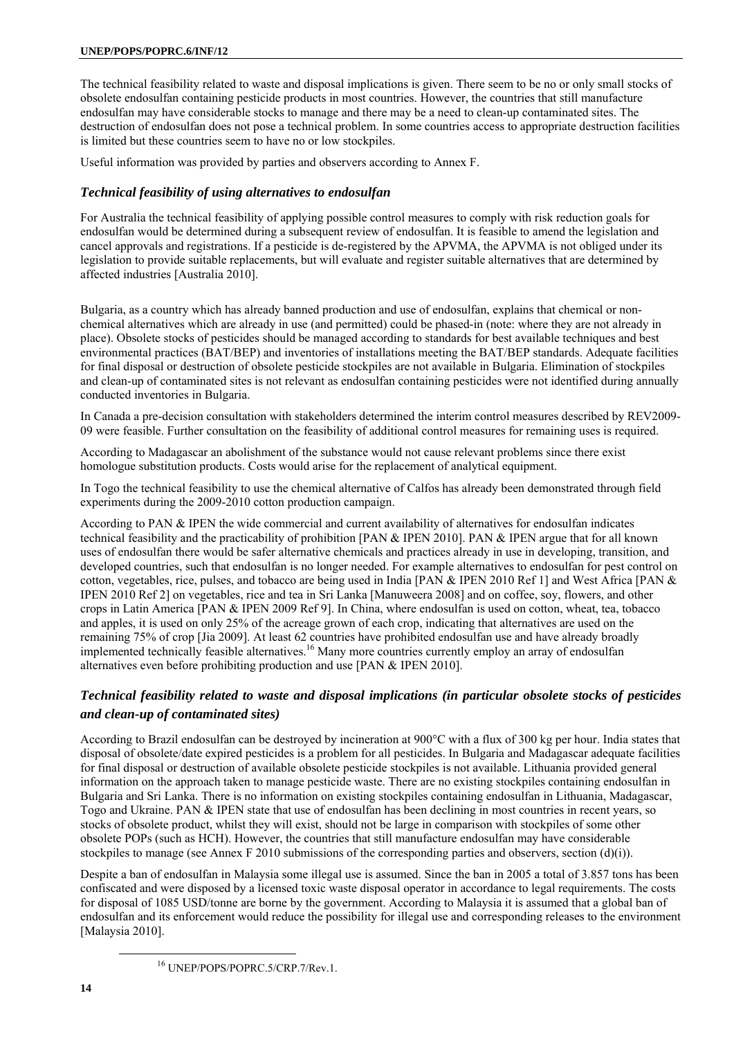The technical feasibility related to waste and disposal implications is given. There seem to be no or only small stocks of obsolete endosulfan containing pesticide products in most countries. However, the countries that still manufacture endosulfan may have considerable stocks to manage and there may be a need to clean-up contaminated sites. The destruction of endosulfan does not pose a technical problem. In some countries access to appropriate destruction facilities is limited but these countries seem to have no or low stockpiles.

Useful information was provided by parties and observers according to Annex F.

### *Technical feasibility of using alternatives to endosulfan*

For Australia the technical feasibility of applying possible control measures to comply with risk reduction goals for endosulfan would be determined during a subsequent review of endosulfan. It is feasible to amend the legislation and cancel approvals and registrations. If a pesticide is de-registered by the APVMA, the APVMA is not obliged under its legislation to provide suitable replacements, but will evaluate and register suitable alternatives that are determined by affected industries [Australia 2010].

Bulgaria, as a country which has already banned production and use of endosulfan, explains that chemical or non-chemical alternatives which are already in use (and permitted) could be phased-in (note: where they are not already in place). Obsolete stocks of pesticides should be managed according to standards for best available techniques and best environmental practices (BAT/BEP) and inventories of installations meeting the BAT/BEP standards. Adequate facilities for final disposal or destruction of obsolete pesticide stockpiles are not available in Bulgaria. Elimination of stockpiles and clean-up of contaminated sites is not relevant as endosulfan containing pesticides were not identified during annually conducted inventories in Bulgaria.

In Canada a pre-decision consultation with stakeholders determined the interim control measures described by REV2009-09 were feasible. Further consultation on the feasibility of additional control measures for remaining uses is required.

According to Madagascar an abolishment of the substance would not cause relevant problems since there exist homologue substitution products. Costs would arise for the replacement of analytical equipment.

In Togo the technical feasibility to use the chemical alternative of Calfos has already been demonstrated through field experiments during the 2009-2010 cotton production campaign.

According to PAN & IPEN the wide commercial and current availability of alternatives for endosulfan indicates technical feasibility and the practicability of prohibition [PAN & IPEN 2010]. PAN & IPEN argue that for all known uses of endosulfan there would be safer alternative chemicals and practices already in use in developing, transition, and developed countries, such that endosulfan is no longer needed. For example alternatives to endosulfan for pest control on cotton, vegetables, rice, pulses, and tobacco are being used in India [PAN & IPEN 2010 Ref 1] and West Africa [PAN & IPEN 2010 Ref 2] on vegetables, rice and tea in Sri Lanka [Manuweera 2008] and on coffee, soy, flowers, and other crops in Latin America [PAN & IPEN 2009 Ref 9]. In China, where endosulfan is used on cotton, wheat, tea, tobacco and apples, it is used on only 25% of the acreage grown of each crop, indicating that alternatives are used on the remaining 75% of crop [Jia 2009]. At least 62 countries have prohibited endosulfan use and have already broadly implemented technically feasible alternatives.[16] Many more countries currently employ an array of endosulfan alternatives even before prohibiting production and use [PAN & IPEN 2010].

### *Technical feasibility related to waste and disposal implications (in particular obsolete stocks of pesticides and clean-up of contaminated sites)*

According to Brazil endosulfan can be destroyed by incineration at 900°C with a flux of 300 kg per hour. India states that disposal of obsolete/date expired pesticides is a problem for all pesticides. In Bulgaria and Madagascar adequate facilities for final disposal or destruction of available obsolete pesticide stockpiles is not available. Lithuania provided general information on the approach taken to manage pesticide waste. There are no existing stockpiles containing endosulfan in Bulgaria and Sri Lanka. There is no information on existing stockpiles containing endosulfan in Lithuania, Madagascar, Togo and Ukraine. PAN & IPEN state that use of endosulfan has been declining in most countries in recent years, so stocks of obsolete product, whilst they will exist, should not be large in comparison with stockpiles of some other obsolete POPs (such as HCH). However, the countries that still manufacture endosulfan may have considerable stockpiles to manage (see Annex F 2010 submissions of the corresponding parties and observers, section (d)(i)).

Despite a ban of endosulfan in Malaysia some illegal use is assumed. Since the ban in 2005 a total of 3.857 tons has been confiscated and were disposed by a licensed toxic waste disposal operator in accordance to legal requirements. The costs for disposal of 1085 USD/tonne are borne by the government. According to Malaysia it is assumed that a global ban of endosulfan and its enforcement would reduce the possibility for illegal use and corresponding releases to the environment [Malaysia 2010].

[16] UNEP/POPS/POPRC.5/CRP.7/Rev.1.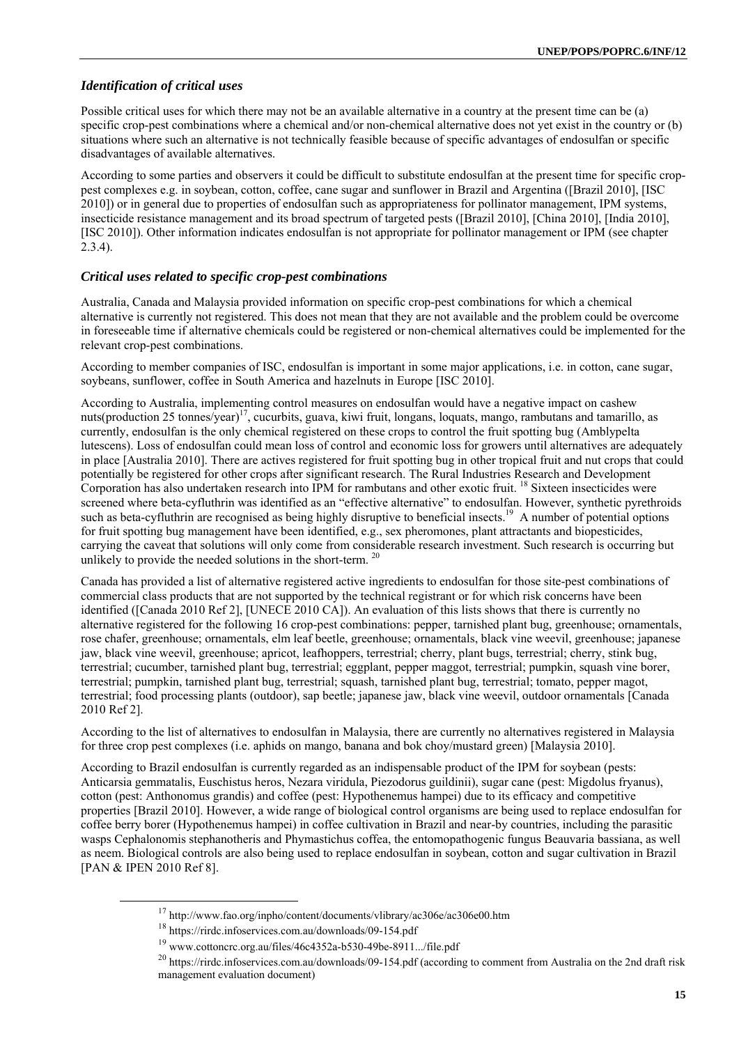### *Identification of critical uses*

Possible critical uses for which there may not be an available alternative in a country at the present time can be (a) specific crop-pest combinations where a chemical and/or non-chemical alternative does not yet exist in the country or (b) situations where such an alternative is not technically feasible because of specific advantages of endosulfan or specific disadvantages of available alternatives.

According to some parties and observers it could be difficult to substitute endosulfan at the present time for specific crop-pest complexes e.g. in soybean, cotton, coffee, cane sugar and sunflower in Brazil and Argentina ([Brazil 2010], [ISC 2010]) or in general due to properties of endosulfan such as appropriateness for pollinator management, IPM systems, insecticide resistance management and its broad spectrum of targeted pests ([Brazil 2010], [China 2010], [India 2010], [ISC 2010]). Other information indicates endosulfan is not appropriate for pollinator management or IPM (see chapter 2.3.4).

### *Critical uses related to specific crop-pest combinations*

Australia, Canada and Malaysia provided information on specific crop-pest combinations for which a chemical alternative is currently not registered. This does not mean that they are not available and the problem could be overcome in foreseeable time if alternative chemicals could be registered or non-chemical alternatives could be implemented for the relevant crop-pest combinations.

According to member companies of ISC, endosulfan is important in some major applications, i.e. in cotton, cane sugar, soybeans, sunflower, coffee in South America and hazelnuts in Europe [ISC 2010].

According to Australia, implementing control measures on endosulfan would have a negative impact on cashew nuts(production 25 tonnes/year)[17], cucurbits, guava, kiwi fruit, longans, loquats, mango, rambutans and tamarillo, as currently, endosulfan is the only chemical registered on these crops to control the fruit spotting bug (Amblypelta lutescens). Loss of endosulfan could mean loss of control and economic loss for growers until alternatives are adequately in place [Australia 2010]. There are actives registered for fruit spotting bug in other tropical fruit and nut crops that could potentially be registered for other crops after significant research. The Rural Industries Research and Development Corporation has also undertaken research into IPM for rambutans and other exotic fruit. [18] Sixteen insecticides were screened where beta-cyfluthrin was identified as an "effective alternative" to endosulfan. However, synthetic pyrethroids such as beta-cyfluthrin are recognised as being highly disruptive to beneficial insects.[19] A number of potential options for fruit spotting bug management have been identified, e.g., sex pheromones, plant attractants and biopesticides, carrying the caveat that solutions will only come from considerable research investment. Such research is occurring but unlikely to provide the needed solutions in the short-term. [20]

Canada has provided a list of alternative registered active ingredients to endosulfan for those site-pest combinations of commercial class products that are not supported by the technical registrant or for which risk concerns have been identified ([Canada 2010 Ref 2], [UNECE 2010 CA]). An evaluation of this lists shows that there is currently no alternative registered for the following 16 crop-pest combinations: pepper, tarnished plant bug, greenhouse; ornamentals, rose chafer, greenhouse; ornamentals, elm leaf beetle, greenhouse; ornamentals, black vine weevil, greenhouse; japanese jaw, black vine weevil, greenhouse; apricot, leafhoppers, terrestrial; cherry, plant bugs, terrestrial; cherry, stink bug, terrestrial; cucumber, tarnished plant bug, terrestrial; eggplant, pepper maggot, terrestrial; pumpkin, squash vine borer, terrestrial; pumpkin, tarnished plant bug, terrestrial; squash, tarnished plant bug, terrestrial; tomato, pepper magot, terrestrial; food processing plants (outdoor), sap beetle; japanese jaw, black vine weevil, outdoor ornamentals [Canada 2010 Ref 2].

According to the list of alternatives to endosulfan in Malaysia, there are currently no alternatives registered in Malaysia for three crop pest complexes (i.e. aphids on mango, banana and bok choy/mustard green) [Malaysia 2010].

According to Brazil endosulfan is currently regarded as an indispensable product of the IPM for soybean (pests: Anticarsia gemmatalis, Euschistus heros, Nezara viridula, Piezodorus guildinii), sugar cane (pest: Migdolus fryanus), cotton (pest: Anthonomus grandis) and coffee (pest: Hypothenemus hampei) due to its efficacy and competitive properties [Brazil 2010]. However, a wide range of biological control organisms are being used to replace endosulfan for coffee berry borer (Hypothenemus hampei) in coffee cultivation in Brazil and near-by countries, including the parasitic wasps Cephalonomis stephanotheris and Phymastichus coffea, the entomopathogenic fungus Beauvaria bassiana, as well as neem. Biological controls are also being used to replace endosulfan in soybean, cotton and sugar cultivation in Brazil [PAN & IPEN 2010 Ref 8].

[17] http://www.fao.org/inpho/content/documents/vlibrary/ac306e/ac306e00.htm

[18] https://rirdc.infoservices.com.au/downloads/09-154.pdf

[19] www.cottoncrc.org.au/files/46c4352a-b530-49be-8911.../file.pdf

[20] https://rirdc.infoservices.com.au/downloads/09-154.pdf (according to comment from Australia on the 2nd draft risk management evaluation document)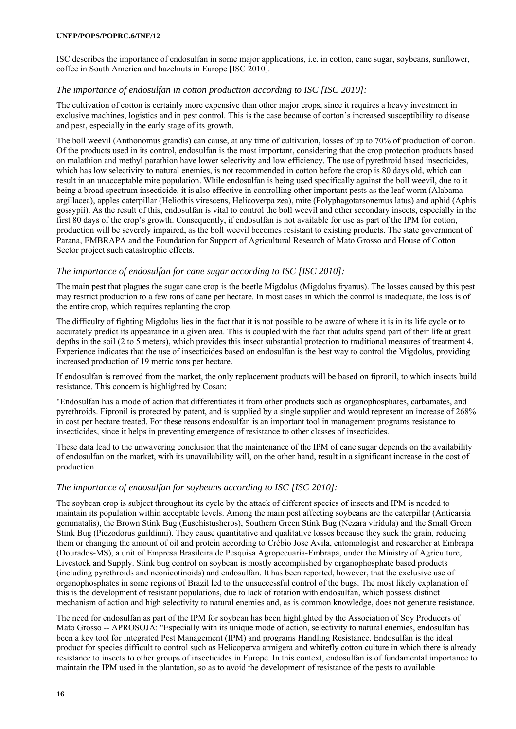ISC describes the importance of endosulfan in some major applications, i.e. in cotton, cane sugar, soybeans, sunflower, coffee in South America and hazelnuts in Europe [ISC 2010].

### *The importance of endosulfan in cotton production according to ISC [ISC 2010]:*

The cultivation of cotton is certainly more expensive than other major crops, since it requires a heavy investment in exclusive machines, logistics and in pest control. This is the case because of cotton's increased susceptibility to disease and pest, especially in the early stage of its growth.

The boll weevil (Anthonomus grandis) can cause, at any time of cultivation, losses of up to 70% of production of cotton. Of the products used in its control, endosulfan is the most important, considering that the crop protection products based on malathion and methyl parathion have lower selectivity and low efficiency. The use of pyrethroid based insecticides, which has low selectivity to natural enemies, is not recommended in cotton before the crop is 80 days old, which can result in an unacceptable mite population. While endosulfan is being used specifically against the boll weevil, due to it being a broad spectrum insecticide, it is also effective in controlling other important pests as the leaf worm (Alabama argillacea), apples caterpillar (Heliothis virescens, Helicoverpa zea), mite (Polyphagotarsonemus latus) and aphid (Aphis gossypii). As the result of this, endosulfan is vital to control the boll weevil and other secondary insects, especially in the first 80 days of the crop's growth. Consequently, if endosulfan is not available for use as part of the IPM for cotton, production will be severely impaired, as the boll weevil becomes resistant to existing products. The state government of Parana, EMBRAPA and the Foundation for Support of Agricultural Research of Mato Grosso and House of Cotton Sector project such catastrophic effects.

### *The importance of endosulfan for cane sugar according to ISC [ISC 2010]:*

The main pest that plagues the sugar cane crop is the beetle Migdolus (Migdolus fryanus). The losses caused by this pest may restrict production to a few tons of cane per hectare. In most cases in which the control is inadequate, the loss is of the entire crop, which requires replanting the crop.

The difficulty of fighting Migdolus lies in the fact that it is not possible to be aware of where it is in its life cycle or to accurately predict its appearance in a given area. This is coupled with the fact that adults spend part of their life at great depths in the soil (2 to 5 meters), which provides this insect substantial protection to traditional measures of treatment 4. Experience indicates that the use of insecticides based on endosulfan is the best way to control the Migdolus, providing increased production of 19 metric tons per hectare.

If endosulfan is removed from the market, the only replacement products will be based on fipronil, to which insects build resistance. This concern is highlighted by Cosan:

"Endosulfan has a mode of action that differentiates it from other products such as organophosphates, carbamates, and pyrethroids. Fipronil is protected by patent, and is supplied by a single supplier and would represent an increase of 268% in cost per hectare treated. For these reasons endosulfan is an important tool in management programs resistance to insecticides, since it helps in preventing emergence of resistance to other classes of insecticides.

These data lead to the unwavering conclusion that the maintenance of the IPM of cane sugar depends on the availability of endosulfan on the market, with its unavailability will, on the other hand, result in a significant increase in the cost of production.

### *The importance of endosulfan for soybeans according to ISC [ISC 2010]:*

The soybean crop is subject throughout its cycle by the attack of different species of insects and IPM is needed to maintain its population within acceptable levels. Among the main pest affecting soybeans are the caterpillar (Anticarsia gemmatalis), the Brown Stink Bug (Euschistusheros), Southern Green Stink Bug (Nezara viridula) and the Small Green Stink Bug (Piezodorus guildinni). They cause quantitative and qualitative losses because they suck the grain, reducing them or changing the amount of oil and protein according to Crébio Jose Avila, entomologist and researcher at Embrapa (Dourados-MS), a unit of Empresa Brasileira de Pesquisa Agropecuaria-Embrapa, under the Ministry of Agriculture, Livestock and Supply. Stink bug control on soybean is mostly accomplished by organophosphate based products (including pyrethroids and neonicotinoids) and endosulfan. It has been reported, however, that the exclusive use of organophosphates in some regions of Brazil led to the unsuccessful control of the bugs. The most likely explanation of this is the development of resistant populations, due to lack of rotation with endosulfan, which possess distinct mechanism of action and high selectivity to natural enemies and, as is common knowledge, does not generate resistance.

The need for endosulfan as part of the IPM for soybean has been highlighted by the Association of Soy Producers of Mato Grosso -- APROSOJA: "Especially with its unique mode of action, selectivity to natural enemies, endosulfan has been a key tool for Integrated Pest Management (IPM) and programs Handling Resistance. Endosulfan is the ideal product for species difficult to control such as Helicoperva armigera and whitefly cotton culture in which there is already resistance to insects to other groups of insecticides in Europe. In this context, endosulfan is of fundamental importance to maintain the IPM used in the plantation, so as to avoid the development of resistance of the pests to available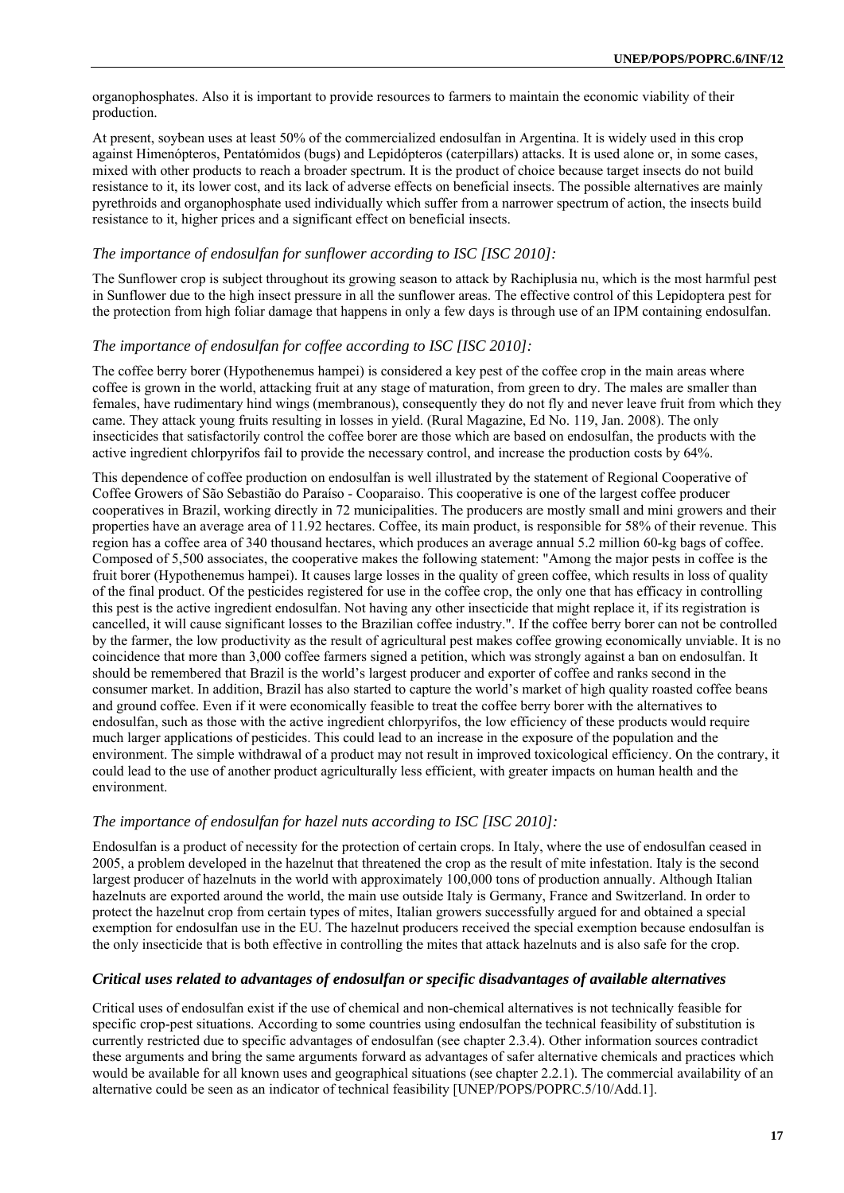organophosphates. Also it is important to provide resources to farmers to maintain the economic viability of their production.

At present, soybean uses at least 50% of the commercialized endosulfan in Argentina. It is widely used in this crop against Himenópteros, Pentatómidos (bugs) and Lepidópteros (caterpillars) attacks. It is used alone or, in some cases, mixed with other products to reach a broader spectrum. It is the product of choice because target insects do not build resistance to it, its lower cost, and its lack of adverse effects on beneficial insects. The possible alternatives are mainly pyrethroids and organophosphate used individually which suffer from a narrower spectrum of action, the insects build resistance to it, higher prices and a significant effect on beneficial insects.

### *The importance of endosulfan for sunflower according to ISC [ISC 2010]:*

The Sunflower crop is subject throughout its growing season to attack by Rachiplusia nu, which is the most harmful pest in Sunflower due to the high insect pressure in all the sunflower areas. The effective control of this Lepidoptera pest for the protection from high foliar damage that happens in only a few days is through use of an IPM containing endosulfan.

### *The importance of endosulfan for coffee according to ISC [ISC 2010]:*

The coffee berry borer (Hypothenemus hampei) is considered a key pest of the coffee crop in the main areas where coffee is grown in the world, attacking fruit at any stage of maturation, from green to dry. The males are smaller than females, have rudimentary hind wings (membranous), consequently they do not fly and never leave fruit from which they came. They attack young fruits resulting in losses in yield. (Rural Magazine, Ed No. 119, Jan. 2008). The only insecticides that satisfactorily control the coffee borer are those which are based on endosulfan, the products with the active ingredient chlorpyrifos fail to provide the necessary control, and increase the production costs by 64%.

This dependence of coffee production on endosulfan is well illustrated by the statement of Regional Cooperative of Coffee Growers of São Sebastião do Paraíso - Cooparaiso. This cooperative is one of the largest coffee producer cooperatives in Brazil, working directly in 72 municipalities. The producers are mostly small and mini growers and their properties have an average area of 11.92 hectares. Coffee, its main product, is responsible for 58% of their revenue. This region has a coffee area of 340 thousand hectares, which produces an average annual 5.2 million 60-kg bags of coffee. Composed of 5,500 associates, the cooperative makes the following statement: "Among the major pests in coffee is the fruit borer (Hypothenemus hampei). It causes large losses in the quality of green coffee, which results in loss of quality of the final product. Of the pesticides registered for use in the coffee crop, the only one that has efficacy in controlling this pest is the active ingredient endosulfan. Not having any other insecticide that might replace it, if its registration is cancelled, it will cause significant losses to the Brazilian coffee industry.". If the coffee berry borer can not be controlled by the farmer, the low productivity as the result of agricultural pest makes coffee growing economically unviable. It is no coincidence that more than 3,000 coffee farmers signed a petition, which was strongly against a ban on endosulfan. It should be remembered that Brazil is the world's largest producer and exporter of coffee and ranks second in the consumer market. In addition, Brazil has also started to capture the world's market of high quality roasted coffee beans and ground coffee. Even if it were economically feasible to treat the coffee berry borer with the alternatives to endosulfan, such as those with the active ingredient chlorpyrifos, the low efficiency of these products would require much larger applications of pesticides. This could lead to an increase in the exposure of the population and the environment. The simple withdrawal of a product may not result in improved toxicological efficiency. On the contrary, it could lead to the use of another product agriculturally less efficient, with greater impacts on human health and the environment.

### *The importance of endosulfan for hazel nuts according to ISC [ISC 2010]:*

Endosulfan is a product of necessity for the protection of certain crops. In Italy, where the use of endosulfan ceased in 2005, a problem developed in the hazelnut that threatened the crop as the result of mite infestation. Italy is the second largest producer of hazelnuts in the world with approximately 100,000 tons of production annually. Although Italian hazelnuts are exported around the world, the main use outside Italy is Germany, France and Switzerland. In order to protect the hazelnut crop from certain types of mites, Italian growers successfully argued for and obtained a special exemption for endosulfan use in the EU. The hazelnut producers received the special exemption because endosulfan is the only insecticide that is both effective in controlling the mites that attack hazelnuts and is also safe for the crop.

### ***Critical uses related to advantages of endosulfan or specific disadvantages of available alternatives***

Critical uses of endosulfan exist if the use of chemical and non-chemical alternatives is not technically feasible for specific crop-pest situations. According to some countries using endosulfan the technical feasibility of substitution is currently restricted due to specific advantages of endosulfan (see chapter 2.3.4). Other information sources contradict these arguments and bring the same arguments forward as advantages of safer alternative chemicals and practices which would be available for all known uses and geographical situations (see chapter 2.2.1). The commercial availability of an alternative could be seen as an indicator of technical feasibility [UNEP/POPS/POPRC.5/10/Add.1].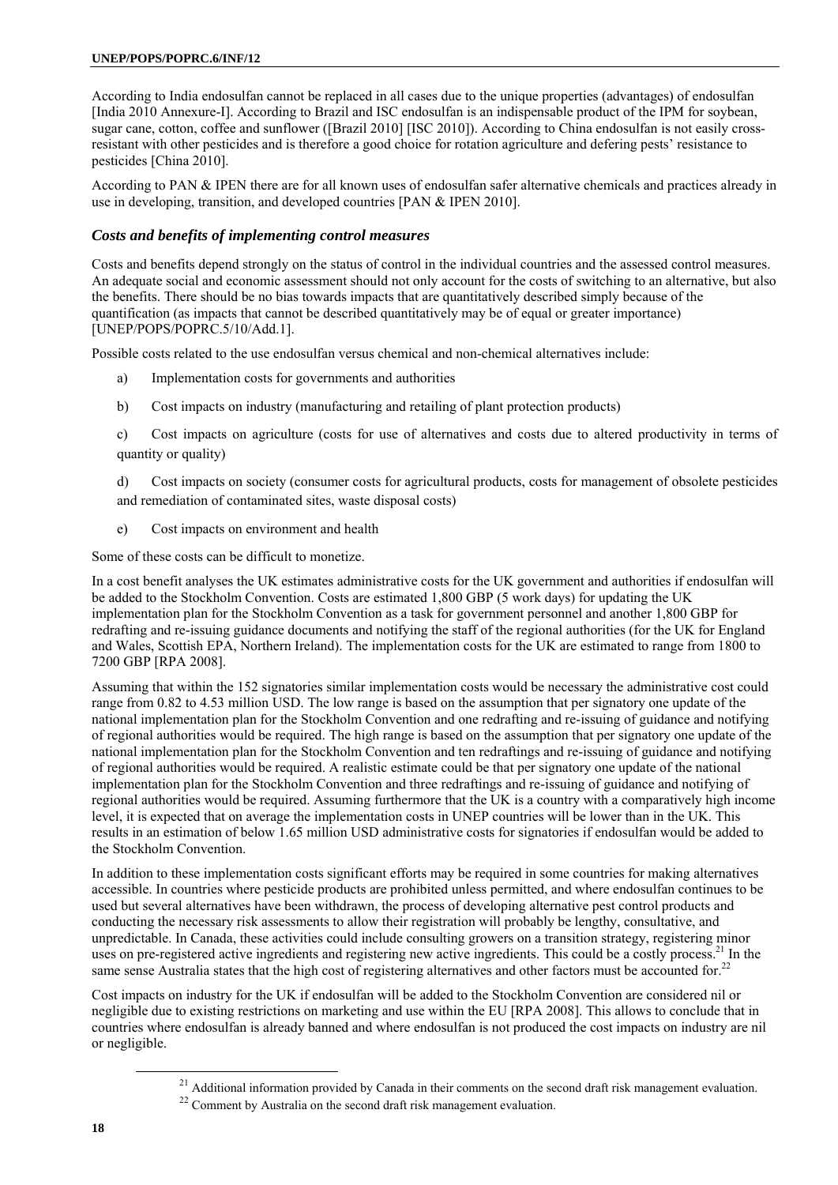According to India endosulfan cannot be replaced in all cases due to the unique properties (advantages) of endosulfan [India 2010 Annexure-I]. According to Brazil and ISC endosulfan is an indispensable product of the IPM for soybean, sugar cane, cotton, coffee and sunflower ([Brazil 2010] [ISC 2010]). According to China endosulfan is not easily cross-resistant with other pesticides and is therefore a good choice for rotation agriculture and defering pests' resistance to pesticides [China 2010].

According to PAN & IPEN there are for all known uses of endosulfan safer alternative chemicals and practices already in use in developing, transition, and developed countries [PAN & IPEN 2010].

### *Costs and benefits of implementing control measures*

Costs and benefits depend strongly on the status of control in the individual countries and the assessed control measures. An adequate social and economic assessment should not only account for the costs of switching to an alternative, but also the benefits. There should be no bias towards impacts that are quantitatively described simply because of the quantification (as impacts that cannot be described quantitatively may be of equal or greater importance) [UNEP/POPS/POPRC.5/10/Add.1].

Possible costs related to the use endosulfan versus chemical and non-chemical alternatives include:

a) Implementation costs for governments and authorities

b) Cost impacts on industry (manufacturing and retailing of plant protection products)

c) Cost impacts on agriculture (costs for use of alternatives and costs due to altered productivity in terms of quantity or quality)

d) Cost impacts on society (consumer costs for agricultural products, costs for management of obsolete pesticides and remediation of contaminated sites, waste disposal costs)

e) Cost impacts on environment and health

Some of these costs can be difficult to monetize.

In a cost benefit analyses the UK estimates administrative costs for the UK government and authorities if endosulfan will be added to the Stockholm Convention. Costs are estimated 1,800 GBP (5 work days) for updating the UK implementation plan for the Stockholm Convention as a task for government personnel and another 1,800 GBP for redrafting and re-issuing guidance documents and notifying the staff of the regional authorities (for the UK for England and Wales, Scottish EPA, Northern Ireland). The implementation costs for the UK are estimated to range from 1800 to 7200 GBP [RPA 2008].

Assuming that within the 152 signatories similar implementation costs would be necessary the administrative cost could range from 0.82 to 4.53 million USD. The low range is based on the assumption that per signatory one update of the national implementation plan for the Stockholm Convention and one redrafting and re-issuing of guidance and notifying of regional authorities would be required. The high range is based on the assumption that per signatory one update of the national implementation plan for the Stockholm Convention and ten redraftings and re-issuing of guidance and notifying of regional authorities would be required. A realistic estimate could be that per signatory one update of the national implementation plan for the Stockholm Convention and three redraftings and re-issuing of guidance and notifying of regional authorities would be required. Assuming furthermore that the UK is a country with a comparatively high income level, it is expected that on average the implementation costs in UNEP countries will be lower than in the UK. This results in an estimation of below 1.65 million USD administrative costs for signatories if endosulfan would be added to the Stockholm Convention.

In addition to these implementation costs significant efforts may be required in some countries for making alternatives accessible. In countries where pesticide products are prohibited unless permitted, and where endosulfan continues to be used but several alternatives have been withdrawn, the process of developing alternative pest control products and conducting the necessary risk assessments to allow their registration will probably be lengthy, consultative, and unpredictable. In Canada, these activities could include consulting growers on a transition strategy, registering minor uses on pre-registered active ingredients and registering new active ingredients. This could be a costly process.[21] In the same sense Australia states that the high cost of registering alternatives and other factors must be accounted for.[22]

Cost impacts on industry for the UK if endosulfan will be added to the Stockholm Convention are considered nil or negligible due to existing restrictions on marketing and use within the EU [RPA 2008]. This allows to conclude that in countries where endosulfan is already banned and where endosulfan is not produced the cost impacts on industry are nil or negligible.

---

[21] Additional information provided by Canada in their comments on the second draft risk management evaluation.

[22] Comment by Australia on the second draft risk management evaluation.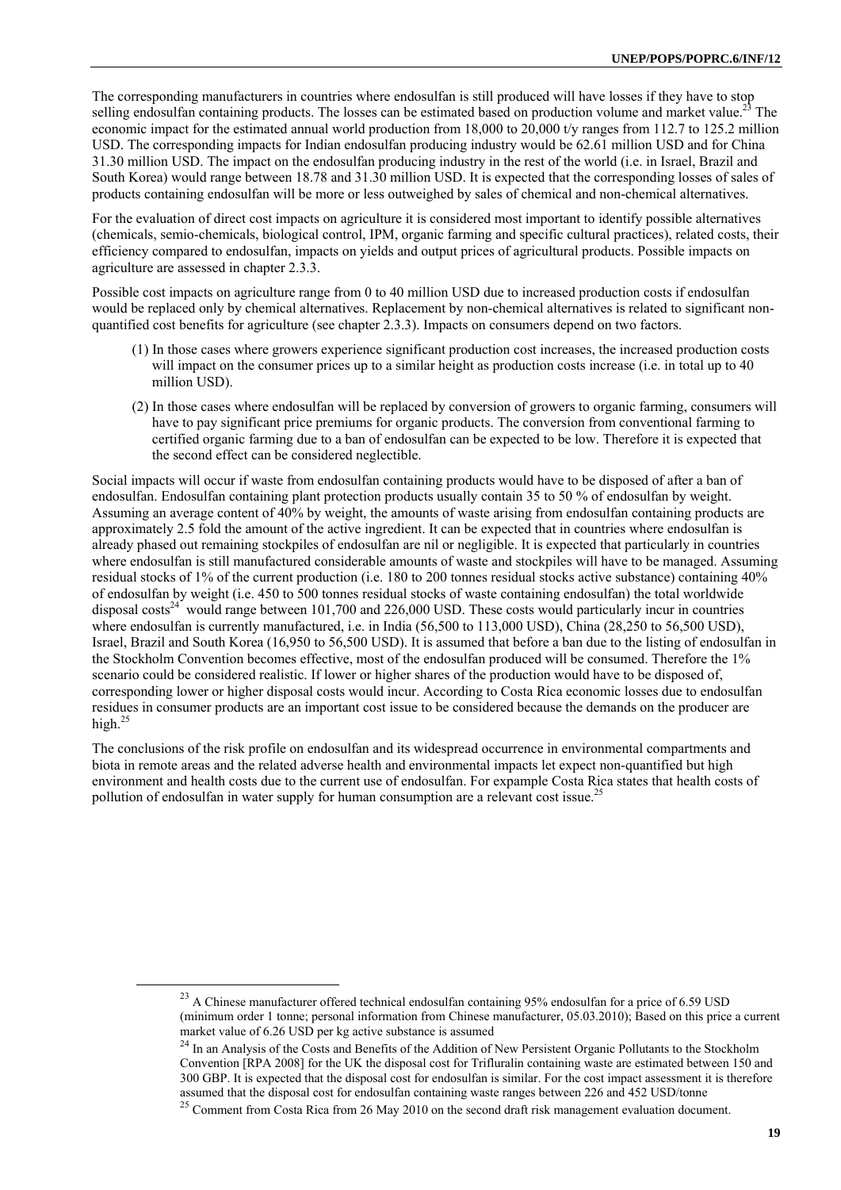The corresponding manufacturers in countries where endosulfan is still produced will have losses if they have to stop selling endosulfan containing products. The losses can be estimated based on production volume and market value.[23] The economic impact for the estimated annual world production from 18,000 to 20,000 t/y ranges from 112.7 to 125.2 million USD. The corresponding impacts for Indian endosulfan producing industry would be 62.61 million USD and for China 31.30 million USD. The impact on the endosulfan producing industry in the rest of the world (i.e. in Israel, Brazil and South Korea) would range between 18.78 and 31.30 million USD. It is expected that the corresponding losses of sales of products containing endosulfan will be more or less outweighed by sales of chemical and non-chemical alternatives.

For the evaluation of direct cost impacts on agriculture it is considered most important to identify possible alternatives (chemicals, semio-chemicals, biological control, IPM, organic farming and specific cultural practices), related costs, their efficiency compared to endosulfan, impacts on yields and output prices of agricultural products. Possible impacts on agriculture are assessed in chapter 2.3.3.

Possible cost impacts on agriculture range from 0 to 40 million USD due to increased production costs if endosulfan would be replaced only by chemical alternatives. Replacement by non-chemical alternatives is related to significant non-quantified cost benefits for agriculture (see chapter 2.3.3). Impacts on consumers depend on two factors.

(1) In those cases where growers experience significant production cost increases, the increased production costs will impact on the consumer prices up to a similar height as production costs increase (i.e. in total up to 40 million USD).

(2) In those cases where endosulfan will be replaced by conversion of growers to organic farming, consumers will have to pay significant price premiums for organic products. The conversion from conventional farming to certified organic farming due to a ban of endosulfan can be expected to be low. Therefore it is expected that the second effect can be considered neglectible.

Social impacts will occur if waste from endosulfan containing products would have to be disposed of after a ban of endosulfan. Endosulfan containing plant protection products usually contain 35 to 50 % of endosulfan by weight. Assuming an average content of 40% by weight, the amounts of waste arising from endosulfan containing products are approximately 2.5 fold the amount of the active ingredient. It can be expected that in countries where endosulfan is already phased out remaining stockpiles of endosulfan are nil or negligible. It is expected that particularly in countries where endosulfan is still manufactured considerable amounts of waste and stockpiles will have to be managed. Assuming residual stocks of 1% of the current production (i.e. 180 to 200 tonnes residual stocks active substance) containing 40% of endosulfan by weight (i.e. 450 to 500 tonnes residual stocks of waste containing endosulfan) the total worldwide disposal costs[24] would range between 101,700 and 226,000 USD. These costs would particularly incur in countries where endosulfan is currently manufactured, i.e. in India (56,500 to 113,000 USD), China (28,250 to 56,500 USD), Israel, Brazil and South Korea (16,950 to 56,500 USD). It is assumed that before a ban due to the listing of endosulfan in the Stockholm Convention becomes effective, most of the endosulfan produced will be consumed. Therefore the 1% scenario could be considered realistic. If lower or higher shares of the production would have to be disposed of, corresponding lower or higher disposal costs would incur. According to Costa Rica economic losses due to endosulfan residues in consumer products are an important cost issue to be considered because the demands on the producer are high.[25]

The conclusions of the risk profile on endosulfan and its widespread occurrence in environmental compartments and biota in remote areas and the related adverse health and environmental impacts let expect non-quantified but high environment and health costs due to the current use of endosulfan. For expample Costa Rica states that health costs of pollution of endosulfan in water supply for human consumption are a relevant cost issue.[25]

---

[23] A Chinese manufacturer offered technical endosulfan containing 95% endosulfan for a price of 6.59 USD (minimum order 1 tonne; personal information from Chinese manufacturer, 05.03.2010); Based on this price a current market value of 6.26 USD per kg active substance is assumed

[24] In an Analysis of the Costs and Benefits of the Addition of New Persistent Organic Pollutants to the Stockholm Convention [RPA 2008] for the UK the disposal cost for Trifluralin containing waste are estimated between 150 and 300 GBP. It is expected that the disposal cost for endosulfan is similar. For the cost impact assessment it is therefore assumed that the disposal cost for endosulfan containing waste ranges between 226 and 452 USD/tonne

[25] Comment from Costa Rica from 26 May 2010 on the second draft risk management evaluation document.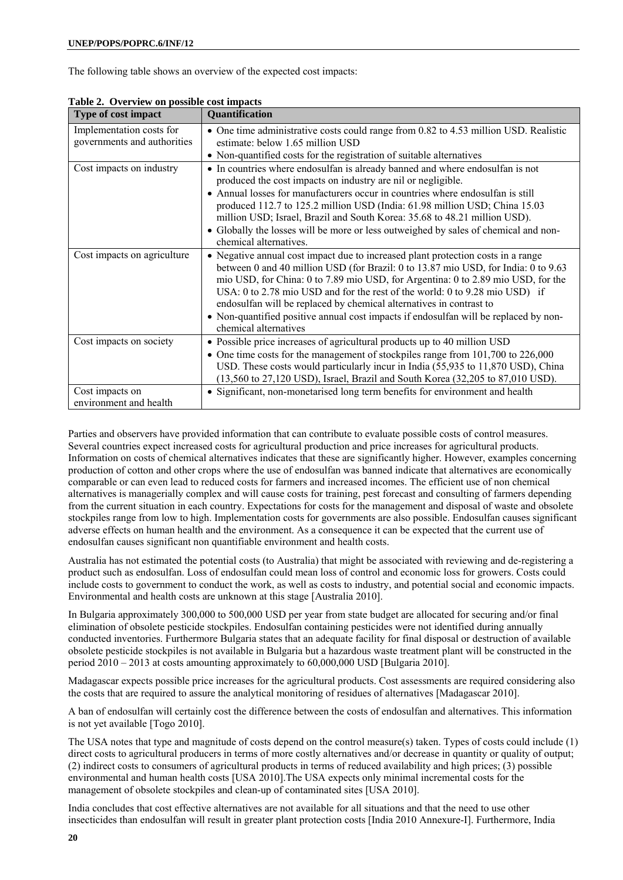The following table shows an overview of the expected cost impacts:

**Table 2. Overview on possible cost impacts**

| Type of cost impact | Quantification |
|---|---|
| Implementation costs for governments and authorities | • One time administrative costs could range from 0.82 to 4.53 million USD. Realistic estimate: below 1.65 million USD<br>• Non-quantified costs for the registration of suitable alternatives |
| Cost impacts on industry | • In countries where endosulfan is already banned and where endosulfan is not produced the cost impacts on industry are nil or negligible.<br>• Annual losses for manufacturers occur in countries where endosulfan is still produced 112.7 to 125.2 million USD (India: 61.98 million USD; China 15.03 million USD; Israel, Brazil and South Korea: 35.68 to 48.21 million USD).<br>• Globally the losses will be more or less outweighed by sales of chemical and non-chemical alternatives. |
| Cost impacts on agriculture | • Negative annual cost impact due to increased plant protection costs in a range between 0 and 40 million USD (for Brazil: 0 to 13.87 mio USD, for India: 0 to 9.63 mio USD, for China: 0 to 7.89 mio USD, for Argentina: 0 to 2.89 mio USD, for the USA: 0 to 2.78 mio USD and for the rest of the world: 0 to 9.28 mio USD) if endosulfan will be replaced by chemical alternatives in contrast to<br>• Non-quantified positive annual cost impacts if endosulfan will be replaced by non-chemical alternatives |
| Cost impacts on society | • Possible price increases of agricultural products up to 40 million USD<br>• One time costs for the management of stockpiles range from 101,700 to 226,000 USD. These costs would particularly incur in India (55,935 to 11,870 USD), China (13,560 to 27,120 USD), Israel, Brazil and South Korea (32,205 to 87,010 USD). |
| Cost impacts on environment and health | • Significant, non-monetarised long term benefits for environment and health |

Parties and observers have provided information that can contribute to evaluate possible costs of control measures. Several countries expect increased costs for agricultural production and price increases for agricultural products. Information on costs of chemical alternatives indicates that these are significantly higher. However, examples concerning production of cotton and other crops where the use of endosulfan was banned indicate that alternatives are economically comparable or can even lead to reduced costs for farmers and increased incomes. The efficient use of non chemical alternatives is managerially complex and will cause costs for training, pest forecast and consulting of farmers depending from the current situation in each country. Expectations for costs for the management and disposal of waste and obsolete stockpiles range from low to high. Implementation costs for governments are also possible. Endosulfan causes significant adverse effects on human health and the environment. As a consequence it can be expected that the current use of endosulfan causes significant non quantifiable environment and health costs.

Australia has not estimated the potential costs (to Australia) that might be associated with reviewing and de-registering a product such as endosulfan. Loss of endosulfan could mean loss of control and economic loss for growers. Costs could include costs to government to conduct the work, as well as costs to industry, and potential social and economic impacts. Environmental and health costs are unknown at this stage [Australia 2010].

In Bulgaria approximately 300,000 to 500,000 USD per year from state budget are allocated for securing and/or final elimination of obsolete pesticide stockpiles. Endosulfan containing pesticides were not identified during annually conducted inventories. Furthermore Bulgaria states that an adequate facility for final disposal or destruction of available obsolete pesticide stockpiles is not available in Bulgaria but a hazardous waste treatment plant will be constructed in the period 2010 – 2013 at costs amounting approximately to 60,000,000 USD [Bulgaria 2010].

Madagascar expects possible price increases for the agricultural products. Cost assessments are required considering also the costs that are required to assure the analytical monitoring of residues of alternatives [Madagascar 2010].

A ban of endosulfan will certainly cost the difference between the costs of endosulfan and alternatives. This information is not yet available [Togo 2010].

The USA notes that type and magnitude of costs depend on the control measure(s) taken. Types of costs could include (1) direct costs to agricultural producers in terms of more costly alternatives and/or decrease in quantity or quality of output; (2) indirect costs to consumers of agricultural products in terms of reduced availability and high prices; (3) possible environmental and human health costs [USA 2010].The USA expects only minimal incremental costs for the management of obsolete stockpiles and clean-up of contaminated sites [USA 2010].

India concludes that cost effective alternatives are not available for all situations and that the need to use other insecticides than endosulfan will result in greater plant protection costs [India 2010 Annexure-I]. Furthermore, India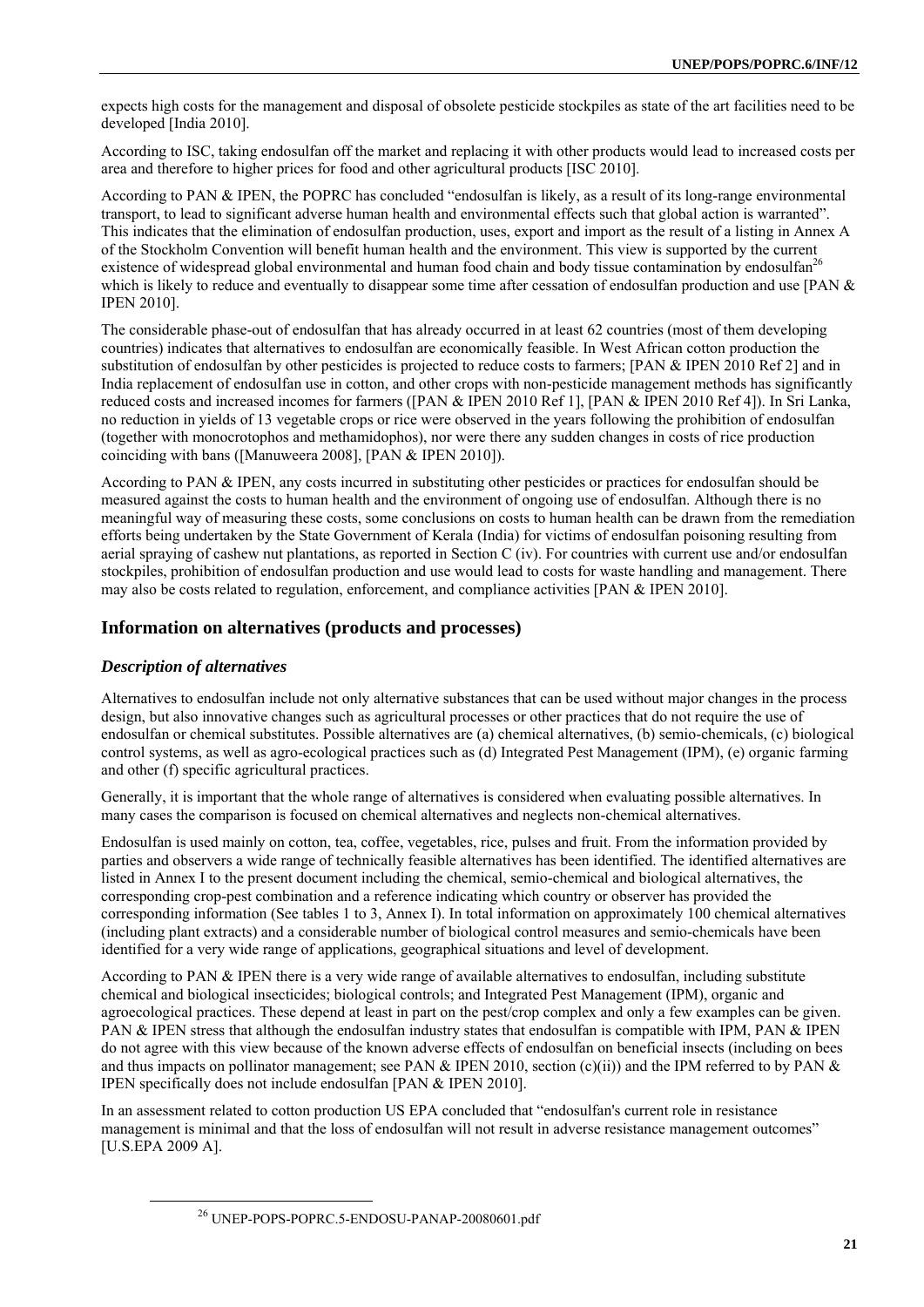expects high costs for the management and disposal of obsolete pesticide stockpiles as state of the art facilities need to be developed [India 2010].

According to ISC, taking endosulfan off the market and replacing it with other products would lead to increased costs per area and therefore to higher prices for food and other agricultural products [ISC 2010].

According to PAN & IPEN, the POPRC has concluded "endosulfan is likely, as a result of its long-range environmental transport, to lead to significant adverse human health and environmental effects such that global action is warranted". This indicates that the elimination of endosulfan production, uses, export and import as the result of a listing in Annex A of the Stockholm Convention will benefit human health and the environment. This view is supported by the current existence of widespread global environmental and human food chain and body tissue contamination by endosulfan[26] which is likely to reduce and eventually to disappear some time after cessation of endosulfan production and use [PAN & IPEN 2010].

The considerable phase-out of endosulfan that has already occurred in at least 62 countries (most of them developing countries) indicates that alternatives to endosulfan are economically feasible. In West African cotton production the substitution of endosulfan by other pesticides is projected to reduce costs to farmers; [PAN & IPEN 2010 Ref 2] and in India replacement of endosulfan use in cotton, and other crops with non-pesticide management methods has significantly reduced costs and increased incomes for farmers ([PAN & IPEN 2010 Ref 1], [PAN & IPEN 2010 Ref 4]). In Sri Lanka, no reduction in yields of 13 vegetable crops or rice were observed in the years following the prohibition of endosulfan (together with monocrotophos and methamidophos), nor were there any sudden changes in costs of rice production coinciding with bans ([Manuweera 2008], [PAN & IPEN 2010]).

According to PAN & IPEN, any costs incurred in substituting other pesticides or practices for endosulfan should be measured against the costs to human health and the environment of ongoing use of endosulfan. Although there is no meaningful way of measuring these costs, some conclusions on costs to human health can be drawn from the remediation efforts being undertaken by the State Government of Kerala (India) for victims of endosulfan poisoning resulting from aerial spraying of cashew nut plantations, as reported in Section C (iv). For countries with current use and/or endosulfan stockpiles, prohibition of endosulfan production and use would lead to costs for waste handling and management. There may also be costs related to regulation, enforcement, and compliance activities [PAN & IPEN 2010].

## Information on alternatives (products and processes)

### *Description of alternatives*

Alternatives to endosulfan include not only alternative substances that can be used without major changes in the process design, but also innovative changes such as agricultural processes or other practices that do not require the use of endosulfan or chemical substitutes. Possible alternatives are (a) chemical alternatives, (b) semio-chemicals, (c) biological control systems, as well as agro-ecological practices such as (d) Integrated Pest Management (IPM), (e) organic farming and other (f) specific agricultural practices.

Generally, it is important that the whole range of alternatives is considered when evaluating possible alternatives. In many cases the comparison is focused on chemical alternatives and neglects non-chemical alternatives.

Endosulfan is used mainly on cotton, tea, coffee, vegetables, rice, pulses and fruit. From the information provided by parties and observers a wide range of technically feasible alternatives has been identified. The identified alternatives are listed in Annex I to the present document including the chemical, semio-chemical and biological alternatives, the corresponding crop-pest combination and a reference indicating which country or observer has provided the corresponding information (See tables 1 to 3, Annex I). In total information on approximately 100 chemical alternatives (including plant extracts) and a considerable number of biological control measures and semio-chemicals have been identified for a very wide range of applications, geographical situations and level of development.

According to PAN & IPEN there is a very wide range of available alternatives to endosulfan, including substitute chemical and biological insecticides; biological controls; and Integrated Pest Management (IPM), organic and agroecological practices. These depend at least in part on the pest/crop complex and only a few examples can be given. PAN & IPEN stress that although the endosulfan industry states that endosulfan is compatible with IPM, PAN & IPEN do not agree with this view because of the known adverse effects of endosulfan on beneficial insects (including on bees and thus impacts on pollinator management; see PAN & IPEN 2010, section (c)(ii)) and the IPM referred to by PAN & IPEN specifically does not include endosulfan [PAN & IPEN 2010].

In an assessment related to cotton production US EPA concluded that "endosulfan's current role in resistance management is minimal and that the loss of endosulfan will not result in adverse resistance management outcomes" [U.S.EPA 2009 A].

[26] UNEP-POPS-POPRC.5-ENDOSU-PANAP-20080601.pdf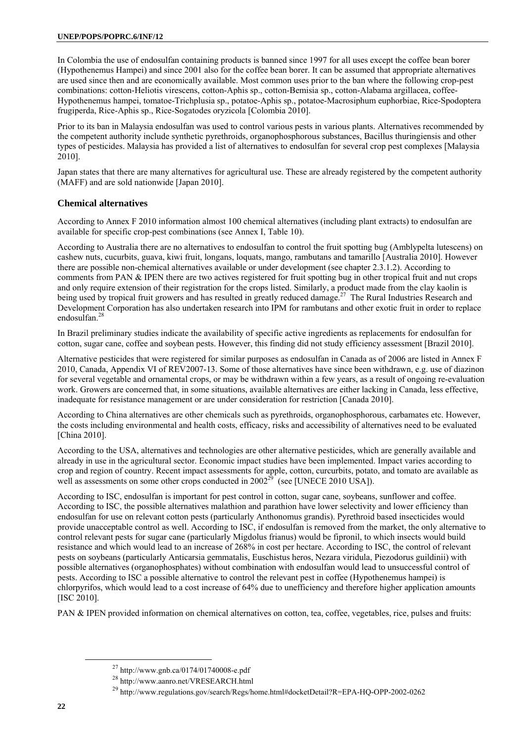In Colombia the use of endosulfan containing products is banned since 1997 for all uses except the coffee bean borer (Hypothenemus Hampei) and since 2001 also for the coffee bean borer. It can be assumed that appropriate alternatives are used since then and are economically available. Most common uses prior to the ban where the following crop-pest combinations: cotton-Heliotis virescens, cotton-Aphis sp., cotton-Bemisia sp., cotton-Alabama argillacea, coffee-Hypothenemus hampei, tomatoe-Trichplusia sp., potatoe-Aphis sp., potatoe-Macrosiphum euphorbiae, Rice-Spodoptera frugiperda, Rice-Aphis sp., Rice-Sogatodes oryzicola [Colombia 2010].

Prior to its ban in Malaysia endosulfan was used to control various pests in various plants. Alternatives recommended by the competent authority include synthetic pyrethroids, organophosphorous substances, Bacillus thuringiensis and other types of pesticides. Malaysia has provided a list of alternatives to endosulfan for several crop pest complexes [Malaysia 2010].

Japan states that there are many alternatives for agricultural use. These are already registered by the competent authority (MAFF) and are sold nationwide [Japan 2010].

### Chemical alternatives

According to Annex F 2010 information almost 100 chemical alternatives (including plant extracts) to endosulfan are available for specific crop-pest combinations (see Annex I, Table 10).

According to Australia there are no alternatives to endosulfan to control the fruit spotting bug (Amblypelta lutescens) on cashew nuts, cucurbits, guava, kiwi fruit, longans, loquats, mango, rambutans and tamarillo [Australia 2010]. However there are possible non-chemical alternatives available or under development (see chapter 2.3.1.2). According to comments from PAN & IPEN there are two actives registered for fruit spotting bug in other tropical fruit and nut crops and only require extension of their registration for the crops listed. Similarly, a product made from the clay kaolin is being used by tropical fruit growers and has resulted in greatly reduced damage.[27] The Rural Industries Research and Development Corporation has also undertaken research into IPM for rambutans and other exotic fruit in order to replace endosulfan.[28]

In Brazil preliminary studies indicate the availability of specific active ingredients as replacements for endosulfan for cotton, sugar cane, coffee and soybean pests. However, this finding did not study efficiency assessment [Brazil 2010].

Alternative pesticides that were registered for similar purposes as endosulfan in Canada as of 2006 are listed in Annex F 2010, Canada, Appendix VI of REV2007-13. Some of those alternatives have since been withdrawn, e.g. use of diazinon for several vegetable and ornamental crops, or may be withdrawn within a few years, as a result of ongoing re-evaluation work. Growers are concerned that, in some situations, available alternatives are either lacking in Canada, less effective, inadequate for resistance management or are under consideration for restriction [Canada 2010].

According to China alternatives are other chemicals such as pyrethroids, organophosphorous, carbamates etc. However, the costs including environmental and health costs, efficacy, risks and accessibility of alternatives need to be evaluated [China 2010].

According to the USA, alternatives and technologies are other alternative pesticides, which are generally available and already in use in the agricultural sector. Economic impact studies have been implemented. Impact varies according to crop and region of country. Recent impact assessments for apple, cotton, curcurbits, potato, and tomato are available as well as assessments on some other crops conducted in 2002[29] (see [UNECE 2010 USA]).

According to ISC, endosulfan is important for pest control in cotton, sugar cane, soybeans, sunflower and coffee. According to ISC, the possible alternatives malathion and parathion have lower selectivity and lower efficiency than endosulfan for use on relevant cotton pests (particularly Anthonomus grandis). Pyrethroid based insecticides would provide unacceptable control as well. According to ISC, if endosulfan is removed from the market, the only alternative to control relevant pests for sugar cane (particularly Migdolus frianus) would be fipronil, to which insects would build resistance and which would lead to an increase of 268% in cost per hectare. According to ISC, the control of relevant pests on soybeans (particularly Anticarsia gemmatalis, Euschistus heros, Nezara viridula, Piezodorus guildinii) with possible alternatives (organophosphates) without combination with endosulfan would lead to unsuccessful control of pests. According to ISC a possible alternative to control the relevant pest in coffee (Hypothenemus hampei) is chlorpyrifos, which would lead to a cost increase of 64% due to unefficiency and therefore higher application amounts [ISC 2010].

PAN & IPEN provided information on chemical alternatives on cotton, tea, coffee, vegetables, rice, pulses and fruits:

[27] http://www.gnb.ca/0174/01740008-e.pdf

[28] http://www.aanro.net/VRESEARCH.html

[29] http://www.regulations.gov/search/Regs/home.html#docketDetail?R=EPA-HQ-OPP-2002-0262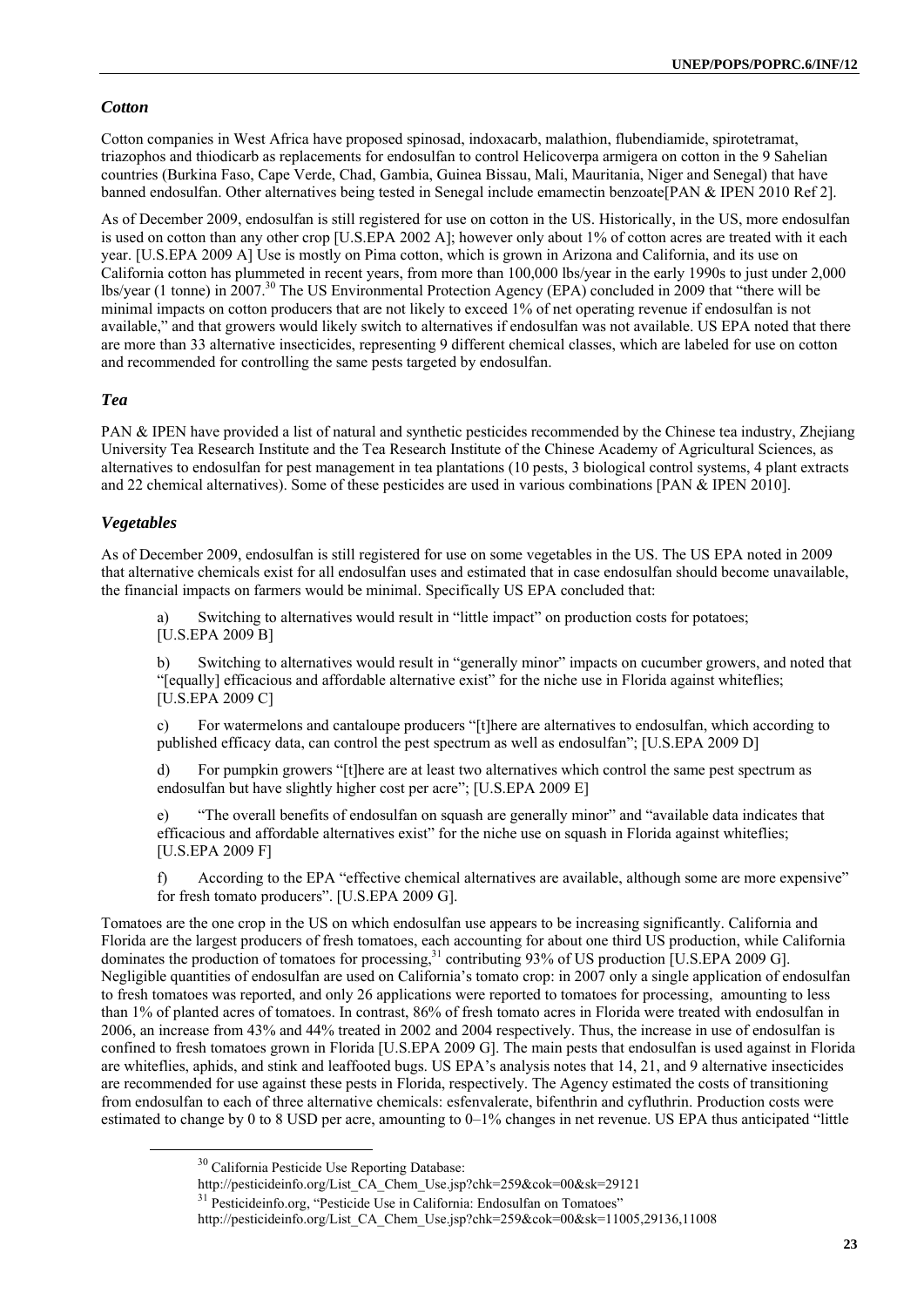### *Cotton*

Cotton companies in West Africa have proposed spinosad, indoxacarb, malathion, flubendiamide, spirotetramat, triazophos and thiodicarb as replacements for endosulfan to control Helicoverpa armigera on cotton in the 9 Sahelian countries (Burkina Faso, Cape Verde, Chad, Gambia, Guinea Bissau, Mali, Mauritania, Niger and Senegal) that have banned endosulfan. Other alternatives being tested in Senegal include emamectin benzoate[PAN & IPEN 2010 Ref 2].

As of December 2009, endosulfan is still registered for use on cotton in the US. Historically, in the US, more endosulfan is used on cotton than any other crop [U.S.EPA 2002 A]; however only about 1% of cotton acres are treated with it each year. [U.S.EPA 2009 A] Use is mostly on Pima cotton, which is grown in Arizona and California, and its use on California cotton has plummeted in recent years, from more than 100,000 lbs/year in the early 1990s to just under 2,000 lbs/year (1 tonne) in 2007.[30] The US Environmental Protection Agency (EPA) concluded in 2009 that "there will be minimal impacts on cotton producers that are not likely to exceed 1% of net operating revenue if endosulfan is not available," and that growers would likely switch to alternatives if endosulfan was not available. US EPA noted that there are more than 33 alternative insecticides, representing 9 different chemical classes, which are labeled for use on cotton and recommended for controlling the same pests targeted by endosulfan.

### *Tea*

PAN & IPEN have provided a list of natural and synthetic pesticides recommended by the Chinese tea industry, Zhejiang University Tea Research Institute and the Tea Research Institute of the Chinese Academy of Agricultural Sciences, as alternatives to endosulfan for pest management in tea plantations (10 pests, 3 biological control systems, 4 plant extracts and 22 chemical alternatives). Some of these pesticides are used in various combinations [PAN & IPEN 2010].

### *Vegetables*

As of December 2009, endosulfan is still registered for use on some vegetables in the US. The US EPA noted in 2009 that alternative chemicals exist for all endosulfan uses and estimated that in case endosulfan should become unavailable, the financial impacts on farmers would be minimal. Specifically US EPA concluded that:

a) Switching to alternatives would result in "little impact" on production costs for potatoes; [U.S.EPA 2009 B]

b) Switching to alternatives would result in "generally minor" impacts on cucumber growers, and noted that "[equally] efficacious and affordable alternative exist" for the niche use in Florida against whiteflies; [U.S.EPA 2009 C]

c) For watermelons and cantaloupe producers "[t]here are alternatives to endosulfan, which according to published efficacy data, can control the pest spectrum as well as endosulfan"; [U.S.EPA 2009 D]

d) For pumpkin growers "[t]here are at least two alternatives which control the same pest spectrum as endosulfan but have slightly higher cost per acre"; [U.S.EPA 2009 E]

e) "The overall benefits of endosulfan on squash are generally minor" and "available data indicates that efficacious and affordable alternatives exist" for the niche use on squash in Florida against whiteflies; [U.S.EPA 2009 F]

f) According to the EPA "effective chemical alternatives are available, although some are more expensive" for fresh tomato producers". [U.S.EPA 2009 G].

Tomatoes are the one crop in the US on which endosulfan use appears to be increasing significantly. California and Florida are the largest producers of fresh tomatoes, each accounting for about one third US production, while California dominates the production of tomatoes for processing,[31] contributing 93% of US production [U.S.EPA 2009 G]. Negligible quantities of endosulfan are used on California's tomato crop: in 2007 only a single application of endosulfan to fresh tomatoes was reported, and only 26 applications were reported to tomatoes for processing, amounting to less than 1% of planted acres of tomatoes. In contrast, 86% of fresh tomato acres in Florida were treated with endosulfan in 2006, an increase from 43% and 44% treated in 2002 and 2004 respectively. Thus, the increase in use of endosulfan is confined to fresh tomatoes grown in Florida [U.S.EPA 2009 G]. The main pests that endosulfan is used against in Florida are whiteflies, aphids, and stink and leaffooted bugs. US EPA's analysis notes that 14, 21, and 9 alternative insecticides are recommended for use against these pests in Florida, respectively. The Agency estimated the costs of transitioning from endosulfan to each of three alternative chemicals: esfenvalerate, bifenthrin and cyfluthrin. Production costs were estimated to change by 0 to 8 USD per acre, amounting to 0–1% changes in net revenue. US EPA thus anticipated "little

[30] California Pesticide Use Reporting Database: http://pesticideinfo.org/List_CA_Chem_Use.jsp?chk=259&cok=00&sk=29121

[31] Pesticideinfo.org, "Pesticide Use in California: Endosulfan on Tomatoes" http://pesticideinfo.org/List_CA_Chem_Use.jsp?chk=259&cok=00&sk=11005,29136,11008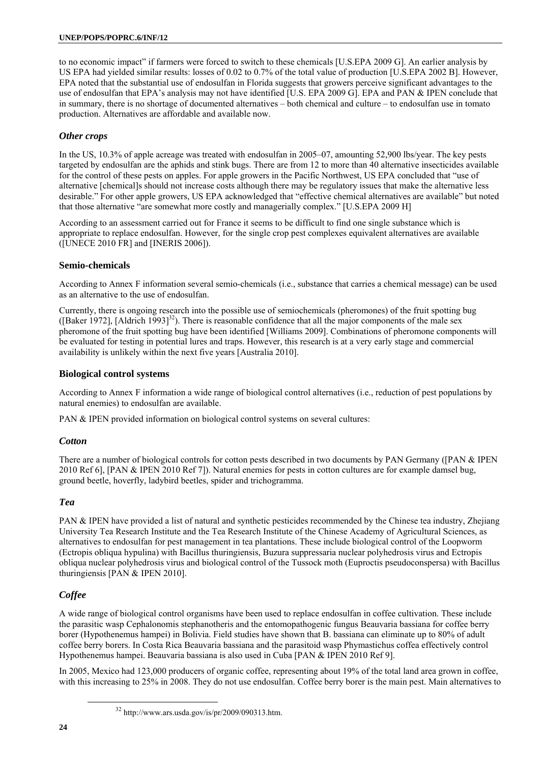to no economic impact" if farmers were forced to switch to these chemicals [U.S.EPA 2009 G]. An earlier analysis by US EPA had yielded similar results: losses of 0.02 to 0.7% of the total value of production [U.S.EPA 2002 B]. However, EPA noted that the substantial use of endosulfan in Florida suggests that growers perceive significant advantages to the use of endosulfan that EPA's analysis may not have identified [U.S. EPA 2009 G]. EPA and PAN & IPEN conclude that in summary, there is no shortage of documented alternatives – both chemical and culture – to endosulfan use in tomato production. Alternatives are affordable and available now.

### *Other crops*

In the US, 10.3% of apple acreage was treated with endosulfan in 2005–07, amounting 52,900 lbs/year. The key pests targeted by endosulfan are the aphids and stink bugs. There are from 12 to more than 40 alternative insecticides available for the control of these pests on apples. For apple growers in the Pacific Northwest, US EPA concluded that "use of alternative [chemical]s should not increase costs although there may be regulatory issues that make the alternative less desirable." For other apple growers, US EPA acknowledged that "effective chemical alternatives are available" but noted that those alternative "are somewhat more costly and managerially complex." [U.S.EPA 2009 H]

According to an assessment carried out for France it seems to be difficult to find one single substance which is appropriate to replace endosulfan. However, for the single crop pest complexes equivalent alternatives are available ([UNECE 2010 FR] and [INERIS 2006]).

### Semio-chemicals

According to Annex F information several semio-chemicals (i.e., substance that carries a chemical message) can be used as an alternative to the use of endosulfan.

Currently, there is ongoing research into the possible use of semiochemicals (pheromones) of the fruit spotting bug ([Baker 1972], [Aldrich 1993][32]). There is reasonable confidence that all the major components of the male sex pheromone of the fruit spotting bug have been identified [Williams 2009]. Combinations of pheromone components will be evaluated for testing in potential lures and traps. However, this research is at a very early stage and commercial availability is unlikely within the next five years [Australia 2010].

### Biological control systems

According to Annex F information a wide range of biological control alternatives (i.e., reduction of pest populations by natural enemies) to endosulfan are available.

PAN & IPEN provided information on biological control systems on several cultures:

### *Cotton*

There are a number of biological controls for cotton pests described in two documents by PAN Germany ([PAN & IPEN 2010 Ref 6], [PAN & IPEN 2010 Ref 7]). Natural enemies for pests in cotton cultures are for example damsel bug, ground beetle, hoverfly, ladybird beetles, spider and trichogramma.

### *Tea*

PAN & IPEN have provided a list of natural and synthetic pesticides recommended by the Chinese tea industry, Zhejiang University Tea Research Institute and the Tea Research Institute of the Chinese Academy of Agricultural Sciences, as alternatives to endosulfan for pest management in tea plantations. These include biological control of the Loopworm (Ectropis obliqua hypulina) with Bacillus thuringiensis, Buzura suppressaria nuclear polyhedrosis virus and Ectropis obliqua nuclear polyhedrosis virus and biological control of the Tussock moth (Euproctis pseudoconspersa) with Bacillus thuringiensis [PAN & IPEN 2010].

### *Coffee*

A wide range of biological control organisms have been used to replace endosulfan in coffee cultivation. These include the parasitic wasp Cephalonomis stephanotheris and the entomopathogenic fungus Beauvaria bassiana for coffee berry borer (Hypothenemus hampei) in Bolivia. Field studies have shown that B. bassiana can eliminate up to 80% of adult coffee berry borers. In Costa Rica Beauvaria bassiana and the parasitoid wasp Phymastichus coffea effectively control Hypothenemus hampei. Beauvaria bassiana is also used in Cuba [PAN & IPEN 2010 Ref 9].

In 2005, Mexico had 123,000 producers of organic coffee, representing about 19% of the total land area grown in coffee, with this increasing to 25% in 2008. They do not use endosulfan. Coffee berry borer is the main pest. Main alternatives to

[32] http://www.ars.usda.gov/is/pr/2009/090313.htm.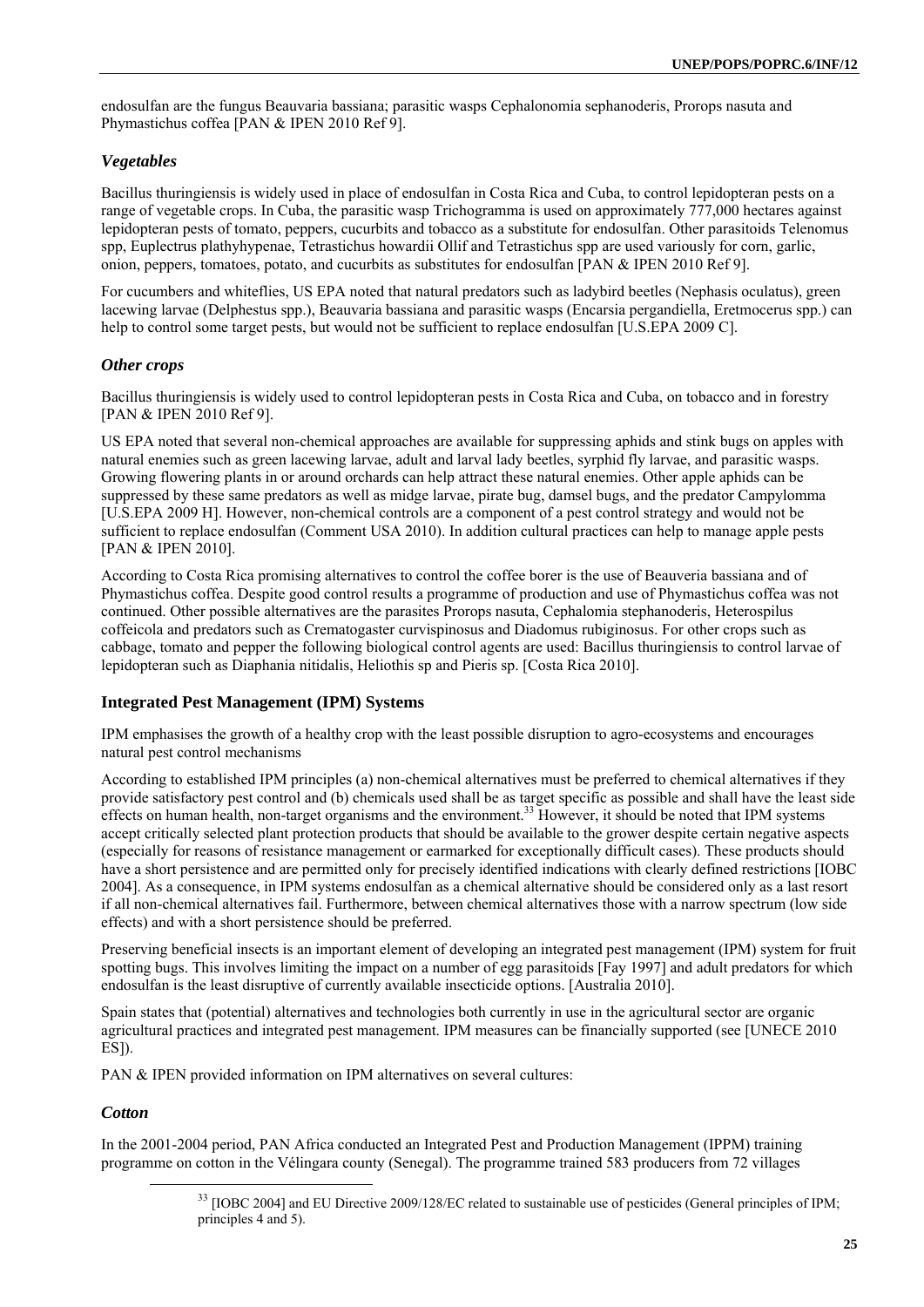endosulfan are the fungus Beauvaria bassiana; parasitic wasps Cephalonomia sephanoderis, Prorops nasuta and Phymastichus coffea [PAN & IPEN 2010 Ref 9].

### *Vegetables*

Bacillus thuringiensis is widely used in place of endosulfan in Costa Rica and Cuba, to control lepidopteran pests on a range of vegetable crops. In Cuba, the parasitic wasp Trichogramma is used on approximately 777,000 hectares against lepidopteran pests of tomato, peppers, cucurbits and tobacco as a substitute for endosulfan. Other parasitoids Telenomus spp, Euplectrus plathyhypenae, Tetrastichus howardii Ollif and Tetrastichus spp are used variously for corn, garlic, onion, peppers, tomatoes, potato, and cucurbits as substitutes for endosulfan [PAN & IPEN 2010 Ref 9].

For cucumbers and whiteflies, US EPA noted that natural predators such as ladybird beetles (Nephasis oculatus), green lacewing larvae (Delphestus spp.), Beauvaria bassiana and parasitic wasps (Encarsia pergandiella, Eretmocerus spp.) can help to control some target pests, but would not be sufficient to replace endosulfan [U.S.EPA 2009 C].

### *Other crops*

Bacillus thuringiensis is widely used to control lepidopteran pests in Costa Rica and Cuba, on tobacco and in forestry [PAN & IPEN 2010 Ref 9].

US EPA noted that several non-chemical approaches are available for suppressing aphids and stink bugs on apples with natural enemies such as green lacewing larvae, adult and larval lady beetles, syrphid fly larvae, and parasitic wasps. Growing flowering plants in or around orchards can help attract these natural enemies. Other apple aphids can be suppressed by these same predators as well as midge larvae, pirate bug, damsel bugs, and the predator Campylomma [U.S.EPA 2009 H]. However, non-chemical controls are a component of a pest control strategy and would not be sufficient to replace endosulfan (Comment USA 2010). In addition cultural practices can help to manage apple pests [PAN & IPEN 2010].

According to Costa Rica promising alternatives to control the coffee borer is the use of Beauveria bassiana and of Phymastichus coffea. Despite good control results a programme of production and use of Phymastichus coffea was not continued. Other possible alternatives are the parasites Prorops nasuta, Cephalomia stephanoderis, Heterospilus coffeicola and predators such as Crematogaster curvispinosus and Diadomus rubiginosus. For other crops such as cabbage, tomato and pepper the following biological control agents are used: Bacillus thuringiensis to control larvae of lepidopteran such as Diaphania nitidalis, Heliothis sp and Pieris sp. [Costa Rica 2010].

## **Integrated Pest Management (IPM) Systems**

IPM emphasises the growth of a healthy crop with the least possible disruption to agro-ecosystems and encourages natural pest control mechanisms

According to established IPM principles (a) non-chemical alternatives must be preferred to chemical alternatives if they provide satisfactory pest control and (b) chemicals used shall be as target specific as possible and shall have the least side effects on human health, non-target organisms and the environment.[33] However, it should be noted that IPM systems accept critically selected plant protection products that should be available to the grower despite certain negative aspects (especially for reasons of resistance management or earmarked for exceptionally difficult cases). These products should have a short persistence and are permitted only for precisely identified indications with clearly defined restrictions [IOBC 2004]. As a consequence, in IPM systems endosulfan as a chemical alternative should be considered only as a last resort if all non-chemical alternatives fail. Furthermore, between chemical alternatives those with a narrow spectrum (low side effects) and with a short persistence should be preferred.

Preserving beneficial insects is an important element of developing an integrated pest management (IPM) system for fruit spotting bugs. This involves limiting the impact on a number of egg parasitoids [Fay 1997] and adult predators for which endosulfan is the least disruptive of currently available insecticide options. [Australia 2010].

Spain states that (potential) alternatives and technologies both currently in use in the agricultural sector are organic agricultural practices and integrated pest management. IPM measures can be financially supported (see [UNECE 2010 ES]).

PAN & IPEN provided information on IPM alternatives on several cultures:

### *Cotton*

In the 2001-2004 period, PAN Africa conducted an Integrated Pest and Production Management (IPPM) training programme on cotton in the Vélingara county (Senegal). The programme trained 583 producers from 72 villages

[33] [IOBC 2004] and EU Directive 2009/128/EC related to sustainable use of pesticides (General principles of IPM; principles 4 and 5).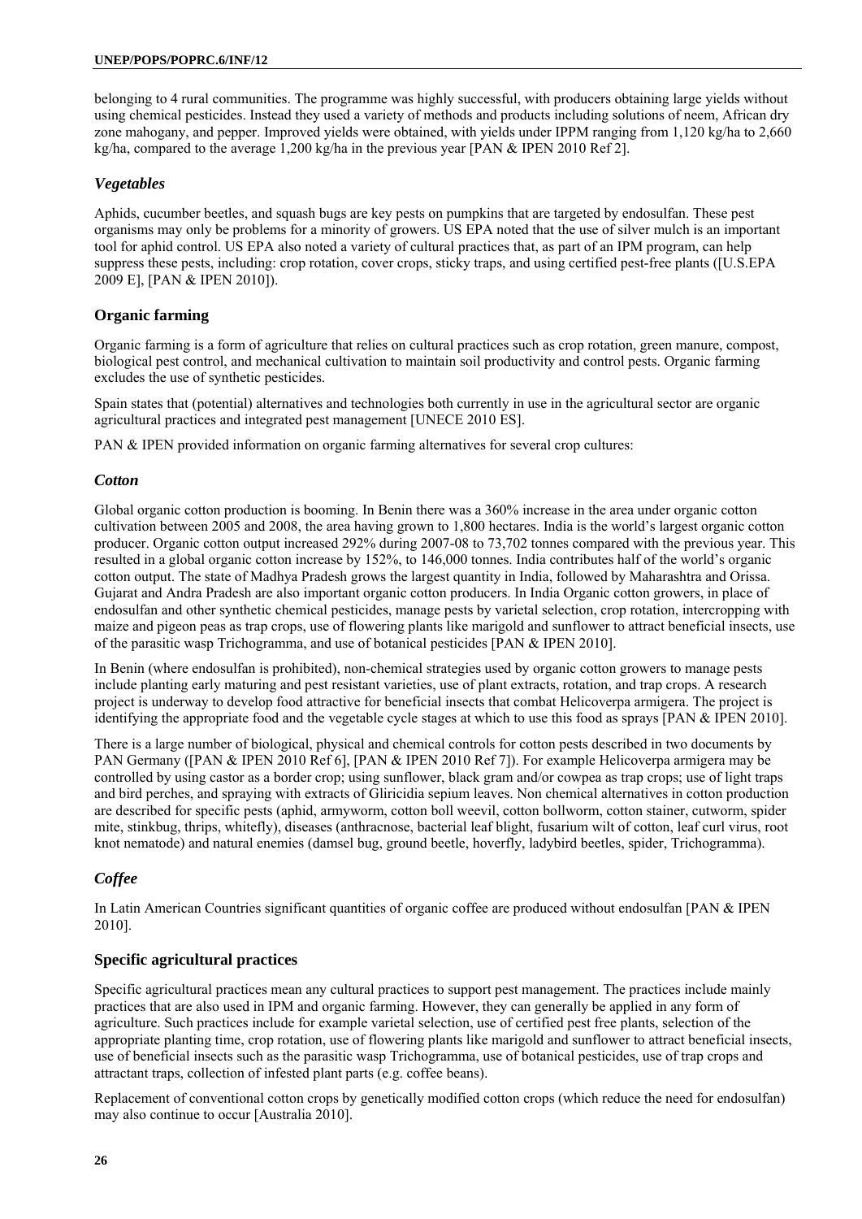belonging to 4 rural communities. The programme was highly successful, with producers obtaining large yields without using chemical pesticides. Instead they used a variety of methods and products including solutions of neem, African dry zone mahogany, and pepper. Improved yields were obtained, with yields under IPPM ranging from 1,120 kg/ha to 2,660 kg/ha, compared to the average 1,200 kg/ha in the previous year [PAN & IPEN 2010 Ref 2].

### *Vegetables*

Aphids, cucumber beetles, and squash bugs are key pests on pumpkins that are targeted by endosulfan. These pest organisms may only be problems for a minority of growers. US EPA noted that the use of silver mulch is an important tool for aphid control. US EPA also noted a variety of cultural practices that, as part of an IPM program, can help suppress these pests, including: crop rotation, cover crops, sticky traps, and using certified pest-free plants ([U.S.EPA 2009 E], [PAN & IPEN 2010]).

## Organic farming

Organic farming is a form of agriculture that relies on cultural practices such as crop rotation, green manure, compost, biological pest control, and mechanical cultivation to maintain soil productivity and control pests. Organic farming excludes the use of synthetic pesticides.

Spain states that (potential) alternatives and technologies both currently in use in the agricultural sector are organic agricultural practices and integrated pest management [UNECE 2010 ES].

PAN & IPEN provided information on organic farming alternatives for several crop cultures:

### *Cotton*

Global organic cotton production is booming. In Benin there was a 360% increase in the area under organic cotton cultivation between 2005 and 2008, the area having grown to 1,800 hectares. India is the world's largest organic cotton producer. Organic cotton output increased 292% during 2007-08 to 73,702 tonnes compared with the previous year. This resulted in a global organic cotton increase by 152%, to 146,000 tonnes. India contributes half of the world's organic cotton output. The state of Madhya Pradesh grows the largest quantity in India, followed by Maharashtra and Orissa. Gujarat and Andra Pradesh are also important organic cotton producers. In India Organic cotton growers, in place of endosulfan and other synthetic chemical pesticides, manage pests by varietal selection, crop rotation, intercropping with maize and pigeon peas as trap crops, use of flowering plants like marigold and sunflower to attract beneficial insects, use of the parasitic wasp Trichogramma, and use of botanical pesticides [PAN & IPEN 2010].

In Benin (where endosulfan is prohibited), non-chemical strategies used by organic cotton growers to manage pests include planting early maturing and pest resistant varieties, use of plant extracts, rotation, and trap crops. A research project is underway to develop food attractive for beneficial insects that combat Helicoverpa armigera. The project is identifying the appropriate food and the vegetable cycle stages at which to use this food as sprays [PAN & IPEN 2010].

There is a large number of biological, physical and chemical controls for cotton pests described in two documents by PAN Germany ([PAN & IPEN 2010 Ref 6], [PAN & IPEN 2010 Ref 7]). For example Helicoverpa armigera may be controlled by using castor as a border crop; using sunflower, black gram and/or cowpea as trap crops; use of light traps and bird perches, and spraying with extracts of Gliricidia sepium leaves. Non chemical alternatives in cotton production are described for specific pests (aphid, armyworm, cotton boll weevil, cotton bollworm, cotton stainer, cutworm, spider mite, stinkbug, thrips, whitefly), diseases (anthracnose, bacterial leaf blight, fusarium wilt of cotton, leaf curl virus, root knot nematode) and natural enemies (damsel bug, ground beetle, hoverfly, ladybird beetles, spider, Trichogramma).

### *Coffee*

In Latin American Countries significant quantities of organic coffee are produced without endosulfan [PAN & IPEN 2010].

## Specific agricultural practices

Specific agricultural practices mean any cultural practices to support pest management. The practices include mainly practices that are also used in IPM and organic farming. However, they can generally be applied in any form of agriculture. Such practices include for example varietal selection, use of certified pest free plants, selection of the appropriate planting time, crop rotation, use of flowering plants like marigold and sunflower to attract beneficial insects, use of beneficial insects such as the parasitic wasp Trichogramma, use of botanical pesticides, use of trap crops and attractant traps, collection of infested plant parts (e.g. coffee beans).

Replacement of conventional cotton crops by genetically modified cotton crops (which reduce the need for endosulfan) may also continue to occur [Australia 2010].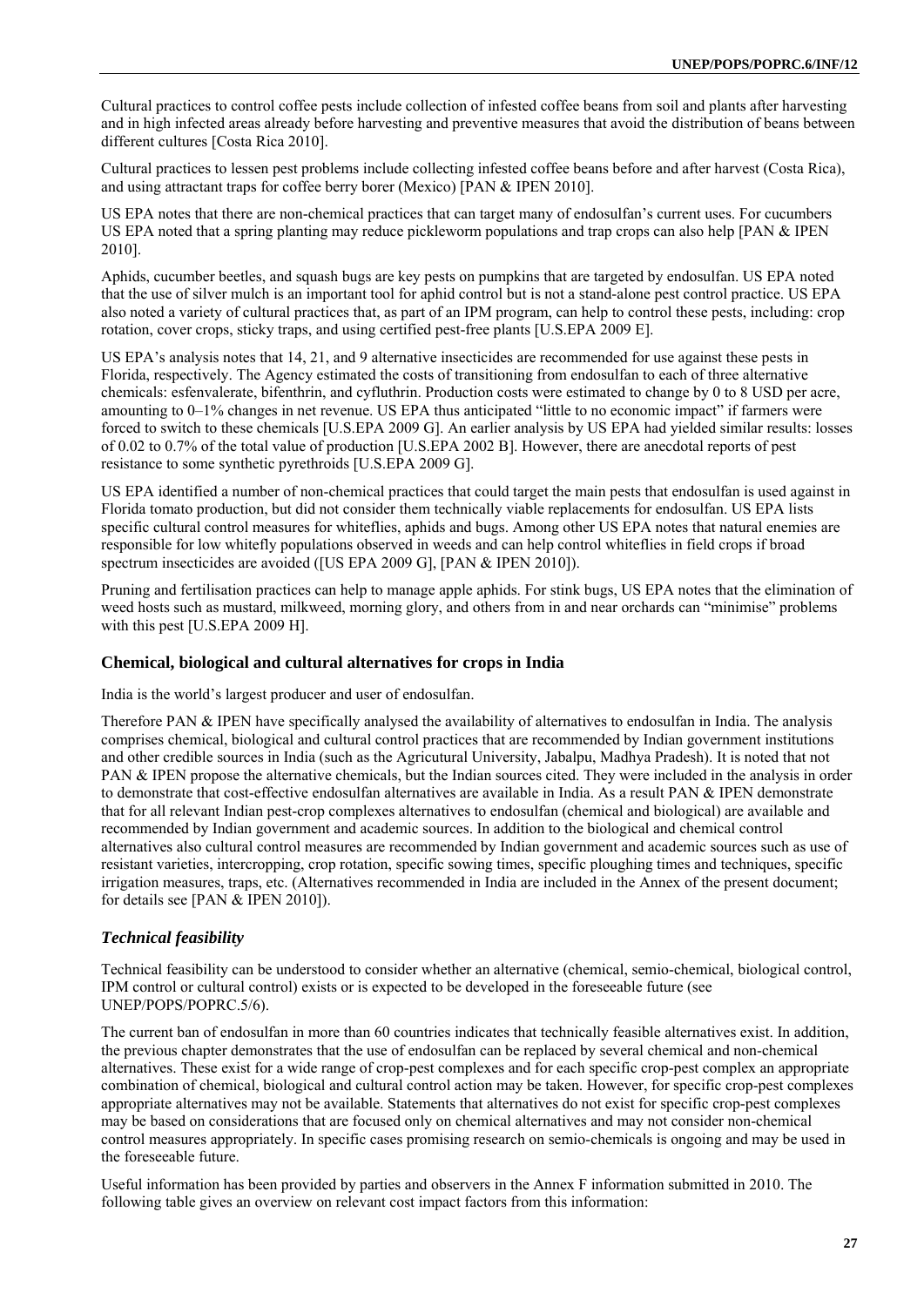Cultural practices to control coffee pests include collection of infested coffee beans from soil and plants after harvesting and in high infected areas already before harvesting and preventive measures that avoid the distribution of beans between different cultures [Costa Rica 2010].

Cultural practices to lessen pest problems include collecting infested coffee beans before and after harvest (Costa Rica), and using attractant traps for coffee berry borer (Mexico) [PAN & IPEN 2010].

US EPA notes that there are non-chemical practices that can target many of endosulfan's current uses. For cucumbers US EPA noted that a spring planting may reduce pickleworm populations and trap crops can also help [PAN & IPEN 2010].

Aphids, cucumber beetles, and squash bugs are key pests on pumpkins that are targeted by endosulfan. US EPA noted that the use of silver mulch is an important tool for aphid control but is not a stand-alone pest control practice. US EPA also noted a variety of cultural practices that, as part of an IPM program, can help to control these pests, including: crop rotation, cover crops, sticky traps, and using certified pest-free plants [U.S.EPA 2009 E].

US EPA's analysis notes that 14, 21, and 9 alternative insecticides are recommended for use against these pests in Florida, respectively. The Agency estimated the costs of transitioning from endosulfan to each of three alternative chemicals: esfenvalerate, bifenthrin, and cyfluthrin. Production costs were estimated to change by 0 to 8 USD per acre, amounting to 0–1% changes in net revenue. US EPA thus anticipated "little to no economic impact" if farmers were forced to switch to these chemicals [U.S.EPA 2009 G]. An earlier analysis by US EPA had yielded similar results: losses of 0.02 to 0.7% of the total value of production [U.S.EPA 2002 B]. However, there are anecdotal reports of pest resistance to some synthetic pyrethroids [U.S.EPA 2009 G].

US EPA identified a number of non-chemical practices that could target the main pests that endosulfan is used against in Florida tomato production, but did not consider them technically viable replacements for endosulfan. US EPA lists specific cultural control measures for whiteflies, aphids and bugs. Among other US EPA notes that natural enemies are responsible for low whitefly populations observed in weeds and can help control whiteflies in field crops if broad spectrum insecticides are avoided ([US EPA 2009 G], [PAN & IPEN 2010]).

Pruning and fertilisation practices can help to manage apple aphids. For stink bugs, US EPA notes that the elimination of weed hosts such as mustard, milkweed, morning glory, and others from in and near orchards can "minimise" problems with this pest [U.S.EPA 2009 H].

### Chemical, biological and cultural alternatives for crops in India

India is the world's largest producer and user of endosulfan.

Therefore PAN & IPEN have specifically analysed the availability of alternatives to endosulfan in India. The analysis comprises chemical, biological and cultural control practices that are recommended by Indian government institutions and other credible sources in India (such as the Agricutural University, Jabalpu, Madhya Pradesh). It is noted that not PAN & IPEN propose the alternative chemicals, but the Indian sources cited. They were included in the analysis in order to demonstrate that cost-effective endosulfan alternatives are available in India. As a result PAN & IPEN demonstrate that for all relevant Indian pest-crop complexes alternatives to endosulfan (chemical and biological) are available and recommended by Indian government and academic sources. In addition to the biological and chemical control alternatives also cultural control measures are recommended by Indian government and academic sources such as use of resistant varieties, intercropping, crop rotation, specific sowing times, specific ploughing times and techniques, specific irrigation measures, traps, etc. (Alternatives recommended in India are included in the Annex of the present document; for details see [PAN & IPEN 2010]).

## *Technical feasibility*

Technical feasibility can be understood to consider whether an alternative (chemical, semio-chemical, biological control, IPM control or cultural control) exists or is expected to be developed in the foreseeable future (see UNEP/POPS/POPRC.5/6).

The current ban of endosulfan in more than 60 countries indicates that technically feasible alternatives exist. In addition, the previous chapter demonstrates that the use of endosulfan can be replaced by several chemical and non-chemical alternatives. These exist for a wide range of crop-pest complexes and for each specific crop-pest complex an appropriate combination of chemical, biological and cultural control action may be taken. However, for specific crop-pest complexes appropriate alternatives may not be available. Statements that alternatives do not exist for specific crop-pest complexes may be based on considerations that are focused only on chemical alternatives and may not consider non-chemical control measures appropriately. In specific cases promising research on semio-chemicals is ongoing and may be used in the foreseeable future.

Useful information has been provided by parties and observers in the Annex F information submitted in 2010. The following table gives an overview on relevant cost impact factors from this information: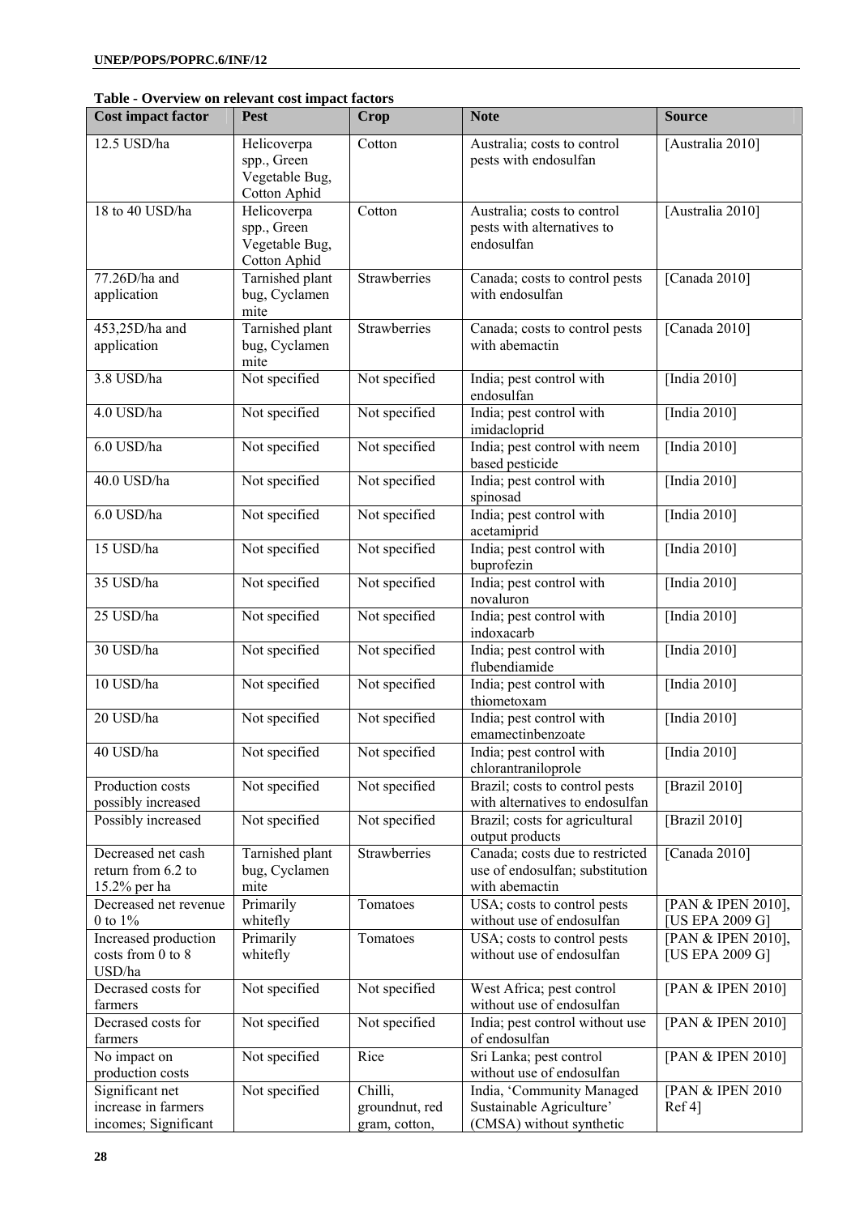**Table - Overview on relevant cost impact factors**

| Cost impact factor | Pest | Crop | Note | Source |
|---|---|---|---|---|
| 12.5 USD/ha | Helicoverpa spp., Green Vegetable Bug, Cotton Aphid | Cotton | Australia; costs to control pests with endosulfan | [Australia 2010] |
| 18 to 40 USD/ha | Helicoverpa spp., Green Vegetable Bug, Cotton Aphid | Cotton | Australia; costs to control pests with alternatives to endosulfan | [Australia 2010] |
| 77.26D/ha and application | Tarnished plant bug, Cyclamen mite | Strawberries | Canada; costs to control pests with endosulfan | [Canada 2010] |
| 453,25D/ha and application | Tarnished plant bug, Cyclamen mite | Strawberries | Canada; costs to control pests with abemactin | [Canada 2010] |
| 3.8 USD/ha | Not specified | Not specified | India; pest control with endosulfan | [India 2010] |
| 4.0 USD/ha | Not specified | Not specified | India; pest control with imidacloprid | [India 2010] |
| 6.0 USD/ha | Not specified | Not specified | India; pest control with neem based pesticide | [India 2010] |
| 40.0 USD/ha | Not specified | Not specified | India; pest control with spinosad | [India 2010] |
| 6.0 USD/ha | Not specified | Not specified | India; pest control with acetamiprid | [India 2010] |
| 15 USD/ha | Not specified | Not specified | India; pest control with buprofezin | [India 2010] |
| 35 USD/ha | Not specified | Not specified | India; pest control with novaluron | [India 2010] |
| 25 USD/ha | Not specified | Not specified | India; pest control with indoxacarb | [India 2010] |
| 30 USD/ha | Not specified | Not specified | India; pest control with flubendiamide | [India 2010] |
| 10 USD/ha | Not specified | Not specified | India; pest control with thiometoxam | [India 2010] |
| 20 USD/ha | Not specified | Not specified | India; pest control with emamectinbenzoate | [India 2010] |
| 40 USD/ha | Not specified | Not specified | India; pest control with chlorantraniloprole | [India 2010] |
| Production costs possibly increased | Not specified | Not specified | Brazil; costs to control pests with alternatives to endosulfan | [Brazil 2010] |
| Possibly increased | Not specified | Not specified | Brazil; costs for agricultural output products | [Brazil 2010] |
| Decreased net cash return from 6.2 to 15.2% per ha | Tarnished plant bug, Cyclamen mite | Strawberries | Canada; costs due to restricted use of endosulfan; substitution with abemactin | [Canada 2010] |
| Decreased net revenue 0 to 1% | Primarily whitefly | Tomatoes | USA; costs to control pests without use of endosulfan | [PAN & IPEN 2010], [US EPA 2009 G] |
| Increased production costs from 0 to 8 USD/ha | Primarily whitefly | Tomatoes | USA; costs to control pests without use of endosulfan | [PAN & IPEN 2010], [US EPA 2009 G] |
| Decrased costs for farmers | Not specified | Not specified | West Africa; pest control without use of endosulfan | [PAN & IPEN 2010] |
| Decrased costs for farmers | Not specified | Not specified | India; pest control without use of endosulfan | [PAN & IPEN 2010] |
| No impact on production costs | Not specified | Rice | Sri Lanka; pest control without use of endosulfan | [PAN & IPEN 2010] |
| Significant net increase in farmers incomes; Significant | Not specified | Chilli, groundnut, red gram, cotton, | India, 'Community Managed Sustainable Agriculture' (CMSA) without synthetic | [PAN & IPEN 2010 Ref 4] |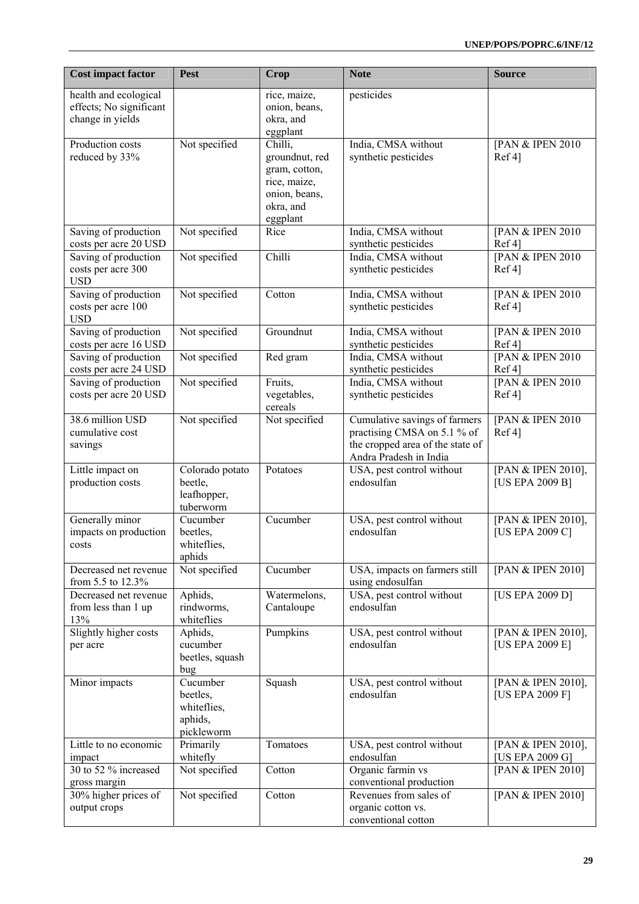| Cost impact factor | Pest | Crop | Note | Source |
|---|---|---|---|---|
| health and ecological effects; No significant change in yields | | rice, maize, onion, beans, okra, and eggplant | pesticides | |
| Production costs reduced by 33% | Not specified | Chilli, groundnut, red gram, cotton, rice, maize, onion, beans, okra, and eggplant | India, CMSA without synthetic pesticides | [PAN & IPEN 2010 Ref 4] |
| Saving of production costs per acre 20 USD | Not specified | Rice | India, CMSA without synthetic pesticides | [PAN & IPEN 2010 Ref 4] |
| Saving of production costs per acre 300 USD | Not specified | Chilli | India, CMSA without synthetic pesticides | [PAN & IPEN 2010 Ref 4] |
| Saving of production costs per acre 100 USD | Not specified | Cotton | India, CMSA without synthetic pesticides | [PAN & IPEN 2010 Ref 4] |
| Saving of production costs per acre 16 USD | Not specified | Groundnut | India, CMSA without synthetic pesticides | [PAN & IPEN 2010 Ref 4] |
| Saving of production costs per acre 24 USD | Not specified | Red gram | India, CMSA without synthetic pesticides | [PAN & IPEN 2010 Ref 4] |
| Saving of production costs per acre 20 USD | Not specified | Fruits, vegetables, cereals | India, CMSA without synthetic pesticides | [PAN & IPEN 2010 Ref 4] |
| 38.6 million USD cumulative cost savings | Not specified | Not specified | Cumulative savings of farmers practising CMSA on 5.1 % of the cropped area of the state of Andra Pradesh in India | [PAN & IPEN 2010 Ref 4] |
| Little impact on production costs | Colorado potato beetle, leafhopper, tuberworm | Potatoes | USA, pest control without endosulfan | [PAN & IPEN 2010], [US EPA 2009 B] |
| Generally minor impacts on production costs | Cucumber beetles, whiteflies, aphids | Cucumber | USA, pest control without endosulfan | [PAN & IPEN 2010], [US EPA 2009 C] |
| Decreased net revenue from 5.5 to 12.3% | Not specified | Cucumber | USA, impacts on farmers still using endosulfan | [PAN & IPEN 2010] |
| Decreased net revenue from less than 1 up 13% | Aphids, rindworms, whiteflies | Watermelons, Cantaloupe | USA, pest control without endosulfan | [US EPA 2009 D] |
| Slightly higher costs per acre | Aphids, cucumber beetles, squash bug | Pumpkins | USA, pest control without endosulfan | [PAN & IPEN 2010], [US EPA 2009 E] |
| Minor impacts | Cucumber beetles, whiteflies, aphids, pickleworm | Squash | USA, pest control without endosulfan | [PAN & IPEN 2010], [US EPA 2009 F] |
| Little to no economic impact | Primarily whitefly | Tomatoes | USA, pest control without endosulfan | [PAN & IPEN 2010], [US EPA 2009 G] |
| 30 to 52 % increased gross margin | Not specified | Cotton | Organic farmin vs conventional production | [PAN & IPEN 2010] |
| 30% higher prices of output crops | Not specified | Cotton | Revenues from sales of organic cotton vs. conventional cotton | [PAN & IPEN 2010] |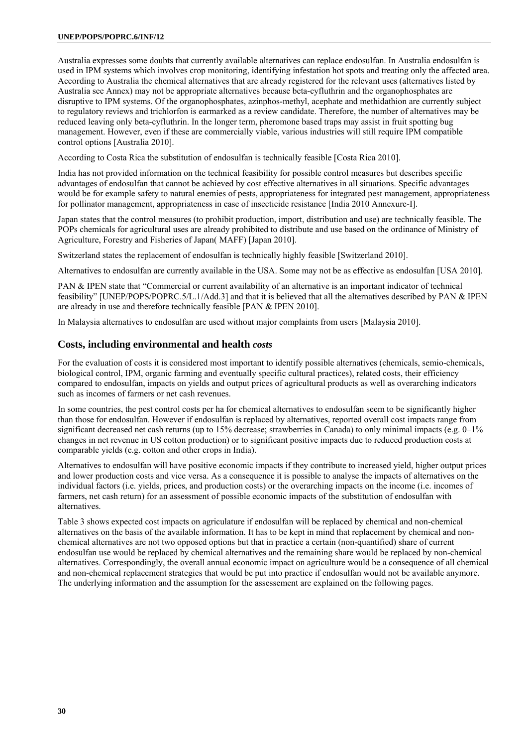Australia expresses some doubts that currently available alternatives can replace endosulfan. In Australia endosulfan is used in IPM systems which involves crop monitoring, identifying infestation hot spots and treating only the affected area. According to Australia the chemical alternatives that are already registered for the relevant uses (alternatives listed by Australia see Annex) may not be appropriate alternatives because beta-cyfluthrin and the organophosphates are disruptive to IPM systems. Of the organophosphates, azinphos-methyl, acephate and methidathion are currently subject to regulatory reviews and trichlorfon is earmarked as a review candidate. Therefore, the number of alternatives may be reduced leaving only beta-cyfluthrin. In the longer term, pheromone based traps may assist in fruit spotting bug management. However, even if these are commercially viable, various industries will still require IPM compatible control options [Australia 2010].

According to Costa Rica the substitution of endosulfan is technically feasible [Costa Rica 2010].

India has not provided information on the technical feasibility for possible control measures but describes specific advantages of endosulfan that cannot be achieved by cost effective alternatives in all situations. Specific advantages would be for example safety to natural enemies of pests, appropriateness for integrated pest management, appropriateness for pollinator management, appropriateness in case of insecticide resistance [India 2010 Annexure-I].

Japan states that the control measures (to prohibit production, import, distribution and use) are technically feasible. The POPs chemicals for agricultural uses are already prohibited to distribute and use based on the ordinance of Ministry of Agriculture, Forestry and Fisheries of Japan( MAFF) [Japan 2010].

Switzerland states the replacement of endosulfan is technically highly feasible [Switzerland 2010].

Alternatives to endosulfan are currently available in the USA. Some may not be as effective as endosulfan [USA 2010].

PAN & IPEN state that "Commercial or current availability of an alternative is an important indicator of technical feasibility" [UNEP/POPS/POPRC.5/L.1/Add.3] and that it is believed that all the alternatives described by PAN & IPEN are already in use and therefore technically feasible [PAN & IPEN 2010].

In Malaysia alternatives to endosulfan are used without major complaints from users [Malaysia 2010].

## Costs, including environmental and health *costs*

For the evaluation of costs it is considered most important to identify possible alternatives (chemicals, semio-chemicals, biological control, IPM, organic farming and eventually specific cultural practices), related costs, their efficiency compared to endosulfan, impacts on yields and output prices of agricultural products as well as overarching indicators such as incomes of farmers or net cash revenues.

In some countries, the pest control costs per ha for chemical alternatives to endosulfan seem to be significantly higher than those for endosulfan. However if endosulfan is replaced by alternatives, reported overall cost impacts range from significant decreased net cash returns (up to 15% decrease; strawberries in Canada) to only minimal impacts (e.g. 0–1% changes in net revenue in US cotton production) or to significant positive impacts due to reduced production costs at comparable yields (e.g. cotton and other crops in India).

Alternatives to endosulfan will have positive economic impacts if they contribute to increased yield, higher output prices and lower production costs and vice versa. As a consequence it is possible to analyse the impacts of alternatives on the individual factors (i.e. yields, prices, and production costs) or the overarching impacts on the income (i.e. incomes of farmers, net cash return) for an assessment of possible economic impacts of the substitution of endosulfan with alternatives.

Table 3 shows expected cost impacts on agriculature if endosulfan will be replaced by chemical and non-chemical alternatives on the basis of the available information. It has to be kept in mind that replacement by chemical and non-chemical alternatives are not two opposed options but that in practice a certain (non-quantified) share of current endosulfan use would be replaced by chemical alternatives and the remaining share would be replaced by non-chemical alternatives. Correspondingly, the overall annual economic impact on agriculture would be a consequence of all chemical and non-chemical replacement strategies that would be put into practice if endosulfan would not be available anymore. The underlying information and the assumption for the assessement are explained on the following pages.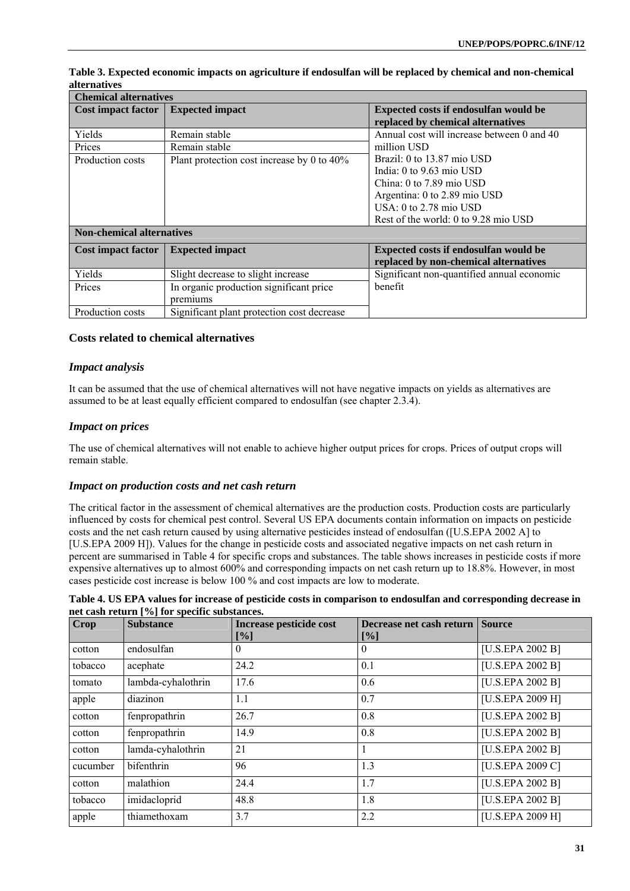**Table 3. Expected economic impacts on agriculture if endosulfan will be replaced by chemical and non-chemical alternatives**

| Chemical alternatives | | |
|---|---|---|
| **Cost impact factor** | **Expected impact** | **Expected costs if endosulfan would be replaced by chemical alternatives** |
| Yields | Remain stable | Annual cost will increase between 0 and 40 million USD<br>Brazil: 0 to 13.87 mio USD<br>India: 0 to 9.63 mio USD<br>China: 0 to 7.89 mio USD<br>Argentina: 0 to 2.89 mio USD<br>USA: 0 to 2.78 mio USD<br>Rest of the world: 0 to 9.28 mio USD |
| Prices | Remain stable | |
| Production costs | Plant protection cost increase by 0 to 40% | |
| **Non-chemical alternatives** | | |
| **Cost impact factor** | **Expected impact** | **Expected costs if endosulfan would be replaced by non-chemical alternatives** |
| Yields | Slight decrease to slight increase | Significant non-quantified annual economic benefit |
| Prices | In organic production significant price premiums | |
| Production costs | Significant plant protection cost decrease | |

### Costs related to chemical alternatives

#### *Impact analysis*

It can be assumed that the use of chemical alternatives will not have negative impacts on yields as alternatives are assumed to be at least equally efficient compared to endosulfan (see chapter 2.3.4).

#### *Impact on prices*

The use of chemical alternatives will not enable to achieve higher output prices for crops. Prices of output crops will remain stable.

#### *Impact on production costs and net cash return*

The critical factor in the assessment of chemical alternatives are the production costs. Production costs are particularly influenced by costs for chemical pest control. Several US EPA documents contain information on impacts on pesticide costs and the net cash return caused by using alternative pesticides instead of endosulfan ([U.S.EPA 2002 A] to [U.S.EPA 2009 H]). Values for the change in pesticide costs and associated negative impacts on net cash return in percent are summarised in Table 4 for specific crops and substances. The table shows increases in pesticide costs if more expensive alternatives up to almost 600% and corresponding impacts on net cash return up to 18.8%. However, in most cases pesticide cost increase is below 100 % and cost impacts are low to moderate.

**Table 4. US EPA values for increase of pesticide costs in comparison to endosulfan and corresponding decrease in net cash return [%] for specific substances.**

| Crop | Substance | Increase pesticide cost [%] | Decrease net cash return [%] | Source |
|---|---|---|---|---|
| cotton | endosulfan | 0 | 0 | [U.S.EPA 2002 B] |
| tobacco | acephate | 24.2 | 0.1 | [U.S.EPA 2002 B] |
| tomato | lambda-cyhalothrin | 17.6 | 0.6 | [U.S.EPA 2002 B] |
| apple | diazinon | 1.1 | 0.7 | [U.S.EPA 2009 H] |
| cotton | fenpropathrin | 26.7 | 0.8 | [U.S.EPA 2002 B] |
| cotton | fenpropathrin | 14.9 | 0.8 | [U.S.EPA 2002 B] |
| cotton | lamda-cyhalothrin | 21 | 1 | [U.S.EPA 2002 B] |
| cucumber | bifenthrin | 96 | 1.3 | [U.S.EPA 2009 C] |
| cotton | malathion | 24.4 | 1.7 | [U.S.EPA 2002 B] |
| tobacco | imidacloprid | 48.8 | 1.8 | [U.S.EPA 2002 B] |
| apple | thiamethoxam | 3.7 | 2.2 | [U.S.EPA 2009 H] |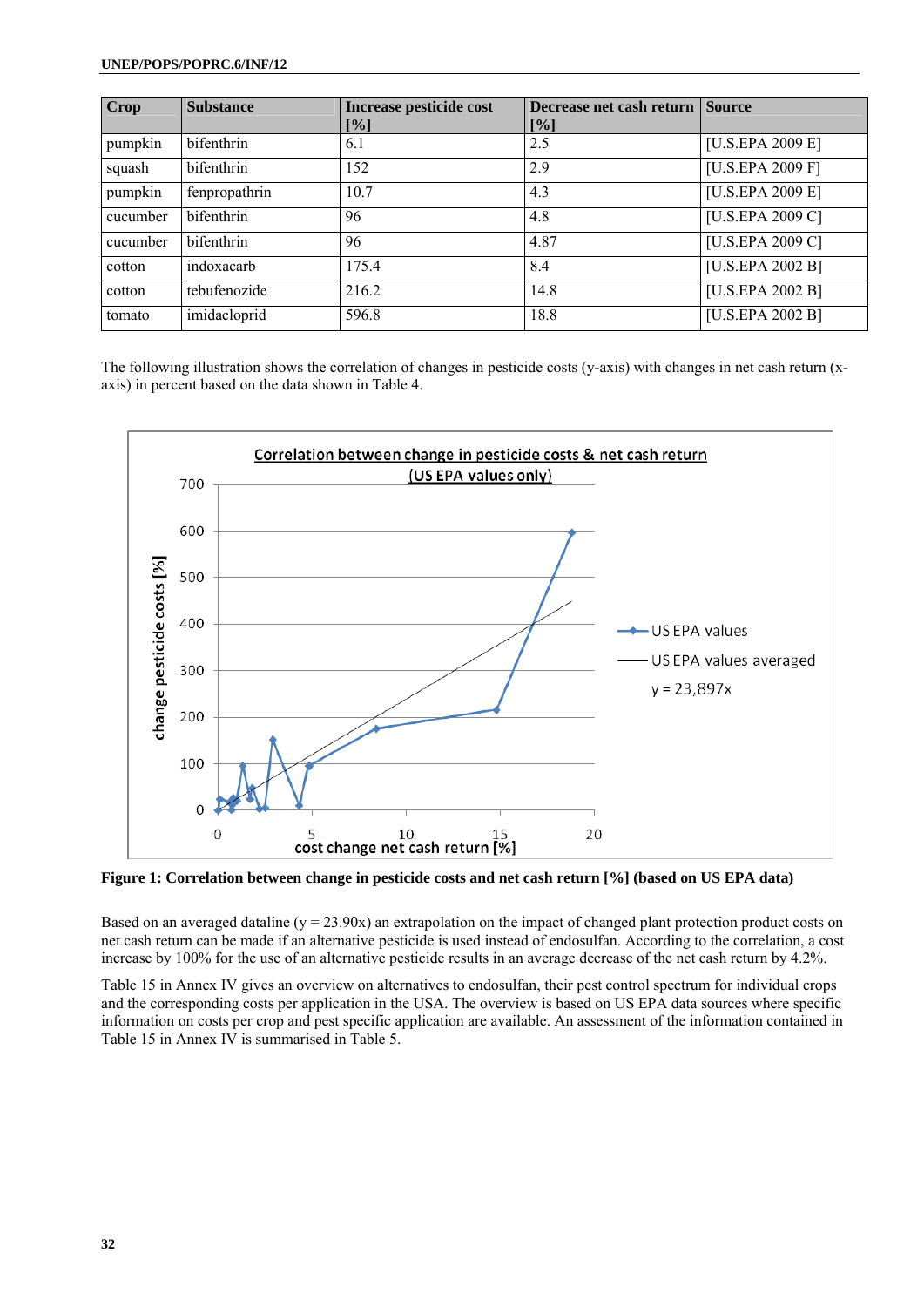| Crop | Substance | Increase pesticide cost [%] | Decrease net cash return [%] | Source |
|---|---|---|---|---|
| pumpkin | bifenthrin | 6.1 | 2.5 | [U.S.EPA 2009 E] |
| squash | bifenthrin | 152 | 2.9 | [U.S.EPA 2009 F] |
| pumpkin | fenpropathrin | 10.7 | 4.3 | [U.S.EPA 2009 E] |
| cucumber | bifenthrin | 96 | 4.8 | [U.S.EPA 2009 C] |
| cucumber | bifenthrin | 96 | 4.87 | [U.S.EPA 2009 C] |
| cotton | indoxacarb | 175.4 | 8.4 | [U.S.EPA 2002 B] |
| cotton | tebufenozide | 216.2 | 14.8 | [U.S.EPA 2002 B] |
| tomato | imidacloprid | 596.8 | 18.8 | [U.S.EPA 2002 B] |

The following illustration shows the correlation of changes in pesticide costs (y-axis) with changes in net cash return (x-axis) in percent based on the data shown in Table 4.

**Figure 1: Correlation between change in pesticide costs and net cash return [%] (based on US EPA data)**

Based on an averaged dataline (y = 23.90x) an extrapolation on the impact of changed plant protection product costs on net cash return can be made if an alternative pesticide is used instead of endosulfan. According to the correlation, a cost increase by 100% for the use of an alternative pesticide results in an average decrease of the net cash return by 4.2%.

Table 15 in Annex IV gives an overview on alternatives to endosulfan, their pest control spectrum for individual crops and the corresponding costs per application in the USA. The overview is based on US EPA data sources where specific information on costs per crop and pest specific application are available. An assessment of the information contained in Table 15 in Annex IV is summarised in Table 5.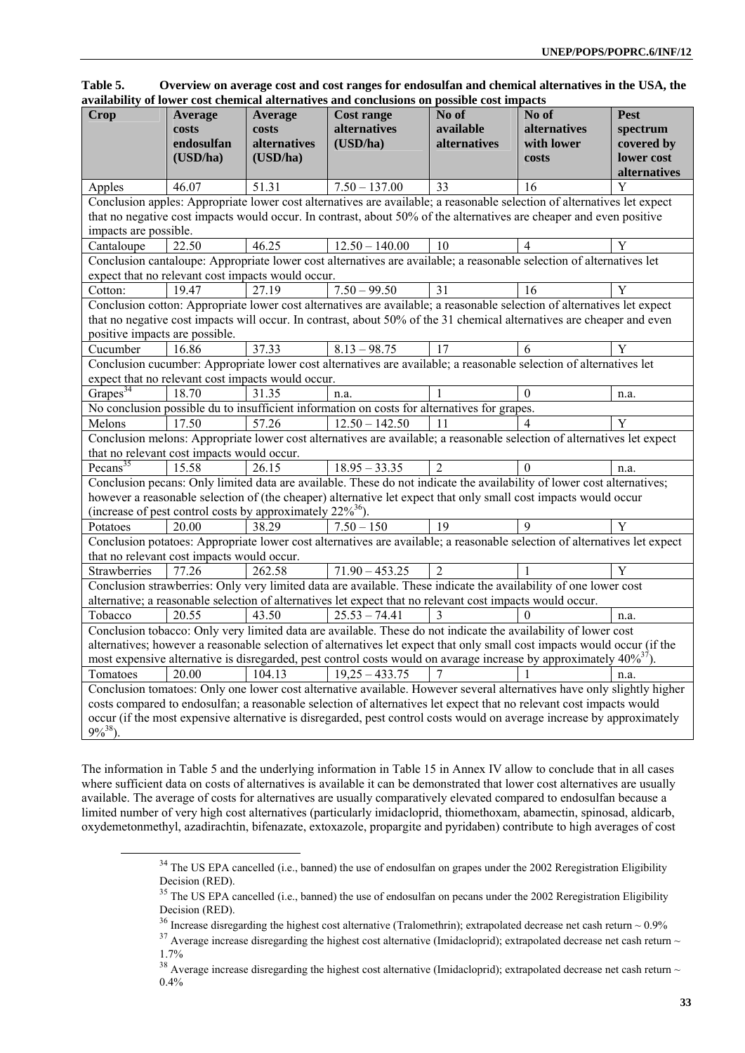**Table 5. Overview on average cost and cost ranges for endosulfan and chemical alternatives in the USA, the availability of lower cost chemical alternatives and conclusions on possible cost impacts**

| Crop | Average costs endosulfan (USD/ha) | Average costs alternatives (USD/ha) | Cost range alternatives (USD/ha) | No of available alternatives | No of alternatives with lower costs | Pest spectrum covered by lower cost alternatives |
|---|---|---|---|---|---|---|
| Apples | 46.07 | 51.31 | 7.50 – 137.00 | 33 | 16 | Y |
| Conclusion apples: Appropriate lower cost alternatives are available; a reasonable selection of alternatives let expect that no negative cost impacts would occur. In contrast, about 50% of the alternatives are cheaper and even positive impacts are possible. | | | | | | |
| Cantaloupe | 22.50 | 46.25 | 12.50 – 140.00 | 10 | 4 | Y |
| Conclusion cantaloupe: Appropriate lower cost alternatives are available; a reasonable selection of alternatives let expect that no relevant cost impacts would occur. | | | | | | |
| Cotton: | 19.47 | 27.19 | 7.50 – 99.50 | 31 | 16 | Y |
| Conclusion cotton: Appropriate lower cost alternatives are available; a reasonable selection of alternatives let expect that no negative cost impacts will occur. In contrast, about 50% of the 31 chemical alternatives are cheaper and even positive impacts are possible. | | | | | | |
| Cucumber | 16.86 | 37.33 | 8.13 – 98.75 | 17 | 6 | Y |
| Conclusion cucumber: Appropriate lower cost alternatives are available; a reasonable selection of alternatives let expect that no relevant cost impacts would occur. | | | | | | |
| Grapes[34] | 18.70 | 31.35 | n.a. | 1 | 0 | n.a. |
| No conclusion possible du to insufficient information on costs for alternatives for grapes. | | | | | | |
| Melons | 17.50 | 57.26 | 12.50 – 142.50 | 11 | 4 | Y |
| Conclusion melons: Appropriate lower cost alternatives are available; a reasonable selection of alternatives let expect that no relevant cost impacts would occur. | | | | | | |
| Pecans[35] | 15.58 | 26.15 | 18.95 – 33.35 | 2 | 0 | n.a. |
| Conclusion pecans: Only limited data are available. These do not indicate the availability of lower cost alternatives; however a reasonable selection of (the cheaper) alternative let expect that only small cost impacts would occur (increase of pest control costs by approximately 22%[36]). | | | | | | |
| Potatoes | 20.00 | 38.29 | 7.50 – 150 | 19 | 9 | Y |
| Conclusion potatoes: Appropriate lower cost alternatives are available; a reasonable selection of alternatives let expect that no relevant cost impacts would occur. | | | | | | |
| Strawberries | 77.26 | 262.58 | 71.90 – 453.25 | 2 | 1 | Y |
| Conclusion strawberries: Only very limited data are available. These indicate the availability of one lower cost alternative; a reasonable selection of alternatives let expect that no relevant cost impacts would occur. | | | | | | |
| Tobacco | 20.55 | 43.50 | 25.53 – 74.41 | 3 | 0 | n.a. |
| Conclusion tobacco: Only very limited data are available. These do not indicate the availability of lower cost alternatives; however a reasonable selection of alternatives let expect that only small cost impacts would occur (if the most expensive alternative is disregarded, pest control costs would on avarage increase by approximately 40%[37]). | | | | | | |
| Tomatoes | 20.00 | 104.13 | 19,25 – 433.75 | 7 | 1 | n.a. |
| Conclusion tomatoes: Only one lower cost alternative available. However several alternatives have only slightly higher costs compared to endosulfan; a reasonable selection of alternatives let expect that no relevant cost impacts would occur (if the most expensive alternative is disregarded, pest control costs would on average increase by approximately 9%[38]). | | | | | | |

The information in Table 5 and the underlying information in Table 15 in Annex IV allow to conclude that in all cases where sufficient data on costs of alternatives is available it can be demonstrated that lower cost alternatives are usually available. The average of costs for alternatives are usually comparatively elevated compared to endosulfan because a limited number of very high cost alternatives (particularly imidacloprid, thiomethoxam, abamectin, spinosad, aldicarb, oxydemetonmethyl, azadirachtin, bifenazate, extoxazole, propargite and pyridaben) contribute to high averages of cost

[34] The US EPA cancelled (i.e., banned) the use of endosulfan on grapes under the 2002 Reregistration Eligibility Decision (RED).

[35] The US EPA cancelled (i.e., banned) the use of endosulfan on pecans under the 2002 Reregistration Eligibility Decision (RED).

[36] Increase disregarding the highest cost alternative (Tralomethrin); extrapolated decrease net cash return ~ 0.9%

[37] Average increase disregarding the highest cost alternative (Imidacloprid); extrapolated decrease net cash return ~ 1.7%

[38] Average increase disregarding the highest cost alternative (Imidacloprid); extrapolated decrease net cash return ~ 0.4%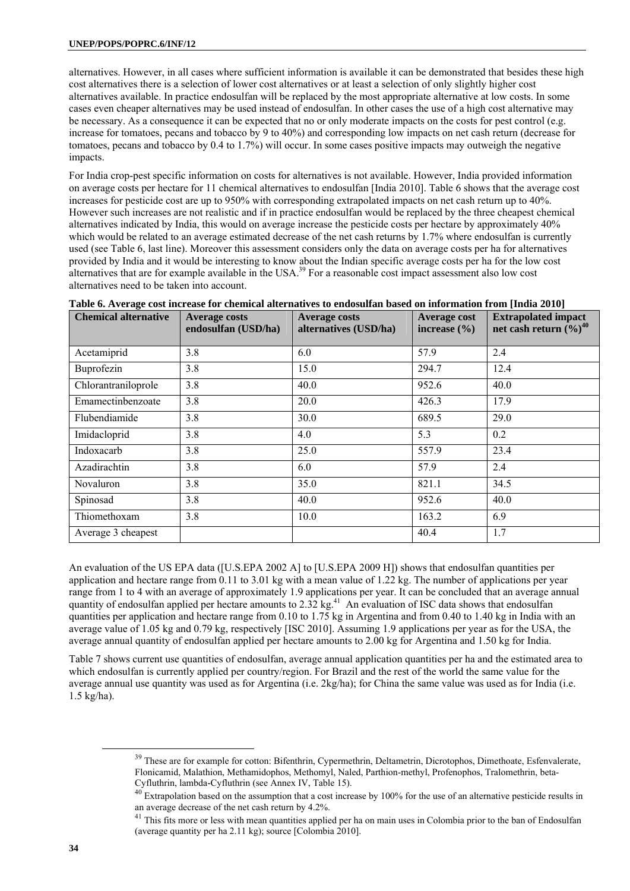alternatives. However, in all cases where sufficient information is available it can be demonstrated that besides these high cost alternatives there is a selection of lower cost alternatives or at least a selection of only slightly higher cost alternatives available. In practice endosulfan will be replaced by the most appropriate alternative at low costs. In some cases even cheaper alternatives may be used instead of endosulfan. In other cases the use of a high cost alternative may be necessary. As a consequence it can be expected that no or only moderate impacts on the costs for pest control (e.g. increase for tomatoes, pecans and tobacco by 9 to 40%) and corresponding low impacts on net cash return (decrease for tomatoes, pecans and tobacco by 0.4 to 1.7%) will occur. In some cases positive impacts may outweigh the negative impacts.

For India crop-pest specific information on costs for alternatives is not available. However, India provided information on average costs per hectare for 11 chemical alternatives to endosulfan [India 2010]. Table 6 shows that the average cost increases for pesticide cost are up to 950% with corresponding extrapolated impacts on net cash return up to 40%. However such increases are not realistic and if in practice endosulfan would be replaced by the three cheapest chemical alternatives indicated by India, this would on average increase the pesticide costs per hectare by approximately 40% which would be related to an average estimated decrease of the net cash returns by 1.7% where endosulfan is currently used (see Table 6, last line). Moreover this assessment considers only the data on average costs per ha for alternatives provided by India and it would be interesting to know about the Indian specific average costs per ha for the low cost alternatives that are for example available in the USA.[39] For a reasonable cost impact assessment also low cost alternatives need to be taken into account.

**Table 6. Average cost increase for chemical alternatives to endosulfan based on information from [India 2010]**

| Chemical alternative | Average costs endosulfan (USD/ha) | Average costs alternatives (USD/ha) | Average cost increase (%) | Extrapolated impact net cash return (%)[40] |
|---|---|---|---|---|
| Acetamiprid | 3.8 | 6.0 | 57.9 | 2.4 |
| Buprofezin | 3.8 | 15.0 | 294.7 | 12.4 |
| Chlorantraniloprole | 3.8 | 40.0 | 952.6 | 40.0 |
| Emamectinbenzoate | 3.8 | 20.0 | 426.3 | 17.9 |
| Flubendiamide | 3.8 | 30.0 | 689.5 | 29.0 |
| Imidacloprid | 3.8 | 4.0 | 5.3 | 0.2 |
| Indoxacarb | 3.8 | 25.0 | 557.9 | 23.4 |
| Azadirachtin | 3.8 | 6.0 | 57.9 | 2.4 |
| Novaluron | 3.8 | 35.0 | 821.1 | 34.5 |
| Spinosad | 3.8 | 40.0 | 952.6 | 40.0 |
| Thiomethoxam | 3.8 | 10.0 | 163.2 | 6.9 |
| Average 3 cheapest | | | 40.4 | 1.7 |

An evaluation of the US EPA data ([U.S.EPA 2002 A] to [U.S.EPA 2009 H]) shows that endosulfan quantities per application and hectare range from 0.11 to 3.01 kg with a mean value of 1.22 kg. The number of applications per year range from 1 to 4 with an average of approximately 1.9 applications per year. It can be concluded that an average annual quantity of endosulfan applied per hectare amounts to 2.32 kg.[41] An evaluation of ISC data shows that endosulfan quantities per application and hectare range from 0.10 to 1.75 kg in Argentina and from 0.40 to 1.40 kg in India with an average value of 1.05 kg and 0.79 kg, respectively [ISC 2010]. Assuming 1.9 applications per year as for the USA, the average annual quantity of endosulfan applied per hectare amounts to 2.00 kg for Argentina and 1.50 kg for India.

Table 7 shows current use quantities of endosulfan, average annual application quantities per ha and the estimated area to which endosulfan is currently applied per country/region. For Brazil and the rest of the world the same value for the average annual use quantity was used as for Argentina (i.e. 2kg/ha); for China the same value was used as for India (i.e. 1.5 kg/ha).

---

[39] These are for example for cotton: Bifenthrin, Cypermethrin, Deltametrin, Dicrotophos, Dimethoate, Esfenvalerate, Flonicamid, Malathion, Methamidophos, Methomyl, Naled, Parthion-methyl, Profenophos, Tralomethrin, beta-Cyfluthrin, lambda-Cyfluthrin (see Annex IV, Table 15).

[40] Extrapolation based on the assumption that a cost increase by 100% for the use of an alternative pesticide results in an average decrease of the net cash return by 4.2%.

[41] This fits more or less with mean quantities applied per ha on main uses in Colombia prior to the ban of Endosulfan (average quantity per ha 2.11 kg); source [Colombia 2010].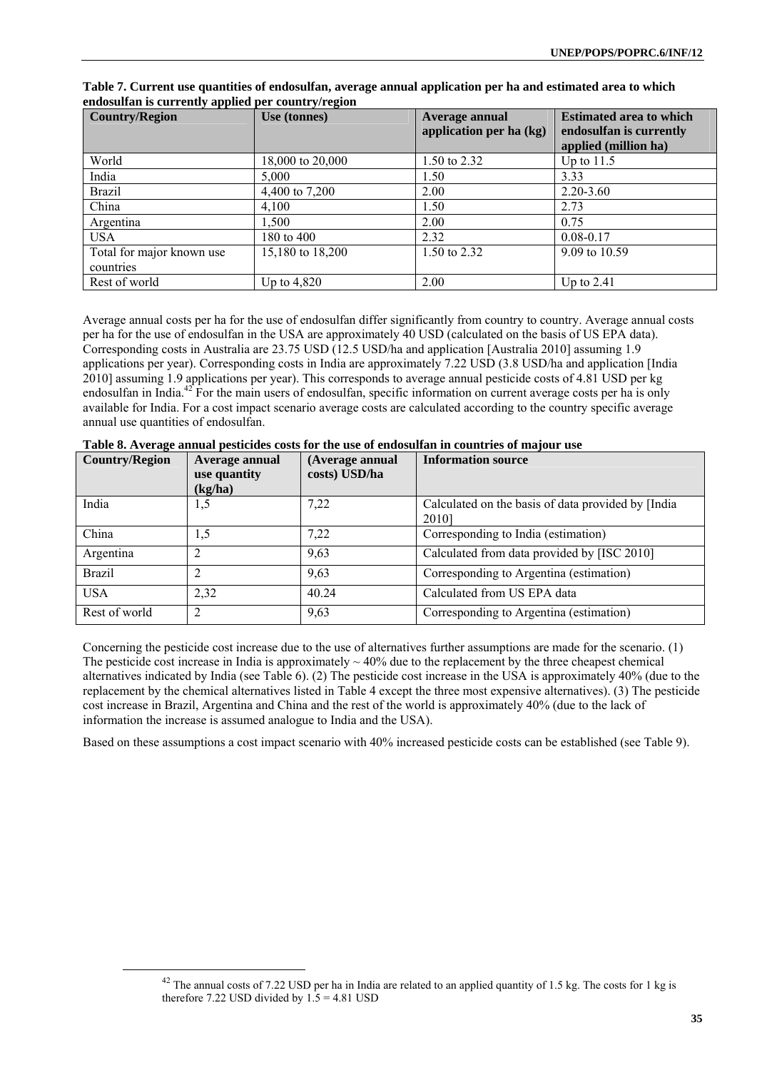**Table 7. Current use quantities of endosulfan, average annual application per ha and estimated area to which endosulfan is currently applied per country/region**

| Country/Region | Use (tonnes) | Average annual application per ha (kg) | Estimated area to which endosulfan is currently applied (million ha) |
|---|---|---|---|
| World | 18,000 to 20,000 | 1.50 to 2.32 | Up to 11.5 |
| India | 5,000 | 1.50 | 3.33 |
| Brazil | 4,400 to 7,200 | 2.00 | 2.20-3.60 |
| China | 4,100 | 1.50 | 2.73 |
| Argentina | 1,500 | 2.00 | 0.75 |
| USA | 180 to 400 | 2.32 | 0.08-0.17 |
| Total for major known use countries | 15,180 to 18,200 | 1.50 to 2.32 | 9.09 to 10.59 |
| Rest of world | Up to 4,820 | 2.00 | Up to 2.41 |

Average annual costs per ha for the use of endosulfan differ significantly from country to country. Average annual costs per ha for the use of endosulfan in the USA are approximately 40 USD (calculated on the basis of US EPA data). Corresponding costs in Australia are 23.75 USD (12.5 USD/ha and application [Australia 2010] assuming 1.9 applications per year). Corresponding costs in India are approximately 7.22 USD (3.8 USD/ha and application [India 2010] assuming 1.9 applications per year). This corresponds to average annual pesticide costs of 4.81 USD per kg endosulfan in India.[42] For the main users of endosulfan, specific information on current average costs per ha is only available for India. For a cost impact scenario average costs are calculated according to the country specific average annual use quantities of endosulfan.

**Table 8. Average annual pesticides costs for the use of endosulfan in countries of majour use**

| Country/Region | Average annual use quantity (kg/ha) | (Average annual costs) USD/ha | Information source |
|---|---|---|---|
| India | 1,5 | 7,22 | Calculated on the basis of data provided by [India 2010] |
| China | 1,5 | 7,22 | Corresponding to India (estimation) |
| Argentina | 2 | 9,63 | Calculated from data provided by [ISC 2010] |
| Brazil | 2 | 9,63 | Corresponding to Argentina (estimation) |
| USA | 2,32 | 40.24 | Calculated from US EPA data |
| Rest of world | 2 | 9,63 | Corresponding to Argentina (estimation) |

Concerning the pesticide cost increase due to the use of alternatives further assumptions are made for the scenario. (1) The pesticide cost increase in India is approximately ~ 40% due to the replacement by the three cheapest chemical alternatives indicated by India (see Table 6). (2) The pesticide cost increase in the USA is approximately 40% (due to the replacement by the chemical alternatives listed in Table 4 except the three most expensive alternatives). (3) The pesticide cost increase in Brazil, Argentina and China and the rest of the world is approximately 40% (due to the lack of information the increase is assumed analogue to India and the USA).

Based on these assumptions a cost impact scenario with 40% increased pesticide costs can be established (see Table 9).

[42] The annual costs of 7.22 USD per ha in India are related to an applied quantity of 1.5 kg. The costs for 1 kg is therefore 7.22 USD divided by 1.5 = 4.81 USD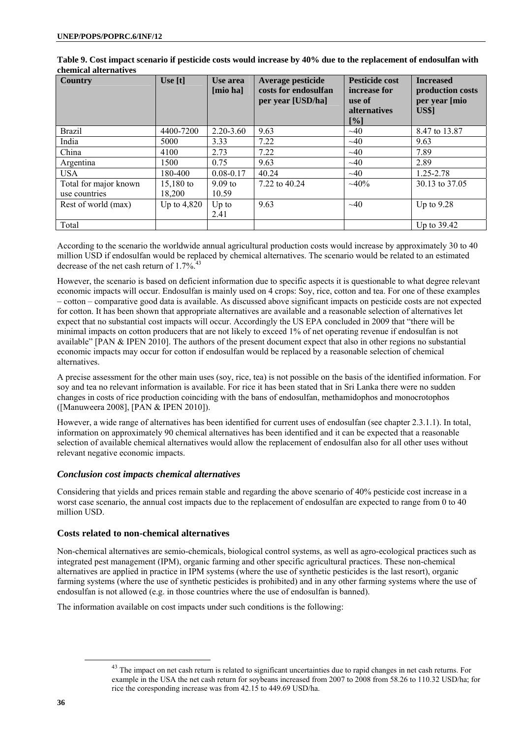**Table 9. Cost impact scenario if pesticide costs would increase by 40% due to the replacement of endosulfan with chemical alternatives**

| Country | Use [t] | Use area [mio ha] | Average pesticide costs for endosulfan per year [USD/ha] | Pesticide cost increase for use of alternatives [%] | Increased production costs per year [mio US$] |
|---|---|---|---|---|---|
| Brazil | 4400-7200 | 2.20-3.60 | 9.63 | ~40 | 8.47 to 13.87 |
| India | 5000 | 3.33 | 7.22 | ~40 | 9.63 |
| China | 4100 | 2.73 | 7.22 | ~40 | 7.89 |
| Argentina | 1500 | 0.75 | 9.63 | ~40 | 2.89 |
| USA | 180-400 | 0.08-0.17 | 40.24 | ~40 | 1.25-2.78 |
| Total for major known use countries | 15,180 to 18,200 | 9.09 to 10.59 | 7.22 to 40.24 | ~40% | 30.13 to 37.05 |
| Rest of world (max) | Up to 4,820 | Up to 2.41 | 9.63 | ~40 | Up to 9.28 |
| Total | | | | | Up to 39.42 |

According to the scenario the worldwide annual agricultural production costs would increase by approximately 30 to 40 million USD if endosulfan would be replaced by chemical alternatives. The scenario would be related to an estimated decrease of the net cash return of 1.7%.[43]

However, the scenario is based on deficient information due to specific aspects it is questionable to what degree relevant economic impacts will occur. Endosulfan is mainly used on 4 crops: Soy, rice, cotton and tea. For one of these examples – cotton – comparative good data is available. As discussed above significant impacts on pesticide costs are not expected for cotton. It has been shown that appropriate alternatives are available and a reasonable selection of alternatives let expect that no substantial cost impacts will occur. Accordingly the US EPA concluded in 2009 that "there will be minimal impacts on cotton producers that are not likely to exceed 1% of net operating revenue if endosulfan is not available" [PAN & IPEN 2010]. The authors of the present document expect that also in other regions no substantial economic impacts may occur for cotton if endosulfan would be replaced by a reasonable selection of chemical alternatives.

A precise assessment for the other main uses (soy, rice, tea) is not possible on the basis of the identified information. For soy and tea no relevant information is available. For rice it has been stated that in Sri Lanka there were no sudden changes in costs of rice production coinciding with the bans of endosulfan, methamidophos and monocrotophos ([Manuweera 2008], [PAN & IPEN 2010]).

However, a wide range of alternatives has been identified for current uses of endosulfan (see chapter 2.3.1.1). In total, information on approximately 90 chemical alternatives has been identified and it can be expected that a reasonable selection of available chemical alternatives would allow the replacement of endosulfan also for all other uses without relevant negative economic impacts.

### *Conclusion cost impacts chemical alternatives*

Considering that yields and prices remain stable and regarding the above scenario of 40% pesticide cost increase in a worst case scenario, the annual cost impacts due to the replacement of endosulfan are expected to range from 0 to 40 million USD.

### Costs related to non-chemical alternatives

Non-chemical alternatives are semio-chemicals, biological control systems, as well as agro-ecological practices such as integrated pest management (IPM), organic farming and other specific agricultural practices. These non-chemical alternatives are applied in practice in IPM systems (where the use of synthetic pesticides is the last resort), organic farming systems (where the use of synthetic pesticides is prohibited) and in any other farming systems where the use of endosulfan is not allowed (e.g. in those countries where the use of endosulfan is banned).

The information available on cost impacts under such conditions is the following:

[43] The impact on net cash return is related to significant uncertainties due to rapid changes in net cash returns. For example in the USA the net cash return for soybeans increased from 2007 to 2008 from 58.26 to 110.32 USD/ha; for rice the coresponding increase was from 42.15 to 449.69 USD/ha.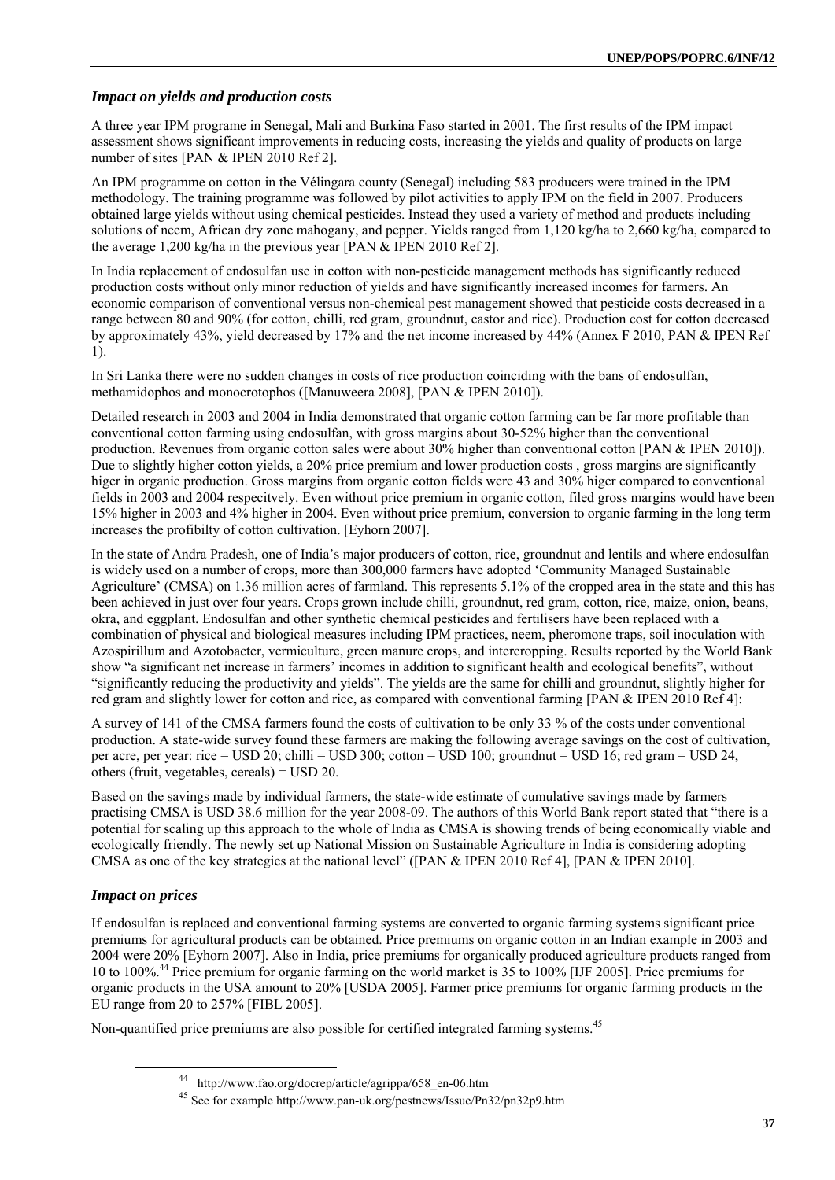### *Impact on yields and production costs*

A three year IPM programe in Senegal, Mali and Burkina Faso started in 2001. The first results of the IPM impact assessment shows significant improvements in reducing costs, increasing the yields and quality of products on large number of sites [PAN & IPEN 2010 Ref 2].

An IPM programme on cotton in the Vélingara county (Senegal) including 583 producers were trained in the IPM methodology. The training programme was followed by pilot activities to apply IPM on the field in 2007. Producers obtained large yields without using chemical pesticides. Instead they used a variety of method and products including solutions of neem, African dry zone mahogany, and pepper. Yields ranged from 1,120 kg/ha to 2,660 kg/ha, compared to the average 1,200 kg/ha in the previous year [PAN & IPEN 2010 Ref 2].

In India replacement of endosulfan use in cotton with non-pesticide management methods has significantly reduced production costs without only minor reduction of yields and have significantly increased incomes for farmers. An economic comparison of conventional versus non-chemical pest management showed that pesticide costs decreased in a range between 80 and 90% (for cotton, chilli, red gram, groundnut, castor and rice). Production cost for cotton decreased by approximately 43%, yield decreased by 17% and the net income increased by 44% (Annex F 2010, PAN & IPEN Ref 1).

In Sri Lanka there were no sudden changes in costs of rice production coinciding with the bans of endosulfan, methamidophos and monocrotophos ([Manuweera 2008], [PAN & IPEN 2010]).

Detailed research in 2003 and 2004 in India demonstrated that organic cotton farming can be far more profitable than conventional cotton farming using endosulfan, with gross margins about 30-52% higher than the conventional production. Revenues from organic cotton sales were about 30% higher than conventional cotton [PAN & IPEN 2010]). Due to slightly higher cotton yields, a 20% price premium and lower production costs , gross margins are significantly higer in organic production. Gross margins from organic cotton fields were 43 and 30% higer compared to conventional fields in 2003 and 2004 respecitvely. Even without price premium in organic cotton, filed gross margins would have been 15% higher in 2003 and 4% higher in 2004. Even without price premium, conversion to organic farming in the long term increases the profibilty of cotton cultivation. [Eyhorn 2007].

In the state of Andra Pradesh, one of India's major producers of cotton, rice, groundnut and lentils and where endosulfan is widely used on a number of crops, more than 300,000 farmers have adopted 'Community Managed Sustainable Agriculture' (CMSA) on 1.36 million acres of farmland. This represents 5.1% of the cropped area in the state and this has been achieved in just over four years. Crops grown include chilli, groundnut, red gram, cotton, rice, maize, onion, beans, okra, and eggplant. Endosulfan and other synthetic chemical pesticides and fertilisers have been replaced with a combination of physical and biological measures including IPM practices, neem, pheromone traps, soil inoculation with Azospirillum and Azotobacter, vermiculture, green manure crops, and intercropping. Results reported by the World Bank show "a significant net increase in farmers' incomes in addition to significant health and ecological benefits", without "significantly reducing the productivity and yields". The yields are the same for chilli and groundnut, slightly higher for red gram and slightly lower for cotton and rice, as compared with conventional farming [PAN & IPEN 2010 Ref 4]:

A survey of 141 of the CMSA farmers found the costs of cultivation to be only 33 % of the costs under conventional production. A state-wide survey found these farmers are making the following average savings on the cost of cultivation, per acre, per year: rice = USD 20; chilli = USD 300; cotton = USD 100; groundnut = USD 16; red gram = USD 24, others (fruit, vegetables, cereals) = USD 20.

Based on the savings made by individual farmers, the state-wide estimate of cumulative savings made by farmers practising CMSA is USD 38.6 million for the year 2008-09. The authors of this World Bank report stated that "there is a potential for scaling up this approach to the whole of India as CMSA is showing trends of being economically viable and ecologically friendly. The newly set up National Mission on Sustainable Agriculture in India is considering adopting CMSA as one of the key strategies at the national level" ([PAN & IPEN 2010 Ref 4], [PAN & IPEN 2010].

### *Impact on prices*

If endosulfan is replaced and conventional farming systems are converted to organic farming systems significant price premiums for agricultural products can be obtained. Price premiums on organic cotton in an Indian example in 2003 and 2004 were 20% [Eyhorn 2007]. Also in India, price premiums for organically produced agriculture products ranged from 10 to 100%.[44] Price premium for organic farming on the world market is 35 to 100% [IJF 2005]. Price premiums for organic products in the USA amount to 20% [USDA 2005]. Farmer price premiums for organic farming products in the EU range from 20 to 257% [FIBL 2005].

Non-quantified price premiums are also possible for certified integrated farming systems.[45]

[44] http://www.fao.org/docrep/article/agrippa/658_en-06.htm

[45] See for example http://www.pan-uk.org/pestnews/Issue/Pn32/pn32p9.htm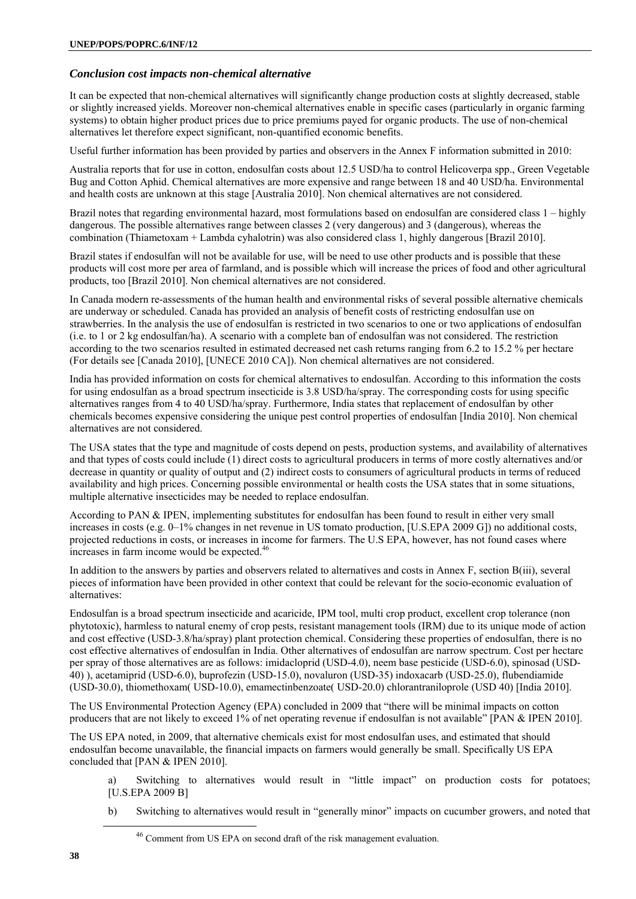### *Conclusion cost impacts non-chemical alternative*

It can be expected that non-chemical alternatives will significantly change production costs at slightly decreased, stable or slightly increased yields. Moreover non-chemical alternatives enable in specific cases (particularly in organic farming systems) to obtain higher product prices due to price premiums payed for organic products. The use of non-chemical alternatives let therefore expect significant, non-quantified economic benefits.

Useful further information has been provided by parties and observers in the Annex F information submitted in 2010:

Australia reports that for use in cotton, endosulfan costs about 12.5 USD/ha to control Helicoverpa spp., Green Vegetable Bug and Cotton Aphid. Chemical alternatives are more expensive and range between 18 and 40 USD/ha. Environmental and health costs are unknown at this stage [Australia 2010]. Non chemical alternatives are not considered.

Brazil notes that regarding environmental hazard, most formulations based on endosulfan are considered class 1 – highly dangerous. The possible alternatives range between classes 2 (very dangerous) and 3 (dangerous), whereas the combination (Thiametoxam + Lambda cyhalotrin) was also considered class 1, highly dangerous [Brazil 2010].

Brazil states if endosulfan will not be available for use, will be need to use other products and is possible that these products will cost more per area of farmland, and is possible which will increase the prices of food and other agricultural products, too [Brazil 2010]. Non chemical alternatives are not considered.

In Canada modern re-assessments of the human health and environmental risks of several possible alternative chemicals are underway or scheduled. Canada has provided an analysis of benefit costs of restricting endosulfan use on strawberries. In the analysis the use of endosulfan is restricted in two scenarios to one or two applications of endosulfan (i.e. to 1 or 2 kg endosulfan/ha). A scenario with a complete ban of endosulfan was not considered. The restriction according to the two scenarios resulted in estimated decreased net cash returns ranging from 6.2 to 15.2 % per hectare (For details see [Canada 2010], [UNECE 2010 CA]). Non chemical alternatives are not considered.

India has provided information on costs for chemical alternatives to endosulfan. According to this information the costs for using endosulfan as a broad spectrum insecticide is 3.8 USD/ha/spray. The corresponding costs for using specific alternatives ranges from 4 to 40 USD/ha/spray. Furthermore, India states that replacement of endosulfan by other chemicals becomes expensive considering the unique pest control properties of endosulfan [India 2010]. Non chemical alternatives are not considered.

The USA states that the type and magnitude of costs depend on pests, production systems, and availability of alternatives and that types of costs could include (1) direct costs to agricultural producers in terms of more costly alternatives and/or decrease in quantity or quality of output and (2) indirect costs to consumers of agricultural products in terms of reduced availability and high prices. Concerning possible environmental or health costs the USA states that in some situations, multiple alternative insecticides may be needed to replace endosulfan.

According to PAN & IPEN, implementing substitutes for endosulfan has been found to result in either very small increases in costs (e.g. 0–1% changes in net revenue in US tomato production, [U.S.EPA 2009 G]) no additional costs, projected reductions in costs, or increases in income for farmers. The U.S EPA, however, has not found cases where increases in farm income would be expected.[46]

In addition to the answers by parties and observers related to alternatives and costs in Annex F, section B(iii), several pieces of information have been provided in other context that could be relevant for the socio-economic evaluation of alternatives:

Endosulfan is a broad spectrum insecticide and acaricide, IPM tool, multi crop product, excellent crop tolerance (non phytotoxic), harmless to natural enemy of crop pests, resistant management tools (IRM) due to its unique mode of action and cost effective (USD-3.8/ha/spray) plant protection chemical. Considering these properties of endosulfan, there is no cost effective alternatives of endosulfan in India. Other alternatives of endosulfan are narrow spectrum. Cost per hectare per spray of those alternatives are as follows: imidacloprid (USD-4.0), neem base pesticide (USD-6.0), spinosad (USD-40) ), acetamiprid (USD-6.0), buprofezin (USD-15.0), novaluron (USD-35) indoxacarb (USD-25.0), flubendiamide (USD-30.0), thiomethoxam( USD-10.0), emamectinbenzoate( USD-20.0) chlorantraniloprole (USD 40) [India 2010].

The US Environmental Protection Agency (EPA) concluded in 2009 that "there will be minimal impacts on cotton producers that are not likely to exceed 1% of net operating revenue if endosulfan is not available" [PAN & IPEN 2010].

The US EPA noted, in 2009, that alternative chemicals exist for most endosulfan uses, and estimated that should endosulfan become unavailable, the financial impacts on farmers would generally be small. Specifically US EPA concluded that [PAN & IPEN 2010].

a) Switching to alternatives would result in "little impact" on production costs for potatoes; [U.S.EPA 2009 B]

b) Switching to alternatives would result in "generally minor" impacts on cucumber growers, and noted that

[46] Comment from US EPA on second draft of the risk management evaluation.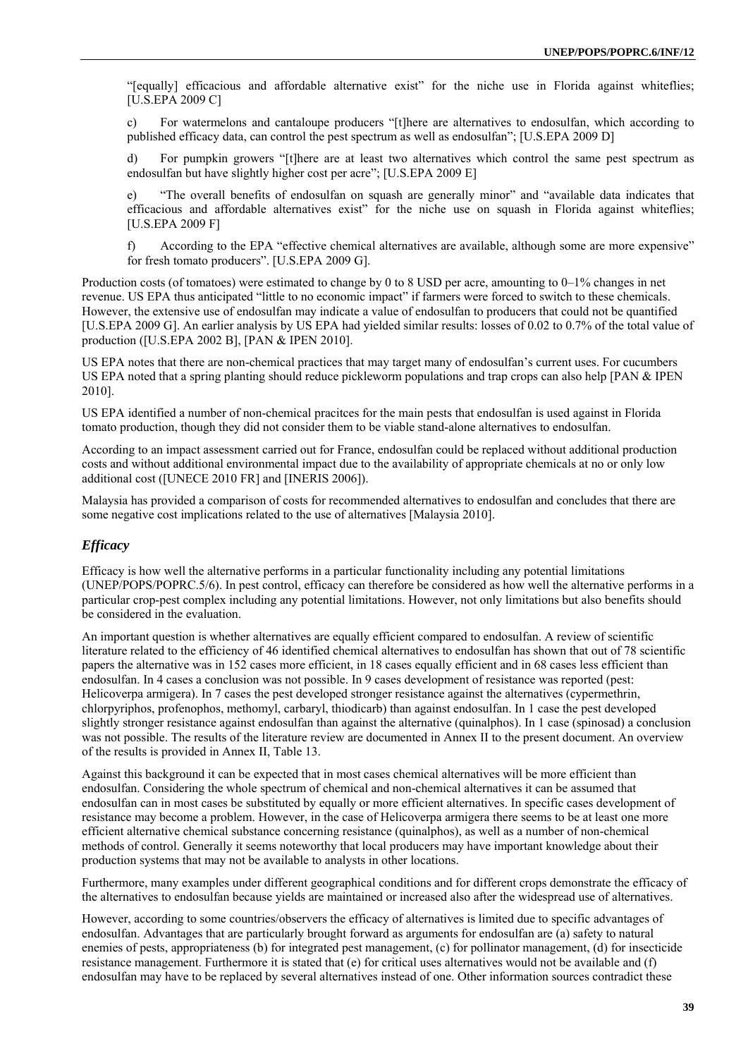"[equally] efficacious and affordable alternative exist" for the niche use in Florida against whiteflies; [U.S.EPA 2009 C]

c) For watermelons and cantaloupe producers "[t]here are alternatives to endosulfan, which according to published efficacy data, can control the pest spectrum as well as endosulfan"; [U.S.EPA 2009 D]

d) For pumpkin growers "[t]here are at least two alternatives which control the same pest spectrum as endosulfan but have slightly higher cost per acre"; [U.S.EPA 2009 E]

e) "The overall benefits of endosulfan on squash are generally minor" and "available data indicates that efficacious and affordable alternatives exist" for the niche use on squash in Florida against whiteflies; [U.S.EPA 2009 F]

f) According to the EPA "effective chemical alternatives are available, although some are more expensive" for fresh tomato producers". [U.S.EPA 2009 G].

Production costs (of tomatoes) were estimated to change by 0 to 8 USD per acre, amounting to 0–1% changes in net revenue. US EPA thus anticipated "little to no economic impact" if farmers were forced to switch to these chemicals. However, the extensive use of endosulfan may indicate a value of endosulfan to producers that could not be quantified [U.S.EPA 2009 G]. An earlier analysis by US EPA had yielded similar results: losses of 0.02 to 0.7% of the total value of production ([U.S.EPA 2002 B], [PAN & IPEN 2010].

US EPA notes that there are non-chemical practices that may target many of endosulfan's current uses. For cucumbers US EPA noted that a spring planting should reduce pickleworm populations and trap crops can also help [PAN & IPEN 2010].

US EPA identified a number of non-chemical pracitces for the main pests that endosulfan is used against in Florida tomato production, though they did not consider them to be viable stand-alone alternatives to endosulfan.

According to an impact assessment carried out for France, endosulfan could be replaced without additional production costs and without additional environmental impact due to the availability of appropriate chemicals at no or only low additional cost ([UNECE 2010 FR] and [INERIS 2006]).

Malaysia has provided a comparison of costs for recommended alternatives to endosulfan and concludes that there are some negative cost implications related to the use of alternatives [Malaysia 2010].

### *Efficacy*

Efficacy is how well the alternative performs in a particular functionality including any potential limitations (UNEP/POPS/POPRC.5/6). In pest control, efficacy can therefore be considered as how well the alternative performs in a particular crop-pest complex including any potential limitations. However, not only limitations but also benefits should be considered in the evaluation.

An important question is whether alternatives are equally efficient compared to endosulfan. A review of scientific literature related to the efficiency of 46 identified chemical alternatives to endosulfan has shown that out of 78 scientific papers the alternative was in 152 cases more efficient, in 18 cases equally efficient and in 68 cases less efficient than endosulfan. In 4 cases a conclusion was not possible. In 9 cases development of resistance was reported (pest: Helicoverpa armigera). In 7 cases the pest developed stronger resistance against the alternatives (cypermethrin, chlorpyriphos, profenophos, methomyl, carbaryl, thiodicarb) than against endosulfan. In 1 case the pest developed slightly stronger resistance against endosulfan than against the alternative (quinalphos). In 1 case (spinosad) a conclusion was not possible. The results of the literature review are documented in Annex II to the present document. An overview of the results is provided in Annex II, Table 13.

Against this background it can be expected that in most cases chemical alternatives will be more efficient than endosulfan. Considering the whole spectrum of chemical and non-chemical alternatives it can be assumed that endosulfan can in most cases be substituted by equally or more efficient alternatives. In specific cases development of resistance may become a problem. However, in the case of Helicoverpa armigera there seems to be at least one more efficient alternative chemical substance concerning resistance (quinalphos), as well as a number of non-chemical methods of control. Generally it seems noteworthy that local producers may have important knowledge about their production systems that may not be available to analysts in other locations.

Furthermore, many examples under different geographical conditions and for different crops demonstrate the efficacy of the alternatives to endosulfan because yields are maintained or increased also after the widespread use of alternatives.

However, according to some countries/observers the efficacy of alternatives is limited due to specific advantages of endosulfan. Advantages that are particularly brought forward as arguments for endosulfan are (a) safety to natural enemies of pests, appropriateness (b) for integrated pest management, (c) for pollinator management, (d) for insecticide resistance management. Furthermore it is stated that (e) for critical uses alternatives would not be available and (f) endosulfan may have to be replaced by several alternatives instead of one. Other information sources contradict these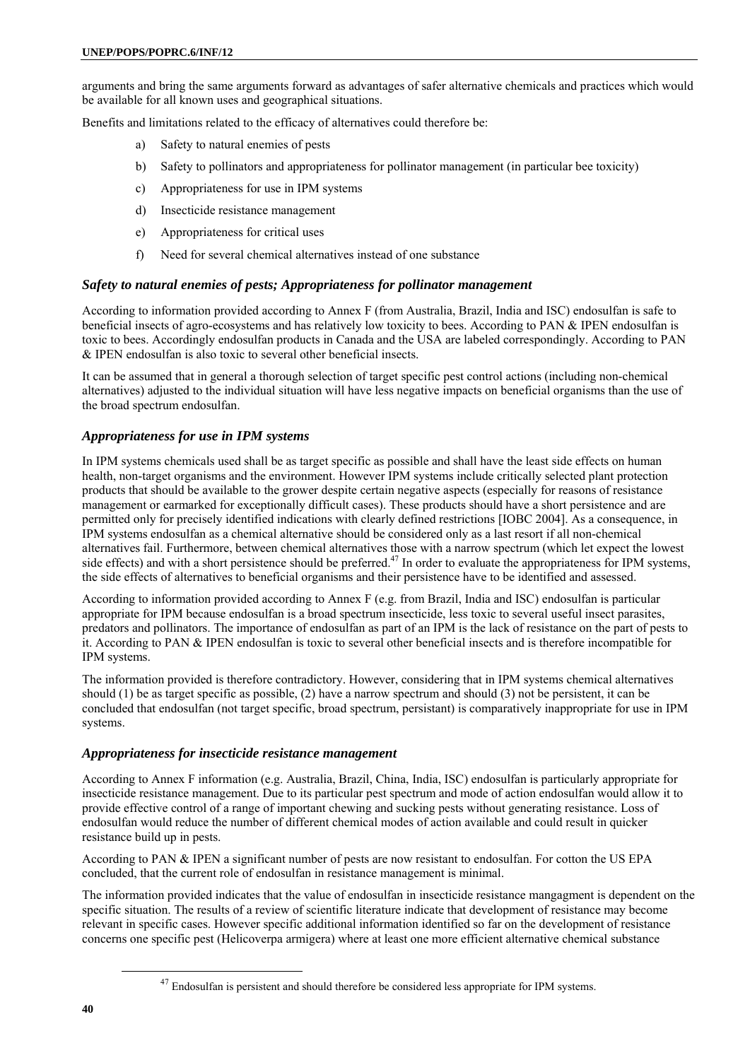arguments and bring the same arguments forward as advantages of safer alternative chemicals and practices which would be available for all known uses and geographical situations.

Benefits and limitations related to the efficacy of alternatives could therefore be:

a) Safety to natural enemies of pests

b) Safety to pollinators and appropriateness for pollinator management (in particular bee toxicity)

c) Appropriateness for use in IPM systems

d) Insecticide resistance management

e) Appropriateness for critical uses

f) Need for several chemical alternatives instead of one substance

### *Safety to natural enemies of pests; Appropriateness for pollinator management*

According to information provided according to Annex F (from Australia, Brazil, India and ISC) endosulfan is safe to beneficial insects of agro-ecosystems and has relatively low toxicity to bees. According to PAN & IPEN endosulfan is toxic to bees. Accordingly endosulfan products in Canada and the USA are labeled correspondingly. According to PAN & IPEN endosulfan is also toxic to several other beneficial insects.

It can be assumed that in general a thorough selection of target specific pest control actions (including non-chemical alternatives) adjusted to the individual situation will have less negative impacts on beneficial organisms than the use of the broad spectrum endosulfan.

### *Appropriateness for use in IPM systems*

In IPM systems chemicals used shall be as target specific as possible and shall have the least side effects on human health, non-target organisms and the environment. However IPM systems include critically selected plant protection products that should be available to the grower despite certain negative aspects (especially for reasons of resistance management or earmarked for exceptionally difficult cases). These products should have a short persistence and are permitted only for precisely identified indications with clearly defined restrictions [IOBC 2004]. As a consequence, in IPM systems endosulfan as a chemical alternative should be considered only as a last resort if all non-chemical alternatives fail. Furthermore, between chemical alternatives those with a narrow spectrum (which let expect the lowest side effects) and with a short persistence should be preferred.[47] In order to evaluate the appropriateness for IPM systems, the side effects of alternatives to beneficial organisms and their persistence have to be identified and assessed.

According to information provided according to Annex F (e.g. from Brazil, India and ISC) endosulfan is particular appropriate for IPM because endosulfan is a broad spectrum insecticide, less toxic to several useful insect parasites, predators and pollinators. The importance of endosulfan as part of an IPM is the lack of resistance on the part of pests to it. According to PAN & IPEN endosulfan is toxic to several other beneficial insects and is therefore incompatible for IPM systems.

The information provided is therefore contradictory. However, considering that in IPM systems chemical alternatives should (1) be as target specific as possible, (2) have a narrow spectrum and should (3) not be persistent, it can be concluded that endosulfan (not target specific, broad spectrum, persistant) is comparatively inappropriate for use in IPM systems.

### *Appropriateness for insecticide resistance management*

According to Annex F information (e.g. Australia, Brazil, China, India, ISC) endosulfan is particularly appropriate for insecticide resistance management. Due to its particular pest spectrum and mode of action endosulfan would allow it to provide effective control of a range of important chewing and sucking pests without generating resistance. Loss of endosulfan would reduce the number of different chemical modes of action available and could result in quicker resistance build up in pests.

According to PAN & IPEN a significant number of pests are now resistant to endosulfan. For cotton the US EPA concluded, that the current role of endosulfan in resistance management is minimal.

The information provided indicates that the value of endosulfan in insecticide resistance mangagment is dependent on the specific situation. The results of a review of scientific literature indicate that development of resistance may become relevant in specific cases. However specific additional information identified so far on the development of resistance concerns one specific pest (Helicoverpa armigera) where at least one more efficient alternative chemical substance

[47] Endosulfan is persistent and should therefore be considered less appropriate for IPM systems.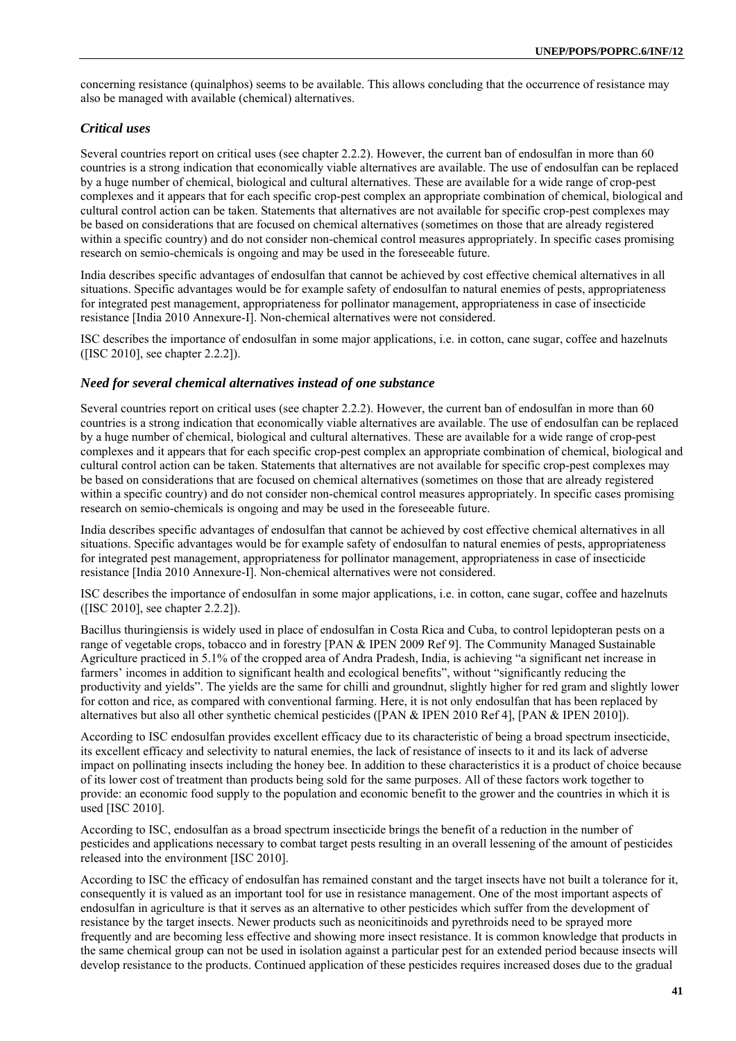concerning resistance (quinalphos) seems to be available. This allows concluding that the occurrence of resistance may also be managed with available (chemical) alternatives.

### *Critical uses*

Several countries report on critical uses (see chapter 2.2.2). However, the current ban of endosulfan in more than 60 countries is a strong indication that economically viable alternatives are available. The use of endosulfan can be replaced by a huge number of chemical, biological and cultural alternatives. These are available for a wide range of crop-pest complexes and it appears that for each specific crop-pest complex an appropriate combination of chemical, biological and cultural control action can be taken. Statements that alternatives are not available for specific crop-pest complexes may be based on considerations that are focused on chemical alternatives (sometimes on those that are already registered within a specific country) and do not consider non-chemical control measures appropriately. In specific cases promising research on semio-chemicals is ongoing and may be used in the foreseeable future.

India describes specific advantages of endosulfan that cannot be achieved by cost effective chemical alternatives in all situations. Specific advantages would be for example safety of endosulfan to natural enemies of pests, appropriateness for integrated pest management, appropriateness for pollinator management, appropriateness in case of insecticide resistance [India 2010 Annexure-I]. Non-chemical alternatives were not considered.

ISC describes the importance of endosulfan in some major applications, i.e. in cotton, cane sugar, coffee and hazelnuts ([ISC 2010], see chapter 2.2.2]).

### *Need for several chemical alternatives instead of one substance*

Several countries report on critical uses (see chapter 2.2.2). However, the current ban of endosulfan in more than 60 countries is a strong indication that economically viable alternatives are available. The use of endosulfan can be replaced by a huge number of chemical, biological and cultural alternatives. These are available for a wide range of crop-pest complexes and it appears that for each specific crop-pest complex an appropriate combination of chemical, biological and cultural control action can be taken. Statements that alternatives are not available for specific crop-pest complexes may be based on considerations that are focused on chemical alternatives (sometimes on those that are already registered within a specific country) and do not consider non-chemical control measures appropriately. In specific cases promising research on semio-chemicals is ongoing and may be used in the foreseeable future.

India describes specific advantages of endosulfan that cannot be achieved by cost effective chemical alternatives in all situations. Specific advantages would be for example safety of endosulfan to natural enemies of pests, appropriateness for integrated pest management, appropriateness for pollinator management, appropriateness in case of insecticide resistance [India 2010 Annexure-I]. Non-chemical alternatives were not considered.

ISC describes the importance of endosulfan in some major applications, i.e. in cotton, cane sugar, coffee and hazelnuts ([ISC 2010], see chapter 2.2.2]).

Bacillus thuringiensis is widely used in place of endosulfan in Costa Rica and Cuba, to control lepidopteran pests on a range of vegetable crops, tobacco and in forestry [PAN & IPEN 2009 Ref 9]. The Community Managed Sustainable Agriculture practiced in 5.1% of the cropped area of Andra Pradesh, India, is achieving "a significant net increase in farmers' incomes in addition to significant health and ecological benefits", without "significantly reducing the productivity and yields". The yields are the same for chilli and groundnut, slightly higher for red gram and slightly lower for cotton and rice, as compared with conventional farming. Here, it is not only endosulfan that has been replaced by alternatives but also all other synthetic chemical pesticides ([PAN & IPEN 2010 Ref 4], [PAN & IPEN 2010]).

According to ISC endosulfan provides excellent efficacy due to its characteristic of being a broad spectrum insecticide, its excellent efficacy and selectivity to natural enemies, the lack of resistance of insects to it and its lack of adverse impact on pollinating insects including the honey bee. In addition to these characteristics it is a product of choice because of its lower cost of treatment than products being sold for the same purposes. All of these factors work together to provide: an economic food supply to the population and economic benefit to the grower and the countries in which it is used [ISC 2010].

According to ISC, endosulfan as a broad spectrum insecticide brings the benefit of a reduction in the number of pesticides and applications necessary to combat target pests resulting in an overall lessening of the amount of pesticides released into the environment [ISC 2010].

According to ISC the efficacy of endosulfan has remained constant and the target insects have not built a tolerance for it, consequently it is valued as an important tool for use in resistance management. One of the most important aspects of endosulfan in agriculture is that it serves as an alternative to other pesticides which suffer from the development of resistance by the target insects. Newer products such as neonicitinoids and pyrethroids need to be sprayed more frequently and are becoming less effective and showing more insect resistance. It is common knowledge that products in the same chemical group can not be used in isolation against a particular pest for an extended period because insects will develop resistance to the products. Continued application of these pesticides requires increased doses due to the gradual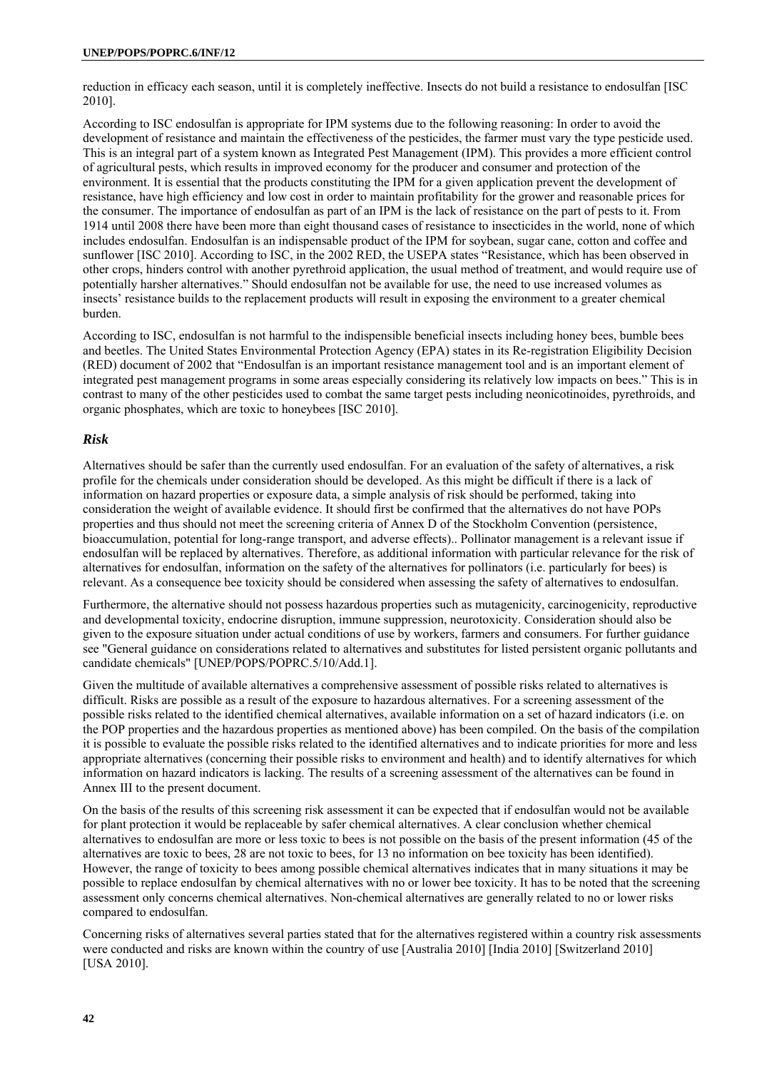reduction in efficacy each season, until it is completely ineffective. Insects do not build a resistance to endosulfan [ISC 2010].

According to ISC endosulfan is appropriate for IPM systems due to the following reasoning: In order to avoid the development of resistance and maintain the effectiveness of the pesticides, the farmer must vary the type pesticide used. This is an integral part of a system known as Integrated Pest Management (IPM). This provides a more efficient control of agricultural pests, which results in improved economy for the producer and consumer and protection of the environment. It is essential that the products constituting the IPM for a given application prevent the development of resistance, have high efficiency and low cost in order to maintain profitability for the grower and reasonable prices for the consumer. The importance of endosulfan as part of an IPM is the lack of resistance on the part of pests to it. From 1914 until 2008 there have been more than eight thousand cases of resistance to insecticides in the world, none of which includes endosulfan. Endosulfan is an indispensable product of the IPM for soybean, sugar cane, cotton and coffee and sunflower [ISC 2010]. According to ISC, in the 2002 RED, the USEPA states "Resistance, which has been observed in other crops, hinders control with another pyrethroid application, the usual method of treatment, and would require use of potentially harsher alternatives." Should endosulfan not be available for use, the need to use increased volumes as insects' resistance builds to the replacement products will result in exposing the environment to a greater chemical burden.

According to ISC, endosulfan is not harmful to the indispensible beneficial insects including honey bees, bumble bees and beetles. The United States Environmental Protection Agency (EPA) states in its Re-registration Eligibility Decision (RED) document of 2002 that "Endosulfan is an important resistance management tool and is an important element of integrated pest management programs in some areas especially considering its relatively low impacts on bees." This is in contrast to many of the other pesticides used to combat the same target pests including neonicotinoides, pyrethroids, and organic phosphates, which are toxic to honeybees [ISC 2010].

### *Risk*

Alternatives should be safer than the currently used endosulfan. For an evaluation of the safety of alternatives, a risk profile for the chemicals under consideration should be developed. As this might be difficult if there is a lack of information on hazard properties or exposure data, a simple analysis of risk should be performed, taking into consideration the weight of available evidence. It should first be confirmed that the alternatives do not have POPs properties and thus should not meet the screening criteria of Annex D of the Stockholm Convention (persistence, bioaccumulation, potential for long-range transport, and adverse effects).. Pollinator management is a relevant issue if endosulfan will be replaced by alternatives. Therefore, as additional information with particular relevance for the risk of alternatives for endosulfan, information on the safety of the alternatives for pollinators (i.e. particularly for bees) is relevant. As a consequence bee toxicity should be considered when assessing the safety of alternatives to endosulfan.

Furthermore, the alternative should not possess hazardous properties such as mutagenicity, carcinogenicity, reproductive and developmental toxicity, endocrine disruption, immune suppression, neurotoxicity. Consideration should also be given to the exposure situation under actual conditions of use by workers, farmers and consumers. For further guidance see "General guidance on considerations related to alternatives and substitutes for listed persistent organic pollutants and candidate chemicals" [UNEP/POPS/POPRC.5/10/Add.1].

Given the multitude of available alternatives a comprehensive assessment of possible risks related to alternatives is difficult. Risks are possible as a result of the exposure to hazardous alternatives. For a screening assessment of the possible risks related to the identified chemical alternatives, available information on a set of hazard indicators (i.e. on the POP properties and the hazardous properties as mentioned above) has been compiled. On the basis of the compilation it is possible to evaluate the possible risks related to the identified alternatives and to indicate priorities for more and less appropriate alternatives (concerning their possible risks to environment and health) and to identify alternatives for which information on hazard indicators is lacking. The results of a screening assessment of the alternatives can be found in Annex III to the present document.

On the basis of the results of this screening risk assessment it can be expected that if endosulfan would not be available for plant protection it would be replaceable by safer chemical alternatives. A clear conclusion whether chemical alternatives to endosulfan are more or less toxic to bees is not possible on the basis of the present information (45 of the alternatives are toxic to bees, 28 are not toxic to bees, for 13 no information on bee toxicity has been identified). However, the range of toxicity to bees among possible chemical alternatives indicates that in many situations it may be possible to replace endosulfan by chemical alternatives with no or lower bee toxicity. It has to be noted that the screening assessment only concerns chemical alternatives. Non-chemical alternatives are generally related to no or lower risks compared to endosulfan.

Concerning risks of alternatives several parties stated that for the alternatives registered within a country risk assessments were conducted and risks are known within the country of use [Australia 2010] [India 2010] [Switzerland 2010] [USA 2010].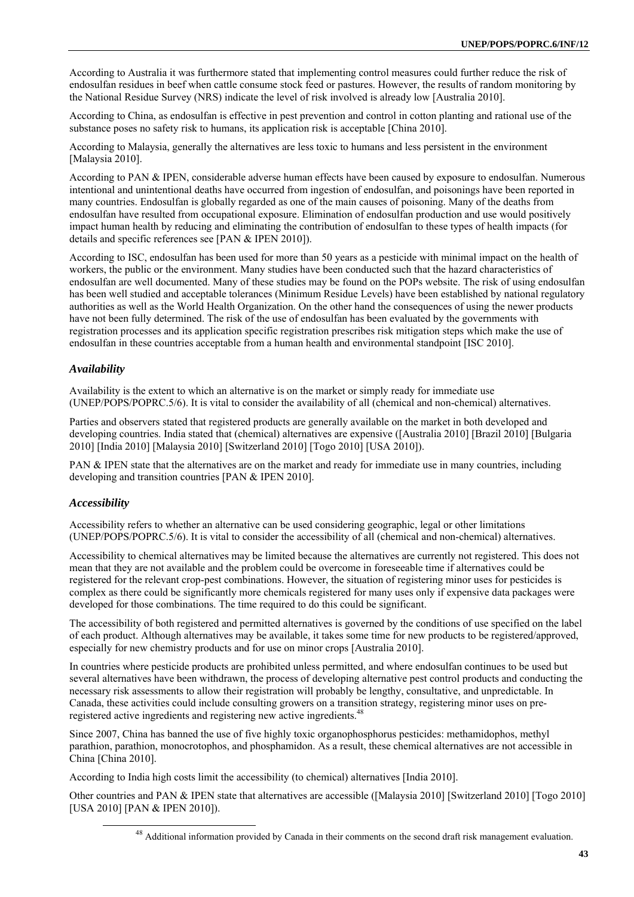According to Australia it was furthermore stated that implementing control measures could further reduce the risk of endosulfan residues in beef when cattle consume stock feed or pastures. However, the results of random monitoring by the National Residue Survey (NRS) indicate the level of risk involved is already low [Australia 2010].

According to China, as endosulfan is effective in pest prevention and control in cotton planting and rational use of the substance poses no safety risk to humans, its application risk is acceptable [China 2010].

According to Malaysia, generally the alternatives are less toxic to humans and less persistent in the environment [Malaysia 2010].

According to PAN & IPEN, considerable adverse human effects have been caused by exposure to endosulfan. Numerous intentional and unintentional deaths have occurred from ingestion of endosulfan, and poisonings have been reported in many countries. Endosulfan is globally regarded as one of the main causes of poisoning. Many of the deaths from endosulfan have resulted from occupational exposure. Elimination of endosulfan production and use would positively impact human health by reducing and eliminating the contribution of endosulfan to these types of health impacts (for details and specific references see [PAN & IPEN 2010]).

According to ISC, endosulfan has been used for more than 50 years as a pesticide with minimal impact on the health of workers, the public or the environment. Many studies have been conducted such that the hazard characteristics of endosulfan are well documented. Many of these studies may be found on the POPs website. The risk of using endosulfan has been well studied and acceptable tolerances (Minimum Residue Levels) have been established by national regulatory authorities as well as the World Health Organization. On the other hand the consequences of using the newer products have not been fully determined. The risk of the use of endosulfan has been evaluated by the governments with registration processes and its application specific registration prescribes risk mitigation steps which make the use of endosulfan in these countries acceptable from a human health and environmental standpoint [ISC 2010].

### *Availability*

Availability is the extent to which an alternative is on the market or simply ready for immediate use (UNEP/POPS/POPRC.5/6). It is vital to consider the availability of all (chemical and non-chemical) alternatives.

Parties and observers stated that registered products are generally available on the market in both developed and developing countries. India stated that (chemical) alternatives are expensive ([Australia 2010] [Brazil 2010] [Bulgaria 2010] [India 2010] [Malaysia 2010] [Switzerland 2010] [Togo 2010] [USA 2010]).

PAN & IPEN state that the alternatives are on the market and ready for immediate use in many countries, including developing and transition countries [PAN & IPEN 2010].

### *Accessibility*

Accessibility refers to whether an alternative can be used considering geographic, legal or other limitations (UNEP/POPS/POPRC.5/6). It is vital to consider the accessibility of all (chemical and non-chemical) alternatives.

Accessibility to chemical alternatives may be limited because the alternatives are currently not registered. This does not mean that they are not available and the problem could be overcome in foreseeable time if alternatives could be registered for the relevant crop-pest combinations. However, the situation of registering minor uses for pesticides is complex as there could be significantly more chemicals registered for many uses only if expensive data packages were developed for those combinations. The time required to do this could be significant.

The accessibility of both registered and permitted alternatives is governed by the conditions of use specified on the label of each product. Although alternatives may be available, it takes some time for new products to be registered/approved, especially for new chemistry products and for use on minor crops [Australia 2010].

In countries where pesticide products are prohibited unless permitted, and where endosulfan continues to be used but several alternatives have been withdrawn, the process of developing alternative pest control products and conducting the necessary risk assessments to allow their registration will probably be lengthy, consultative, and unpredictable. In Canada, these activities could include consulting growers on a transition strategy, registering minor uses on pre-registered active ingredients and registering new active ingredients.[48]

Since 2007, China has banned the use of five highly toxic organophosphorus pesticides: methamidophos, methyl parathion, parathion, monocrotophos, and phosphamidon. As a result, these chemical alternatives are not accessible in China [China 2010].

According to India high costs limit the accessibility (to chemical) alternatives [India 2010].

Other countries and PAN & IPEN state that alternatives are accessible ([Malaysia 2010] [Switzerland 2010] [Togo 2010] [USA 2010] [PAN & IPEN 2010]).

[48] Additional information provided by Canada in their comments on the second draft risk management evaluation.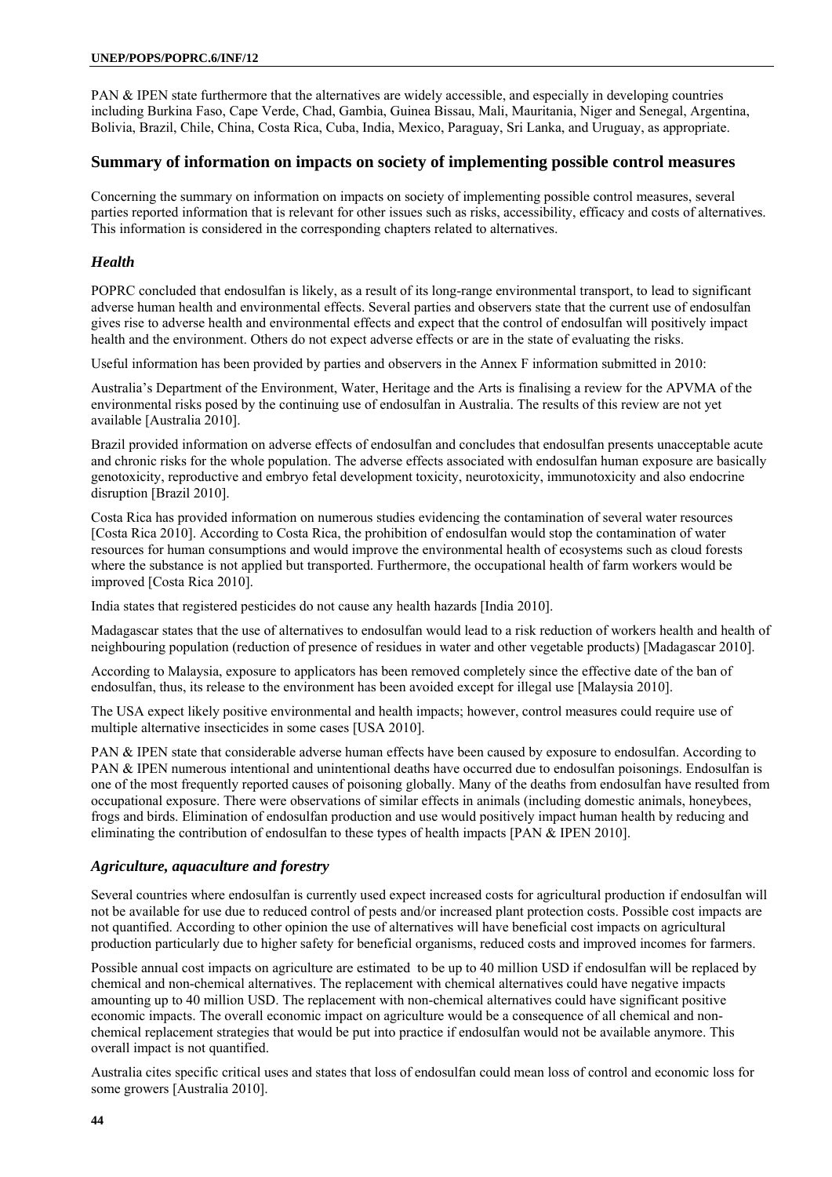PAN & IPEN state furthermore that the alternatives are widely accessible, and especially in developing countries including Burkina Faso, Cape Verde, Chad, Gambia, Guinea Bissau, Mali, Mauritania, Niger and Senegal, Argentina, Bolivia, Brazil, Chile, China, Costa Rica, Cuba, India, Mexico, Paraguay, Sri Lanka, and Uruguay, as appropriate.

## Summary of information on impacts on society of implementing possible control measures

Concerning the summary on information on impacts on society of implementing possible control measures, several parties reported information that is relevant for other issues such as risks, accessibility, efficacy and costs of alternatives. This information is considered in the corresponding chapters related to alternatives.

### *Health*

POPRC concluded that endosulfan is likely, as a result of its long-range environmental transport, to lead to significant adverse human health and environmental effects. Several parties and observers state that the current use of endosulfan gives rise to adverse health and environmental effects and expect that the control of endosulfan will positively impact health and the environment. Others do not expect adverse effects or are in the state of evaluating the risks.

Useful information has been provided by parties and observers in the Annex F information submitted in 2010:

Australia's Department of the Environment, Water, Heritage and the Arts is finalising a review for the APVMA of the environmental risks posed by the continuing use of endosulfan in Australia. The results of this review are not yet available [Australia 2010].

Brazil provided information on adverse effects of endosulfan and concludes that endosulfan presents unacceptable acute and chronic risks for the whole population. The adverse effects associated with endosulfan human exposure are basically genotoxicity, reproductive and embryo fetal development toxicity, neurotoxicity, immunotoxicity and also endocrine disruption [Brazil 2010].

Costa Rica has provided information on numerous studies evidencing the contamination of several water resources [Costa Rica 2010]. According to Costa Rica, the prohibition of endosulfan would stop the contamination of water resources for human consumptions and would improve the environmental health of ecosystems such as cloud forests where the substance is not applied but transported. Furthermore, the occupational health of farm workers would be improved [Costa Rica 2010].

India states that registered pesticides do not cause any health hazards [India 2010].

Madagascar states that the use of alternatives to endosulfan would lead to a risk reduction of workers health and health of neighbouring population (reduction of presence of residues in water and other vegetable products) [Madagascar 2010].

According to Malaysia, exposure to applicators has been removed completely since the effective date of the ban of endosulfan, thus, its release to the environment has been avoided except for illegal use [Malaysia 2010].

The USA expect likely positive environmental and health impacts; however, control measures could require use of multiple alternative insecticides in some cases [USA 2010].

PAN & IPEN state that considerable adverse human effects have been caused by exposure to endosulfan. According to PAN & IPEN numerous intentional and unintentional deaths have occurred due to endosulfan poisonings. Endosulfan is one of the most frequently reported causes of poisoning globally. Many of the deaths from endosulfan have resulted from occupational exposure. There were observations of similar effects in animals (including domestic animals, honeybees, frogs and birds. Elimination of endosulfan production and use would positively impact human health by reducing and eliminating the contribution of endosulfan to these types of health impacts [PAN & IPEN 2010].

### *Agriculture, aquaculture and forestry*

Several countries where endosulfan is currently used expect increased costs for agricultural production if endosulfan will not be available for use due to reduced control of pests and/or increased plant protection costs. Possible cost impacts are not quantified. According to other opinion the use of alternatives will have beneficial cost impacts on agricultural production particularly due to higher safety for beneficial organisms, reduced costs and improved incomes for farmers.

Possible annual cost impacts on agriculture are estimated to be up to 40 million USD if endosulfan will be replaced by chemical and non-chemical alternatives. The replacement with chemical alternatives could have negative impacts amounting up to 40 million USD. The replacement with non-chemical alternatives could have significant positive economic impacts. The overall economic impact on agriculture would be a consequence of all chemical and non-chemical replacement strategies that would be put into practice if endosulfan would not be available anymore. This overall impact is not quantified.

Australia cites specific critical uses and states that loss of endosulfan could mean loss of control and economic loss for some growers [Australia 2010].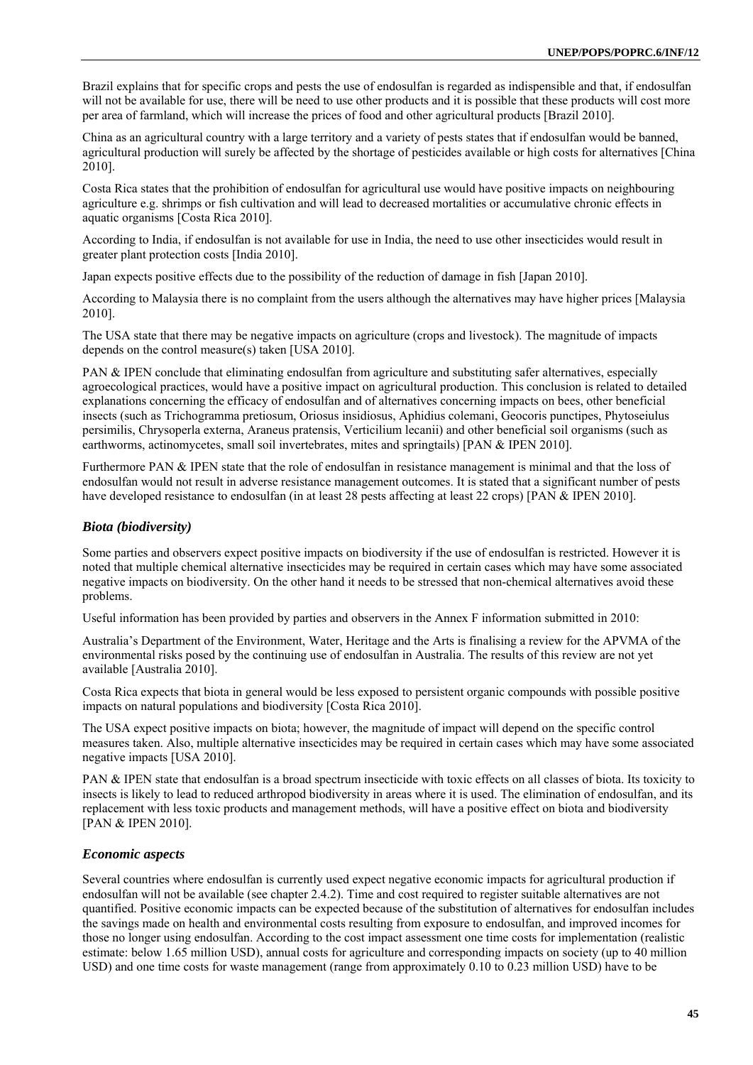Brazil explains that for specific crops and pests the use of endosulfan is regarded as indispensible and that, if endosulfan will not be available for use, there will be need to use other products and it is possible that these products will cost more per area of farmland, which will increase the prices of food and other agricultural products [Brazil 2010].

China as an agricultural country with a large territory and a variety of pests states that if endosulfan would be banned, agricultural production will surely be affected by the shortage of pesticides available or high costs for alternatives [China 2010].

Costa Rica states that the prohibition of endosulfan for agricultural use would have positive impacts on neighbouring agriculture e.g. shrimps or fish cultivation and will lead to decreased mortalities or accumulative chronic effects in aquatic organisms [Costa Rica 2010].

According to India, if endosulfan is not available for use in India, the need to use other insecticides would result in greater plant protection costs [India 2010].

Japan expects positive effects due to the possibility of the reduction of damage in fish [Japan 2010].

According to Malaysia there is no complaint from the users although the alternatives may have higher prices [Malaysia 2010].

The USA state that there may be negative impacts on agriculture (crops and livestock). The magnitude of impacts depends on the control measure(s) taken [USA 2010].

PAN & IPEN conclude that eliminating endosulfan from agriculture and substituting safer alternatives, especially agroecological practices, would have a positive impact on agricultural production. This conclusion is related to detailed explanations concerning the efficacy of endosulfan and of alternatives concerning impacts on bees, other beneficial insects (such as Trichogramma pretiosum, Oriosus insidiosus, Aphidius colemani, Geocoris punctipes, Phytoseiulus persimilis, Chrysoperla externa, Araneus pratensis, Verticilium lecanii) and other beneficial soil organisms (such as earthworms, actinomycetes, small soil invertebrates, mites and springtails) [PAN & IPEN 2010].

Furthermore PAN & IPEN state that the role of endosulfan in resistance management is minimal and that the loss of endosulfan would not result in adverse resistance management outcomes. It is stated that a significant number of pests have developed resistance to endosulfan (in at least 28 pests affecting at least 22 crops) [PAN & IPEN 2010].

### *Biota (biodiversity)*

Some parties and observers expect positive impacts on biodiversity if the use of endosulfan is restricted. However it is noted that multiple chemical alternative insecticides may be required in certain cases which may have some associated negative impacts on biodiversity. On the other hand it needs to be stressed that non-chemical alternatives avoid these problems.

Useful information has been provided by parties and observers in the Annex F information submitted in 2010:

Australia's Department of the Environment, Water, Heritage and the Arts is finalising a review for the APVMA of the environmental risks posed by the continuing use of endosulfan in Australia. The results of this review are not yet available [Australia 2010].

Costa Rica expects that biota in general would be less exposed to persistent organic compounds with possible positive impacts on natural populations and biodiversity [Costa Rica 2010].

The USA expect positive impacts on biota; however, the magnitude of impact will depend on the specific control measures taken. Also, multiple alternative insecticides may be required in certain cases which may have some associated negative impacts [USA 2010].

PAN & IPEN state that endosulfan is a broad spectrum insecticide with toxic effects on all classes of biota. Its toxicity to insects is likely to lead to reduced arthropod biodiversity in areas where it is used. The elimination of endosulfan, and its replacement with less toxic products and management methods, will have a positive effect on biota and biodiversity [PAN & IPEN 2010].

### *Economic aspects*

Several countries where endosulfan is currently used expect negative economic impacts for agricultural production if endosulfan will not be available (see chapter 2.4.2). Time and cost required to register suitable alternatives are not quantified. Positive economic impacts can be expected because of the substitution of alternatives for endosulfan includes the savings made on health and environmental costs resulting from exposure to endosulfan, and improved incomes for those no longer using endosulfan. According to the cost impact assessment one time costs for implementation (realistic estimate: below 1.65 million USD), annual costs for agriculture and corresponding impacts on society (up to 40 million USD) and one time costs for waste management (range from approximately 0.10 to 0.23 million USD) have to be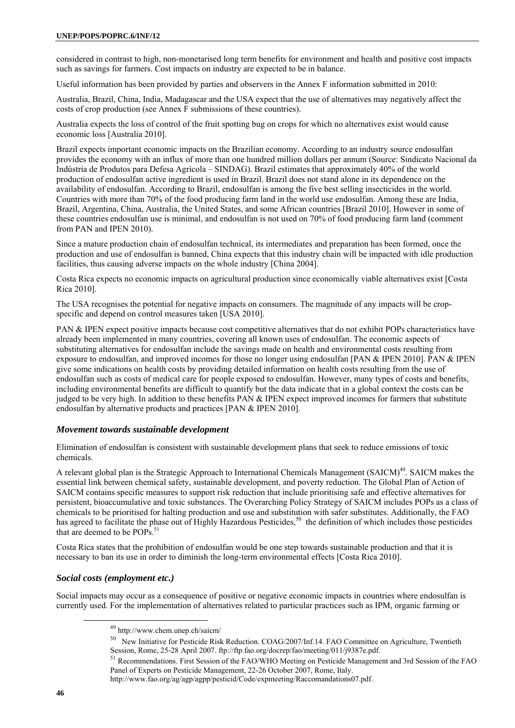considered in contrast to high, non-monetarised long term benefits for environment and health and positive cost impacts such as savings for farmers. Cost impacts on industry are expected to be in balance.

Useful information has been provided by parties and observers in the Annex F information submitted in 2010:

Australia, Brazil, China, India, Madagascar and the USA expect that the use of alternatives may negatively affect the costs of crop production (see Annex F submissions of these countries).

Australia expects the loss of control of the fruit spotting bug on crops for which no alternatives exist would cause economic loss [Australia 2010].

Brazil expects important economic impacts on the Brazilian economy. According to an industry source endosulfan provides the economy with an influx of more than one hundred million dollars per annum (Source: Sindicato Nacional da Indústria de Produtos para Defesa Agrícola – SINDAG). Brazil estimates that approximately 40% of the world production of endosulfan active ingredient is used in Brazil. Brazil does not stand alone in its dependence on the availability of endosulfan. According to Brazil, endosulfan is among the five best selling insecticides in the world. Countries with more than 70% of the food producing farm land in the world use endosulfan. Among these are India, Brazil, Argentina, China, Australia, the United States, and some African countries [Brazil 2010]. However in some of these countries endosulfan use is minimal, and endosulfan is not used on 70% of food producing farm land (comment from PAN and IPEN 2010).

Since a mature production chain of endosulfan technical, its intermediates and preparation has been formed, once the production and use of endosulfan is banned, China expects that this industry chain will be impacted with idle production facilities, thus causing adverse impacts on the whole industry [China 2004].

Costa Rica expects no economic impacts on agricultural production since economically viable alternatives exist [Costa Rica 2010].

The USA recognises the potential for negative impacts on consumers. The magnitude of any impacts will be crop-specific and depend on control measures taken [USA 2010].

PAN & IPEN expect positive impacts because cost competitive alternatives that do not exhibit POPs characteristics have already been implemented in many countries, covering all known uses of endosulfan. The economic aspects of substituting alternatives for endosulfan include the savings made on health and environmental costs resulting from exposure to endosulfan, and improved incomes for those no longer using endosulfan [PAN & IPEN 2010]. PAN & IPEN give some indications on health costs by providing detailed information on health costs resulting from the use of endosulfan such as costs of medical care for people exposed to endosulfan. However, many types of costs and benefits, including environmental benefits are difficult to quantify but the data indicate that in a global context the costs can be judged to be very high. In addition to these benefits PAN & IPEN expect improved incomes for farmers that substitute endosulfan by alternative products and practices [PAN & IPEN 2010].

### *Movement towards sustainable development*

Elimination of endosulfan is consistent with sustainable development plans that seek to reduce emissions of toxic chemicals.

A relevant global plan is the Strategic Approach to International Chemicals Management (SAICM)[49]. SAICM makes the essential link between chemical safety, sustainable development, and poverty reduction. The Global Plan of Action of SAICM contains specific measures to support risk reduction that include prioritising safe and effective alternatives for persistent, bioaccumulative and toxic substances. The Overarching Policy Strategy of SAICM includes POPs as a class of chemicals to be prioritised for halting production and use and substitution with safer substitutes. Additionally, the FAO has agreed to facilitate the phase out of Highly Hazardous Pesticides,[50] the definition of which includes those pesticides that are deemed to be POPs.[51]

Costa Rica states that the prohibition of endosulfan would be one step towards sustainable production and that it is necessary to ban its use in order to diminish the long-term environmental effects [Costa Rica 2010].

### *Social costs (employment etc.)*

Social impacts may occur as a consequence of positive or negative economic impacts in countries where endosulfan is currently used. For the implementation of alternatives related to particular practices such as IPM, organic farming or

[49] http://www.chem.unep.ch/saicm/

[50] New Initiative for Pesticide Risk Reduction. COAG/2007/Inf.14. FAO Committee on Agriculture, Twentieth Session, Rome, 25-28 April 2007. ftp://ftp.fao.org/docrep/fao/meeting/011/j9387e.pdf.

[51] Recommendations. First Session of the FAO/WHO Meeting on Pesticide Management and 3rd Session of the FAO Panel of Experts on Pesticide Management, 22-26 October 2007, Rome, Italy. http://www.fao.org/ag/agp/agpp/pesticid/Code/expmeeting/Raccomandations07.pdf.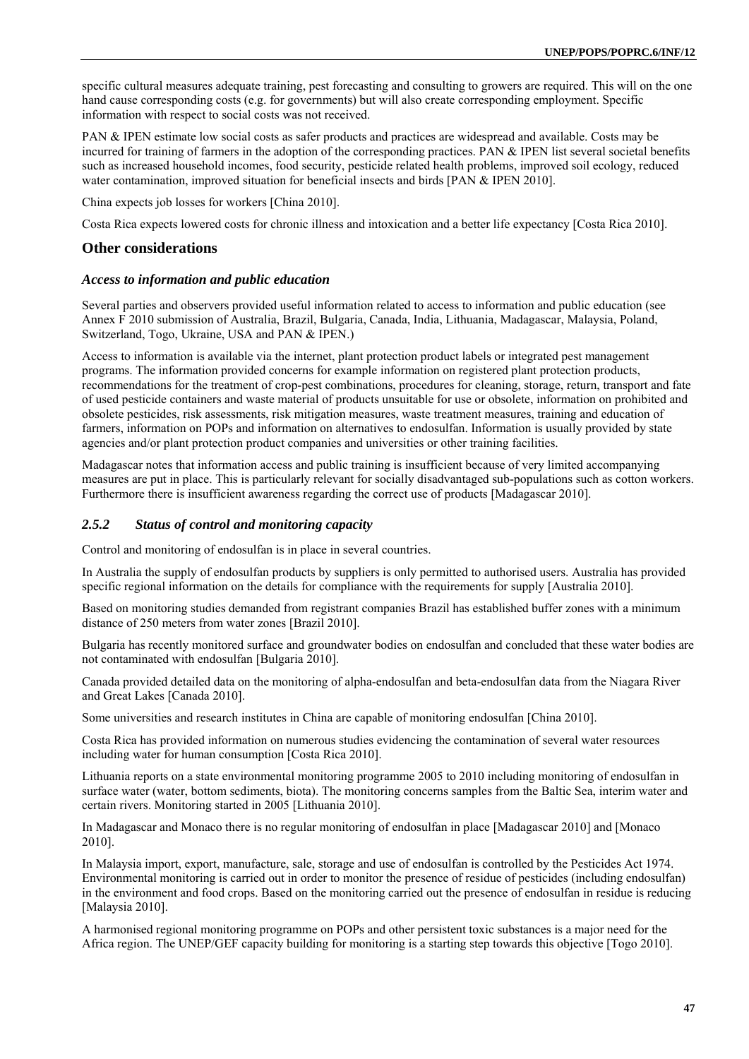specific cultural measures adequate training, pest forecasting and consulting to growers are required. This will on the one hand cause corresponding costs (e.g. for governments) but will also create corresponding employment. Specific information with respect to social costs was not received.

PAN & IPEN estimate low social costs as safer products and practices are widespread and available. Costs may be incurred for training of farmers in the adoption of the corresponding practices. PAN & IPEN list several societal benefits such as increased household incomes, food security, pesticide related health problems, improved soil ecology, reduced water contamination, improved situation for beneficial insects and birds [PAN & IPEN 2010].

China expects job losses for workers [China 2010].

Costa Rica expects lowered costs for chronic illness and intoxication and a better life expectancy [Costa Rica 2010].

## Other considerations

### *Access to information and public education*

Several parties and observers provided useful information related to access to information and public education (see Annex F 2010 submission of Australia, Brazil, Bulgaria, Canada, India, Lithuania, Madagascar, Malaysia, Poland, Switzerland, Togo, Ukraine, USA and PAN & IPEN.)

Access to information is available via the internet, plant protection product labels or integrated pest management programs. The information provided concerns for example information on registered plant protection products, recommendations for the treatment of crop-pest combinations, procedures for cleaning, storage, return, transport and fate of used pesticide containers and waste material of products unsuitable for use or obsolete, information on prohibited and obsolete pesticides, risk assessments, risk mitigation measures, waste treatment measures, training and education of farmers, information on POPs and information on alternatives to endosulfan. Information is usually provided by state agencies and/or plant protection product companies and universities or other training facilities.

Madagascar notes that information access and public training is insufficient because of very limited accompanying measures are put in place. This is particularly relevant for socially disadvantaged sub-populations such as cotton workers. Furthermore there is insufficient awareness regarding the correct use of products [Madagascar 2010].

### *2.5.2 Status of control and monitoring capacity*

Control and monitoring of endosulfan is in place in several countries.

In Australia the supply of endosulfan products by suppliers is only permitted to authorised users. Australia has provided specific regional information on the details for compliance with the requirements for supply [Australia 2010].

Based on monitoring studies demanded from registrant companies Brazil has established buffer zones with a minimum distance of 250 meters from water zones [Brazil 2010].

Bulgaria has recently monitored surface and groundwater bodies on endosulfan and concluded that these water bodies are not contaminated with endosulfan [Bulgaria 2010].

Canada provided detailed data on the monitoring of alpha-endosulfan and beta-endosulfan data from the Niagara River and Great Lakes [Canada 2010].

Some universities and research institutes in China are capable of monitoring endosulfan [China 2010].

Costa Rica has provided information on numerous studies evidencing the contamination of several water resources including water for human consumption [Costa Rica 2010].

Lithuania reports on a state environmental monitoring programme 2005 to 2010 including monitoring of endosulfan in surface water (water, bottom sediments, biota). The monitoring concerns samples from the Baltic Sea, interim water and certain rivers. Monitoring started in 2005 [Lithuania 2010].

In Madagascar and Monaco there is no regular monitoring of endosulfan in place [Madagascar 2010] and [Monaco 2010].

In Malaysia import, export, manufacture, sale, storage and use of endosulfan is controlled by the Pesticides Act 1974. Environmental monitoring is carried out in order to monitor the presence of residue of pesticides (including endosulfan) in the environment and food crops. Based on the monitoring carried out the presence of endosulfan in residue is reducing [Malaysia 2010].

A harmonised regional monitoring programme on POPs and other persistent toxic substances is a major need for the Africa region. The UNEP/GEF capacity building for monitoring is a starting step towards this objective [Togo 2010].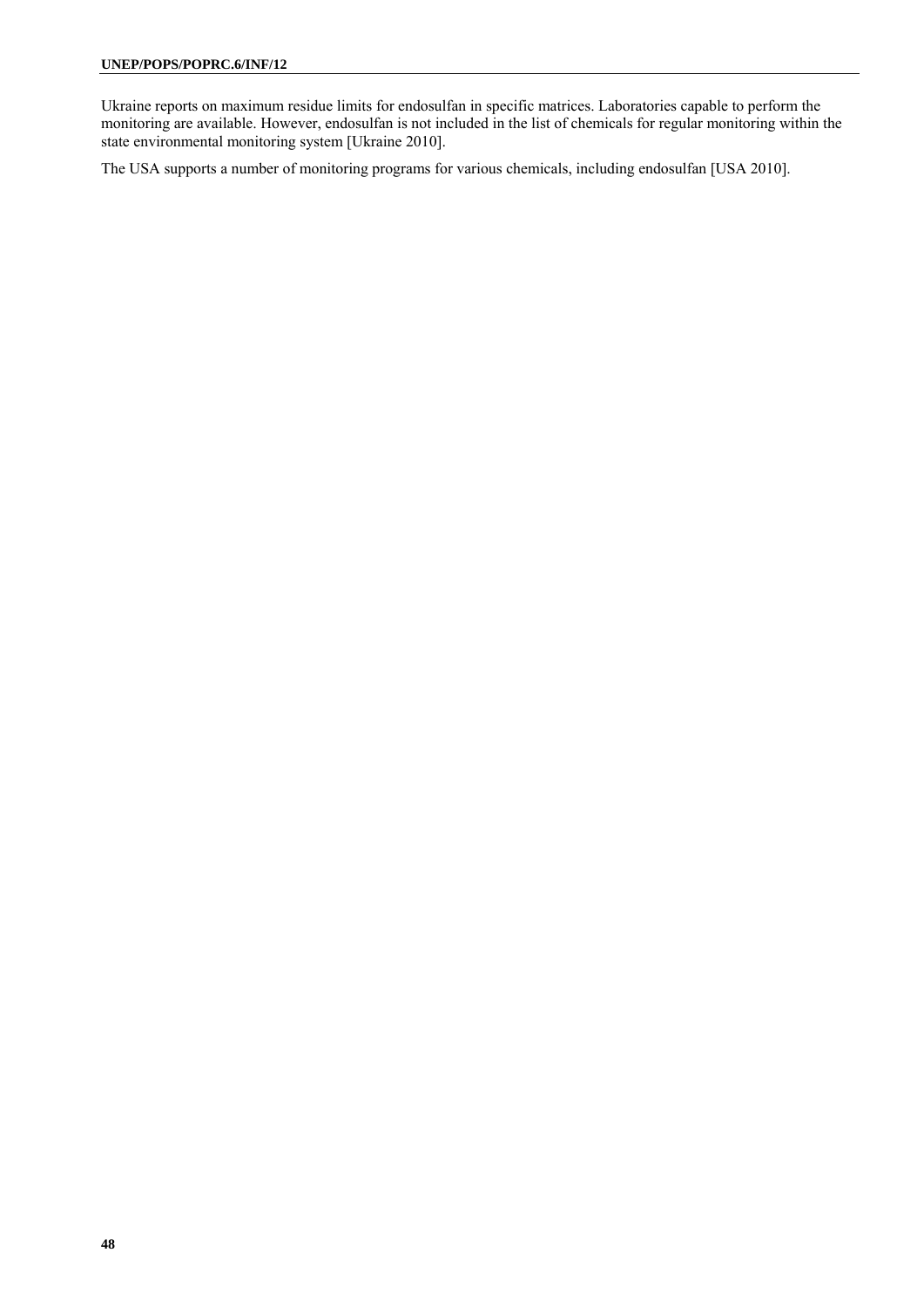Ukraine reports on maximum residue limits for endosulfan in specific matrices. Laboratories capable to perform the monitoring are available. However, endosulfan is not included in the list of chemicals for regular monitoring within the state environmental monitoring system [Ukraine 2010].

The USA supports a number of monitoring programs for various chemicals, including endosulfan [USA 2010].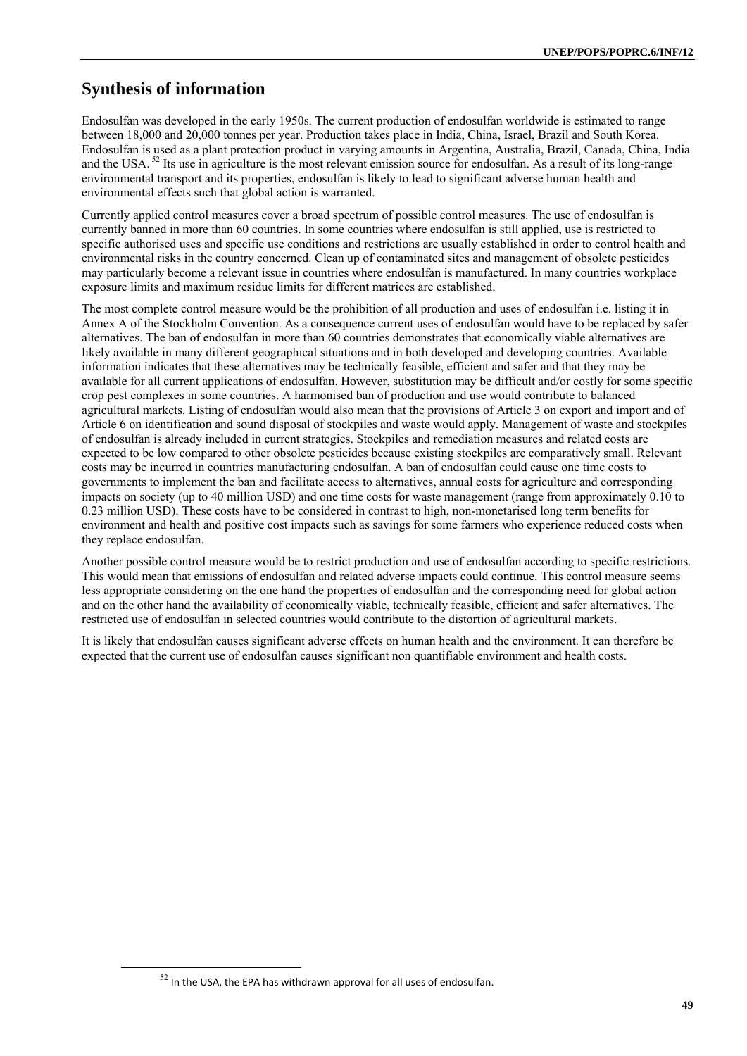## Synthesis of information

Endosulfan was developed in the early 1950s. The current production of endosulfan worldwide is estimated to range between 18,000 and 20,000 tonnes per year. Production takes place in India, China, Israel, Brazil and South Korea. Endosulfan is used as a plant protection product in varying amounts in Argentina, Australia, Brazil, Canada, China, India and the USA.[52] Its use in agriculture is the most relevant emission source for endosulfan. As a result of its long-range environmental transport and its properties, endosulfan is likely to lead to significant adverse human health and environmental effects such that global action is warranted.

Currently applied control measures cover a broad spectrum of possible control measures. The use of endosulfan is currently banned in more than 60 countries. In some countries where endosulfan is still applied, use is restricted to specific authorised uses and specific use conditions and restrictions are usually established in order to control health and environmental risks in the country concerned. Clean up of contaminated sites and management of obsolete pesticides may particularly become a relevant issue in countries where endosulfan is manufactured. In many countries workplace exposure limits and maximum residue limits for different matrices are established.

The most complete control measure would be the prohibition of all production and uses of endosulfan i.e. listing it in Annex A of the Stockholm Convention. As a consequence current uses of endosulfan would have to be replaced by safer alternatives. The ban of endosulfan in more than 60 countries demonstrates that economically viable alternatives are likely available in many different geographical situations and in both developed and developing countries. Available information indicates that these alternatives may be technically feasible, efficient and safer and that they may be available for all current applications of endosulfan. However, substitution may be difficult and/or costly for some specific crop pest complexes in some countries. A harmonised ban of production and use would contribute to balanced agricultural markets. Listing of endosulfan would also mean that the provisions of Article 3 on export and import and of Article 6 on identification and sound disposal of stockpiles and waste would apply. Management of waste and stockpiles of endosulfan is already included in current strategies. Stockpiles and remediation measures and related costs are expected to be low compared to other obsolete pesticides because existing stockpiles are comparatively small. Relevant costs may be incurred in countries manufacturing endosulfan. A ban of endosulfan could cause one time costs to governments to implement the ban and facilitate access to alternatives, annual costs for agriculture and corresponding impacts on society (up to 40 million USD) and one time costs for waste management (range from approximately 0.10 to 0.23 million USD). These costs have to be considered in contrast to high, non-monetarised long term benefits for environment and health and positive cost impacts such as savings for some farmers who experience reduced costs when they replace endosulfan.

Another possible control measure would be to restrict production and use of endosulfan according to specific restrictions. This would mean that emissions of endosulfan and related adverse impacts could continue. This control measure seems less appropriate considering on the one hand the properties of endosulfan and the corresponding need for global action and on the other hand the availability of economically viable, technically feasible, efficient and safer alternatives. The restricted use of endosulfan in selected countries would contribute to the distortion of agricultural markets.

It is likely that endosulfan causes significant adverse effects on human health and the environment. It can therefore be expected that the current use of endosulfan causes significant non quantifiable environment and health costs.

[52] In the USA, the EPA has withdrawn approval for all uses of endosulfan.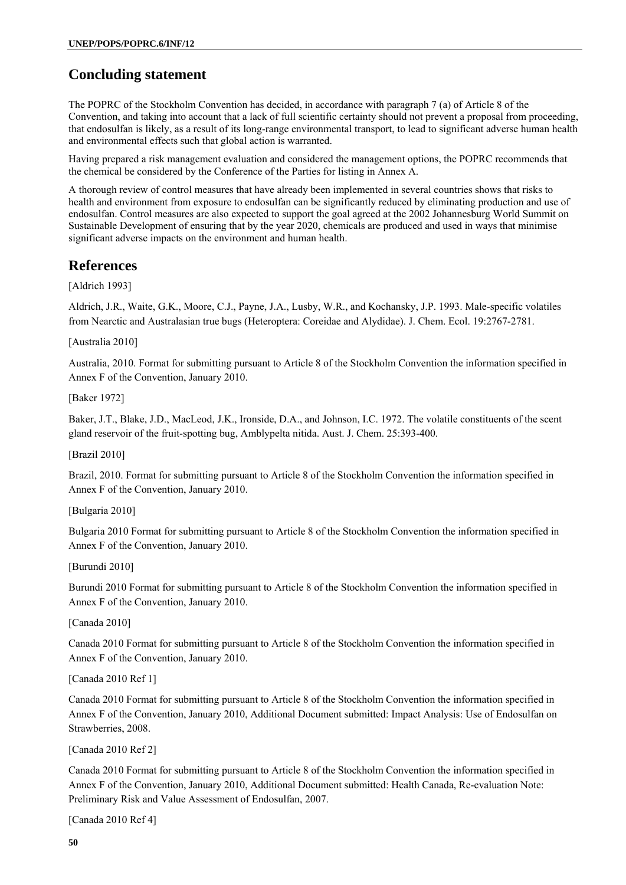## Concluding statement

The POPRC of the Stockholm Convention has decided, in accordance with paragraph 7 (a) of Article 8 of the Convention, and taking into account that a lack of full scientific certainty should not prevent a proposal from proceeding, that endosulfan is likely, as a result of its long-range environmental transport, to lead to significant adverse human health and environmental effects such that global action is warranted.

Having prepared a risk management evaluation and considered the management options, the POPRC recommends that the chemical be considered by the Conference of the Parties for listing in Annex A.

A thorough review of control measures that have already been implemented in several countries shows that risks to health and environment from exposure to endosulfan can be significantly reduced by eliminating production and use of endosulfan. Control measures are also expected to support the goal agreed at the 2002 Johannesburg World Summit on Sustainable Development of ensuring that by the year 2020, chemicals are produced and used in ways that minimise significant adverse impacts on the environment and human health.

## References

[Aldrich 1993]

Aldrich, J.R., Waite, G.K., Moore, C.J., Payne, J.A., Lusby, W.R., and Kochansky, J.P. 1993. Male-specific volatiles from Nearctic and Australasian true bugs (Heteroptera: Coreidae and Alydidae). J. Chem. Ecol. 19:2767-2781.

[Australia 2010]

Australia, 2010. Format for submitting pursuant to Article 8 of the Stockholm Convention the information specified in Annex F of the Convention, January 2010.

[Baker 1972]

Baker, J.T., Blake, J.D., MacLeod, J.K., Ironside, D.A., and Johnson, I.C. 1972. The volatile constituents of the scent gland reservoir of the fruit-spotting bug, Amblypelta nitida. Aust. J. Chem. 25:393-400.

[Brazil 2010]

Brazil, 2010. Format for submitting pursuant to Article 8 of the Stockholm Convention the information specified in Annex F of the Convention, January 2010.

[Bulgaria 2010]

Bulgaria 2010 Format for submitting pursuant to Article 8 of the Stockholm Convention the information specified in Annex F of the Convention, January 2010.

[Burundi 2010]

Burundi 2010 Format for submitting pursuant to Article 8 of the Stockholm Convention the information specified in Annex F of the Convention, January 2010.

[Canada 2010]

Canada 2010 Format for submitting pursuant to Article 8 of the Stockholm Convention the information specified in Annex F of the Convention, January 2010.

[Canada 2010 Ref 1]

Canada 2010 Format for submitting pursuant to Article 8 of the Stockholm Convention the information specified in Annex F of the Convention, January 2010, Additional Document submitted: Impact Analysis: Use of Endosulfan on Strawberries, 2008.

[Canada 2010 Ref 2]

Canada 2010 Format for submitting pursuant to Article 8 of the Stockholm Convention the information specified in Annex F of the Convention, January 2010, Additional Document submitted: Health Canada, Re-evaluation Note: Preliminary Risk and Value Assessment of Endosulfan, 2007.

[Canada 2010 Ref 4]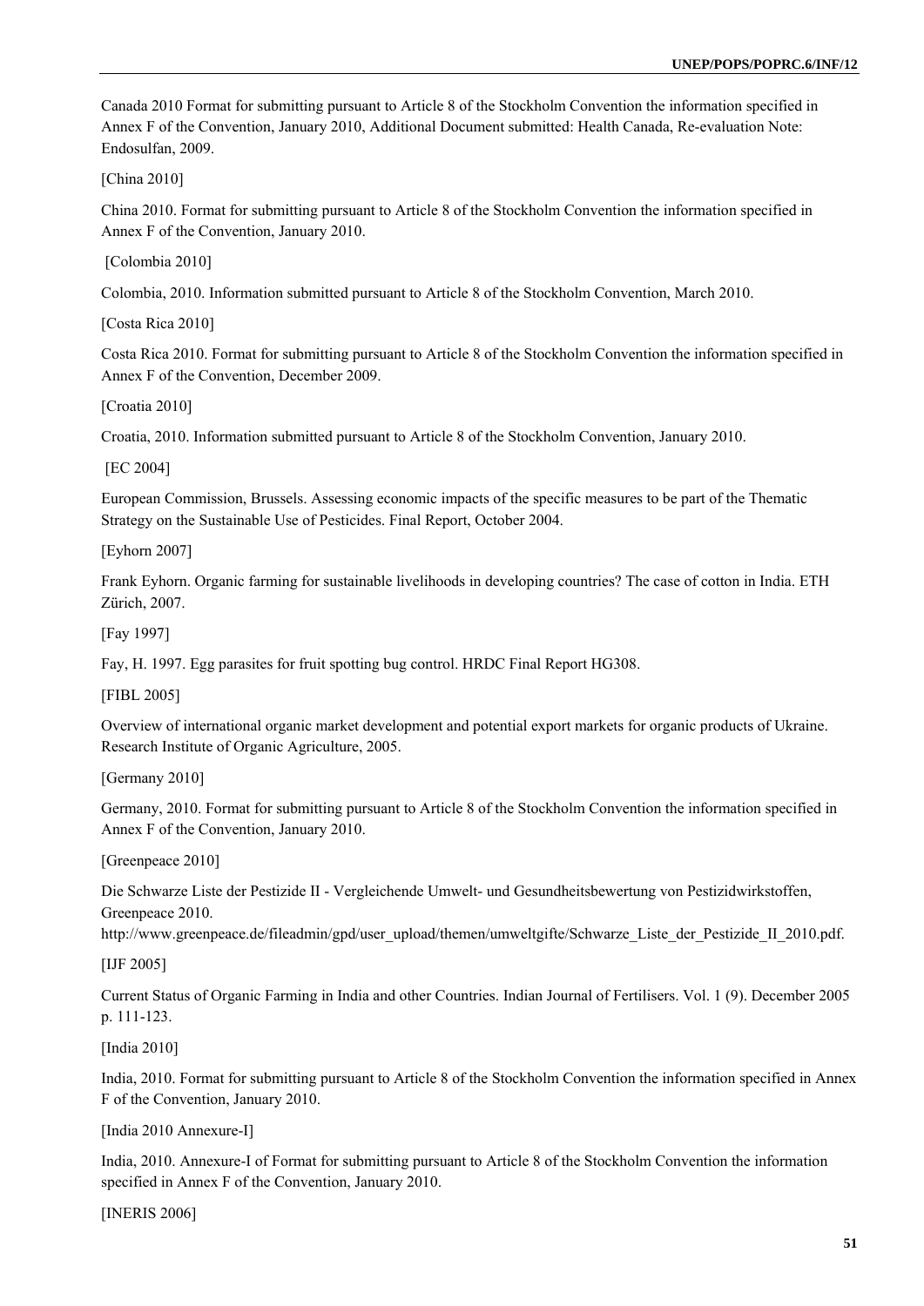Canada 2010 Format for submitting pursuant to Article 8 of the Stockholm Convention the information specified in Annex F of the Convention, January 2010, Additional Document submitted: Health Canada, Re-evaluation Note: Endosulfan, 2009.

[China 2010]

China 2010. Format for submitting pursuant to Article 8 of the Stockholm Convention the information specified in Annex F of the Convention, January 2010.

[Colombia 2010]

Colombia, 2010. Information submitted pursuant to Article 8 of the Stockholm Convention, March 2010.

[Costa Rica 2010]

Costa Rica 2010. Format for submitting pursuant to Article 8 of the Stockholm Convention the information specified in Annex F of the Convention, December 2009.

[Croatia 2010]

Croatia, 2010. Information submitted pursuant to Article 8 of the Stockholm Convention, January 2010.

[EC 2004]

European Commission, Brussels. Assessing economic impacts of the specific measures to be part of the Thematic Strategy on the Sustainable Use of Pesticides. Final Report, October 2004.

[Eyhorn 2007]

Frank Eyhorn. Organic farming for sustainable livelihoods in developing countries? The case of cotton in India. ETH Zürich, 2007.

[Fay 1997]

Fay, H. 1997. Egg parasites for fruit spotting bug control. HRDC Final Report HG308.

[FIBL 2005]

Overview of international organic market development and potential export markets for organic products of Ukraine. Research Institute of Organic Agriculture, 2005.

[Germany 2010]

Germany, 2010. Format for submitting pursuant to Article 8 of the Stockholm Convention the information specified in Annex F of the Convention, January 2010.

[Greenpeace 2010]

Die Schwarze Liste der Pestizide II - Vergleichende Umwelt- und Gesundheitsbewertung von Pestizidwirkstoffen, Greenpeace 2010.
http://www.greenpeace.de/fileadmin/gpd/user_upload/themen/umweltgifte/Schwarze_Liste_der_Pestizide_II_2010.pdf.

[IJF 2005]

Current Status of Organic Farming in India and other Countries. Indian Journal of Fertilisers. Vol. 1 (9). December 2005 p. 111-123.

[India 2010]

India, 2010. Format for submitting pursuant to Article 8 of the Stockholm Convention the information specified in Annex F of the Convention, January 2010.

[India 2010 Annexure-I]

India, 2010. Annexure-I of Format for submitting pursuant to Article 8 of the Stockholm Convention the information specified in Annex F of the Convention, January 2010.

[INERIS 2006]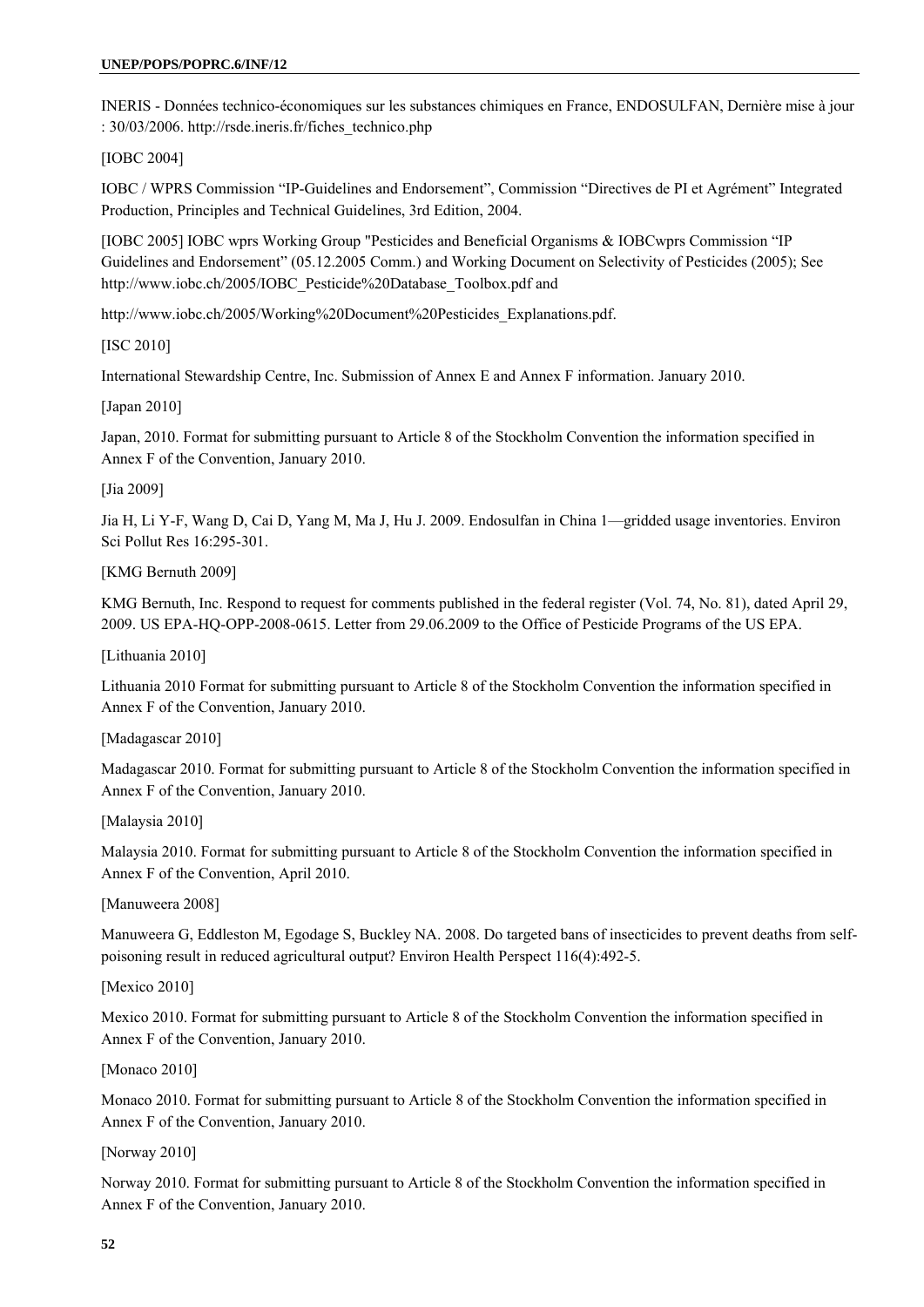INERIS - Données technico-économiques sur les substances chimiques en France, ENDOSULFAN, Dernière mise à jour : 30/03/2006. http://rsde.ineris.fr/fiches_technico.php

[IOBC 2004]

IOBC / WPRS Commission "IP-Guidelines and Endorsement", Commission "Directives de PI et Agrément" Integrated Production, Principles and Technical Guidelines, 3rd Edition, 2004.

[IOBC 2005] IOBC wprs Working Group "Pesticides and Beneficial Organisms & IOBCwprs Commission "IP Guidelines and Endorsement" (05.12.2005 Comm.) and Working Document on Selectivity of Pesticides (2005); See http://www.iobc.ch/2005/IOBC_Pesticide%20Database_Toolbox.pdf and

http://www.iobc.ch/2005/Working%20Document%20Pesticides_Explanations.pdf.

[ISC 2010]

International Stewardship Centre, Inc. Submission of Annex E and Annex F information. January 2010.

[Japan 2010]

Japan, 2010. Format for submitting pursuant to Article 8 of the Stockholm Convention the information specified in Annex F of the Convention, January 2010.

[Jia 2009]

Jia H, Li Y-F, Wang D, Cai D, Yang M, Ma J, Hu J. 2009. Endosulfan in China 1—gridded usage inventories. Environ Sci Pollut Res 16:295-301.

[KMG Bernuth 2009]

KMG Bernuth, Inc. Respond to request for comments published in the federal register (Vol. 74, No. 81), dated April 29, 2009. US EPA-HQ-OPP-2008-0615. Letter from 29.06.2009 to the Office of Pesticide Programs of the US EPA.

[Lithuania 2010]

Lithuania 2010 Format for submitting pursuant to Article 8 of the Stockholm Convention the information specified in Annex F of the Convention, January 2010.

[Madagascar 2010]

Madagascar 2010. Format for submitting pursuant to Article 8 of the Stockholm Convention the information specified in Annex F of the Convention, January 2010.

[Malaysia 2010]

Malaysia 2010. Format for submitting pursuant to Article 8 of the Stockholm Convention the information specified in Annex F of the Convention, April 2010.

[Manuweera 2008]

Manuweera G, Eddleston M, Egodage S, Buckley NA. 2008. Do targeted bans of insecticides to prevent deaths from self-poisoning result in reduced agricultural output? Environ Health Perspect 116(4):492-5.

[Mexico 2010]

Mexico 2010. Format for submitting pursuant to Article 8 of the Stockholm Convention the information specified in Annex F of the Convention, January 2010.

[Monaco 2010]

Monaco 2010. Format for submitting pursuant to Article 8 of the Stockholm Convention the information specified in Annex F of the Convention, January 2010.

[Norway 2010]

Norway 2010. Format for submitting pursuant to Article 8 of the Stockholm Convention the information specified in Annex F of the Convention, January 2010.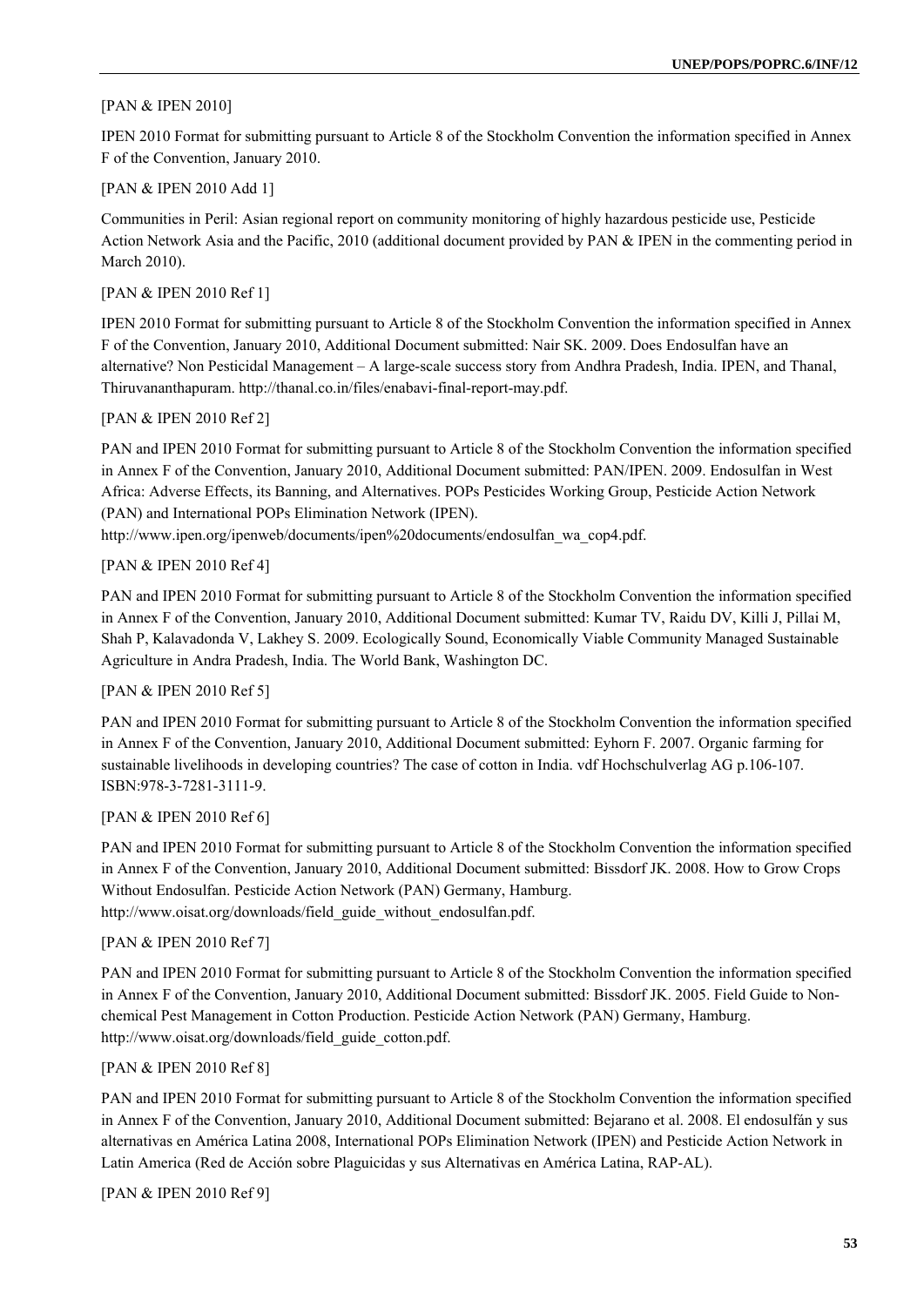[PAN & IPEN 2010]

IPEN 2010 Format for submitting pursuant to Article 8 of the Stockholm Convention the information specified in Annex F of the Convention, January 2010.

[PAN & IPEN 2010 Add 1]

Communities in Peril: Asian regional report on community monitoring of highly hazardous pesticide use, Pesticide Action Network Asia and the Pacific, 2010 (additional document provided by PAN & IPEN in the commenting period in March 2010).

[PAN & IPEN 2010 Ref 1]

IPEN 2010 Format for submitting pursuant to Article 8 of the Stockholm Convention the information specified in Annex F of the Convention, January 2010, Additional Document submitted: Nair SK. 2009. Does Endosulfan have an alternative? Non Pesticidal Management – A large-scale success story from Andhra Pradesh, India. IPEN, and Thanal, Thiruvananthapuram. http://thanal.co.in/files/enabavi-final-report-may.pdf.

[PAN & IPEN 2010 Ref 2]

PAN and IPEN 2010 Format for submitting pursuant to Article 8 of the Stockholm Convention the information specified in Annex F of the Convention, January 2010, Additional Document submitted: PAN/IPEN. 2009. Endosulfan in West Africa: Adverse Effects, its Banning, and Alternatives. POPs Pesticides Working Group, Pesticide Action Network (PAN) and International POPs Elimination Network (IPEN).
http://www.ipen.org/ipenweb/documents/ipen%20documents/endosulfan_wa_cop4.pdf.

[PAN & IPEN 2010 Ref 4]

PAN and IPEN 2010 Format for submitting pursuant to Article 8 of the Stockholm Convention the information specified in Annex F of the Convention, January 2010, Additional Document submitted: Kumar TV, Raidu DV, Killi J, Pillai M, Shah P, Kalavadonda V, Lakhey S. 2009. Ecologically Sound, Economically Viable Community Managed Sustainable Agriculture in Andra Pradesh, India. The World Bank, Washington DC.

[PAN & IPEN 2010 Ref 5]

PAN and IPEN 2010 Format for submitting pursuant to Article 8 of the Stockholm Convention the information specified in Annex F of the Convention, January 2010, Additional Document submitted: Eyhorn F. 2007. Organic farming for sustainable livelihoods in developing countries? The case of cotton in India. vdf Hochschulverlag AG p.106-107. ISBN:978-3-7281-3111-9.

[PAN & IPEN 2010 Ref 6]

PAN and IPEN 2010 Format for submitting pursuant to Article 8 of the Stockholm Convention the information specified in Annex F of the Convention, January 2010, Additional Document submitted: Bissdorf JK. 2008. How to Grow Crops Without Endosulfan. Pesticide Action Network (PAN) Germany, Hamburg.
http://www.oisat.org/downloads/field_guide_without_endosulfan.pdf.

[PAN & IPEN 2010 Ref 7]

PAN and IPEN 2010 Format for submitting pursuant to Article 8 of the Stockholm Convention the information specified in Annex F of the Convention, January 2010, Additional Document submitted: Bissdorf JK. 2005. Field Guide to Non-chemical Pest Management in Cotton Production. Pesticide Action Network (PAN) Germany, Hamburg.
http://www.oisat.org/downloads/field_guide_cotton.pdf.

[PAN & IPEN 2010 Ref 8]

PAN and IPEN 2010 Format for submitting pursuant to Article 8 of the Stockholm Convention the information specified in Annex F of the Convention, January 2010, Additional Document submitted: Bejarano et al. 2008. El endosulfán y sus alternativas en América Latina 2008, International POPs Elimination Network (IPEN) and Pesticide Action Network in Latin America (Red de Acción sobre Plaguicidas y sus Alternativas en América Latina, RAP-AL).

[PAN & IPEN 2010 Ref 9]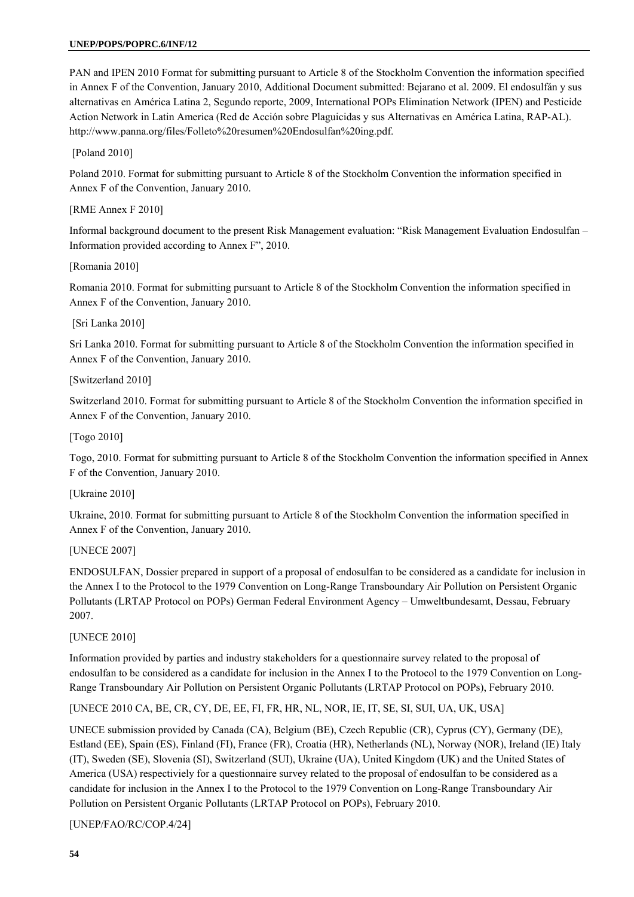PAN and IPEN 2010 Format for submitting pursuant to Article 8 of the Stockholm Convention the information specified in Annex F of the Convention, January 2010, Additional Document submitted: Bejarano et al. 2009. El endosulfán y sus alternativas en América Latina 2, Segundo reporte, 2009, International POPs Elimination Network (IPEN) and Pesticide Action Network in Latin America (Red de Acción sobre Plaguicidas y sus Alternativas en América Latina, RAP-AL). http://www.panna.org/files/Folleto%20resumen%20Endosulfan%20ing.pdf.

[Poland 2010]

Poland 2010. Format for submitting pursuant to Article 8 of the Stockholm Convention the information specified in Annex F of the Convention, January 2010.

[RME Annex F 2010]

Informal background document to the present Risk Management evaluation: "Risk Management Evaluation Endosulfan – Information provided according to Annex F", 2010.

[Romania 2010]

Romania 2010. Format for submitting pursuant to Article 8 of the Stockholm Convention the information specified in Annex F of the Convention, January 2010.

[Sri Lanka 2010]

Sri Lanka 2010. Format for submitting pursuant to Article 8 of the Stockholm Convention the information specified in Annex F of the Convention, January 2010.

[Switzerland 2010]

Switzerland 2010. Format for submitting pursuant to Article 8 of the Stockholm Convention the information specified in Annex F of the Convention, January 2010.

[Togo 2010]

Togo, 2010. Format for submitting pursuant to Article 8 of the Stockholm Convention the information specified in Annex F of the Convention, January 2010.

[Ukraine 2010]

Ukraine, 2010. Format for submitting pursuant to Article 8 of the Stockholm Convention the information specified in Annex F of the Convention, January 2010.

[UNECE 2007]

ENDOSULFAN, Dossier prepared in support of a proposal of endosulfan to be considered as a candidate for inclusion in the Annex I to the Protocol to the 1979 Convention on Long-Range Transboundary Air Pollution on Persistent Organic Pollutants (LRTAP Protocol on POPs) German Federal Environment Agency – Umweltbundesamt, Dessau, February 2007.

[UNECE 2010]

Information provided by parties and industry stakeholders for a questionnaire survey related to the proposal of endosulfan to be considered as a candidate for inclusion in the Annex I to the Protocol to the 1979 Convention on Long-Range Transboundary Air Pollution on Persistent Organic Pollutants (LRTAP Protocol on POPs), February 2010.

[UNECE 2010 CA, BE, CR, CY, DE, EE, FI, FR, HR, NL, NOR, IE, IT, SE, SI, SUI, UA, UK, USA]

UNECE submission provided by Canada (CA), Belgium (BE), Czech Republic (CR), Cyprus (CY), Germany (DE), Estland (EE), Spain (ES), Finland (FI), France (FR), Croatia (HR), Netherlands (NL), Norway (NOR), Ireland (IE) Italy (IT), Sweden (SE), Slovenia (SI), Switzerland (SUI), Ukraine (UA), United Kingdom (UK) and the United States of America (USA) respectiviely for a questionnaire survey related to the proposal of endosulfan to be considered as a candidate for inclusion in the Annex I to the Protocol to the 1979 Convention on Long-Range Transboundary Air Pollution on Persistent Organic Pollutants (LRTAP Protocol on POPs), February 2010.

[UNEP/FAO/RC/COP.4/24]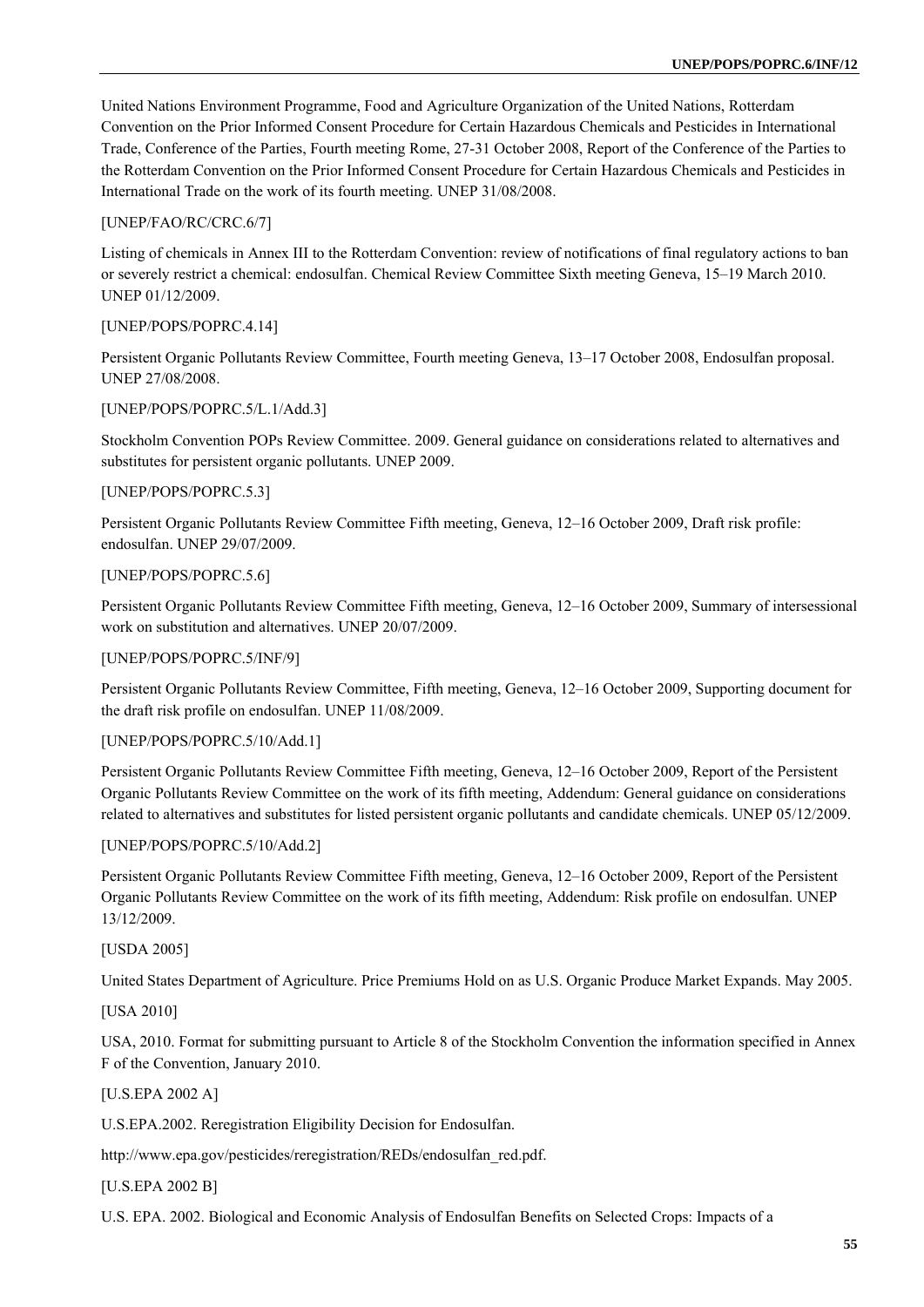United Nations Environment Programme, Food and Agriculture Organization of the United Nations, Rotterdam Convention on the Prior Informed Consent Procedure for Certain Hazardous Chemicals and Pesticides in International Trade, Conference of the Parties, Fourth meeting Rome, 27-31 October 2008, Report of the Conference of the Parties to the Rotterdam Convention on the Prior Informed Consent Procedure for Certain Hazardous Chemicals and Pesticides in International Trade on the work of its fourth meeting. UNEP 31/08/2008.

[UNEP/FAO/RC/CRC.6/7]

Listing of chemicals in Annex III to the Rotterdam Convention: review of notifications of final regulatory actions to ban or severely restrict a chemical: endosulfan. Chemical Review Committee Sixth meeting Geneva, 15–19 March 2010. UNEP 01/12/2009.

[UNEP/POPS/POPRC.4.14]

Persistent Organic Pollutants Review Committee, Fourth meeting Geneva, 13–17 October 2008, Endosulfan proposal. UNEP 27/08/2008.

[UNEP/POPS/POPRC.5/L.1/Add.3]

Stockholm Convention POPs Review Committee. 2009. General guidance on considerations related to alternatives and substitutes for persistent organic pollutants. UNEP 2009.

[UNEP/POPS/POPRC.5.3]

Persistent Organic Pollutants Review Committee Fifth meeting, Geneva, 12–16 October 2009, Draft risk profile: endosulfan. UNEP 29/07/2009.

[UNEP/POPS/POPRC.5.6]

Persistent Organic Pollutants Review Committee Fifth meeting, Geneva, 12–16 October 2009, Summary of intersessional work on substitution and alternatives. UNEP 20/07/2009.

[UNEP/POPS/POPRC.5/INF/9]

Persistent Organic Pollutants Review Committee, Fifth meeting, Geneva, 12–16 October 2009, Supporting document for the draft risk profile on endosulfan. UNEP 11/08/2009.

[UNEP/POPS/POPRC.5/10/Add.1]

Persistent Organic Pollutants Review Committee Fifth meeting, Geneva, 12–16 October 2009, Report of the Persistent Organic Pollutants Review Committee on the work of its fifth meeting, Addendum: General guidance on considerations related to alternatives and substitutes for listed persistent organic pollutants and candidate chemicals. UNEP 05/12/2009.

[UNEP/POPS/POPRC.5/10/Add.2]

Persistent Organic Pollutants Review Committee Fifth meeting, Geneva, 12–16 October 2009, Report of the Persistent Organic Pollutants Review Committee on the work of its fifth meeting, Addendum: Risk profile on endosulfan. UNEP 13/12/2009.

[USDA 2005]

United States Department of Agriculture. Price Premiums Hold on as U.S. Organic Produce Market Expands. May 2005.

[USA 2010]

USA, 2010. Format for submitting pursuant to Article 8 of the Stockholm Convention the information specified in Annex F of the Convention, January 2010.

[U.S.EPA 2002 A]

U.S.EPA.2002. Reregistration Eligibility Decision for Endosulfan.

http://www.epa.gov/pesticides/reregistration/REDs/endosulfan_red.pdf.

[U.S.EPA 2002 B]

U.S. EPA. 2002. Biological and Economic Analysis of Endosulfan Benefits on Selected Crops: Impacts of a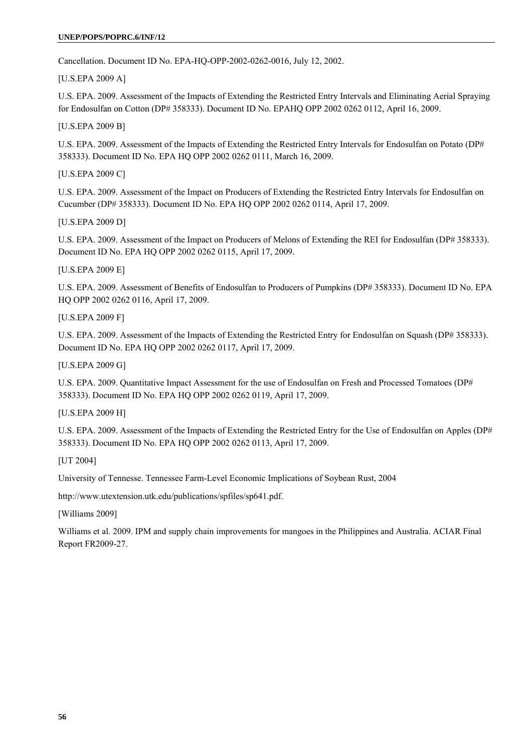Cancellation. Document ID No. EPA-HQ-OPP-2002-0262-0016, July 12, 2002.

[U.S.EPA 2009 A]

U.S. EPA. 2009. Assessment of the Impacts of Extending the Restricted Entry Intervals and Eliminating Aerial Spraying for Endosulfan on Cotton (DP# 358333). Document ID No. EPAHQ OPP 2002 0262 0112, April 16, 2009.

[U.S.EPA 2009 B]

U.S. EPA. 2009. Assessment of the Impacts of Extending the Restricted Entry Intervals for Endosulfan on Potato (DP# 358333). Document ID No. EPA HQ OPP 2002 0262 0111, March 16, 2009.

[U.S.EPA 2009 C]

U.S. EPA. 2009. Assessment of the Impact on Producers of Extending the Restricted Entry Intervals for Endosulfan on Cucumber (DP# 358333). Document ID No. EPA HQ OPP 2002 0262 0114, April 17, 2009.

[U.S.EPA 2009 D]

U.S. EPA. 2009. Assessment of the Impact on Producers of Melons of Extending the REI for Endosulfan (DP# 358333). Document ID No. EPA HQ OPP 2002 0262 0115, April 17, 2009.

[U.S.EPA 2009 E]

U.S. EPA. 2009. Assessment of Benefits of Endosulfan to Producers of Pumpkins (DP# 358333). Document ID No. EPA HQ OPP 2002 0262 0116, April 17, 2009.

[U.S.EPA 2009 F]

U.S. EPA. 2009. Assessment of the Impacts of Extending the Restricted Entry for Endosulfan on Squash (DP# 358333). Document ID No. EPA HQ OPP 2002 0262 0117, April 17, 2009.

[U.S.EPA 2009 G]

U.S. EPA. 2009. Quantitative Impact Assessment for the use of Endosulfan on Fresh and Processed Tomatoes (DP# 358333). Document ID No. EPA HQ OPP 2002 0262 0119, April 17, 2009.

[U.S.EPA 2009 H]

U.S. EPA. 2009. Assessment of the Impacts of Extending the Restricted Entry for the Use of Endosulfan on Apples (DP# 358333). Document ID No. EPA HQ OPP 2002 0262 0113, April 17, 2009.

[UT 2004]

University of Tennesse. Tennessee Farm-Level Economic Implications of Soybean Rust, 2004

http://www.utextension.utk.edu/publications/spfiles/sp641.pdf.

[Williams 2009]

Williams et al. 2009. IPM and supply chain improvements for mangoes in the Philippines and Australia. ACIAR Final Report FR2009-27.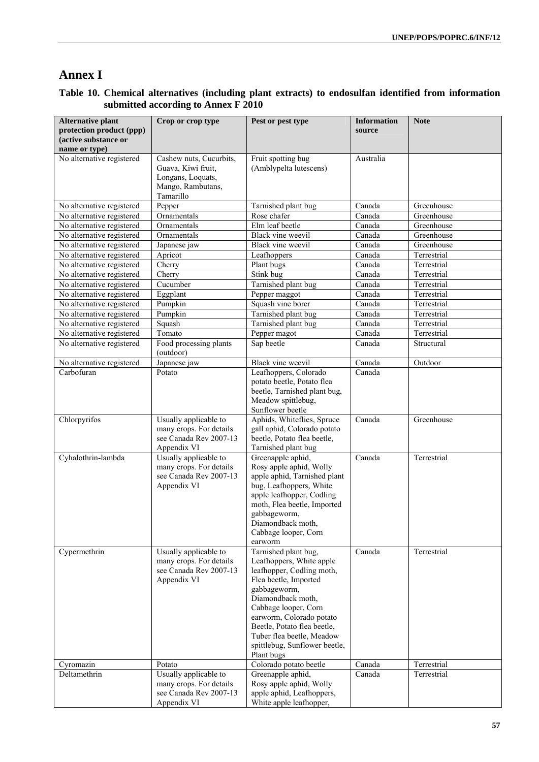# Annex I

### Table 10. Chemical alternatives (including plant extracts) to endosulfan identified from information submitted according to Annex F 2010

| Alternative plant protection product (ppp) (active substance or name or type) | Crop or crop type | Pest or pest type | Information source | Note |
|---|---|---|---|---|
| No alternative registered | Cashew nuts, Cucurbits, Guava, Kiwi fruit, Longans, Loquats, Mango, Rambutans, Tamarillo | Fruit spotting bug (Amblypelta lutescens) | Australia | |
| No alternative registered | Pepper | Tarnished plant bug | Canada | Greenhouse |
| No alternative registered | Ornamentals | Rose chafer | Canada | Greenhouse |
| No alternative registered | Ornamentals | Elm leaf beetle | Canada | Greenhouse |
| No alternative registered | Ornamentals | Black vine weevil | Canada | Greenhouse |
| No alternative registered | Japanese jaw | Black vine weevil | Canada | Greenhouse |
| No alternative registered | Apricot | Leafhoppers | Canada | Terrestrial |
| No alternative registered | Cherry | Plant bugs | Canada | Terrestrial |
| No alternative registered | Cherry | Stink bug | Canada | Terrestrial |
| No alternative registered | Cucumber | Tarnished plant bug | Canada | Terrestrial |
| No alternative registered | Eggplant | Pepper maggot | Canada | Terrestrial |
| No alternative registered | Pumpkin | Squash vine borer | Canada | Terrestrial |
| No alternative registered | Pumpkin | Tarnished plant bug | Canada | Terrestrial |
| No alternative registered | Squash | Tarnished plant bug | Canada | Terrestrial |
| No alternative registered | Tomato | Pepper magot | Canada | Terrestrial |
| No alternative registered | Food processing plants (outdoor) | Sap beetle | Canada | Structural |
| No alternative registered | Japanese jaw | Black vine weevil | Canada | Outdoor |
| Carbofuran | Potato | Leafhoppers, Colorado potato beetle, Potato flea beetle, Tarnished plant bug, Meadow spittlebug, Sunflower beetle | Canada | |
| Chlorpyrifos | Usually applicable to many crops. For details see Canada Rev 2007-13 Appendix VI | Aphids, Whiteflies, Spruce gall aphid, Colorado potato beetle, Potato flea beetle, Tarnished plant bug | Canada | Greenhouse |
| Cyhalothrin-lambda | Usually applicable to many crops. For details see Canada Rev 2007-13 Appendix VI | Greenapple aphid, Rosy apple aphid, Wolly apple aphid, Tarnished plant bug, Leafhoppers, White apple leafhopper, Codling moth, Flea beetle, Imported gabbageworm, Diamondback moth, Cabbage looper, Corn earworm | Canada | Terrestrial |
| Cypermethrin | Usually applicable to many crops. For details see Canada Rev 2007-13 Appendix VI | Tarnished plant bug, Leafhoppers, White apple leafhopper, Codling moth, Flea beetle, Imported gabbageworm, Diamondback moth, Cabbage looper, Corn earworm, Colorado potato Beetle, Potato flea beetle, Tuber flea beetle, Meadow spittlebug, Sunflower beetle, Plant bugs | Canada | Terrestrial |
| Cyromazin | Potato | Colorado potato beetle | Canada | Terrestrial |
| Deltamethrin | Usually applicable to many crops. For details see Canada Rev 2007-13 Appendix VI | Greenapple aphid, Rosy apple aphid, Wolly apple aphid, Leafhoppers, White apple leafhopper, | Canada | Terrestrial |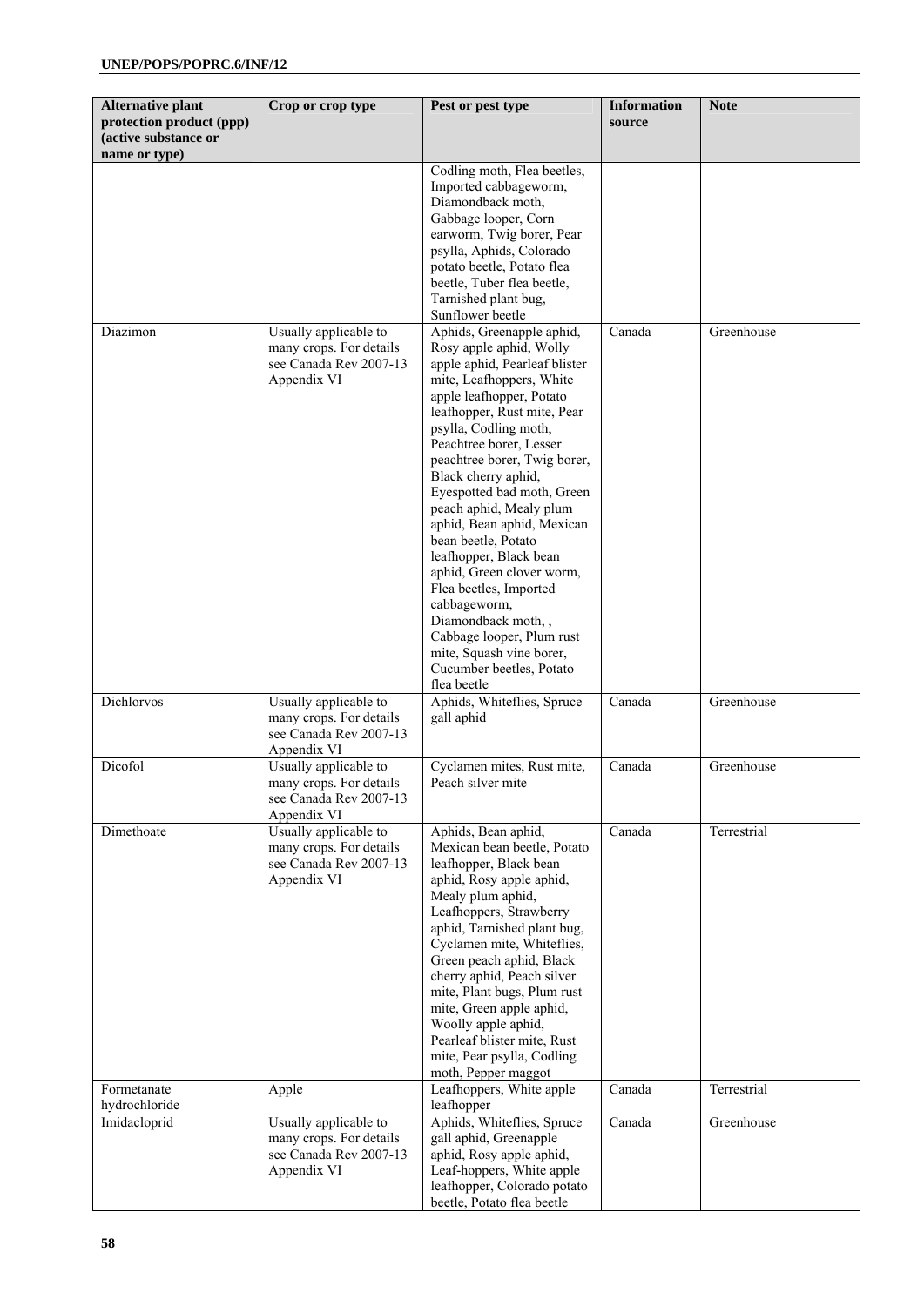| Alternative plant protection product (ppp) (active substance or name or type) | Crop or crop type | Pest or pest type | Information source | Note |
|---|---|---|---|---|
| | | Codling moth, Flea beetles, Imported cabbageworm, Diamondback moth, Gabbage looper, Corn earworm, Twig borer, Pear psylla, Aphids, Colorado potato beetle, Potato flea beetle, Tuber flea beetle, Tarnished plant bug, Sunflower beetle | | |
| Diazimon | Usually applicable to many crops. For details see Canada Rev 2007-13 Appendix VI | Aphids, Greenapple aphid, Rosy apple aphid, Wolly apple aphid, Pearleaf blister mite, Leafhoppers, White apple leafhopper, Potato leafhopper, Rust mite, Pear psylla, Codling moth, Peachtree borer, Lesser peachtree borer, Twig borer, Black cherry aphid, Eyespotted bad moth, Green peach aphid, Mealy plum aphid, Bean aphid, Mexican bean beetle, Potato leafhopper, Black bean aphid, Green clover worm, Flea beetles, Imported cabbageworm, Diamondback moth, , Cabbage looper, Plum rust mite, Squash vine borer, Cucumber beetles, Potato flea beetle | Canada | Greenhouse |
| Dichlorvos | Usually applicable to many crops. For details see Canada Rev 2007-13 Appendix VI | Aphids, Whiteflies, Spruce gall aphid | Canada | Greenhouse |
| Dicofol | Usually applicable to many crops. For details see Canada Rev 2007-13 Appendix VI | Cyclamen mites, Rust mite, Peach silver mite | Canada | Greenhouse |
| Dimethoate | Usually applicable to many crops. For details see Canada Rev 2007-13 Appendix VI | Aphids, Bean aphid, Mexican bean beetle, Potato leafhopper, Black bean aphid, Rosy apple aphid, Mealy plum aphid, Leafhoppers, Strawberry aphid, Tarnished plant bug, Cyclamen mite, Whiteflies, Green peach aphid, Black cherry aphid, Peach silver mite, Plant bugs, Plum rust mite, Green apple aphid, Woolly apple aphid, Pearleaf blister mite, Rust mite, Pear psylla, Codling moth, Pepper maggot | Canada | Terrestrial |
| Formetanate hydrochloride | Apple | Leafhoppers, White apple leafhopper | Canada | Terrestrial |
| Imidacloprid | Usually applicable to many crops. For details see Canada Rev 2007-13 Appendix VI | Aphids, Whiteflies, Spruce gall aphid, Greenapple aphid, Rosy apple aphid, Leaf-hoppers, White apple leafhopper, Colorado potato beetle, Potato flea beetle | Canada | Greenhouse |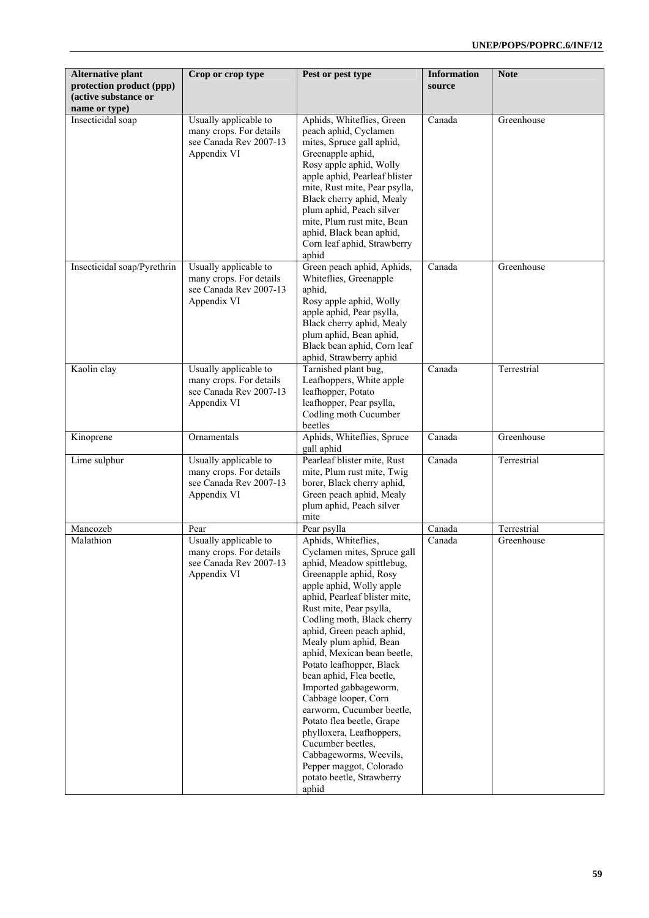| Alternative plant protection product (ppp) (active substance or name or type) | Crop or crop type | Pest or pest type | Information source | Note |
|---|---|---|---|---|
| Insecticidal soap | Usually applicable to many crops. For details see Canada Rev 2007-13 Appendix VI | Aphids, Whiteflies, Green peach aphid, Cyclamen mites, Spruce gall aphid, Greenapple aphid, Rosy apple aphid, Wolly apple aphid, Pearleaf blister mite, Rust mite, Pear psylla, Black cherry aphid, Mealy plum aphid, Peach silver mite, Plum rust mite, Bean aphid, Black bean aphid, Corn leaf aphid, Strawberry aphid | Canada | Greenhouse |
| Insecticidal soap/Pyrethrin | Usually applicable to many crops. For details see Canada Rev 2007-13 Appendix VI | Green peach aphid, Aphids, Whiteflies, Greenapple aphid, Rosy apple aphid, Wolly apple aphid, Pear psylla, Black cherry aphid, Mealy plum aphid, Bean aphid, Black bean aphid, Corn leaf aphid, Strawberry aphid | Canada | Greenhouse |
| Kaolin clay | Usually applicable to many crops. For details see Canada Rev 2007-13 Appendix VI | Tarnished plant bug, Leafhoppers, White apple leafhopper, Potato leafhopper, Pear psylla, Codling moth Cucumber beetles | Canada | Terrestrial |
| Kinoprene | Ornamentals | Aphids, Whiteflies, Spruce gall aphid | Canada | Greenhouse |
| Lime sulphur | Usually applicable to many crops. For details see Canada Rev 2007-13 Appendix VI | Pearleaf blister mite, Rust mite, Plum rust mite, Twig borer, Black cherry aphid, Green peach aphid, Mealy plum aphid, Peach silver mite | Canada | Terrestrial |
| Mancozeb | Pear | Pear psylla | Canada | Terrestrial |
| Malathion | Usually applicable to many crops. For details see Canada Rev 2007-13 Appendix VI | Aphids, Whiteflies, Cyclamen mites, Spruce gall aphid, Meadow spittlebug, Greenapple aphid, Rosy apple aphid, Wolly apple aphid, Pearleaf blister mite, Rust mite, Pear psylla, Codling moth, Black cherry aphid, Green peach aphid, Mealy plum aphid, Bean aphid, Mexican bean beetle, Potato leafhopper, Black bean aphid, Flea beetle, Imported gabbageworm, Cabbage looper, Corn earworm, Cucumber beetle, Potato flea beetle, Grape phylloxera, Leafhoppers, Cucumber beetles, Cabbageworms, Weevils, Pepper maggot, Colorado potato beetle, Strawberry aphid | Canada | Greenhouse |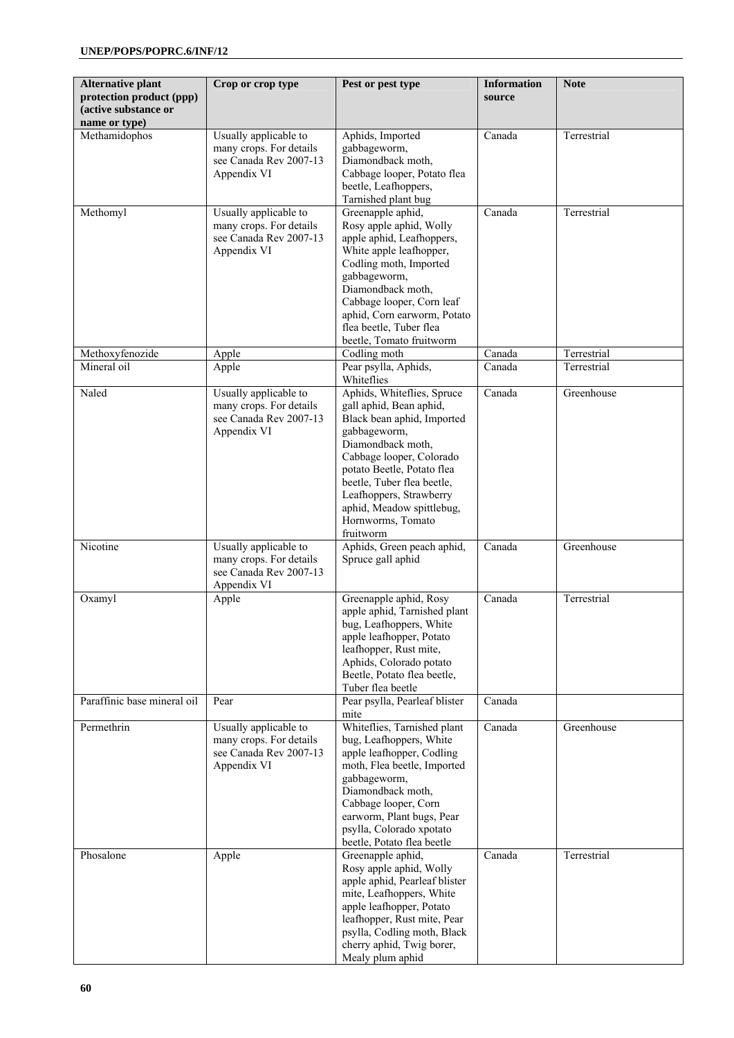| Alternative plant protection product (ppp) (active substance or name or type) | Crop or crop type | Pest or pest type | Information source | Note |
|---|---|---|---|---|
| Methamidophos | Usually applicable to many crops. For details see Canada Rev 2007-13 Appendix VI | Aphids, Imported gabbageworm, Diamondback moth, Cabbage looper, Potato flea beetle, Leafhoppers, Tarnished plant bug | Canada | Terrestrial |
| Methomyl | Usually applicable to many crops. For details see Canada Rev 2007-13 Appendix VI | Greenapple aphid, Rosy apple aphid, Wolly apple aphid, Leafhoppers, White apple leafhopper, Codling moth, Imported gabbageworm, Diamondback moth, Cabbage looper, Corn leaf aphid, Corn earworm, Potato flea beetle, Tuber flea beetle, Tomato fruitworm | Canada | Terrestrial |
| Methoxyfenozide | Apple | Codling moth | Canada | Terrestrial |
| Mineral oil | Apple | Pear psylla, Aphids, Whiteflies | Canada | Terrestrial |
| Naled | Usually applicable to many crops. For details see Canada Rev 2007-13 Appendix VI | Aphids, Whiteflies, Spruce gall aphid, Bean aphid, Black bean aphid, Imported gabbageworm, Diamondback moth, Cabbage looper, Colorado potato Beetle, Potato flea beetle, Tuber flea beetle, Leafhoppers, Strawberry aphid, Meadow spittlebug, Hornworms, Tomato fruitworm | Canada | Greenhouse |
| Nicotine | Usually applicable to many crops. For details see Canada Rev 2007-13 Appendix VI | Aphids, Green peach aphid, Spruce gall aphid | Canada | Greenhouse |
| Oxamyl | Apple | Greenapple aphid, Rosy apple aphid, Tarnished plant bug, Leafhoppers, White apple leafhopper, Potato leafhopper, Rust mite, Aphids, Colorado potato Beetle, Potato flea beetle, Tuber flea beetle | Canada | Terrestrial |
| Paraffinic base mineral oil | Pear | Pear psylla, Pearleaf blister mite | Canada | |
| Permethrin | Usually applicable to many crops. For details see Canada Rev 2007-13 Appendix VI | Whiteflies, Tarnished plant bug, Leafhoppers, White apple leafhopper, Codling moth, Flea beetle, Imported gabbageworm, Diamondback moth, Cabbage looper, Corn earworm, Plant bugs, Pear psylla, Colorado xpotato beetle, Potato flea beetle | Canada | Greenhouse |
| Phosalone | Apple | Greenapple aphid, Rosy apple aphid, Wolly apple aphid, Pearleaf blister mite, Leafhoppers, White apple leafhopper, Potato leafhopper, Rust mite, Pear psylla, Codling moth, Black cherry aphid, Twig borer, Mealy plum aphid | Canada | Terrestrial |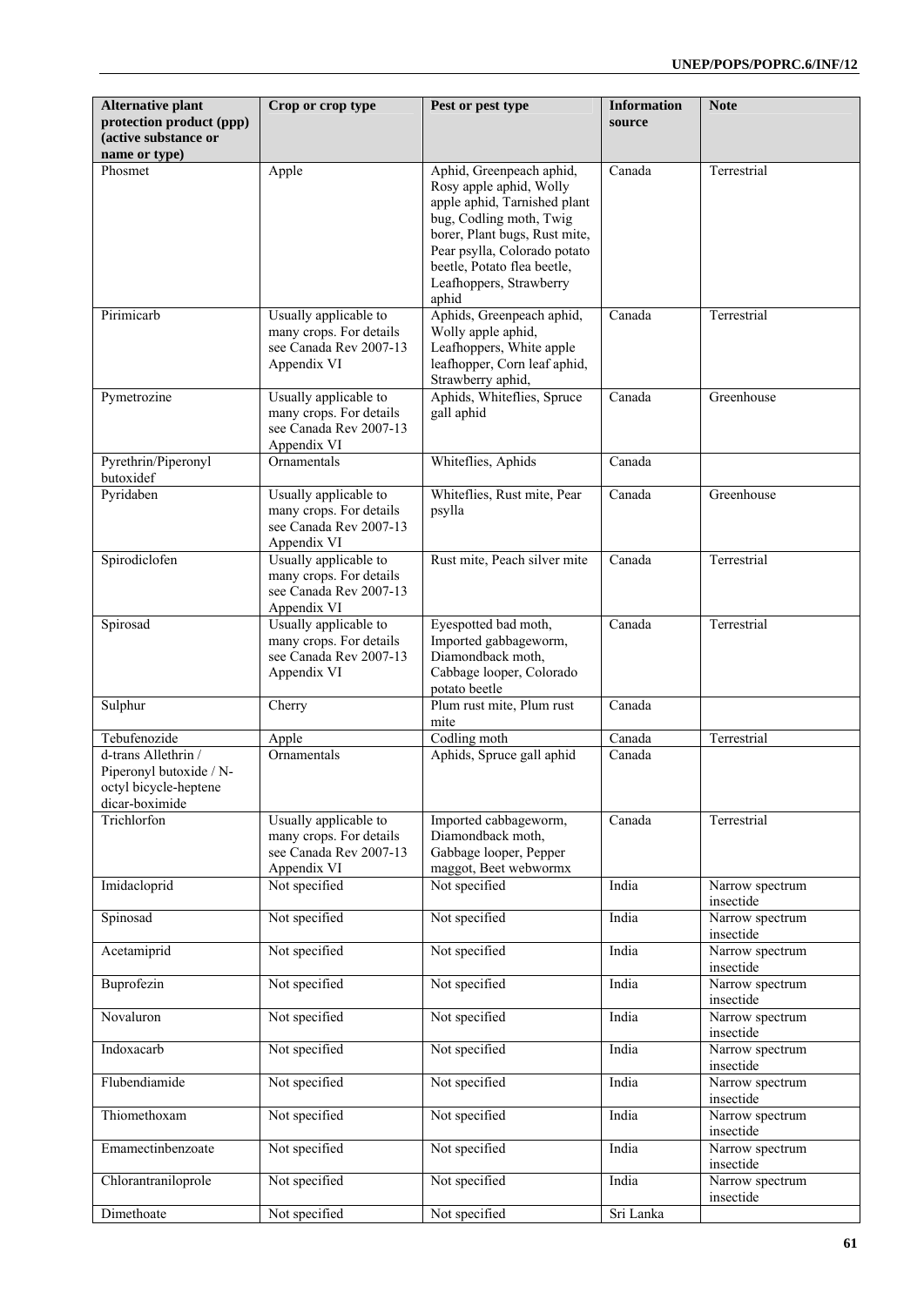| Alternative plant protection product (ppp) (active substance or name or type) | Crop or crop type | Pest or pest type | Information source | Note |
|---|---|---|---|---|
| Phosmet | Apple | Aphid, Greenpeach aphid, Rosy apple aphid, Wolly apple aphid, Tarnished plant bug, Codling moth, Twig borer, Plant bugs, Rust mite, Pear psylla, Colorado potato beetle, Potato flea beetle, Leafhoppers, Strawberry aphid | Canada | Terrestrial |
| Pirimicarb | Usually applicable to many crops. For details see Canada Rev 2007-13 Appendix VI | Aphids, Greenpeach aphid, Wolly apple aphid, Leafhoppers, White apple leafhopper, Corn leaf aphid, Strawberry aphid, | Canada | Terrestrial |
| Pymetrozine | Usually applicable to many crops. For details see Canada Rev 2007-13 Appendix VI | Aphids, Whiteflies, Spruce gall aphid | Canada | Greenhouse |
| Pyrethrin/Piperonyl butoxidef | Ornamentals | Whiteflies, Aphids | Canada | |
| Pyridaben | Usually applicable to many crops. For details see Canada Rev 2007-13 Appendix VI | Whiteflies, Rust mite, Pear psylla | Canada | Greenhouse |
| Spirodiclofen | Usually applicable to many crops. For details see Canada Rev 2007-13 Appendix VI | Rust mite, Peach silver mite | Canada | Terrestrial |
| Spirosad | Usually applicable to many crops. For details see Canada Rev 2007-13 Appendix VI | Eyespotted bad moth, Imported gabbageworm, Diamondback moth, Cabbage looper, Colorado potato beetle | Canada | Terrestrial |
| Sulphur | Cherry | Plum rust mite, Plum rust mite | Canada | |
| Tebufenozide | Apple | Codling moth | Canada | Terrestrial |
| d-trans Allethrin / Piperonyl butoxide / N-octyl bicycle-heptene dicar-boximide | Ornamentals | Aphids, Spruce gall aphid | Canada | |
| Trichlorfon | Usually applicable to many crops. For details see Canada Rev 2007-13 Appendix VI | Imported cabbageworm, Diamondback moth, Gabbage looper, Pepper maggot, Beet webwormx | Canada | Terrestrial |
| Imidacloprid | Not specified | Not specified | India | Narrow spectrum insecticide |
| Spinosad | Not specified | Not specified | India | Narrow spectrum insecticide |
| Acetamiprid | Not specified | Not specified | India | Narrow spectrum insecticide |
| Buprofezin | Not specified | Not specified | India | Narrow spectrum insecticide |
| Novaluron | Not specified | Not specified | India | Narrow spectrum insecticide |
| Indoxacarb | Not specified | Not specified | India | Narrow spectrum insecticide |
| Flubendiamide | Not specified | Not specified | India | Narrow spectrum insecticide |
| Thiomethoxam | Not specified | Not specified | India | Narrow spectrum insecticide |
| Emamectinbenzoate | Not specified | Not specified | India | Narrow spectrum insecticide |
| Chlorantraniloprole | Not specified | Not specified | India | Narrow spectrum insecticide |
| Dimethoate | Not specified | Not specified | Sri Lanka | |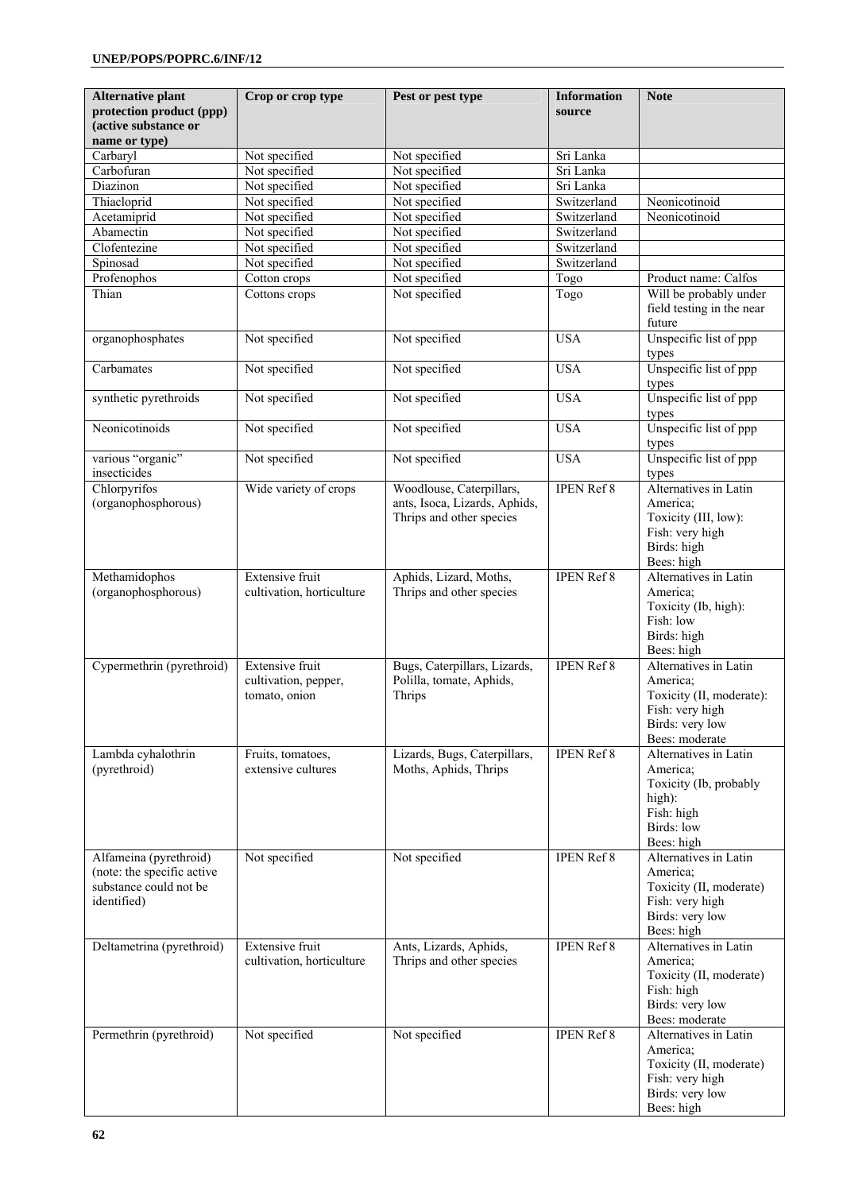| Alternative plant protection product (ppp) (active substance or name or type) | Crop or crop type | Pest or pest type | Information source | Note |
|---|---|---|---|---|
| Carbaryl | Not specified | Not specified | Sri Lanka | |
| Carbofuran | Not specified | Not specified | Sri Lanka | |
| Diazinon | Not specified | Not specified | Sri Lanka | |
| Thiacloprid | Not specified | Not specified | Switzerland | Neonicotinoid |
| Acetamiprid | Not specified | Not specified | Switzerland | Neonicotinoid |
| Abamectin | Not specified | Not specified | Switzerland | |
| Clofentezine | Not specified | Not specified | Switzerland | |
| Spinosad | Not specified | Not specified | Switzerland | |
| Profenophos | Cotton crops | Not specified | Togo | Product name: Calfos |
| Thian | Cottons crops | Not specified | Togo | Will be probably under field testing in the near future |
| organophosphates | Not specified | Not specified | USA | Unspecific list of ppp types |
| Carbamates | Not specified | Not specified | USA | Unspecific list of ppp types |
| synthetic pyrethroids | Not specified | Not specified | USA | Unspecific list of ppp types |
| Neonicotinoids | Not specified | Not specified | USA | Unspecific list of ppp types |
| various "organic" insecticides | Not specified | Not specified | USA | Unspecific list of ppp types |
| Chlorpyrifos (organophosphorous) | Wide variety of crops | Woodlouse, Caterpillars, ants, Isoca, Lizards, Aphids, Thrips and other species | IPEN Ref 8 | Alternatives in Latin America; Toxicity (III, low): Fish: very high Birds: high Bees: high |
| Methamidophos (organophosphorous) | Extensive fruit cultivation, horticulture | Aphids, Lizard, Moths, Thrips and other species | IPEN Ref 8 | Alternatives in Latin America; Toxicity (Ib, high): Fish: low Birds: high Bees: high |
| Cypermethrin (pyrethroid) | Extensive fruit cultivation, pepper, tomato, onion | Bugs, Caterpillars, Lizards, Polilla, tomate, Aphids, Thrips | IPEN Ref 8 | Alternatives in Latin America; Toxicity (II, moderate): Fish: very high Birds: very low Bees: moderate |
| Lambda cyhalothrin (pyrethroid) | Fruits, tomatoes, extensive cultures | Lizards, Bugs, Caterpillars, Moths, Aphids, Thrips | IPEN Ref 8 | Alternatives in Latin America; Toxicity (Ib, probably high): Fish: high Birds: low Bees: high |
| Alfameina (pyrethroid) (note: the specific active substance could not be identified) | Not specified | Not specified | IPEN Ref 8 | Alternatives in Latin America; Toxicity (II, moderate) Fish: very high Birds: very low Bees: high |
| Deltametrina (pyrethroid) | Extensive fruit cultivation, horticulture | Ants, Lizards, Aphids, Thrips and other species | IPEN Ref 8 | Alternatives in Latin America; Toxicity (II, moderate) Fish: high Birds: very low Bees: moderate |
| Permethrin (pyrethroid) | Not specified | Not specified | IPEN Ref 8 | Alternatives in Latin America; Toxicity (II, moderate) Fish: very high Birds: very low Bees: high |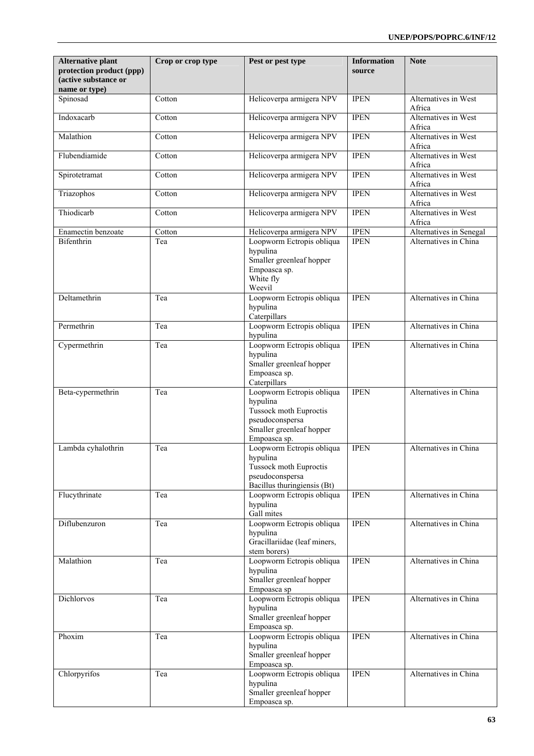| Alternative plant protection product (ppp) (active substance or name or type) | Crop or crop type | Pest or pest type | Information source | Note |
|---|---|---|---|---|
| Spinosad | Cotton | Helicoverpa armigera NPV | IPEN | Alternatives in West Africa |
| Indoxacarb | Cotton | Helicoverpa armigera NPV | IPEN | Alternatives in West Africa |
| Malathion | Cotton | Helicoverpa armigera NPV | IPEN | Alternatives in West Africa |
| Flubendiamide | Cotton | Helicoverpa armigera NPV | IPEN | Alternatives in West Africa |
| Spirotetramat | Cotton | Helicoverpa armigera NPV | IPEN | Alternatives in West Africa |
| Triazophos | Cotton | Helicoverpa armigera NPV | IPEN | Alternatives in West Africa |
| Thiodicarb | Cotton | Helicoverpa armigera NPV | IPEN | Alternatives in West Africa |
| Enamectin benzoate | Cotton | Helicoverpa armigera NPV | IPEN | Alternatives in Senegal |
| Bifenthrin | Tea | Loopworm Ectropis obliqua hypulina<br>Smaller greenleaf hopper Empoasca sp.<br>White fly<br>Weevil | IPEN | Alternatives in China |
| Deltamethrin | Tea | Loopworm Ectropis obliqua hypulina<br>Caterpillars | IPEN | Alternatives in China |
| Permethrin | Tea | Loopworm Ectropis obliqua hypulina | IPEN | Alternatives in China |
| Cypermethrin | Tea | Loopworm Ectropis obliqua hypulina<br>Smaller greenleaf hopper Empoasca sp.<br>Caterpillars | IPEN | Alternatives in China |
| Beta-cypermethrin | Tea | Loopworm Ectropis obliqua hypulina<br>Tussock moth Euproctis pseudoconspersa<br>Smaller greenleaf hopper Empoasca sp. | IPEN | Alternatives in China |
| Lambda cyhalothrin | Tea | Loopworm Ectropis obliqua hypulina<br>Tussock moth Euproctis pseudoconspersa<br>Bacillus thuringiensis (Bt) | IPEN | Alternatives in China |
| Flucythrinate | Tea | Loopworm Ectropis obliqua hypulina<br>Gall mites | IPEN | Alternatives in China |
| Diflubenzuron | Tea | Loopworm Ectropis obliqua hypulina<br>Gracillariidae (leaf miners, stem borers) | IPEN | Alternatives in China |
| Malathion | Tea | Loopworm Ectropis obliqua hypulina<br>Smaller greenleaf hopper Empoasca sp | IPEN | Alternatives in China |
| Dichlorvos | Tea | Loopworm Ectropis obliqua hypulina<br>Smaller greenleaf hopper Empoasca sp. | IPEN | Alternatives in China |
| Phoxim | Tea | Loopworm Ectropis obliqua hypulina<br>Smaller greenleaf hopper Empoasca sp. | IPEN | Alternatives in China |
| Chlorpyrifos | Tea | Loopworm Ectropis obliqua hypulina<br>Smaller greenleaf hopper Empoasca sp. | IPEN | Alternatives in China |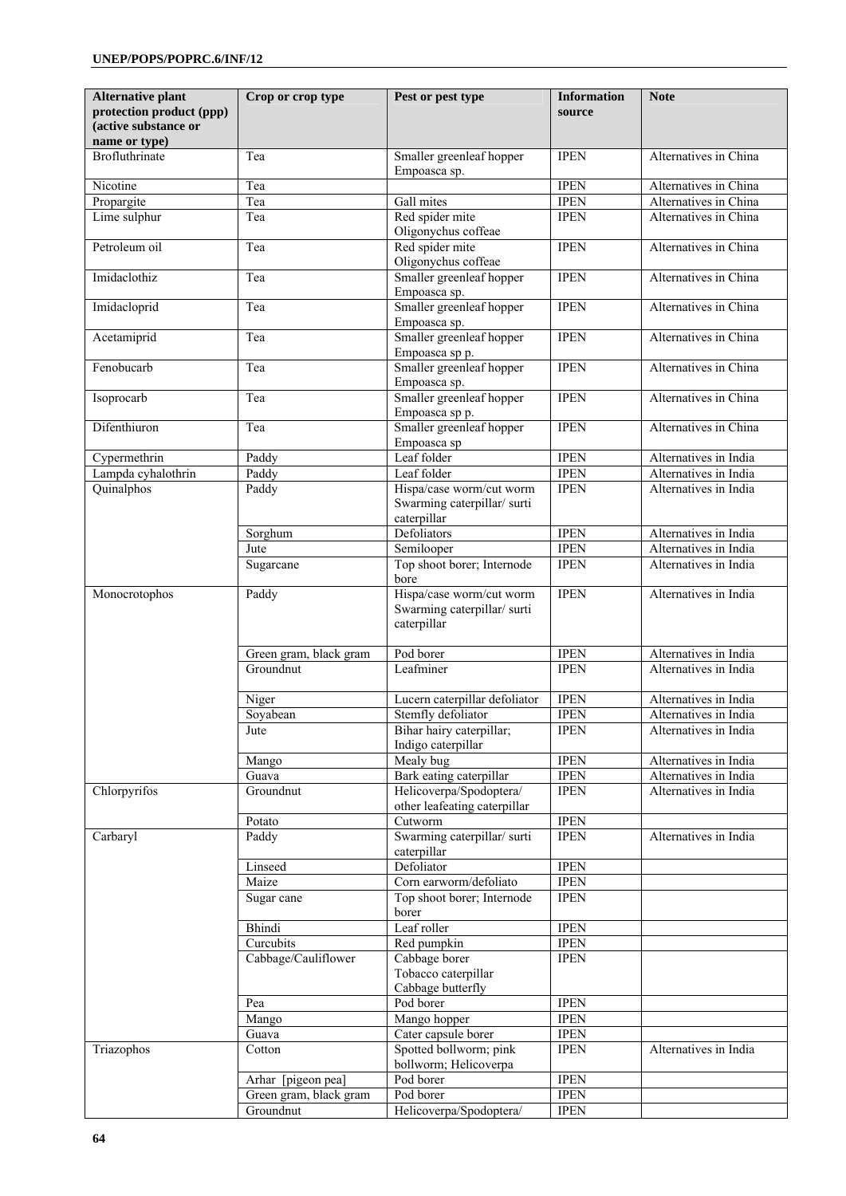| Alternative plant protection product (ppp) (active substance or name or type) | Crop or crop type | Pest or pest type | Information source | Note |
|---|---|---|---|---|
| Brofluthrinate | Tea | Smaller greenleaf hopper Empoasca sp. | IPEN | Alternatives in China |
| Nicotine | Tea | | IPEN | Alternatives in China |
| Propargite | Tea | Gall mites | IPEN | Alternatives in China |
| Lime sulphur | Tea | Red spider mite Oligonychus coffeae | IPEN | Alternatives in China |
| Petroleum oil | Tea | Red spider mite Oligonychus coffeae | IPEN | Alternatives in China |
| Imidaclothiz | Tea | Smaller greenleaf hopper Empoasca sp. | IPEN | Alternatives in China |
| Imidacloprid | Tea | Smaller greenleaf hopper Empoasca sp. | IPEN | Alternatives in China |
| Acetamiprid | Tea | Smaller greenleaf hopper Empoasca sp p. | IPEN | Alternatives in China |
| Fenobucarb | Tea | Smaller greenleaf hopper Empoasca sp. | IPEN | Alternatives in China |
| Isoprocarb | Tea | Smaller greenleaf hopper Empoasca sp p. | IPEN | Alternatives in China |
| Difenthiuron | Tea | Smaller greenleaf hopper Empoasca sp | IPEN | Alternatives in China |
| Cypermethrin | Paddy | Leaf folder | IPEN | Alternatives in India |
| Lampda cyhalothrin | Paddy | Leaf folder | IPEN | Alternatives in India |
| Quinalphos | Paddy | Hispa/case worm/cut worm Swarming caterpillar/ surti caterpillar | IPEN | Alternatives in India |
| | Sorghum | Defoliators | IPEN | Alternatives in India |
| | Jute | Semilooper | IPEN | Alternatives in India |
| | Sugarcane | Top shoot borer; Internode bore | IPEN | Alternatives in India |
| Monocrotophos | Paddy | Hispa/case worm/cut worm Swarming caterpillar/ surti caterpillar | IPEN | Alternatives in India |
| | Green gram, black gram | Pod borer | IPEN | Alternatives in India |
| | Groundnut | Leafminer | IPEN | Alternatives in India |
| | Niger | Lucern caterpillar defoliator | IPEN | Alternatives in India |
| | Soyabean | Stemfly defoliator | IPEN | Alternatives in India |
| | Jute | Bihar hairy caterpillar; Indigo caterpillar | IPEN | Alternatives in India |
| | Mango | Mealy bug | IPEN | Alternatives in India |
| | Guava | Bark eating caterpillar | IPEN | Alternatives in India |
| Chlorpyrifos | Groundnut | Helicoverpa/Spodoptera/ other leafeating caterpillar | IPEN | Alternatives in India |
| | Potato | Cutworm | IPEN | |
| Carbaryl | Paddy | Swarming caterpillar/ surti caterpillar | IPEN | Alternatives in India |
| | Linseed | Defoliator | IPEN | |
| | Maize | Corn earworm/defoliato | IPEN | |
| | Sugar cane | Top shoot borer; Internode borer | IPEN | |
| | Bhindi | Leaf roller | IPEN | |
| | Curcubits | Red pumpkin | IPEN | |
| | Cabbage/Cauliflower | Cabbage borer Tobacco caterpillar Cabbage butterfly | IPEN | |
| | Pea | Pod borer | IPEN | |
| | Mango | Mango hopper | IPEN | |
| | Guava | Cater capsule borer | IPEN | |
| Triazophos | Cotton | Spotted bollworm; pink bollworm; Helicoverpa | IPEN | Alternatives in India |
| | Arhar [pigeon pea] | Pod borer | IPEN | |
| | Green gram, black gram | Pod borer | IPEN | |
| | Groundnut | Helicoverpa/Spodoptera/ | IPEN | |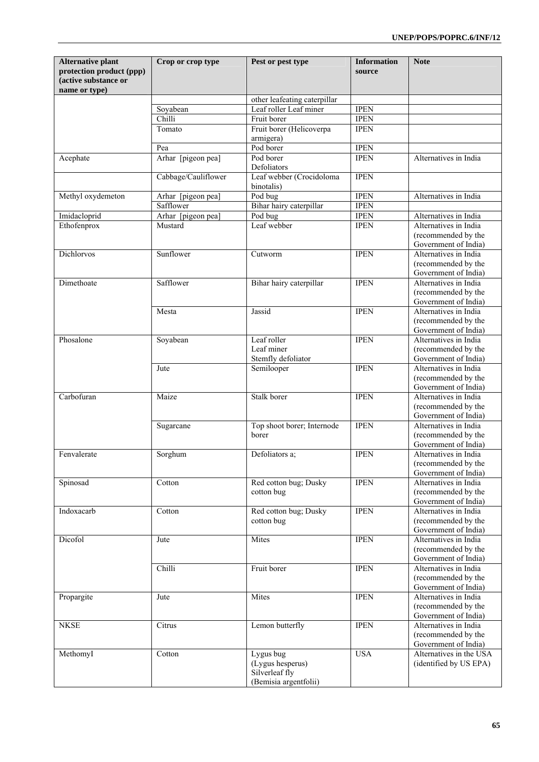| Alternative plant protection product (ppp) (active substance or name or type) | Crop or crop type | Pest or pest type | Information source | Note |
|---|---|---|---|---|
| | | other leafeating caterpillar | | |
| | Soyabean | Leaf roller Leaf miner | IPEN | |
| | Chilli | Fruit borer | IPEN | |
| | Tomato | Fruit borer (Helicoverpa armigera) | IPEN | |
| | Pea | Pod borer | IPEN | |
| Acephate | Arhar [pigeon pea] | Pod borer Defoliators | IPEN | Alternatives in India |
| | Cabbage/Cauliflower | Leaf webber (Crocidoloma binotalis) | IPEN | |
| Methyl oxydemeton | Arhar [pigeon pea] | Pod bug | IPEN | Alternatives in India |
| | Safflower | Bihar hairy caterpillar | IPEN | |
| Imidacloprid | Arhar [pigeon pea] | Pod bug | IPEN | Alternatives in India |
| Ethofenprox | Mustard | Leaf webber | IPEN | Alternatives in India (recommended by the Government of India) |
| Dichlorvos | Sunflower | Cutworm | IPEN | Alternatives in India (recommended by the Government of India) |
| Dimethoate | Safflower | Bihar hairy caterpillar | IPEN | Alternatives in India (recommended by the Government of India) |
| | Mesta | Jassid | IPEN | Alternatives in India (recommended by the Government of India) |
| Phosalone | Soyabean | Leaf roller Leaf miner Stemfly defoliator | IPEN | Alternatives in India (recommended by the Government of India) |
| | Jute | Semilooper | IPEN | Alternatives in India (recommended by the Government of India) |
| Carbofuran | Maize | Stalk borer | IPEN | Alternatives in India (recommended by the Government of India) |
| | Sugarcane | Top shoot borer; Internode borer | IPEN | Alternatives in India (recommended by the Government of India) |
| Fenvalerate | Sorghum | Defoliators a; | IPEN | Alternatives in India (recommended by the Government of India) |
| Spinosad | Cotton | Red cotton bug; Dusky cotton bug | IPEN | Alternatives in India (recommended by the Government of India) |
| Indoxacarb | Cotton | Red cotton bug; Dusky cotton bug | IPEN | Alternatives in India (recommended by the Government of India) |
| Dicofol | Jute | Mites | IPEN | Alternatives in India (recommended by the Government of India) |
| | Chilli | Fruit borer | IPEN | Alternatives in India (recommended by the Government of India) |
| Propargite | Jute | Mites | IPEN | Alternatives in India (recommended by the Government of India) |
| NKSE | Citrus | Lemon butterfly | IPEN | Alternatives in India (recommended by the Government of India) |
| MethomyI | Cotton | Lygus bug (Lygus hesperus) Silverleaf fly (Bemisia argentfolii) | USA | Alternatives in the USA (identified by US EPA) |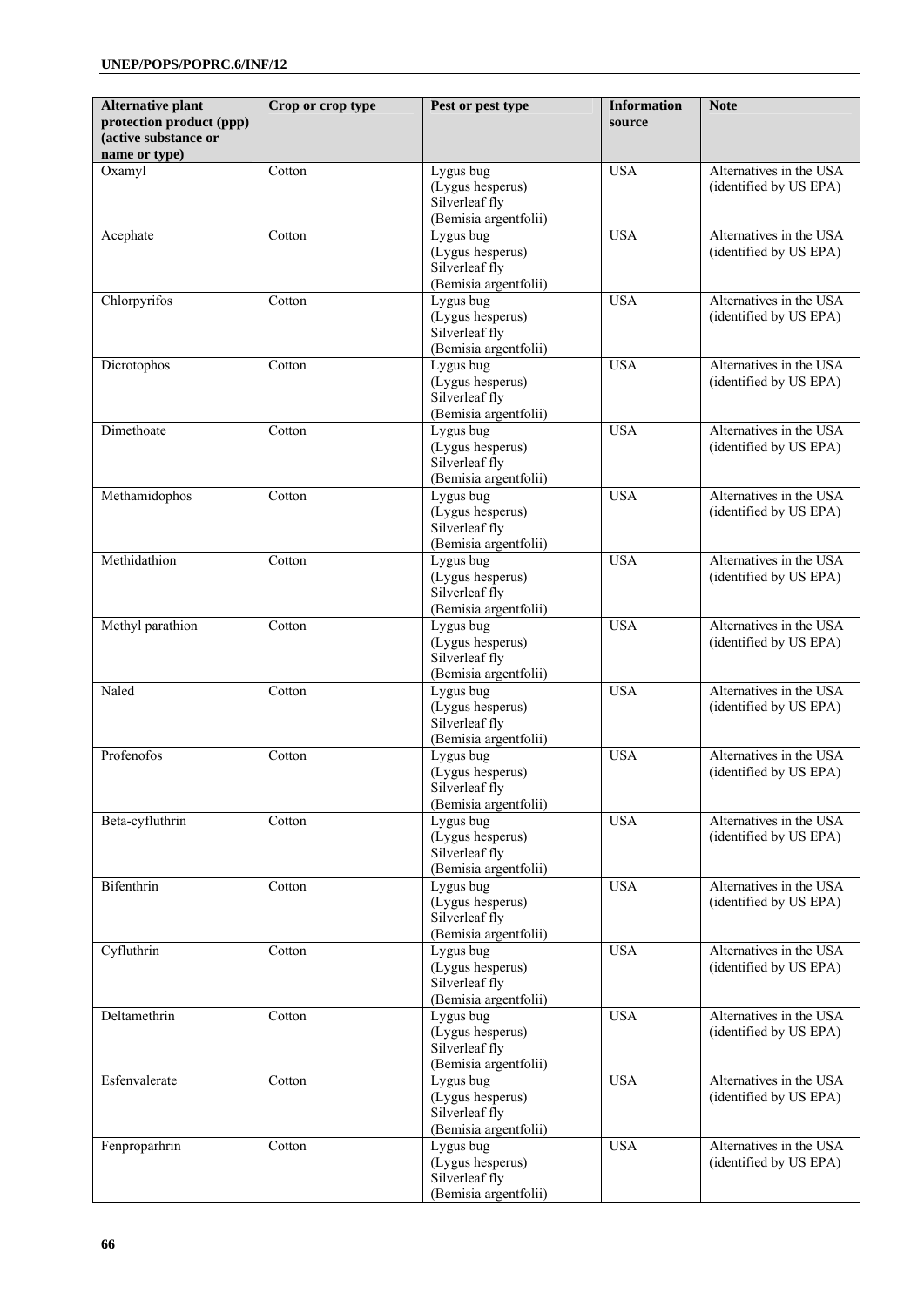| Alternative plant protection product (ppp) (active substance or name or type) | Crop or crop type | Pest or pest type | Information source | Note |
|---|---|---|---|---|
| Oxamyl | Cotton | Lygus bug (Lygus hesperus) Silverleaf fly (Bemisia argentfolii) | USA | Alternatives in the USA (identified by US EPA) |
| Acephate | Cotton | Lygus bug (Lygus hesperus) Silverleaf fly (Bemisia argentfolii) | USA | Alternatives in the USA (identified by US EPA) |
| Chlorpyrifos | Cotton | Lygus bug (Lygus hesperus) Silverleaf fly (Bemisia argentfolii) | USA | Alternatives in the USA (identified by US EPA) |
| Dicrotophos | Cotton | Lygus bug (Lygus hesperus) Silverleaf fly (Bemisia argentfolii) | USA | Alternatives in the USA (identified by US EPA) |
| Dimethoate | Cotton | Lygus bug (Lygus hesperus) Silverleaf fly (Bemisia argentfolii) | USA | Alternatives in the USA (identified by US EPA) |
| Methamidophos | Cotton | Lygus bug (Lygus hesperus) Silverleaf fly (Bemisia argentfolii) | USA | Alternatives in the USA (identified by US EPA) |
| Methidathion | Cotton | Lygus bug (Lygus hesperus) Silverleaf fly (Bemisia argentfolii) | USA | Alternatives in the USA (identified by US EPA) |
| Methyl parathion | Cotton | Lygus bug (Lygus hesperus) Silverleaf fly (Bemisia argentfolii) | USA | Alternatives in the USA (identified by US EPA) |
| Naled | Cotton | Lygus bug (Lygus hesperus) Silverleaf fly (Bemisia argentfolii) | USA | Alternatives in the USA (identified by US EPA) |
| Profenofos | Cotton | Lygus bug (Lygus hesperus) Silverleaf fly (Bemisia argentfolii) | USA | Alternatives in the USA (identified by US EPA) |
| Beta-cyfluthrin | Cotton | Lygus bug (Lygus hesperus) Silverleaf fly (Bemisia argentfolii) | USA | Alternatives in the USA (identified by US EPA) |
| Bifenthrin | Cotton | Lygus bug (Lygus hesperus) Silverleaf fly (Bemisia argentfolii) | USA | Alternatives in the USA (identified by US EPA) |
| Cyfluthrin | Cotton | Lygus bug (Lygus hesperus) Silverleaf fly (Bemisia argentfolii) | USA | Alternatives in the USA (identified by US EPA) |
| Deltamethrin | Cotton | Lygus bug (Lygus hesperus) Silverleaf fly (Bemisia argentfolii) | USA | Alternatives in the USA (identified by US EPA) |
| Esfenvalerate | Cotton | Lygus bug (Lygus hesperus) Silverleaf fly (Bemisia argentfolii) | USA | Alternatives in the USA (identified by US EPA) |
| Fenproparhrin | Cotton | Lygus bug (Lygus hesperus) Silverleaf fly (Bemisia argentfolii) | USA | Alternatives in the USA (identified by US EPA) |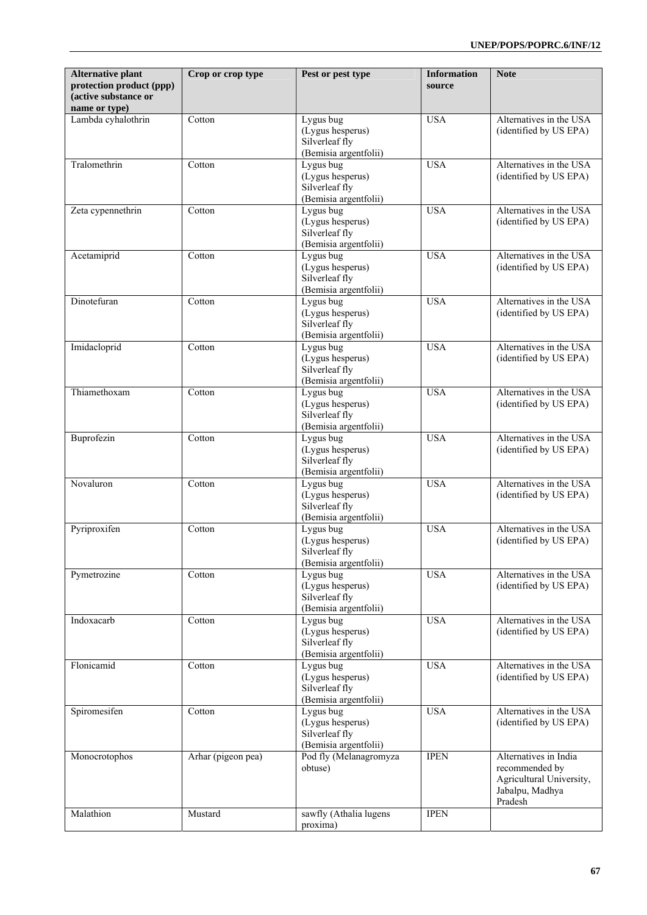| Alternative plant protection product (ppp) (active substance or name or type) | Crop or crop type | Pest or pest type | Information source | Note |
|---|---|---|---|---|
| Lambda cyhalothrin | Cotton | Lygus bug (Lygus hesperus) Silverleaf fly (Bemisia argentfolii) | USA | Alternatives in the USA (identified by US EPA) |
| Tralomethrin | Cotton | Lygus bug (Lygus hesperus) Silverleaf fly (Bemisia argentfolii) | USA | Alternatives in the USA (identified by US EPA) |
| Zeta cypennethrin | Cotton | Lygus bug (Lygus hesperus) Silverleaf fly (Bemisia argentfolii) | USA | Alternatives in the USA (identified by US EPA) |
| Acetamiprid | Cotton | Lygus bug (Lygus hesperus) Silverleaf fly (Bemisia argentfolii) | USA | Alternatives in the USA (identified by US EPA) |
| Dinotefuran | Cotton | Lygus bug (Lygus hesperus) Silverleaf fly (Bemisia argentfolii) | USA | Alternatives in the USA (identified by US EPA) |
| Imidacloprid | Cotton | Lygus bug (Lygus hesperus) Silverleaf fly (Bemisia argentfolii) | USA | Alternatives in the USA (identified by US EPA) |
| Thiamethoxam | Cotton | Lygus bug (Lygus hesperus) Silverleaf fly (Bemisia argentfolii) | USA | Alternatives in the USA (identified by US EPA) |
| Buprofezin | Cotton | Lygus bug (Lygus hesperus) Silverleaf fly (Bemisia argentfolii) | USA | Alternatives in the USA (identified by US EPA) |
| Novaluron | Cotton | Lygus bug (Lygus hesperus) Silverleaf fly (Bemisia argentfolii) | USA | Alternatives in the USA (identified by US EPA) |
| Pyriproxifen | Cotton | Lygus bug (Lygus hesperus) Silverleaf fly (Bemisia argentfolii) | USA | Alternatives in the USA (identified by US EPA) |
| Pymetrozine | Cotton | Lygus bug (Lygus hesperus) Silverleaf fly (Bemisia argentfolii) | USA | Alternatives in the USA (identified by US EPA) |
| Indoxacarb | Cotton | Lygus bug (Lygus hesperus) Silverleaf fly (Bemisia argentfolii) | USA | Alternatives in the USA (identified by US EPA) |
| Flonicamid | Cotton | Lygus bug (Lygus hesperus) Silverleaf fly (Bemisia argentfolii) | USA | Alternatives in the USA (identified by US EPA) |
| Spiromesifen | Cotton | Lygus bug (Lygus hesperus) Silverleaf fly (Bemisia argentfolii) | USA | Alternatives in the USA (identified by US EPA) |
| Monocrotophos | Arhar (pigeon pea) | Pod fly (Melanagromyza obtuse) | IPEN | Alternatives in India recommended by Agricultural University, Jabalpu, Madhya Pradesh |
| Malathion | Mustard | sawfly (Athalia lugens proxima) | IPEN | |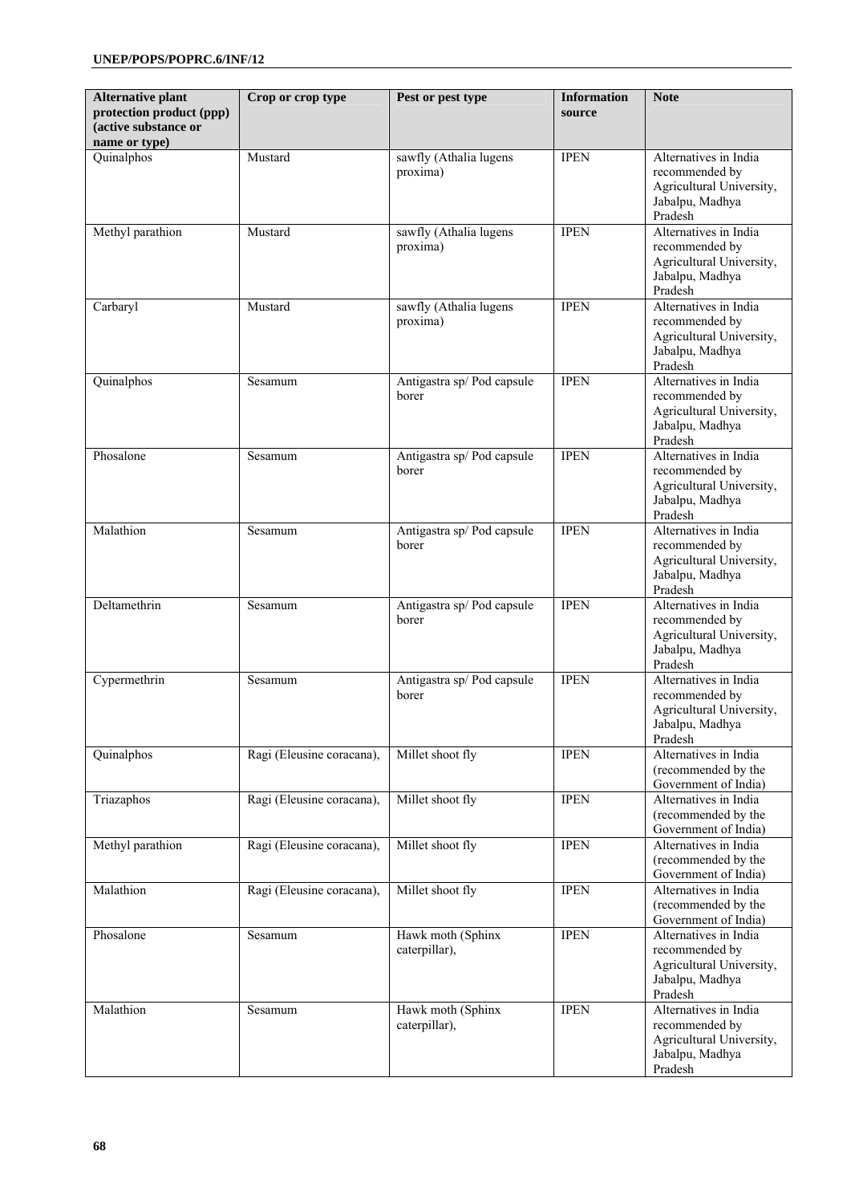| Alternative plant protection product (ppp) (active substance or name or type) | Crop or crop type | Pest or pest type | Information source | Note |
|---|---|---|---|---|
| Quinalphos | Mustard | sawfly (Athalia lugens proxima) | IPEN | Alternatives in India recommended by Agricultural University, Jabalpu, Madhya Pradesh |
| Methyl parathion | Mustard | sawfly (Athalia lugens proxima) | IPEN | Alternatives in India recommended by Agricultural University, Jabalpu, Madhya Pradesh |
| Carbaryl | Mustard | sawfly (Athalia lugens proxima) | IPEN | Alternatives in India recommended by Agricultural University, Jabalpu, Madhya Pradesh |
| Quinalphos | Sesamum | Antigastra sp/ Pod capsule borer | IPEN | Alternatives in India recommended by Agricultural University, Jabalpu, Madhya Pradesh |
| Phosalone | Sesamum | Antigastra sp/ Pod capsule borer | IPEN | Alternatives in India recommended by Agricultural University, Jabalpu, Madhya Pradesh |
| Malathion | Sesamum | Antigastra sp/ Pod capsule borer | IPEN | Alternatives in India recommended by Agricultural University, Jabalpu, Madhya Pradesh |
| Deltamethrin | Sesamum | Antigastra sp/ Pod capsule borer | IPEN | Alternatives in India recommended by Agricultural University, Jabalpu, Madhya Pradesh |
| Cypermethrin | Sesamum | Antigastra sp/ Pod capsule borer | IPEN | Alternatives in India recommended by Agricultural University, Jabalpu, Madhya Pradesh |
| Quinalphos | Ragi (Eleusine coracana), | Millet shoot fly | IPEN | Alternatives in India (recommended by the Government of India) |
| Triazaphos | Ragi (Eleusine coracana), | Millet shoot fly | IPEN | Alternatives in India (recommended by the Government of India) |
| Methyl parathion | Ragi (Eleusine coracana), | Millet shoot fly | IPEN | Alternatives in India (recommended by the Government of India) |
| Malathion | Ragi (Eleusine coracana), | Millet shoot fly | IPEN | Alternatives in India (recommended by the Government of India) |
| Phosalone | Sesamum | Hawk moth (Sphinx caterpillar), | IPEN | Alternatives in India recommended by Agricultural University, Jabalpu, Madhya Pradesh |
| Malathion | Sesamum | Hawk moth (Sphinx caterpillar), | IPEN | Alternatives in India recommended by Agricultural University, Jabalpu, Madhya Pradesh |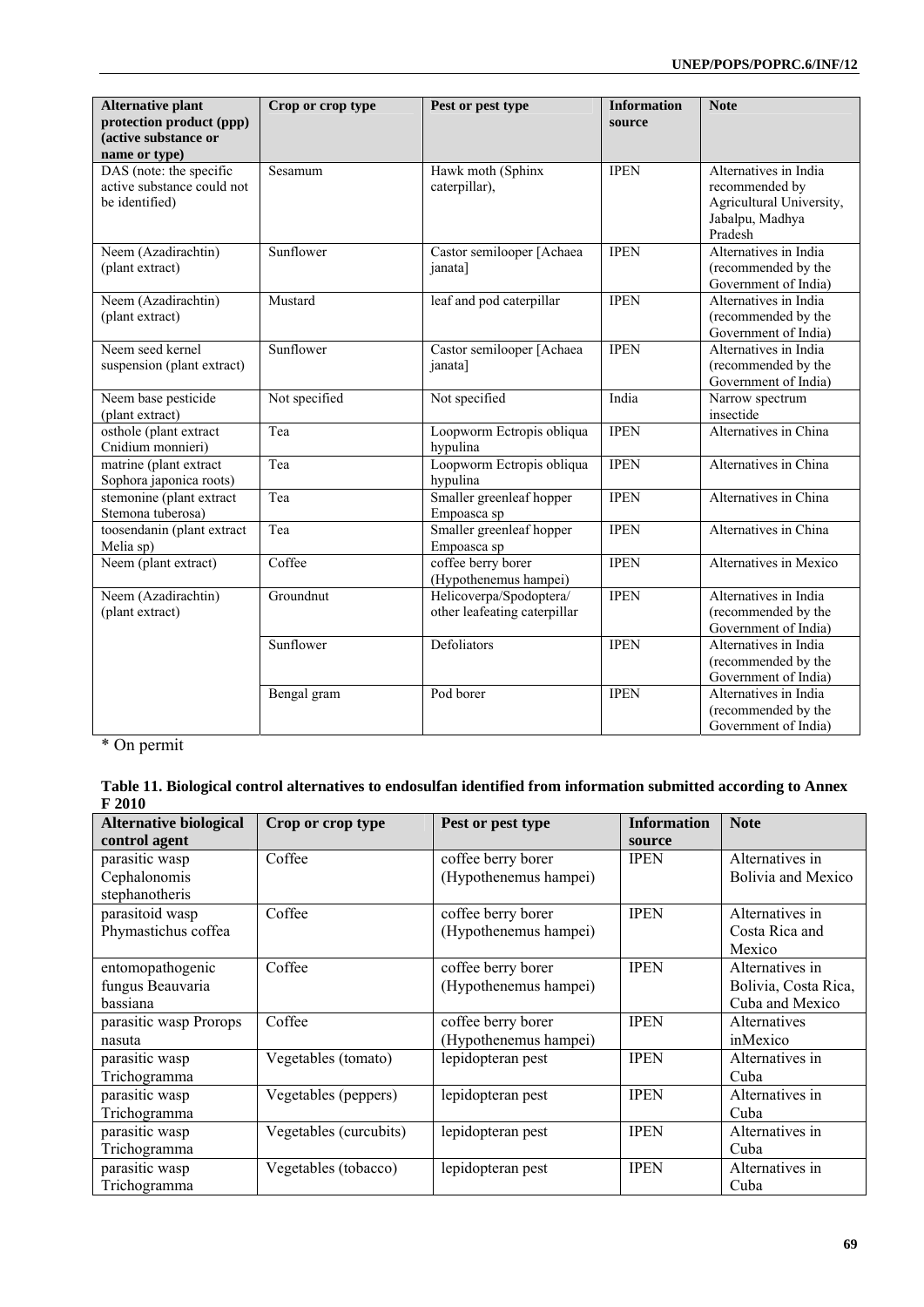| Alternative plant protection product (ppp) (active substance or name or type) | Crop or crop type | Pest or pest type | Information source | Note |
|---|---|---|---|---|
| DAS (note: the specific active substance could not be identified) | Sesamum | Hawk moth (Sphinx caterpillar), | IPEN | Alternatives in India recommended by Agricultural University, Jabalpu, Madhya Pradesh |
| Neem (Azadirachtin) (plant extract) | Sunflower | Castor semilooper [Achaea janata] | IPEN | Alternatives in India (recommended by the Government of India) |
| Neem (Azadirachtin) (plant extract) | Mustard | leaf and pod caterpillar | IPEN | Alternatives in India (recommended by the Government of India) |
| Neem seed kernel suspension (plant extract) | Sunflower | Castor semilooper [Achaea janata] | IPEN | Alternatives in India (recommended by the Government of India) |
| Neem base pesticide (plant extract) | Not specified | Not specified | India | Narrow spectrum insecticide |
| osthole (plant extract Cnidium monnieri) | Tea | Loopworm Ectropis obliqua hypulina | IPEN | Alternatives in China |
| matrine (plant extract Sophora japonica roots) | Tea | Loopworm Ectropis obliqua hypulina | IPEN | Alternatives in China |
| stemonine (plant extract Stemona tuberosa) | Tea | Smaller greenleaf hopper Empoasca sp | IPEN | Alternatives in China |
| toosendanin (plant extract Melia sp) | Tea | Smaller greenleaf hopper Empoasca sp | IPEN | Alternatives in China |
| Neem (plant extract) | Coffee | coffee berry borer (Hypothenemus hampei) | IPEN | Alternatives in Mexico |
| Neem (Azadirachtin) (plant extract) | Groundnut | Helicoverpa/Spodoptera/ other leafeating caterpillar | IPEN | Alternatives in India (recommended by the Government of India) |
| | Sunflower | Defoliators | IPEN | Alternatives in India (recommended by the Government of India) |
| | Bengal gram | Pod borer | IPEN | Alternatives in India (recommended by the Government of India) |

* On permit

**Table 11. Biological control alternatives to endosulfan identified from information submitted according to Annex F 2010**

| Alternative biological control agent | Crop or crop type | Pest or pest type | Information source | Note |
|---|---|---|---|---|
| parasitic wasp Cephalonomis stephanotheris | Coffee | coffee berry borer (Hypothenemus hampei) | IPEN | Alternatives in Bolivia and Mexico |
| parasitoid wasp Phymastichus coffea | Coffee | coffee berry borer (Hypothenemus hampei) | IPEN | Alternatives in Costa Rica and Mexico |
| entomopathogenic fungus Beauvaria bassiana | Coffee | coffee berry borer (Hypothenemus hampei) | IPEN | Alternatives in Bolivia, Costa Rica, Cuba and Mexico |
| parasitic wasp Prorops nasuta | Coffee | coffee berry borer (Hypothenemus hampei) | IPEN | Alternatives inMexico |
| parasitic wasp Trichogramma | Vegetables (tomato) | lepidopteran pest | IPEN | Alternatives in Cuba |
| parasitic wasp Trichogramma | Vegetables (peppers) | lepidopteran pest | IPEN | Alternatives in Cuba |
| parasitic wasp Trichogramma | Vegetables (curcubits) | lepidopteran pest | IPEN | Alternatives in Cuba |
| parasitic wasp Trichogramma | Vegetables (tobacco) | lepidopteran pest | IPEN | Alternatives in Cuba |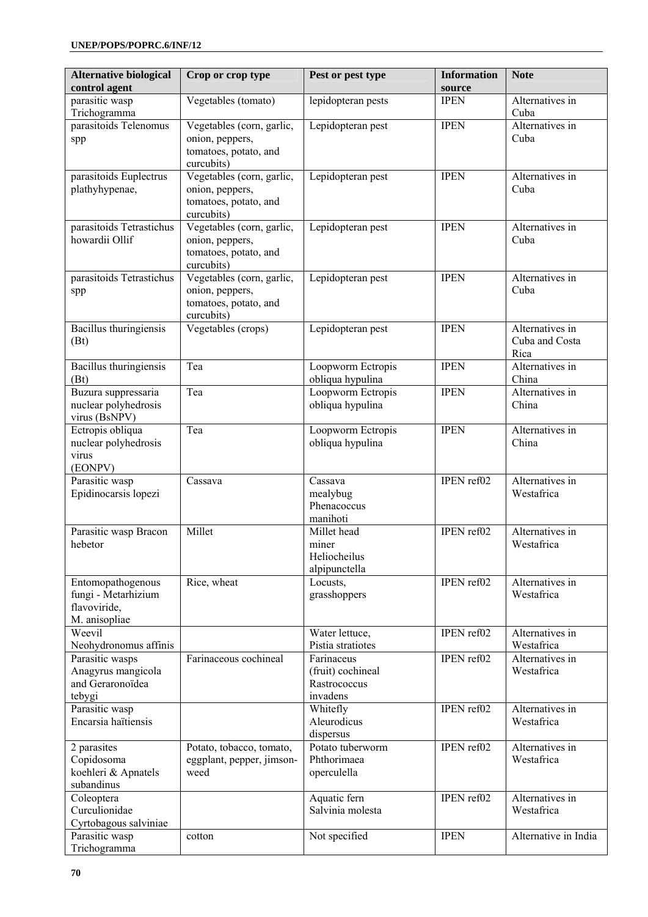| Alternative biological control agent | Crop or crop type | Pest or pest type | Information source | Note |
|---|---|---|---|---|
| parasitic wasp Trichogramma | Vegetables (tomato) | lepidopteran pests | IPEN | Alternatives in Cuba |
| parasitoids Telenomus spp | Vegetables (corn, garlic, onion, peppers, tomatoes, potato, and curcubits) | Lepidopteran pest | IPEN | Alternatives in Cuba |
| parasitoids Euplectrus plathyhypenae, | Vegetables (corn, garlic, onion, peppers, tomatoes, potato, and curcubits) | Lepidopteran pest | IPEN | Alternatives in Cuba |
| parasitoids Tetrastichus howardii Ollif | Vegetables (corn, garlic, onion, peppers, tomatoes, potato, and curcubits) | Lepidopteran pest | IPEN | Alternatives in Cuba |
| parasitoids Tetrastichus spp | Vegetables (corn, garlic, onion, peppers, tomatoes, potato, and curcubits) | Lepidopteran pest | IPEN | Alternatives in Cuba |
| Bacillus thuringiensis (Bt) | Vegetables (crops) | Lepidopteran pest | IPEN | Alternatives in Cuba and Costa Rica |
| Bacillus thuringiensis (Bt) | Tea | Loopworm Ectropis obliqua hypulina | IPEN | Alternatives in China |
| Buzura suppressaria nuclear polyhedrosis virus (BsNPV) | Tea | Loopworm Ectropis obliqua hypulina | IPEN | Alternatives in China |
| Ectropis obliqua nuclear polyhedrosis virus (EONPV) | Tea | Loopworm Ectropis obliqua hypulina | IPEN | Alternatives in China |
| Parasitic wasp Epidinocarsis lopezi | Cassava | Cassava mealybug Phenacoccus manihoti | IPEN ref02 | Alternatives in Westafrica |
| Parasitic wasp Bracon hebetor | Millet | Millet head miner Heliocheilus alpipunctella | IPEN ref02 | Alternatives in Westafrica |
| Entomopathogenous fungi - Metarhizium flavoviride, M. anisopliae | Rice, wheat | Locusts, grasshoppers | IPEN ref02 | Alternatives in Westafrica |
| Weevil Neohydronomus affinis | | Water lettuce, Pistia stratiotes | IPEN ref02 | Alternatives in Westafrica |
| Parasitic wasps Anagyrus mangicola and Geraronoïdea tebygi | Farinaceous cochineal | Farinaceus (fruit) cochineal Rastrococcus invadens | IPEN ref02 | Alternatives in Westafrica |
| Parasitic wasp Encarsia haïtiensis | | Whitefly Aleurodicus dispersus | IPEN ref02 | Alternatives in Westafrica |
| 2 parasites Copidosoma koehleri & Apnatels subandinus | Potato, tobacco, tomato, eggplant, pepper, jimson-weed | Potato tuberworm Phthorimaea operculella | IPEN ref02 | Alternatives in Westafrica |
| Coleoptera Curculionidae Cyrtobagous salviniae | | Aquatic fern Salvinia molesta | IPEN ref02 | Alternatives in Westafrica |
| Parasitic wasp Trichogramma | cotton | Not specified | IPEN | Alternative in India |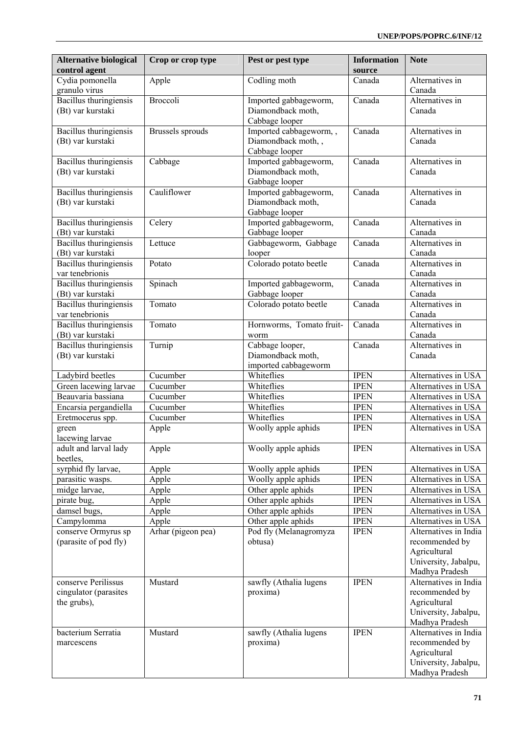| Alternative biological control agent | Crop or crop type | Pest or pest type | Information source | Note |
|---|---|---|---|---|
| Cydia pomonella granulo virus | Apple | Codling moth | Canada | Alternatives in Canada |
| Bacillus thuringiensis (Bt) var kurstaki | Broccoli | Imported gabbageworm, Diamondback moth, Cabbage looper | Canada | Alternatives in Canada |
| Bacillus thuringiensis (Bt) var kurstaki | Brussels sprouds | Imported cabbageworm, , Diamondback moth, , Cabbage looper | Canada | Alternatives in Canada |
| Bacillus thuringiensis (Bt) var kurstaki | Cabbage | Imported gabbageworm, Diamondback moth, Gabbage looper | Canada | Alternatives in Canada |
| Bacillus thuringiensis (Bt) var kurstaki | Cauliflower | Imported gabbageworm, Diamondback moth, Gabbage looper | Canada | Alternatives in Canada |
| Bacillus thuringiensis (Bt) var kurstaki | Celery | Imported gabbageworm, Gabbage looper | Canada | Alternatives in Canada |
| Bacillus thuringiensis (Bt) var kurstaki | Lettuce | Gabbageworm, Gabbage looper | Canada | Alternatives in Canada |
| Bacillus thuringiensis var tenebrionis | Potato | Colorado potato beetle | Canada | Alternatives in Canada |
| Bacillus thuringiensis (Bt) var kurstaki | Spinach | Imported gabbageworm, Gabbage looper | Canada | Alternatives in Canada |
| Bacillus thuringiensis var tenebrionis | Tomato | Colorado potato beetle | Canada | Alternatives in Canada |
| Bacillus thuringiensis (Bt) var kurstaki | Tomato | Hornworms, Tomato fruit-worm | Canada | Alternatives in Canada |
| Bacillus thuringiensis (Bt) var kurstaki | Turnip | Cabbage looper, Diamondback moth, imported cabbageworm | Canada | Alternatives in Canada |
| Ladybird beetles | Cucumber | Whiteflies | IPEN | Alternatives in USA |
| Green lacewing larvae | Cucumber | Whiteflies | IPEN | Alternatives in USA |
| Beauvaria bassiana | Cucumber | Whiteflies | IPEN | Alternatives in USA |
| Encarsia pergandiella | Cucumber | Whiteflies | IPEN | Alternatives in USA |
| Eretmocerus spp. | Cucumber | Whiteflies | IPEN | Alternatives in USA |
| green lacewing larvae | Apple | Woolly apple aphids | IPEN | Alternatives in USA |
| adult and larval lady beetles, | Apple | Woolly apple aphids | IPEN | Alternatives in USA |
| syrphid fly larvae, | Apple | Woolly apple aphids | IPEN | Alternatives in USA |
| parasitic wasps. | Apple | Woolly apple aphids | IPEN | Alternatives in USA |
| midge larvae, | Apple | Other apple aphids | IPEN | Alternatives in USA |
| pirate bug, | Apple | Other apple aphids | IPEN | Alternatives in USA |
| damsel bugs, | Apple | Other apple aphids | IPEN | Alternatives in USA |
| Campylomma | Apple | Other apple aphids | IPEN | Alternatives in USA |
| conserve Ormyrus sp (parasite of pod fly) | Arhar (pigeon pea) | Pod fly (Melanagromyza obtusa) | IPEN | Alternatives in India recommended by Agricultural University, Jabalpu, Madhya Pradesh |
| conserve Perilissus cingulator (parasites the grubs), | Mustard | sawfly (Athalia lugens proxima) | IPEN | Alternatives in India recommended by Agricultural University, Jabalpu, Madhya Pradesh |
| bacterium Serratia marcescens | Mustard | sawfly (Athalia lugens proxima) | IPEN | Alternatives in India recommended by Agricultural University, Jabalpu, Madhya Pradesh |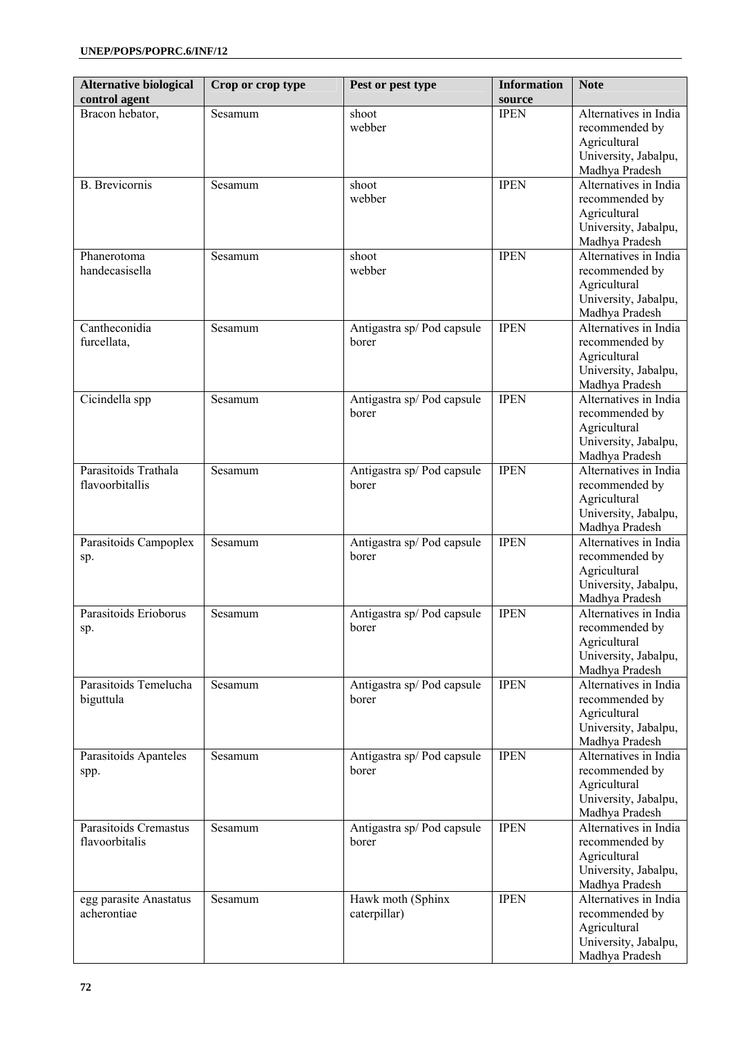| Alternative biological control agent | Crop or crop type | Pest or pest type | Information source | Note |
|---|---|---|---|---|
| Bracon hebator, | Sesamum | shoot webber | IPEN | Alternatives in India recommended by Agricultural University, Jabalpu, Madhya Pradesh |
| B. Brevicornis | Sesamum | shoot webber | IPEN | Alternatives in India recommended by Agricultural University, Jabalpu, Madhya Pradesh |
| Phanerotoma handecasisella | Sesamum | shoot webber | IPEN | Alternatives in India recommended by Agricultural University, Jabalpu, Madhya Pradesh |
| Cantheconidia furcellata, | Sesamum | Antigastra sp/ Pod capsule borer | IPEN | Alternatives in India recommended by Agricultural University, Jabalpu, Madhya Pradesh |
| Cicindella spp | Sesamum | Antigastra sp/ Pod capsule borer | IPEN | Alternatives in India recommended by Agricultural University, Jabalpu, Madhya Pradesh |
| Parasitoids Trathala flavoorbitallis | Sesamum | Antigastra sp/ Pod capsule borer | IPEN | Alternatives in India recommended by Agricultural University, Jabalpu, Madhya Pradesh |
| Parasitoids Campoplex sp. | Sesamum | Antigastra sp/ Pod capsule borer | IPEN | Alternatives in India recommended by Agricultural University, Jabalpu, Madhya Pradesh |
| Parasitoids Erioborus sp. | Sesamum | Antigastra sp/ Pod capsule borer | IPEN | Alternatives in India recommended by Agricultural University, Jabalpu, Madhya Pradesh |
| Parasitoids Temelucha biguttula | Sesamum | Antigastra sp/ Pod capsule borer | IPEN | Alternatives in India recommended by Agricultural University, Jabalpu, Madhya Pradesh |
| Parasitoids Apanteles spp. | Sesamum | Antigastra sp/ Pod capsule borer | IPEN | Alternatives in India recommended by Agricultural University, Jabalpu, Madhya Pradesh |
| Parasitoids Cremastus flavoorbitalis | Sesamum | Antigastra sp/ Pod capsule borer | IPEN | Alternatives in India recommended by Agricultural University, Jabalpu, Madhya Pradesh |
| egg parasite Anastatus acherontiae | Sesamum | Hawk moth (Sphinx caterpillar) | IPEN | Alternatives in India recommended by Agricultural University, Jabalpu, Madhya Pradesh |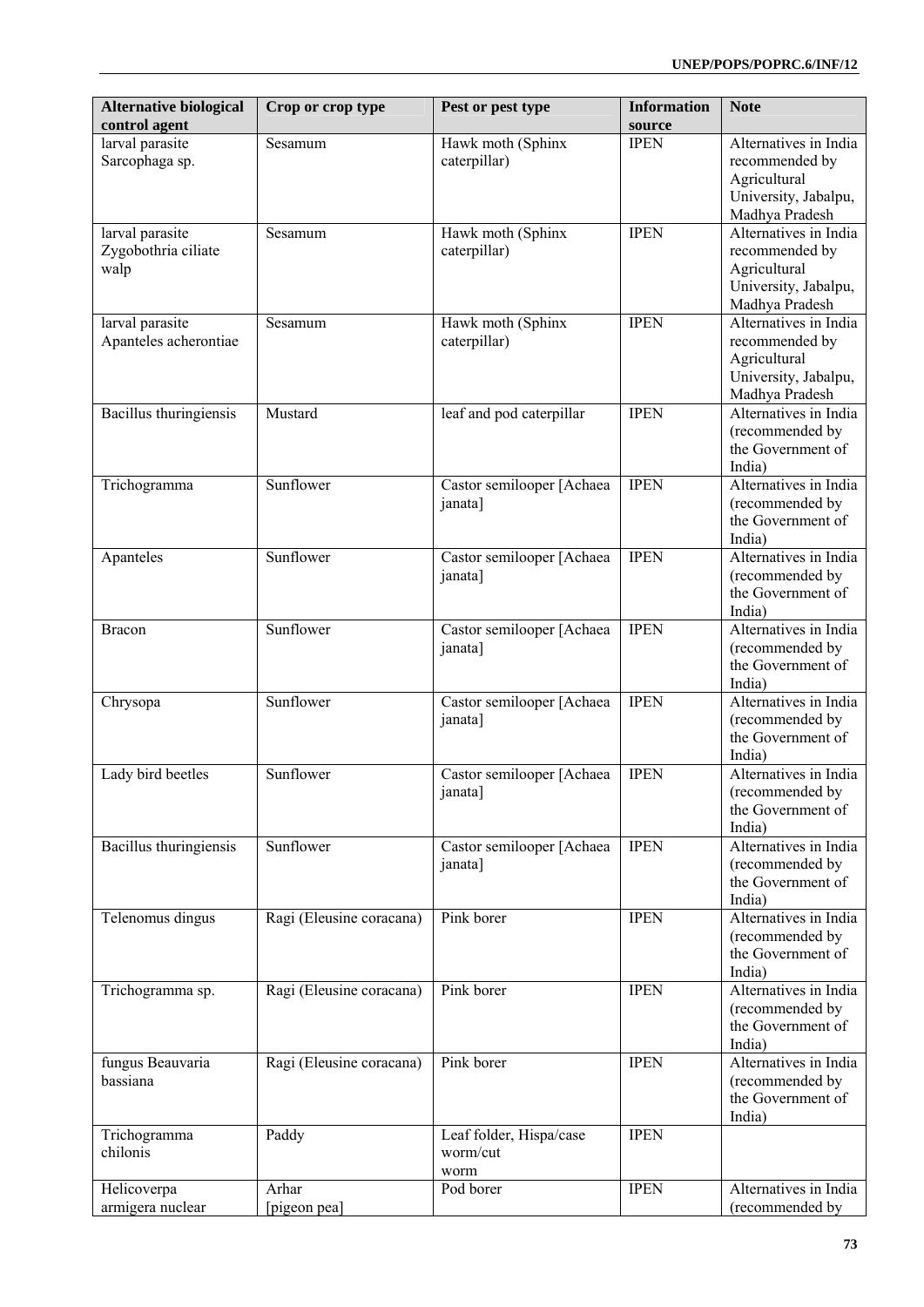| Alternative biological control agent | Crop or crop type | Pest or pest type | Information source | Note |
|---|---|---|---|---|
| larval parasite Sarcophaga sp. | Sesamum | Hawk moth (Sphinx caterpillar) | IPEN | Alternatives in India recommended by Agricultural University, Jabalpu, Madhya Pradesh |
| larval parasite Zygobothria ciliate walp | Sesamum | Hawk moth (Sphinx caterpillar) | IPEN | Alternatives in India recommended by Agricultural University, Jabalpu, Madhya Pradesh |
| larval parasite Apanteles acherontiae | Sesamum | Hawk moth (Sphinx caterpillar) | IPEN | Alternatives in India recommended by Agricultural University, Jabalpu, Madhya Pradesh |
| Bacillus thuringiensis | Mustard | leaf and pod caterpillar | IPEN | Alternatives in India (recommended by the Government of India) |
| Trichogramma | Sunflower | Castor semilooper [Achaea janata] | IPEN | Alternatives in India (recommended by the Government of India) |
| Apanteles | Sunflower | Castor semilooper [Achaea janata] | IPEN | Alternatives in India (recommended by the Government of India) |
| Bracon | Sunflower | Castor semilooper [Achaea janata] | IPEN | Alternatives in India (recommended by the Government of India) |
| Chrysopa | Sunflower | Castor semilooper [Achaea janata] | IPEN | Alternatives in India (recommended by the Government of India) |
| Lady bird beetles | Sunflower | Castor semilooper [Achaea janata] | IPEN | Alternatives in India (recommended by the Government of India) |
| Bacillus thuringiensis | Sunflower | Castor semilooper [Achaea janata] | IPEN | Alternatives in India (recommended by the Government of India) |
| Telenomus dingus | Ragi (Eleusine coracana) | Pink borer | IPEN | Alternatives in India (recommended by the Government of India) |
| Trichogramma sp. | Ragi (Eleusine coracana) | Pink borer | IPEN | Alternatives in India (recommended by the Government of India) |
| fungus Beauvaria bassiana | Ragi (Eleusine coracana) | Pink borer | IPEN | Alternatives in India (recommended by the Government of India) |
| Trichogramma chilonis | Paddy | Leaf folder, Hispa/case worm/cut worm | IPEN | |
| Helicoverpa armigera nuclear | Arhar [pigeon pea] | Pod borer | IPEN | Alternatives in India (recommended by |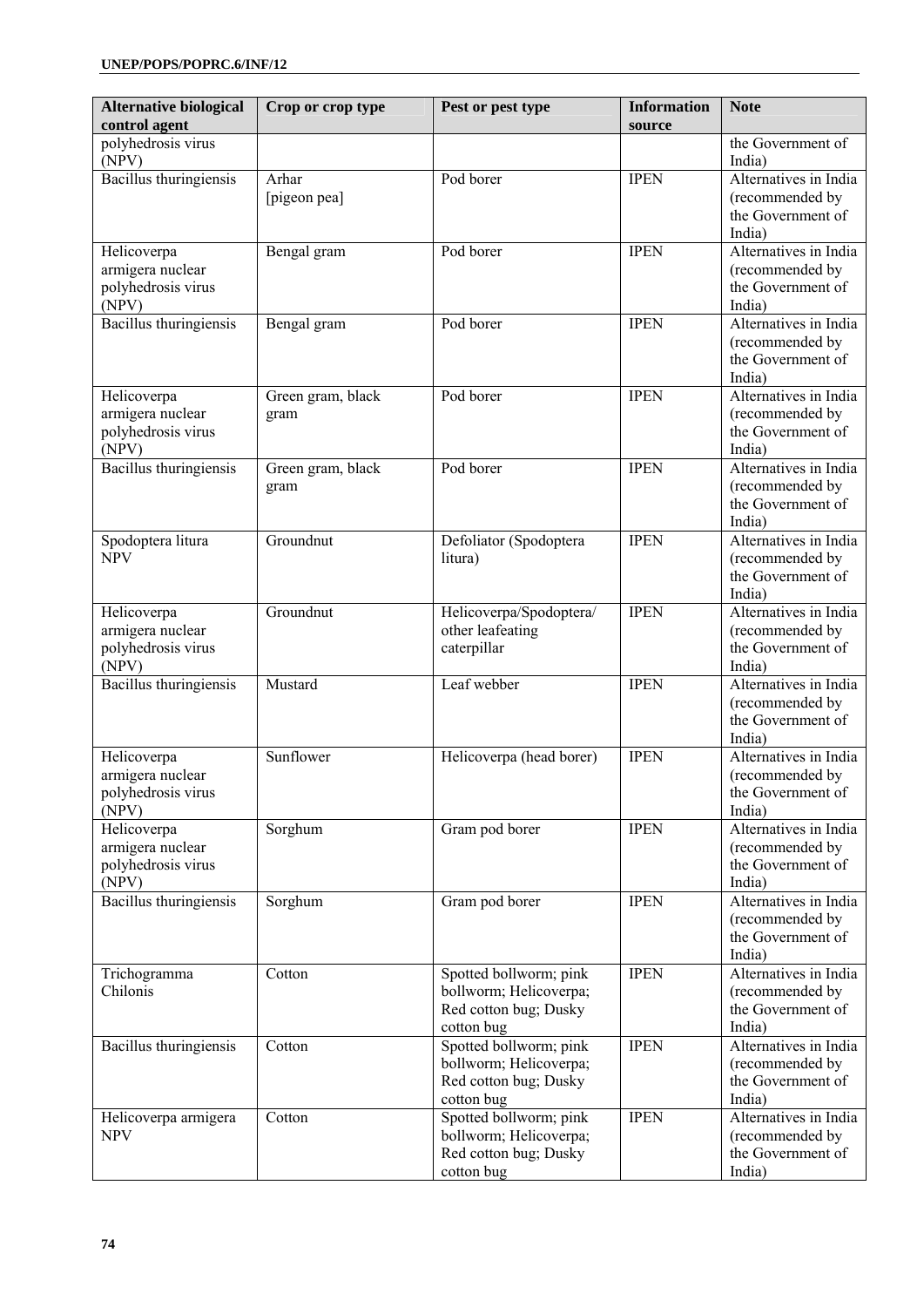| Alternative biological control agent | Crop or crop type | Pest or pest type | Information source | Note |
|---|---|---|---|---|
| polyhedrosis virus (NPV) | | | | the Government of India) |
| Bacillus thuringiensis | Arhar [pigeon pea] | Pod borer | IPEN | Alternatives in India (recommended by the Government of India) |
| Helicoverpa armigera nuclear polyhedrosis virus (NPV) | Bengal gram | Pod borer | IPEN | Alternatives in India (recommended by the Government of India) |
| Bacillus thuringiensis | Bengal gram | Pod borer | IPEN | Alternatives in India (recommended by the Government of India) |
| Helicoverpa armigera nuclear polyhedrosis virus (NPV) | Green gram, black gram | Pod borer | IPEN | Alternatives in India (recommended by the Government of India) |
| Bacillus thuringiensis | Green gram, black gram | Pod borer | IPEN | Alternatives in India (recommended by the Government of India) |
| Spodoptera litura NPV | Groundnut | Defoliator (Spodoptera litura) | IPEN | Alternatives in India (recommended by the Government of India) |
| Helicoverpa armigera nuclear polyhedrosis virus (NPV) | Groundnut | Helicoverpa/Spodoptera/ other leafeating caterpillar | IPEN | Alternatives in India (recommended by the Government of India) |
| Bacillus thuringiensis | Mustard | Leaf webber | IPEN | Alternatives in India (recommended by the Government of India) |
| Helicoverpa armigera nuclear polyhedrosis virus (NPV) | Sunflower | Helicoverpa (head borer) | IPEN | Alternatives in India (recommended by the Government of India) |
| Helicoverpa armigera nuclear polyhedrosis virus (NPV) | Sorghum | Gram pod borer | IPEN | Alternatives in India (recommended by the Government of India) |
| Bacillus thuringiensis | Sorghum | Gram pod borer | IPEN | Alternatives in India (recommended by the Government of India) |
| Trichogramma Chilonis | Cotton | Spotted bollworm; pink bollworm; Helicoverpa; Red cotton bug; Dusky cotton bug | IPEN | Alternatives in India (recommended by the Government of India) |
| Bacillus thuringiensis | Cotton | Spotted bollworm; pink bollworm; Helicoverpa; Red cotton bug; Dusky cotton bug | IPEN | Alternatives in India (recommended by the Government of India) |
| Helicoverpa armigera NPV | Cotton | Spotted bollworm; pink bollworm; Helicoverpa; Red cotton bug; Dusky cotton bug | IPEN | Alternatives in India (recommended by the Government of India) |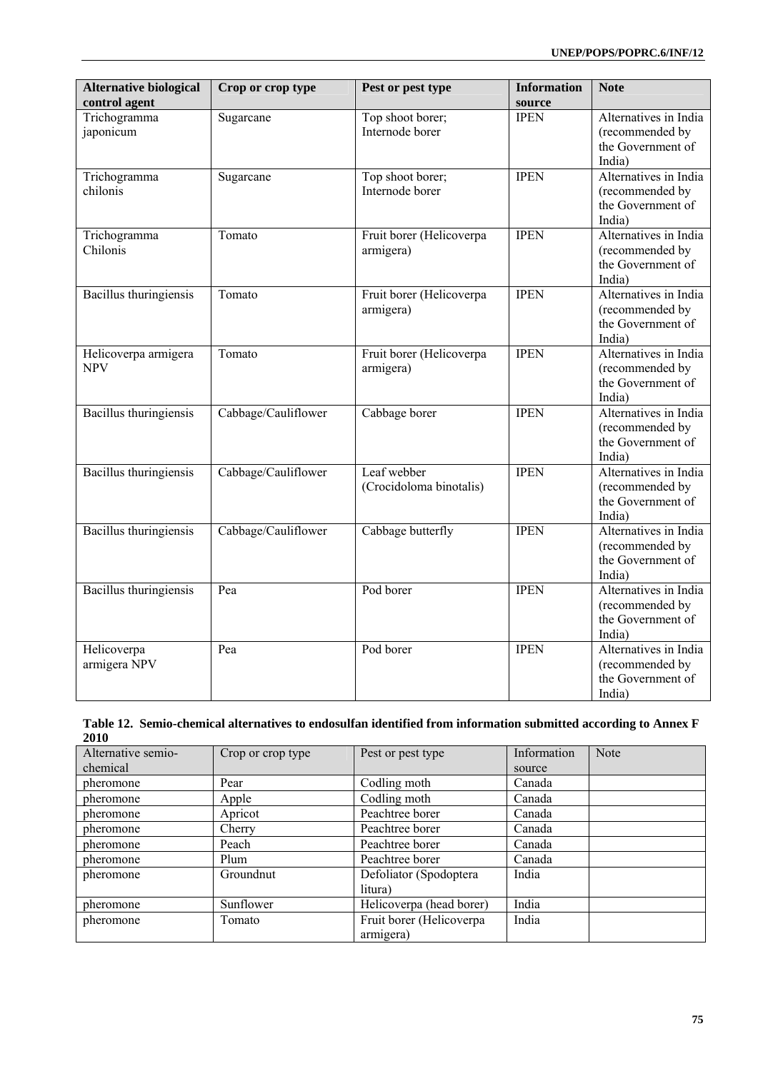| Alternative biological control agent | Crop or crop type | Pest or pest type | Information source | Note |
|---|---|---|---|---|
| Trichogramma japonicum | Sugarcane | Top shoot borer; Internode borer | IPEN | Alternatives in India (recommended by the Government of India) |
| Trichogramma chilonis | Sugarcane | Top shoot borer; Internode borer | IPEN | Alternatives in India (recommended by the Government of India) |
| Trichogramma Chilonis | Tomato | Fruit borer (Helicoverpa armigera) | IPEN | Alternatives in India (recommended by the Government of India) |
| Bacillus thuringiensis | Tomato | Fruit borer (Helicoverpa armigera) | IPEN | Alternatives in India (recommended by the Government of India) |
| Helicoverpa armigera NPV | Tomato | Fruit borer (Helicoverpa armigera) | IPEN | Alternatives in India (recommended by the Government of India) |
| Bacillus thuringiensis | Cabbage/Cauliflower | Cabbage borer | IPEN | Alternatives in India (recommended by the Government of India) |
| Bacillus thuringiensis | Cabbage/Cauliflower | Leaf webber (Crocidoloma binotalis) | IPEN | Alternatives in India (recommended by the Government of India) |
| Bacillus thuringiensis | Cabbage/Cauliflower | Cabbage butterfly | IPEN | Alternatives in India (recommended by the Government of India) |
| Bacillus thuringiensis | Pea | Pod borer | IPEN | Alternatives in India (recommended by the Government of India) |
| Helicoverpa armigera NPV | Pea | Pod borer | IPEN | Alternatives in India (recommended by the Government of India) |

**Table 12. Semio-chemical alternatives to endosulfan identified from information submitted according to Annex F 2010**

| Alternative semio-chemical | Crop or crop type | Pest or pest type | Information source | Note |
|---|---|---|---|---|
| pheromone | Pear | Codling moth | Canada | |
| pheromone | Apple | Codling moth | Canada | |
| pheromone | Apricot | Peachtree borer | Canada | |
| pheromone | Cherry | Peachtree borer | Canada | |
| pheromone | Peach | Peachtree borer | Canada | |
| pheromone | Plum | Peachtree borer | Canada | |
| pheromone | Groundnut | Defoliator (Spodoptera litura) | India | |
| pheromone | Sunflower | Helicoverpa (head borer) | India | |
| pheromone | Tomato | Fruit borer (Helicoverpa armigera) | India | |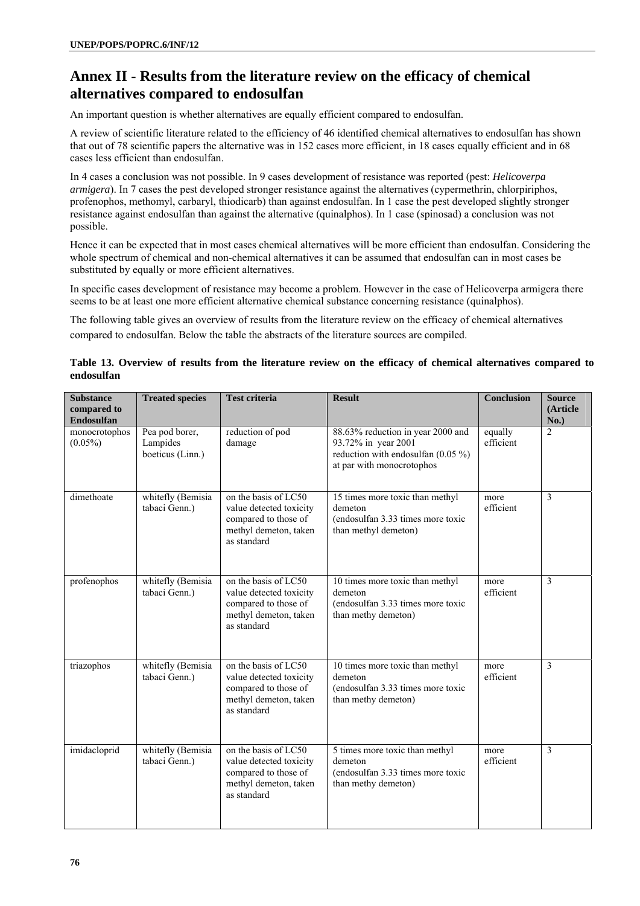# Annex II - Results from the literature review on the efficacy of chemical alternatives compared to endosulfan

An important question is whether alternatives are equally efficient compared to endosulfan.

A review of scientific literature related to the efficiency of 46 identified chemical alternatives to endosulfan has shown that out of 78 scientific papers the alternative was in 152 cases more efficient, in 18 cases equally efficient and in 68 cases less efficient than endosulfan.

In 4 cases a conclusion was not possible. In 9 cases development of resistance was reported (pest: *Helicoverpa armigera*). In 7 cases the pest developed stronger resistance against the alternatives (cypermethrin, chlorpiriphos, profenophos, methomyl, carbaryl, thiodicarb) than against endosulfan. In 1 case the pest developed slightly stronger resistance against endosulfan than against the alternative (quinalphos). In 1 case (spinosad) a conclusion was not possible.

Hence it can be expected that in most cases chemical alternatives will be more efficient than endosulfan. Considering the whole spectrum of chemical and non-chemical alternatives it can be assumed that endosulfan can in most cases be substituted by equally or more efficient alternatives.

In specific cases development of resistance may become a problem. However in the case of Helicoverpa armigera there seems to be at least one more efficient alternative chemical substance concerning resistance (quinalphos).

The following table gives an overview of results from the literature review on the efficacy of chemical alternatives compared to endosulfan. Below the table the abstracts of the literature sources are compiled.

**Table 13. Overview of results from the literature review on the efficacy of chemical alternatives compared to endosulfan**

| Substance compared to Endosulfan | Treated species | Test criteria | Result | Conclusion | Source (Article No.) |
|---|---|---|---|---|---|
| monocrotophos (0.05%) | Pea pod borer, Lampides boeticus (Linn.) | reduction of pod damage | 88.63% reduction in year 2000 and 93.72% in year 2001 reduction with endosulfan (0.05 %) at par with monocrotophos | equally efficient | 2 |
| dimethoate | whitefly (Bemisia tabaci Genn.) | on the basis of LC50 value detected toxicity compared to those of methyl demeton, taken as standard | 15 times more toxic than methyl demeton (endosulfan 3.33 times more toxic than methyl demeton) | more efficient | 3 |
| profenophos | whitefly (Bemisia tabaci Genn.) | on the basis of LC50 value detected toxicity compared to those of methyl demeton, taken as standard | 10 times more toxic than methyl demeton (endosulfan 3.33 times more toxic than methy demeton) | more efficient | 3 |
| triazophos | whitefly (Bemisia tabaci Genn.) | on the basis of LC50 value detected toxicity compared to those of methyl demeton, taken as standard | 10 times more toxic than methyl demeton (endosulfan 3.33 times more toxic than methy demeton) | more efficient | 3 |
| imidacloprid | whitefly (Bemisia tabaci Genn.) | on the basis of LC50 value detected toxicity compared to those of methyl demeton, taken as standard | 5 times more toxic than methyl demeton (endosulfan 3.33 times more toxic than methy demeton) | more efficient | 3 |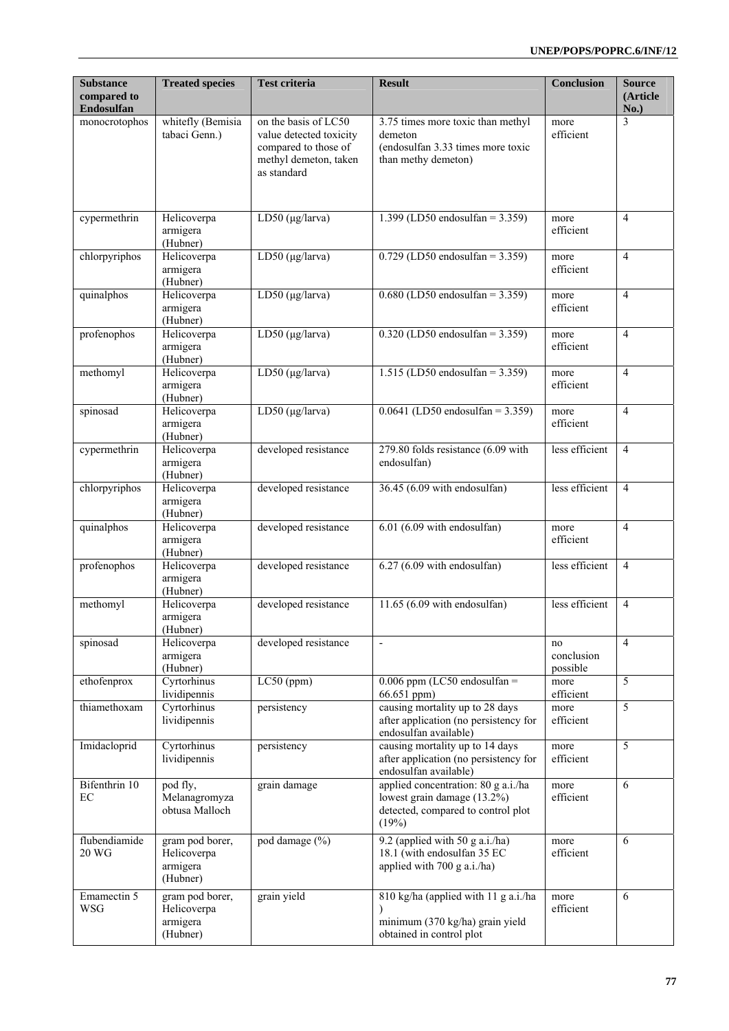| Substance compared to Endosulfan | Treated species | Test criteria | Result | Conclusion | Source (Article No.) |
|---|---|---|---|---|---|
| monocrotophos | whitefly (Bemisia tabaci Genn.) | on the basis of LC50 value detected toxicity compared to those of methyl demeton, taken as standard | 3.75 times more toxic than methyl demeton (endosulfan 3.33 times more toxic than methy demeton) | more efficient | 3 |
| cypermethrin | Helicoverpa armigera (Hubner) | LD50 (μg/larva) | 1.399 (LD50 endosulfan = 3.359) | more efficient | 4 |
| chlorpyriphos | Helicoverpa armigera (Hubner) | LD50 (μg/larva) | 0.729 (LD50 endosulfan = 3.359) | more efficient | 4 |
| quinalphos | Helicoverpa armigera (Hubner) | LD50 (μg/larva) | 0.680 (LD50 endosulfan = 3.359) | more efficient | 4 |
| profenophos | Helicoverpa armigera (Hubner) | LD50 (μg/larva) | 0.320 (LD50 endosulfan = 3.359) | more efficient | 4 |
| methomyl | Helicoverpa armigera (Hubner) | LD50 (μg/larva) | 1.515 (LD50 endosulfan = 3.359) | more efficient | 4 |
| spinosad | Helicoverpa armigera (Hubner) | LD50 (μg/larva) | 0.0641 (LD50 endosulfan = 3.359) | more efficient | 4 |
| cypermethrin | Helicoverpa armigera (Hubner) | developed resistance | 279.80 folds resistance (6.09 with endosulfan) | less efficient | 4 |
| chlorpyriphos | Helicoverpa armigera (Hubner) | developed resistance | 36.45 (6.09 with endosulfan) | less efficient | 4 |
| quinalphos | Helicoverpa armigera (Hubner) | developed resistance | 6.01 (6.09 with endosulfan) | more efficient | 4 |
| profenophos | Helicoverpa armigera (Hubner) | developed resistance | 6.27 (6.09 with endosulfan) | less efficient | 4 |
| methomyl | Helicoverpa armigera (Hubner) | developed resistance | 11.65 (6.09 with endosulfan) | less efficient | 4 |
| spinosad | Helicoverpa armigera (Hubner) | developed resistance | - | no conclusion possible | 4 |
| ethofenprox | Cyrtorhinus lividipennis | LC50 (ppm) | 0.006 ppm (LC50 endosulfan = 66.651 ppm) | more efficient | 5 |
| thiamethoxam | Cyrtorhinus lividipennis | persistency | causing mortality up to 28 days after application (no persistency for endosulfan available) | more efficient | 5 |
| Imidacloprid | Cyrtorhinus lividipennis | persistency | causing mortality up to 14 days after application (no persistency for endosulfan available) | more efficient | 5 |
| Bifenthrin 10 EC | pod fly, Melanagromyza obtusa Malloch | grain damage | applied concentration: 80 g a.i./ha lowest grain damage (13.2%) detected, compared to control plot (19%) | more efficient | 6 |
| flubendiamide 20 WG | gram pod borer, Helicoverpa armigera (Hubner) | pod damage (%) | 9.2 (applied with 50 g a.i./ha) 18.1 (with endosulfan 35 EC applied with 700 g a.i./ha) | more efficient | 6 |
| Emamectin 5 WSG | gram pod borer, Helicoverpa armigera (Hubner) | grain yield | 810 kg/ha (applied with 11 g a.i./ha ) minimum (370 kg/ha) grain yield obtained in control plot | more efficient | 6 |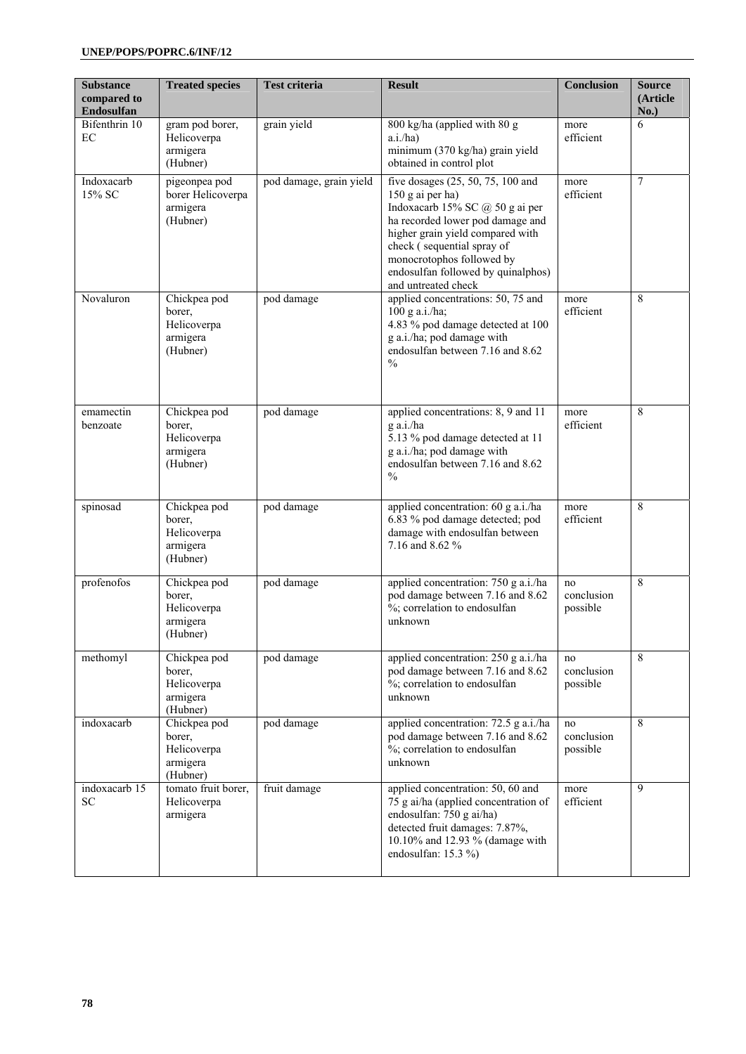| Substance compared to Endosulfan | Treated species | Test criteria | Result | Conclusion | Source (Article No.) |
|---|---|---|---|---|---|
| Bifenthrin 10 EC | gram pod borer, Helicoverpa armigera (Hubner) | grain yield | 800 kg/ha (applied with 80 g a.i./ha) minimum (370 kg/ha) grain yield obtained in control plot | more efficient | 6 |
| Indoxacarb 15% SC | pigeonpea pod borer Helicoverpa armigera (Hubner) | pod damage, grain yield | five dosages (25, 50, 75, 100 and 150 g ai per ha) Indoxacarb 15% SC @ 50 g ai per ha recorded lower pod damage and higher grain yield compared with check ( sequential spray of monocrotophos followed by endosulfan followed by quinalphos) and untreated check | more efficient | 7 |
| Novaluron | Chickpea pod borer, Helicoverpa armigera (Hubner) | pod damage | applied concentrations: 50, 75 and 100 g a.i./ha; 4.83 % pod damage detected at 100 g a.i./ha; pod damage with endosulfan between 7.16 and 8.62 % | more efficient | 8 |
| emamectin benzoate | Chickpea pod borer, Helicoverpa armigera (Hubner) | pod damage | applied concentrations: 8, 9 and 11 g a.i./ha 5.13 % pod damage detected at 11 g a.i./ha; pod damage with endosulfan between 7.16 and 8.62 % | more efficient | 8 |
| spinosad | Chickpea pod borer, Helicoverpa armigera (Hubner) | pod damage | applied concentration: 60 g a.i./ha 6.83 % pod damage detected; pod damage with endosulfan between 7.16 and 8.62 % | more efficient | 8 |
| profenofos | Chickpea pod borer, Helicoverpa armigera (Hubner) | pod damage | applied concentration: 750 g a.i./ha pod damage between 7.16 and 8.62 %; correlation to endosulfan unknown | no conclusion possible | 8 |
| methomyl | Chickpea pod borer, Helicoverpa armigera (Hubner) | pod damage | applied concentration: 250 g a.i./ha pod damage between 7.16 and 8.62 %; correlation to endosulfan unknown | no conclusion possible | 8 |
| indoxacarb | Chickpea pod borer, Helicoverpa armigera (Hubner) | pod damage | applied concentration: 72.5 g a.i./ha pod damage between 7.16 and 8.62 %; correlation to endosulfan unknown | no conclusion possible | 8 |
| indoxacarb 15 SC | tomato fruit borer, Helicoverpa armigera | fruit damage | applied concentration: 50, 60 and 75 g ai/ha (applied concentration of endosulfan: 750 g ai/ha) detected fruit damages: 7.87%, 10.10% and 12.93 % (damage with endosulfan: 15.3 %) | more efficient | 9 |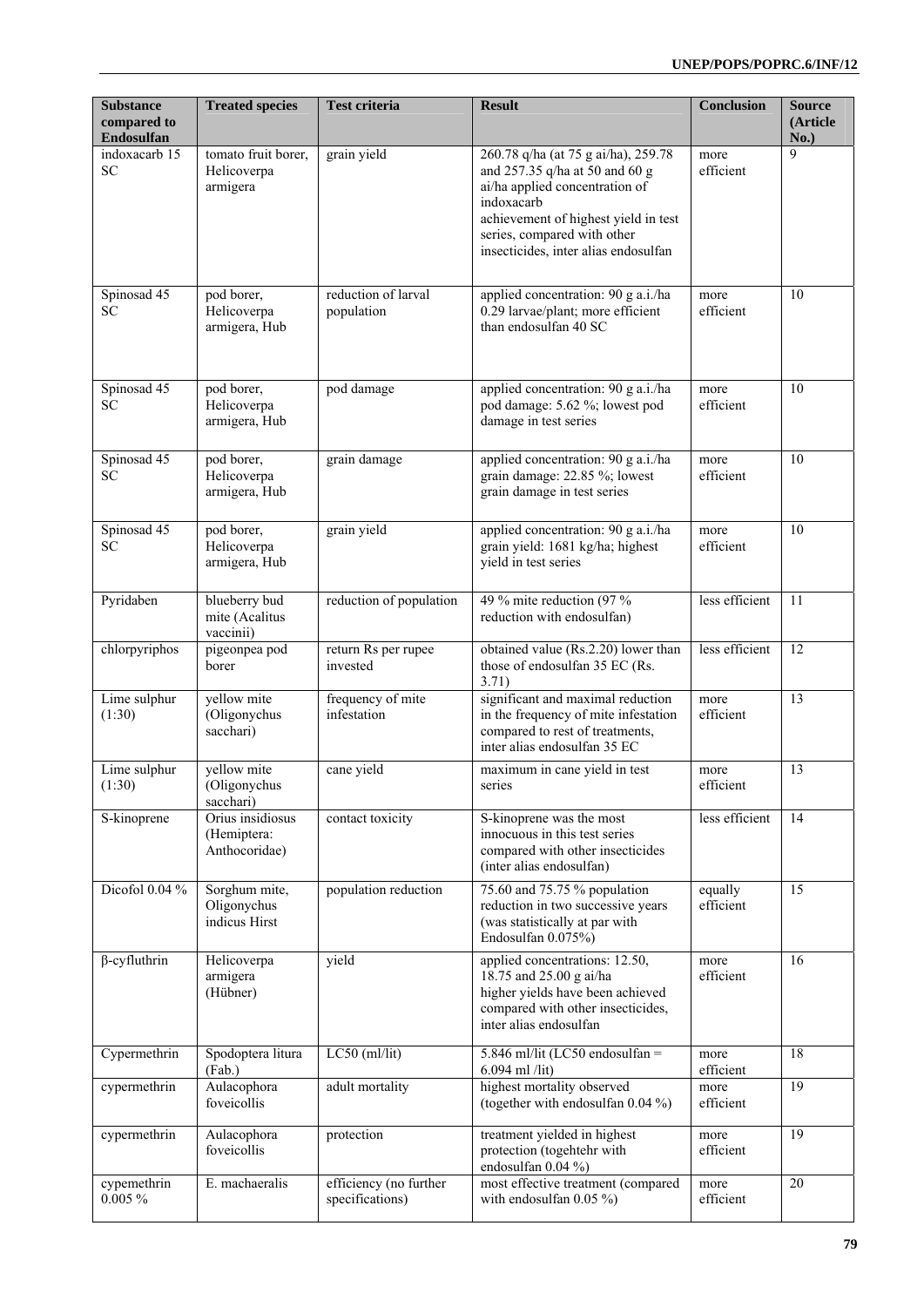| Substance compared to Endosulfan | Treated species | Test criteria | Result | Conclusion | Source (Article No.) |
|---|---|---|---|---|---|
| indoxacarb 15 SC | tomato fruit borer, Helicoverpa armigera | grain yield | 260.78 q/ha (at 75 g ai/ha), 259.78 and 257.35 q/ha at 50 and 60 g ai/ha applied concentration of indoxacarb achievement of highest yield in test series, compared with other insecticides, inter alias endosulfan | more efficient | 9 |
| Spinosad 45 SC | pod borer, Helicoverpa armigera, Hub | reduction of larval population | applied concentration: 90 g a.i./ha 0.29 larvae/plant; more efficient than endosulfan 40 SC | more efficient | 10 |
| Spinosad 45 SC | pod borer, Helicoverpa armigera, Hub | pod damage | applied concentration: 90 g a.i./ha pod damage: 5.62 %; lowest pod damage in test series | more efficient | 10 |
| Spinosad 45 SC | pod borer, Helicoverpa armigera, Hub | grain damage | applied concentration: 90 g a.i./ha grain damage: 22.85 %; lowest grain damage in test series | more efficient | 10 |
| Spinosad 45 SC | pod borer, Helicoverpa armigera, Hub | grain yield | applied concentration: 90 g a.i./ha grain yield: 1681 kg/ha; highest yield in test series | more efficient | 10 |
| Pyridaben | blueberry bud mite (Acalitus vaccinii) | reduction of population | 49 % mite reduction (97 % reduction with endosulfan) | less efficient | 11 |
| chlorpyriphos | pigeonpea pod borer | return Rs per rupee invested | obtained value (Rs.2.20) lower than those of endosulfan 35 EC (Rs. 3.71) | less efficient | 12 |
| Lime sulphur (1:30) | yellow mite (Oligonychus sacchari) | frequency of mite infestation | significant and maximal reduction in the frequency of mite infestation compared to rest of treatments, inter alias endosulfan 35 EC | more efficient | 13 |
| Lime sulphur (1:30) | yellow mite (Oligonychus sacchari) | cane yield | maximum in cane yield in test series | more efficient | 13 |
| S-kinoprene | Orius insidiosus (Hemiptera: Anthocoridae) | contact toxicity | S-kinoprene was the most innocuous in this test series compared with other insecticides (inter alias endosulfan) | less efficient | 14 |
| Dicofol 0.04 % | Sorghum mite, Oligonychus indicus Hirst | population reduction | 75.60 and 75.75 % population reduction in two successive years (was statistically at par with Endosulfan 0.075%) | equally efficient | 15 |
| β-cyfluthrin | Helicoverpa armigera (Hübner) | yield | applied concentrations: 12.50, 18.75 and 25.00 g ai/ha higher yields have been achieved compared with other insecticides, inter alias endosulfan | more efficient | 16 |
| Cypermethrin | Spodoptera litura (Fab.) | LC50 (ml/lit) | 5.846 ml/lit (LC50 endosulfan = 6.094 ml /lit) | more efficient | 18 |
| cypermethrin | Aulacophora foveicollis | adult mortality | highest mortality observed (together with endosulfan 0.04 %) | more efficient | 19 |
| cypermethrin | Aulacophora foveicollis | protection | treatment yielded in highest protection (togehtehr with endosulfan 0.04 %) | more efficient | 19 |
| cypemethrin 0.005 % | E. machaeralis | efficiency (no further specifications) | most effective treatment (compared with endosulfan 0.05 %) | more efficient | 20 |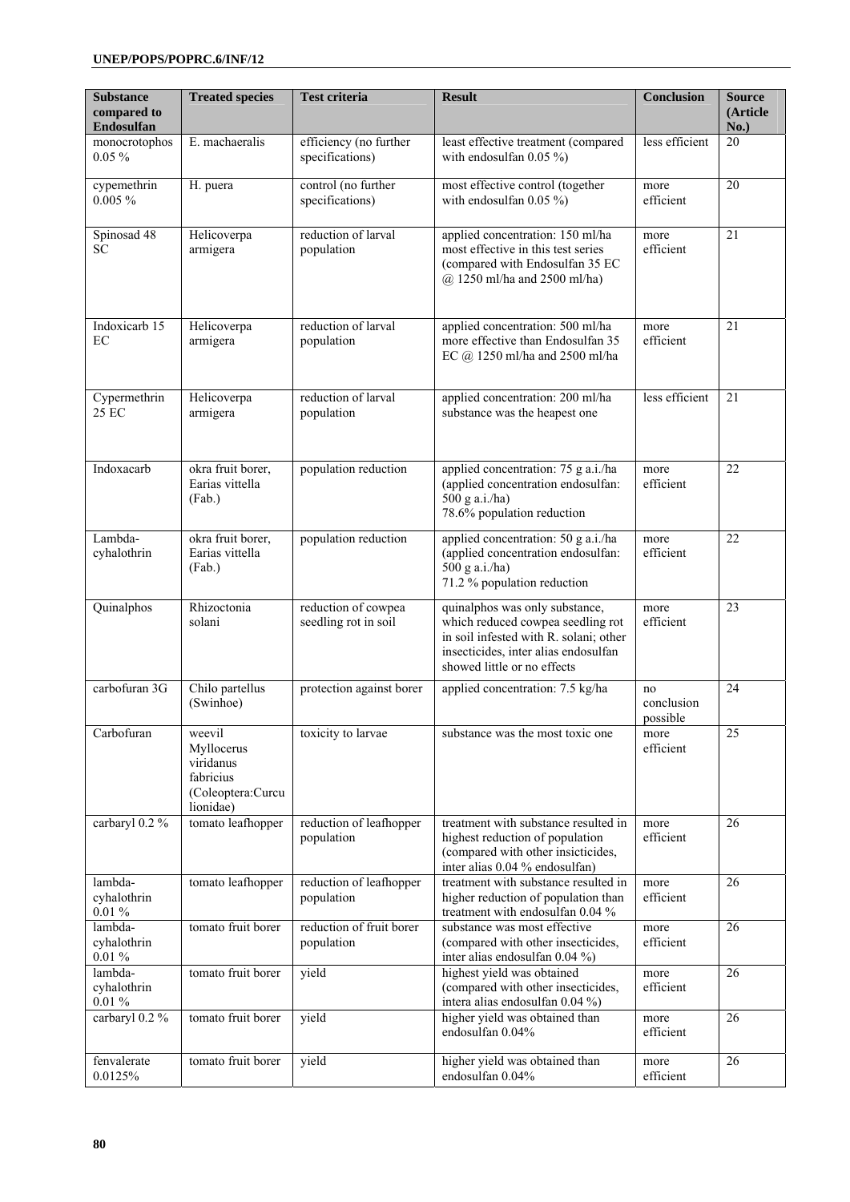| Substance compared to Endosulfan | Treated species | Test criteria | Result | Conclusion | Source (Article No.) |
|---|---|---|---|---|---|
| monocrotophos 0.05 % | E. machaeralis | efficiency (no further specifications) | least effective treatment (compared with endosulfan 0.05 %) | less efficient | 20 |
| cypemethrin 0.005 % | H. puera | control (no further specifications) | most effective control (together with endosulfan 0.05 %) | more efficient | 20 |
| Spinosad 48 SC | Helicoverpa armigera | reduction of larval population | applied concentration: 150 ml/ha most effective in this test series (compared with Endosulfan 35 EC @ 1250 ml/ha and 2500 ml/ha) | more efficient | 21 |
| Indoxicarb 15 EC | Helicoverpa armigera | reduction of larval population | applied concentration: 500 ml/ha more effective than Endosulfan 35 EC @ 1250 ml/ha and 2500 ml/ha | more efficient | 21 |
| Cypermethrin 25 EC | Helicoverpa armigera | reduction of larval population | applied concentration: 200 ml/ha substance was the heapest one | less efficient | 21 |
| Indoxacarb | okra fruit borer, Earias vittella (Fab.) | population reduction | applied concentration: 75 g a.i./ha (applied concentration endosulfan: 500 g a.i./ha) 78.6% population reduction | more efficient | 22 |
| Lambda-cyhalothrin | okra fruit borer, Earias vittella (Fab.) | population reduction | applied concentration: 50 g a.i./ha (applied concentration endosulfan: 500 g a.i./ha) 71.2 % population reduction | more efficient | 22 |
| Quinalphos | Rhizoctonia solani | reduction of cowpea seedling rot in soil | quinalphos was only substance, which reduced cowpea seedling rot in soil infested with R. solani; other insecticides, inter alias endosulfan showed little or no effects | more efficient | 23 |
| carbofuran 3G | Chilo partellus (Swinhoe) | protection against borer | applied concentration: 7.5 kg/ha | no conclusion possible | 24 |
| Carbofuran | weevil Myllocerus viridanus fabricius (Coleoptera:Curculionidae) | toxicity to larvae | substance was the most toxic one | more efficient | 25 |
| carbaryl 0.2 % | tomato leafhopper | reduction of leafhopper population | treatment with substance resulted in highest reduction of population (compared with other insicticides, inter alias 0.04 % endosulfan) | more efficient | 26 |
| lambda-cyhalothrin 0.01 % | tomato leafhopper | reduction of leafhopper population | treatment with substance resulted in higher reduction of population than treatment with endosulfan 0.04 % | more efficient | 26 |
| lambda-cyhalothrin 0.01 % | tomato fruit borer | reduction of fruit borer population | substance was most effective (compared with other insecticides, inter alias endosulfan 0.04 %) | more efficient | 26 |
| lambda-cyhalothrin 0.01 % | tomato fruit borer | yield | highest yield was obtained (compared with other insecticides, intera alias endosulfan 0.04 %) | more efficient | 26 |
| carbaryl 0.2 % | tomato fruit borer | yield | higher yield was obtained than endosulfan 0.04% | more efficient | 26 |
| fenvalerate 0.0125% | tomato fruit borer | yield | higher yield was obtained than endosulfan 0.04% | more efficient | 26 |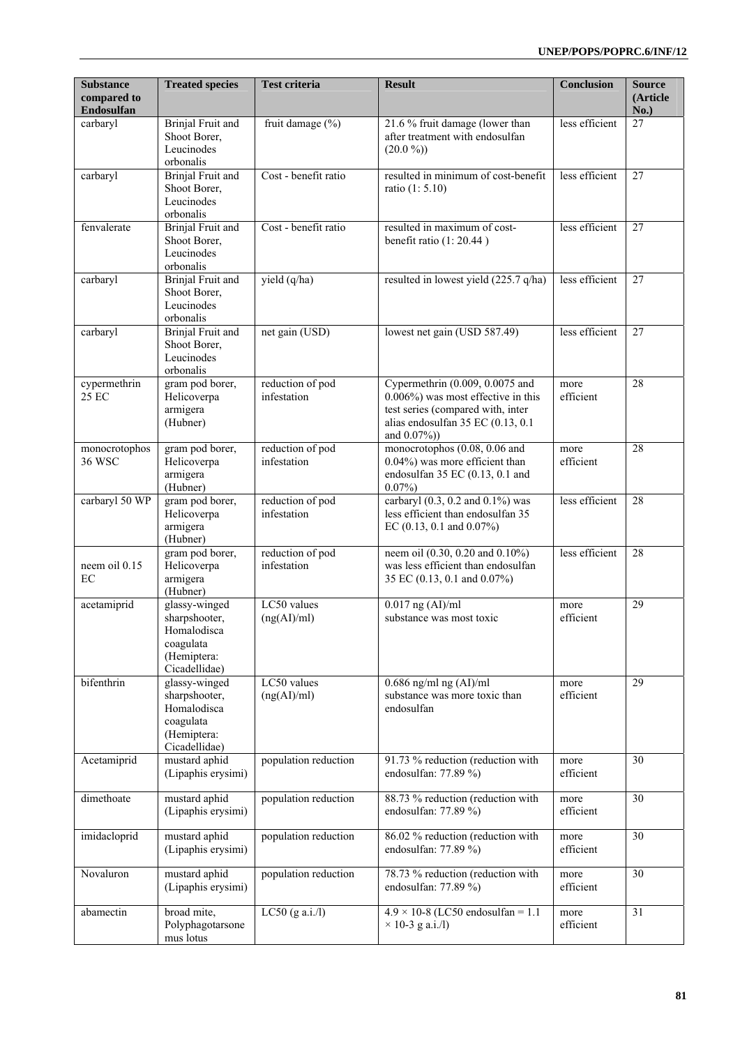| Substance compared to Endosulfan | Treated species | Test criteria | Result | Conclusion | Source (Article No.) |
|---|---|---|---|---|---|
| carbaryl | Brinjal Fruit and Shoot Borer, Leucinodes orbonalis | fruit damage (%) | 21.6 % fruit damage (lower than after treatment with endosulfan (20.0 %)) | less efficient | 27 |
| carbaryl | Brinjal Fruit and Shoot Borer, Leucinodes orbonalis | Cost - benefit ratio | resulted in minimum of cost-benefit ratio (1: 5.10) | less efficient | 27 |
| fenvalerate | Brinjal Fruit and Shoot Borer, Leucinodes orbonalis | Cost - benefit ratio | resulted in maximum of cost-benefit ratio (1: 20.44 ) | less efficient | 27 |
| carbaryl | Brinjal Fruit and Shoot Borer, Leucinodes orbonalis | yield (q/ha) | resulted in lowest yield (225.7 q/ha) | less efficient | 27 |
| carbaryl | Brinjal Fruit and Shoot Borer, Leucinodes orbonalis | net gain (USD) | lowest net gain (USD 587.49) | less efficient | 27 |
| cypermethrin 25 EC | gram pod borer, Helicoverpa armigera (Hubner) | reduction of pod infestation | Cypermethrin (0.009, 0.0075 and 0.006%) was most effective in this test series (compared with, inter alias endosulfan 35 EC (0.13, 0.1 and 0.07%)) | more efficient | 28 |
| monocrotophos 36 WSC | gram pod borer, Helicoverpa armigera (Hubner) | reduction of pod infestation | monocrotophos (0.08, 0.06 and 0.04%) was more efficient than endosulfan 35 EC (0.13, 0.1 and 0.07%) | more efficient | 28 |
| carbaryl 50 WP | gram pod borer, Helicoverpa armigera (Hubner) | reduction of pod infestation | carbaryl (0.3, 0.2 and 0.1%) was less efficient than endosulfan 35 EC (0.13, 0.1 and 0.07%) | less efficient | 28 |
| neem oil 0.15 EC | gram pod borer, Helicoverpa armigera (Hubner) | reduction of pod infestation | neem oil (0.30, 0.20 and 0.10%) was less efficient than endosulfan 35 EC (0.13, 0.1 and 0.07%) | less efficient | 28 |
| acetamiprid | glassy-winged sharpshooter, Homalodisca coagulata (Hemiptera: Cicadellidae) | LC50 values (ng(AI)/ml) | 0.017 ng (AI)/ml substance was most toxic | more efficient | 29 |
| bifenthrin | glassy-winged sharpshooter, Homalodisca coagulata (Hemiptera: Cicadellidae) | LC50 values (ng(AI)/ml) | 0.686 ng/ml ng (AI)/ml substance was more toxic than endosulfan | more efficient | 29 |
| Acetamiprid | mustard aphid (Lipaphis erysimi) | population reduction | 91.73 % reduction (reduction with endosulfan: 77.89 %) | more efficient | 30 |
| dimethoate | mustard aphid (Lipaphis erysimi) | population reduction | 88.73 % reduction (reduction with endosulfan: 77.89 %) | more efficient | 30 |
| imidacloprid | mustard aphid (Lipaphis erysimi) | population reduction | 86.02 % reduction (reduction with endosulfan: 77.89 %) | more efficient | 30 |
| Novaluron | mustard aphid (Lipaphis erysimi) | population reduction | 78.73 % reduction (reduction with endosulfan: 77.89 %) | more efficient | 30 |
| abamectin | broad mite, Polyphagotarsonemus lotus | LC50 (g a.i./l) | $4.9 \times 10^{-8}$ (LC50 endosulfan = $1.1 \times 10^{-3}$ g a.i./l) | more efficient | 31 |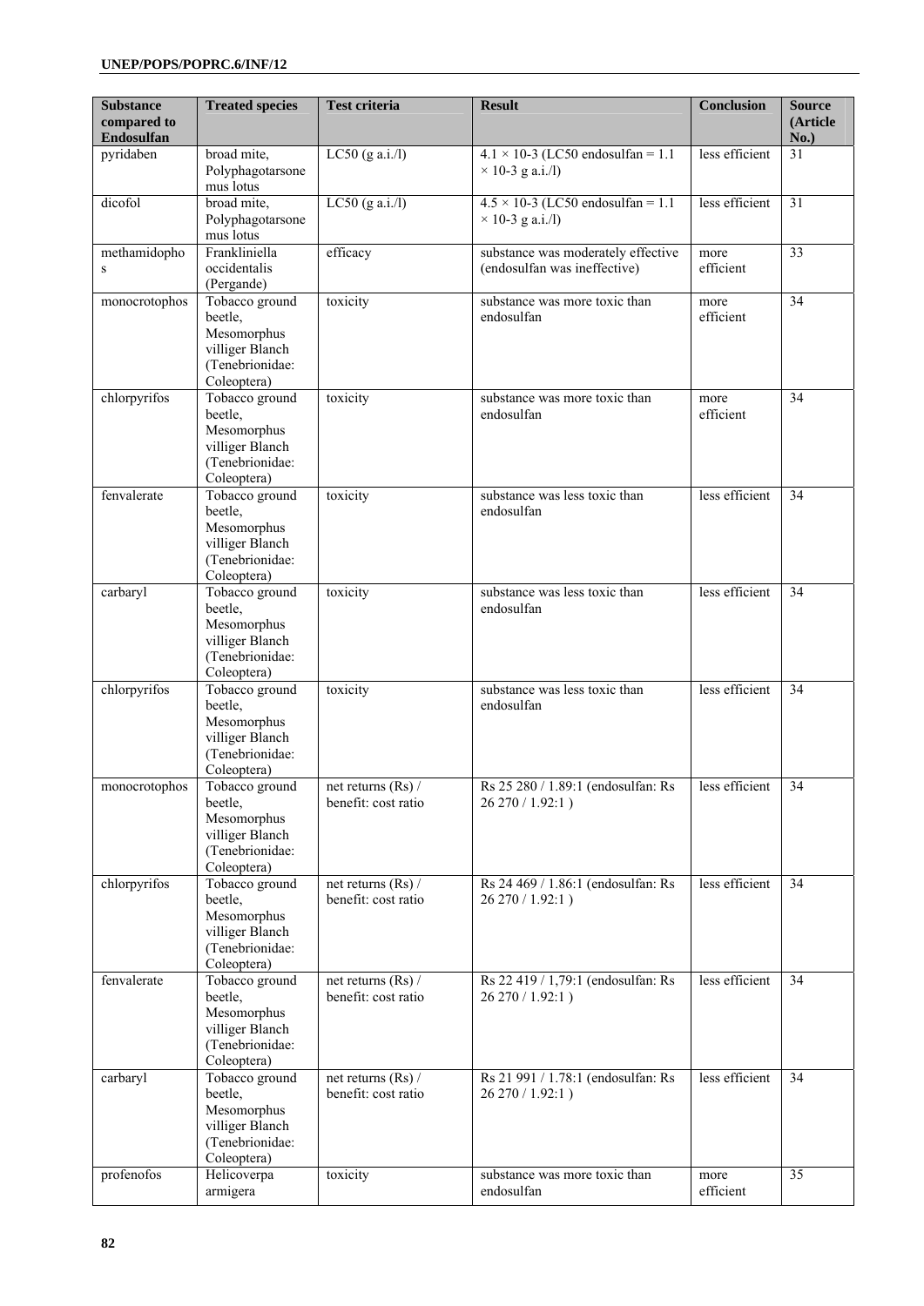| Substance compared to Endosulfan | Treated species | Test criteria | Result | Conclusion | Source (Article No.) |
|---|---|---|---|---|---|
| pyridaben | broad mite, Polyphagotarsonemus lotus | LC50 (g a.i./l) | 4.1 × 10-3 (LC50 endosulfan = 1.1 × 10-3 g a.i./l) | less efficient | 31 |
| dicofol | broad mite, Polyphagotarsonemus lotus | LC50 (g a.i./l) | 4.5 × 10-3 (LC50 endosulfan = 1.1 × 10-3 g a.i./l) | less efficient | 31 |
| methamidophos | Frankliniella occidentalis (Pergande) | efficacy | substance was moderately effective (endosulfan was ineffective) | more efficient | 33 |
| monocrotophos | Tobacco ground beetle, Mesomorphus villiger Blanch (Tenebrionidae: Coleoptera) | toxicity | substance was more toxic than endosulfan | more efficient | 34 |
| chlorpyrifos | Tobacco ground beetle, Mesomorphus villiger Blanch (Tenebrionidae: Coleoptera) | toxicity | substance was more toxic than endosulfan | more efficient | 34 |
| fenvalerate | Tobacco ground beetle, Mesomorphus villiger Blanch (Tenebrionidae: Coleoptera) | toxicity | substance was less toxic than endosulfan | less efficient | 34 |
| carbaryl | Tobacco ground beetle, Mesomorphus villiger Blanch (Tenebrionidae: Coleoptera) | toxicity | substance was less toxic than endosulfan | less efficient | 34 |
| chlorpyrifos | Tobacco ground beetle, Mesomorphus villiger Blanch (Tenebrionidae: Coleoptera) | toxicity | substance was less toxic than endosulfan | less efficient | 34 |
| monocrotophos | Tobacco ground beetle, Mesomorphus villiger Blanch (Tenebrionidae: Coleoptera) | net returns (Rs) / benefit: cost ratio | Rs 25 280 / 1.89:1 (endosulfan: Rs 26 270 / 1.92:1 ) | less efficient | 34 |
| chlorpyrifos | Tobacco ground beetle, Mesomorphus villiger Blanch (Tenebrionidae: Coleoptera) | net returns (Rs) / benefit: cost ratio | Rs 24 469 / 1.86:1 (endosulfan: Rs 26 270 / 1.92:1 ) | less efficient | 34 |
| fenvalerate | Tobacco ground beetle, Mesomorphus villiger Blanch (Tenebrionidae: Coleoptera) | net returns (Rs) / benefit: cost ratio | Rs 22 419 / 1,79:1 (endosulfan: Rs 26 270 / 1.92:1 ) | less efficient | 34 |
| carbaryl | Tobacco ground beetle, Mesomorphus villiger Blanch (Tenebrionidae: Coleoptera) | net returns (Rs) / benefit: cost ratio | Rs 21 991 / 1.78:1 (endosulfan: Rs 26 270 / 1.92:1 ) | less efficient | 34 |
| profenofos | Helicoverpa armigera | toxicity | substance was more toxic than endosulfan | more efficient | 35 |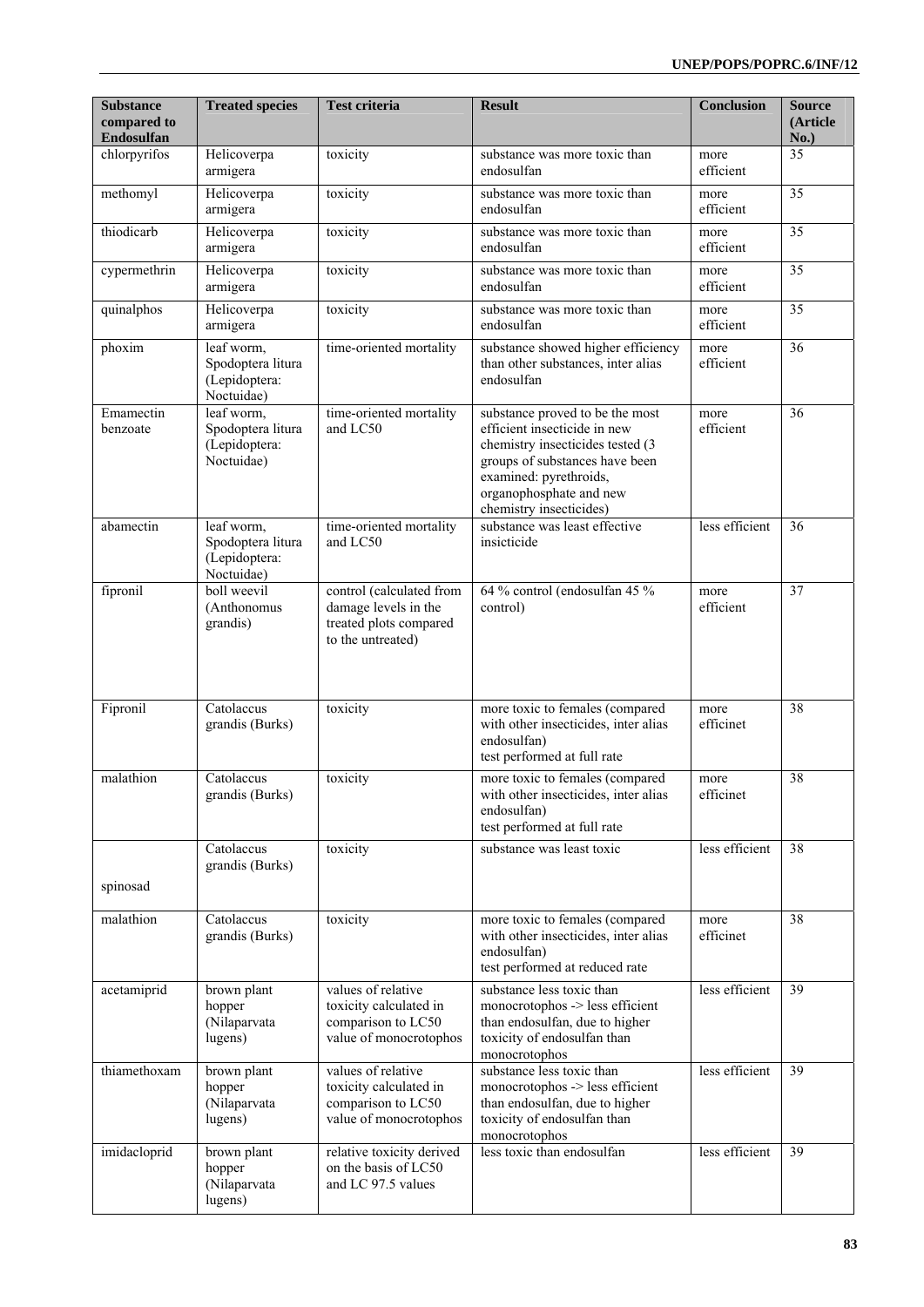| Substance compared to Endosulfan | Treated species | Test criteria | Result | Conclusion | Source (Article No.) |
|---|---|---|---|---|---|
| chlorpyrifos | Helicoverpa armigera | toxicity | substance was more toxic than endosulfan | more efficient | 35 |
| methomyl | Helicoverpa armigera | toxicity | substance was more toxic than endosulfan | more efficient | 35 |
| thiodicarb | Helicoverpa armigera | toxicity | substance was more toxic than endosulfan | more efficient | 35 |
| cypermethrin | Helicoverpa armigera | toxicity | substance was more toxic than endosulfan | more efficient | 35 |
| quinalphos | Helicoverpa armigera | toxicity | substance was more toxic than endosulfan | more efficient | 35 |
| phoxim | leaf worm, Spodoptera litura (Lepidoptera: Noctuidae) | time-oriented mortality | substance showed higher efficiency than other substances, inter alias endosulfan | more efficient | 36 |
| Emamectin benzoate | leaf worm, Spodoptera litura (Lepidoptera: Noctuidae) | time-oriented mortality and LC50 | substance proved to be the most efficient insecticide in new chemistry insecticides tested (3 groups of substances have been examined: pyrethroids, organophosphate and new chemistry insecticides) | more efficient | 36 |
| abamectin | leaf worm, Spodoptera litura (Lepidoptera: Noctuidae) | time-oriented mortality and LC50 | substance was least effective insicticide | less efficient | 36 |
| fipronil | boll weevil (Anthonomus grandis) | control (calculated from damage levels in the treated plots compared to the untreated) | 64 % control (endosulfan 45 % control) | more efficient | 37 |
| Fipronil | Catolaccus grandis (Burks) | toxicity | more toxic to females (compared with other insecticides, inter alias endosulfan) test performed at full rate | more efficinet | 38 |
| malathion | Catolaccus grandis (Burks) | toxicity | more toxic to females (compared with other insecticides, inter alias endosulfan) test performed at full rate | more efficinet | 38 |
| spinosad | Catolaccus grandis (Burks) | toxicity | substance was least toxic | less efficient | 38 |
| malathion | Catolaccus grandis (Burks) | toxicity | more toxic to females (compared with other insecticides, inter alias endosulfan) test performed at reduced rate | more efficinet | 38 |
| acetamiprid | brown plant hopper (Nilaparvata lugens) | values of relative toxicity calculated in comparison to LC50 value of monocrotophos | substance less toxic than monocrotophos -> less efficient than endosulfan, due to higher toxicity of endosulfan than monocrotophos | less efficient | 39 |
| thiamethoxam | brown plant hopper (Nilaparvata lugens) | values of relative toxicity calculated in comparison to LC50 value of monocrotophos | substance less toxic than monocrotophos -> less efficient than endosulfan, due to higher toxicity of endosulfan than monocrotophos | less efficient | 39 |
| imidacloprid | brown plant hopper (Nilaparvata lugens) | relative toxicity derived on the basis of LC50 and LC 97.5 values | less toxic than endosulfan | less efficient | 39 |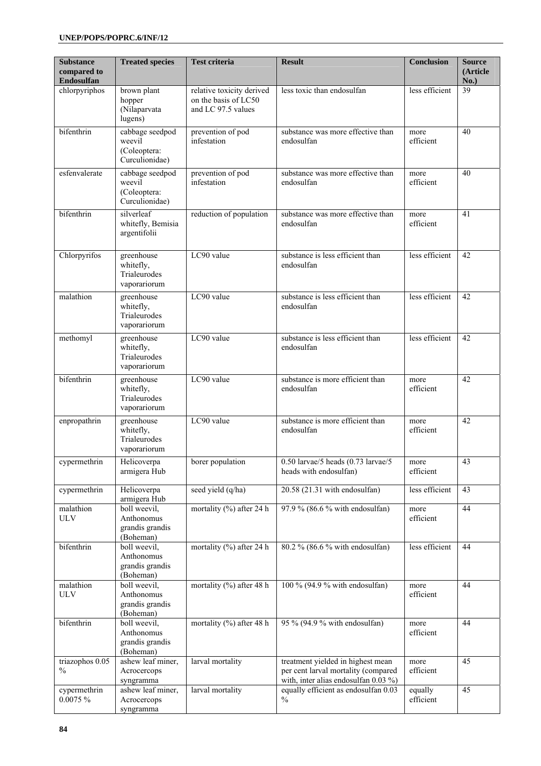| Substance compared to Endosulfan | Treated species | Test criteria | Result | Conclusion | Source (Article No.) |
|---|---|---|---|---|---|
| chlorpyriphos | brown plant hopper (Nilaparvata lugens) | relative toxicity derived on the basis of LC50 and LC 97.5 values | less toxic than endosulfan | less efficient | 39 |
| bifenthrin | cabbage seedpod weevil (Coleoptera: Curculionidae) | prevention of pod infestation | substance was more effective than endosulfan | more efficient | 40 |
| esfenvalerate | cabbage seedpod weevil (Coleoptera: Curculionidae) | prevention of pod infestation | substance was more effective than endosulfan | more efficient | 40 |
| bifenthrin | silverleaf whitefly, Bemisia argentifolii | reduction of population | substance was more effective than endosulfan | more efficient | 41 |
| Chlorpyrifos | greenhouse whitefly, Trialeurodes vaporariorum | LC90 value | substance is less efficient than endosulfan | less efficient | 42 |
| malathion | greenhouse whitefly, Trialeurodes vaporariorum | LC90 value | substance is less efficient than endosulfan | less efficient | 42 |
| methomyl | greenhouse whitefly, Trialeurodes vaporariorum | LC90 value | substance is less efficient than endosulfan | less efficient | 42 |
| bifenthrin | greenhouse whitefly, Trialeurodes vaporariorum | LC90 value | substance is more efficient than endosulfan | more efficient | 42 |
| enpropathrin | greenhouse whitefly, Trialeurodes vaporariorum | LC90 value | substance is more efficient than endosulfan | more efficient | 42 |
| cypermethrin | Helicoverpa armigera Hub | borer population | 0.50 larvae/5 heads (0.73 larvae/5 heads with endosulfan) | more efficient | 43 |
| cypermethrin | Helicoverpa armigera Hub | seed yield (q/ha) | 20.58 (21.31 with endosulfan) | less efficient | 43 |
| malathion ULV | boll weevil, Anthonomus grandis grandis (Boheman) | mortality (%) after 24 h | 97.9 % (86.6 % with endosulfan) | more efficient | 44 |
| bifenthrin | boll weevil, Anthonomus grandis grandis (Boheman) | mortality (%) after 24 h | 80.2 % (86.6 % with endosulfan) | less efficient | 44 |
| malathion ULV | boll weevil, Anthonomus grandis grandis (Boheman) | mortality (%) after 48 h | 100 % (94.9 % with endosulfan) | more efficient | 44 |
| bifenthrin | boll weevil, Anthonomus grandis grandis (Boheman) | mortality (%) after 48 h | 95 % (94.9 % with endosulfan) | more efficient | 44 |
| triazophos 0.05 % | ashew leaf miner, Acrocercops syngramma | larval mortality | treatment yielded in highest mean per cent larval mortality (compared with, inter alias endosulfan 0.03 %) | more efficient | 45 |
| cypermethrin 0.0075 % | ashew leaf miner, Acrocercops syngramma | larval mortality | equally efficient as endosulfan 0.03 % | equally efficient | 45 |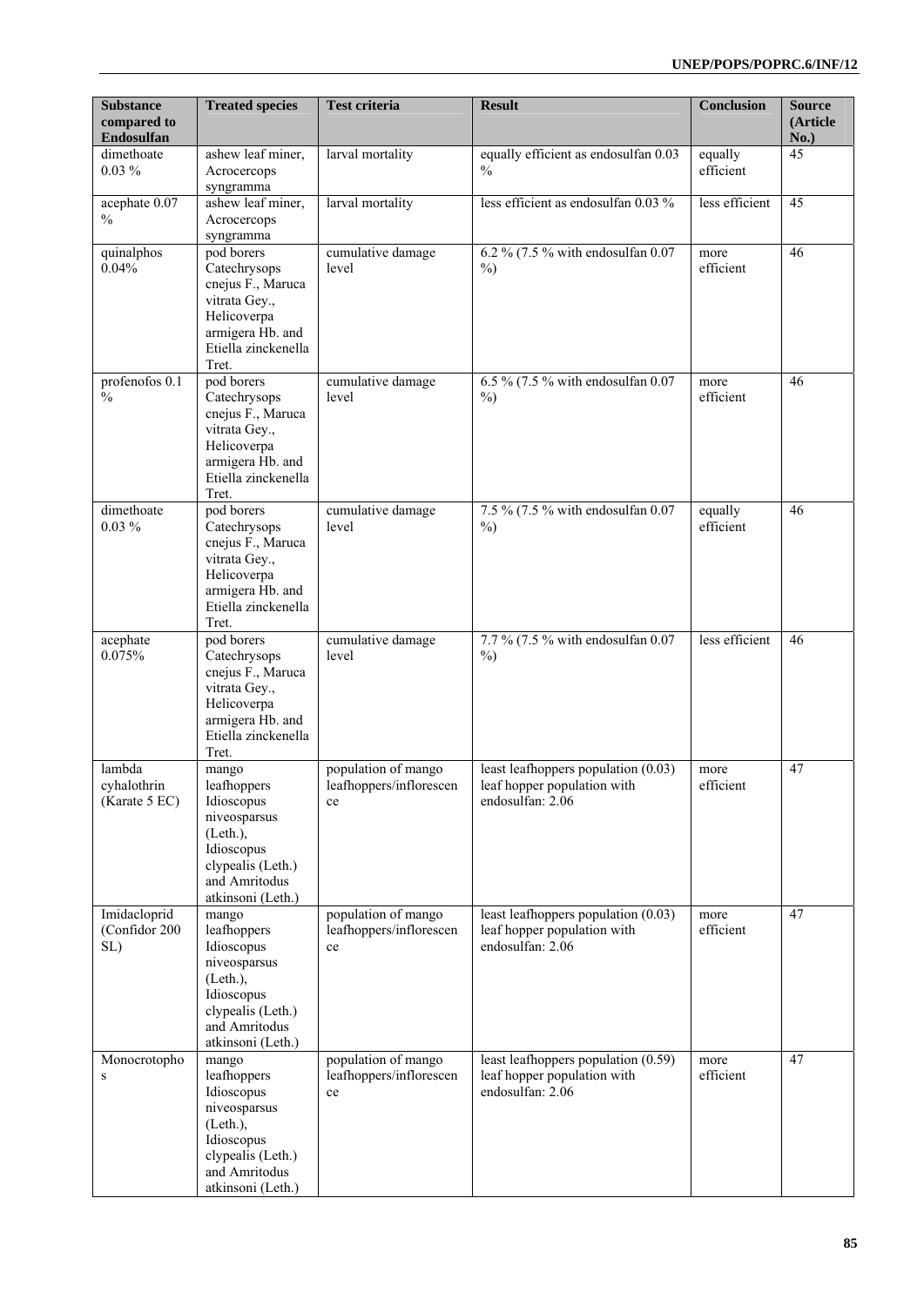| Substance compared to Endosulfan | Treated species | Test criteria | Result | Conclusion | Source (Article No.) |
|---|---|---|---|---|---|
| dimethoate 0.03 % | ashew leaf miner, Acrocercops syngramma | larval mortality | equally efficient as endosulfan 0.03 % | equally efficient | 45 |
| acephate 0.07 % | ashew leaf miner, Acrocercops syngramma | larval mortality | less efficient as endosulfan 0.03 % | less efficient | 45 |
| quinalphos 0.04% | pod borers Catechrysops cnejus F., Maruca vitrata Gey., Helicoverpa armigera Hb. and Etiella zinckenella Tret. | cumulative damage level | 6.2 % (7.5 % with endosulfan 0.07 %) | more efficient | 46 |
| profenofos 0.1 % | pod borers Catechrysops cnejus F., Maruca vitrata Gey., Helicoverpa armigera Hb. and Etiella zinckenella Tret. | cumulative damage level | 6.5 % (7.5 % with endosulfan 0.07 %) | more efficient | 46 |
| dimethoate 0.03 % | pod borers Catechrysops cnejus F., Maruca vitrata Gey., Helicoverpa armigera Hb. and Etiella zinckenella Tret. | cumulative damage level | 7.5 % (7.5 % with endosulfan 0.07 %) | equally efficient | 46 |
| acephate 0.075% | pod borers Catechrysops cnejus F., Maruca vitrata Gey., Helicoverpa armigera Hb. and Etiella zinckenella Tret. | cumulative damage level | 7.7 % (7.5 % with endosulfan 0.07 %) | less efficient | 46 |
| lambda cyhalothrin (Karate 5 EC) | mango leafhoppers Idioscopus niveosparsus (Leth.), Idioscopus clypealis (Leth.) and Amritodus atkinsoni (Leth.) | population of mango leafhoppers/inflorescence | least leafhoppers population (0.03) leaf hopper population with endosulfan: 2.06 | more efficient | 47 |
| Imidacloprid (Confidor 200 SL) | mango leafhoppers Idioscopus niveosparsus (Leth.), Idioscopus clypealis (Leth.) and Amritodus atkinsoni (Leth.) | population of mango leafhoppers/inflorescence | least leafhoppers population (0.03) leaf hopper population with endosulfan: 2.06 | more efficient | 47 |
| Monocrotophos | mango leafhoppers Idioscopus niveosparsus (Leth.), Idioscopus clypealis (Leth.) and Amritodus atkinsoni (Leth.) | population of mango leafhoppers/inflorescence | least leafhoppers population (0.59) leaf hopper population with endosulfan: 2.06 | more efficient | 47 |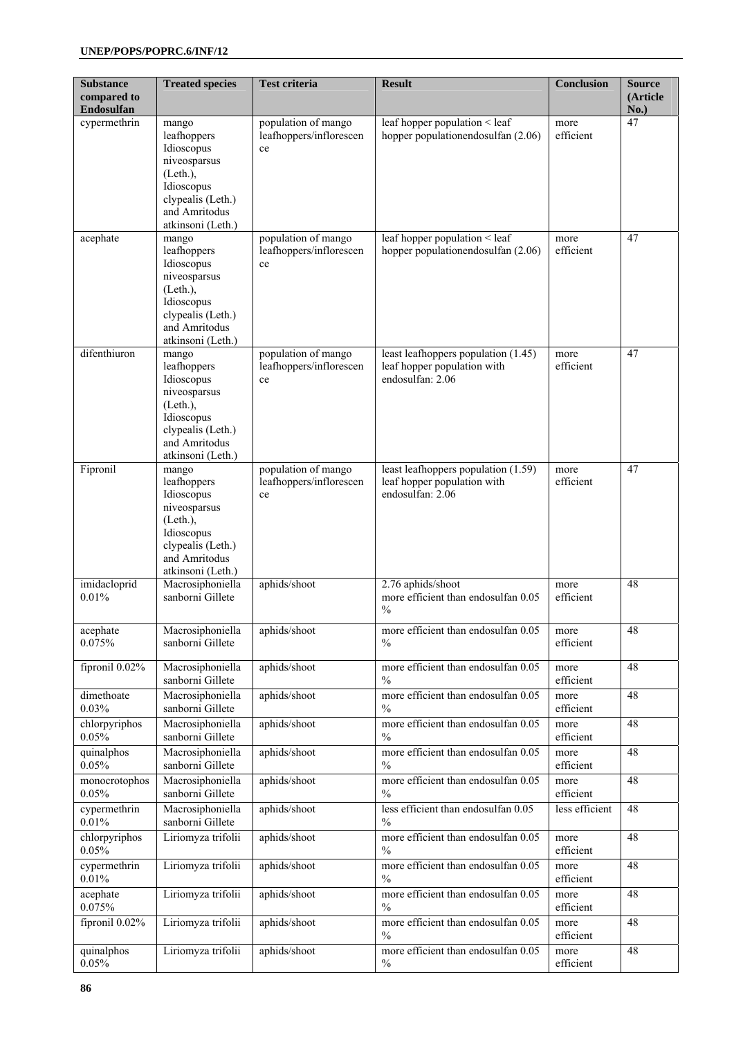| Substance compared to Endosulfan | Treated species | Test criteria | Result | Conclusion | Source (Article No.) |
|---|---|---|---|---|---|
| cypermethrin | mango leafhoppers Idioscopus niveosparsus (Leth.), Idioscopus clypealis (Leth.) and Amritodus atkinsoni (Leth.) | population of mango leafhoppers/inflorescence | leaf hopper population < leaf hopper populationendosulfan (2.06) | more efficient | 47 |
| acephate | mango leafhoppers Idioscopus niveosparsus (Leth.), Idioscopus clypealis (Leth.) and Amritodus atkinsoni (Leth.) | population of mango leafhoppers/inflorescence | leaf hopper population < leaf hopper populationendosulfan (2.06) | more efficient | 47 |
| difenthiuron | mango leafhoppers Idioscopus niveosparsus (Leth.), Idioscopus clypealis (Leth.) and Amritodus atkinsoni (Leth.) | population of mango leafhoppers/inflorescence | least leafhoppers population (1.45) leaf hopper population with endosulfan: 2.06 | more efficient | 47 |
| Fipronil | mango leafhoppers Idioscopus niveosparsus (Leth.), Idioscopus clypealis (Leth.) and Amritodus atkinsoni (Leth.) | population of mango leafhoppers/inflorescence | least leafhoppers population (1.59) leaf hopper population with endosulfan: 2.06 | more efficient | 47 |
| imidacloprid 0.01% | Macrosiphoniella sanborni Gillete | aphids/shoot | 2.76 aphids/shoot more efficient than endosulfan 0.05 % | more efficient | 48 |
| acephate 0.075% | Macrosiphoniella sanborni Gillete | aphids/shoot | more efficient than endosulfan 0.05 % | more efficient | 48 |
| fipronil 0.02% | Macrosiphoniella sanborni Gillete | aphids/shoot | more efficient than endosulfan 0.05 % | more efficient | 48 |
| dimethoate 0.03% | Macrosiphoniella sanborni Gillete | aphids/shoot | more efficient than endosulfan 0.05 % | more efficient | 48 |
| chlorpyriphos 0.05% | Macrosiphoniella sanborni Gillete | aphids/shoot | more efficient than endosulfan 0.05 % | more efficient | 48 |
| quinalphos 0.05% | Macrosiphoniella sanborni Gillete | aphids/shoot | more efficient than endosulfan 0.05 % | more efficient | 48 |
| monocrotophos 0.05% | Macrosiphoniella sanborni Gillete | aphids/shoot | more efficient than endosulfan 0.05 % | more efficient | 48 |
| cypermethrin 0.01% | Macrosiphoniella sanborni Gillete | aphids/shoot | less efficient than endosulfan 0.05 % | less efficient | 48 |
| chlorpyriphos 0.05% | Liriomyza trifolii | aphids/shoot | more efficient than endosulfan 0.05 % | more efficient | 48 |
| cypermethrin 0.01% | Liriomyza trifolii | aphids/shoot | more efficient than endosulfan 0.05 % | more efficient | 48 |
| acephate 0.075% | Liriomyza trifolii | aphids/shoot | more efficient than endosulfan 0.05 % | more efficient | 48 |
| fipronil 0.02% | Liriomyza trifolii | aphids/shoot | more efficient than endosulfan 0.05 % | more efficient | 48 |
| quinalphos 0.05% | Liriomyza trifolii | aphids/shoot | more efficient than endosulfan 0.05 % | more efficient | 48 |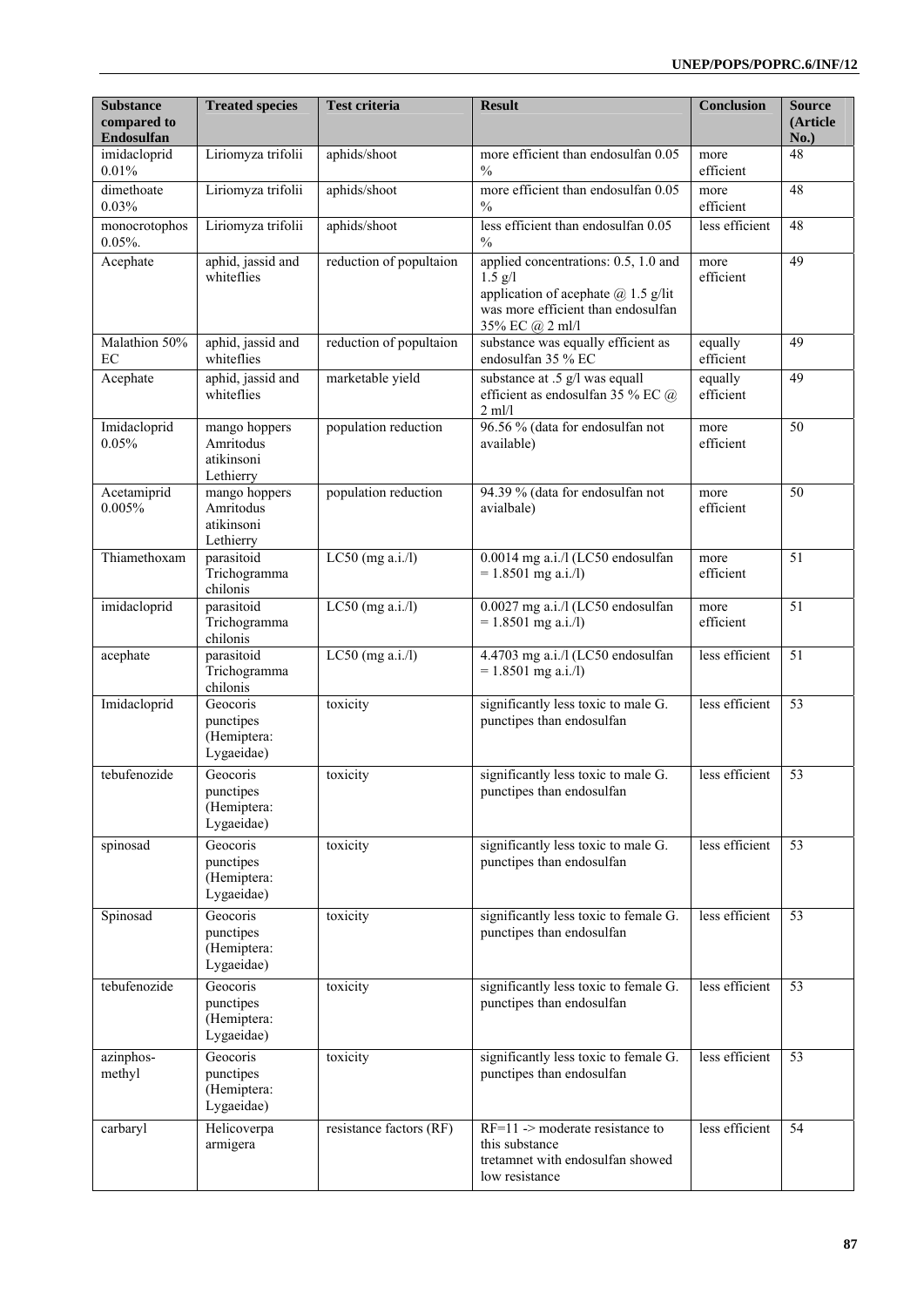| Substance compared to Endosulfan | Treated species | Test criteria | Result | Conclusion | Source (Article No.) |
|---|---|---|---|---|---|
| imidacloprid 0.01% | Liriomyza trifolii | aphids/shoot | more efficient than endosulfan 0.05 % | more efficient | 48 |
| dimethoate 0.03% | Liriomyza trifolii | aphids/shoot | more efficient than endosulfan 0.05 % | more efficient | 48 |
| monocrotophos 0.05%. | Liriomyza trifolii | aphids/shoot | less efficient than endosulfan 0.05 % | less efficient | 48 |
| Acephate | aphid, jassid and whiteflies | reduction of popultaion | applied concentrations: 0.5, 1.0 and 1.5 g/l application of acephate @ 1.5 g/lit was more efficient than endosulfan 35% EC @ 2 ml/l | more efficient | 49 |
| Malathion 50% EC | aphid, jassid and whiteflies | reduction of popultaion | substance was equally efficient as endosulfan 35 % EC | equally efficient | 49 |
| Acephate | aphid, jassid and whiteflies | marketable yield | substance at .5 g/l was equall efficient as endosulfan 35 % EC @ 2 ml/l | equally efficient | 49 |
| Imidacloprid 0.05% | mango hoppers Amritodus atikinsoni Lethierry | population reduction | 96.56 % (data for endosulfan not available) | more efficient | 50 |
| Acetamiprid 0.005% | mango hoppers Amritodus atikinsoni Lethierry | population reduction | 94.39 % (data for endosulfan not avialbale) | more efficient | 50 |
| Thiamethoxam | parasitoid Trichogramma chilonis | LC50 (mg a.i./l) | 0.0014 mg a.i./l (LC50 endosulfan = 1.8501 mg a.i./l) | more efficient | 51 |
| imidacloprid | parasitoid Trichogramma chilonis | LC50 (mg a.i./l) | 0.0027 mg a.i./l (LC50 endosulfan = 1.8501 mg a.i./l) | more efficient | 51 |
| acephate | parasitoid Trichogramma chilonis | LC50 (mg a.i./l) | 4.4703 mg a.i./l (LC50 endosulfan = 1.8501 mg a.i./l) | less efficient | 51 |
| Imidacloprid | Geocoris punctipes (Hemiptera: Lygaeidae) | toxicity | significantly less toxic to male G. punctipes than endosulfan | less efficient | 53 |
| tebufenozide | Geocoris punctipes (Hemiptera: Lygaeidae) | toxicity | significantly less toxic to male G. punctipes than endosulfan | less efficient | 53 |
| spinosad | Geocoris punctipes (Hemiptera: Lygaeidae) | toxicity | significantly less toxic to male G. punctipes than endosulfan | less efficient | 53 |
| Spinosad | Geocoris punctipes (Hemiptera: Lygaeidae) | toxicity | significantly less toxic to female G. punctipes than endosulfan | less efficient | 53 |
| tebufenozide | Geocoris punctipes (Hemiptera: Lygaeidae) | toxicity | significantly less toxic to female G. punctipes than endosulfan | less efficient | 53 |
| azinphos-methyl | Geocoris punctipes (Hemiptera: Lygaeidae) | toxicity | significantly less toxic to female G. punctipes than endosulfan | less efficient | 53 |
| carbaryl | Helicoverpa armigera | resistance factors (RF) | RF=11 -> moderate resistance to this substance tretamnet with endosulfan showed low resistance | less efficient | 54 |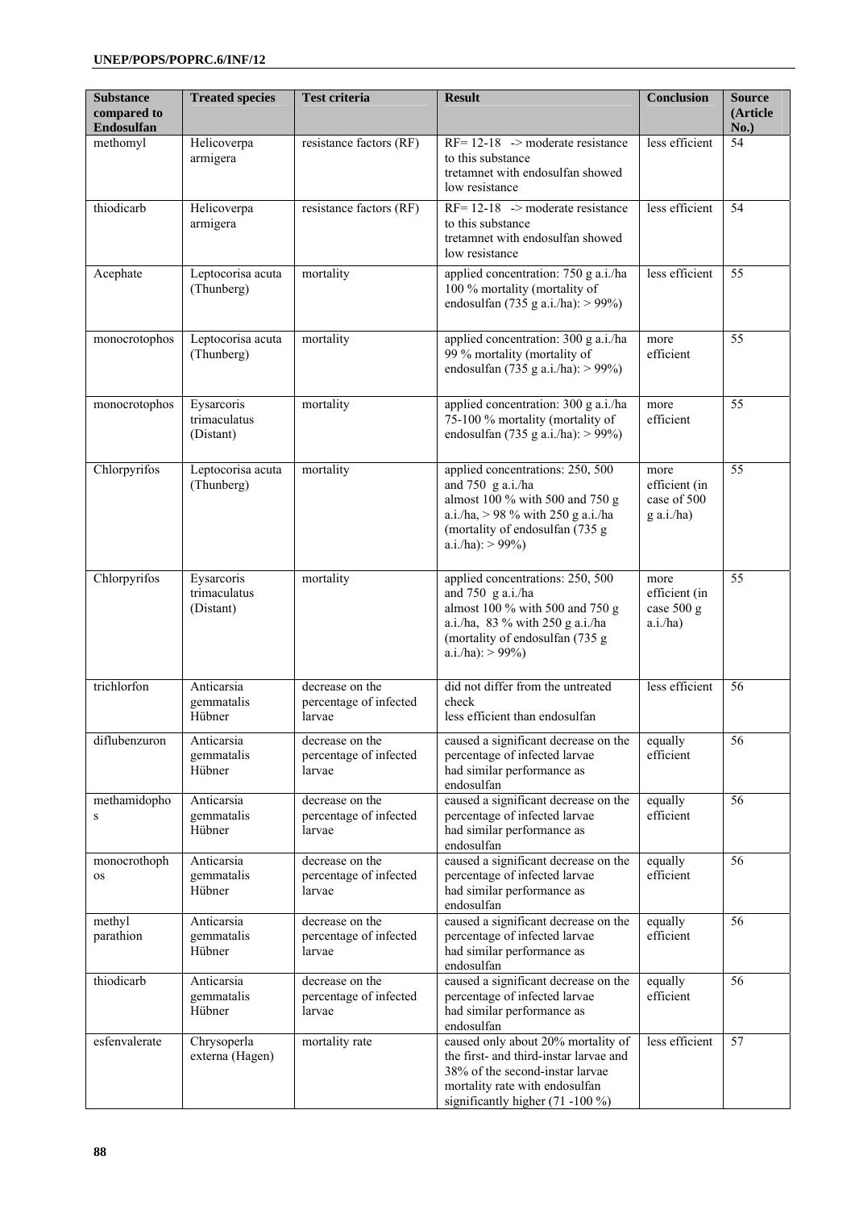| Substance compared to Endosulfan | Treated species | Test criteria | Result | Conclusion | Source (Article No.) |
|---|---|---|---|---|---|
| methomyl | Helicoverpa armigera | resistance factors (RF) | RF= 12-18 -> moderate resistance to this substance<br>tretamnet with endosulfan showed low resistance | less efficient | 54 |
| thiodicarb | Helicoverpa armigera | resistance factors (RF) | RF= 12-18 -> moderate resistance to this substance<br>tretamnet with endosulfan showed low resistance | less efficient | 54 |
| Acephate | Leptocorisa acuta (Thunberg) | mortality | applied concentration: 750 g a.i./ha<br>100 % mortality (mortality of endosulfan (735 g a.i./ha): > 99%) | less efficient | 55 |
| monocrotophos | Leptocorisa acuta (Thunberg) | mortality | applied concentration: 300 g a.i./ha<br>99 % mortality (mortality of endosulfan (735 g a.i./ha): > 99%) | more efficient | 55 |
| monocrotophos | Eysarcoris trimaculatus (Distant) | mortality | applied concentration: 300 g a.i./ha<br>75-100 % mortality (mortality of endosulfan (735 g a.i./ha): > 99%) | more efficient | 55 |
| Chlorpyrifos | Leptocorisa acuta (Thunberg) | mortality | applied concentrations: 250, 500 and 750 g a.i./ha<br>almost 100 % with 500 and 750 g a.i./ha, > 98 % with 250 g a.i./ha (mortality of endosulfan (735 g a.i./ha): > 99%) | more efficient (in case of 500 g a.i./ha) | 55 |
| Chlorpyrifos | Eysarcoris trimaculatus (Distant) | mortality | applied concentrations: 250, 500 and 750 g a.i./ha<br>almost 100 % with 500 and 750 g a.i./ha, 83 % with 250 g a.i./ha (mortality of endosulfan (735 g a.i./ha): > 99%) | more efficient (in case 500 g a.i./ha) | 55 |
| trichlorfon | Anticarsia gemmatalis Hübner | decrease on the percentage of infected larvae | did not differ from the untreated check<br>less efficient than endosulfan | less efficient | 56 |
| diflubenzuron | Anticarsia gemmatalis Hübner | decrease on the percentage of infected larvae | caused a significant decrease on the percentage of infected larvae<br>had similar performance as endosulfan | equally efficient | 56 |
| methamidophos | Anticarsia gemmatalis Hübner | decrease on the percentage of infected larvae | caused a significant decrease on the percentage of infected larvae<br>had similar performance as endosulfan | equally efficient | 56 |
| monocrothophos | Anticarsia gemmatalis Hübner | decrease on the percentage of infected larvae | caused a significant decrease on the percentage of infected larvae<br>had similar performance as endosulfan | equally efficient | 56 |
| methyl parathion | Anticarsia gemmatalis Hübner | decrease on the percentage of infected larvae | caused a significant decrease on the percentage of infected larvae<br>had similar performance as endosulfan | equally efficient | 56 |
| thiodicarb | Anticarsia gemmatalis Hübner | decrease on the percentage of infected larvae | caused a significant decrease on the percentage of infected larvae<br>had similar performance as endosulfan | equally efficient | 56 |
| esfenvalerate | Chrysoperla externa (Hagen) | mortality rate | caused only about 20% mortality of the first- and third-instar larvae and 38% of the second-instar larvae<br>mortality rate with endosulfan significantly higher (71 -100 %) | less efficient | 57 |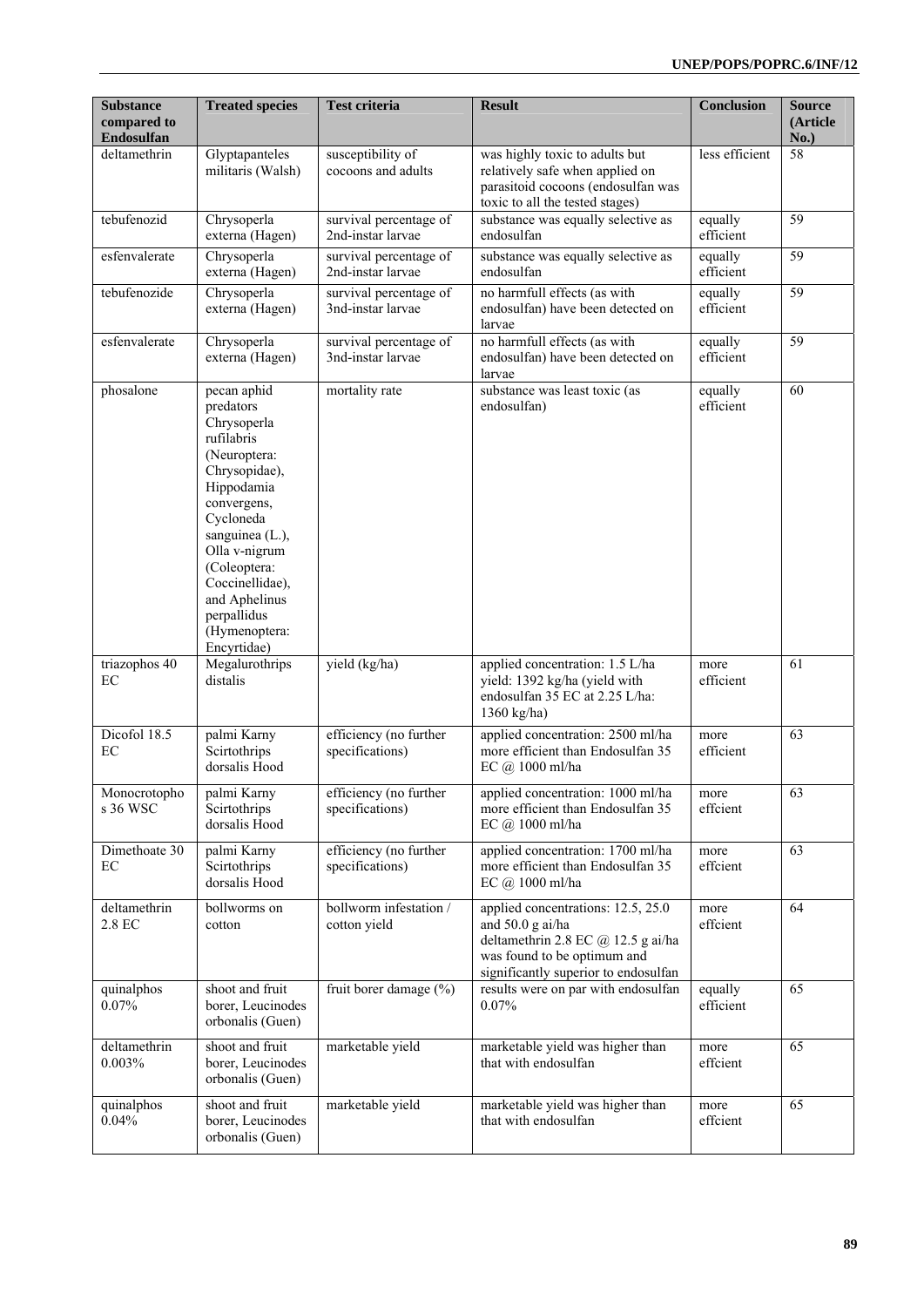| Substance compared to Endosulfan | Treated species | Test criteria | Result | Conclusion | Source (Article No.) |
|---|---|---|---|---|---|
| deltamethrin | Glyptapanteles militaris (Walsh) | susceptibility of cocoons and adults | was highly toxic to adults but relatively safe when applied on parasitoid cocoons (endosulfan was toxic to all the tested stages) | less efficient | 58 |
| tebufenozid | Chrysoperla externa (Hagen) | survival percentage of 2nd-instar larvae | substance was equally selective as endosulfan | equally efficient | 59 |
| esfenvalerate | Chrysoperla externa (Hagen) | survival percentage of 2nd-instar larvae | substance was equally selective as endosulfan | equally efficient | 59 |
| tebufenozide | Chrysoperla externa (Hagen) | survival percentage of 3nd-instar larvae | no harmfull effects (as with endosulfan) have been detected on larvae | equally efficient | 59 |
| esfenvalerate | Chrysoperla externa (Hagen) | survival percentage of 3nd-instar larvae | no harmfull effects (as with endosulfan) have been detected on larvae | equally efficient | 59 |
| phosalone | pecan aphid predators Chrysoperla rufilabris (Neuroptera: Chrysopidae), Hippodamia convergens, Cycloneda sanguinea (L.), Olla v-nigrum (Coleoptera: Coccinellidae), and Aphelinus perpallidus (Hymenoptera: Encyrtidae) | mortality rate | substance was least toxic (as endosulfan) | equally efficient | 60 |
| triazophos 40 EC | Megalurothrips distalis | yield (kg/ha) | applied concentration: 1.5 L/ha yield: 1392 kg/ha (yield with endosulfan 35 EC at 2.25 L/ha: 1360 kg/ha) | more efficient | 61 |
| Dicofol 18.5 EC | palmi Karny Scirtothrips dorsalis Hood | efficiency (no further specifications) | applied concentration: 2500 ml/ha more efficient than Endosulfan 35 EC @ 1000 ml/ha | more efficient | 63 |
| Monocrotophos 36 WSC | palmi Karny Scirtothrips dorsalis Hood | efficiency (no further specifications) | applied concentration: 1000 ml/ha more efficient than Endosulfan 35 EC @ 1000 ml/ha | more effcient | 63 |
| Dimethoate 30 EC | palmi Karny Scirtothrips dorsalis Hood | efficiency (no further specifications) | applied concentration: 1700 ml/ha more efficient than Endosulfan 35 EC @ 1000 ml/ha | more effcient | 63 |
| deltamethrin 2.8 EC | bollworms on cotton | bollworm infestation / cotton yield | applied concentrations: 12.5, 25.0 and 50.0 g ai/ha deltamethrin 2.8 EC @ 12.5 g ai/ha was found to be optimum and significantly superior to endosulfan | more effcient | 64 |
| quinalphos 0.07% | shoot and fruit borer, Leucinodes orbonalis (Guen) | fruit borer damage (%) | results were on par with endosulfan 0.07% | equally efficient | 65 |
| deltamethrin 0.003% | shoot and fruit borer, Leucinodes orbonalis (Guen) | marketable yield | marketable yield was higher than that with endosulfan | more effcient | 65 |
| quinalphos 0.04% | shoot and fruit borer, Leucinodes orbonalis (Guen) | marketable yield | marketable yield was higher than that with endosulfan | more effcient | 65 |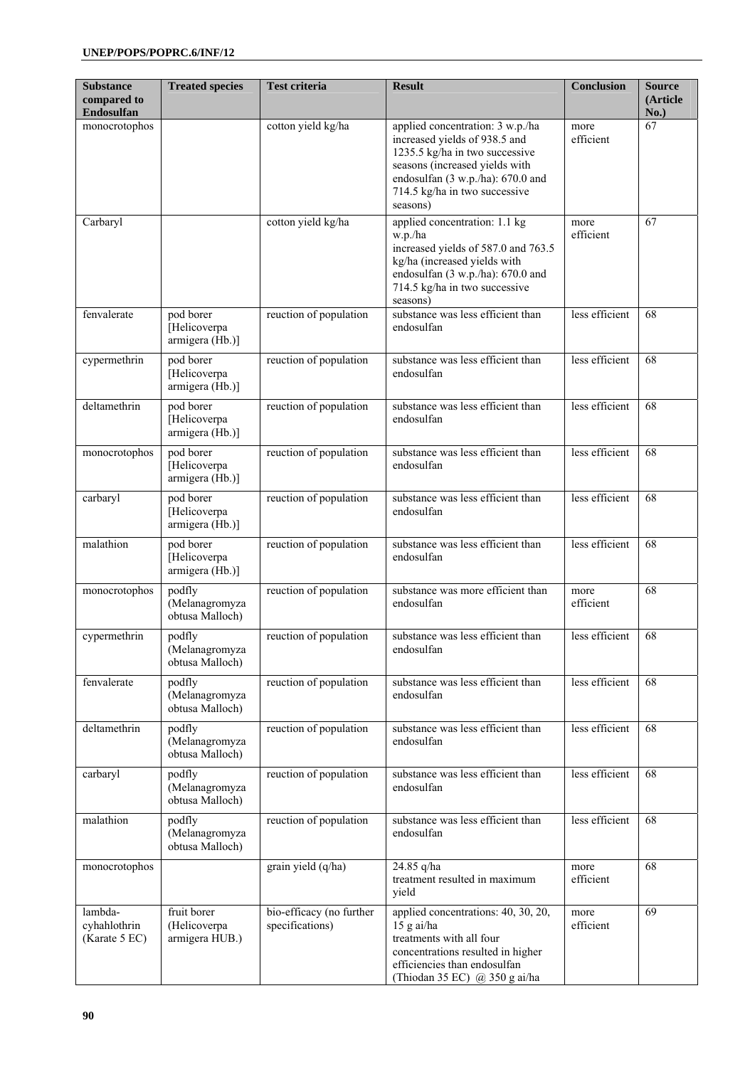| Substance compared to Endosulfan | Treated species | Test criteria | Result | Conclusion | Source (Article No.) |
|---|---|---|---|---|---|
| monocrotophos | | cotton yield kg/ha | applied concentration: 3 w.p./ha increased yields of 938.5 and 1235.5 kg/ha in two successive seasons (increased yields with endosulfan (3 w.p./ha): 670.0 and 714.5 kg/ha in two successive seasons) | more efficient | 67 |
| Carbaryl | | cotton yield kg/ha | applied concentration: 1.1 kg w.p./ha increased yields of 587.0 and 763.5 kg/ha (increased yields with endosulfan (3 w.p./ha): 670.0 and 714.5 kg/ha in two successive seasons) | more efficient | 67 |
| fenvalerate | pod borer [Helicoverpa armigera (Hb.)] | reuction of population | substance was less efficient than endosulfan | less efficient | 68 |
| cypermethrin | pod borer [Helicoverpa armigera (Hb.)] | reuction of population | substance was less efficient than endosulfan | less efficient | 68 |
| deltamethrin | pod borer [Helicoverpa armigera (Hb.)] | reuction of population | substance was less efficient than endosulfan | less efficient | 68 |
| monocrotophos | pod borer [Helicoverpa armigera (Hb.)] | reuction of population | substance was less efficient than endosulfan | less efficient | 68 |
| carbaryl | pod borer [Helicoverpa armigera (Hb.)] | reuction of population | substance was less efficient than endosulfan | less efficient | 68 |
| malathion | pod borer [Helicoverpa armigera (Hb.)] | reuction of population | substance was less efficient than endosulfan | less efficient | 68 |
| monocrotophos | podfly (Melanagromyza obtusa Malloch) | reuction of population | substance was more efficient than endosulfan | more efficient | 68 |
| cypermethrin | podfly (Melanagromyza obtusa Malloch) | reuction of population | substance was less efficient than endosulfan | less efficient | 68 |
| fenvalerate | podfly (Melanagromyza obtusa Malloch) | reuction of population | substance was less efficient than endosulfan | less efficient | 68 |
| deltamethrin | podfly (Melanagromyza obtusa Malloch) | reuction of population | substance was less efficient than endosulfan | less efficient | 68 |
| carbaryl | podfly (Melanagromyza obtusa Malloch) | reuction of population | substance was less efficient than endosulfan | less efficient | 68 |
| malathion | podfly (Melanagromyza obtusa Malloch) | reuction of population | substance was less efficient than endosulfan | less efficient | 68 |
| monocrotophos | | grain yield (q/ha) | 24.85 q/ha treatment resulted in maximum yield | more efficient | 68 |
| lambda-cyhahlothrin (Karate 5 EC) | fruit borer (Helicoverpa armigera HUB.) | bio-efficacy (no further specifications) | applied concentrations: 40, 30, 20, 15 g ai/ha treatments with all four concentrations resulted in higher efficiencies than endosulfan (Thiodan 35 EC) @ 350 g ai/ha | more efficient | 69 |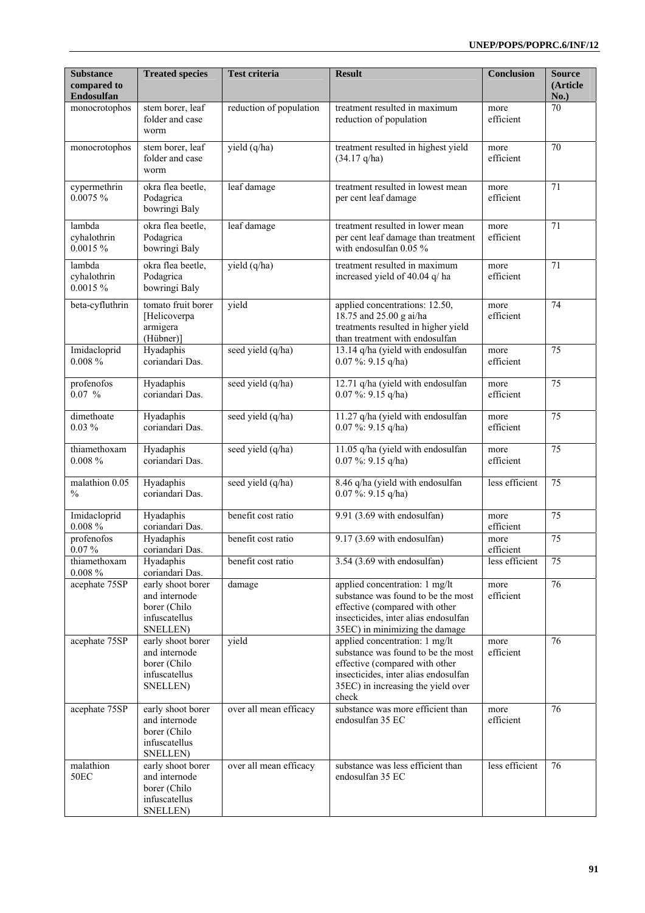| Substance compared to Endosulfan | Treated species | Test criteria | Result | Conclusion | Source (Article No.) |
|---|---|---|---|---|---|
| monocrotophos | stem borer, leaf folder and case worm | reduction of population | treatment resulted in maximum reduction of population | more efficient | 70 |
| monocrotophos | stem borer, leaf folder and case worm | yield (q/ha) | treatment resulted in highest yield (34.17 q/ha) | more efficient | 70 |
| cypermethrin 0.0075 % | okra flea beetle, Podagrica bowringi Baly | leaf damage | treatment resulted in lowest mean per cent leaf damage | more efficient | 71 |
| lambda cyhalothrin 0.0015 % | okra flea beetle, Podagrica bowringi Baly | leaf damage | treatment resulted in lower mean per cent leaf damage than treatment with endosulfan 0.05 % | more efficient | 71 |
| lambda cyhalothrin 0.0015 % | okra flea beetle, Podagrica bowringi Baly | yield (q/ha) | treatment resulted in maximum increased yield of 40.04 q/ ha | more efficient | 71 |
| beta-cyfluthrin | tomato fruit borer [Helicoverpa armigera (Hübner)] | yield | applied concentrations: 12.50, 18.75 and 25.00 g ai/ha treatments resulted in higher yield than treatment with endosulfan | more efficient | 74 |
| Imidacloprid 0.008 % | Hyadaphis coriandari Das. | seed yield (q/ha) | 13.14 q/ha (yield with endosulfan 0.07 %: 9.15 q/ha) | more efficient | 75 |
| profenofos 0.07 % | Hyadaphis coriandari Das. | seed yield (q/ha) | 12.71 q/ha (yield with endosulfan 0.07 %: 9.15 q/ha) | more efficient | 75 |
| dimethoate 0.03 % | Hyadaphis coriandari Das. | seed yield (q/ha) | 11.27 q/ha (yield with endosulfan 0.07 %: 9.15 q/ha) | more efficient | 75 |
| thiamethoxam 0.008 % | Hyadaphis coriandari Das. | seed yield (q/ha) | 11.05 q/ha (yield with endosulfan 0.07 %: 9.15 q/ha) | more efficient | 75 |
| malathion 0.05 % | Hyadaphis coriandari Das. | seed yield (q/ha) | 8.46 q/ha (yield with endosulfan 0.07 %: 9.15 q/ha) | less efficient | 75 |
| Imidacloprid 0.008 % | Hyadaphis coriandari Das. | benefit cost ratio | 9.91 (3.69 with endosulfan) | more efficient | 75 |
| profenofos 0.07 % | Hyadaphis coriandari Das. | benefit cost ratio | 9.17 (3.69 with endosulfan) | more efficient | 75 |
| thiamethoxam 0.008 % | Hyadaphis coriandari Das. | benefit cost ratio | 3.54 (3.69 with endosulfan) | less efficient | 75 |
| acephate 75SP | early shoot borer and internode borer (Chilo infuscatellus SNELLEN) | damage | applied concentration: 1 mg/lt substance was found to be the most effective (compared with other insecticides, inter alias endosulfan 35EC) in minimizing the damage | more efficient | 76 |
| acephate 75SP | early shoot borer and internode borer (Chilo infuscatellus SNELLEN) | yield | applied concentration: 1 mg/lt substance was found to be the most effective (compared with other insecticides, inter alias endosulfan 35EC) in increasing the yield over check | more efficient | 76 |
| acephate 75SP | early shoot borer and internode borer (Chilo infuscatellus SNELLEN) | over all mean efficacy | substance was more efficient than endosulfan 35 EC | more efficient | 76 |
| malathion 50EC | early shoot borer and internode borer (Chilo infuscatellus SNELLEN) | over all mean efficacy | substance was less efficient than endosulfan 35 EC | less efficient | 76 |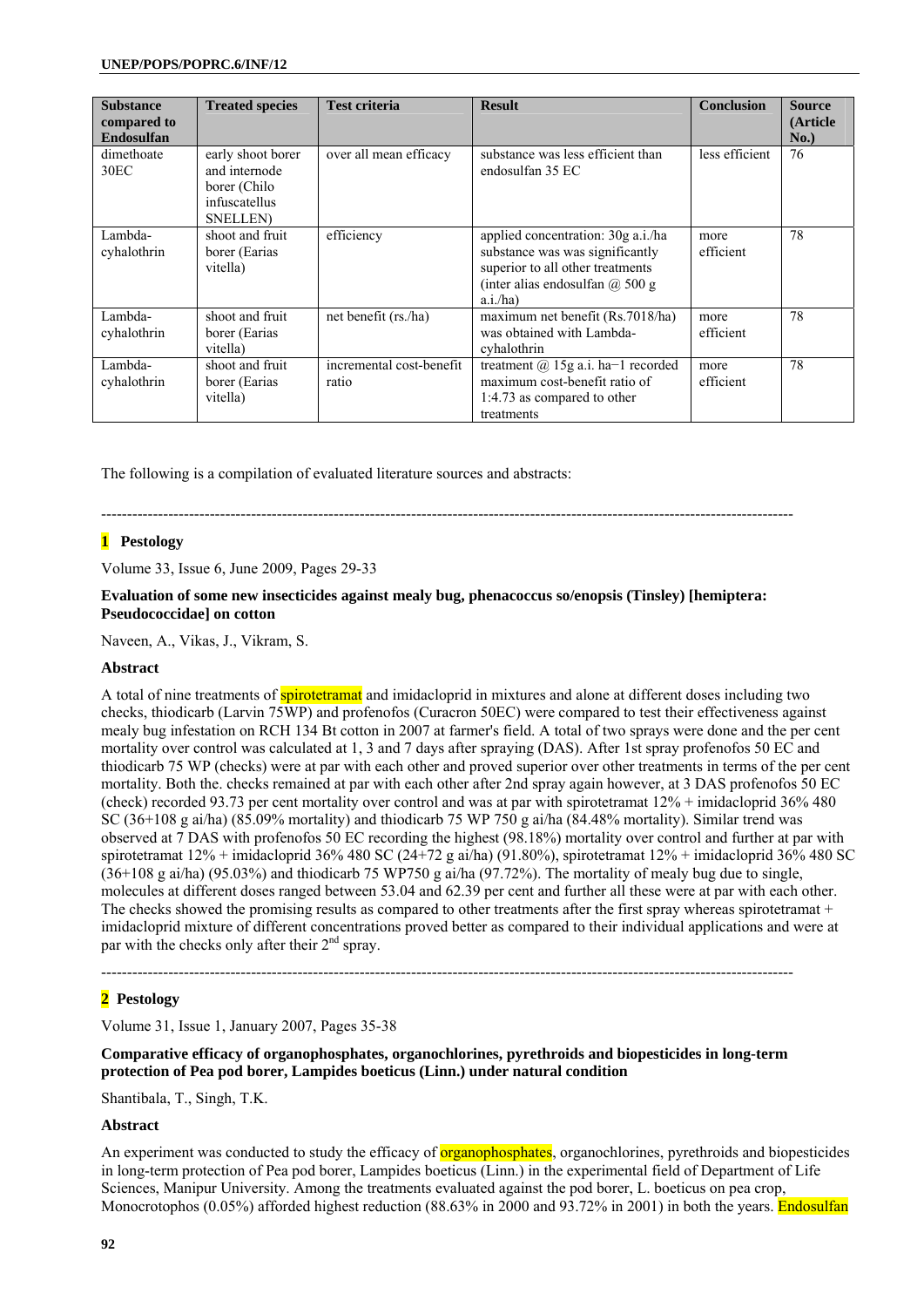| Substance compared to Endosulfan | Treated species | Test criteria | Result | Conclusion | Source (Article No.) |
|---|---|---|---|---|---|
| dimethoate 30EC | early shoot borer and internode borer (Chilo infuscatellus SNELLEN) | over all mean efficacy | substance was less efficient than endosulfan 35 EC | less efficient | 76 |
| Lambda-cyhalothrin | shoot and fruit borer (Earias vitella) | efficiency | applied concentration: 30g a.i./ha substance was was significantly superior to all other treatments (inter alias endosulfan @ 500 g a.i./ha) | more efficient | 78 |
| Lambda-cyhalothrin | shoot and fruit borer (Earias vitella) | net benefit (rs./ha) | maximum net benefit (Rs.7018/ha) was obtained with Lambda-cyhalothrin | more efficient | 78 |
| Lambda-cyhalothrin | shoot and fruit borer (Earias vitella) | incremental cost-benefit ratio | treatment @ 15g a.i. ha−1 recorded maximum cost-benefit ratio of 1:4.73 as compared to other treatments | more efficient | 78 |

The following is a compilation of evaluated literature sources and abstracts:

-----------------------------------------------------------------------------------------------------------------------------------

**1 Pestology**

Volume 33, Issue 6, June 2009, Pages 29-33

**Evaluation of some new insecticides against mealy bug, phenacoccus so/enopsis (Tinsley) [hemiptera: Pseudococcidae] on cotton**

Naveen, A., Vikas, J., Vikram, S.

**Abstract**

A total of nine treatments of spirotetramat and imidacloprid in mixtures and alone at different doses including two checks, thiodicarb (Larvin 75WP) and profenofos (Curacron 50EC) were compared to test their effectiveness against mealy bug infestation on RCH 134 Bt cotton in 2007 at farmer's field. A total of two sprays were done and the per cent mortality over control was calculated at 1, 3 and 7 days after spraying (DAS). After 1st spray profenofos 50 EC and thiodicarb 75 WP (checks) were at par with each other and proved superior over other treatments in terms of the per cent mortality. Both the. checks remained at par with each other after 2nd spray again however, at 3 DAS profenofos 50 EC (check) recorded 93.73 per cent mortality over control and was at par with spirotetramat 12% + imidacloprid 36% 480 SC (36+108 g ai/ha) (85.09% mortality) and thiodicarb 75 WP 750 g ai/ha (84.48% mortality). Similar trend was observed at 7 DAS with profenofos 50 EC recording the highest (98.18%) mortality over control and further at par with spirotetramat 12% + imidacloprid 36% 480 SC (24+72 g ai/ha) (91.80%), spirotetramat 12% + imidacloprid 36% 480 SC (36+108 g ai/ha) (95.03%) and thiodicarb 75 WP750 g ai/ha (97.72%). The mortality of mealy bug due to single, molecules at different doses ranged between 53.04 and 62.39 per cent and further all these were at par with each other. The checks showed the promising results as compared to other treatments after the first spray whereas spirotetramat + imidacloprid mixture of different concentrations proved better as compared to their individual applications and were at par with the checks only after their 2nd spray.

-----------------------------------------------------------------------------------------------------------------------------------

**2 Pestology**

Volume 31, Issue 1, January 2007, Pages 35-38

**Comparative efficacy of organophosphates, organochlorines, pyrethroids and biopesticides in long-term protection of Pea pod borer, Lampides boeticus (Linn.) under natural condition**

Shantibala, T., Singh, T.K.

**Abstract**

An experiment was conducted to study the efficacy of organophosphates, organochlorines, pyrethroids and biopesticides in long-term protection of Pea pod borer, Lampides boeticus (Linn.) in the experimental field of Department of Life Sciences, Manipur University. Among the treatments evaluated against the pod borer, L. boeticus on pea crop, Monocrotophos (0.05%) afforded highest reduction (88.63% in 2000 and 93.72% in 2001) in both the years. Endosulfan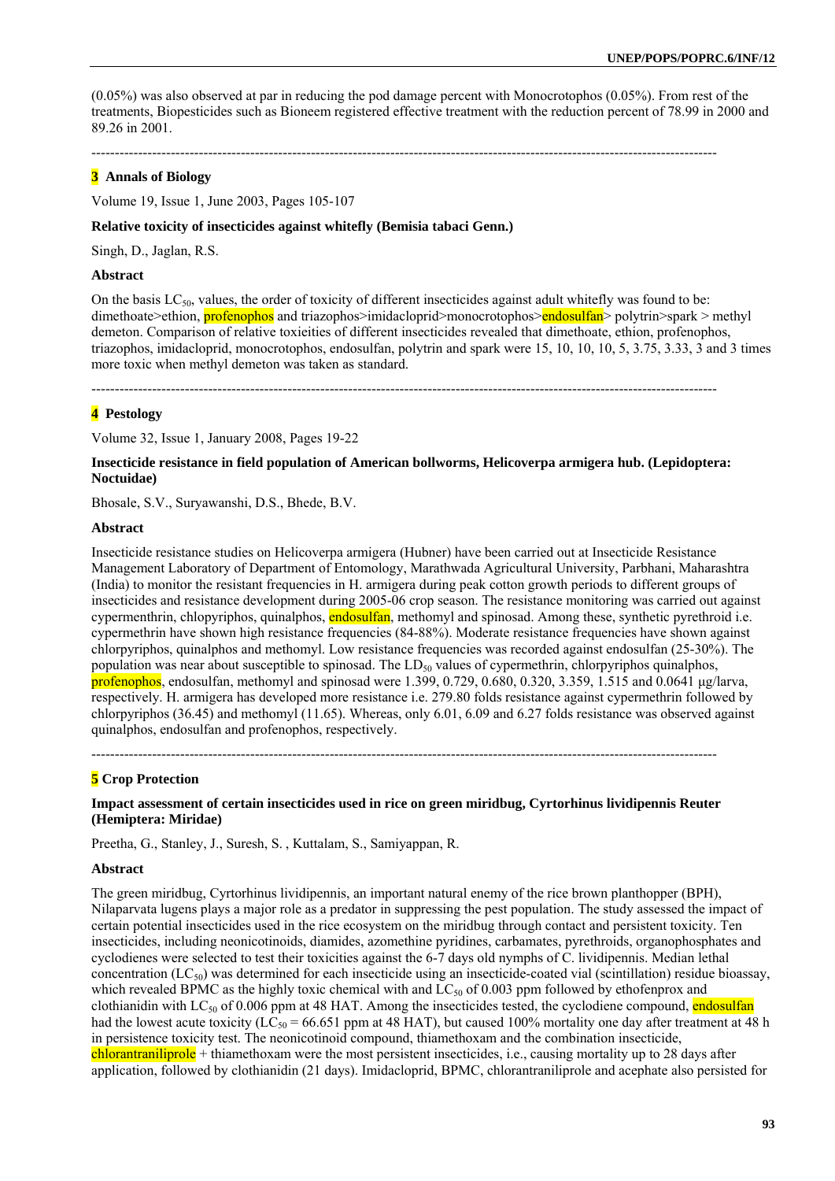(0.05%) was also observed at par in reducing the pod damage percent with Monocrotophos (0.05%). From rest of the treatments, Biopesticides such as Bioneem registered effective treatment with the reduction percent of 78.99 in 2000 and 89.26 in 2001.

---

### 3 Annals of Biology

Volume 19, Issue 1, June 2003, Pages 105-107

**Relative toxicity of insecticides against whitefly (Bemisia tabaci Genn.)**

Singh, D., Jaglan, R.S.

**Abstract**

On the basis $LC_{50}$, values, the order of toxicity of different insecticides against adult whitefly was found to be: dimethoate>ethion, profenophos and triazophos>imidacloprid>monocrotophos>endosulfan> polytrin>spark > methyl demeton. Comparison of relative toxieities of different insecticides revealed that dimethoate, ethion, profenophos, triazophos, imidacloprid, monocrotophos, endosulfan, polytrin and spark were 15, 10, 10, 10, 5, 3.75, 3.33, 3 and 3 times more toxic when methyl demeton was taken as standard.

---

### 4 Pestology

Volume 32, Issue 1, January 2008, Pages 19-22

**Insecticide resistance in field population of American bollworms, Helicoverpa armigera hub. (Lepidoptera: Noctuidae)**

Bhosale, S.V., Suryawanshi, D.S., Bhede, B.V.

**Abstract**

Insecticide resistance studies on Helicoverpa armigera (Hubner) have been carried out at Insecticide Resistance Management Laboratory of Department of Entomology, Marathwada Agricultural University, Parbhani, Maharashtra (India) to monitor the resistant frequencies in H. armigera during peak cotton growth periods to different groups of insecticides and resistance development during 2005-06 crop season. The resistance monitoring was carried out against cypermenthrin, chlopyriphos, quinalphos, endosulfan, methomyl and spinosad. Among these, synthetic pyrethroid i.e. cypermethrin have shown high resistance frequencies (84-88%). Moderate resistance frequencies have shown against chlorpyriphos, quinalphos and methomyl. Low resistance frequencies was recorded against endosulfan (25-30%). The population was near about susceptible to spinosad. The $LD_{50}$ values of cypermethrin, chlorpyriphos quinalphos, profenophos, endosulfan, methomyl and spinosad were 1.399, 0.729, 0.680, 0.320, 3.359, 1.515 and 0.0641 μg/larva, respectively. H. armigera has developed more resistance i.e. 279.80 folds resistance against cypermethrin followed by chlorpyriphos (36.45) and methomyl (11.65). Whereas, only 6.01, 6.09 and 6.27 folds resistance was observed against quinalphos, endosulfan and profenophos, respectively.

---

### 5 Crop Protection

**Impact assessment of certain insecticides used in rice on green miridbug, Cyrtorhinus lividipennis Reuter (Hemiptera: Miridae)**

Preetha, G., Stanley, J., Suresh, S. , Kuttalam, S., Samiyappan, R.

**Abstract**

The green miridbug, Cyrtorhinus lividipennis, an important natural enemy of the rice brown planthopper (BPH), Nilaparvata lugens plays a major role as a predator in suppressing the pest population. The study assessed the impact of certain potential insecticides used in the rice ecosystem on the miridbug through contact and persistent toxicity. Ten insecticides, including neonicotinoids, diamides, azomethine pyridines, carbamates, pyrethroids, organophosphates and cyclodienes were selected to test their toxicities against the 6-7 days old nymphs of C. lividipennis. Median lethal concentration ($LC_{50}$) was determined for each insecticide using an insecticide-coated vial (scintillation) residue bioassay, which revealed BPMC as the highly toxic chemical with and $LC_{50}$ of 0.003 ppm followed by ethofenprox and clothianidin with $LC_{50}$ of 0.006 ppm at 48 HAT. Among the insecticides tested, the cyclodiene compound, endosulfan had the lowest acute toxicity ($LC_{50}$ = 66.651 ppm at 48 HAT), but caused 100% mortality one day after treatment at 48 h in persistence toxicity test. The neonicotinoid compound, thiamethoxam and the combination insecticide, chlorantraniliprole + thiamethoxam were the most persistent insecticides, i.e., causing mortality up to 28 days after application, followed by clothianidin (21 days). Imidacloprid, BPMC, chlorantraniliprole and acephate also persisted for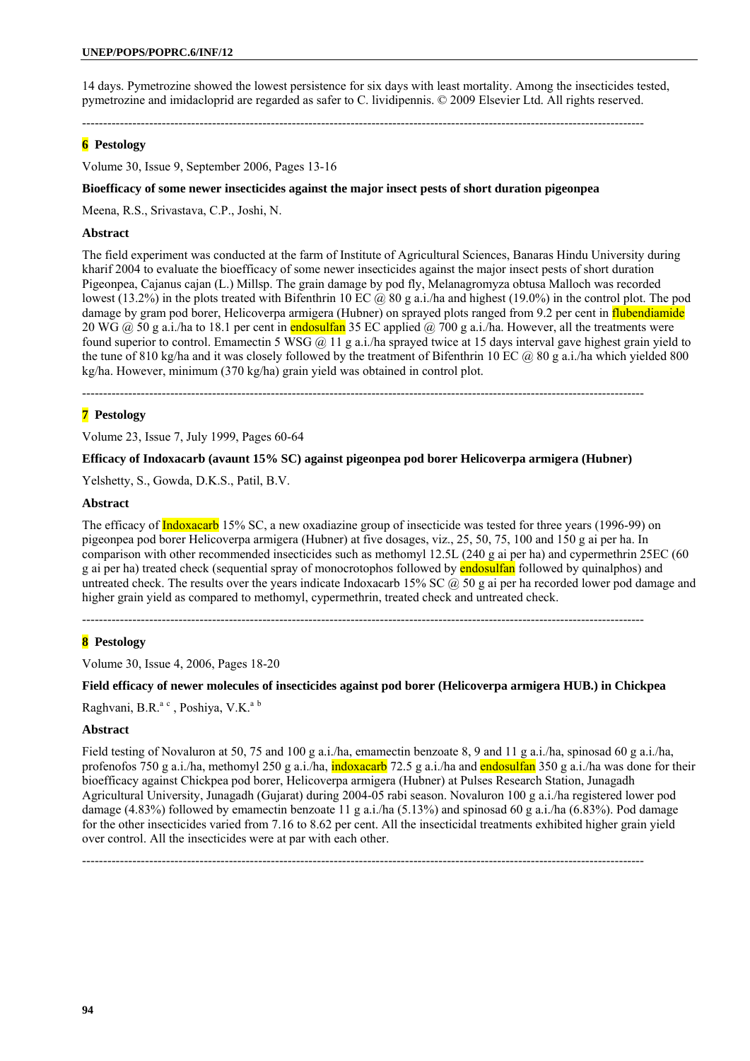14 days. Pymetrozine showed the lowest persistence for six days with least mortality. Among the insecticides tested, pymetrozine and imidacloprid are regarded as safer to C. lividipennis. © 2009 Elsevier Ltd. All rights reserved.

---

**6 Pestology**

Volume 30, Issue 9, September 2006, Pages 13-16

**Bioefficacy of some newer insecticides against the major insect pests of short duration pigeonpea**

Meena, R.S., Srivastava, C.P., Joshi, N.

**Abstract**

The field experiment was conducted at the farm of Institute of Agricultural Sciences, Banaras Hindu University during kharif 2004 to evaluate the bioefficacy of some newer insecticides against the major insect pests of short duration Pigeonpea, Cajanus cajan (L.) Millsp. The grain damage by pod fly, Melanagromyza obtusa Malloch was recorded lowest (13.2%) in the plots treated with Bifenthrin 10 EC @ 80 g a.i./ha and highest (19.0%) in the control plot. The pod damage by gram pod borer, Helicoverpa armigera (Hubner) on sprayed plots ranged from 9.2 per cent in flubendiamide 20 WG @ 50 g a.i./ha to 18.1 per cent in endosulfan 35 EC applied @ 700 g a.i./ha. However, all the treatments were found superior to control. Emamectin 5 WSG @ 11 g a.i./ha sprayed twice at 15 days interval gave highest grain yield to the tune of 810 kg/ha and it was closely followed by the treatment of Bifenthrin 10 EC @ 80 g a.i./ha which yielded 800 kg/ha. However, minimum (370 kg/ha) grain yield was obtained in control plot.

---

**7 Pestology**

Volume 23, Issue 7, July 1999, Pages 60-64

**Efficacy of Indoxacarb (avaunt 15% SC) against pigeonpea pod borer Helicoverpa armigera (Hubner)**

Yelshetty, S., Gowda, D.K.S., Patil, B.V.

**Abstract**

The efficacy of Indoxacarb 15% SC, a new oxadiazine group of insecticide was tested for three years (1996-99) on pigeonpea pod borer Helicoverpa armigera (Hubner) at five dosages, viz., 25, 50, 75, 100 and 150 g ai per ha. In comparison with other recommended insecticides such as methomyl 12.5L (240 g ai per ha) and cypermethrin 25EC (60 g ai per ha) treated check (sequential spray of monocrotophos followed by endosulfan followed by quinalphos) and untreated check. The results over the years indicate Indoxacarb 15% SC @ 50 g ai per ha recorded lower pod damage and higher grain yield as compared to methomyl, cypermethrin, treated check and untreated check.

---

**8 Pestology**

Volume 30, Issue 4, 2006, Pages 18-20

**Field efficacy of newer molecules of insecticides against pod borer (Helicoverpa armigera HUB.) in Chickpea**

Raghvani, B.R.[a c], Poshiya, V.K.[a b]

**Abstract**

Field testing of Novaluron at 50, 75 and 100 g a.i./ha, emamectin benzoate 8, 9 and 11 g a.i./ha, spinosad 60 g a.i./ha, profenofos 750 g a.i./ha, methomyl 250 g a.i./ha, indoxacarb 72.5 g a.i./ha and endosulfan 350 g a.i./ha was done for their bioefficacy against Chickpea pod borer, Helicoverpa armigera (Hubner) at Pulses Research Station, Junagadh Agricultural University, Junagadh (Gujarat) during 2004-05 rabi season. Novaluron 100 g a.i./ha registered lower pod damage (4.83%) followed by emamectin benzoate 11 g a.i./ha (5.13%) and spinosad 60 g a.i./ha (6.83%). Pod damage for the other insecticides varied from 7.16 to 8.62 per cent. All the insecticidal treatments exhibited higher grain yield over control. All the insecticides were at par with each other.

---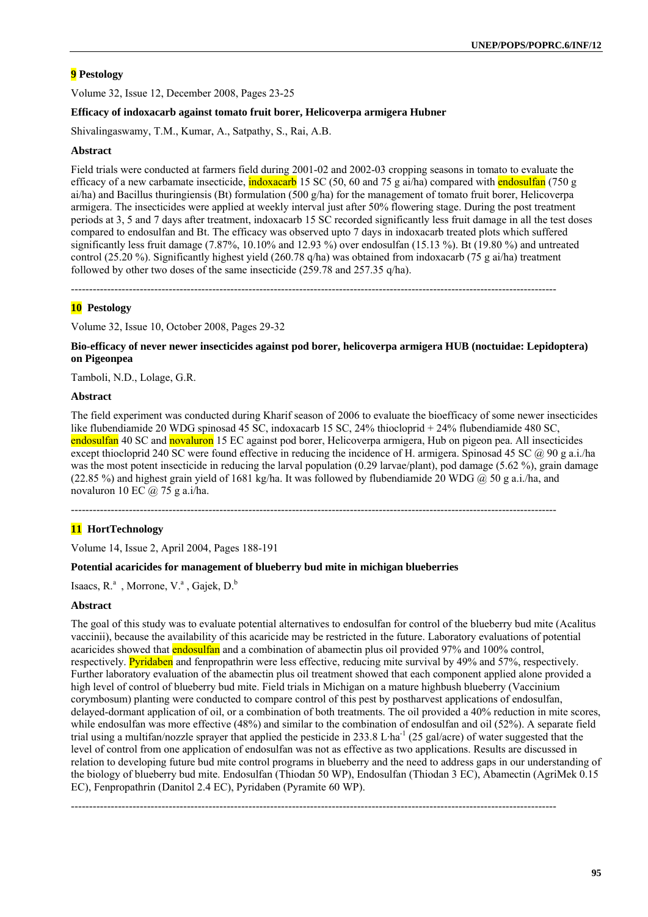**9 Pestology**

Volume 32, Issue 12, December 2008, Pages 23-25

**Efficacy of indoxacarb against tomato fruit borer, Helicoverpa armigera Hubner**

Shivalingaswamy, T.M., Kumar, A., Satpathy, S., Rai, A.B.

**Abstract**

Field trials were conducted at farmers field during 2001-02 and 2002-03 cropping seasons in tomato to evaluate the efficacy of a new carbamate insecticide, indoxacarb 15 SC (50, 60 and 75 g ai/ha) compared with endosulfan (750 g ai/ha) and Bacillus thuringiensis (Bt) formulation (500 g/ha) for the management of tomato fruit borer, Helicoverpa armigera. The insecticides were applied at weekly interval just after 50% flowering stage. During the post treatment periods at 3, 5 and 7 days after treatment, indoxacarb 15 SC recorded significantly less fruit damage in all the test doses compared to endosulfan and Bt. The efficacy was observed upto 7 days in indoxacarb treated plots which suffered significantly less fruit damage (7.87%, 10.10% and 12.93 %) over endosulfan (15.13 %). Bt (19.80 %) and untreated control (25.20 %). Significantly highest yield (260.78 q/ha) was obtained from indoxacarb (75 g ai/ha) treatment followed by other two doses of the same insecticide (259.78 and 257.35 q/ha).

---

**10 Pestology**

Volume 32, Issue 10, October 2008, Pages 29-32

**Bio-efficacy of never newer insecticides against pod borer, helicoverpa armigera HUB (noctuidae: Lepidoptera) on Pigeonpea**

Tamboli, N.D., Lolage, G.R.

**Abstract**

The field experiment was conducted during Kharif season of 2006 to evaluate the bioefficacy of some newer insecticides like flubendiamide 20 WDG spinosad 45 SC, indoxacarb 15 SC, 24% thiocloprid + 24% flubendiamide 480 SC, endosulfan 40 SC and novaluron 15 EC against pod borer, Helicoverpa armigera, Hub on pigeon pea. All insecticides except thiocloprid 240 SC were found effective in reducing the incidence of H. armigera. Spinosad 45 SC @ 90 g a.i./ha was the most potent insecticide in reducing the larval population (0.29 larvae/plant), pod damage (5.62 %), grain damage (22.85 %) and highest grain yield of 1681 kg/ha. It was followed by flubendiamide 20 WDG @ 50 g a.i./ha, and novaluron 10 EC @ 75 g a.i/ha.

---

**11 HortTechnology**

Volume 14, Issue 2, April 2004, Pages 188-191

**Potential acaricides for management of blueberry bud mite in michigan blueberries**

Isaacs, R.[a], Morrone, V.[a], Gajek, D.[b]

**Abstract**

The goal of this study was to evaluate potential alternatives to endosulfan for control of the blueberry bud mite (Acalitus vaccinii), because the availability of this acaricide may be restricted in the future. Laboratory evaluations of potential acaricides showed that endosulfan and a combination of abamectin plus oil provided 97% and 100% control, respectively. Pyridaben and fenpropathrin were less effective, reducing mite survival by 49% and 57%, respectively. Further laboratory evaluation of the abamectin plus oil treatment showed that each component applied alone provided a high level of control of blueberry bud mite. Field trials in Michigan on a mature highbush blueberry (Vaccinium corymbosum) planting were conducted to compare control of this pest by postharvest applications of endosulfan, delayed-dormant application of oil, or a combination of both treatments. The oil provided a 40% reduction in mite scores, while endosulfan was more effective (48%) and similar to the combination of endosulfan and oil (52%). A separate field trial using a multifan/nozzle sprayer that applied the pesticide in 233.8 $L \cdot ha^{-1}$ (25 gal/acre) of water suggested that the level of control from one application of endosulfan was not as effective as two applications. Results are discussed in relation to developing future bud mite control programs in blueberry and the need to address gaps in our understanding of the biology of blueberry bud mite. Endosulfan (Thiodan 50 WP), Endosulfan (Thiodan 3 EC), Abamectin (AgriMek 0.15 EC), Fenpropathrin (Danitol 2.4 EC), Pyridaben (Pyramite 60 WP).

---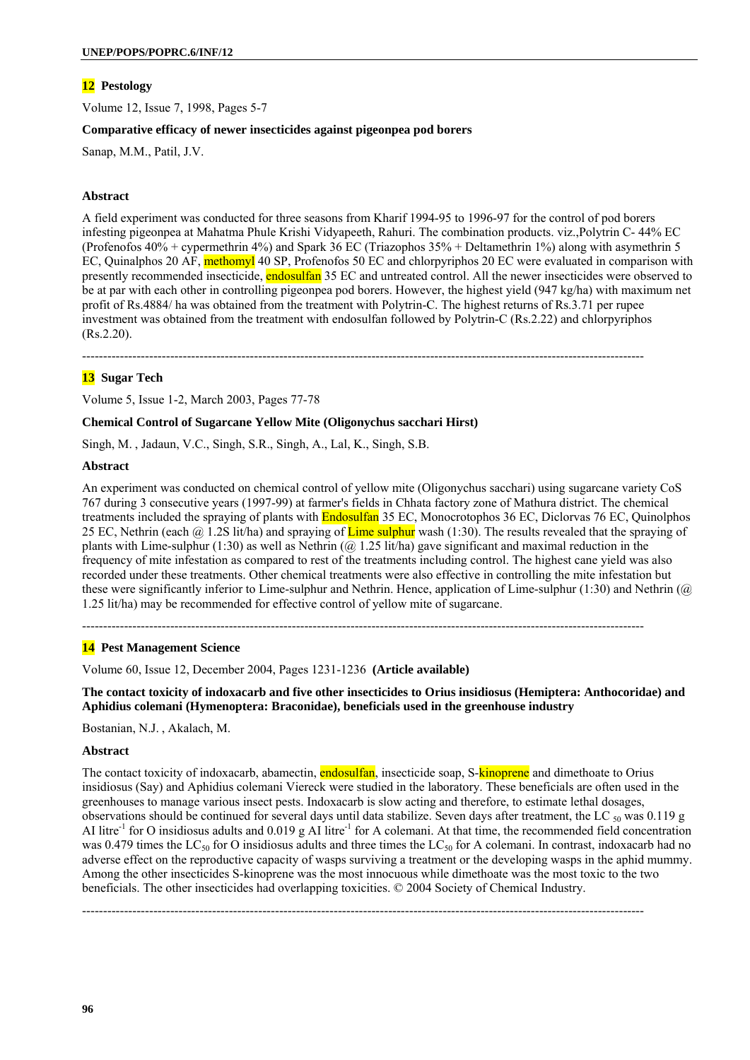**12 Pestology**

Volume 12, Issue 7, 1998, Pages 5-7

**Comparative efficacy of newer insecticides against pigeonpea pod borers**

Sanap, M.M., Patil, J.V.

**Abstract**

A field experiment was conducted for three seasons from Kharif 1994-95 to 1996-97 for the control of pod borers infesting pigeonpea at Mahatma Phule Krishi Vidyapeeth, Rahuri. The combination products. viz.,Polytrin C- 44% EC (Profenofos 40% + cypermethrin 4%) and Spark 36 EC (Triazophos 35% + Deltamethrin 1%) along with asymethrin 5 EC, Quinalphos 20 AF, methomyl 40 SP, Profenofos 50 EC and chlorpyriphos 20 EC were evaluated in comparison with presently recommended insecticide, endosulfan 35 EC and untreated control. All the newer insecticides were observed to be at par with each other in controlling pigeonpea pod borers. However, the highest yield (947 kg/ha) with maximum net profit of Rs.4884/ ha was obtained from the treatment with Polytrin-C. The highest returns of Rs.3.71 per rupee investment was obtained from the treatment with endosulfan followed by Polytrin-C (Rs.2.22) and chlorpyriphos (Rs.2.20).

---

**13 Sugar Tech**

Volume 5, Issue 1-2, March 2003, Pages 77-78

**Chemical Control of Sugarcane Yellow Mite (Oligonychus sacchari Hirst)**

Singh, M. , Jadaun, V.C., Singh, S.R., Singh, A., Lal, K., Singh, S.B.

**Abstract**

An experiment was conducted on chemical control of yellow mite (Oligonychus sacchari) using sugarcane variety CoS 767 during 3 consecutive years (1997-99) at farmer's fields in Chhata factory zone of Mathura district. The chemical treatments included the spraying of plants with Endosulfan 35 EC, Monocrotophos 36 EC, Diclorvas 76 EC, Quinolphos 25 EC, Nethrin (each @ 1.2S lit/ha) and spraying of Lime sulphur wash (1:30). The results revealed that the spraying of plants with Lime-sulphur (1:30) as well as Nethrin (@ 1.25 lit/ha) gave significant and maximal reduction in the frequency of mite infestation as compared to rest of the treatments including control. The highest cane yield was also recorded under these treatments. Other chemical treatments were also effective in controlling the mite infestation but these were significantly inferior to Lime-sulphur and Nethrin. Hence, application of Lime-sulphur (1:30) and Nethrin (@ 1.25 lit/ha) may be recommended for effective control of yellow mite of sugarcane.

---

**14 Pest Management Science**

Volume 60, Issue 12, December 2004, Pages 1231-1236 **(Article available)**

**The contact toxicity of indoxacarb and five other insecticides to Orius insidiosus (Hemiptera: Anthocoridae) and Aphidius colemani (Hymenoptera: Braconidae), beneficials used in the greenhouse industry**

Bostanian, N.J. , Akalach, M.

**Abstract**

The contact toxicity of indoxacarb, abamectin, endosulfan, insecticide soap, S-kinoprene and dimethoate to Orius insidiosus (Say) and Aphidius colemani Viereck were studied in the laboratory. These beneficials are often used in the greenhouses to manage various insect pests. Indoxacarb is slow acting and therefore, to estimate lethal dosages, observations should be continued for several days until data stabilize. Seven days after treatment, the $LC_{50}$ was 0.119 g AI $litre^{-1}$ for O insidiosus adults and 0.019 g AI $litre^{-1}$ for A colemani. At that time, the recommended field concentration was 0.479 times the $LC_{50}$ for O insidiosus adults and three times the $LC_{50}$ for A colemani. In contrast, indoxacarb had no adverse effect on the reproductive capacity of wasps surviving a treatment or the developing wasps in the aphid mummy. Among the other insecticides S-kinoprene was the most innocuous while dimethoate was the most toxic to the two beneficials. The other insecticides had overlapping toxicities. © 2004 Society of Chemical Industry.

---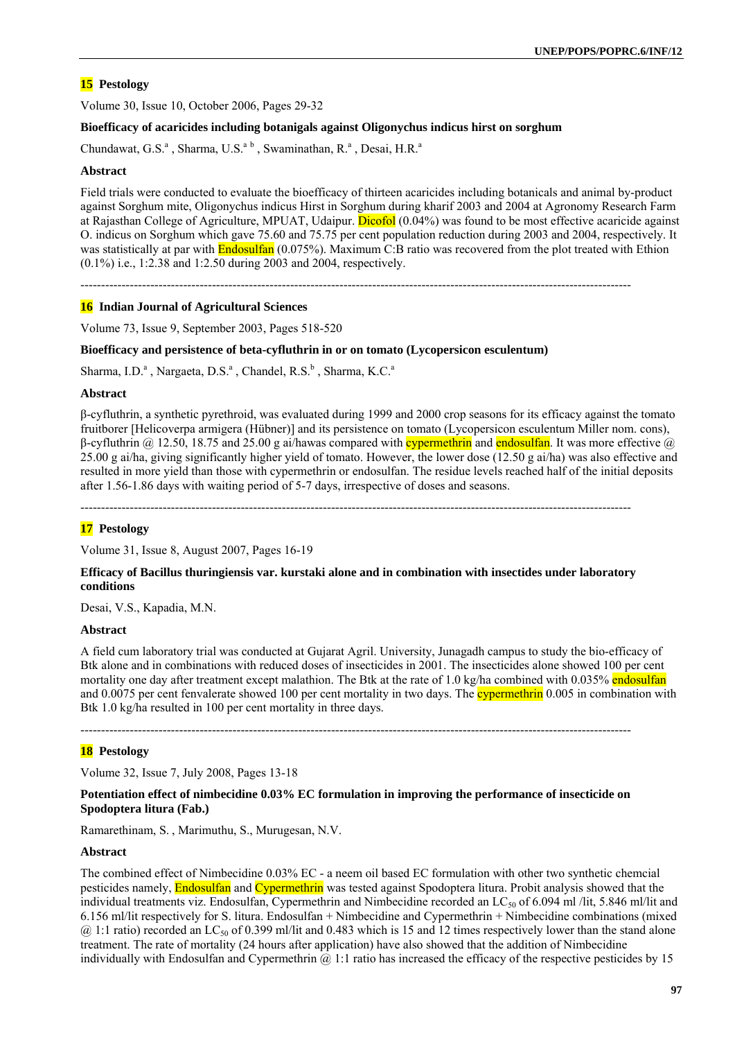## 15 Pestology

Volume 30, Issue 10, October 2006, Pages 29-32

**Bioefficacy of acaricides including botanigals against Oligonychus indicus hirst on sorghum**

Chundawat, G.S.[a] , Sharma, U.S.[a b] , Swaminathan, R.[a] , Desai, H.R.[a]

**Abstract**

Field trials were conducted to evaluate the bioefficacy of thirteen acaricides including botanicals and animal by-product against Sorghum mite, Oligonychus indicus Hirst in Sorghum during kharif 2003 and 2004 at Agronomy Research Farm at Rajasthan College of Agriculture, MPUAT, Udaipur. Dicofol (0.04%) was found to be most effective acaricide against O. indicus on Sorghum which gave 75.60 and 75.75 per cent population reduction during 2003 and 2004, respectively. It was statistically at par with Endosulfan (0.075%). Maximum C:B ratio was recovered from the plot treated with Ethion (0.1%) i.e., 1:2.38 and 1:2.50 during 2003 and 2004, respectively.

---

## 16 Indian Journal of Agricultural Sciences

Volume 73, Issue 9, September 2003, Pages 518-520

**Bioefficacy and persistence of beta-cyfluthrin in or on tomato (Lycopersicon esculentum)**

Sharma, I.D.[a] , Nargaeta, D.S.[a] , Chandel, R.S.[b] , Sharma, K.C.[a]

**Abstract**

β-cyfluthrin, a synthetic pyrethroid, was evaluated during 1999 and 2000 crop seasons for its efficacy against the tomato fruitborer [Helicoverpa armigera (Hübner)] and its persistence on tomato (Lycopersicon esculentum Miller nom. cons), β-cyfluthrin @ 12.50, 18.75 and 25.00 g ai/hawas compared with cypermethrin and endosulfan. It was more effective @ 25.00 g ai/ha, giving significantly higher yield of tomato. However, the lower dose (12.50 g ai/ha) was also effective and resulted in more yield than those with cypermethrin or endosulfan. The residue levels reached half of the initial deposits after 1.56-1.86 days with waiting period of 5-7 days, irrespective of doses and seasons.

---

## 17 Pestology

Volume 31, Issue 8, August 2007, Pages 16-19

**Efficacy of Bacillus thuringiensis var. kurstaki alone and in combination with insectides under laboratory conditions**

Desai, V.S., Kapadia, M.N.

**Abstract**

A field cum laboratory trial was conducted at Gujarat Agril. University, Junagadh campus to study the bio-efficacy of Btk alone and in combinations with reduced doses of insecticides in 2001. The insecticides alone showed 100 per cent mortality one day after treatment except malathion. The Btk at the rate of 1.0 kg/ha combined with 0.035% endosulfan and 0.0075 per cent fenvalerate showed 100 per cent mortality in two days. The cypermethrin 0.005 in combination with Btk 1.0 kg/ha resulted in 100 per cent mortality in three days.

---

## 18 Pestology

Volume 32, Issue 7, July 2008, Pages 13-18

**Potentiation effect of nimbecidine 0.03% EC formulation in improving the performance of insecticide on Spodoptera litura (Fab.)**

Ramarethinam, S. , Marimuthu, S., Murugesan, N.V.

**Abstract**

The combined effect of Nimbecidine 0.03% EC - a neem oil based EC formulation with other two synthetic chemcial pesticides namely, Endosulfan and Cypermethrin was tested against Spodoptera litura. Probit analysis showed that the individual treatments viz. Endosulfan, Cypermethrin and Nimbecidine recorded an $LC_{50}$ of 6.094 ml /lit, 5.846 ml/lit and 6.156 ml/lit respectively for S. litura. Endosulfan + Nimbecidine and Cypermethrin + Nimbecidine combinations (mixed @ 1:1 ratio) recorded an $LC_{50}$ of 0.399 ml/lit and 0.483 which is 15 and 12 times respectively lower than the stand alone treatment. The rate of mortality (24 hours after application) have also showed that the addition of Nimbecidine individually with Endosulfan and Cypermethrin @ 1:1 ratio has increased the efficacy of the respective pesticides by 15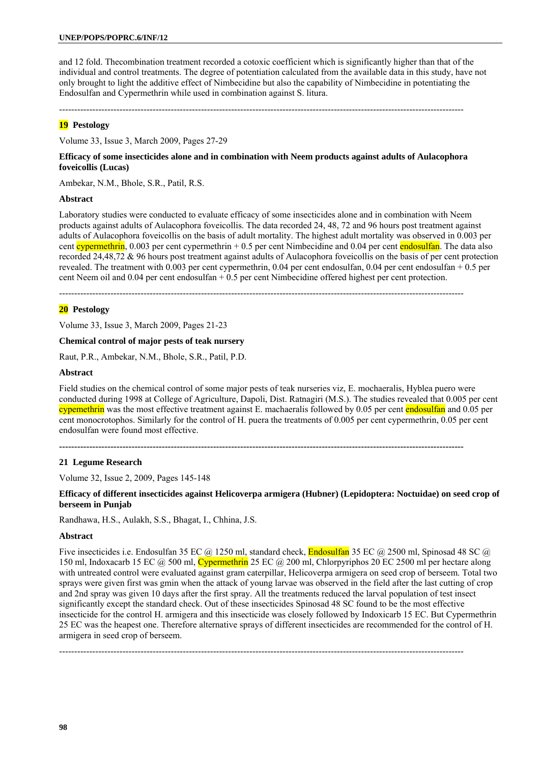and 12 fold. Thecombination treatment recorded a cotoxic coefficient which is significantly higher than that of the individual and control treatments. The degree of potentiation calculated from the available data in this study, have not only brought to light the additive effect of Nimbecidine but also the capability of Nimbecidine in potentiating the Endosulfan and Cypermethrin while used in combination against S. litura.

---

**19 Pestology**

Volume 33, Issue 3, March 2009, Pages 27-29

**Efficacy of some insecticides alone and in combination with Neem products against adults of Aulacophora foveicollis (Lucas)**

Ambekar, N.M., Bhole, S.R., Patil, R.S.

**Abstract**

Laboratory studies were conducted to evaluate efficacy of some insecticides alone and in combination with Neem products against adults of Aulacophora foveicollis. The data recorded 24, 48, 72 and 96 hours post treatment against adults of Aulacophora foveicollis on the basis of adult mortality. The highest adult mortality was observed in 0.003 per cent cypermethrin, 0.003 per cent cypermethrin + 0.5 per cent Nimbecidine and 0.04 per cent endosulfan. The data also recorded 24,48,72 & 96 hours post treatment against adults of Aulacophora foveicollis on the basis of per cent protection revealed. The treatment with 0.003 per cent cypermethrin, 0.04 per cent endosulfan, 0.04 per cent endosulfan + 0.5 per cent Neem oil and 0.04 per cent endosulfan + 0.5 per cent Nimbecidine offered highest per cent protection.

---

**20 Pestology**

Volume 33, Issue 3, March 2009, Pages 21-23

**Chemical control of major pests of teak nursery**

Raut, P.R., Ambekar, N.M., Bhole, S.R., Patil, P.D.

**Abstract**

Field studies on the chemical control of some major pests of teak nurseries viz, E. mochaeralis, Hyblea puero were conducted during 1998 at College of Agriculture, Dapoli, Dist. Ratnagiri (M.S.). The studies revealed that 0.005 per cent cypemethrin was the most effective treatment against E. machaeralis followed by 0.05 per cent endosulfan and 0.05 per cent monocrotophos. Similarly for the control of H. puera the treatments of 0.005 per cent cypermethrin, 0.05 per cent endosulfan were found most effective.

---

**21 Legume Research**

Volume 32, Issue 2, 2009, Pages 145-148

**Efficacy of different insecticides against Helicoverpa armigera (Hubner) (Lepidoptera: Noctuidae) on seed crop of berseem in Punjab**

Randhawa, H.S., Aulakh, S.S., Bhagat, I., Chhina, J.S.

**Abstract**

Five insecticides i.e. Endosulfan 35 EC @ 1250 ml, standard check, Endosulfan 35 EC @ 2500 ml, Spinosad 48 SC @ 150 ml, Indoxacarb 15 EC @ 500 ml, Cypermethrin 25 EC @ 200 ml, Chlorpyriphos 20 EC 2500 ml per hectare along with untreated control were evaluated against gram caterpillar, Helicoverpa armigera on seed crop of berseem. Total two sprays were given first was gmin when the attack of young larvae was observed in the field after the last cutting of crop and 2nd spray was given 10 days after the first spray. All the treatments reduced the larval population of test insect significantly except the standard check. Out of these insecticides Spinosad 48 SC found to be the most effective insecticide for the control H. armigera and this insecticide was closely followed by Indoxicarb 15 EC. But Cypermethrin 25 EC was the heapest one. Therefore alternative sprays of different insecticides are recommended for the control of H. armigera in seed crop of berseem.

---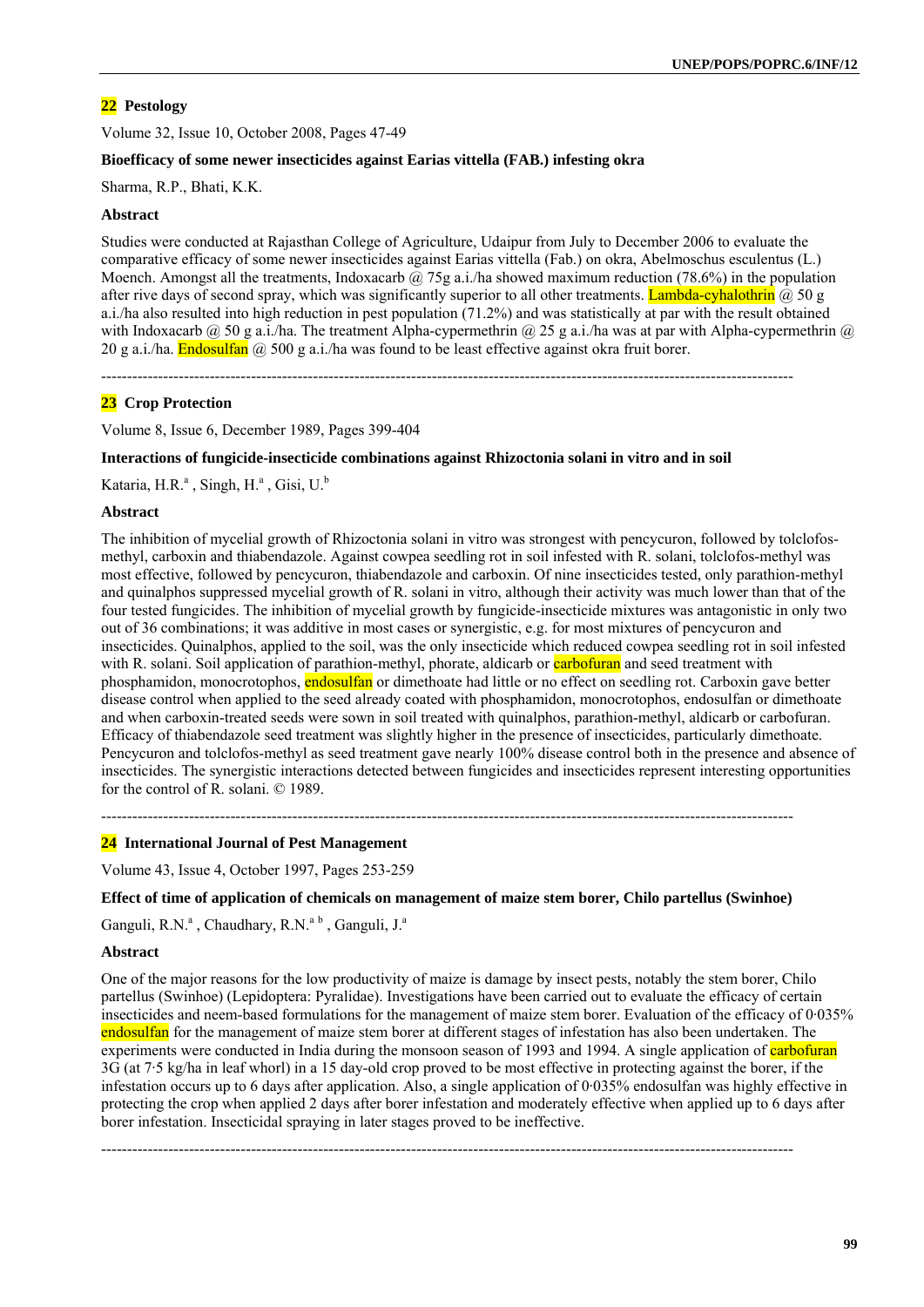**22 Pestology**

Volume 32, Issue 10, October 2008, Pages 47-49

**Bioefficacy of some newer insecticides against Earias vittella (FAB.) infesting okra**

Sharma, R.P., Bhati, K.K.

**Abstract**

Studies were conducted at Rajasthan College of Agriculture, Udaipur from July to December 2006 to evaluate the comparative efficacy of some newer insecticides against Earias vittella (Fab.) on okra, Abelmoschus esculentus (L.) Moench. Amongst all the treatments, Indoxacarb @ 75g a.i./ha showed maximum reduction (78.6%) in the population after rive days of second spray, which was significantly superior to all other treatments. Lambda-cyhalothrin @ 50 g a.i./ha also resulted into high reduction in pest population (71.2%) and was statistically at par with the result obtained with Indoxacarb @ 50 g a.i./ha. The treatment Alpha-cypermethrin @ 25 g a.i./ha was at par with Alpha-cypermethrin @ 20 g a.i./ha. Endosulfan @ 500 g a.i./ha was found to be least effective against okra fruit borer.

---

**23 Crop Protection**

Volume 8, Issue 6, December 1989, Pages 399-404

**Interactions of fungicide-insecticide combinations against Rhizoctonia solani in vitro and in soil**

Kataria, H.R.[a], Singh, H.[a], Gisi, U.[b]

**Abstract**

The inhibition of mycelial growth of Rhizoctonia solani in vitro was strongest with pencycuron, followed by tolclofos-methyl, carboxin and thiabendazole. Against cowpea seedling rot in soil infested with R. solani, tolclofos-methyl was most effective, followed by pencycuron, thiabendazole and carboxin. Of nine insecticides tested, only parathion-methyl and quinalphos suppressed mycelial growth of R. solani in vitro, although their activity was much lower than that of the four tested fungicides. The inhibition of mycelial growth by fungicide-insecticide mixtures was antagonistic in only two out of 36 combinations; it was additive in most cases or synergistic, e.g. for most mixtures of pencycuron and insecticides. Quinalphos, applied to the soil, was the only insecticide which reduced cowpea seedling rot in soil infested with R. solani. Soil application of parathion-methyl, phorate, aldicarb or carbofuran and seed treatment with phosphamidon, monocrotophos, endosulfan or dimethoate had little or no effect on seedling rot. Carboxin gave better disease control when applied to the seed already coated with phosphamidon, monocrotophos, endosulfan or dimethoate and when carboxin-treated seeds were sown in soil treated with quinalphos, parathion-methyl, aldicarb or carbofuran. Efficacy of thiabendazole seed treatment was slightly higher in the presence of insecticides, particularly dimethoate. Pencycuron and tolclofos-methyl as seed treatment gave nearly 100% disease control both in the presence and absence of insecticides. The synergistic interactions detected between fungicides and insecticides represent interesting opportunities for the control of R. solani. © 1989.

---

**24 International Journal of Pest Management**

Volume 43, Issue 4, October 1997, Pages 253-259

**Effect of time of application of chemicals on management of maize stem borer, Chilo partellus (Swinhoe)**

Ganguli, R.N.[a], Chaudhary, R.N.[a b], Ganguli, J.[a]

**Abstract**

One of the major reasons for the low productivity of maize is damage by insect pests, notably the stem borer, Chilo partellus (Swinhoe) (Lepidoptera: Pyralidae). Investigations have been carried out to evaluate the efficacy of certain insecticides and neem-based formulations for the management of maize stem borer. Evaluation of the efficacy of 0·035% endosulfan for the management of maize stem borer at different stages of infestation has also been undertaken. The experiments were conducted in India during the monsoon season of 1993 and 1994. A single application of carbofuran 3G (at 7·5 kg/ha in leaf whorl) in a 15 day-old crop proved to be most effective in protecting against the borer, if the infestation occurs up to 6 days after application. Also, a single application of 0·035% endosulfan was highly effective in protecting the crop when applied 2 days after borer infestation and moderately effective when applied up to 6 days after borer infestation. Insecticidal spraying in later stages proved to be ineffective.

---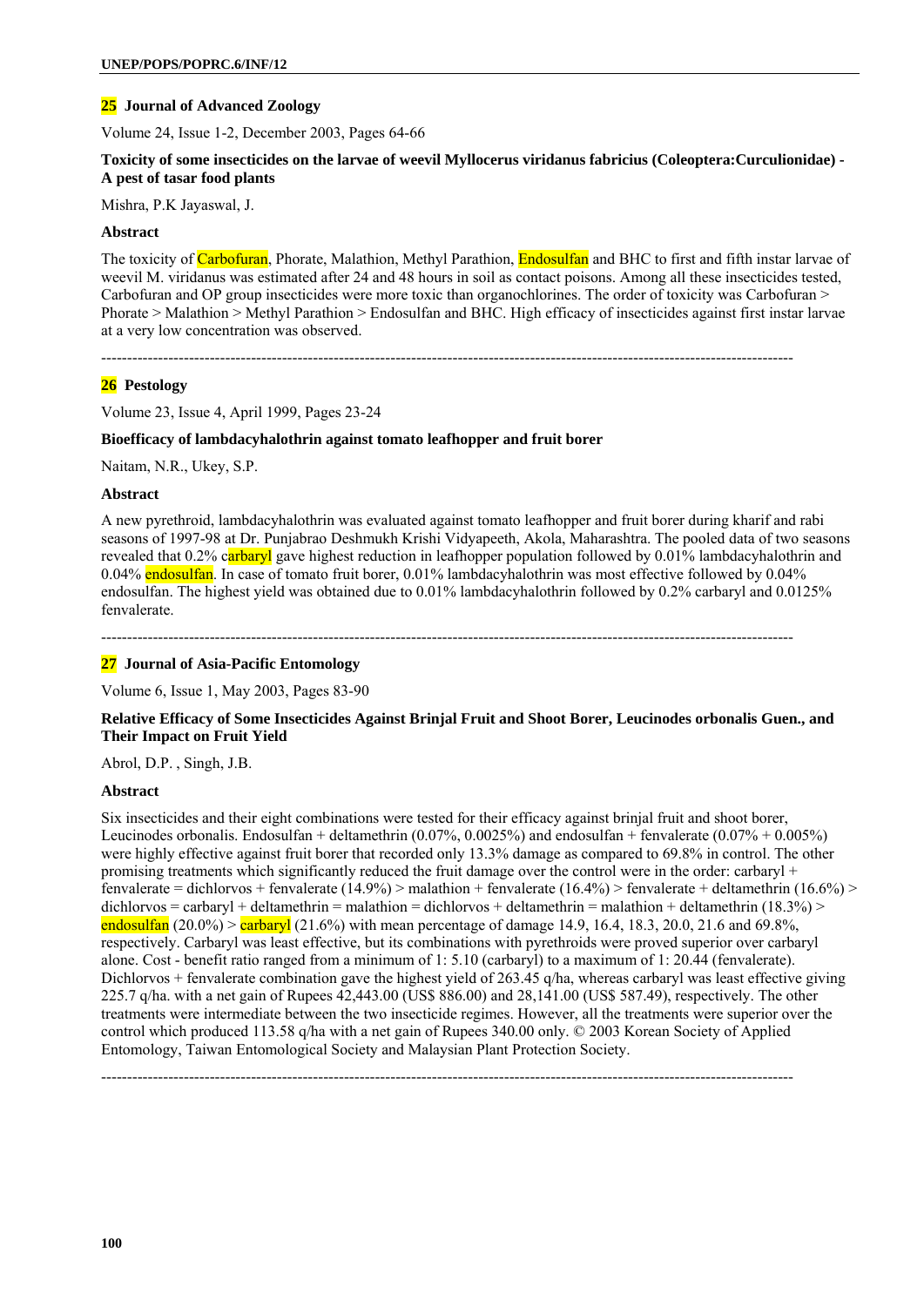**25 Journal of Advanced Zoology**

Volume 24, Issue 1-2, December 2003, Pages 64-66

**Toxicity of some insecticides on the larvae of weevil Myllocerus viridanus fabricius (Coleoptera:Curculionidae) - A pest of tasar food plants**

Mishra, P.K Jayaswal, J.

**Abstract**

The toxicity of Carbofuran, Phorate, Malathion, Methyl Parathion, Endosulfan and BHC to first and fifth instar larvae of weevil M. viridanus was estimated after 24 and 48 hours in soil as contact poisons. Among all these insecticides tested, Carbofuran and OP group insecticides were more toxic than organochlorines. The order of toxicity was Carbofuran > Phorate > Malathion > Methyl Parathion > Endosulfan and BHC. High efficacy of insecticides against first instar larvae at a very low concentration was observed.

---

**26 Pestology**

Volume 23, Issue 4, April 1999, Pages 23-24

**Bioefficacy of lambdacyhalothrin against tomato leafhopper and fruit borer**

Naitam, N.R., Ukey, S.P.

**Abstract**

A new pyrethroid, lambdacyhalothrin was evaluated against tomato leafhopper and fruit borer during kharif and rabi seasons of 1997-98 at Dr. Punjabrao Deshmukh Krishi Vidyapeeth, Akola, Maharashtra. The pooled data of two seasons revealed that 0.2% carbaryl gave highest reduction in leafhopper population followed by 0.01% lambdacyhalothrin and 0.04% endosulfan. In case of tomato fruit borer, 0.01% lambdacyhalothrin was most effective followed by 0.04% endosulfan. The highest yield was obtained due to 0.01% lambdacyhalothrin followed by 0.2% carbaryl and 0.0125% fenvalerate.

---

**27 Journal of Asia-Pacific Entomology**

Volume 6, Issue 1, May 2003, Pages 83-90

**Relative Efficacy of Some Insecticides Against Brinjal Fruit and Shoot Borer, Leucinodes orbonalis Guen., and Their Impact on Fruit Yield**

Abrol, D.P. , Singh, J.B.

**Abstract**

Six insecticides and their eight combinations were tested for their efficacy against brinjal fruit and shoot borer, Leucinodes orbonalis. Endosulfan + deltamethrin (0.07%, 0.0025%) and endosulfan + fenvalerate (0.07% + 0.005%) were highly effective against fruit borer that recorded only 13.3% damage as compared to 69.8% in control. The other promising treatments which significantly reduced the fruit damage over the control were in the order: carbaryl + fenvalerate = dichlorvos + fenvalerate (14.9%) > malathion + fenvalerate (16.4%) > fenvalerate + deltamethrin (16.6%) > dichlorvos = carbaryl + deltamethrin = malathion = dichlorvos + deltamethrin = malathion + deltamethrin (18.3%) > endosulfan (20.0%) > carbaryl (21.6%) with mean percentage of damage 14.9, 16.4, 18.3, 20.0, 21.6 and 69.8%, respectively. Carbaryl was least effective, but its combinations with pyrethroids were proved superior over carbaryl alone. Cost - benefit ratio ranged from a minimum of 1: 5.10 (carbaryl) to a maximum of 1: 20.44 (fenvalerate). Dichlorvos + fenvalerate combination gave the highest yield of 263.45 q/ha, whereas carbaryl was least effective giving 225.7 q/ha. with a net gain of Rupees 42,443.00 (US$ 886.00) and 28,141.00 (US$ 587.49), respectively. The other treatments were intermediate between the two insecticide regimes. However, all the treatments were superior over the control which produced 113.58 q/ha with a net gain of Rupees 340.00 only. © 2003 Korean Society of Applied Entomology, Taiwan Entomological Society and Malaysian Plant Protection Society.

---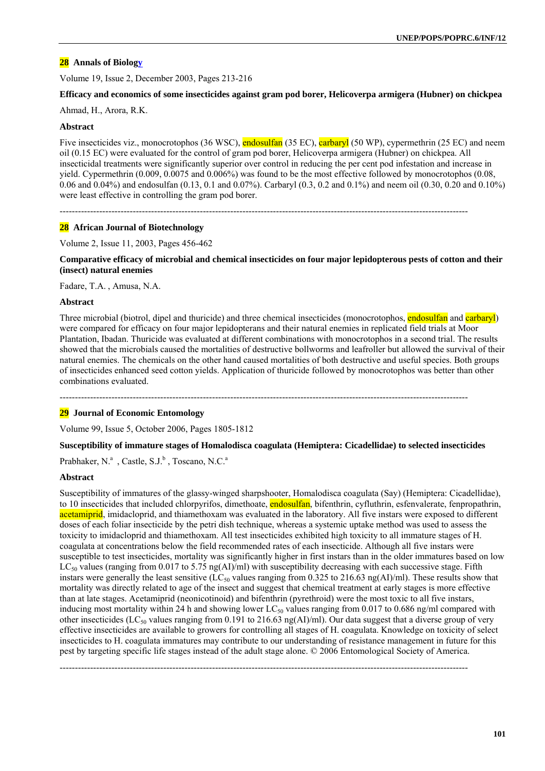**28 Annals of Biology**

Volume 19, Issue 2, December 2003, Pages 213-216

**Efficacy and economics of some insecticides against gram pod borer, Helicoverpa armigera (Hubner) on chickpea**

Ahmad, H., Arora, R.K.

**Abstract**

Five insecticides viz., monocrotophos (36 WSC), endosulfan (35 EC), carbaryl (50 WP), cypermethrin (25 EC) and neem oil (0.15 EC) were evaluated for the control of gram pod borer, Helicoverpa armigera (Hubner) on chickpea. All insecticidal treatments were significantly superior over control in reducing the per cent pod infestation and increase in yield. Cypermethrin (0.009, 0.0075 and 0.006%) was found to be the most effective followed by monocrotophos (0.08, 0.06 and 0.04%) and endosulfan (0.13, 0.1 and 0.07%). Carbaryl (0.3, 0.2 and 0.1%) and neem oil (0.30, 0.20 and 0.10%) were least effective in controlling the gram pod borer.

---

**28 African Journal of Biotechnology**

Volume 2, Issue 11, 2003, Pages 456-462

**Comparative efficacy of microbial and chemical insecticides on four major lepidopterous pests of cotton and their (insect) natural enemies**

Fadare, T.A. , Amusa, N.A.

**Abstract**

Three microbial (biotrol, dipel and thuricide) and three chemical insecticides (monocrotophos, endosulfan and carbaryl) were compared for efficacy on four major lepidopterans and their natural enemies in replicated field trials at Moor Plantation, Ibadan. Thuricide was evaluated at different combinations with monocrotophos in a second trial. The results showed that the microbials caused the mortalities of destructive bollworms and leafroller but allowed the survival of their natural enemies. The chemicals on the other hand caused mortalities of both destructive and useful species. Both groups of insecticides enhanced seed cotton yields. Application of thuricide followed by monocrotophos was better than other combinations evaluated.

---

**29 Journal of Economic Entomology**

Volume 99, Issue 5, October 2006, Pages 1805-1812

**Susceptibility of immature stages of Homalodisca coagulata (Hemiptera: Cicadellidae) to selected insecticides**

Prabhaker, N.[a] , Castle, S.J.[b] , Toscano, N.C.[a]

**Abstract**

Susceptibility of immatures of the glassy-winged sharpshooter, Homalodisca coagulata (Say) (Hemiptera: Cicadellidae), to 10 insecticides that included chlorpyrifos, dimethoate, endosulfan, bifenthrin, cyfluthrin, esfenvalerate, fenpropathrin, acetamiprid, imidacloprid, and thiamethoxam was evaluated in the laboratory. All five instars were exposed to different doses of each foliar insecticide by the petri dish technique, whereas a systemic uptake method was used to assess the toxicity to imidacloprid and thiamethoxam. All test insecticides exhibited high toxicity to all immature stages of H. coagulata at concentrations below the field recommended rates of each insecticide. Although all five instars were susceptible to test insecticides, mortality was significantly higher in first instars than in the older immatures based on low $LC_{50}$ values (ranging from 0.017 to 5.75 ng(AI)/ml) with susceptibility decreasing with each successive stage. Fifth instars were generally the least sensitive ($LC_{50}$ values ranging from 0.325 to 216.63 ng(AI)/ml). These results show that mortality was directly related to age of the insect and suggest that chemical treatment at early stages is more effective than at late stages. Acetamiprid (neonicotinoid) and bifenthrin (pyrethroid) were the most toxic to all five instars, inducing most mortality within 24 h and showing lower $LC_{50}$ values ranging from 0.017 to 0.686 ng/ml compared with other insecticides ($LC_{50}$ values ranging from 0.191 to 216.63 ng(AI)/ml). Our data suggest that a diverse group of very effective insecticides are available to growers for controlling all stages of H. coagulata. Knowledge on toxicity of select insecticides to H. coagulata immatures may contribute to our understanding of resistance management in future for this pest by targeting specific life stages instead of the adult stage alone. © 2006 Entomological Society of America.

---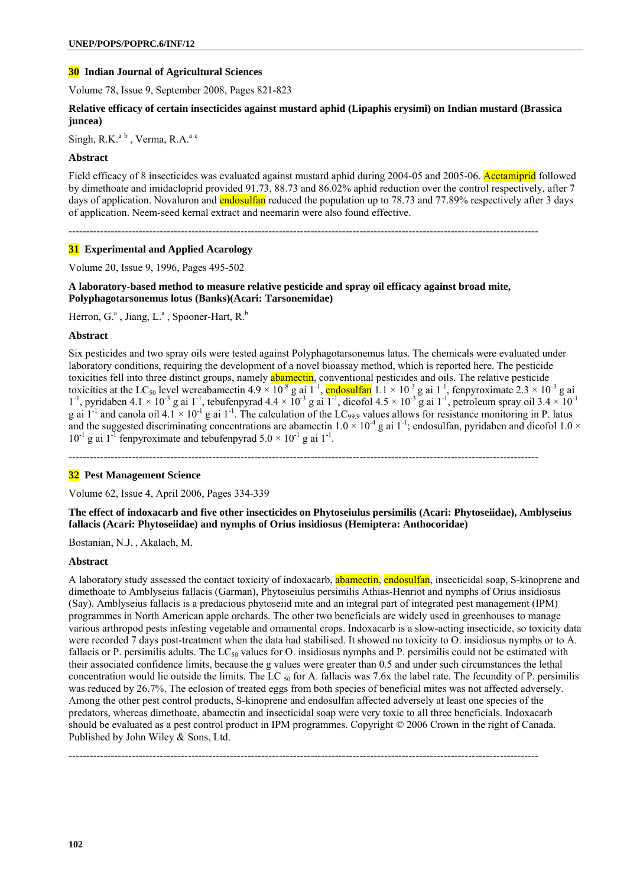**30 Indian Journal of Agricultural Sciences**

Volume 78, Issue 9, September 2008, Pages 821-823

**Relative efficacy of certain insecticides against mustard aphid (Lipaphis erysimi) on Indian mustard (Brassica juncea)**

Singh, R.K.[a b] , Verma, R.A.[a c]

**Abstract**

Field efficacy of 8 insecticides was evaluated against mustard aphid during 2004-05 and 2005-06. Acetamiprid followed by dimethoate and imidacloprid provided 91.73, 88.73 and 86.02% aphid reduction over the control respectively, after 7 days of application. Novaluron and endosulfan reduced the population up to 78.73 and 77.89% respectively after 3 days of application. Neem-seed kernal extract and neemarin were also found effective.

---

**31 Experimental and Applied Acarology**

Volume 20, Issue 9, 1996, Pages 495-502

**A laboratory-based method to measure relative pesticide and spray oil efficacy against broad mite, Polyphagotarsonemus lotus (Banks)(Acari: Tarsonemidae)**

Herron, G.[a] , Jiang, L.[a] , Spooner-Hart, R.[b]

**Abstract**

Six pesticides and two spray oils were tested against Polyphagotarsonemus latus. The chemicals were evaluated under laboratory conditions, requiring the development of a novel bioassay method, which is reported here. The pesticide toxicities fell into three distinct groups, namely abamectin, conventional pesticides and oils. The relative pesticide toxicities at the $LC_{50}$ level wereabamectin $4.9 \times 10^{-8}$ g ai $1^{-1}$, endosulfan $1.1 \times 10^{-3}$ g ai $1^{-1}$, fenpyroximate $2.3 \times 10^{-3}$ g ai $1^{-1}$, pyridaben $4.1 \times 10^{-3}$ g ai $1^{-1}$, tebufenpyrad $4.4 \times 10^{-3}$ g ai $1^{-1}$, dicofol $4.5 \times 10^{-3}$ g ai $1^{-1}$, petroleum spray oil $3.4 \times 10^{-1}$ g ai $1^{-1}$ and canola oil $4.1 \times 10^{-1}$ g ai $1^{-1}$. The calculation of the $LC_{99.9}$ values allows for resistance monitoring in P. latus and the suggested discriminating concentrations are abamectin $1.0 \times 10^{-4}$ g ai $1^{-1}$; endosulfan, pyridaben and dicofol $1.0 \times 10^{-1}$ g ai $1^{-1}$ fenpyroximate and tebufenpyrad $5.0 \times 10^{-1}$ g ai $1^{-1}$.

---

**32 Pest Management Science**

Volume 62, Issue 4, April 2006, Pages 334-339

**The effect of indoxacarb and five other insecticides on Phytoseiulus persimilis (Acari: Phytoseiidae), Amblyseius fallacis (Acari: Phytoseiidae) and nymphs of Orius insidiosus (Hemiptera: Anthocoridae)**

Bostanian, N.J. , Akalach, M.

**Abstract**

A laboratory study assessed the contact toxicity of indoxacarb, abamectin, endosulfan, insecticidal soap, S-kinoprene and dimethoate to Amblyseius fallacis (Garman), Phytoseiulus persimilis Athias-Henriot and nymphs of Orius insidiosus (Say). Amblyseius fallacis is a predacious phytoseiid mite and an integral part of integrated pest management (IPM) programmes in North American apple orchards. The other two beneficials are widely used in greenhouses to manage various arthropod pests infesting vegetable and ornamental crops. Indoxacarb is a slow-acting insecticide, so toxicity data were recorded 7 days post-treatment when the data had stabilised. It showed no toxicity to O. insidiosus nymphs or to A. fallacis or P. persimilis adults. The $LC_{50}$ values for O. insidiosus nymphs and P. persimilis could not be estimated with their associated confidence limits, because the g values were greater than 0.5 and under such circumstances the lethal concentration would lie outside the limits. The $LC_{50}$ for A. fallacis was 7.6x the label rate. The fecundity of P. persimilis was reduced by 26.7%. The eclosion of treated eggs from both species of beneficial mites was not affected adversely. Among the other pest control products, S-kinoprene and endosulfan affected adversely at least one species of the predators, whereas dimethoate, abamectin and insecticidal soap were very toxic to all three beneficials. Indoxacarb should be evaluated as a pest control product in IPM programmes. Copyright © 2006 Crown in the right of Canada. Published by John Wiley & Sons, Ltd.

---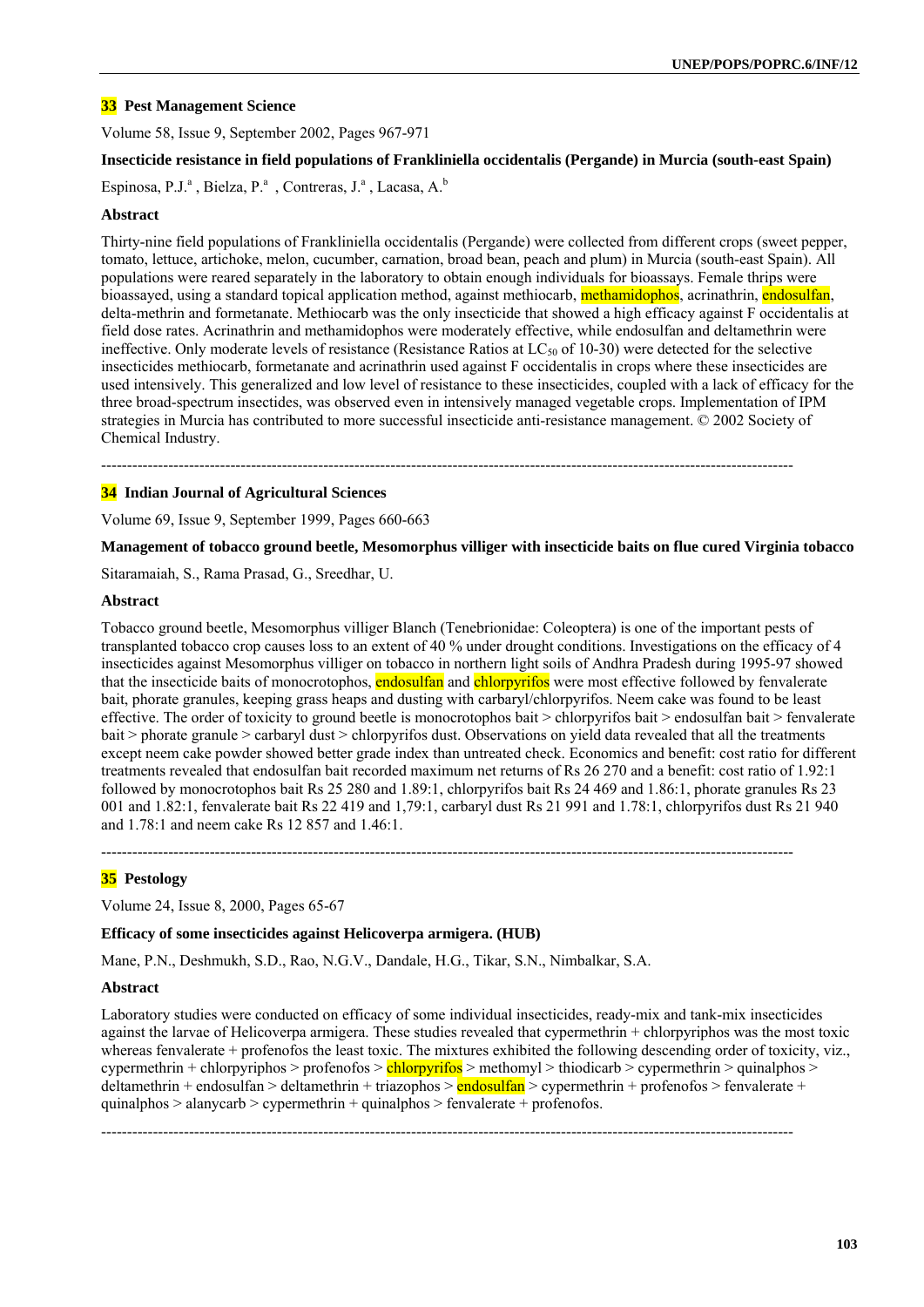### 33 Pest Management Science

Volume 58, Issue 9, September 2002, Pages 967-971

**Insecticide resistance in field populations of Frankliniella occidentalis (Pergande) in Murcia (south-east Spain)**

Espinosa, P.J.[a], Bielza, P.[a], Contreras, J.[a], Lacasa, A.[b]

**Abstract**

Thirty-nine field populations of Frankliniella occidentalis (Pergande) were collected from different crops (sweet pepper, tomato, lettuce, artichoke, melon, cucumber, carnation, broad bean, peach and plum) in Murcia (south-east Spain). All populations were reared separately in the laboratory to obtain enough individuals for bioassays. Female thrips were bioassayed, using a standard topical application method, against methiocarb, methamidophos, acrinathrin, endosulfan, delta-methrin and formetanate. Methiocarb was the only insecticide that showed a high efficacy against F occidentalis at field dose rates. Acrinathrin and methamidophos were moderately effective, while endosulfan and deltamethrin were ineffective. Only moderate levels of resistance (Resistance Ratios at $LC_{50}$ of 10-30) were detected for the selective insecticides methiocarb, formetanate and acrinathrin used against F occidentalis in crops where these insecticides are used intensively. This generalized and low level of resistance to these insecticides, coupled with a lack of efficacy for the three broad-spectrum insectides, was observed even in intensively managed vegetable crops. Implementation of IPM strategies in Murcia has contributed to more successful insecticide anti-resistance management. © 2002 Society of Chemical Industry.

---

### 34 Indian Journal of Agricultural Sciences

Volume 69, Issue 9, September 1999, Pages 660-663

**Management of tobacco ground beetle, Mesomorphus villiger with insecticide baits on flue cured Virginia tobacco**

Sitaramaiah, S., Rama Prasad, G., Sreedhar, U.

**Abstract**

Tobacco ground beetle, Mesomorphus villiger Blanch (Tenebrionidae: Coleoptera) is one of the important pests of transplanted tobacco crop causes loss to an extent of 40 % under drought conditions. Investigations on the efficacy of 4 insecticides against Mesomorphus villiger on tobacco in northern light soils of Andhra Pradesh during 1995-97 showed that the insecticide baits of monocrotophos, endosulfan and chlorpyrifos were most effective followed by fenvalerate bait, phorate granules, keeping grass heaps and dusting with carbaryl/chlorpyrifos. Neem cake was found to be least effective. The order of toxicity to ground beetle is monocrotophos bait > chlorpyrifos bait > endosulfan bait > fenvalerate bait > phorate granule > carbaryl dust > chlorpyrifos dust. Observations on yield data revealed that all the treatments except neem cake powder showed better grade index than untreated check. Economics and benefit: cost ratio for different treatments revealed that endosulfan bait recorded maximum net returns of Rs 26 270 and a benefit: cost ratio of 1.92:1 followed by monocrotophos bait Rs 25 280 and 1.89:1, chlorpyrifos bait Rs 24 469 and 1.86:1, phorate granules Rs 23 001 and 1.82:1, fenvalerate bait Rs 22 419 and 1,79:1, carbaryl dust Rs 21 991 and 1.78:1, chlorpyrifos dust Rs 21 940 and 1.78:1 and neem cake Rs 12 857 and 1.46:1.

---

### 35 Pestology

Volume 24, Issue 8, 2000, Pages 65-67

**Efficacy of some insecticides against Helicoverpa armigera. (HUB)**

Mane, P.N., Deshmukh, S.D., Rao, N.G.V., Dandale, H.G., Tikar, S.N., Nimbalkar, S.A.

**Abstract**

Laboratory studies were conducted on efficacy of some individual insecticides, ready-mix and tank-mix insecticides against the larvae of Helicoverpa armigera. These studies revealed that cypermethrin + chlorpyriphos was the most toxic whereas fenvalerate + profenofos the least toxic. The mixtures exhibited the following descending order of toxicity, viz., cypermethrin + chlorpyriphos > profenofos > chlorpyrifos > methomyl > thiodicarb > cypermethrin > quinalphos > deltamethrin + endosulfan > deltamethrin + triazophos > endosulfan > cypermethrin + profenofos > fenvalerate + quinalphos > alanycarb > cypermethrin + quinalphos > fenvalerate + profenofos.

---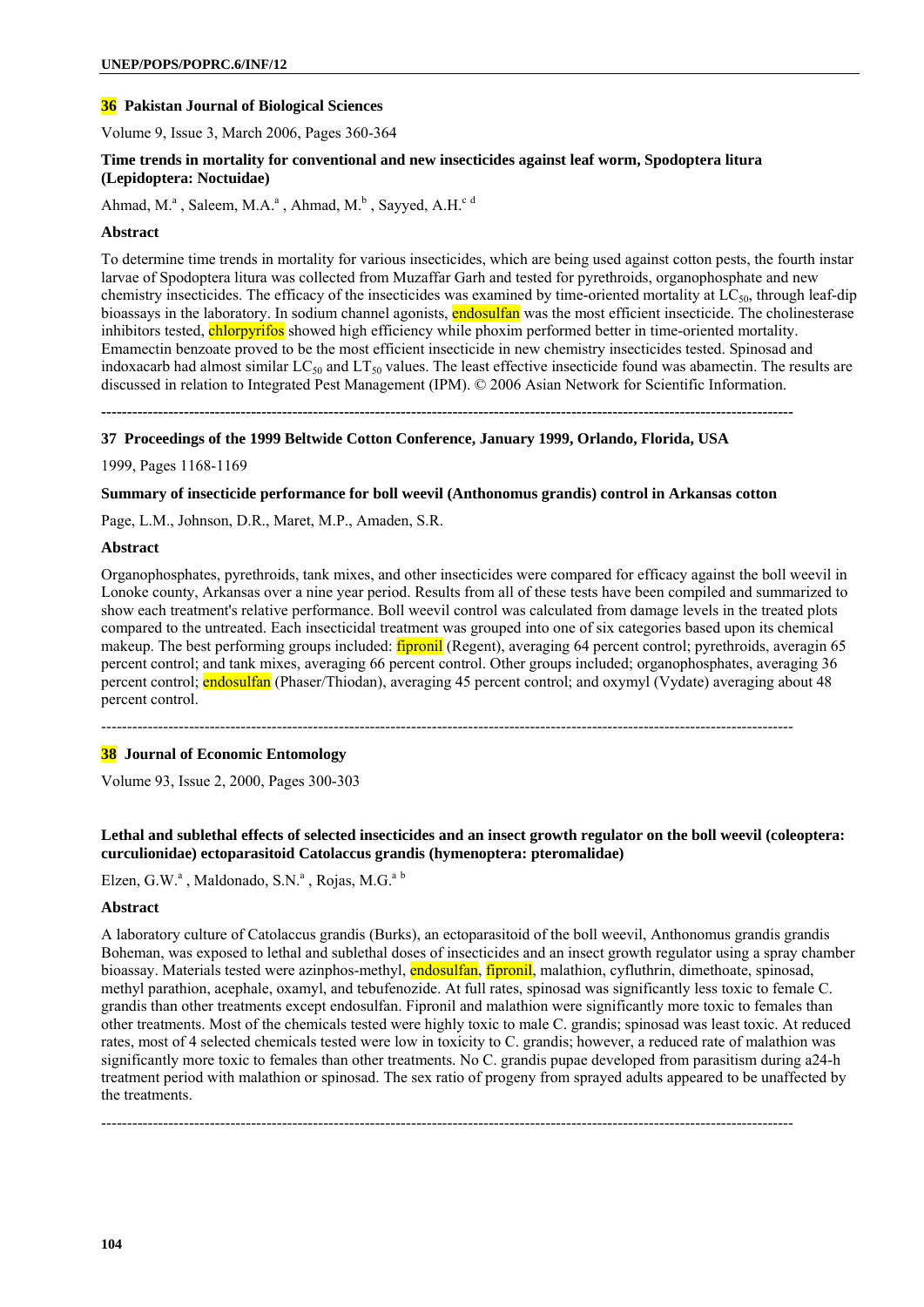### 36 Pakistan Journal of Biological Sciences

Volume 9, Issue 3, March 2006, Pages 360-364

**Time trends in mortality for conventional and new insecticides against leaf worm, Spodoptera litura (Lepidoptera: Noctuidae)**

Ahmad, M.[a] , Saleem, M.A.[a] , Ahmad, M.[b] , Sayyed, A.H.[c d]

**Abstract**

To determine time trends in mortality for various insecticides, which are being used against cotton pests, the fourth instar larvae of Spodoptera litura was collected from Muzaffar Garh and tested for pyrethroids, organophosphate and new chemistry insecticides. The efficacy of the insecticides was examined by time-oriented mortality at $LC_{50}$, through leaf-dip bioassays in the laboratory. In sodium channel agonists, endosulfan was the most efficient insecticide. The cholinesterase inhibitors tested, chlorpyrifos showed high efficiency while phoxim performed better in time-oriented mortality. Emamectin benzoate proved to be the most efficient insecticide in new chemistry insecticides tested. Spinosad and indoxacarb had almost similar $LC_{50}$ and $LT_{50}$ values. The least effective insecticide found was abamectin. The results are discussed in relation to Integrated Pest Management (IPM). © 2006 Asian Network for Scientific Information.

---

### 37 Proceedings of the 1999 Beltwide Cotton Conference, January 1999, Orlando, Florida, USA

1999, Pages 1168-1169

**Summary of insecticide performance for boll weevil (Anthonomus grandis) control in Arkansas cotton**

Page, L.M., Johnson, D.R., Maret, M.P., Amaden, S.R.

**Abstract**

Organophosphates, pyrethroids, tank mixes, and other insecticides were compared for efficacy against the boll weevil in Lonoke county, Arkansas over a nine year period. Results from all of these tests have been compiled and summarized to show each treatment's relative performance. Boll weevil control was calculated from damage levels in the treated plots compared to the untreated. Each insecticidal treatment was grouped into one of six categories based upon its chemical makeup. The best performing groups included: fipronil (Regent), averaging 64 percent control; pyrethroids, averagin 65 percent control; and tank mixes, averaging 66 percent control. Other groups included; organophosphates, averaging 36 percent control; endosulfan (Phaser/Thiodan), averaging 45 percent control; and oxymyl (Vydate) averaging about 48 percent control.

---

### 38 Journal of Economic Entomology

Volume 93, Issue 2, 2000, Pages 300-303

**Lethal and sublethal effects of selected insecticides and an insect growth regulator on the boll weevil (coleoptera: curculionidae) ectoparasitoid Catolaccus grandis (hymenoptera: pteromalidae)**

Elzen, G.W.[a] , Maldonado, S.N.[a] , Rojas, M.G.[a b]

**Abstract**

A laboratory culture of Catolaccus grandis (Burks), an ectoparasitoid of the boll weevil, Anthonomus grandis grandis Boheman, was exposed to lethal and sublethal doses of insecticides and an insect growth regulator using a spray chamber bioassay. Materials tested were azinphos-methyl, endosulfan, fipronil, malathion, cyfluthrin, dimethoate, spinosad, methyl parathion, acephale, oxamyl, and tebufenozide. At full rates, spinosad was significantly less toxic to female C. grandis than other treatments except endosulfan. Fipronil and malathion were significantly more toxic to females than other treatments. Most of the chemicals tested were highly toxic to male C. grandis; spinosad was least toxic. At reduced rates, most of 4 selected chemicals tested were low in toxicity to C. grandis; however, a reduced rate of malathion was significantly more toxic to females than other treatments. No C. grandis pupae developed from parasitism during a24-h treatment period with malathion or spinosad. The sex ratio of progeny from sprayed adults appeared to be unaffected by the treatments.

---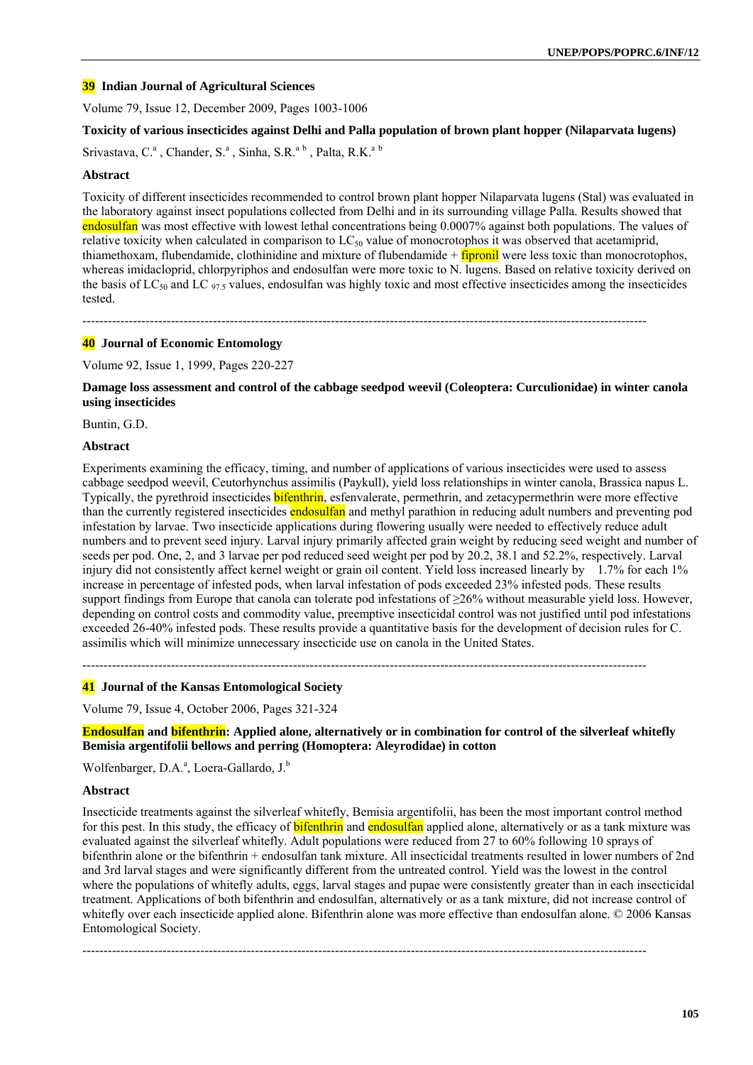**39 Indian Journal of Agricultural Sciences**

Volume 79, Issue 12, December 2009, Pages 1003-1006

**Toxicity of various insecticides against Delhi and Palla population of brown plant hopper (Nilaparvata lugens)**

Srivastava, C.[a], Chander, S.[a], Sinha, S.R.[a b], Palta, R.K.[a b]

**Abstract**

Toxicity of different insecticides recommended to control brown plant hopper Nilaparvata lugens (Stal) was evaluated in the laboratory against insect populations collected from Delhi and in its surrounding village Palla. Results showed that endosulfan was most effective with lowest lethal concentrations being 0.0007% against both populations. The values of relative toxicity when calculated in comparison to $LC_{50}$ value of monocrotophos it was observed that acetamiprid, thiamethoxam, flubendamide, clothinidine and mixture of flubendamide + fipronil were less toxic than monocrotophos, whereas imidacloprid, chlorpyriphos and endosulfan were more toxic to N. lugens. Based on relative toxicity derived on the basis of $LC_{50}$ and $LC_{97.5}$ values, endosulfan was highly toxic and most effective insecticides among the insecticides tested.

---

**40 Journal of Economic Entomology**

Volume 92, Issue 1, 1999, Pages 220-227

**Damage loss assessment and control of the cabbage seedpod weevil (Coleoptera: Curculionidae) in winter canola using insecticides**

Buntin, G.D.

**Abstract**

Experiments examining the efficacy, timing, and number of applications of various insecticides were used to assess cabbage seedpod weevil, Ceutorhynchus assimilis (Paykull), yield loss relationships in winter canola, Brassica napus L. Typically, the pyrethroid insecticides bifenthrin, esfenvalerate, permethrin, and zetacypermethrin were more effective than the currently registered insecticides endosulfan and methyl parathion in reducing adult numbers and preventing pod infestation by larvae. Two insecticide applications during flowering usually were needed to effectively reduce adult numbers and to prevent seed injury. Larval injury primarily affected grain weight by reducing seed weight and number of seeds per pod. One, 2, and 3 larvae per pod reduced seed weight per pod by 20.2, 38.1 and 52.2%, respectively. Larval injury did not consistently affect kernel weight or grain oil content. Yield loss increased linearly by 1.7% for each 1% increase in percentage of infested pods, when larval infestation of pods exceeded 23% infested pods. These results support findings from Europe that canola can tolerate pod infestations of ≥26% without measurable yield loss. However, depending on control costs and commodity value, preemptive insecticidal control was not justified until pod infestations exceeded 26-40% infested pods. These results provide a quantitative basis for the development of decision rules for C. assimilis which will minimize unnecessary insecticide use on canola in the United States.

---

**41 Journal of the Kansas Entomological Society**

Volume 79, Issue 4, October 2006, Pages 321-324

**Endosulfan and bifenthrin: Applied alone, alternatively or in combination for control of the silverleaf whitefly Bemisia argentifolii bellows and perring (Homoptera: Aleyrodidae) in cotton**

Wolfenbarger, D.A.[a], Loera-Gallardo, J.[b]

**Abstract**

Insecticide treatments against the silverleaf whitefly, Bemisia argentifolii, has been the most important control method for this pest. In this study, the efficacy of bifenthrin and endosulfan applied alone, alternatively or as a tank mixture was evaluated against the silverleaf whitefly. Adult populations were reduced from 27 to 60% following 10 sprays of bifenthrin alone or the bifenthrin + endosulfan tank mixture. All insecticidal treatments resulted in lower numbers of 2nd and 3rd larval stages and were significantly different from the untreated control. Yield was the lowest in the control where the populations of whitefly adults, eggs, larval stages and pupae were consistently greater than in each insecticidal treatment. Applications of both bifenthrin and endosulfan, alternatively or as a tank mixture, did not increase control of whitefly over each insecticide applied alone. Bifenthrin alone was more effective than endosulfan alone. © 2006 Kansas Entomological Society.

---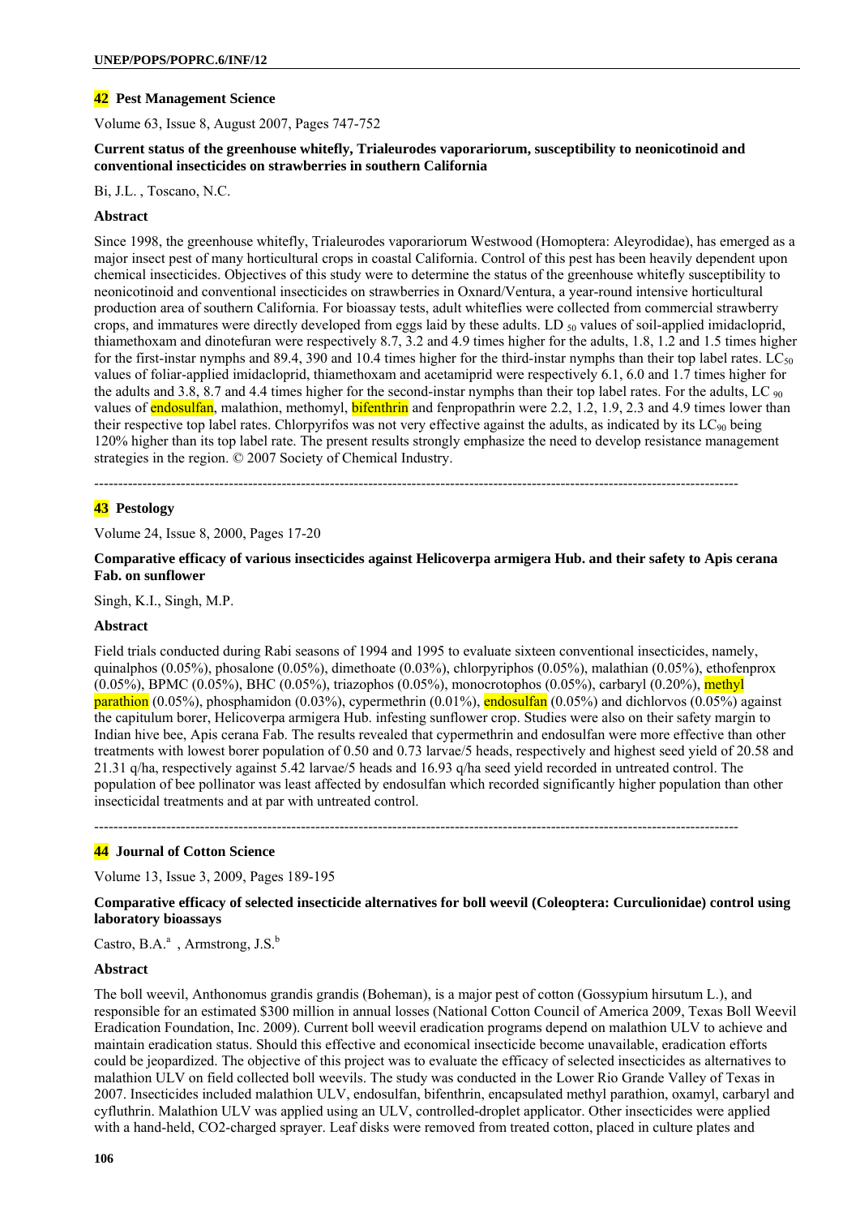**42 Pest Management Science**

Volume 63, Issue 8, August 2007, Pages 747-752

**Current status of the greenhouse whitefly, Trialeurodes vaporariorum, susceptibility to neonicotinoid and conventional insecticides on strawberries in southern California**

Bi, J.L. , Toscano, N.C.

**Abstract**

Since 1998, the greenhouse whitefly, Trialeurodes vaporariorum Westwood (Homoptera: Aleyrodidae), has emerged as a major insect pest of many horticultural crops in coastal California. Control of this pest has been heavily dependent upon chemical insecticides. Objectives of this study were to determine the status of the greenhouse whitefly susceptibility to neonicotinoid and conventional insecticides on strawberries in Oxnard/Ventura, a year-round intensive horticultural production area of southern California. For bioassay tests, adult whiteflies were collected from commercial strawberry crops, and immatures were directly developed from eggs laid by these adults. $LD_{50}$ values of soil-applied imidacloprid, thiamethoxam and dinotefuran were respectively 8.7, 3.2 and 4.9 times higher for the adults, 1.8, 1.2 and 1.5 times higher for the first-instar nymphs and 89.4, 390 and 10.4 times higher for the third-instar nymphs than their top label rates. $LC_{50}$ values of foliar-applied imidacloprid, thiamethoxam and acetamiprid were respectively 6.1, 6.0 and 1.7 times higher for the adults and 3.8, 8.7 and 4.4 times higher for the second-instar nymphs than their top label rates. For the adults, $LC_{90}$ values of endosulfan, malathion, methomyl, bifenthrin and fenpropathrin were 2.2, 1.2, 1.9, 2.3 and 4.9 times lower than their respective top label rates. Chlorpyrifos was not very effective against the adults, as indicated by its $LC_{90}$ being 120% higher than its top label rate. The present results strongly emphasize the need to develop resistance management strategies in the region. © 2007 Society of Chemical Industry.

---

**43 Pestology**

Volume 24, Issue 8, 2000, Pages 17-20

**Comparative efficacy of various insecticides against Helicoverpa armigera Hub. and their safety to Apis cerana Fab. on sunflower**

Singh, K.I., Singh, M.P.

**Abstract**

Field trials conducted during Rabi seasons of 1994 and 1995 to evaluate sixteen conventional insecticides, namely, quinalphos (0.05%), phosalone (0.05%), dimethoate (0.03%), chlorpyriphos (0.05%), malathian (0.05%), ethofenprox (0.05%), BPMC (0.05%), BHC (0.05%), triazophos (0.05%), monocrotophos (0.05%), carbaryl (0.20%), methyl parathion (0.05%), phosphamidon (0.03%), cypermethrin (0.01%), endosulfan (0.05%) and dichlorvos (0.05%) against the capitulum borer, Helicoverpa armigera Hub. infesting sunflower crop. Studies were also on their safety margin to Indian hive bee, Apis cerana Fab. The results revealed that cypermethrin and endosulfan were more effective than other treatments with lowest borer population of 0.50 and 0.73 larvae/5 heads, respectively and highest seed yield of 20.58 and 21.31 q/ha, respectively against 5.42 larvae/5 heads and 16.93 q/ha seed yield recorded in untreated control. The population of bee pollinator was least affected by endosulfan which recorded significantly higher population than other insecticidal treatments and at par with untreated control.

---

**44 Journal of Cotton Science**

Volume 13, Issue 3, 2009, Pages 189-195

**Comparative efficacy of selected insecticide alternatives for boll weevil (Coleoptera: Curculionidae) control using laboratory bioassays**

Castro, B.A.[a] , Armstrong, J.S.[b]

**Abstract**

The boll weevil, Anthonomus grandis grandis (Boheman), is a major pest of cotton (Gossypium hirsutum L.), and responsible for an estimated $300 million in annual losses (National Cotton Council of America 2009, Texas Boll Weevil Eradication Foundation, Inc. 2009). Current boll weevil eradication programs depend on malathion ULV to achieve and maintain eradication status. Should this effective and economical insecticide become unavailable, eradication efforts could be jeopardized. The objective of this project was to evaluate the efficacy of selected insecticides as alternatives to malathion ULV on field collected boll weevils. The study was conducted in the Lower Rio Grande Valley of Texas in 2007. Insecticides included malathion ULV, endosulfan, bifenthrin, encapsulated methyl parathion, oxamyl, carbaryl and cyfluthrin. Malathion ULV was applied using an ULV, controlled-droplet applicator. Other insecticides were applied with a hand-held, $CO_2$-charged sprayer. Leaf disks were removed from treated cotton, placed in culture plates and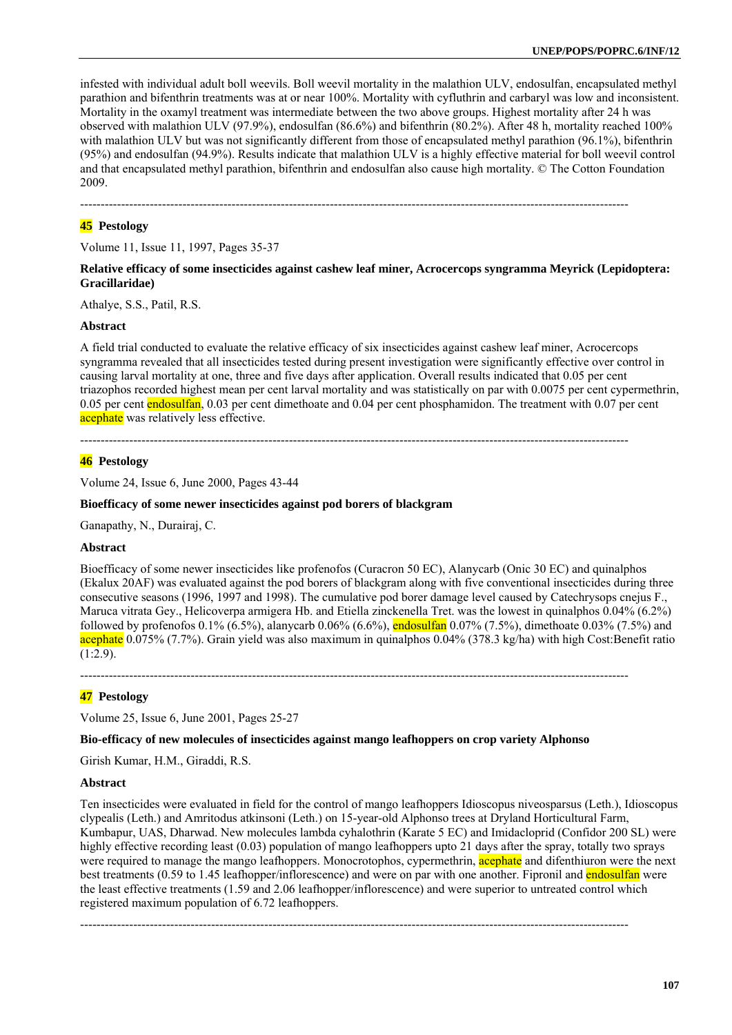infested with individual adult boll weevils. Boll weevil mortality in the malathion ULV, endosulfan, encapsulated methyl parathion and bifenthrin treatments was at or near 100%. Mortality with cyfluthrin and carbaryl was low and inconsistent. Mortality in the oxamyl treatment was intermediate between the two above groups. Highest mortality after 24 h was observed with malathion ULV (97.9%), endosulfan (86.6%) and bifenthrin (80.2%). After 48 h, mortality reached 100% with malathion ULV but was not significantly different from those of encapsulated methyl parathion (96.1%), bifenthrin (95%) and endosulfan (94.9%). Results indicate that malathion ULV is a highly effective material for boll weevil control and that encapsulated methyl parathion, bifenthrin and endosulfan also cause high mortality. © The Cotton Foundation 2009.

---

**45 Pestology**

Volume 11, Issue 11, 1997, Pages 35-37

**Relative efficacy of some insecticides against cashew leaf miner, Acrocercops syngramma Meyrick (Lepidoptera: Gracillaridae)**

Athalye, S.S., Patil, R.S.

**Abstract**

A field trial conducted to evaluate the relative efficacy of six insecticides against cashew leaf miner, Acrocercops syngramma revealed that all insecticides tested during present investigation were significantly effective over control in causing larval mortality at one, three and five days after application. Overall results indicated that 0.05 per cent triazophos recorded highest mean per cent larval mortality and was statistically on par with 0.0075 per cent cypermethrin, 0.05 per cent endosulfan, 0.03 per cent dimethoate and 0.04 per cent phosphamidon. The treatment with 0.07 per cent acephate was relatively less effective.

---

**46 Pestology**

Volume 24, Issue 6, June 2000, Pages 43-44

**Bioefficacy of some newer insecticides against pod borers of blackgram**

Ganapathy, N., Durairaj, C.

**Abstract**

Bioefficacy of some newer insecticides like profenofos (Curacron 50 EC), Alanycarb (Onic 30 EC) and quinalphos (Ekalux 20AF) was evaluated against the pod borers of blackgram along with five conventional insecticides during three consecutive seasons (1996, 1997 and 1998). The cumulative pod borer damage level caused by Catechrysops cnejus F., Maruca vitrata Gey., Helicoverpa armigera Hb. and Etiella zinckenella Tret. was the lowest in quinalphos 0.04% (6.2%) followed by profenofos 0.1% (6.5%), alanycarb 0.06% (6.6%), endosulfan 0.07% (7.5%), dimethoate 0.03% (7.5%) and acephate 0.075% (7.7%). Grain yield was also maximum in quinalphos 0.04% (378.3 kg/ha) with high Cost:Benefit ratio (1:2.9).

---

**47 Pestology**

Volume 25, Issue 6, June 2001, Pages 25-27

**Bio-efficacy of new molecules of insecticides against mango leafhoppers on crop variety Alphonso**

Girish Kumar, H.M., Giraddi, R.S.

**Abstract**

Ten insecticides were evaluated in field for the control of mango leafhoppers Idioscopus niveosparsus (Leth.), Idioscopus clypealis (Leth.) and Amritodus atkinsoni (Leth.) on 15-year-old Alphonso trees at Dryland Horticultural Farm, Kumbapur, UAS, Dharwad. New molecules lambda cyhalothrin (Karate 5 EC) and Imidacloprid (Confidor 200 SL) were highly effective recording least (0.03) population of mango leafhoppers upto 21 days after the spray, totally two sprays were required to manage the mango leafhoppers. Monocrotophos, cypermethrin, acephate and difenthiuron were the next best treatments (0.59 to 1.45 leafhopper/inflorescence) and were on par with one another. Fipronil and endosulfan were the least effective treatments (1.59 and 2.06 leafhopper/inflorescence) and were superior to untreated control which registered maximum population of 6.72 leafhoppers.

---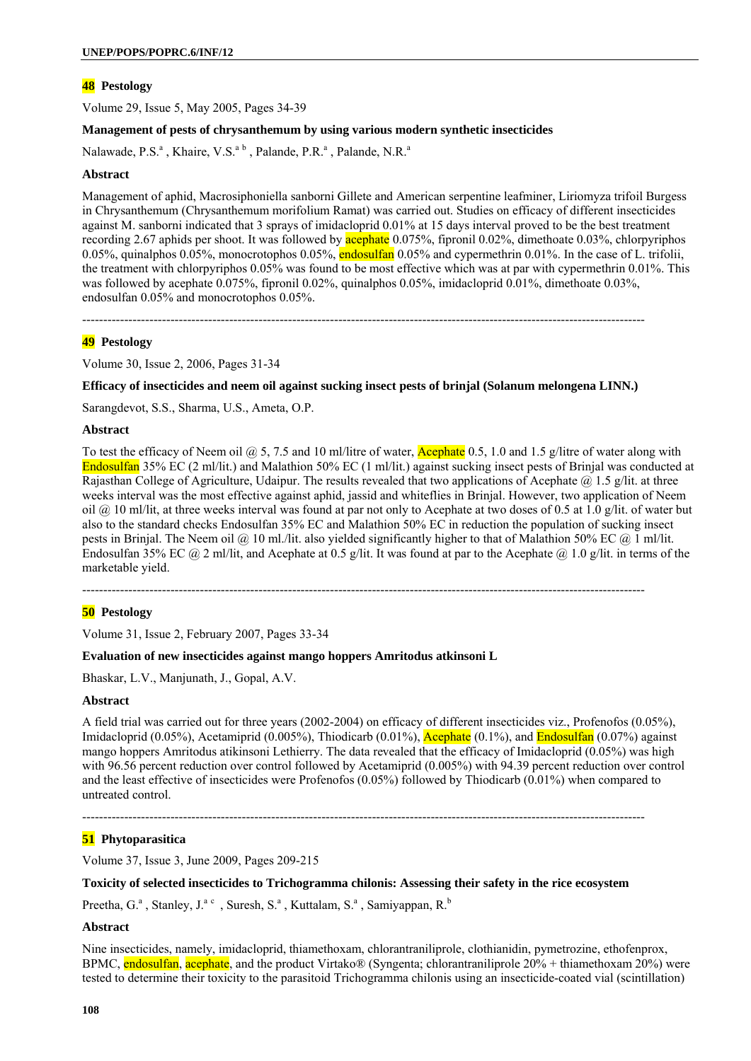**48 Pestology**

Volume 29, Issue 5, May 2005, Pages 34-39

**Management of pests of chrysanthemum by using various modern synthetic insecticides**

Nalawade, P.S.[a] , Khaire, V.S.[a b] , Palande, P.R.[a] , Palande, N.R.[a]

**Abstract**

Management of aphid, Macrosiphoniella sanborni Gillete and American serpentine leafminer, Liriomyza trifoil Burgess in Chrysanthemum (Chrysanthemum morifolium Ramat) was carried out. Studies on efficacy of different insecticides against M. sanborni indicated that 3 sprays of imidacloprid 0.01% at 15 days interval proved to be the best treatment recording 2.67 aphids per shoot. It was followed by acephate 0.075%, fipronil 0.02%, dimethoate 0.03%, chlorpyriphos 0.05%, quinalphos 0.05%, monocrotophos 0.05%, endosulfan 0.05% and cypermethrin 0.01%. In the case of L. trifolii, the treatment with chlorpyriphos 0.05% was found to be most effective which was at par with cypermethrin 0.01%. This was followed by acephate 0.075%, fipronil 0.02%, quinalphos 0.05%, imidacloprid 0.01%, dimethoate 0.03%, endosulfan 0.05% and monocrotophos 0.05%.

---

**49 Pestology**

Volume 30, Issue 2, 2006, Pages 31-34

**Efficacy of insecticides and neem oil against sucking insect pests of brinjal (Solanum melongena LINN.)**

Sarangdevot, S.S., Sharma, U.S., Ameta, O.P.

**Abstract**

To test the efficacy of Neem oil @ 5, 7.5 and 10 ml/litre of water, Acephate 0.5, 1.0 and 1.5 g/litre of water along with Endosulfan 35% EC (2 ml/lit.) and Malathion 50% EC (1 ml/lit.) against sucking insect pests of Brinjal was conducted at Rajasthan College of Agriculture, Udaipur. The results revealed that two applications of Acephate @ 1.5 g/lit. at three weeks interval was the most effective against aphid, jassid and whiteflies in Brinjal. However, two application of Neem oil @ 10 ml/lit, at three weeks interval was found at par not only to Acephate at two doses of 0.5 at 1.0 g/lit. of water but also to the standard checks Endosulfan 35% EC and Malathion 50% EC in reduction the population of sucking insect pests in Brinjal. The Neem oil @ 10 ml./lit. also yielded significantly higher to that of Malathion 50% EC @ 1 ml/lit. Endosulfan 35% EC @ 2 ml/lit, and Acephate at 0.5 g/lit. It was found at par to the Acephate @ 1.0 g/lit. in terms of the marketable yield.

---

**50 Pestology**

Volume 31, Issue 2, February 2007, Pages 33-34

**Evaluation of new insecticides against mango hoppers Amritodus atkinsoni L**

Bhaskar, L.V., Manjunath, J., Gopal, A.V.

**Abstract**

A field trial was carried out for three years (2002-2004) on efficacy of different insecticides viz., Profenofos (0.05%), Imidacloprid (0.05%), Acetamiprid (0.005%), Thiodicarb (0.01%), Acephate (0.1%), and Endosulfan (0.07%) against mango hoppers Amritodus atikinsoni Lethierry. The data revealed that the efficacy of Imidacloprid (0.05%) was high with 96.56 percent reduction over control followed by Acetamiprid (0.005%) with 94.39 percent reduction over control and the least effective of insecticides were Profenofos (0.05%) followed by Thiodicarb (0.01%) when compared to untreated control.

---

**51 Phytoparasitica**

Volume 37, Issue 3, June 2009, Pages 209-215

**Toxicity of selected insecticides to Trichogramma chilonis: Assessing their safety in the rice ecosystem**

Preetha, G.[a] , Stanley, J.[a c] , Suresh, S.[a] , Kuttalam, S.[a] , Samiyappan, R.[b]

**Abstract**

Nine insecticides, namely, imidacloprid, thiamethoxam, chlorantraniliprole, clothianidin, pymetrozine, ethofenprox, BPMC, endosulfan, acephate, and the product Virtako® (Syngenta; chlorantraniliprole 20% + thiamethoxam 20%) were tested to determine their toxicity to the parasitoid Trichogramma chilonis using an insecticide-coated vial (scintillation)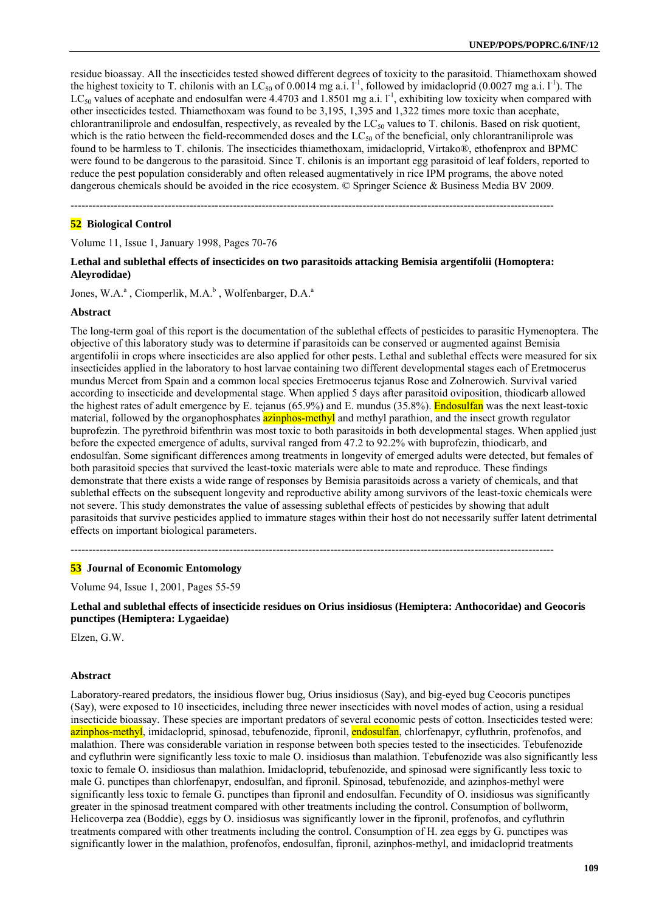residue bioassay. All the insecticides tested showed different degrees of toxicity to the parasitoid. Thiamethoxam showed the highest toxicity to T. chilonis with an $LC_{50}$ of 0.0014 mg a.i. $l^{-1}$, followed by imidacloprid (0.0027 mg a.i. $l^{-1}$). The $LC_{50}$ values of acephate and endosulfan were 4.4703 and 1.8501 mg a.i. $l^{-1}$, exhibiting low toxicity when compared with other insecticides tested. Thiamethoxam was found to be 3,195, 1,395 and 1,322 times more toxic than acephate, chlorantraniliprole and endosulfan, respectively, as revealed by the $LC_{50}$ values to T. chilonis. Based on risk quotient, which is the ratio between the field-recommended doses and the $LC_{50}$ of the beneficial, only chlorantraniliprole was found to be harmless to T. chilonis. The insecticides thiamethoxam, imidacloprid, Virtako®, ethofenprox and BPMC were found to be dangerous to the parasitoid. Since T. chilonis is an important egg parasitoid of leaf folders, reported to reduce the pest population considerably and often released augmentatively in rice IPM programs, the above noted dangerous chemicals should be avoided in the rice ecosystem. © Springer Science & Business Media BV 2009.

---

**52 Biological Control**

Volume 11, Issue 1, January 1998, Pages 70-76

**Lethal and sublethal effects of insecticides on two parasitoids attacking Bemisia argentifolii (Homoptera: Aleyrodidae)**

Jones, W.A.[a] , Ciomperlik, M.A.[b] , Wolfenbarger, D.A.[a]

**Abstract**

The long-term goal of this report is the documentation of the sublethal effects of pesticides to parasitic Hymenoptera. The objective of this laboratory study was to determine if parasitoids can be conserved or augmented against Bemisia argentifolii in crops where insecticides are also applied for other pests. Lethal and sublethal effects were measured for six insecticides applied in the laboratory to host larvae containing two different developmental stages each of Eretmocerus mundus Mercet from Spain and a common local species Eretmocerus tejanus Rose and Zolnerowich. Survival varied according to insecticide and developmental stage. When applied 5 days after parasitoid oviposition, thiodicarb allowed the highest rates of adult emergence by E. tejanus (65.9%) and E. mundus (35.8%). Endosulfan was the next least-toxic material, followed by the organophosphates azinphos-methyl and methyl parathion, and the insect growth regulator buprofezin. The pyrethroid bifenthrin was most toxic to both parasitoids in both developmental stages. When applied just before the expected emergence of adults, survival ranged from 47.2 to 92.2% with buprofezin, thiodicarb, and endosulfan. Some significant differences among treatments in longevity of emerged adults were detected, but females of both parasitoid species that survived the least-toxic materials were able to mate and reproduce. These findings demonstrate that there exists a wide range of responses by Bemisia parasitoids across a variety of chemicals, and that sublethal effects on the subsequent longevity and reproductive ability among survivors of the least-toxic chemicals were not severe. This study demonstrates the value of assessing sublethal effects of pesticides by showing that adult parasitoids that survive pesticides applied to immature stages within their host do not necessarily suffer latent detrimental effects on important biological parameters.

---

**53 Journal of Economic Entomology**

Volume 94, Issue 1, 2001, Pages 55-59

**Lethal and sublethal effects of insecticide residues on Orius insidiosus (Hemiptera: Anthocoridae) and Geocoris punctipes (Hemiptera: Lygaeidae)**

Elzen, G.W.

**Abstract**

Laboratory-reared predators, the insidious flower bug, Orius insidiosus (Say), and big-eyed bug Ceocoris punctipes (Say), were exposed to 10 insecticides, including three newer insecticides with novel modes of action, using a residual insecticide bioassay. These species are important predators of several economic pests of cotton. Insecticides tested were: azinphos-methyl, imidacloprid, spinosad, tebufenozide, fipronil, endosulfan, chlorfenapyr, cyfluthrin, profenofos, and malathion. There was considerable variation in response between both species tested to the insecticides. Tebufenozide and cyfluthrin were significantly less toxic to male O. insidiosus than malathion. Tebufenozide was also significantly less toxic to female O. insidiosus than malathion. Imidacloprid, tebufenozide, and spinosad were significantly less toxic to male G. punctipes than chlorfenapyr, endosulfan, and fipronil. Spinosad, tebufenozide, and azinphos-methyl were significantly less toxic to female G. punctipes than fipronil and endosulfan. Fecundity of O. insidiosus was significantly greater in the spinosad treatment compared with other treatments including the control. Consumption of bollworm, Helicoverpa zea (Boddie), eggs by O. insidiosus was significantly lower in the fipronil, profenofos, and cyfluthrin treatments compared with other treatments including the control. Consumption of H. zea eggs by G. punctipes was significantly lower in the malathion, profenofos, endosulfan, fipronil, azinphos-methyl, and imidacloprid treatments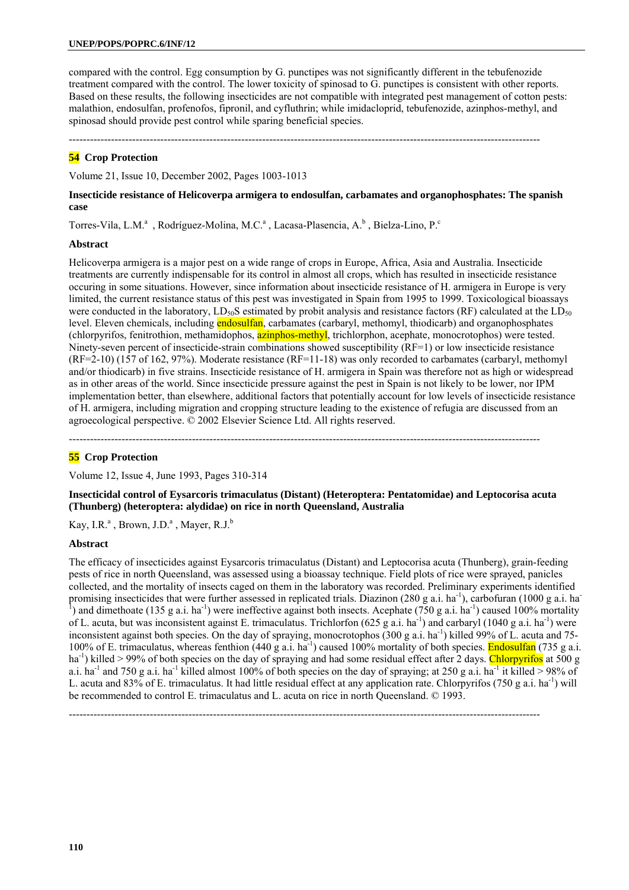compared with the control. Egg consumption by G. punctipes was not significantly different in the tebufenozide treatment compared with the control. The lower toxicity of spinosad to G. punctipes is consistent with other reports. Based on these results, the following insecticides are not compatible with integrated pest management of cotton pests: malathion, endosulfan, profenofos, fipronil, and cyfluthrin; while imidacloprid, tebufenozide, azinphos-methyl, and spinosad should provide pest control while sparing beneficial species.

---

**54 Crop Protection**

Volume 21, Issue 10, December 2002, Pages 1003-1013

**Insecticide resistance of Helicoverpa armigera to endosulfan, carbamates and organophosphates: The spanish case**

Torres-Vila, L.M.[a] , Rodríguez-Molina, M.C.[a] , Lacasa-Plasencia, A.[b] , Bielza-Lino, P.[c]

**Abstract**

Helicoverpa armigera is a major pest on a wide range of crops in Europe, Africa, Asia and Australia. Insecticide treatments are currently indispensable for its control in almost all crops, which has resulted in insecticide resistance occuring in some situations. However, since information about insecticide resistance of H. armigera in Europe is very limited, the current resistance status of this pest was investigated in Spain from 1995 to 1999. Toxicological bioassays were conducted in the laboratory, $LD_{50}$S estimated by probit analysis and resistance factors (RF) calculated at the $LD_{50}$ level. Eleven chemicals, including endosulfan, carbamates (carbaryl, methomyl, thiodicarb) and organophosphates (chlorpyrifos, fenitrothion, methamidophos, azinphos-methyl, trichlorphon, acephate, monocrotophos) were tested. Ninety-seven percent of insecticide-strain combinations showed susceptibility (RF=1) or low insecticide resistance (RF=2-10) (157 of 162, 97%). Moderate resistance (RF=11-18) was only recorded to carbamates (carbaryl, methomyl and/or thiodicarb) in five strains. Insecticide resistance of H. armigera in Spain was therefore not as high or widespread as in other areas of the world. Since insecticide pressure against the pest in Spain is not likely to be lower, nor IPM implementation better, than elsewhere, additional factors that potentially account for low levels of insecticide resistance of H. armigera, including migration and cropping structure leading to the existence of refugia are discussed from an agroecological perspective. © 2002 Elsevier Science Ltd. All rights reserved.

---

**55 Crop Protection**

Volume 12, Issue 4, June 1993, Pages 310-314

**Insecticidal control of Eysarcoris trimaculatus (Distant) (Heteroptera: Pentatomidae) and Leptocorisa acuta (Thunberg) (heteroptera: alydidae) on rice in north Queensland, Australia**

Kay, I.R.[a] , Brown, J.D.[a] , Mayer, R.J.[b]

**Abstract**

The efficacy of insecticides against Eysarcoris trimaculatus (Distant) and Leptocorisa acuta (Thunberg), grain-feeding pests of rice in north Queensland, was assessed using a bioassay technique. Field plots of rice were sprayed, panicles collected, and the mortality of insects caged on them in the laboratory was recorded. Preliminary experiments identified promising insecticides that were further assessed in replicated trials. Diazinon (280 g a.i. $ha^{-1}$), carbofuran (1000 g a.i. $ha^{-1}$) and dimethoate (135 g a.i. $ha^{-1}$) were ineffective against both insects. Acephate (750 g a.i. $ha^{-1}$) caused 100% mortality of L. acuta, but was inconsistent against E. trimaculatus. Trichlorfon (625 g a.i. $ha^{-1}$) and carbaryl (1040 g a.i. $ha^{-1}$) were inconsistent against both species. On the day of spraying, monocrotophos (300 g a.i. $ha^{-1}$) killed 99% of L. acuta and 75-100% of E. trimaculatus, whereas fenthion (440 g a.i. $ha^{-1}$) caused 100% mortality of both species. Endosulfan (735 g a.i. $ha^{-1}$) killed > 99% of both species on the day of spraying and had some residual effect after 2 days. Chlorpyrifos at 500 g a.i. $ha^{-1}$ and 750 g a.i. $ha^{-1}$ killed almost 100% of both species on the day of spraying; at 250 g a.i. $ha^{-1}$ it killed > 98% of L. acuta and 83% of E. trimaculatus. It had little residual effect at any application rate. Chlorpyrifos (750 g a.i. $ha^{-1}$) will be recommended to control E. trimaculatus and L. acuta on rice in north Queensland. © 1993.

---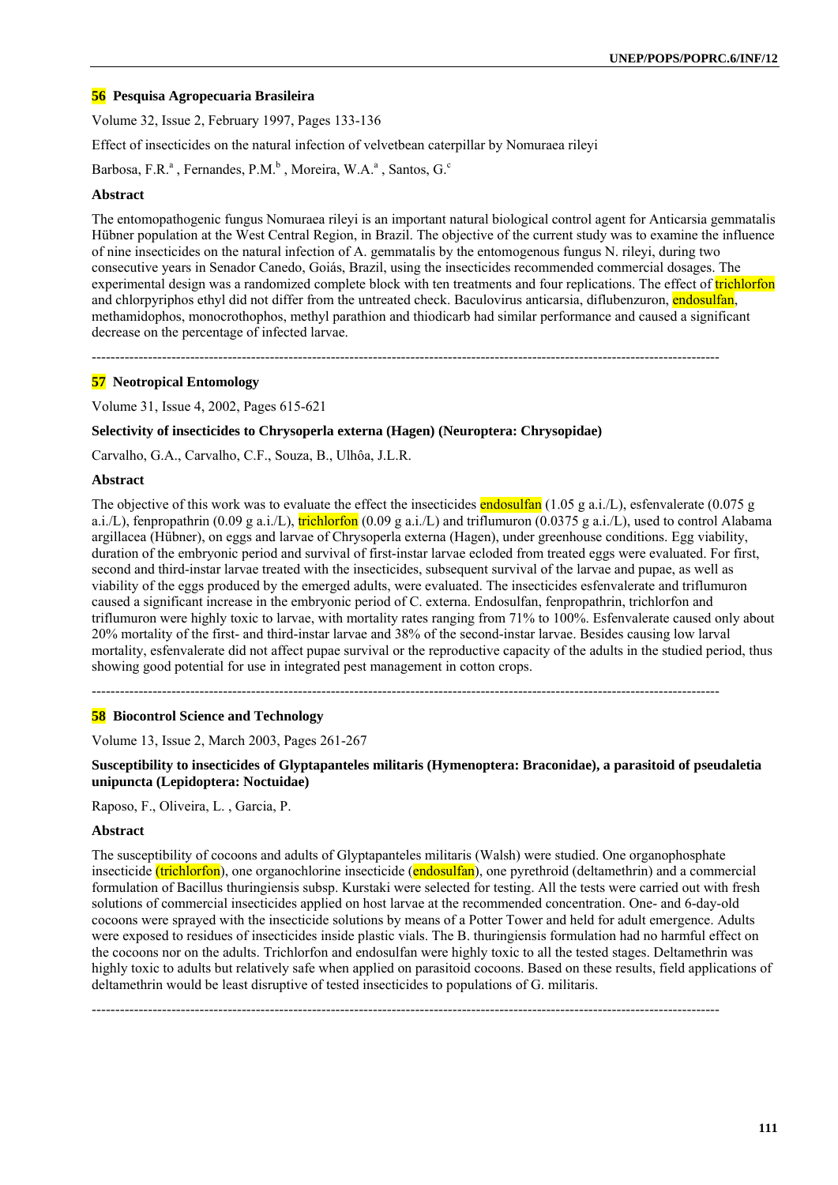**56 Pesquisa Agropecuaria Brasileira**

Volume 32, Issue 2, February 1997, Pages 133-136

Effect of insecticides on the natural infection of velvetbean caterpillar by Nomuraea rileyi

Barbosa, F.R.[a] , Fernandes, P.M.[b] , Moreira, W.A.[a] , Santos, G.[c]

**Abstract**

The entomopathogenic fungus Nomuraea rileyi is an important natural biological control agent for Anticarsia gemmatalis Hübner population at the West Central Region, in Brazil. The objective of the current study was to examine the influence of nine insecticides on the natural infection of A. gemmatalis by the entomogenous fungus N. rileyi, during two consecutive years in Senador Canedo, Goiás, Brazil, using the insecticides recommended commercial dosages. The experimental design was a randomized complete block with ten treatments and four replications. The effect of trichlorfon and chlorpyriphos ethyl did not differ from the untreated check. Baculovirus anticarsia, diflubenzuron, endosulfan, methamidophos, monocrothophos, methyl parathion and thiodicarb had similar performance and caused a significant decrease on the percentage of infected larvae.

---

**57 Neotropical Entomology**

Volume 31, Issue 4, 2002, Pages 615-621

**Selectivity of insecticides to Chrysoperla externa (Hagen) (Neuroptera: Chrysopidae)**

Carvalho, G.A., Carvalho, C.F., Souza, B., Ulhôa, J.L.R.

**Abstract**

The objective of this work was to evaluate the effect the insecticides endosulfan (1.05 g a.i./L), esfenvalerate (0.075 g a.i./L), fenpropathrin (0.09 g a.i./L), trichlorfon (0.09 g a.i./L) and triflumuron (0.0375 g a.i./L), used to control Alabama argillacea (Hübner), on eggs and larvae of Chrysoperla externa (Hagen), under greenhouse conditions. Egg viability, duration of the embryonic period and survival of first-instar larvae ecloded from treated eggs were evaluated. For first, second and third-instar larvae treated with the insecticides, subsequent survival of the larvae and pupae, as well as viability of the eggs produced by the emerged adults, were evaluated. The insecticides esfenvalerate and triflumuron caused a significant increase in the embryonic period of C. externa. Endosulfan, fenpropathrin, trichlorfon and triflumuron were highly toxic to larvae, with mortality rates ranging from 71% to 100%. Esfenvalerate caused only about 20% mortality of the first- and third-instar larvae and 38% of the second-instar larvae. Besides causing low larval mortality, esfenvalerate did not affect pupae survival or the reproductive capacity of the adults in the studied period, thus showing good potential for use in integrated pest management in cotton crops.

---

**58 Biocontrol Science and Technology**

Volume 13, Issue 2, March 2003, Pages 261-267

**Susceptibility to insecticides of Glyptapanteles militaris (Hymenoptera: Braconidae), a parasitoid of pseudaletia unipuncta (Lepidoptera: Noctuidae)**

Raposo, F., Oliveira, L. , Garcia, P.

**Abstract**

The susceptibility of cocoons and adults of Glyptapanteles militaris (Walsh) were studied. One organophosphate insecticide (trichlorfon), one organochlorine insecticide (endosulfan), one pyrethroid (deltamethrin) and a commercial formulation of Bacillus thuringiensis subsp. Kurstaki were selected for testing. All the tests were carried out with fresh solutions of commercial insecticides applied on host larvae at the recommended concentration. One- and 6-day-old cocoons were sprayed with the insecticide solutions by means of a Potter Tower and held for adult emergence. Adults were exposed to residues of insecticides inside plastic vials. The B. thuringiensis formulation had no harmful effect on the cocoons nor on the adults. Trichlorfon and endosulfan were highly toxic to all the tested stages. Deltamethrin was highly toxic to adults but relatively safe when applied on parasitoid cocoons. Based on these results, field applications of deltamethrin would be least disruptive of tested insecticides to populations of G. militaris.

---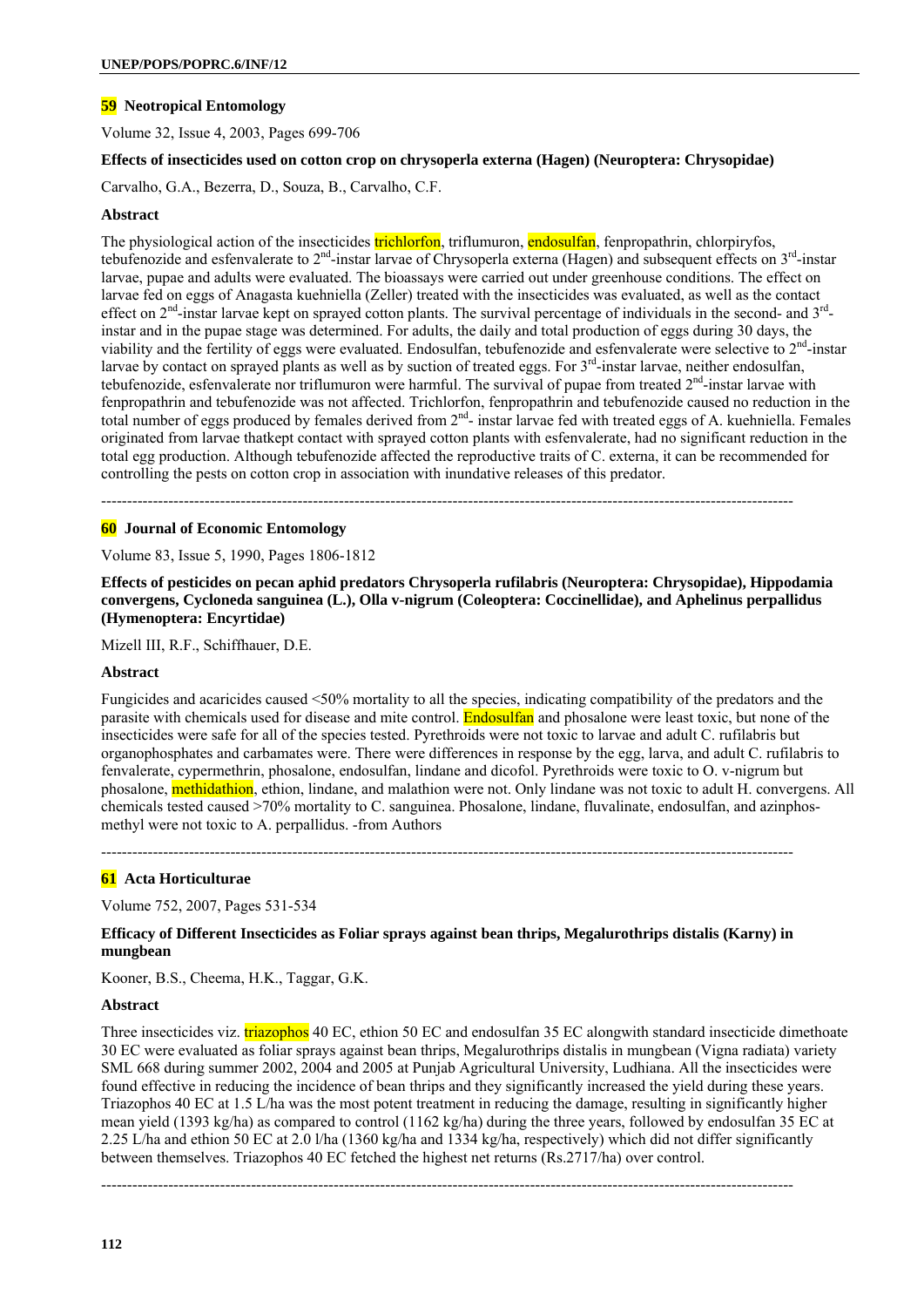**59 Neotropical Entomology**

Volume 32, Issue 4, 2003, Pages 699-706

**Effects of insecticides used on cotton crop on chrysoperla externa (Hagen) (Neuroptera: Chrysopidae)**

Carvalho, G.A., Bezerra, D., Souza, B., Carvalho, C.F.

**Abstract**

The physiological action of the insecticides trichlorfon, triflumuron, endosulfan, fenpropathrin, chlorpiryfos, tebufenozide and esfenvalerate to 2nd-instar larvae of Chrysoperla externa (Hagen) and subsequent effects on 3rd-instar larvae, pupae and adults were evaluated. The bioassays were carried out under greenhouse conditions. The effect on larvae fed on eggs of Anagasta kuehniella (Zeller) treated with the insecticides was evaluated, as well as the contact effect on 2nd-instar larvae kept on sprayed cotton plants. The survival percentage of individuals in the second- and 3rd-instar and in the pupae stage was determined. For adults, the daily and total production of eggs during 30 days, the viability and the fertility of eggs were evaluated. Endosulfan, tebufenozide and esfenvalerate were selective to 2nd-instar larvae by contact on sprayed plants as well as by suction of treated eggs. For 3rd-instar larvae, neither endosulfan, tebufenozide, esfenvalerate nor triflumuron were harmful. The survival of pupae from treated 2nd-instar larvae with fenpropathrin and tebufenozide was not affected. Trichlorfon, fenpropathrin and tebufenozide caused no reduction in the total number of eggs produced by females derived from 2nd- instar larvae fed with treated eggs of A. kuehniella. Females originated from larvae thatkept contact with sprayed cotton plants with esfenvalerate, had no significant reduction in the total egg production. Although tebufenozide affected the reproductive traits of C. externa, it can be recommended for controlling the pests on cotton crop in association with inundative releases of this predator.

---

**60 Journal of Economic Entomology**

Volume 83, Issue 5, 1990, Pages 1806-1812

**Effects of pesticides on pecan aphid predators Chrysoperla rufilabris (Neuroptera: Chrysopidae), Hippodamia convergens, Cycloneda sanguinea (L.), Olla v-nigrum (Coleoptera: Coccinellidae), and Aphelinus perpallidus (Hymenoptera: Encyrtidae)**

Mizell III, R.F., Schiffhauer, D.E.

**Abstract**

Fungicides and acaricides caused <50% mortality to all the species, indicating compatibility of the predators and the parasite with chemicals used for disease and mite control. Endosulfan and phosalone were least toxic, but none of the insecticides were safe for all of the species tested. Pyrethroids were not toxic to larvae and adult C. rufilabris but organophosphates and carbamates were. There were differences in response by the egg, larva, and adult C. rufilabris to fenvalerate, cypermethrin, phosalone, endosulfan, lindane and dicofol. Pyrethroids were toxic to O. v-nigrum but phosalone, methidathion, ethion, lindane, and malathion were not. Only lindane was not toxic to adult H. convergens. All chemicals tested caused >70% mortality to C. sanguinea. Phosalone, lindane, fluvalinate, endosulfan, and azinphos-methyl were not toxic to A. perpallidus. -from Authors

---

**61 Acta Horticulturae**

Volume 752, 2007, Pages 531-534

**Efficacy of Different Insecticides as Foliar sprays against bean thrips, Megalurothrips distalis (Karny) in mungbean**

Kooner, B.S., Cheema, H.K., Taggar, G.K.

**Abstract**

Three insecticides viz. triazophos 40 EC, ethion 50 EC and endosulfan 35 EC alongwith standard insecticide dimethoate 30 EC were evaluated as foliar sprays against bean thrips, Megalurothrips distalis in mungbean (Vigna radiata) variety SML 668 during summer 2002, 2004 and 2005 at Punjab Agricultural University, Ludhiana. All the insecticides were found effective in reducing the incidence of bean thrips and they significantly increased the yield during these years. Triazophos 40 EC at 1.5 L/ha was the most potent treatment in reducing the damage, resulting in significantly higher mean yield (1393 kg/ha) as compared to control (1162 kg/ha) during the three years, followed by endosulfan 35 EC at 2.25 L/ha and ethion 50 EC at 2.0 l/ha (1360 kg/ha and 1334 kg/ha, respectively) which did not differ significantly between themselves. Triazophos 40 EC fetched the highest net returns (Rs.2717/ha) over control.

---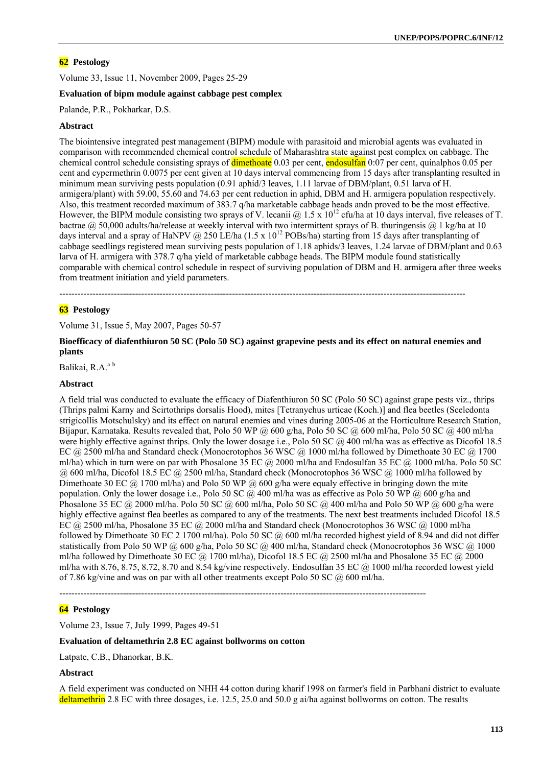**62 Pestology**

Volume 33, Issue 11, November 2009, Pages 25-29

**Evaluation of bipm module against cabbage pest complex**

Palande, P.R., Pokharkar, D.S.

**Abstract**

The biointensive integrated pest management (BIPM) module with parasitoid and microbial agents was evaluated in comparison with recommended chemical control schedule of Maharashtra state against pest complex on cabbage. The chemical control schedule consisting sprays of dimethoate 0.03 per cent, endosulfan 0:07 per cent, quinalphos 0.05 per cent and cypermethrin 0.0075 per cent given at 10 days interval commencing from 15 days after transplanting resulted in minimum mean surviving pests population (0.91 aphid/3 leaves, 1.11 larvae of DBM/plant, 0.51 larva of H. armigera/plant) with 59.00, 55.60 and 74.63 per cent reduction in aphid, DBM and H. armigera population respectively. Also, this treatment recorded maximum of 383.7 q/ha marketable cabbage heads andn proved to be the most effective. However, the BIPM module consisting two sprays of V. lecanii @ 1.5 x $10^{12}$ cfu/ha at 10 days interval, five releases of T. bactrae @ 50,000 adults/ha/release at weekly interval with two intermittent sprays of B. thuringensis @ 1 kg/ha at 10 days interval and a spray of HaNPV @ 250 LE/ha (1.5 x $10^{12}$ POBs/ha) starting from 15 days after transplanting of cabbage seedlings registered mean surviving pests population of 1.18 aphids/3 leaves, 1.24 larvae of DBM/plant and 0.63 larva of H. armigera with 378.7 q/ha yield of marketable cabbage heads. The BIPM module found statistically comparable with chemical control schedule in respect of surviving population of DBM and H. armigera after three weeks from treatment initiation and yield parameters.

---

**63 Pestology**

Volume 31, Issue 5, May 2007, Pages 50-57

**Bioefficacy of diafenthiuron 50 SC (Polo 50 SC) against grapevine pests and its effect on natural enemies and plants**

Balikai, R.A.[a b]

**Abstract**

A field trial was conducted to evaluate the efficacy of Diafenthiuron 50 SC (Polo 50 SC) against grape pests viz., thrips (Thrips palmi Karny and Scirtothrips dorsalis Hood), mites [Tetranychus urticae (Koch.)] and flea beetles (Sceledonta strigicollis Motschulsky) and its effect on natural enemies and vines during 2005-06 at the Horticulture Research Station, Bijapur, Karnataka. Results revealed that, Polo 50 WP @ 600 g/ha, Polo 50 SC @ 600 ml/ha, Polo 50 SC @ 400 ml/ha were highly effective against thrips. Only the lower dosage i.e., Polo 50 SC @ 400 ml/ha was as effective as Dicofol 18.5 EC @ 2500 ml/ha and Standard check (Monocrotophos 36 WSC @ 1000 ml/ha followed by Dimethoate 30 EC @ 1700 ml/ha) which in turn were on par with Phosalone 35 EC @ 2000 ml/ha and Endosulfan 35 EC @ 1000 ml/ha. Polo 50 SC @ 600 ml/ha, Dicofol 18.5 EC @ 2500 ml/ha, Standard check (Monocrotophos 36 WSC @ 1000 ml/ha followed by Dimethoate 30 EC @ 1700 ml/ha) and Polo 50 WP @ 600 g/ha were equaly effective in bringing down the mite population. Only the lower dosage i.e., Polo 50 SC @ 400 ml/ha was as effective as Polo 50 WP @ 600 g/ha and Phosalone 35 EC @ 2000 ml/ha. Polo 50 SC @ 600 ml/ha, Polo 50 SC @ 400 ml/ha and Polo 50 WP @ 600 g/ha were highly effective against flea beetles as compared to any of the treatments. The next best treatments included Dicofol 18.5 EC @ 2500 ml/ha, Phosalone 35 EC @ 2000 ml/ha and Standard check (Monocrotophos 36 WSC @ 1000 ml/ha followed by Dimethoate 30 EC 2 1700 ml/ha). Polo 50 SC @ 600 ml/ha recorded highest yield of 8.94 and did not differ statistically from Polo 50 WP @ 600 g/ha, Polo 50 SC @ 400 ml/ha, Standard check (Monocrotophos 36 WSC @ 1000 ml/ha followed by Dimethoate 30 EC @ 1700 ml/ha), Dicofol 18.5 EC @ 2500 ml/ha and Phosalone 35 EC @ 2000 ml/ha with 8.76, 8.75, 8.72, 8.70 and 8.54 kg/vine respectively. Endosulfan 35 EC @ 1000 ml/ha recorded lowest yield of 7.86 kg/vine and was on par with all other treatments except Polo 50 SC @ 600 ml/ha.

---

**64 Pestology**

Volume 23, Issue 7, July 1999, Pages 49-51

**Evaluation of deltamethrin 2.8 EC against bollworms on cotton**

Latpate, C.B., Dhanorkar, B.K.

**Abstract**

A field experiment was conducted on NHH 44 cotton during kharif 1998 on farmer's field in Parbhani district to evaluate deltamethrin 2.8 EC with three dosages, i.e. 12.5, 25.0 and 50.0 g ai/ha against bollworms on cotton. The results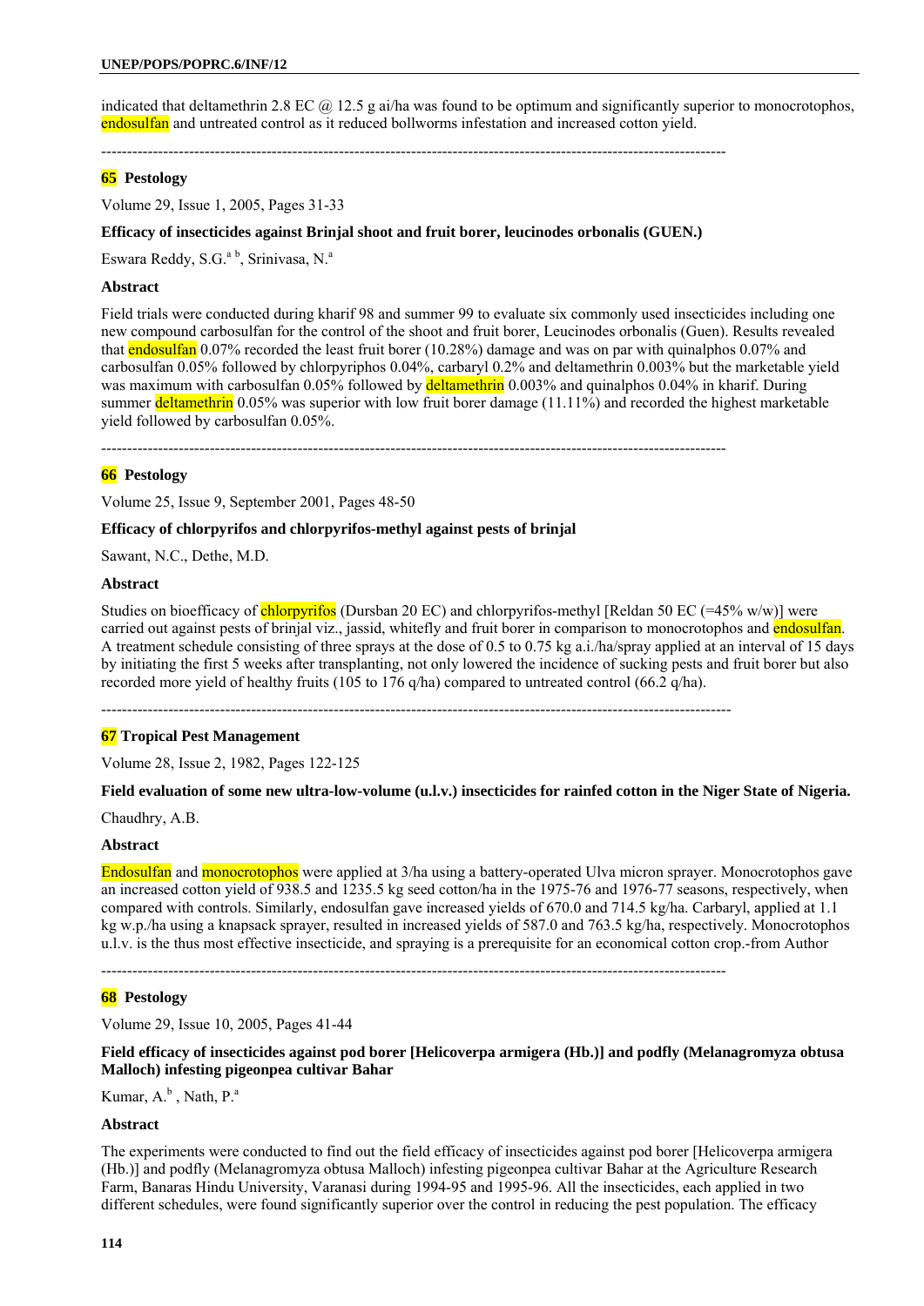indicated that deltamethrin 2.8 EC @ 12.5 g ai/ha was found to be optimum and significantly superior to monocrotophos, endosulfan and untreated control as it reduced bollworms infestation and increased cotton yield.

---

**65 Pestology**

Volume 29, Issue 1, 2005, Pages 31-33

**Efficacy of insecticides against Brinjal shoot and fruit borer, leucinodes orbonalis (GUEN.)**

Eswara Reddy, S.G.[a b], Srinivasa, N.[a]

**Abstract**

Field trials were conducted during kharif 98 and summer 99 to evaluate six commonly used insecticides including one new compound carbosulfan for the control of the shoot and fruit borer, Leucinodes orbonalis (Guen). Results revealed that endosulfan 0.07% recorded the least fruit borer (10.28%) damage and was on par with quinalphos 0.07% and carbosulfan 0.05% followed by chlorpyriphos 0.04%, carbaryl 0.2% and deltamethrin 0.003% but the marketable yield was maximum with carbosulfan 0.05% followed by deltamethrin 0.003% and quinalphos 0.04% in kharif. During summer deltamethrin 0.05% was superior with low fruit borer damage (11.11%) and recorded the highest marketable yield followed by carbosulfan 0.05%.

---

**66 Pestology**

Volume 25, Issue 9, September 2001, Pages 48-50

**Efficacy of chlorpyrifos and chlorpyrifos-methyl against pests of brinjal**

Sawant, N.C., Dethe, M.D.

**Abstract**

Studies on bioefficacy of chlorpyrifos (Dursban 20 EC) and chlorpyrifos-methyl [Reldan 50 EC (=45% w/w)] were carried out against pests of brinjal viz., jassid, whitefly and fruit borer in comparison to monocrotophos and endosulfan. A treatment schedule consisting of three sprays at the dose of 0.5 to 0.75 kg a.i./ha/spray applied at an interval of 15 days by initiating the first 5 weeks after transplanting, not only lowered the incidence of sucking pests and fruit borer but also recorded more yield of healthy fruits (105 to 176 q/ha) compared to untreated control (66.2 q/ha).

---

**67 Tropical Pest Management**

Volume 28, Issue 2, 1982, Pages 122-125

**Field evaluation of some new ultra-low-volume (u.l.v.) insecticides for rainfed cotton in the Niger State of Nigeria.**

Chaudhry, A.B.

**Abstract**

Endosulfan and monocrotophos were applied at 3/ha using a battery-operated Ulva micron sprayer. Monocrotophos gave an increased cotton yield of 938.5 and 1235.5 kg seed cotton/ha in the 1975-76 and 1976-77 seasons, respectively, when compared with controls. Similarly, endosulfan gave increased yields of 670.0 and 714.5 kg/ha. Carbaryl, applied at 1.1 kg w.p./ha using a knapsack sprayer, resulted in increased yields of 587.0 and 763.5 kg/ha, respectively. Monocrotophos u.l.v. is the thus most effective insecticide, and spraying is a prerequisite for an economical cotton crop.-from Author

---

**68 Pestology**

Volume 29, Issue 10, 2005, Pages 41-44

**Field efficacy of insecticides against pod borer [Helicoverpa armigera (Hb.)] and podfly (Melanagromyza obtusa Malloch) infesting pigeonpea cultivar Bahar**

Kumar, A.[b], Nath, P.[a]

**Abstract**

The experiments were conducted to find out the field efficacy of insecticides against pod borer [Helicoverpa armigera (Hb.)] and podfly (Melanagromyza obtusa Malloch) infesting pigeonpea cultivar Bahar at the Agriculture Research Farm, Banaras Hindu University, Varanasi during 1994-95 and 1995-96. All the insecticides, each applied in two different schedules, were found significantly superior over the control in reducing the pest population. The efficacy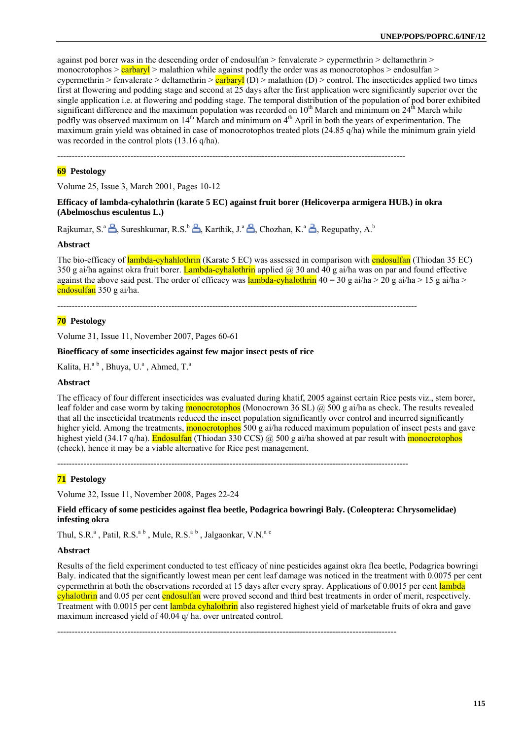against pod borer was in the descending order of endosulfan > fenvalerate > cypermethrin > deltamethrin > monocrotophos > carbaryl > malathion while against podfly the order was as monocrotophos > endosulfan > cypermethrin > fenvalerate > deltamethrin > carbaryl (D) > malathion (D) > control. The insecticides applied two times first at flowering and podding stage and second at 25 days after the first application were significantly superior over the single application i.e. at flowering and podding stage. The temporal distribution of the population of pod borer exhibited significant difference and the maximum population was recorded on 10[th] March and minimum on 24[th] March while podfly was observed maximum on 14[th] March and minimum on 4[th] April in both the years of experimentation. The maximum grain yield was obtained in case of monocrotophos treated plots (24.85 q/ha) while the minimum grain yield was recorded in the control plots (13.16 q/ha).

---

**69** **Pestology**

Volume 25, Issue 3, March 2001, Pages 10-12

**Efficacy of lambda-cyhalothrin (karate 5 EC) against fruit borer (Helicoverpa armigera HUB.) in okra (Abelmoschus esculentus L.)**

Rajkumar, S.[a], Sureshkumar, R.S.[b], Karthik, J.[a], Chozhan, K.[a], Regupathy, A.[b]

**Abstract**

The bio-efficacy of lambda-cyhahlothrin (Karate 5 EC) was assessed in comparison with endosulfan (Thiodan 35 EC) 350 g ai/ha against okra fruit borer. Lambda-cyhalothrin applied @ 30 and 40 g ai/ha was on par and found effective against the above said pest. The order of efficacy was lambda-cyhalothrin 40 = 30 g ai/ha > 20 g ai/ha > 15 g ai/ha > endosulfan 350 g ai/ha.

---

**70** **Pestology**

Volume 31, Issue 11, November 2007, Pages 60-61

**Bioefficacy of some insecticides against few major insect pests of rice**

Kalita, H.[a b], Bhuya, U.[a], Ahmed, T.[a]

**Abstract**

The efficacy of four different insecticides was evaluated during khatif, 2005 against certain Rice pests viz., stem borer, leaf folder and case worm by taking monocrotophos (Monocrown 36 SL) @ 500 g ai/ha as check. The results revealed that all the insecticidal treatments reduced the insect population significantly over control and incurred significantly higher yield. Among the treatments, monocrotophos 500 g ai/ha reduced maximum population of insect pests and gave highest yield (34.17 q/ha). Endosulfan (Thiodan 330 CCS) @ 500 g ai/ha showed at par result with monocrotophos (check), hence it may be a viable alternative for Rice pest management.

---

**71** **Pestology**

Volume 32, Issue 11, November 2008, Pages 22-24

**Field efficacy of some pesticides against flea beetle, Podagrica bowringi Baly. (Coleoptera: Chrysomelidae) infesting okra**

Thul, S.R.[a], Patil, R.S.[a b], Mule, R.S.[a b], Jalgaonkar, V.N.[a c]

**Abstract**

Results of the field experiment conducted to test efficacy of nine pesticides against okra flea beetle, Podagrica bowringi Baly. indicated that the significantly lowest mean per cent leaf damage was noticed in the treatment with 0.0075 per cent cypermethrin at both the observations recorded at 15 days after every spray. Applications of 0.0015 per cent lambda cyhalothrin and 0.05 per cent endosulfan were proved second and third best treatments in order of merit, respectively. Treatment with 0.0015 per cent lambda cyhalothrin also registered highest yield of marketable fruits of okra and gave maximum increased yield of 40.04 q/ ha. over untreated control.

---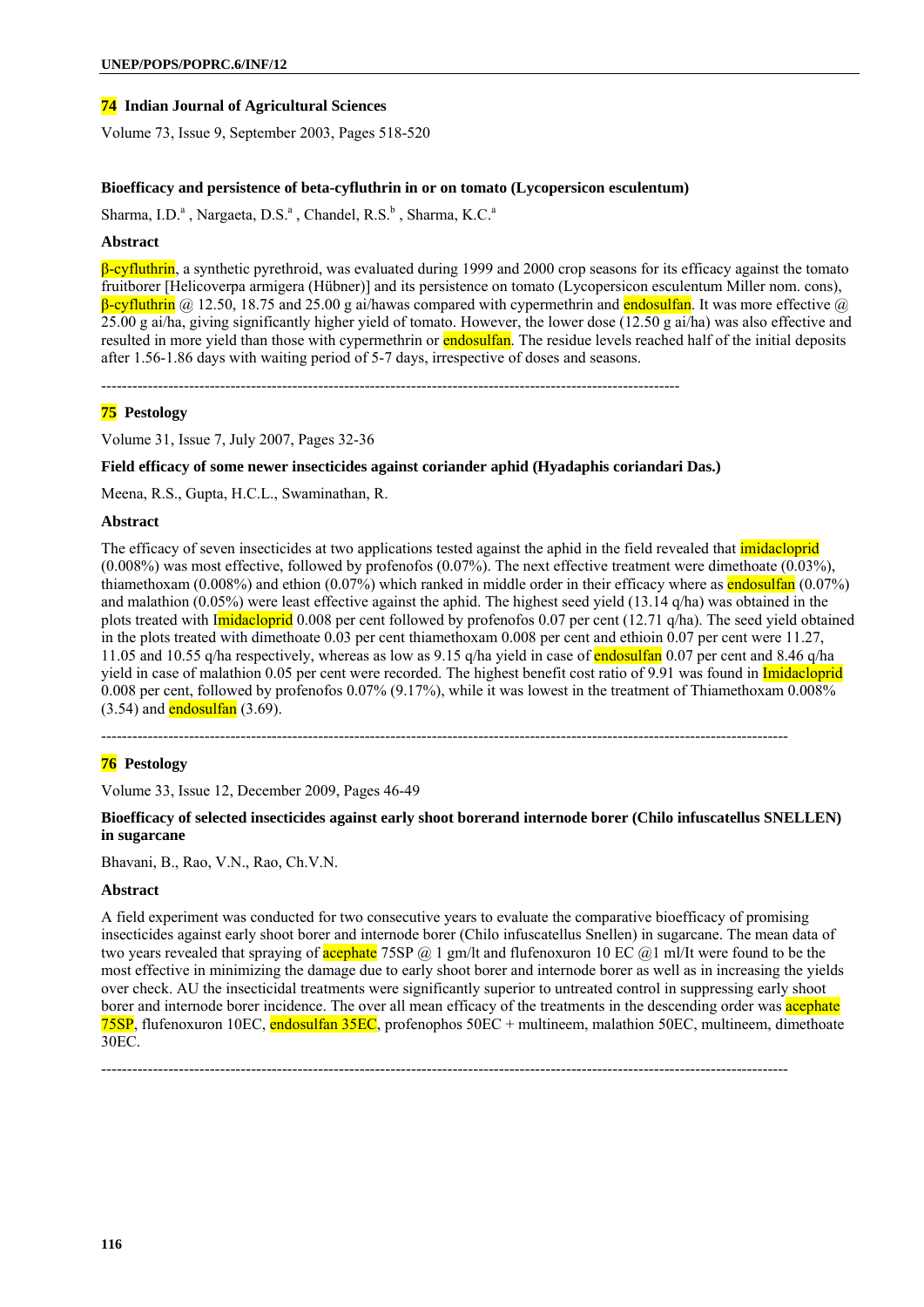**74 Indian Journal of Agricultural Sciences**

Volume 73, Issue 9, September 2003, Pages 518-520

**Bioefficacy and persistence of beta-cyfluthrin in or on tomato (Lycopersicon esculentum)**

Sharma, I.D.[a], Nargaeta, D.S.[a], Chandel, R.S.[b], Sharma, K.C.[a]

**Abstract**

β-cyfluthrin, a synthetic pyrethroid, was evaluated during 1999 and 2000 crop seasons for its efficacy against the tomato fruitborer [Helicoverpa armigera (Hübner)] and its persistence on tomato (Lycopersicon esculentum Miller nom. cons), β-cyfluthrin @ 12.50, 18.75 and 25.00 g ai/hawas compared with cypermethrin and endosulfan. It was more effective @ 25.00 g ai/ha, giving significantly higher yield of tomato. However, the lower dose (12.50 g ai/ha) was also effective and resulted in more yield than those with cypermethrin or endosulfan. The residue levels reached half of the initial deposits after 1.56-1.86 days with waiting period of 5-7 days, irrespective of doses and seasons.

---

**75 Pestology**

Volume 31, Issue 7, July 2007, Pages 32-36

**Field efficacy of some newer insecticides against coriander aphid (Hyadaphis coriandari Das.)**

Meena, R.S., Gupta, H.C.L., Swaminathan, R.

**Abstract**

The efficacy of seven insecticides at two applications tested against the aphid in the field revealed that imidacloprid (0.008%) was most effective, followed by profenofos (0.07%). The next effective treatment were dimethoate (0.03%), thiamethoxam (0.008%) and ethion (0.07%) which ranked in middle order in their efficacy where as endosulfan (0.07%) and malathion (0.05%) were least effective against the aphid. The highest seed yield (13.14 q/ha) was obtained in the plots treated with Imidacloprid 0.008 per cent followed by profenofos 0.07 per cent (12.71 q/ha). The seed yield obtained in the plots treated with dimethoate 0.03 per cent thiamethoxam 0.008 per cent and ethioin 0.07 per cent were 11.27, 11.05 and 10.55 q/ha respectively, whereas as low as 9.15 q/ha yield in case of endosulfan 0.07 per cent and 8.46 q/ha yield in case of malathion 0.05 per cent were recorded. The highest benefit cost ratio of 9.91 was found in Imidacloprid 0.008 per cent, followed by profenofos 0.07% (9.17%), while it was lowest in the treatment of Thiamethoxam 0.008% (3.54) and endosulfan (3.69).

---

**76 Pestology**

Volume 33, Issue 12, December 2009, Pages 46-49

**Bioefficacy of selected insecticides against early shoot borerand internode borer (Chilo infuscatellus SNELLEN) in sugarcane**

Bhavani, B., Rao, V.N., Rao, Ch.V.N.

**Abstract**

A field experiment was conducted for two consecutive years to evaluate the comparative bioefficacy of promising insecticides against early shoot borer and internode borer (Chilo infuscatellus Snellen) in sugarcane. The mean data of two years revealed that spraying of acephate 75SP @ 1 gm/lt and flufenoxuron 10 EC @1 ml/It were found to be the most effective in minimizing the damage due to early shoot borer and internode borer as well as in increasing the yields over check. AU the insecticidal treatments were significantly superior to untreated control in suppressing early shoot borer and internode borer incidence. The over all mean efficacy of the treatments in the descending order was acephate 75SP, flufenoxuron 10EC, endosulfan 35EC, profenophos 50EC + multineem, malathion 50EC, multineem, dimethoate 30EC.

---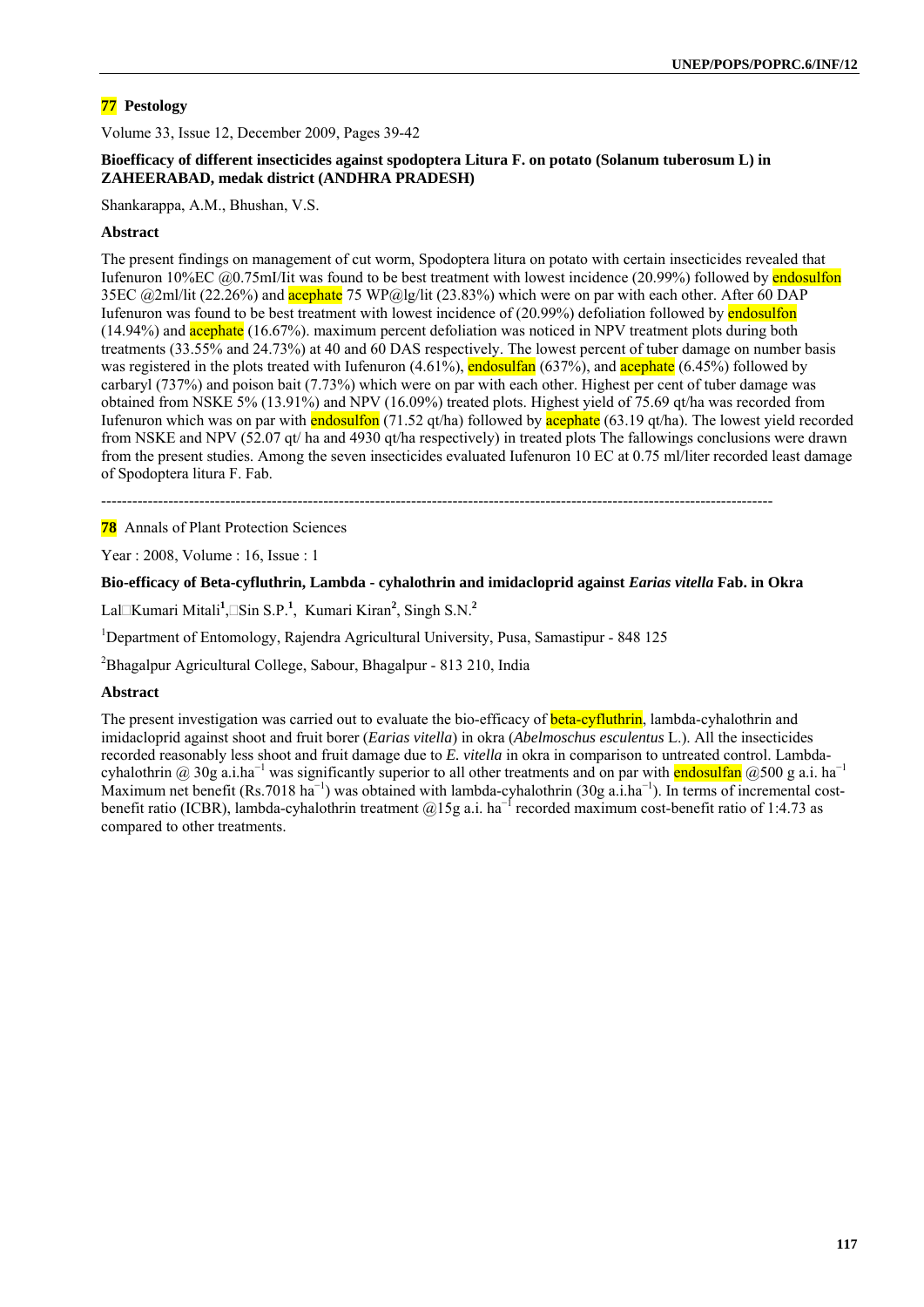**77 Pestology**

Volume 33, Issue 12, December 2009, Pages 39-42

**Bioefficacy of different insecticides against spodoptera Litura F. on potato (Solanum tuberosum L) in ZAHEERABAD, medak district (ANDHRA PRADESH)**

Shankarappa, A.M., Bhushan, V.S.

**Abstract**

The present findings on management of cut worm, Spodoptera litura on potato with certain insecticides revealed that Iufenuron 10%EC @0.75mI/Iit was found to be best treatment with lowest incidence (20.99%) followed by endosulfon 35EC @2ml/lit (22.26%) and acephate 75 WP@lg/lit (23.83%) which were on par with each other. After 60 DAP Iufenuron was found to be best treatment with lowest incidence of (20.99%) defoliation followed by endosulfon (14.94%) and acephate (16.67%). maximum percent defoliation was noticed in NPV treatment plots during both treatments (33.55% and 24.73%) at 40 and 60 DAS respectively. The lowest percent of tuber damage on number basis was registered in the plots treated with Iufenuron (4.61%), endosulfan (637%), and acephate (6.45%) followed by carbaryl (737%) and poison bait (7.73%) which were on par with each other. Highest per cent of tuber damage was obtained from NSKE 5% (13.91%) and NPV (16.09%) treated plots. Highest yield of 75.69 qt/ha was recorded from Iufenuron which was on par with endosulfon (71.52 qt/ha) followed by acephate (63.19 qt/ha). The lowest yield recorded from NSKE and NPV (52.07 qt/ ha and 4930 qt/ha respectively) in treated plots The fallowings conclusions were drawn from the present studies. Among the seven insecticides evaluated Iufenuron 10 EC at 0.75 ml/liter recorded least damage of Spodoptera litura F. Fab.

---

**78** Annals of Plant Protection Sciences

Year : 2008, Volume : 16, Issue : 1

**Bio-efficacy of Beta-cyfluthrin, Lambda - cyhalothrin and imidacloprid against *Earias vitella* Fab. in Okra**

Lal Kumari Mitali[1], Sin S.P.[1], Kumari Kiran[2], Singh S.N.[2]

[1]Department of Entomology, Rajendra Agricultural University, Pusa, Samastipur - 848 125

[2]Bhagalpur Agricultural College, Sabour, Bhagalpur - 813 210, India

**Abstract**

The present investigation was carried out to evaluate the bio-efficacy of beta-cyfluthrin, lambda-cyhalothrin and imidacloprid against shoot and fruit borer (*Earias vitella*) in okra (*Abelmoschus esculentus* L.). All the insecticides recorded reasonably less shoot and fruit damage due to *E. vitella* in okra in comparison to untreated control. Lambda-cyhalothrin @ 30g a.i.ha$^{-1}$ was significantly superior to all other treatments and on par with endosulfan @500 g a.i. ha$^{-1}$ Maximum net benefit (Rs.7018 ha$^{-1}$) was obtained with lambda-cyhalothrin (30g a.i.ha$^{-1}$). In terms of incremental cost-benefit ratio (ICBR), lambda-cyhalothrin treatment @15g a.i. ha$^{-1}$ recorded maximum cost-benefit ratio of 1:4.73 as compared to other treatments.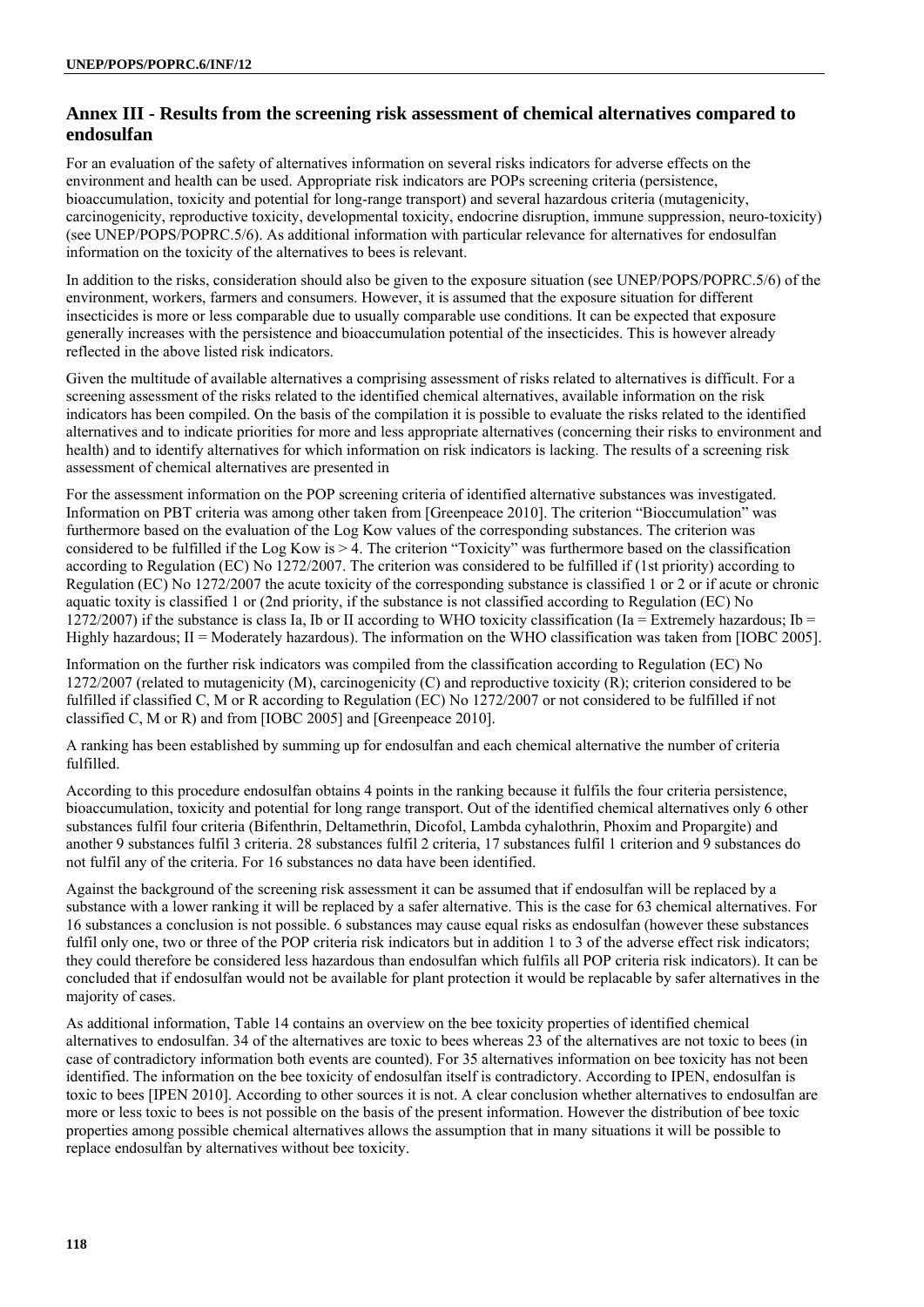## Annex III - Results from the screening risk assessment of chemical alternatives compared to endosulfan

For an evaluation of the safety of alternatives information on several risks indicators for adverse effects on the environment and health can be used. Appropriate risk indicators are POPs screening criteria (persistence, bioaccumulation, toxicity and potential for long-range transport) and several hazardous criteria (mutagenicity, carcinogenicity, reproductive toxicity, developmental toxicity, endocrine disruption, immune suppression, neuro-toxicity) (see UNEP/POPS/POPRC.5/6). As additional information with particular relevance for alternatives for endosulfan information on the toxicity of the alternatives to bees is relevant.

In addition to the risks, consideration should also be given to the exposure situation (see UNEP/POPS/POPRC.5/6) of the environment, workers, farmers and consumers. However, it is assumed that the exposure situation for different insecticides is more or less comparable due to usually comparable use conditions. It can be expected that exposure generally increases with the persistence and bioaccumulation potential of the insecticides. This is however already reflected in the above listed risk indicators.

Given the multitude of available alternatives a comprising assessment of risks related to alternatives is difficult. For a screening assessment of the risks related to the identified chemical alternatives, available information on the risk indicators has been compiled. On the basis of the compilation it is possible to evaluate the risks related to the identified alternatives and to indicate priorities for more and less appropriate alternatives (concerning their risks to environment and health) and to identify alternatives for which information on risk indicators is lacking. The results of a screening risk assessment of chemical alternatives are presented in

For the assessment information on the POP screening criteria of identified alternative substances was investigated. Information on PBT criteria was among other taken from [Greenpeace 2010]. The criterion "Bioccumulation" was furthermore based on the evaluation of the Log Kow values of the corresponding substances. The criterion was considered to be fulfilled if the Log Kow is > 4. The criterion "Toxicity" was furthermore based on the classification according to Regulation (EC) No 1272/2007. The criterion was considered to be fulfilled if (1st priority) according to Regulation (EC) No 1272/2007 the acute toxicity of the corresponding substance is classified 1 or 2 or if acute or chronic aquatic toxity is classified 1 or (2nd priority, if the substance is not classified according to Regulation (EC) No 1272/2007) if the substance is class Ia, Ib or II according to WHO toxicity classification (Ia = Extremely hazardous; Ib = Highly hazardous; II = Moderately hazardous). The information on the WHO classification was taken from [IOBC 2005].

Information on the further risk indicators was compiled from the classification according to Regulation (EC) No 1272/2007 (related to mutagenicity (M), carcinogenicity (C) and reproductive toxicity (R); criterion considered to be fulfilled if classified C, M or R according to Regulation (EC) No 1272/2007 or not considered to be fulfilled if not classified C, M or R) and from [IOBC 2005] and [Greenpeace 2010].

A ranking has been established by summing up for endosulfan and each chemical alternative the number of criteria fulfilled.

According to this procedure endosulfan obtains 4 points in the ranking because it fulfils the four criteria persistence, bioaccumulation, toxicity and potential for long-range transport. Out of the identified chemical alternatives only 6 other substances fulfil four criteria (Bifenthrin, Deltamethrin, Dicofol, Lambda cyhalothrin, Phoxim and Propargite) and another 9 substances fulfil 3 criteria. 28 substances fulfil 2 criteria, 17 substances fulfil 1 criterion and 9 substances do not fulfil any of the criteria. For 16 substances no data have been identified.

Against the background of the screening risk assessment it can be assumed that if endosulfan will be replaced by a substance with a lower ranking it will be replaced by a safer alternative. This is the case for 63 chemical alternatives. For 16 substances a conclusion is not possible. 6 substances may cause equal risks as endosulfan (however these substances fulfil only one, two or three of the POP criteria risk indicators but in addition 1 to 3 of the adverse effect risk indicators; they could therefore be considered less hazardous than endosulfan which fulfils all POP criteria risk indicators). It can be concluded that if endosulfan would not be available for plant protection it would be replacable by safer alternatives in the majority of cases.

As additional information, Table 14 contains an overview on the bee toxicity properties of identified chemical alternatives to endosulfan. 34 of the alternatives are toxic to bees whereas 23 of the alternatives are not toxic to bees (in case of contradictory information both events are counted). For 35 alternatives information on bee toxicity has not been identified. The information on the bee toxicity of endosulfan itself is contradictory. According to IPEN, endosulfan is toxic to bees [IPEN 2010]. According to other sources it is not. A clear conclusion whether alternatives to endosulfan are more or less toxic to bees is not possible on the basis of the present information. However the distribution of bee toxic properties among possible chemical alternatives allows the assumption that in many situations it will be possible to replace endosulfan by alternatives without bee toxicity.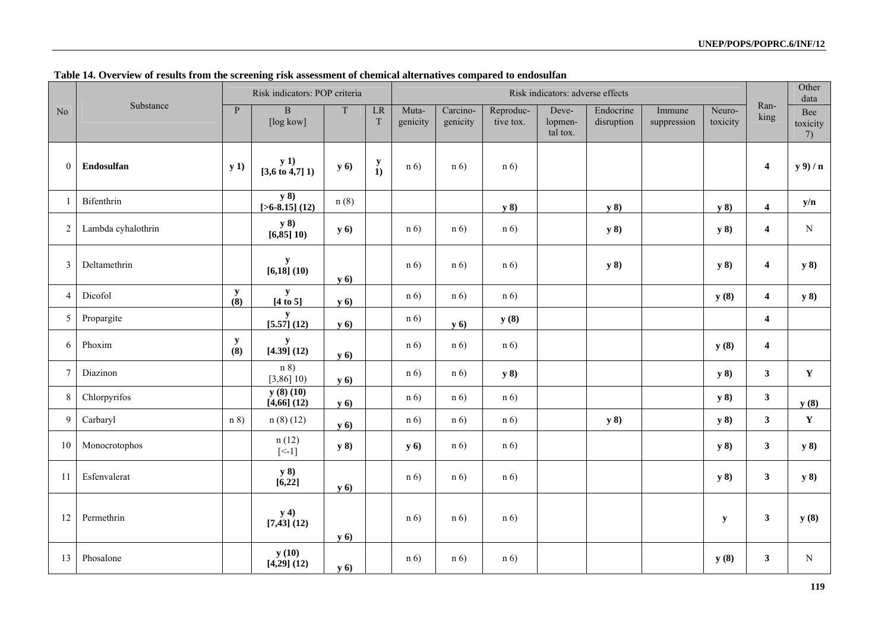**Table 14. Overview of results from the screening risk assessment of chemical alternatives compared to endosulfan**

| No | Substance | Risk indicators: POP criteria | | | | Risk indicators: adverse effects | | | | | | | Ran-king | Other data |
|---|---|---|---|---|---|---|---|---|---|---|---|---|---|---|
| | | P | B [log kow] | T | LRT | Muta-genicity | Carcino-genicity | Reproduc-tive tox. | Deve-lopmen-tal tox. | Endocrine disruption | Immune suppression | Neuro-toxicity | | Bee toxicity 7) |
| 0 | **Endosulfan** | **y 1)** | **y 1) [3,6 to 4,7] 1)** | **y 6)** | **y 1)** | n 6) | n 6) | n 6) | | | | | **4** | **y 9) / n** |
| 1 | Bifenthrin | | **y 8) [>6-8.15] (12)** | n (8) | | | | **y 8)** | | **y 8)** | | **y 8)** | **4** | **y/n** |
| 2 | Lambda cyhalothrin | | **y 8) [6,85] 10)** | **y 6)** | | n 6) | n 6) | n 6) | | **y 8)** | | **y 8)** | **4** | N |
| 3 | Deltamethrin | | **y [6,18] (10)** | **y 6)** | | n 6) | n 6) | n 6) | | **y 8)** | | **y 8)** | **4** | **y 8)** |
| 4 | Dicofol | **y (8)** | **y [4 to 5]** | **y 6)** | | n 6) | n 6) | n 6) | | | | **y (8)** | **4** | **y 8)** |
| 5 | Propargite | | **y [5.57] (12)** | **y 6)** | | n 6) | **y 6)** | **y (8)** | | | | | **4** | |
| 6 | Phoxim | **y (8)** | **y [4.39] (12)** | **y 6)** | | n 6) | n 6) | n 6) | | | | **y (8)** | **4** | |
| 7 | Diazinon | | n 8) [3,86] 10) | **y 6)** | | n 6) | n 6) | **y 8)** | | | | **y 8)** | **3** | **Y** |
| 8 | Chlorpyrifos | | **y (8) (10) [4,66] (12)** | **y 6)** | | n 6) | n 6) | n 6) | | | | **y 8)** | **3** | **y (8)** |
| 9 | Carbaryl | n 8) | n (8) (12) | **y 6)** | | n 6) | n 6) | n 6) | | **y 8)** | | **y 8)** | **3** | **Y** |
| 10 | Monocrotophos | | n (12) [<-1] | **y 8)** | | **y 6)** | n 6) | n 6) | | | | **y 8)** | **3** | **y 8)** |
| 11 | Esfenvalerat | | **y 8) [6,22]** | **y 6)** | | n 6) | n 6) | n 6) | | | | **y 8)** | **3** | **y 8)** |
| 12 | Permethrin | | **y 4) [7,43] (12)** | **y 6)** | | n 6) | n 6) | n 6) | | | | **y** | **3** | **y (8)** |
| 13 | Phosalone | | **y (10) [4,29] (12)** | **y 6)** | | n 6) | n 6) | n 6) | | | | **y (8)** | **3** | N |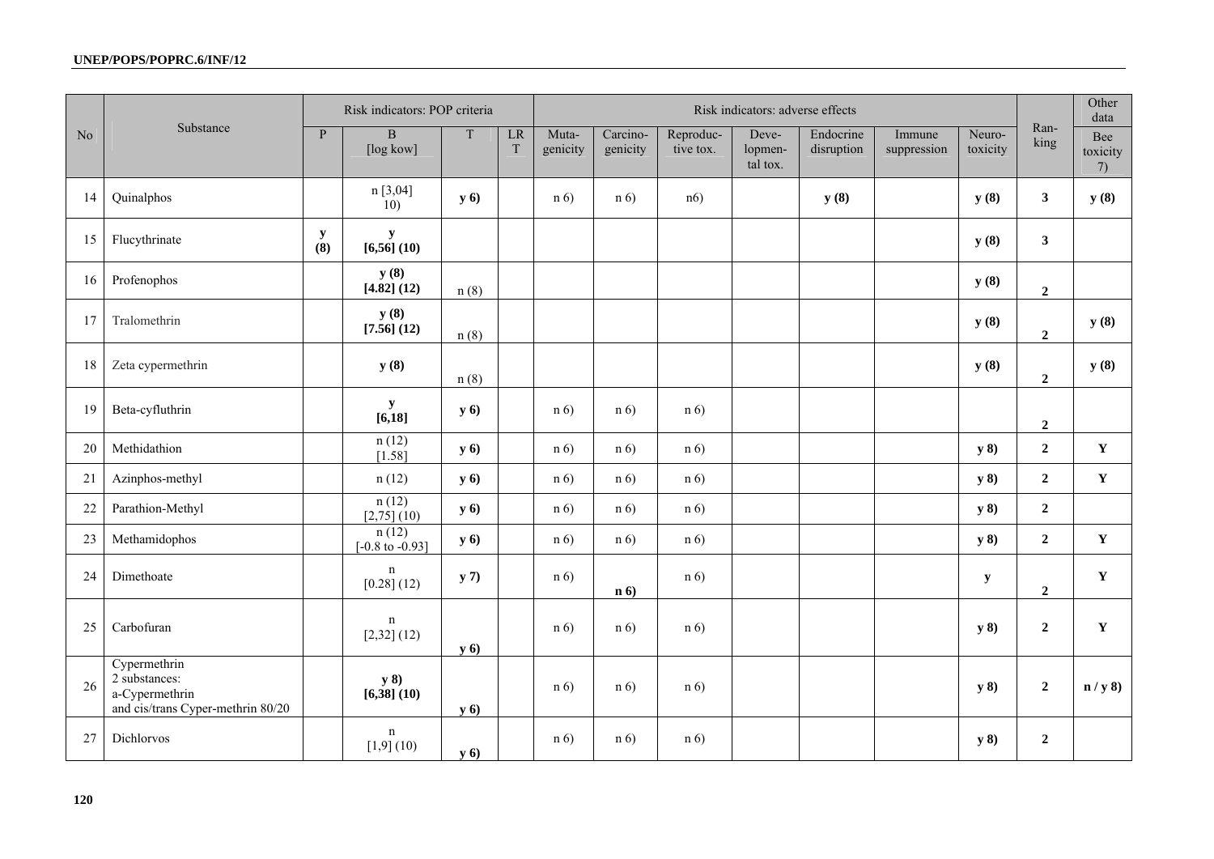| No | Substance | Risk indicators: POP criteria | | | | Risk indicators: adverse effects | | | | | | | Ran-king | Other data |
|---|---|---|---|---|---|---|---|---|---|---|---|---|---|---|
| | | P | B [log kow] | T | LR T | Muta-genicity | Carcino-genicity | Reproduc-tive tox. | Deve-lopmen-tal tox. | Endocrine disruption | Immune suppression | Neuro-toxicity | | Bee toxicity 7) |
| 14 | Quinalphos | | n [3,04] 10) | **y 6)** | | n 6) | n 6) | n6) | | **y (8)** | | **y (8)** | **3** | **y (8)** |
| 15 | Flucythrinate | **y (8)** | **y [6,56] (10)** | | | | | | | | | **y (8)** | **3** | |
| 16 | Profenophos | | **y (8) [4.82] (12)** | n (8) | | | | | | | | **y (8)** | **2** | |
| 17 | Tralomethrin | | **y (8) [7.56] (12)** | n (8) | | | | | | | | **y (8)** | **2** | **y (8)** |
| 18 | Zeta cypermethrin | | **y (8)** | n (8) | | | | | | | | **y (8)** | **2** | **y (8)** |
| 19 | Beta-cyfluthrin | | **y [6,18]** | **y 6)** | | n 6) | n 6) | n 6) | | | | | **2** | |
| 20 | Methidathion | | n (12) [1.58] | **y 6)** | | n 6) | n 6) | n 6) | | | | **y 8)** | **2** | **Y** |
| 21 | Azinphos-methyl | | n (12) | **y 6)** | | n 6) | n 6) | n 6) | | | | **y 8)** | **2** | **Y** |
| 22 | Parathion-Methyl | | n (12) [2,75] (10) | **y 6)** | | n 6) | n 6) | n 6) | | | | **y 8)** | **2** | |
| 23 | Methamidophos | | n (12) [-0.8 to -0.93] | **y 6)** | | n 6) | n 6) | n 6) | | | | **y 8)** | **2** | **Y** |
| 24 | Dimethoate | | n [0.28] (12) | **y 7)** | | n 6) | **n 6)** | n 6) | | | | **y** | **2** | **Y** |
| 25 | Carbofuran | | n [2,32] (12) | **y 6)** | | n 6) | n 6) | n 6) | | | | **y 8)** | **2** | **Y** |
| 26 | Cypermethrin 2 substances: a-Cypermethrin and cis/trans Cyper-methrin 80/20 | | **y 8) [6,38] (10)** | **y 6)** | | n 6) | n 6) | n 6) | | | | **y 8)** | **2** | **n / y 8)** |
| 27 | Dichlorvos | | n [1,9] (10) | **y 6)** | | n 6) | n 6) | n 6) | | | | **y 8)** | **2** | |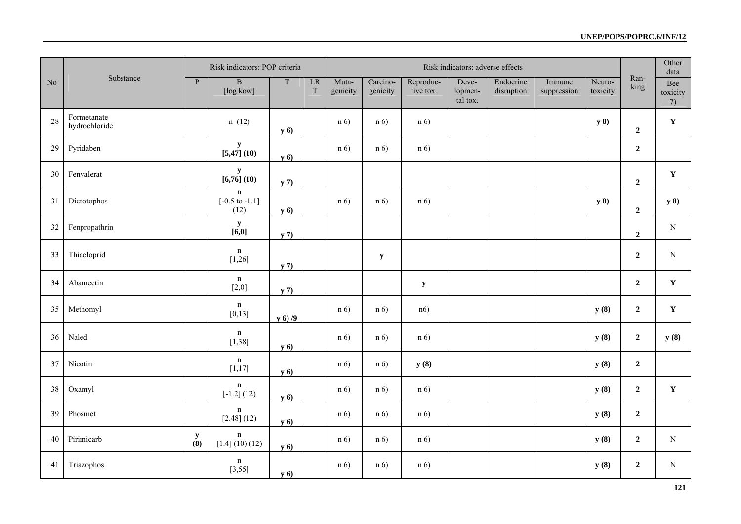| No | Substance | Risk indicators: POP criteria | | | | Risk indicators: adverse effects | | | | | | | Ran-king | Other data |
|---|---|---|---|---|---|---|---|---|---|---|---|---|---|---|
| | | P | B [log kow] | T | LR T | Muta-genicity | Carcino-genicity | Reproduc-tive tox. | Deve-lopmen-tal tox. | Endocrine disruption | Immune suppression | Neuro-toxicity | | Bee toxicity 7) |
| 28 | Formetanate hydrochloride | | n (12) | **y 6)** | | n 6) | n 6) | n 6) | | | | **y 8)** | **2** | **Y** |
| 29 | Pyridaben | | **y [5,47] (10)** | **y 6)** | | n 6) | n 6) | n 6) | | | | | **2** | |
| 30 | Fenvalerat | | **y [6,76] (10)** | **y 7)** | | | | | | | | | **2** | **Y** |
| 31 | Dicrotophos | | n [-0.5 to -1.1] (12) | **y 6)** | | n 6) | n 6) | n 6) | | | | **y 8)** | **2** | **y 8)** |
| 32 | Fenpropathrin | | **y [6,0]** | **y 7)** | | | | | | | | | **2** | N |
| 33 | Thiacloprid | | n [1,26] | **y 7)** | | | **y** | | | | | | **2** | N |
| 34 | Abamectin | | n [2,0] | **y 7)** | | | | **y** | | | | | **2** | **Y** |
| 35 | Methomyl | | n [0,13] | **y 6) /9** | | n 6) | n 6) | n6) | | | | **y (8)** | **2** | **Y** |
| 36 | Naled | | n [1,38] | **y 6)** | | n 6) | n 6) | n 6) | | | | **y (8)** | **2** | **y (8)** |
| 37 | Nicotin | | n [1,17] | **y 6)** | | n 6) | n 6) | **y (8)** | | | | **y (8)** | **2** | |
| 38 | Oxamyl | | n [-1.2] (12) | **y 6)** | | n 6) | n 6) | n 6) | | | | **y (8)** | **2** | **Y** |
| 39 | Phosmet | | n [2.48] (12) | **y 6)** | | n 6) | n 6) | n 6) | | | | **y (8)** | **2** | |
| 40 | Pirimicarb | **y (8)** | n [1.4] (10) (12) | **y 6)** | | n 6) | n 6) | n 6) | | | | **y (8)** | **2** | N |
| 41 | Triazophos | | n [3,55] | **y 6)** | | n 6) | n 6) | n 6) | | | | **y (8)** | **2** | N |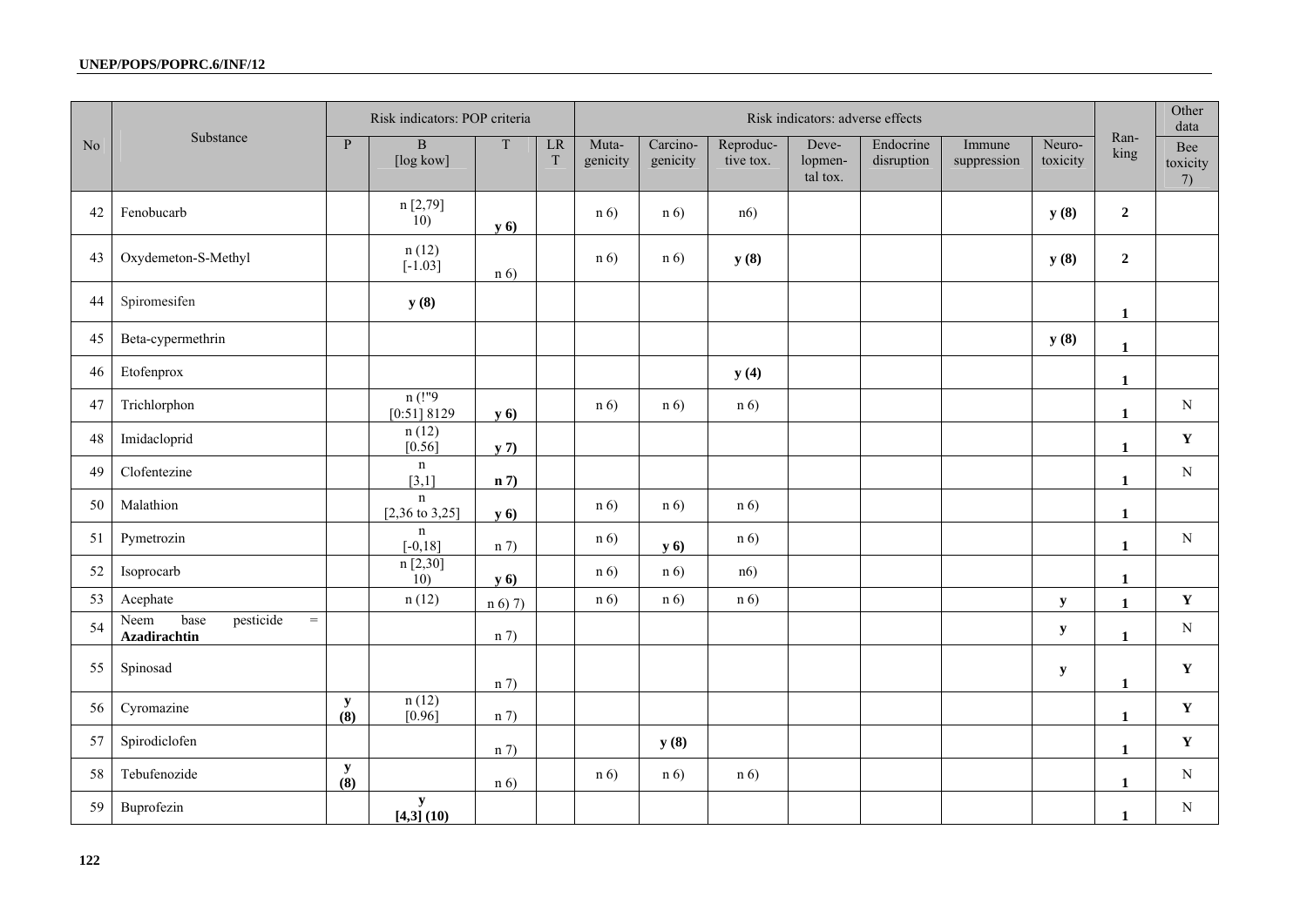| No | Substance | Risk indicators: POP criteria | | | | Risk indicators: adverse effects | | | | | | | Ran-king | Other data |
|---|---|---|---|---|---|---|---|---|---|---|---|---|---|---|
| | | P | B [log kow] | T | LRT | Muta-genicity | Carcino-genicity | Reproduc-tive tox. | Deve-lopmen-tal tox. | Endocrine disruption | Immune suppression | Neuro-toxicity | | Bee toxicity 7) |
| 42 | Fenobucarb | | n [2,79] 10) | **y 6)** | | n 6) | n 6) | n6) | | | | **y (8)** | **2** | |
| 43 | Oxydemeton-S-Methyl | | n (12) [-1.03] | n 6) | | n 6) | n 6) | **y (8)** | | | | **y (8)** | **2** | |
| 44 | Spiromesifen | | **y (8)** | | | | | | | | | | **1** | |
| 45 | Beta-cypermethrin | | | | | | | | | | | **y (8)** | **1** | |
| 46 | Etofenprox | | | | | | | **y (4)** | | | | | **1** | |
| 47 | Trichlorphon | | n (!"9 [0:51] 8129 | **y 6)** | | n 6) | n 6) | n 6) | | | | | **1** | N |
| 48 | Imidacloprid | | n (12) [0.56] | **y 7)** | | | | | | | | | **1** | **Y** |
| 49 | Clofentezine | | n [3,1] | **n 7)** | | | | | | | | | **1** | N |
| 50 | Malathion | | n [2,36 to 3,25] | **y 6)** | | n 6) | n 6) | n 6) | | | | | **1** | |
| 51 | Pymetrozin | | n [-0,18] | n 7) | | n 6) | **y 6)** | n 6) | | | | | **1** | N |
| 52 | Isoprocarb | | n [2,30] 10) | **y 6)** | | n 6) | n 6) | n6) | | | | | **1** | |
| 53 | Acephate | | n (12) | n 6) 7) | | n 6) | n 6) | n 6) | | | | **y** | **1** | **Y** |
| 54 | Neem base pesticide = **Azadirachtin** | | | n 7) | | | | | | | | **y** | **1** | N |
| 55 | Spinosad | | | n 7) | | | | | | | | **y** | **1** | **Y** |
| 56 | Cyromazine | **y (8)** | n (12) [0.96] | n 7) | | | | | | | | | **1** | **Y** |
| 57 | Spirodiclofen | | | n 7) | | | **y (8)** | | | | | | **1** | **Y** |
| 58 | Tebufenozide | **y (8)** | | n 6) | | n 6) | n 6) | n 6) | | | | | **1** | N |
| 59 | Buprofezin | | **y [4,3] (10)** | | | | | | | | | | **1** | N |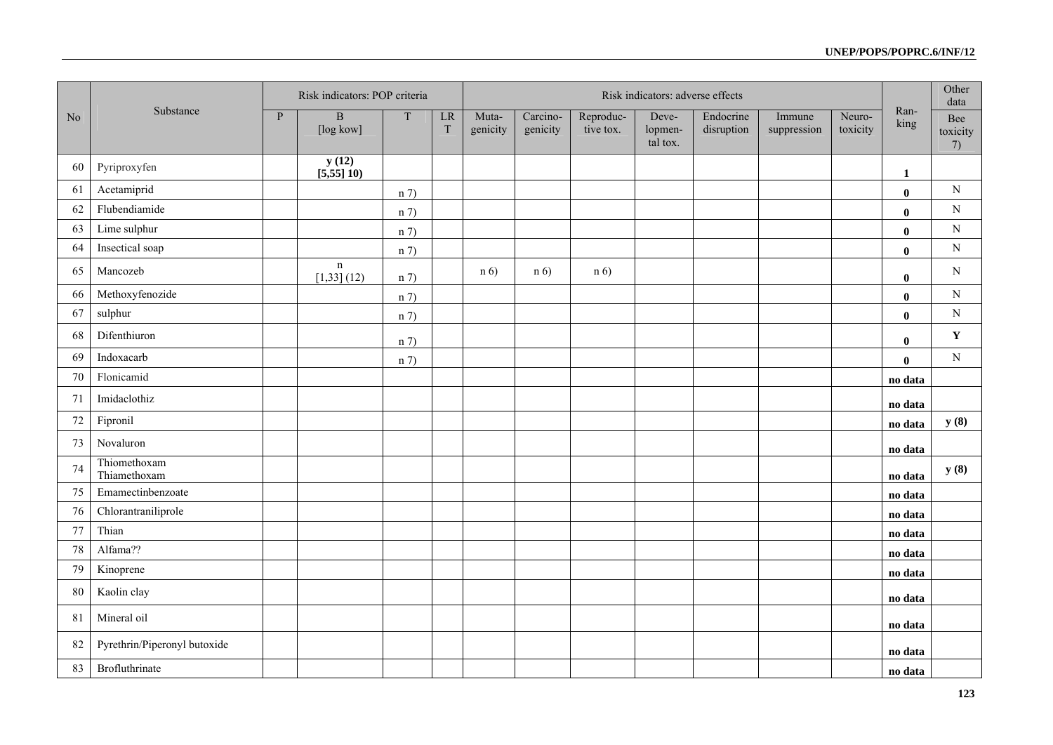| No | Substance | Risk indicators: POP criteria | | | | Risk indicators: adverse effects | | | | | | | Ran-king | Other data |
|---|---|---|---|---|---|---|---|---|---|---|---|---|---|---|
| | | P | B [log kow] | T | LR T | Muta-genicity | Carcino-genicity | Reproduc-tive tox. | Deve-lopmen-tal tox. | Endocrine disruption | Immune suppression | Neuro-toxicity | | Bee toxicity 7) |
| 60 | Pyriproxyfen | | **y (12) [5,55] 10)** | | | | | | | | | | **1** | |
| 61 | Acetamiprid | | | n 7) | | | | | | | | | **0** | N |
| 62 | Flubendiamide | | | n 7) | | | | | | | | | **0** | N |
| 63 | Lime sulphur | | | n 7) | | | | | | | | | **0** | N |
| 64 | Insectical soap | | | n 7) | | | | | | | | | **0** | N |
| 65 | Mancozeb | | n [1,33] (12) | n 7) | | n 6) | n 6) | n 6) | | | | | **0** | N |
| 66 | Methoxyfenozide | | | n 7) | | | | | | | | | **0** | N |
| 67 | sulphur | | | n 7) | | | | | | | | | **0** | N |
| 68 | Difenthiuron | | | n 7) | | | | | | | | | **0** | **Y** |
| 69 | Indoxacarb | | | n 7) | | | | | | | | | **0** | N |
| 70 | Flonicamid | | | | | | | | | | | | **no data** | |
| 71 | Imidaclothiz | | | | | | | | | | | | **no data** | |
| 72 | Fipronil | | | | | | | | | | | | **no data** | **y (8)** |
| 73 | Novaluron | | | | | | | | | | | | **no data** | |
| 74 | Thiomethoxam Thiamethoxam | | | | | | | | | | | | **no data** | **y (8)** |
| 75 | Emamectinbenzoate | | | | | | | | | | | | **no data** | |
| 76 | Chlorantraniliprole | | | | | | | | | | | | **no data** | |
| 77 | Thian | | | | | | | | | | | | **no data** | |
| 78 | Alfama?? | | | | | | | | | | | | **no data** | |
| 79 | Kinoprene | | | | | | | | | | | | **no data** | |
| 80 | Kaolin clay | | | | | | | | | | | | **no data** | |
| 81 | Mineral oil | | | | | | | | | | | | **no data** | |
| 82 | Pyrethrin/Piperonyl butoxide | | | | | | | | | | | | **no data** | |
| 83 | Brofluthrinate | | | | | | | | | | | | **no data** | |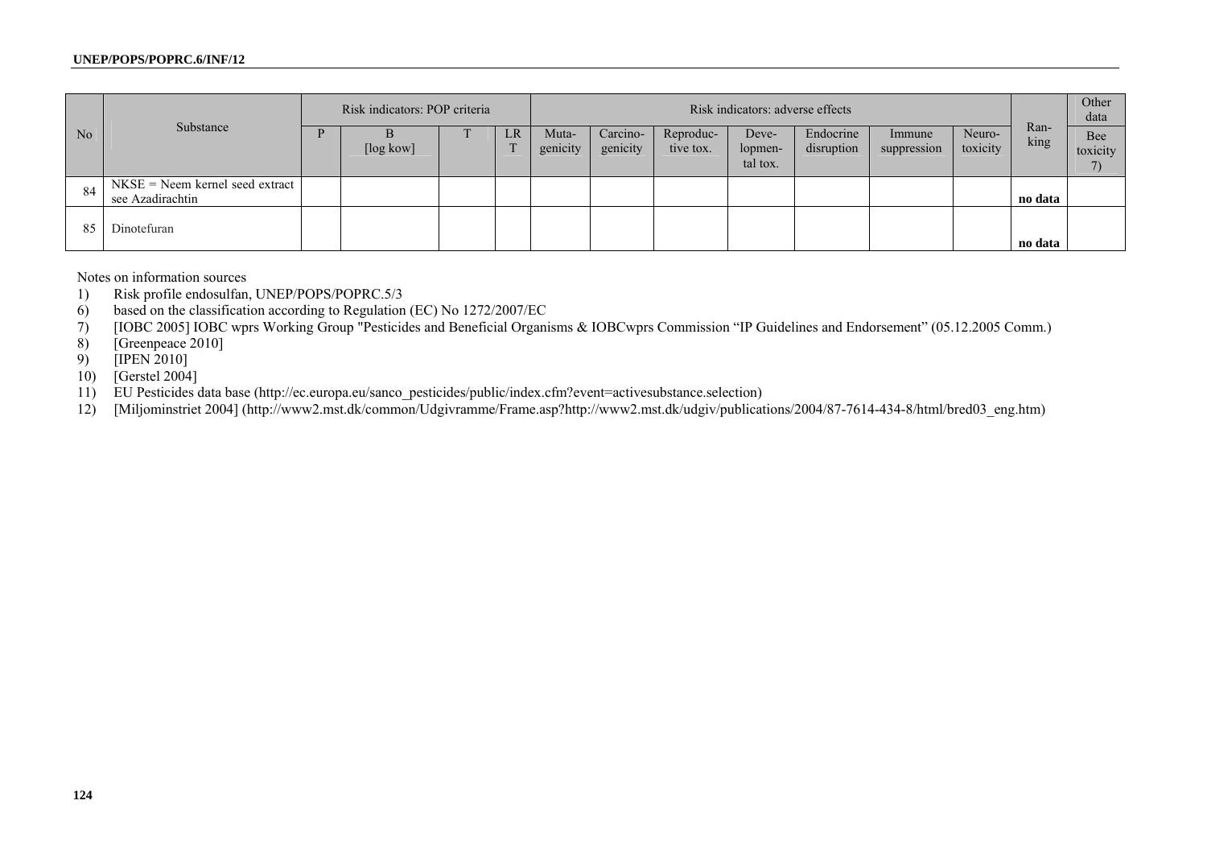| No | Substance | Risk indicators: POP criteria | | | | Risk indicators: adverse effects | | | | | | | Ran-king | Other data |
|---|---|---|---|---|---|---|---|---|---|---|---|---|---|---|
| | | P | B [log kow] | T | LR T | Muta-genicity | Carcino-genicity | Reproduc-tive tox. | Deve-lopmen-tal tox. | Endocrine disruption | Immune suppression | Neuro-toxicity | | Bee toxicity 7) |
| 84 | NKSE = Neem kernel seed extract see Azadirachtin | | | | | | | | | | | | **no data** | |
| 85 | Dinotefuran | | | | | | | | | | | | **no data** | |

Notes on information sources

1) Risk profile endosulfan, UNEP/POPS/POPRC.5/3
6) based on the classification according to Regulation (EC) No 1272/2007/EC
7) [IOBC 2005] IOBC wprs Working Group "Pesticides and Beneficial Organisms & IOBCwprs Commission "IP Guidelines and Endorsement" (05.12.2005 Comm.)
8) [Greenpeace 2010]
9) [IPEN 2010]
10) [Gerstel 2004]
11) EU Pesticides data base (http://ec.europa.eu/sanco_pesticides/public/index.cfm?event=activesubstance.selection)
12) [Miljominstriet 2004] (http://www2.mst.dk/common/Udgivramme/Frame.asp?http://www2.mst.dk/udgiv/publications/2004/87-7614-434-8/html/bred03_eng.htm)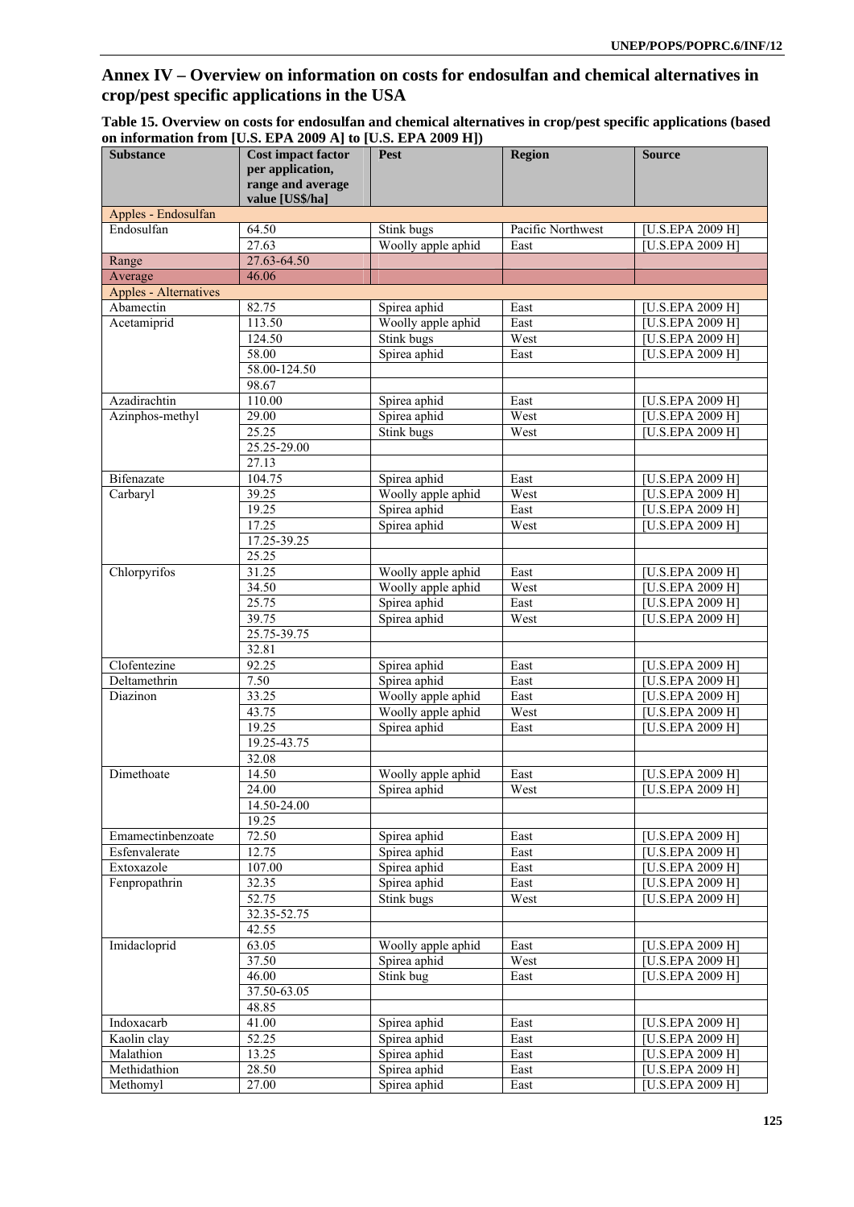## Annex IV – Overview on information on costs for endosulfan and chemical alternatives in crop/pest specific applications in the USA

**Table 15. Overview on costs for endosulfan and chemical alternatives in crop/pest specific applications (based on information from [U.S. EPA 2009 A] to [U.S. EPA 2009 H])**

| Substance | Cost impact factor per application, range and average value [US$/ha] | Pest | Region | Source |
|---|---|---|---|---|
| Apples - Endosulfan | | | | |
| Endosulfan | 64.50 | Stink bugs | Pacific Northwest | [U.S.EPA 2009 H] |
| | 27.63 | Woolly apple aphid | East | [U.S.EPA 2009 H] |
| Range | 27.63-64.50 | | | |
| Average | 46.06 | | | |
| Apples - Alternatives | | | | |
| Abamectin | 82.75 | Spirea aphid | East | [U.S.EPA 2009 H] |
| Acetamiprid | 113.50 | Woolly apple aphid | East | [U.S.EPA 2009 H] |
| | 124.50 | Stink bugs | West | [U.S.EPA 2009 H] |
| | 58.00 | Spirea aphid | East | [U.S.EPA 2009 H] |
| | 58.00-124.50 | | | |
| | 98.67 | | | |
| Azadirachtin | 110.00 | Spirea aphid | East | [U.S.EPA 2009 H] |
| Azinphos-methyl | 29.00 | Spirea aphid | West | [U.S.EPA 2009 H] |
| | 25.25 | Stink bugs | West | [U.S.EPA 2009 H] |
| | 25.25-29.00 | | | |
| | 27.13 | | | |
| Bifenazate | 104.75 | Spirea aphid | East | [U.S.EPA 2009 H] |
| Carbaryl | 39.25 | Woolly apple aphid | West | [U.S.EPA 2009 H] |
| | 19.25 | Spirea aphid | East | [U.S.EPA 2009 H] |
| | 17.25 | Spirea aphid | West | [U.S.EPA 2009 H] |
| | 17.25-39.25 | | | |
| | 25.25 | | | |
| Chlorpyrifos | 31.25 | Woolly apple aphid | East | [U.S.EPA 2009 H] |
| | 34.50 | Woolly apple aphid | West | [U.S.EPA 2009 H] |
| | 25.75 | Spirea aphid | East | [U.S.EPA 2009 H] |
| | 39.75 | Spirea aphid | West | [U.S.EPA 2009 H] |
| | 25.75-39.75 | | | |
| | 32.81 | | | |
| Clofentezine | 92.25 | Spirea aphid | East | [U.S.EPA 2009 H] |
| Deltamethrin | 7.50 | Spirea aphid | East | [U.S.EPA 2009 H] |
| Diazinon | 33.25 | Woolly apple aphid | East | [U.S.EPA 2009 H] |
| | 43.75 | Woolly apple aphid | West | [U.S.EPA 2009 H] |
| | 19.25 | Spirea aphid | East | [U.S.EPA 2009 H] |
| | 19.25-43.75 | | | |
| | 32.08 | | | |
| Dimethoate | 14.50 | Woolly apple aphid | East | [U.S.EPA 2009 H] |
| | 24.00 | Spirea aphid | West | [U.S.EPA 2009 H] |
| | 14.50-24.00 | | | |
| | 19.25 | | | |
| Emamectinbenzoate | 72.50 | Spirea aphid | East | [U.S.EPA 2009 H] |
| Esfenvalerate | 12.75 | Spirea aphid | East | [U.S.EPA 2009 H] |
| Extoxazole | 107.00 | Spirea aphid | East | [U.S.EPA 2009 H] |
| Fenpropathrin | 32.35 | Spirea aphid | East | [U.S.EPA 2009 H] |
| | 52.75 | Stink bugs | West | [U.S.EPA 2009 H] |
| | 32.35-52.75 | | | |
| | 42.55 | | | |
| Imidacloprid | 63.05 | Woolly apple aphid | East | [U.S.EPA 2009 H] |
| | 37.50 | Spirea aphid | West | [U.S.EPA 2009 H] |
| | 46.00 | Stink bug | East | [U.S.EPA 2009 H] |
| | 37.50-63.05 | | | |
| | 48.85 | | | |
| Indoxacarb | 41.00 | Spirea aphid | East | [U.S.EPA 2009 H] |
| Kaolin clay | 52.25 | Spirea aphid | East | [U.S.EPA 2009 H] |
| Malathion | 13.25 | Spirea aphid | East | [U.S.EPA 2009 H] |
| Methidathion | 28.50 | Spirea aphid | East | [U.S.EPA 2009 H] |
| Methomyl | 27.00 | Spirea aphid | East | [U.S.EPA 2009 H] |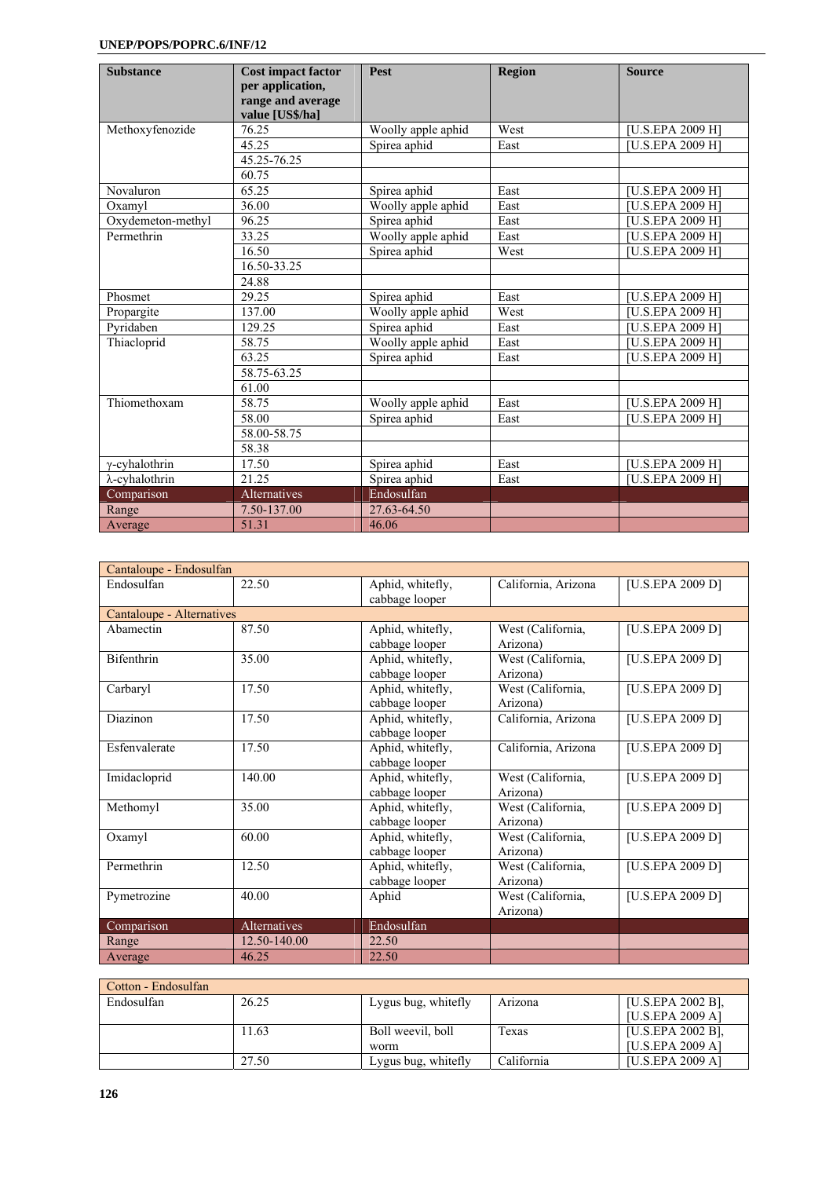| Substance | Cost impact factor per application, range and average value [US$/ha] | Pest | Region | Source |
|---|---|---|---|---|
| Methoxyfenozide | 76.25 | Woolly apple aphid | West | [U.S.EPA 2009 H] |
| | 45.25 | Spirea aphid | East | [U.S.EPA 2009 H] |
| | 45.25-76.25 | | | |
| | 60.75 | | | |
| Novaluron | 65.25 | Spirea aphid | East | [U.S.EPA 2009 H] |
| Oxamyl | 36.00 | Woolly apple aphid | East | [U.S.EPA 2009 H] |
| Oxydemeton-methyl | 96.25 | Spirea aphid | East | [U.S.EPA 2009 H] |
| Permethrin | 33.25 | Woolly apple aphid | East | [U.S.EPA 2009 H] |
| | 16.50 | Spirea aphid | West | [U.S.EPA 2009 H] |
| | 16.50-33.25 | | | |
| | 24.88 | | | |
| Phosmet | 29.25 | Spirea aphid | East | [U.S.EPA 2009 H] |
| Propargite | 137.00 | Woolly apple aphid | West | [U.S.EPA 2009 H] |
| Pyridaben | 129.25 | Spirea aphid | East | [U.S.EPA 2009 H] |
| Thiacloprid | 58.75 | Woolly apple aphid | East | [U.S.EPA 2009 H] |
| | 63.25 | Spirea aphid | East | [U.S.EPA 2009 H] |
| | 58.75-63.25 | | | |
| | 61.00 | | | |
| Thiomethoxam | 58.75 | Woolly apple aphid | East | [U.S.EPA 2009 H] |
| | 58.00 | Spirea aphid | East | [U.S.EPA 2009 H] |
| | 58.00-58.75 | | | |
| | 58.38 | | | |
| γ-cyhalothrin | 17.50 | Spirea aphid | East | [U.S.EPA 2009 H] |
| λ-cyhalothrin | 21.25 | Spirea aphid | East | [U.S.EPA 2009 H] |
| Comparison | Alternatives | Endosulfan | | |
| Range | 7.50-137.00 | 27.63-64.50 | | |
| Average | 51.31 | 46.06 | | |

| Cantaloupe - Endosulfan | | | | |
|---|---|---|---|---|
| Endosulfan | 22.50 | Aphid, whitefly, cabbage looper | California, Arizona | [U.S.EPA 2009 D] |
| Cantaloupe - Alternatives | | | | |
| Abamectin | 87.50 | Aphid, whitefly, cabbage looper | West (California, Arizona) | [U.S.EPA 2009 D] |
| Bifenthrin | 35.00 | Aphid, whitefly, cabbage looper | West (California, Arizona) | [U.S.EPA 2009 D] |
| Carbaryl | 17.50 | Aphid, whitefly, cabbage looper | West (California, Arizona) | [U.S.EPA 2009 D] |
| Diazinon | 17.50 | Aphid, whitefly, cabbage looper | California, Arizona | [U.S.EPA 2009 D] |
| Esfenvalerate | 17.50 | Aphid, whitefly, cabbage looper | California, Arizona | [U.S.EPA 2009 D] |
| Imidacloprid | 140.00 | Aphid, whitefly, cabbage looper | West (California, Arizona) | [U.S.EPA 2009 D] |
| Methomyl | 35.00 | Aphid, whitefly, cabbage looper | West (California, Arizona) | [U.S.EPA 2009 D] |
| Oxamyl | 60.00 | Aphid, whitefly, cabbage looper | West (California, Arizona) | [U.S.EPA 2009 D] |
| Permethrin | 12.50 | Aphid, whitefly, cabbage looper | West (California, Arizona) | [U.S.EPA 2009 D] |
| Pymetrozine | 40.00 | Aphid | West (California, Arizona) | [U.S.EPA 2009 D] |
| Comparison | Alternatives | Endosulfan | | |
| Range | 12.50-140.00 | 22.50 | | |
| Average | 46.25 | 22.50 | | |

| Cotton - Endosulfan | | | | |
|---|---|---|---|---|
| Endosulfan | 26.25 | Lygus bug, whitefly | Arizona | [U.S.EPA 2002 B], [U.S.EPA 2009 A] |
| | 11.63 | Boll weevil, boll worm | Texas | [U.S.EPA 2002 B], [U.S.EPA 2009 A] |
| | 27.50 | Lygus bug, whitefly | California | [U.S.EPA 2009 A] |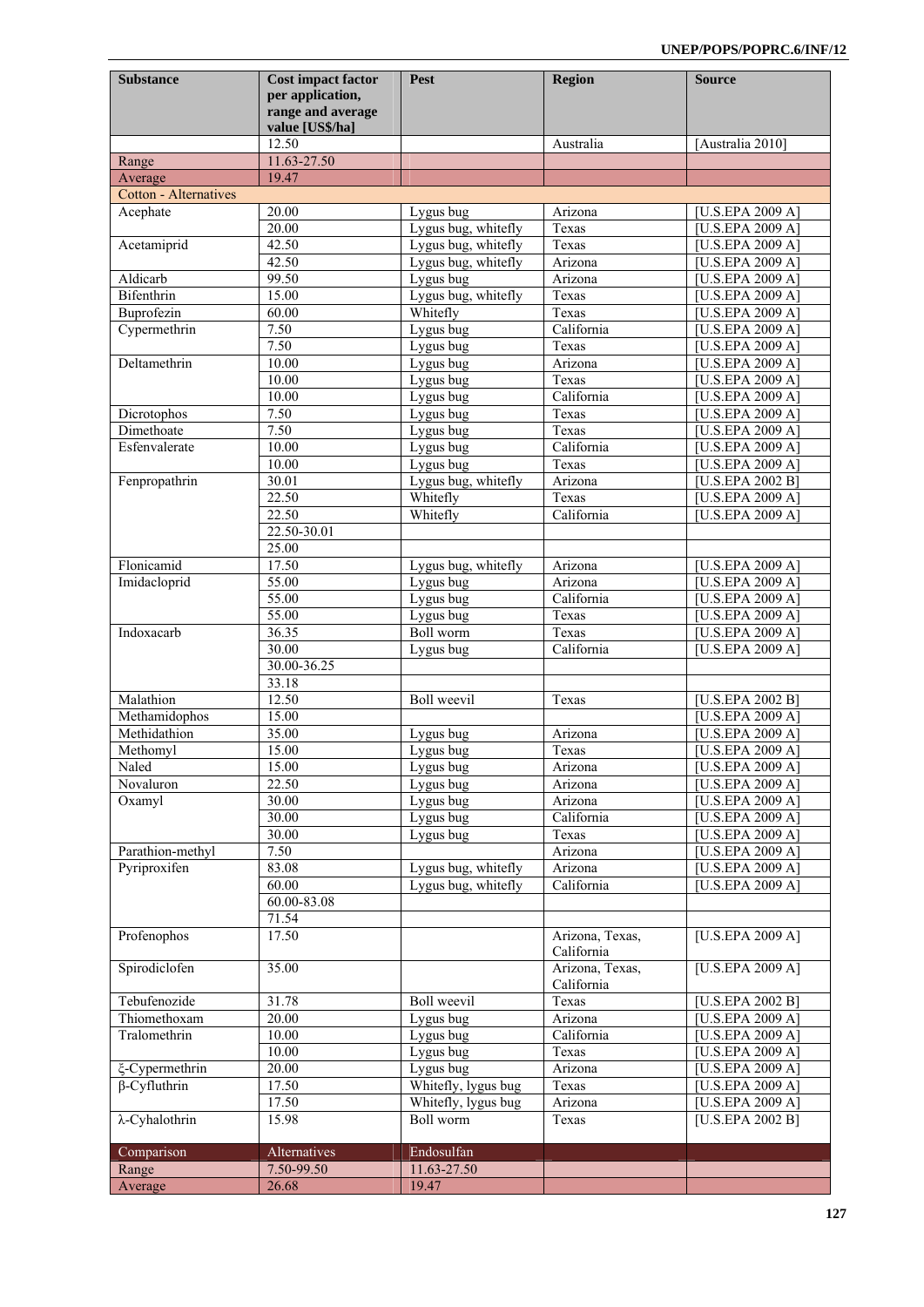| Substance | Cost impact factor per application, range and average value [US$/ha] | Pest | Region | Source |
|---|---|---|---|---|
| | 12.50 | | Australia | [Australia 2010] |
| Range | 11.63-27.50 | | | |
| Average | 19.47 | | | |
| Cotton - Alternatives | | | | |
| Acephate | 20.00 | Lygus bug | Arizona | [U.S.EPA 2009 A] |
| | 20.00 | Lygus bug, whitefly | Texas | [U.S.EPA 2009 A] |
| Acetamiprid | 42.50 | Lygus bug, whitefly | Texas | [U.S.EPA 2009 A] |
| | 42.50 | Lygus bug, whitefly | Arizona | [U.S.EPA 2009 A] |
| Aldicarb | 99.50 | Lygus bug | Arizona | [U.S.EPA 2009 A] |
| Bifenthrin | 15.00 | Lygus bug, whitefly | Texas | [U.S.EPA 2009 A] |
| Buprofezin | 60.00 | Whitefly | Texas | [U.S.EPA 2009 A] |
| Cypermethrin | 7.50 | Lygus bug | California | [U.S.EPA 2009 A] |
| | 7.50 | Lygus bug | Texas | [U.S.EPA 2009 A] |
| Deltamethrin | 10.00 | Lygus bug | Arizona | [U.S.EPA 2009 A] |
| | 10.00 | Lygus bug | Texas | [U.S.EPA 2009 A] |
| | 10.00 | Lygus bug | California | [U.S.EPA 2009 A] |
| Dicrotophos | 7.50 | Lygus bug | Texas | [U.S.EPA 2009 A] |
| Dimethoate | 7.50 | Lygus bug | Texas | [U.S.EPA 2009 A] |
| Esfenvalerate | 10.00 | Lygus bug | California | [U.S.EPA 2009 A] |
| | 10.00 | Lygus bug | Texas | [U.S.EPA 2009 A] |
| Fenpropathrin | 30.01 | Lygus bug, whitefly | Arizona | [U.S.EPA 2002 B] |
| | 22.50 | Whitefly | Texas | [U.S.EPA 2009 A] |
| | 22.50 | Whitefly | California | [U.S.EPA 2009 A] |
| | 22.50-30.01 | | | |
| | 25.00 | | | |
| Flonicamid | 17.50 | Lygus bug, whitefly | Arizona | [U.S.EPA 2009 A] |
| Imidacloprid | 55.00 | Lygus bug | Arizona | [U.S.EPA 2009 A] |
| | 55.00 | Lygus bug | California | [U.S.EPA 2009 A] |
| | 55.00 | Lygus bug | Texas | [U.S.EPA 2009 A] |
| Indoxacarb | 36.35 | Boll worm | Texas | [U.S.EPA 2009 A] |
| | 30.00 | Lygus bug | California | [U.S.EPA 2009 A] |
| | 30.00-36.25 | | | |
| | 33.18 | | | |
| Malathion | 12.50 | Boll weevil | Texas | [U.S.EPA 2002 B] |
| Methamidophos | 15.00 | | | [U.S.EPA 2009 A] |
| Methidathion | 35.00 | Lygus bug | Arizona | [U.S.EPA 2009 A] |
| Methomyl | 15.00 | Lygus bug | Texas | [U.S.EPA 2009 A] |
| Naled | 15.00 | Lygus bug | Arizona | [U.S.EPA 2009 A] |
| Novaluron | 22.50 | Lygus bug | Arizona | [U.S.EPA 2009 A] |
| Oxamyl | 30.00 | Lygus bug | Arizona | [U.S.EPA 2009 A] |
| | 30.00 | Lygus bug | California | [U.S.EPA 2009 A] |
| | 30.00 | Lygus bug | Texas | [U.S.EPA 2009 A] |
| Parathion-methyl | 7.50 | | Arizona | [U.S.EPA 2009 A] |
| Pyriproxifen | 83.08 | Lygus bug, whitefly | Arizona | [U.S.EPA 2009 A] |
| | 60.00 | Lygus bug, whitefly | California | [U.S.EPA 2009 A] |
| | 60.00-83.08 | | | |
| | 71.54 | | | |
| Profenophos | 17.50 | | Arizona, Texas, California | [U.S.EPA 2009 A] |
| Spirodiclofen | 35.00 | | Arizona, Texas, California | [U.S.EPA 2009 A] |
| Tebufenozide | 31.78 | Boll weevil | Texas | [U.S.EPA 2002 B] |
| Thiomethoxam | 20.00 | Lygus bug | Arizona | [U.S.EPA 2009 A] |
| Tralomethrin | 10.00 | Lygus bug | California | [U.S.EPA 2009 A] |
| | 10.00 | Lygus bug | Texas | [U.S.EPA 2009 A] |
| ξ-Cypermethrin | 20.00 | Lygus bug | Arizona | [U.S.EPA 2009 A] |
| β-Cyfluthrin | 17.50 | Whitefly, lygus bug | Texas | [U.S.EPA 2009 A] |
| | 17.50 | Whitefly, lygus bug | Arizona | [U.S.EPA 2009 A] |
| λ-Cyhalothrin | 15.98 | Boll worm | Texas | [U.S.EPA 2002 B] |
| Comparison | Alternatives | Endosulfan | | |
| Range | 7.50-99.50 | 11.63-27.50 | | |
| Average | 26.68 | 19.47 | | |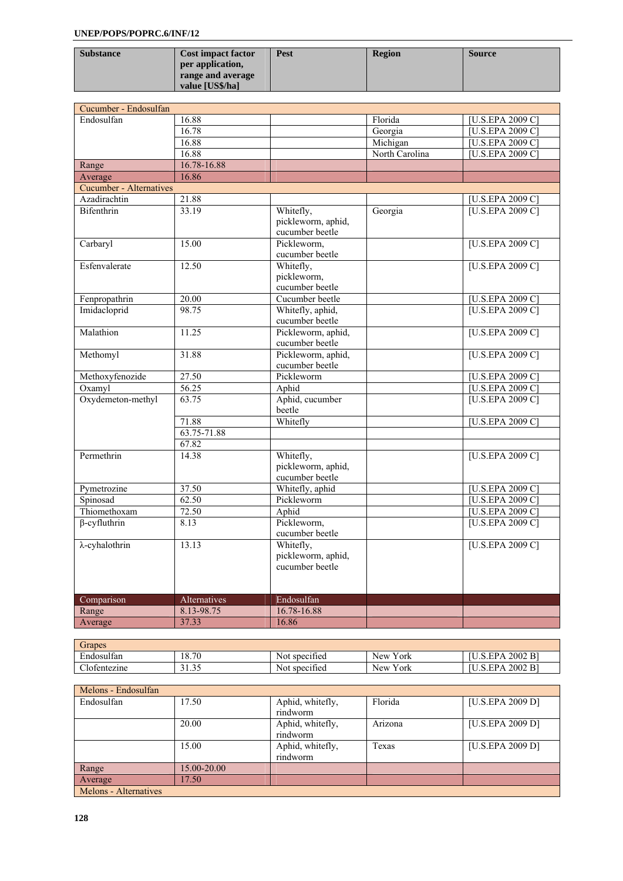| Substance | Cost impact factor per application, range and average value [US$/ha] | Pest | Region | Source |
|---|---|---|---|---|
| Cucumber - Endosulfan | | | | |
| Endosulfan | 16.88 | | Florida | [U.S.EPA 2009 C] |
| | 16.78 | | Georgia | [U.S.EPA 2009 C] |
| | 16.88 | | Michigan | [U.S.EPA 2009 C] |
| | 16.88 | | North Carolina | [U.S.EPA 2009 C] |
| Range | 16.78-16.88 | | | |
| Average | 16.86 | | | |
| Cucumber - Alternatives | | | | |
| Azadirachtin | 21.88 | | | [U.S.EPA 2009 C] |
| Bifenthrin | 33.19 | Whitefly, pickleworm, aphid, cucumber beetle | Georgia | [U.S.EPA 2009 C] |
| Carbaryl | 15.00 | Pickleworm, cucumber beetle | | [U.S.EPA 2009 C] |
| Esfenvalerate | 12.50 | Whitefly, pickleworm, cucumber beetle | | [U.S.EPA 2009 C] |
| Fenpropathrin | 20.00 | Cucumber beetle | | [U.S.EPA 2009 C] |
| Imidacloprid | 98.75 | Whitefly, aphid, cucumber beetle | | [U.S.EPA 2009 C] |
| Malathion | 11.25 | Pickleworm, aphid, cucumber beetle | | [U.S.EPA 2009 C] |
| Methomyl | 31.88 | Pickleworm, aphid, cucumber beetle | | [U.S.EPA 2009 C] |
| Methoxyfenozide | 27.50 | Pickleworm | | [U.S.EPA 2009 C] |
| Oxamyl | 56.25 | Aphid | | [U.S.EPA 2009 C] |
| Oxydemeton-methyl | 63.75 | Aphid, cucumber beetle | | [U.S.EPA 2009 C] |
| | 71.88 | Whitefly | | [U.S.EPA 2009 C] |
| | 63.75-71.88 | | | |
| | 67.82 | | | |
| Permethrin | 14.38 | Whitefly, pickleworm, aphid, cucumber beetle | | [U.S.EPA 2009 C] |
| Pymetrozine | 37.50 | Whitefly, aphid | | [U.S.EPA 2009 C] |
| Spinosad | 62.50 | Pickleworm | | [U.S.EPA 2009 C] |
| Thiomethoxam | 72.50 | Aphid | | [U.S.EPA 2009 C] |
| β-cyfluthrin | 8.13 | Pickleworm, cucumber beetle | | [U.S.EPA 2009 C] |
| λ-cyhalothrin | 13.13 | Whitefly, pickleworm, aphid, cucumber beetle | | [U.S.EPA 2009 C] |
| Comparison | Alternatives | Endosulfan | | |
| Range | 8.13-98.75 | 16.78-16.88 | | |
| Average | 37.33 | 16.86 | | |

| Grapes | | | | |
|---|---|---|---|---|
| Endosulfan | 18.70 | Not specified | New York | [U.S.EPA 2002 B] |
| Clofentezine | 31.35 | Not specified | New York | [U.S.EPA 2002 B] |

| Melons - Endosulfan | | | | |
|---|---|---|---|---|
| Endosulfan | 17.50 | Aphid, whitefly, rindworm | Florida | [U.S.EPA 2009 D] |
| | 20.00 | Aphid, whitefly, rindworm | Arizona | [U.S.EPA 2009 D] |
| | 15.00 | Aphid, whitefly, rindworm | Texas | [U.S.EPA 2009 D] |
| Range | 15.00-20.00 | | | |
| Average | 17.50 | | | |
| Melons - Alternatives | | | | |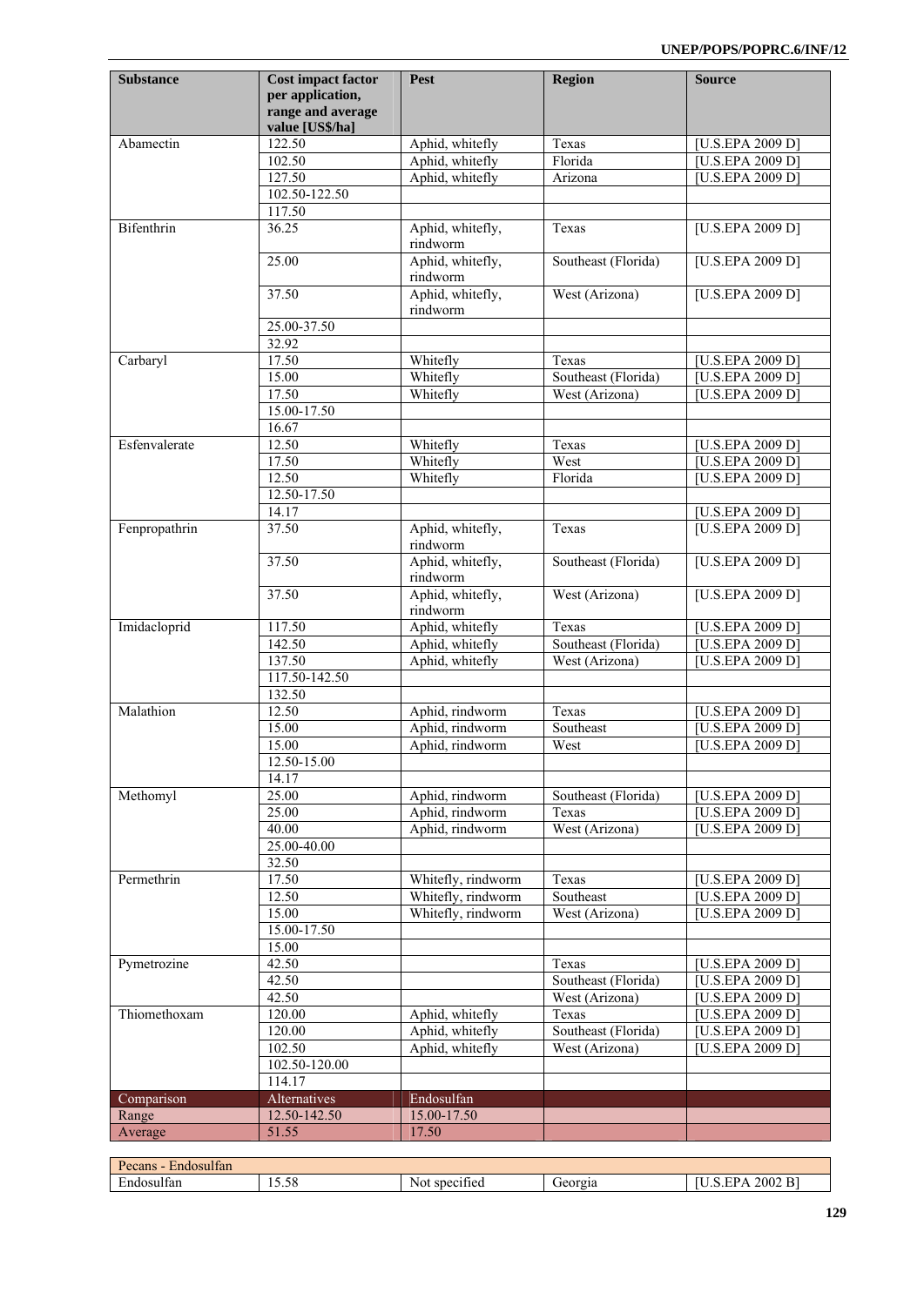| Substance | Cost impact factor per application, range and average value [US$/ha] | Pest | Region | Source |
|---|---|---|---|---|
| Abamectin | 122.50 | Aphid, whitefly | Texas | [U.S.EPA 2009 D] |
| | 102.50 | Aphid, whitefly | Florida | [U.S.EPA 2009 D] |
| | 127.50 | Aphid, whitefly | Arizona | [U.S.EPA 2009 D] |
| | 102.50-122.50 | | | |
| | 117.50 | | | |
| Bifenthrin | 36.25 | Aphid, whitefly, rindworm | Texas | [U.S.EPA 2009 D] |
| | 25.00 | Aphid, whitefly, rindworm | Southeast (Florida) | [U.S.EPA 2009 D] |
| | 37.50 | Aphid, whitefly, rindworm | West (Arizona) | [U.S.EPA 2009 D] |
| | 25.00-37.50 | | | |
| | 32.92 | | | |
| Carbaryl | 17.50 | Whitefly | Texas | [U.S.EPA 2009 D] |
| | 15.00 | Whitefly | Southeast (Florida) | [U.S.EPA 2009 D] |
| | 17.50 | Whitefly | West (Arizona) | [U.S.EPA 2009 D] |
| | 15.00-17.50 | | | |
| | 16.67 | | | |
| Esfenvalerate | 12.50 | Whitefly | Texas | [U.S.EPA 2009 D] |
| | 17.50 | Whitefly | West | [U.S.EPA 2009 D] |
| | 12.50 | Whitefly | Florida | [U.S.EPA 2009 D] |
| | 12.50-17.50 | | | |
| | 14.17 | | | [U.S.EPA 2009 D] |
| Fenpropathrin | 37.50 | Aphid, whitefly, rindworm | Texas | [U.S.EPA 2009 D] |
| | 37.50 | Aphid, whitefly, rindworm | Southeast (Florida) | [U.S.EPA 2009 D] |
| | 37.50 | Aphid, whitefly, rindworm | West (Arizona) | [U.S.EPA 2009 D] |
| Imidacloprid | 117.50 | Aphid, whitefly | Texas | [U.S.EPA 2009 D] |
| | 142.50 | Aphid, whitefly | Southeast (Florida) | [U.S.EPA 2009 D] |
| | 137.50 | Aphid, whitefly | West (Arizona) | [U.S.EPA 2009 D] |
| | 117.50-142.50 | | | |
| | 132.50 | | | |
| Malathion | 12.50 | Aphid, rindworm | Texas | [U.S.EPA 2009 D] |
| | 15.00 | Aphid, rindworm | Southeast | [U.S.EPA 2009 D] |
| | 15.00 | Aphid, rindworm | West | [U.S.EPA 2009 D] |
| | 12.50-15.00 | | | |
| | 14.17 | | | |
| Methomyl | 25.00 | Aphid, rindworm | Southeast (Florida) | [U.S.EPA 2009 D] |
| | 25.00 | Aphid, rindworm | Texas | [U.S.EPA 2009 D] |
| | 40.00 | Aphid, rindworm | West (Arizona) | [U.S.EPA 2009 D] |
| | 25.00-40.00 | | | |
| | 32.50 | | | |
| Permethrin | 17.50 | Whitefly, rindworm | Texas | [U.S.EPA 2009 D] |
| | 12.50 | Whitefly, rindworm | Southeast | [U.S.EPA 2009 D] |
| | 15.00 | Whitefly, rindworm | West (Arizona) | [U.S.EPA 2009 D] |
| | 15.00-17.50 | | | |
| | 15.00 | | | |
| Pymetrozine | 42.50 | | Texas | [U.S.EPA 2009 D] |
| | 42.50 | | Southeast (Florida) | [U.S.EPA 2009 D] |
| | 42.50 | | West (Arizona) | [U.S.EPA 2009 D] |
| Thiomethoxam | 120.00 | Aphid, whitefly | Texas | [U.S.EPA 2009 D] |
| | 120.00 | Aphid, whitefly | Southeast (Florida) | [U.S.EPA 2009 D] |
| | 102.50 | Aphid, whitefly | West (Arizona) | [U.S.EPA 2009 D] |
| | 102.50-120.00 | | | |
| | 114.17 | | | |
| Comparison | Alternatives | Endosulfan | | |
| Range | 12.50-142.50 | 15.00-17.50 | | |
| Average | 51.55 | 17.50 | | |

| Pecans - Endosulfan | | | | |
|---|---|---|---|---|
| Endosulfan | 15.58 | Not specified | Georgia | [U.S.EPA 2002 B] |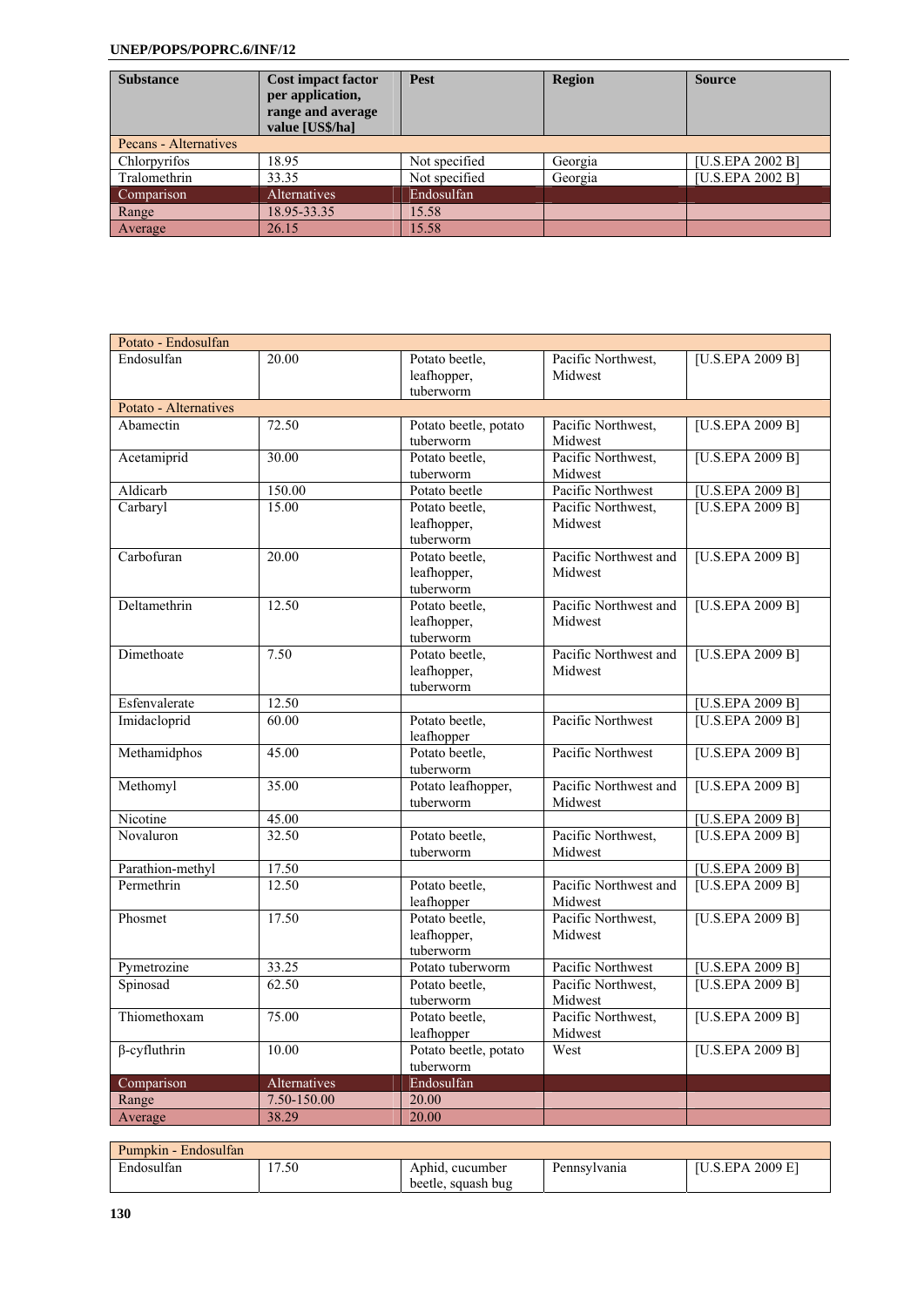| Substance | Cost impact factor per application, range and average value [US$/ha] | Pest | Region | Source |
|---|---|---|---|---|
| Pecans - Alternatives | | | | |
| Chlorpyrifos | 18.95 | Not specified | Georgia | [U.S.EPA 2002 B] |
| Tralomethrin | 33.35 | Not specified | Georgia | [U.S.EPA 2002 B] |
| Comparison | Alternatives | Endosulfan | | |
| Range | 18.95-33.35 | 15.58 | | |
| Average | 26.15 | 15.58 | | |

| | | | | |
|---|---|---|---|---|
| Potato - Endosulfan | | | | |
| Endosulfan | 20.00 | Potato beetle, leafhopper, tuberworm | Pacific Northwest, Midwest | [U.S.EPA 2009 B] |
| Potato - Alternatives | | | | |
| Abamectin | 72.50 | Potato beetle, potato tuberworm | Pacific Northwest, Midwest | [U.S.EPA 2009 B] |
| Acetamiprid | 30.00 | Potato beetle, tuberworm | Pacific Northwest, Midwest | [U.S.EPA 2009 B] |
| Aldicarb | 150.00 | Potato beetle | Pacific Northwest | [U.S.EPA 2009 B] |
| Carbaryl | 15.00 | Potato beetle, leafhopper, tuberworm | Pacific Northwest, Midwest | [U.S.EPA 2009 B] |
| Carbofuran | 20.00 | Potato beetle, leafhopper, tuberworm | Pacific Northwest and Midwest | [U.S.EPA 2009 B] |
| Deltamethrin | 12.50 | Potato beetle, leafhopper, tuberworm | Pacific Northwest and Midwest | [U.S.EPA 2009 B] |
| Dimethoate | 7.50 | Potato beetle, leafhopper, tuberworm | Pacific Northwest and Midwest | [U.S.EPA 2009 B] |
| Esfenvalerate | 12.50 | | | [U.S.EPA 2009 B] |
| Imidacloprid | 60.00 | Potato beetle, leafhopper | Pacific Northwest | [U.S.EPA 2009 B] |
| Methamidphos | 45.00 | Potato beetle, tuberworm | Pacific Northwest | [U.S.EPA 2009 B] |
| Methomyl | 35.00 | Potato leafhopper, tuberworm | Pacific Northwest and Midwest | [U.S.EPA 2009 B] |
| Nicotine | 45.00 | | | [U.S.EPA 2009 B] |
| Novaluron | 32.50 | Potato beetle, tuberworm | Pacific Northwest, Midwest | [U.S.EPA 2009 B] |
| Parathion-methyl | 17.50 | | | [U.S.EPA 2009 B] |
| Permethrin | 12.50 | Potato beetle, leafhopper | Pacific Northwest and Midwest | [U.S.EPA 2009 B] |
| Phosmet | 17.50 | Potato beetle, leafhopper, tuberworm | Pacific Northwest, Midwest | [U.S.EPA 2009 B] |
| Pymetrozine | 33.25 | Potato tuberworm | Pacific Northwest | [U.S.EPA 2009 B] |
| Spinosad | 62.50 | Potato beetle, tuberworm | Pacific Northwest, Midwest | [U.S.EPA 2009 B] |
| Thiomethoxam | 75.00 | Potato beetle, leafhopper | Pacific Northwest, Midwest | [U.S.EPA 2009 B] |
| β-cyfluthrin | 10.00 | Potato beetle, potato tuberworm | West | [U.S.EPA 2009 B] |
| Comparison | Alternatives | Endosulfan | | |
| Range | 7.50-150.00 | 20.00 | | |
| Average | 38.29 | 20.00 | | |

| | | | | |
|---|---|---|---|---|
| Pumpkin - Endosulfan | | | | |
| Endosulfan | 17.50 | Aphid, cucumber beetle, squash bug | Pennsylvania | [U.S.EPA 2009 E] |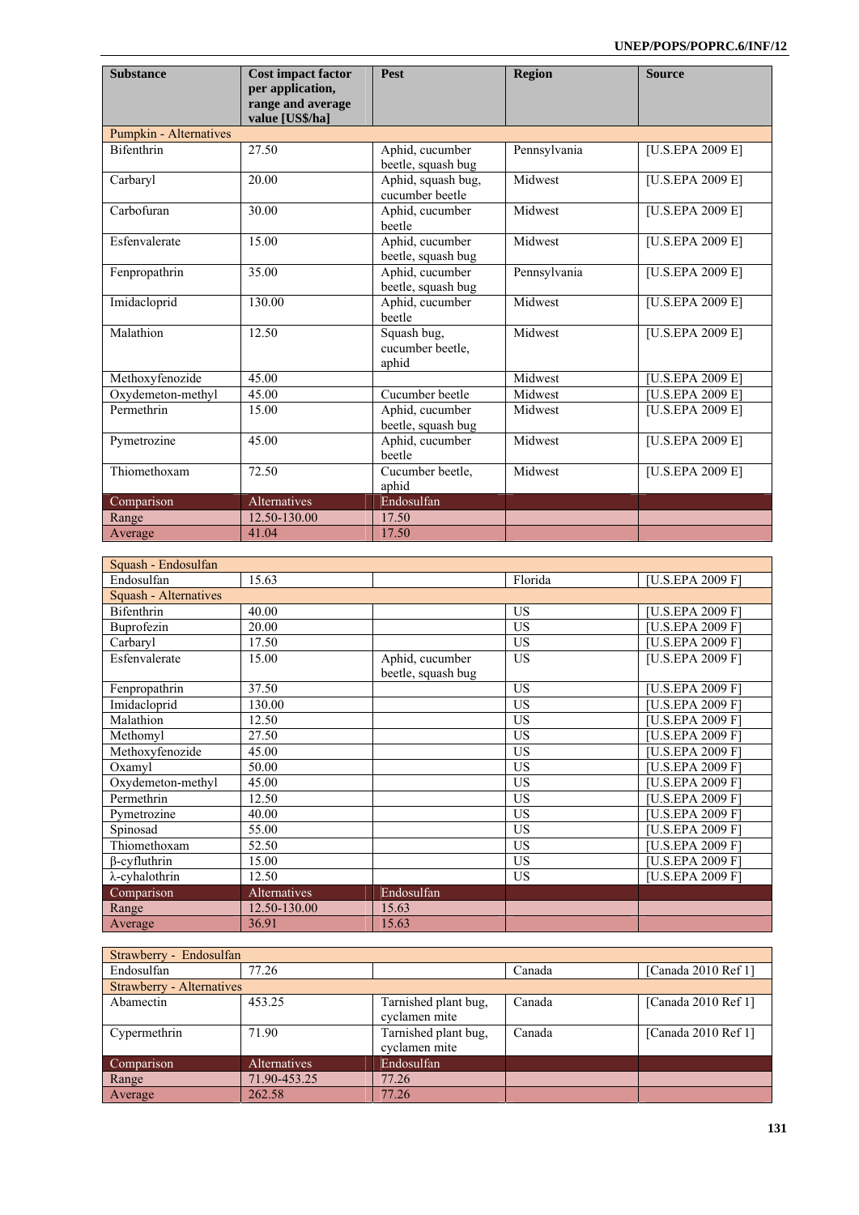| Substance | Cost impact factor per application, range and average value [US$/ha] | Pest | Region | Source |
|---|---|---|---|---|
| Pumpkin - Alternatives | | | | |
| Bifenthrin | 27.50 | Aphid, cucumber beetle, squash bug | Pennsylvania | [U.S.EPA 2009 E] |
| Carbaryl | 20.00 | Aphid, squash bug, cucumber beetle | Midwest | [U.S.EPA 2009 E] |
| Carbofuran | 30.00 | Aphid, cucumber beetle | Midwest | [U.S.EPA 2009 E] |
| Esfenvalerate | 15.00 | Aphid, cucumber beetle, squash bug | Midwest | [U.S.EPA 2009 E] |
| Fenpropathrin | 35.00 | Aphid, cucumber beetle, squash bug | Pennsylvania | [U.S.EPA 2009 E] |
| Imidacloprid | 130.00 | Aphid, cucumber beetle | Midwest | [U.S.EPA 2009 E] |
| Malathion | 12.50 | Squash bug, cucumber beetle, aphid | Midwest | [U.S.EPA 2009 E] |
| Methoxyfenozide | 45.00 | | Midwest | [U.S.EPA 2009 E] |
| Oxydemeton-methyl | 45.00 | Cucumber beetle | Midwest | [U.S.EPA 2009 E] |
| Permethrin | 15.00 | Aphid, cucumber beetle, squash bug | Midwest | [U.S.EPA 2009 E] |
| Pymetrozine | 45.00 | Aphid, cucumber beetle | Midwest | [U.S.EPA 2009 E] |
| Thiomethoxam | 72.50 | Cucumber beetle, aphid | Midwest | [U.S.EPA 2009 E] |
| Comparison | Alternatives | Endosulfan | | |
| Range | 12.50-130.00 | 17.50 | | |
| Average | 41.04 | 17.50 | | |

| Substance | Cost impact factor per application, range and average value [US$/ha] | Pest | Region | Source |
|---|---|---|---|---|
| Squash - Endosulfan | | | | |
| Endosulfan | 15.63 | | Florida | [U.S.EPA 2009 F] |
| Squash - Alternatives | | | | |
| Bifenthrin | 40.00 | | US | [U.S.EPA 2009 F] |
| Buprofezin | 20.00 | | US | [U.S.EPA 2009 F] |
| Carbaryl | 17.50 | | US | [U.S.EPA 2009 F] |
| Esfenvalerate | 15.00 | Aphid, cucumber beetle, squash bug | US | [U.S.EPA 2009 F] |
| Fenpropathrin | 37.50 | | US | [U.S.EPA 2009 F] |
| Imidacloprid | 130.00 | | US | [U.S.EPA 2009 F] |
| Malathion | 12.50 | | US | [U.S.EPA 2009 F] |
| Methomyl | 27.50 | | US | [U.S.EPA 2009 F] |
| Methoxyfenozide | 45.00 | | US | [U.S.EPA 2009 F] |
| Oxamyl | 50.00 | | US | [U.S.EPA 2009 F] |
| Oxydemeton-methyl | 45.00 | | US | [U.S.EPA 2009 F] |
| Permethrin | 12.50 | | US | [U.S.EPA 2009 F] |
| Pymetrozine | 40.00 | | US | [U.S.EPA 2009 F] |
| Spinosad | 55.00 | | US | [U.S.EPA 2009 F] |
| Thiomethoxam | 52.50 | | US | [U.S.EPA 2009 F] |
| β-cyfluthrin | 15.00 | | US | [U.S.EPA 2009 F] |
| λ-cyhalothrin | 12.50 | | US | [U.S.EPA 2009 F] |
| Comparison | Alternatives | Endosulfan | | |
| Range | 12.50-130.00 | 15.63 | | |
| Average | 36.91 | 15.63 | | |

| Substance | Cost impact factor per application, range and average value [US$/ha] | Pest | Region | Source |
|---|---|---|---|---|
| Strawberry - Endosulfan | | | | |
| Endosulfan | 77.26 | | Canada | [Canada 2010 Ref 1] |
| Strawberry - Alternatives | | | | |
| Abamectin | 453.25 | Tarnished plant bug, cyclamen mite | Canada | [Canada 2010 Ref 1] |
| Cypermethrin | 71.90 | Tarnished plant bug, cyclamen mite | Canada | [Canada 2010 Ref 1] |
| Comparison | Alternatives | Endosulfan | | |
| Range | 71.90-453.25 | 77.26 | | |
| Average | 262.58 | 77.26 | | |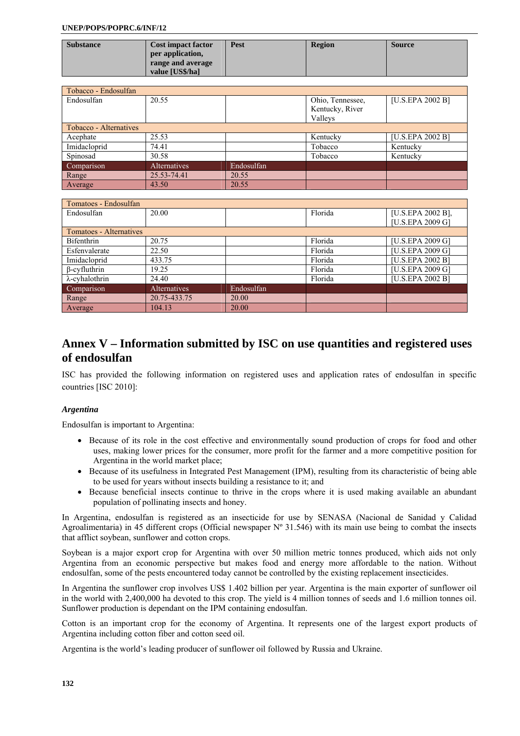| Substance | Cost impact factor per application, range and average value [US$/ha] | Pest | Region | Source |
|---|---|---|---|---|
| Tobacco - Endosulfan | | | | |
| Endosulfan | 20.55 | | Ohio, Tennessee, Kentucky, River Valleys | [U.S.EPA 2002 B] |
| Tobacco - Alternatives | | | | |
| Acephate | 25.53 | | Kentucky | [U.S.EPA 2002 B] |
| Imidacloprid | 74.41 | | Tobacco | Kentucky |
| Spinosad | 30.58 | | Tobacco | Kentucky |
| Comparison | Alternatives | Endosulfan | | |
| Range | 25.53-74.41 | 20.55 | | |
| Average | 43.50 | 20.55 | | |
| Tomatoes - Endosulfan | | | | |
| Endosulfan | 20.00 | | Florida | [U.S.EPA 2002 B], [U.S.EPA 2009 G] |
| Tomatoes - Alternatives | | | | |
| Bifenthrin | 20.75 | | Florida | [U.S.EPA 2009 G] |
| Esfenvalerate | 22.50 | | Florida | [U.S.EPA 2009 G] |
| Imidacloprid | 433.75 | | Florida | [U.S.EPA 2002 B] |
| β-cyfluthrin | 19.25 | | Florida | [U.S.EPA 2009 G] |
| λ-cyhalothrin | 24.40 | | Florida | [U.S.EPA 2002 B] |
| Comparison | Alternatives | Endosulfan | | |
| Range | 20.75-433.75 | 20.00 | | |
| Average | 104.13 | 20.00 | | |

# Annex V – Information submitted by ISC on use quantities and registered uses of endosulfan

ISC has provided the following information on registered uses and application rates of endosulfan in specific countries [ISC 2010]:

### *Argentina*

Endosulfan is important to Argentina:

- Because of its role in the cost effective and environmentally sound production of crops for food and other uses, making lower prices for the consumer, more profit for the farmer and a more competitive position for Argentina in the world market place;
- Because of its usefulness in Integrated Pest Management (IPM), resulting from its characteristic of being able to be used for years without insects building a resistance to it; and
- Because beneficial insects continue to thrive in the crops where it is used making available an abundant population of pollinating insects and honey.

In Argentina, endosulfan is registered as an insecticide for use by SENASA (Nacional de Sanidad y Calidad Agroalimentaria) in 45 different crops (Official newspaper Nº 31.546) with its main use being to combat the insects that afflict soybean, sunflower and cotton crops.

Soybean is a major export crop for Argentina with over 50 million metric tonnes produced, which aids not only Argentina from an economic perspective but makes food and energy more affordable to the nation. Without endosulfan, some of the pests encountered today cannot be controlled by the existing replacement insecticides.

In Argentina the sunflower crop involves US$ 1.402 billion per year. Argentina is the main exporter of sunflower oil in the world with 2,400,000 ha devoted to this crop. The yield is 4 million tonnes of seeds and 1.6 million tonnes oil. Sunflower production is dependant on the IPM containing endosulfan.

Cotton is an important crop for the economy of Argentina. It represents one of the largest export products of Argentina including cotton fiber and cotton seed oil.

Argentina is the world's leading producer of sunflower oil followed by Russia and Ukraine.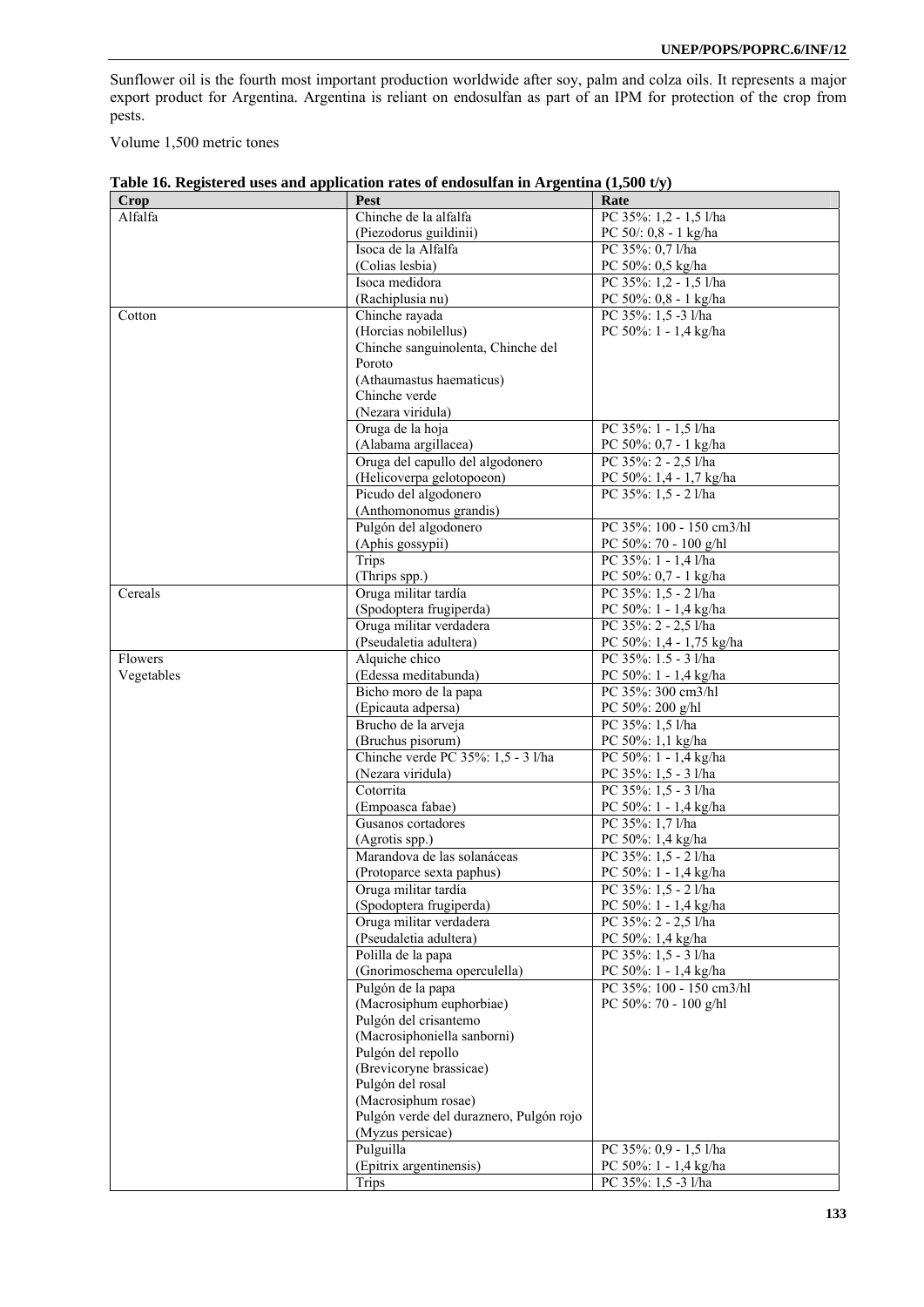Sunflower oil is the fourth most important production worldwide after soy, palm and colza oils. It represents a major export product for Argentina. Argentina is reliant on endosulfan as part of an IPM for protection of the crop from pests.

Volume 1,500 metric tones

**Table 16. Registered uses and application rates of endosulfan in Argentina (1,500 t/y)**

| Crop | Pest | Rate |
|---|---|---|
| Alfalfa | Chinche de la alfalfa (Piezodorus guildinii) | PC 35%: 1,2 - 1,5 l/ha<br>PC 50/: 0,8 - 1 kg/ha |
| | Isoca de la Alfalfa (Colias lesbia) | PC 35%: 0,7 l/ha<br>PC 50%: 0,5 kg/ha |
| | Isoca medidora (Rachiplusia nu) | PC 35%: 1,2 - 1,5 l/ha<br>PC 50%: 0,8 - 1 kg/ha |
| Cotton | Chinche rayada (Horcias nobilellus)<br>Chinche sanguinolenta, Chinche del Poroto (Athaumastus haematicus)<br>Chinche verde (Nezara viridula) | PC 35%: 1,5 -3 l/ha<br>PC 50%: 1 - 1,4 kg/ha |
| | Oruga de la hoja (Alabama argillacea) | PC 35%: 1 - 1,5 l/ha<br>PC 50%: 0,7 - 1 kg/ha |
| | Oruga del capullo del algodonero (Helicoverpa gelotopoeon) | PC 35%: 2 - 2,5 l/ha<br>PC 50%: 1,4 - 1,7 kg/ha |
| | Picudo del algodonero (Anthomonomus grandis) | PC 35%: 1,5 - 2 l/ha |
| | Pulgón del algodonero (Aphis gossypii) | PC 35%: 100 - 150 cm3/hl<br>PC 50%: 70 - 100 g/hl |
| | Trips (Thrips spp.) | PC 35%: 1 - 1,4 l/ha<br>PC 50%: 0,7 - 1 kg/ha |
| Cereals | Oruga militar tardía (Spodoptera frugiperda) | PC 35%: 1,5 - 2 l/ha<br>PC 50%: 1 - 1,4 kg/ha |
| | Oruga militar verdadera (Pseudaletia adultera) | PC 35%: 2 - 2,5 l/ha<br>PC 50%: 1,4 - 1,75 kg/ha |
| Flowers<br>Vegetables | Alquiche chico (Edessa meditabunda) | PC 35%: 1.5 - 3 l/ha<br>PC 50%: 1 - 1,4 kg/ha |
| | Bicho moro de la papa (Epicauta adpersa) | PC 35%: 300 cm3/hl<br>PC 50%: 200 g/hl |
| | Brucho de la arveja (Bruchus pisorum) | PC 35%: 1,5 l/ha<br>PC 50%: 1,1 kg/ha |
| | Chinche verde PC 35%: 1,5 - 3 l/ha (Nezara viridula) | PC 50%: 1 - 1,4 kg/ha<br>PC 35%: 1,5 - 3 l/ha |
| | Cotorrita (Empoasca fabae) | PC 35%: 1,5 - 3 l/ha<br>PC 50%: 1 - 1,4 kg/ha |
| | Gusanos cortadores (Agrotis spp.) | PC 35%: 1,7 l/ha<br>PC 50%: 1,4 kg/ha |
| | Marandova de las solanáceas (Protoparce sexta paphus) | PC 35%: 1,5 - 2 l/ha<br>PC 50%: 1 - 1,4 kg/ha |
| | Oruga militar tardía (Spodoptera frugiperda) | PC 35%: 1,5 - 2 l/ha<br>PC 50%: 1 - 1,4 kg/ha |
| | Oruga militar verdadera (Pseudaletia adultera) | PC 35%: 2 - 2,5 l/ha<br>PC 50%: 1,4 kg/ha |
| | Polilla de la papa (Gnorimoschema operculella) | PC 35%: 1,5 - 3 l/ha<br>PC 50%: 1 - 1,4 kg/ha |
| | Pulgón de la papa (Macrosiphum euphorbiae)<br>Pulgón del crisantemo (Macrosiphoniella sanborni)<br>Pulgón del repollo (Brevicoryne brassicae)<br>Pulgón del rosal (Macrosiphum rosae)<br>Pulgón verde del duraznero, Pulgón rojo (Myzus persicae) | PC 35%: 100 - 150 cm3/hl<br>PC 50%: 70 - 100 g/hl |
| | Pulguilla (Epitrix argentinensis) | PC 35%: 0,9 - 1,5 l/ha<br>PC 50%: 1 - 1,4 kg/ha |
| | Trips | PC 35%: 1,5 -3 l/ha |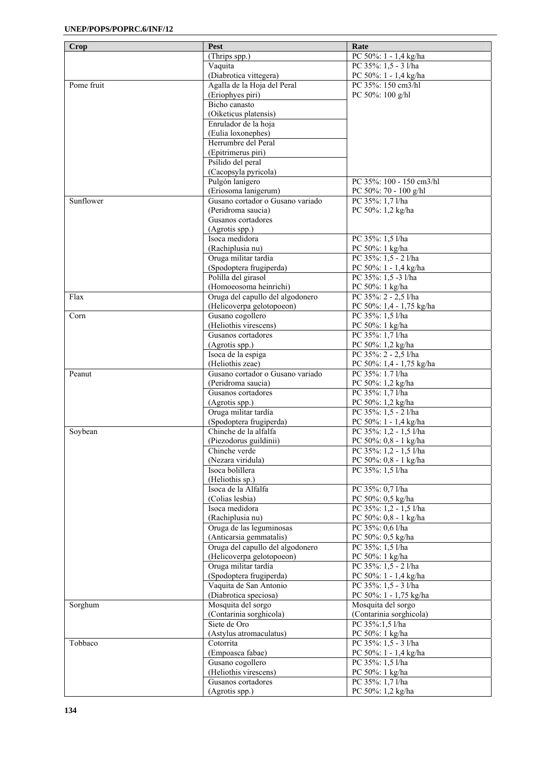| Crop | Pest | Rate |
|---|---|---|
| | (Thrips spp.) | PC 50%: 1 - 1,4 kg/ha |
| | Vaquita (Diabrotica vittegera) | PC 35%: 1,5 - 3 l/ha PC 50%: 1 - 1,4 kg/ha |
| Pome fruit | Agalla de la Hoja del Peral (Eriophyes piri) | PC 35%: 150 cm3/hl PC 50%: 100 g/hl |
| | Bicho canasto (Oiketicus platensis) | |
| | Enrulador de la hoja (Eulia loxonephes) | |
| | Herrumbre del Peral (Epitrimerus piri) | |
| | Psílido del peral (Cacopsyla pyricola) | |
| | Pulgón lanígero (Eriosoma lanigerum) | PC 35%: 100 - 150 cm3/hl PC 50%: 70 - 100 g/hl |
| Sunflower | Gusano cortador o Gusano variado (Peridroma saucia) Gusanos cortadores (Agrotis spp.) | PC 35%: 1,7 l/ha PC 50%: 1,2 kg/ha |
| | Isoca medidora (Rachiplusia nu) | PC 35%: 1,5 l/ha PC 50%: 1 kg/ha |
| | Oruga militar tardía (Spodoptera frugiperda) | PC 35%: 1,5 - 2 l/ha PC 50%: 1 - 1,4 kg/ha |
| | Polilla del girasol (Homoeosoma heinrichi) | PC 35%: 1,5 -3 l/ha PC 50%: 1 kg/ha |
| Flax | Oruga del capullo del algodonero (Helicoverpa gelotopoeon) | PC 35%: 2 - 2,5 l/ha PC 50%: 1,4 - 1,75 kg/ha |
| Corn | Gusano cogollero (Heliothis virescens) | PC 35%: 1,5 l/ha PC 50%: 1 kg/ha |
| | Gusanos cortadores (Agrotis spp.) | PC 35%: 1,7 l/ha PC 50%: 1,2 kg/ha |
| | Isoca de la espiga (Heliothis zeae) | PC 35%: 2 - 2,5 l/ha PC 50%: 1,4 - 1,75 kg/ha |
| Peanut | Gusano cortador o Gusano variado (Peridroma saucia) | PC 35%: 1.7 l/ha PC 50%: 1,2 kg/ha |
| | Gusanos cortadores (Agrotis spp.) | PC 35%: 1,7 l/ha PC 50%: 1,2 kg/ha |
| | Oruga militar tardía (Spodoptera frugiperda) | PC 35%: 1,5 - 2 l/ha PC 50%: 1 - 1,4 kg/ha |
| Soybean | Chinche de la alfalfa (Piezodorus guildinii) | PC 35%: 1,2 - 1,5 l/ha PC 50%: 0,8 - 1 kg/ha |
| | Chinche verde (Nezara viridula) | PC 35%: 1,2 - 1,5 l/ha PC 50%: 0,8 - 1 kg/ha |
| | Isoca bolillera (Heliothis sp.) | PC 35%: 1,5 l/ha |
| | Isoca de la Alfalfa (Colias lesbia) | PC 35%: 0,7 l/ha PC 50%: 0,5 kg/ha |
| | Isoca medidora (Rachiplusia nu) | PC 35%: 1,2 - 1,5 l/ha PC 50%: 0,8 - 1 kg/ha |
| | Oruga de las leguminosas (Anticarsia gemmatalis) | PC 35%: 0,6 l/ha PC 50%: 0,5 kg/ha |
| | Oruga del capullo del algodonero (Helicoverpa gelotopoeon) | PC 35%: 1,5 l/ha PC 50%: 1 kg/ha |
| | Oruga militar tardía (Spodoptera frugiperda) | PC 35%: 1,5 - 2 l/ha PC 50%: 1 - 1,4 kg/ha |
| | Vaquita de San Antonio (Diabrotica speciosa) | PC 35%: 1,5 - 3 l/ha PC 50%: 1 - 1,75 kg/ha |
| Sorghum | Mosquita del sorgo (Contarinia sorghicola) | Mosquita del sorgo (Contarinia sorghicola) |
| | Siete de Oro (Astylus atromaculatus) | PC 35%:1,5 l/ha PC 50%: 1 kg/ha |
| Tobbaco | Cotorrita (Empoasca fabae) | PC 35%: 1,5 - 3 l/ha PC 50%: 1 - 1,4 kg/ha |
| | Gusano cogollero (Heliothis virescens) | PC 35%: 1,5 l/ha PC 50%: 1 kg/ha |
| | Gusanos cortadores (Agrotis spp.) | PC 35%: 1,7 l/ha PC 50%: 1,2 kg/ha |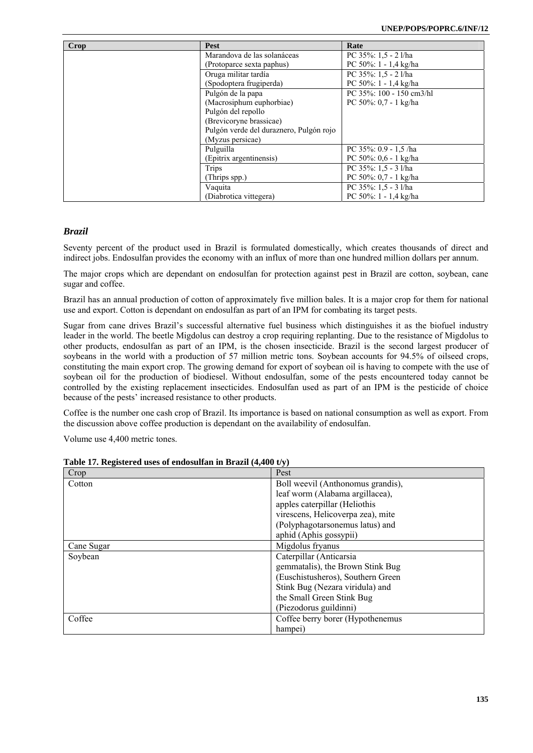| Crop | Pest | Rate |
|---|---|---|
| | Marandova de las solanáceas (Protoparce sexta paphus) | PC 35%: 1,5 - 2 l/ha PC 50%: 1 - 1,4 kg/ha |
| | Oruga militar tardía (Spodoptera frugiperda) | PC 35%: 1,5 - 2 l/ha PC 50%: 1 - 1,4 kg/ha |
| | Pulgón de la papa (Macrosiphum euphorbiae) Pulgón del repollo (Brevicoryne brassicae) Pulgón verde del duraznero, Pulgón rojo (Myzus persicae) | PC 35%: 100 - 150 cm3/hl PC 50%: 0,7 - 1 kg/ha |
| | Pulguilla (Epitrix argentinensis) | PC 35%: 0.9 - 1,5 /ha PC 50%: 0,6 - 1 kg/ha |
| | Trips (Thrips spp.) | PC 35%: 1,5 - 3 l/ha PC 50%: 0,7 - 1 kg/ha |
| | Vaquita (Diabrotica vittegera) | PC 35%: 1,5 - 3 l/ha PC 50%: 1 - 1,4 kg/ha |

### *Brazil*

Seventy percent of the product used in Brazil is formulated domestically, which creates thousands of direct and indirect jobs. Endosulfan provides the economy with an influx of more than one hundred million dollars per annum.

The major crops which are dependant on endosulfan for protection against pest in Brazil are cotton, soybean, cane sugar and coffee.

Brazil has an annual production of cotton of approximately five million bales. It is a major crop for them for national use and export. Cotton is dependant on endosulfan as part of an IPM for combating its target pests.

Sugar from cane drives Brazil's successful alternative fuel business which distinguishes it as the biofuel industry leader in the world. The beetle Migdolus can destroy a crop requiring replanting. Due to the resistance of Migdolus to other products, endosulfan as part of an IPM, is the chosen insecticide. Brazil is the second largest producer of soybeans in the world with a production of 57 million metric tons. Soybean accounts for 94.5% of oilseed crops, constituting the main export crop. The growing demand for export of soybean oil is having to compete with the use of soybean oil for the production of biodiesel. Without endosulfan, some of the pests encountered today cannot be controlled by the existing replacement insecticides. Endosulfan used as part of an IPM is the pesticide of choice because of the pests' increased resistance to other products.

Coffee is the number one cash crop of Brazil. Its importance is based on national consumption as well as export. From the discussion above coffee production is dependant on the availability of endosulfan.

Volume use 4,400 metric tones.

**Table 17. Registered uses of endosulfan in Brazil (4,400 t/y)**

| Crop | Pest |
|---|---|
| Cotton | Boll weevil (Anthonomus grandis), leaf worm (Alabama argillacea), apples caterpillar (Heliothis virescens, Helicoverpa zea), mite (Polyphagotarsonemus latus) and aphid (Aphis gossypii) |
| Cane Sugar | Migdolus fryanus |
| Soybean | Caterpillar (Anticarsia gemmatalis), the Brown Stink Bug (Euschistusheros), Southern Green Stink Bug (Nezara viridula) and the Small Green Stink Bug (Piezodorus guildinni) |
| Coffee | Coffee berry borer (Hypothenemus hampei) |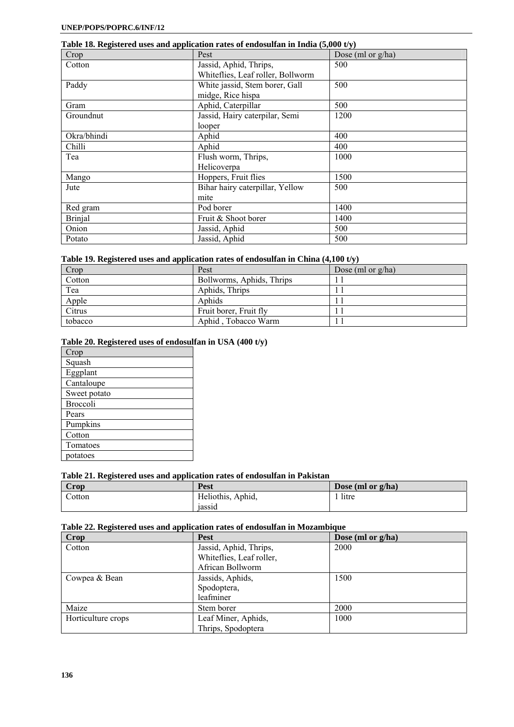**Table 18. Registered uses and application rates of endosulfan in India (5,000 t/y)**

| Crop | Pest | Dose (ml or g/ha) |
|---|---|---|
| Cotton | Jassid, Aphid, Thrips, Whiteflies, Leaf roller, Bollworm | 500 |
| Paddy | White jassid, Stem borer, Gall midge, Rice hispa | 500 |
| Gram | Aphid, Caterpillar | 500 |
| Groundnut | Jassid, Hairy caterpilar, Semi looper | 1200 |
| Okra/bhindi | Aphid | 400 |
| Chilli | Aphid | 400 |
| Tea | Flush worm, Thrips, Helicoverpa | 1000 |
| Mango | Hoppers, Fruit flies | 1500 |
| Jute | Bihar hairy caterpillar, Yellow mite | 500 |
| Red gram | Pod borer | 1400 |
| Brinjal | Fruit & Shoot borer | 1400 |
| Onion | Jassid, Aphid | 500 |
| Potato | Jassid, Aphid | 500 |

**Table 19. Registered uses and application rates of endosulfan in China (4,100 t/y)**

| Crop | Pest | Dose (ml or g/ha) |
|---|---|---|
| Cotton | Bollworms, Aphids, Thrips | 1 l |
| Tea | Aphids, Thrips | 1 l |
| Apple | Aphids | 1 l |
| Citrus | Fruit borer, Fruit fly | 1 l |
| tobacco | Aphid , Tobacco Warm | 1 l |

**Table 20. Registered uses of endosulfan in USA (400 t/y)**

| Crop |
|---|
| Squash |
| Eggplant |
| Cantaloupe |
| Sweet potato |
| Broccoli |
| Pears |
| Pumpkins |
| Cotton |
| Tomatoes |
| potatoes |

**Table 21. Registered uses and application rates of endosulfan in Pakistan**

| Crop | Pest | Dose (ml or g/ha) |
|---|---|---|
| Cotton | Heliothis, Aphid, jassid | 1 litre |

**Table 22. Registered uses and application rates of endosulfan in Mozambique**

| Crop | Pest | Dose (ml or g/ha) |
|---|---|---|
| Cotton | Jassid, Aphid, Thrips, Whiteflies, Leaf roller, African Bollworm | 2000 |
| Cowpea & Bean | Jassids, Aphids, Spodoptera, leafminer | 1500 |
| Maize | Stem borer | 2000 |
| Horticulture crops | Leaf Miner, Aphids, Thrips, Spodoptera | 1000 |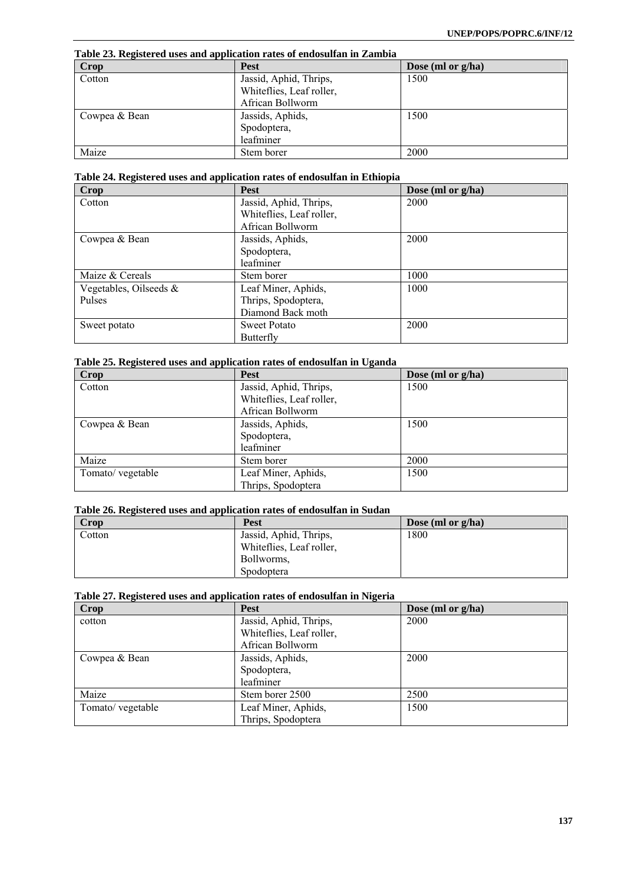**Table 23. Registered uses and application rates of endosulfan in Zambia**

| Crop | Pest | Dose (ml or g/ha) |
|---|---|---|
| Cotton | Jassid, Aphid, Thrips, Whiteflies, Leaf roller, African Bollworm | 1500 |
| Cowpea & Bean | Jassids, Aphids, Spodoptera, leafminer | 1500 |
| Maize | Stem borer | 2000 |

**Table 24. Registered uses and application rates of endosulfan in Ethiopia**

| Crop | Pest | Dose (ml or g/ha) |
|---|---|---|
| Cotton | Jassid, Aphid, Thrips, Whiteflies, Leaf roller, African Bollworm | 2000 |
| Cowpea & Bean | Jassids, Aphids, Spodoptera, leafminer | 2000 |
| Maize & Cereals | Stem borer | 1000 |
| Vegetables, Oilseeds & Pulses | Leaf Miner, Aphids, Thrips, Spodoptera, Diamond Back moth | 1000 |
| Sweet potato | Sweet Potato Butterfly | 2000 |

**Table 25. Registered uses and application rates of endosulfan in Uganda**

| Crop | Pest | Dose (ml or g/ha) |
|---|---|---|
| Cotton | Jassid, Aphid, Thrips, Whiteflies, Leaf roller, African Bollworm | 1500 |
| Cowpea & Bean | Jassids, Aphids, Spodoptera, leafminer | 1500 |
| Maize | Stem borer | 2000 |
| Tomato/ vegetable | Leaf Miner, Aphids, Thrips, Spodoptera | 1500 |

**Table 26. Registered uses and application rates of endosulfan in Sudan**

| Crop | Pest | Dose (ml or g/ha) |
|---|---|---|
| Cotton | Jassid, Aphid, Thrips, Whiteflies, Leaf roller, Bollworms, Spodoptera | 1800 |

**Table 27. Registered uses and application rates of endosulfan in Nigeria**

| Crop | Pest | Dose (ml or g/ha) |
|---|---|---|
| cotton | Jassid, Aphid, Thrips, Whiteflies, Leaf roller, African Bollworm | 2000 |
| Cowpea & Bean | Jassids, Aphids, Spodoptera, leafminer | 2000 |
| Maize | Stem borer 2500 | 2500 |
| Tomato/ vegetable | Leaf Miner, Aphids, Thrips, Spodoptera | 1500 |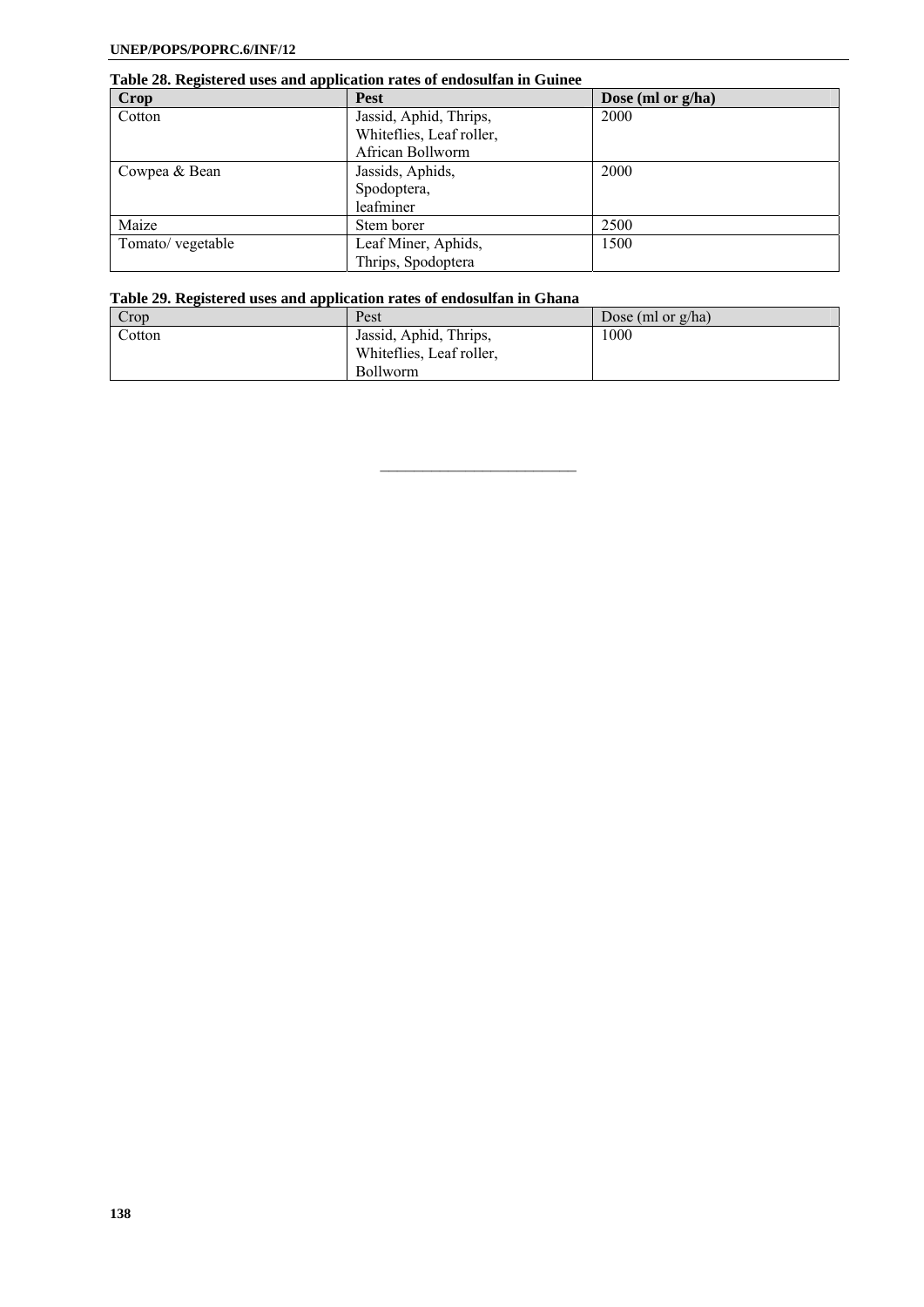**Table 28. Registered uses and application rates of endosulfan in Guinee**

| Crop | Pest | Dose (ml or g/ha) |
|---|---|---|
| Cotton | Jassid, Aphid, Thrips, Whiteflies, Leaf roller, African Bollworm | 2000 |
| Cowpea & Bean | Jassids, Aphids, Spodoptera, leafminer | 2000 |
| Maize | Stem borer | 2500 |
| Tomato/ vegetable | Leaf Miner, Aphids, Thrips, Spodoptera | 1500 |

**Table 29. Registered uses and application rates of endosulfan in Ghana**

| Crop | Pest | Dose (ml or g/ha) |
|---|---|---|
| Cotton | Jassid, Aphid, Thrips, Whiteflies, Leaf roller, Bollworm | 1000 |

---